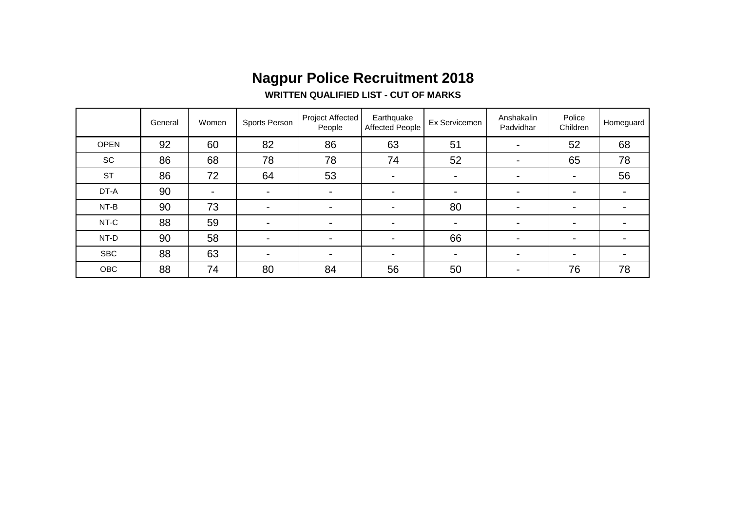# Nagpur Police Recruitment 2018

**WRITTEN QUALIFIED LIST - CUT OF MARKS**

| | General | Women | Sports Person | Project Affected People | Earthquake Affected People | Ex Servicemen | Anshakalin Padvidhar | Police Children | Homeguard |
|---|---|---|---|---|---|---|---|---|---|
| OPEN | 92 | 60 | 82 | 86 | 63 | 51 | - | 52 | 68 |
| SC | 86 | 68 | 78 | 78 | 74 | 52 | - | 65 | 78 |
| ST | 86 | 72 | 64 | 53 | - | - | - | - | 56 |
| DT-A | 90 | - | - | - | - | - | - | - | - |
| NT-B | 90 | 73 | - | - | - | 80 | - | - | - |
| NT-C | 88 | 59 | - | - | - | - | - | - | - |
| NT-D | 90 | 58 | - | - | - | 66 | - | - | - |
| SBC | 88 | 63 | - | - | - | - | - | - | - |
| OBC | 88 | 74 | 80 | 84 | 56 | 50 | - | 76 | 78 |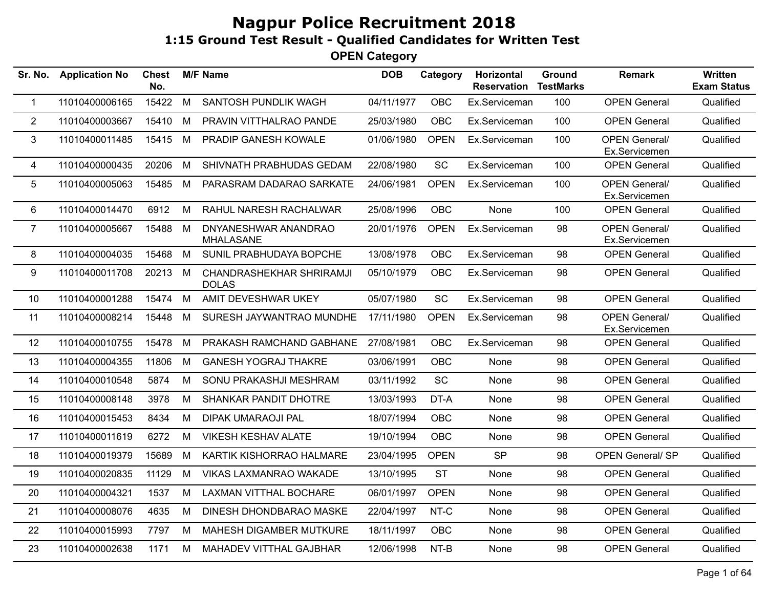# Nagpur Police Recruitment 2018

## 1:15 Ground Test Result - Qualified Candidates for Written Test

### OPEN Category

| Sr. No. | Application No | Chest No. | M/F | Name | DOB | Category | Horizontal Reservation | Ground TestMarks | Remark | Written Exam Status |
|---|---|---|---|---|---|---|---|---|---|---|
| 1 | 11010400006165 | 15422 | M | SANTOSH PUNDLIK WAGH | 04/11/1977 | OBC | Ex.Serviceman | 100 | OPEN General | Qualified |
| 2 | 11010400003667 | 15410 | M | PRAVIN VITTHALRAO PANDE | 25/03/1980 | OBC | Ex.Serviceman | 100 | OPEN General | Qualified |
| 3 | 11010400011485 | 15415 | M | PRADIP GANESH KOWALE | 01/06/1980 | OPEN | Ex.Serviceman | 100 | OPEN General/ Ex.Servicemen | Qualified |
| 4 | 11010400000435 | 20206 | M | SHIVNATH PRABHUDAS GEDAM | 22/08/1980 | SC | Ex.Serviceman | 100 | OPEN General | Qualified |
| 5 | 11010400005063 | 15485 | M | PARASRAM DADARAO SARKATE | 24/06/1981 | OPEN | Ex.Serviceman | 100 | OPEN General/ Ex.Servicemen | Qualified |
| 6 | 11010400014470 | 6912 | M | RAHUL NARESH RACHALWAR | 25/08/1996 | OBC | None | 100 | OPEN General | Qualified |
| 7 | 11010400005667 | 15488 | M | DNYANESHWAR ANANDRAO MHALASANE | 20/01/1976 | OPEN | Ex.Serviceman | 98 | OPEN General/ Ex.Servicemen | Qualified |
| 8 | 11010400004035 | 15468 | M | SUNIL PRABHUDAYA BOPCHE | 13/08/1978 | OBC | Ex.Serviceman | 98 | OPEN General | Qualified |
| 9 | 11010400011708 | 20213 | M | CHANDRASHEKHAR SHRIRAMJI DOLAS | 05/10/1979 | OBC | Ex.Serviceman | 98 | OPEN General | Qualified |
| 10 | 11010400001288 | 15474 | M | AMIT DEVESHWAR UKEY | 05/07/1980 | SC | Ex.Serviceman | 98 | OPEN General | Qualified |
| 11 | 11010400008214 | 15448 | M | SURESH JAYWANTRAO MUNDHE | 17/11/1980 | OPEN | Ex.Serviceman | 98 | OPEN General/ Ex.Servicemen | Qualified |
| 12 | 11010400010755 | 15478 | M | PRAKASH RAMCHAND GABHANE | 27/08/1981 | OBC | Ex.Serviceman | 98 | OPEN General | Qualified |
| 13 | 11010400004355 | 11806 | M | GANESH YOGRAJ THAKRE | 03/06/1991 | OBC | None | 98 | OPEN General | Qualified |
| 14 | 11010400010548 | 5874 | M | SONU PRAKASHJI MESHRAM | 03/11/1992 | SC | None | 98 | OPEN General | Qualified |
| 15 | 11010400008148 | 3978 | M | SHANKAR PANDIT DHOTRE | 13/03/1993 | DT-A | None | 98 | OPEN General | Qualified |
| 16 | 11010400015453 | 8434 | M | DIPAK UMARAOJI PAL | 18/07/1994 | OBC | None | 98 | OPEN General | Qualified |
| 17 | 11010400011619 | 6272 | M | VIKESH KESHAV ALATE | 19/10/1994 | OBC | None | 98 | OPEN General | Qualified |
| 18 | 11010400019379 | 15689 | M | KARTIK KISHORRAO HALMARE | 23/04/1995 | OPEN | SP | 98 | OPEN General/ SP | Qualified |
| 19 | 11010400020835 | 11129 | M | VIKAS LAXMANRAO WAKADE | 13/10/1995 | ST | None | 98 | OPEN General | Qualified |
| 20 | 11010400004321 | 1537 | M | LAXMAN VITTHAL BOCHARE | 06/01/1997 | OPEN | None | 98 | OPEN General | Qualified |
| 21 | 11010400008076 | 4635 | M | DINESH DHONDBARAO MASKE | 22/04/1997 | NT-C | None | 98 | OPEN General | Qualified |
| 22 | 11010400015993 | 7797 | M | MAHESH DIGAMBER MUTKURE | 18/11/1997 | OBC | None | 98 | OPEN General | Qualified |
| 23 | 11010400002638 | 1171 | M | MAHADEV VITTHAL GAJBHAR | 12/06/1998 | NT-B | None | 98 | OPEN General | Qualified |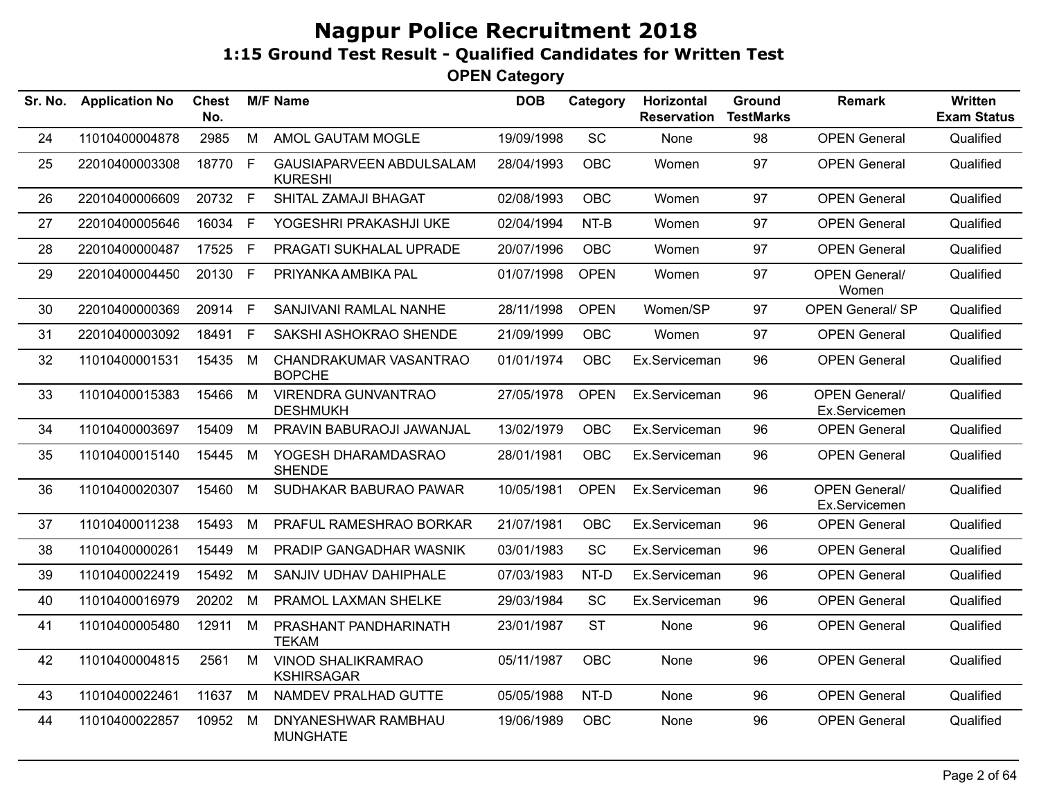# Nagpur Police Recruitment 2018

## 1:15 Ground Test Result - Qualified Candidates for Written Test

### OPEN Category

| Sr. No. | Application No | Chest No. | M/F | Name | DOB | Category | Horizontal Reservation | Ground TestMarks | Remark | Written Exam Status |
|---|---|---|---|---|---|---|---|---|---|---|
| 24 | 11010400004878 | 2985 | M | AMOL GAUTAM MOGLE | 19/09/1998 | SC | None | 98 | OPEN General | Qualified |
| 25 | 22010400003308 | 18770 | F | GAUSIAPARVEEN ABDULSALAM KURESHI | 28/04/1993 | OBC | Women | 97 | OPEN General | Qualified |
| 26 | 22010400006609 | 20732 | F | SHITAL ZAMAJI BHAGAT | 02/08/1993 | OBC | Women | 97 | OPEN General | Qualified |
| 27 | 22010400005646 | 16034 | F | YOGESHRI PRAKASHJI UKE | 02/04/1994 | NT-B | Women | 97 | OPEN General | Qualified |
| 28 | 22010400000487 | 17525 | F | PRAGATI SUKHALAL UPRADE | 20/07/1996 | OBC | Women | 97 | OPEN General | Qualified |
| 29 | 22010400004450 | 20130 | F | PRIYANKA AMBIKA PAL | 01/07/1998 | OPEN | Women | 97 | OPEN General/ Women | Qualified |
| 30 | 22010400000369 | 20914 | F | SANJIVANI RAMLAL NANHE | 28/11/1998 | OPEN | Women/SP | 97 | OPEN General/ SP | Qualified |
| 31 | 22010400003092 | 18491 | F | SAKSHI ASHOKRAO SHENDE | 21/09/1999 | OBC | Women | 97 | OPEN General | Qualified |
| 32 | 11010400001531 | 15435 | M | CHANDRAKUMAR VASANTRAO BOPCHE | 01/01/1974 | OBC | Ex.Serviceman | 96 | OPEN General | Qualified |
| 33 | 11010400015383 | 15466 | M | VIRENDRA GUNVANTRAO DESHMUKH | 27/05/1978 | OPEN | Ex.Serviceman | 96 | OPEN General/ Ex.Servicemen | Qualified |
| 34 | 11010400003697 | 15409 | M | PRAVIN BABURAOJI JAWANJAL | 13/02/1979 | OBC | Ex.Serviceman | 96 | OPEN General | Qualified |
| 35 | 11010400015140 | 15445 | M | YOGESH DHARAMDASRAO SHENDE | 28/01/1981 | OBC | Ex.Serviceman | 96 | OPEN General | Qualified |
| 36 | 11010400020307 | 15460 | M | SUDHAKAR BABURAO PAWAR | 10/05/1981 | OPEN | Ex.Serviceman | 96 | OPEN General/ Ex.Servicemen | Qualified |
| 37 | 11010400011238 | 15493 | M | PRAFUL RAMESHRAO BORKAR | 21/07/1981 | OBC | Ex.Serviceman | 96 | OPEN General | Qualified |
| 38 | 11010400000261 | 15449 | M | PRADIP GANGADHAR WASNIK | 03/01/1983 | SC | Ex.Serviceman | 96 | OPEN General | Qualified |
| 39 | 11010400022419 | 15492 | M | SANJIV UDHAV DAHIPHALE | 07/03/1983 | NT-D | Ex.Serviceman | 96 | OPEN General | Qualified |
| 40 | 11010400016979 | 20202 | M | PRAMOL LAXMAN SHELKE | 29/03/1984 | SC | Ex.Serviceman | 96 | OPEN General | Qualified |
| 41 | 11010400005480 | 12911 | M | PRASHANT PANDHARINATH TEKAM | 23/01/1987 | ST | None | 96 | OPEN General | Qualified |
| 42 | 11010400004815 | 2561 | M | VINOD SHALIKRAMRAO KSHIRSAGAR | 05/11/1987 | OBC | None | 96 | OPEN General | Qualified |
| 43 | 11010400022461 | 11637 | M | NAMDEV PRALHAD GUTTE | 05/05/1988 | NT-D | None | 96 | OPEN General | Qualified |
| 44 | 11010400022857 | 10952 | M | DNYANESHWAR RAMBHAU MUNGHATE | 19/06/1989 | OBC | None | 96 | OPEN General | Qualified |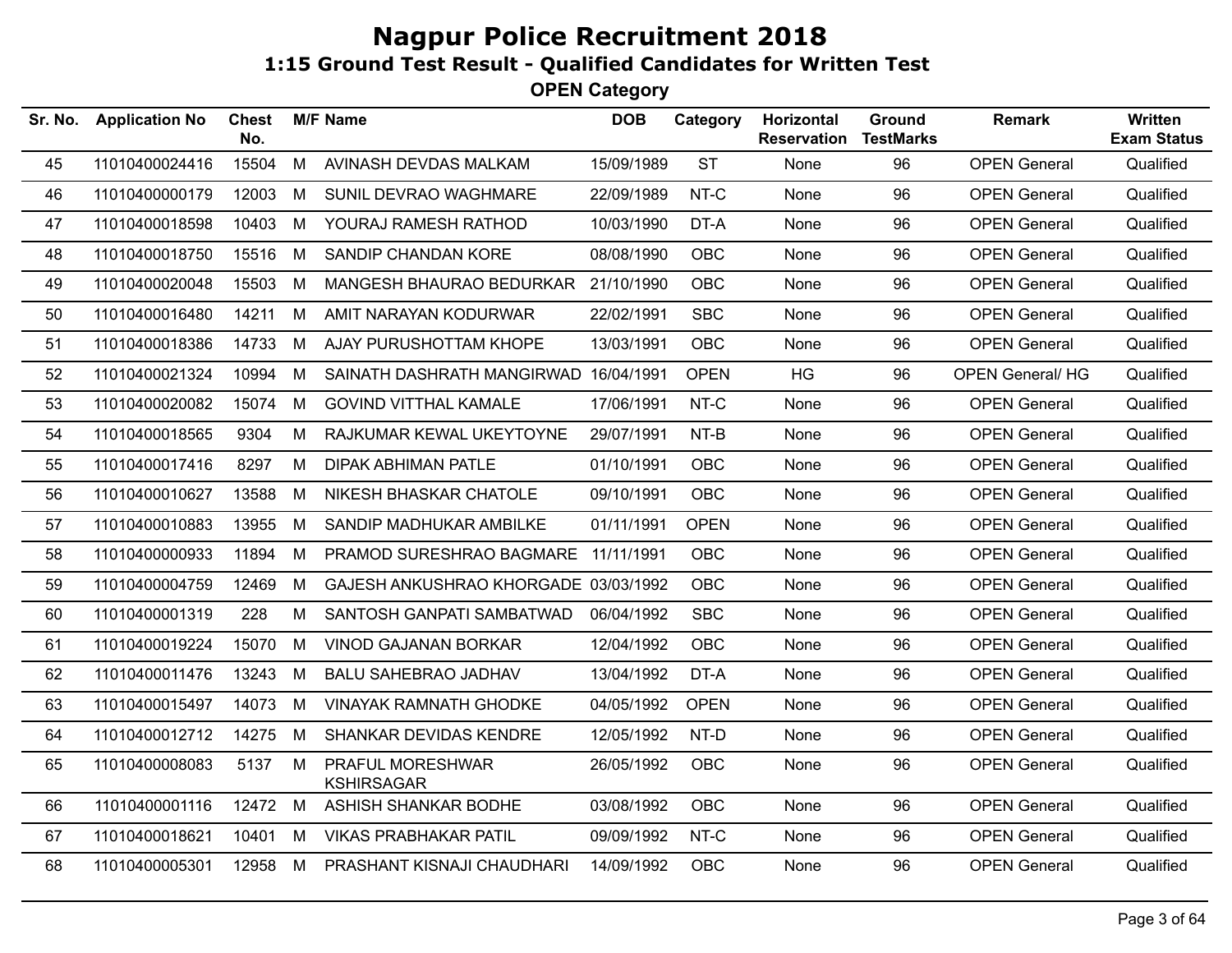# Nagpur Police Recruitment 2018

## 1:15 Ground Test Result - Qualified Candidates for Written Test

### OPEN Category

| Sr. No. | Application No | Chest No. | M/F | Name | DOB | Category | Horizontal Reservation | Ground TestMarks | Remark | Written Exam Status |
|---|---|---|---|---|---|---|---|---|---|---|
| 45 | 11010400024416 | 15504 | M | AVINASH DEVDAS MALKAM | 15/09/1989 | ST | None | 96 | OPEN General | Qualified |
| 46 | 11010400000179 | 12003 | M | SUNIL DEVRAO WAGHMARE | 22/09/1989 | NT-C | None | 96 | OPEN General | Qualified |
| 47 | 11010400018598 | 10403 | M | YOURAJ RAMESH RATHOD | 10/03/1990 | DT-A | None | 96 | OPEN General | Qualified |
| 48 | 11010400018750 | 15516 | M | SANDIP CHANDAN KORE | 08/08/1990 | OBC | None | 96 | OPEN General | Qualified |
| 49 | 11010400020048 | 15503 | M | MANGESH BHAURAO BEDURKAR | 21/10/1990 | OBC | None | 96 | OPEN General | Qualified |
| 50 | 11010400016480 | 14211 | M | AMIT NARAYAN KODURWAR | 22/02/1991 | SBC | None | 96 | OPEN General | Qualified |
| 51 | 11010400018386 | 14733 | M | AJAY PURUSHOTTAM KHOPE | 13/03/1991 | OBC | None | 96 | OPEN General | Qualified |
| 52 | 11010400021324 | 10994 | M | SAINATH DASHRATH MANGIRWAD | 16/04/1991 | OPEN | HG | 96 | OPEN General/ HG | Qualified |
| 53 | 11010400020082 | 15074 | M | GOVIND VITTHAL KAMALE | 17/06/1991 | NT-C | None | 96 | OPEN General | Qualified |
| 54 | 11010400018565 | 9304 | M | RAJKUMAR KEWAL UKEYTOYNE | 29/07/1991 | NT-B | None | 96 | OPEN General | Qualified |
| 55 | 11010400017416 | 8297 | M | DIPAK ABHIMAN PATLE | 01/10/1991 | OBC | None | 96 | OPEN General | Qualified |
| 56 | 11010400010627 | 13588 | M | NIKESH BHASKAR CHATOLE | 09/10/1991 | OBC | None | 96 | OPEN General | Qualified |
| 57 | 11010400010883 | 13955 | M | SANDIP MADHUKAR AMBILKE | 01/11/1991 | OPEN | None | 96 | OPEN General | Qualified |
| 58 | 11010400000933 | 11894 | M | PRAMOD SURESHRAO BAGMARE | 11/11/1991 | OBC | None | 96 | OPEN General | Qualified |
| 59 | 11010400004759 | 12469 | M | GAJESH ANKUSHRAO KHORGADE | 03/03/1992 | OBC | None | 96 | OPEN General | Qualified |
| 60 | 11010400001319 | 228 | M | SANTOSH GANPATI SAMBATWAD | 06/04/1992 | SBC | None | 96 | OPEN General | Qualified |
| 61 | 11010400019224 | 15070 | M | VINOD GAJANAN BORKAR | 12/04/1992 | OBC | None | 96 | OPEN General | Qualified |
| 62 | 11010400011476 | 13243 | M | BALU SAHEBRAO JADHAV | 13/04/1992 | DT-A | None | 96 | OPEN General | Qualified |
| 63 | 11010400015497 | 14073 | M | VINAYAK RAMNATH GHODKE | 04/05/1992 | OPEN | None | 96 | OPEN General | Qualified |
| 64 | 11010400012712 | 14275 | M | SHANKAR DEVIDAS KENDRE | 12/05/1992 | NT-D | None | 96 | OPEN General | Qualified |
| 65 | 11010400008083 | 5137 | M | PRAFUL MORESHWAR KSHIRSAGAR | 26/05/1992 | OBC | None | 96 | OPEN General | Qualified |
| 66 | 11010400001116 | 12472 | M | ASHISH SHANKAR BODHE | 03/08/1992 | OBC | None | 96 | OPEN General | Qualified |
| 67 | 11010400018621 | 10401 | M | VIKAS PRABHAKAR PATIL | 09/09/1992 | NT-C | None | 96 | OPEN General | Qualified |
| 68 | 11010400005301 | 12958 | M | PRASHANT KISNAJI CHAUDHARI | 14/09/1992 | OBC | None | 96 | OPEN General | Qualified |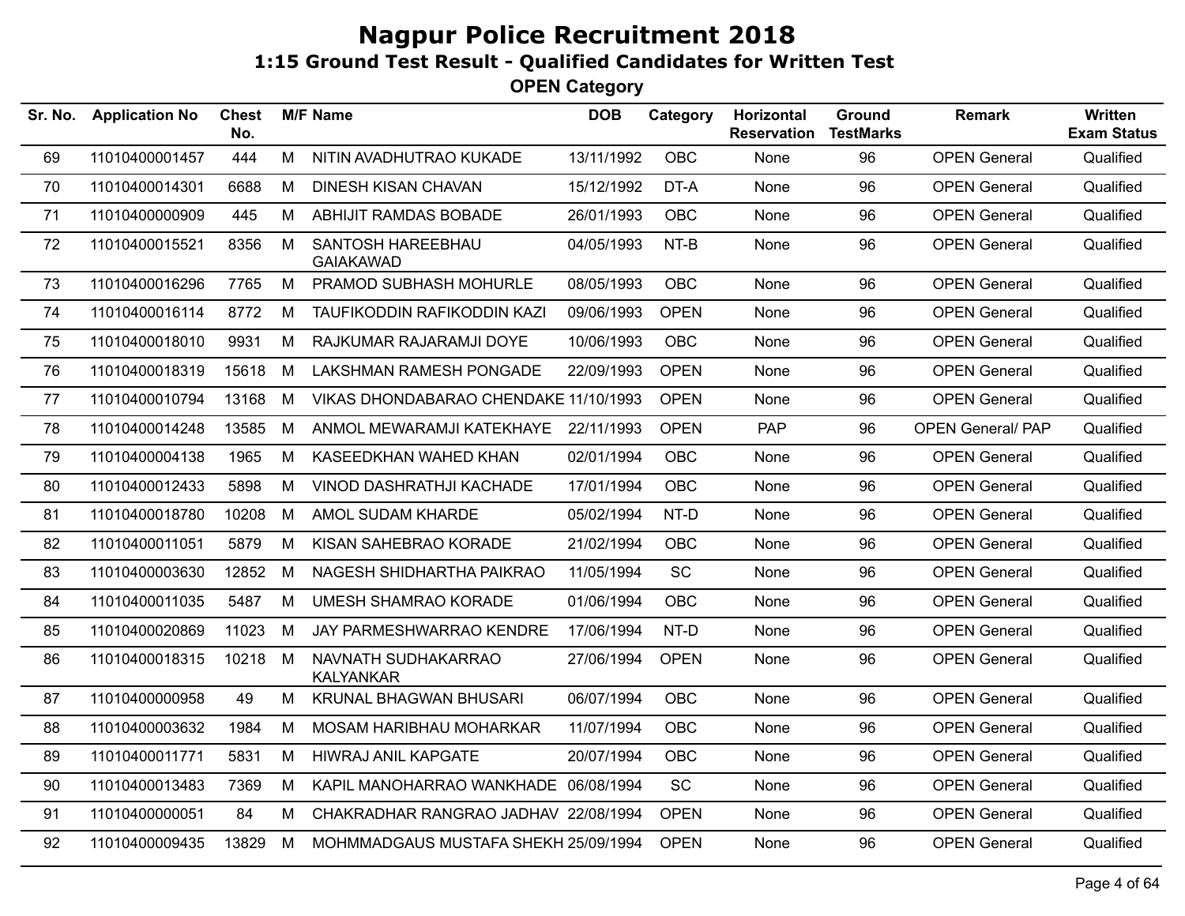# Nagpur Police Recruitment 2018

## 1:15 Ground Test Result - Qualified Candidates for Written Test

### OPEN Category

| Sr. No. | Application No | Chest No. | M/F | Name | DOB | Category | Horizontal Reservation | Ground TestMarks | Remark | Written Exam Status |
|---|---|---|---|---|---|---|---|---|---|---|
| 69 | 11010400001457 | 444 | M | NITIN AVADHUTRAO KUKADE | 13/11/1992 | OBC | None | 96 | OPEN General | Qualified |
| 70 | 11010400014301 | 6688 | M | DINESH KISAN CHAVAN | 15/12/1992 | DT-A | None | 96 | OPEN General | Qualified |
| 71 | 11010400000909 | 445 | M | ABHIJIT RAMDAS BOBADE | 26/01/1993 | OBC | None | 96 | OPEN General | Qualified |
| 72 | 11010400015521 | 8356 | M | SANTOSH HAREEBHAU GAIAKAWAD | 04/05/1993 | NT-B | None | 96 | OPEN General | Qualified |
| 73 | 11010400016296 | 7765 | M | PRAMOD SUBHASH MOHURLE | 08/05/1993 | OBC | None | 96 | OPEN General | Qualified |
| 74 | 11010400016114 | 8772 | M | TAUFIKODDIN RAFIKODDIN KAZI | 09/06/1993 | OPEN | None | 96 | OPEN General | Qualified |
| 75 | 11010400018010 | 9931 | M | RAJKUMAR RAJARAMJI DOYE | 10/06/1993 | OBC | None | 96 | OPEN General | Qualified |
| 76 | 11010400018319 | 15618 | M | LAKSHMAN RAMESH PONGADE | 22/09/1993 | OPEN | None | 96 | OPEN General | Qualified |
| 77 | 11010400010794 | 13168 | M | VIKAS DHONDABARAO CHENDAKE | 11/10/1993 | OPEN | None | 96 | OPEN General | Qualified |
| 78 | 11010400014248 | 13585 | M | ANMOL MEWARAMJI KATEKHAYE | 22/11/1993 | OPEN | PAP | 96 | OPEN General/ PAP | Qualified |
| 79 | 11010400004138 | 1965 | M | KASEEDKHAN WAHED KHAN | 02/01/1994 | OBC | None | 96 | OPEN General | Qualified |
| 80 | 11010400012433 | 5898 | M | VINOD DASHRATHJI KACHADE | 17/01/1994 | OBC | None | 96 | OPEN General | Qualified |
| 81 | 11010400018780 | 10208 | M | AMOL SUDAM KHARDE | 05/02/1994 | NT-D | None | 96 | OPEN General | Qualified |
| 82 | 11010400011051 | 5879 | M | KISAN SAHEBRAO KORADE | 21/02/1994 | OBC | None | 96 | OPEN General | Qualified |
| 83 | 11010400003630 | 12852 | M | NAGESH SHIDHARTHA PAIKRAO | 11/05/1994 | SC | None | 96 | OPEN General | Qualified |
| 84 | 11010400011035 | 5487 | M | UMESH SHAMRAO KORADE | 01/06/1994 | OBC | None | 96 | OPEN General | Qualified |
| 85 | 11010400020869 | 11023 | M | JAY PARMESHWARRAO KENDRE | 17/06/1994 | NT-D | None | 96 | OPEN General | Qualified |
| 86 | 11010400018315 | 10218 | M | NAVNATH SUDHAKARRAO KALYANKAR | 27/06/1994 | OPEN | None | 96 | OPEN General | Qualified |
| 87 | 11010400000958 | 49 | M | KRUNAL BHAGWAN BHUSARI | 06/07/1994 | OBC | None | 96 | OPEN General | Qualified |
| 88 | 11010400003632 | 1984 | M | MOSAM HARIBHAU MOHARKAR | 11/07/1994 | OBC | None | 96 | OPEN General | Qualified |
| 89 | 11010400011771 | 5831 | M | HIWRAJ ANIL KAPGATE | 20/07/1994 | OBC | None | 96 | OPEN General | Qualified |
| 90 | 11010400013483 | 7369 | M | KAPIL MANOHARRAO WANKHADE | 06/08/1994 | SC | None | 96 | OPEN General | Qualified |
| 91 | 11010400000051 | 84 | M | CHAKRADHAR RANGRAO JADHAV | 22/08/1994 | OPEN | None | 96 | OPEN General | Qualified |
| 92 | 11010400009435 | 13829 | M | MOHMMADGAUS MUSTAFA SHEKH | 25/09/1994 | OPEN | None | 96 | OPEN General | Qualified |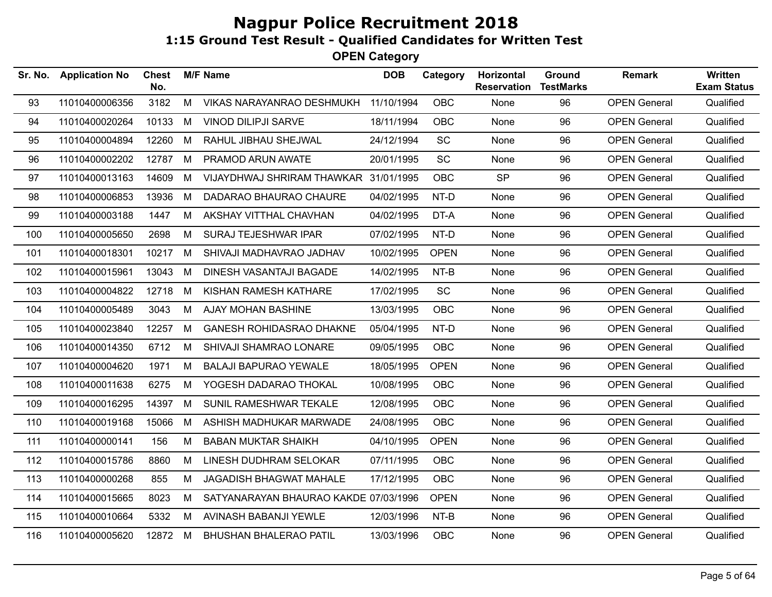# Nagpur Police Recruitment 2018

## 1:15 Ground Test Result - Qualified Candidates for Written Test

### OPEN Category

| Sr. No. | Application No | Chest No. | M/F | Name | DOB | Category | Horizontal Reservation | Ground TestMarks | Remark | Written Exam Status |
|---|---|---|---|---|---|---|---|---|---|---|
| 93 | 11010400006356 | 3182 | M | VIKAS NARAYANRAO DESHMUKH | 11/10/1994 | OBC | None | 96 | OPEN General | Qualified |
| 94 | 11010400020264 | 10133 | M | VINOD DILIPJI SARVE | 18/11/1994 | OBC | None | 96 | OPEN General | Qualified |
| 95 | 11010400004894 | 12260 | M | RAHUL JIBHAU SHEJWAL | 24/12/1994 | SC | None | 96 | OPEN General | Qualified |
| 96 | 11010400002202 | 12787 | M | PRAMOD ARUN AWATE | 20/01/1995 | SC | None | 96 | OPEN General | Qualified |
| 97 | 11010400013163 | 14609 | M | VIJAYDHWAJ SHRIRAM THAWKAR | 31/01/1995 | OBC | SP | 96 | OPEN General | Qualified |
| 98 | 11010400006853 | 13936 | M | DADARAO BHAURAO CHAURE | 04/02/1995 | NT-D | None | 96 | OPEN General | Qualified |
| 99 | 11010400003188 | 1447 | M | AKSHAY VITTHAL CHAVHAN | 04/02/1995 | DT-A | None | 96 | OPEN General | Qualified |
| 100 | 11010400005650 | 2698 | M | SURAJ TEJESHWAR IPAR | 07/02/1995 | NT-D | None | 96 | OPEN General | Qualified |
| 101 | 11010400018301 | 10217 | M | SHIVAJI MADHAVRAO JADHAV | 10/02/1995 | OPEN | None | 96 | OPEN General | Qualified |
| 102 | 11010400015961 | 13043 | M | DINESH VASANTAJI BAGADE | 14/02/1995 | NT-B | None | 96 | OPEN General | Qualified |
| 103 | 11010400004822 | 12718 | M | KISHAN RAMESH KATHARE | 17/02/1995 | SC | None | 96 | OPEN General | Qualified |
| 104 | 11010400005489 | 3043 | M | AJAY MOHAN BASHINE | 13/03/1995 | OBC | None | 96 | OPEN General | Qualified |
| 105 | 11010400023840 | 12257 | M | GANESH ROHIDASRAO DHAKNE | 05/04/1995 | NT-D | None | 96 | OPEN General | Qualified |
| 106 | 11010400014350 | 6712 | M | SHIVAJI SHAMRAO LONARE | 09/05/1995 | OBC | None | 96 | OPEN General | Qualified |
| 107 | 11010400004620 | 1971 | M | BALAJI BAPURAO YEWALE | 18/05/1995 | OPEN | None | 96 | OPEN General | Qualified |
| 108 | 11010400011638 | 6275 | M | YOGESH DADARAO THOKAL | 10/08/1995 | OBC | None | 96 | OPEN General | Qualified |
| 109 | 11010400016295 | 14397 | M | SUNIL RAMESHWAR TEKALE | 12/08/1995 | OBC | None | 96 | OPEN General | Qualified |
| 110 | 11010400019168 | 15066 | M | ASHISH MADHUKAR MARWADE | 24/08/1995 | OBC | None | 96 | OPEN General | Qualified |
| 111 | 11010400000141 | 156 | M | BABAN MUKTAR SHAIKH | 04/10/1995 | OPEN | None | 96 | OPEN General | Qualified |
| 112 | 11010400015786 | 8860 | M | LINESH DUDHRAM SELOKAR | 07/11/1995 | OBC | None | 96 | OPEN General | Qualified |
| 113 | 11010400000268 | 855 | M | JAGADISH BHAGWAT MAHALE | 17/12/1995 | OBC | None | 96 | OPEN General | Qualified |
| 114 | 11010400015665 | 8023 | M | SATYANARAYAN BHAURAO KAKDE | 07/03/1996 | OPEN | None | 96 | OPEN General | Qualified |
| 115 | 11010400010664 | 5332 | M | AVINASH BABANJI YEWLE | 12/03/1996 | NT-B | None | 96 | OPEN General | Qualified |
| 116 | 11010400005620 | 12872 | M | BHUSHAN BHALERAO PATIL | 13/03/1996 | OBC | None | 96 | OPEN General | Qualified |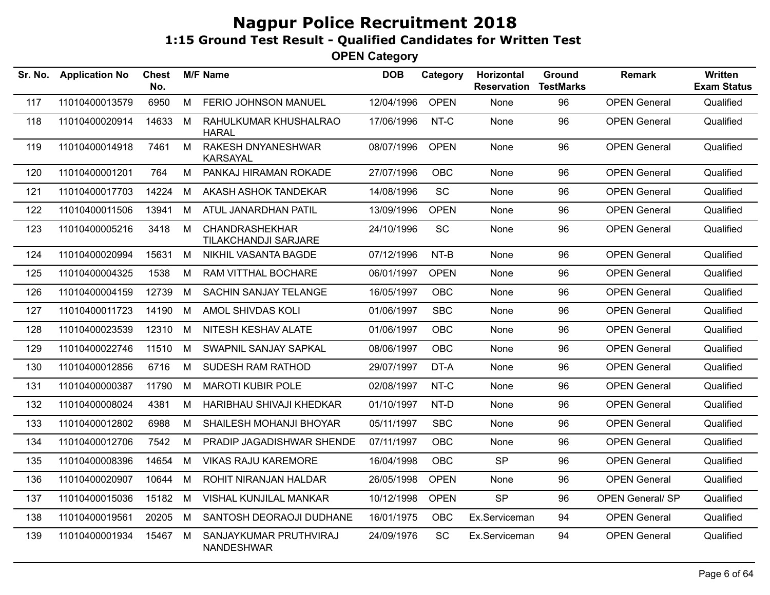# Nagpur Police Recruitment 2018

## 1:15 Ground Test Result - Qualified Candidates for Written Test

### OPEN Category

| Sr. No. | Application No | Chest No. | M/F | Name | DOB | Category | Horizontal Reservation | Ground TestMarks | Remark | Written Exam Status |
|---|---|---|---|---|---|---|---|---|---|---|
| 117 | 11010400013579 | 6950 | M | FERIO JOHNSON MANUEL | 12/04/1996 | OPEN | None | 96 | OPEN General | Qualified |
| 118 | 11010400020914 | 14633 | M | RAHULKUMAR KHUSHALRAO HARAL | 17/06/1996 | NT-C | None | 96 | OPEN General | Qualified |
| 119 | 11010400014918 | 7461 | M | RAKESH DNYANESHWAR KARSAYAL | 08/07/1996 | OPEN | None | 96 | OPEN General | Qualified |
| 120 | 11010400001201 | 764 | M | PANKAJ HIRAMAN ROKADE | 27/07/1996 | OBC | None | 96 | OPEN General | Qualified |
| 121 | 11010400017703 | 14224 | M | AKASH ASHOK TANDEKAR | 14/08/1996 | SC | None | 96 | OPEN General | Qualified |
| 122 | 11010400011506 | 13941 | M | ATUL JANARDHAN PATIL | 13/09/1996 | OPEN | None | 96 | OPEN General | Qualified |
| 123 | 11010400005216 | 3418 | M | CHANDRASHEKHAR TILAKCHANDJI SARJARE | 24/10/1996 | SC | None | 96 | OPEN General | Qualified |
| 124 | 11010400020994 | 15631 | M | NIKHIL VASANTA BAGDE | 07/12/1996 | NT-B | None | 96 | OPEN General | Qualified |
| 125 | 11010400004325 | 1538 | M | RAM VITTHAL BOCHARE | 06/01/1997 | OPEN | None | 96 | OPEN General | Qualified |
| 126 | 11010400004159 | 12739 | M | SACHIN SANJAY TELANGE | 16/05/1997 | OBC | None | 96 | OPEN General | Qualified |
| 127 | 11010400011723 | 14190 | M | AMOL SHIVDAS KOLI | 01/06/1997 | SBC | None | 96 | OPEN General | Qualified |
| 128 | 11010400023539 | 12310 | M | NITESH KESHAV ALATE | 01/06/1997 | OBC | None | 96 | OPEN General | Qualified |
| 129 | 11010400022746 | 11510 | M | SWAPNIL SANJAY SAPKAL | 08/06/1997 | OBC | None | 96 | OPEN General | Qualified |
| 130 | 11010400012856 | 6716 | M | SUDESH RAM RATHOD | 29/07/1997 | DT-A | None | 96 | OPEN General | Qualified |
| 131 | 11010400000387 | 11790 | M | MAROTI KUBIR POLE | 02/08/1997 | NT-C | None | 96 | OPEN General | Qualified |
| 132 | 11010400008024 | 4381 | M | HARIBHAU SHIVAJI KHEDKAR | 01/10/1997 | NT-D | None | 96 | OPEN General | Qualified |
| 133 | 11010400012802 | 6988 | M | SHAILESH MOHANJI BHOYAR | 05/11/1997 | SBC | None | 96 | OPEN General | Qualified |
| 134 | 11010400012706 | 7542 | M | PRADIP JAGADISHWAR SHENDE | 07/11/1997 | OBC | None | 96 | OPEN General | Qualified |
| 135 | 11010400008396 | 14654 | M | VIKAS RAJU KAREMORE | 16/04/1998 | OBC | SP | 96 | OPEN General | Qualified |
| 136 | 11010400020907 | 10644 | M | ROHIT NIRANJAN HALDAR | 26/05/1998 | OPEN | None | 96 | OPEN General | Qualified |
| 137 | 11010400015036 | 15182 | M | VISHAL KUNJILAL MANKAR | 10/12/1998 | OPEN | SP | 96 | OPEN General/ SP | Qualified |
| 138 | 11010400019561 | 20205 | M | SANTOSH DEORAOJI DUDHANE | 16/01/1975 | OBC | Ex.Serviceman | 94 | OPEN General | Qualified |
| 139 | 11010400001934 | 15467 | M | SANJAYKUMAR PRUTHVIRAJ NANDESHWAR | 24/09/1976 | SC | Ex.Serviceman | 94 | OPEN General | Qualified |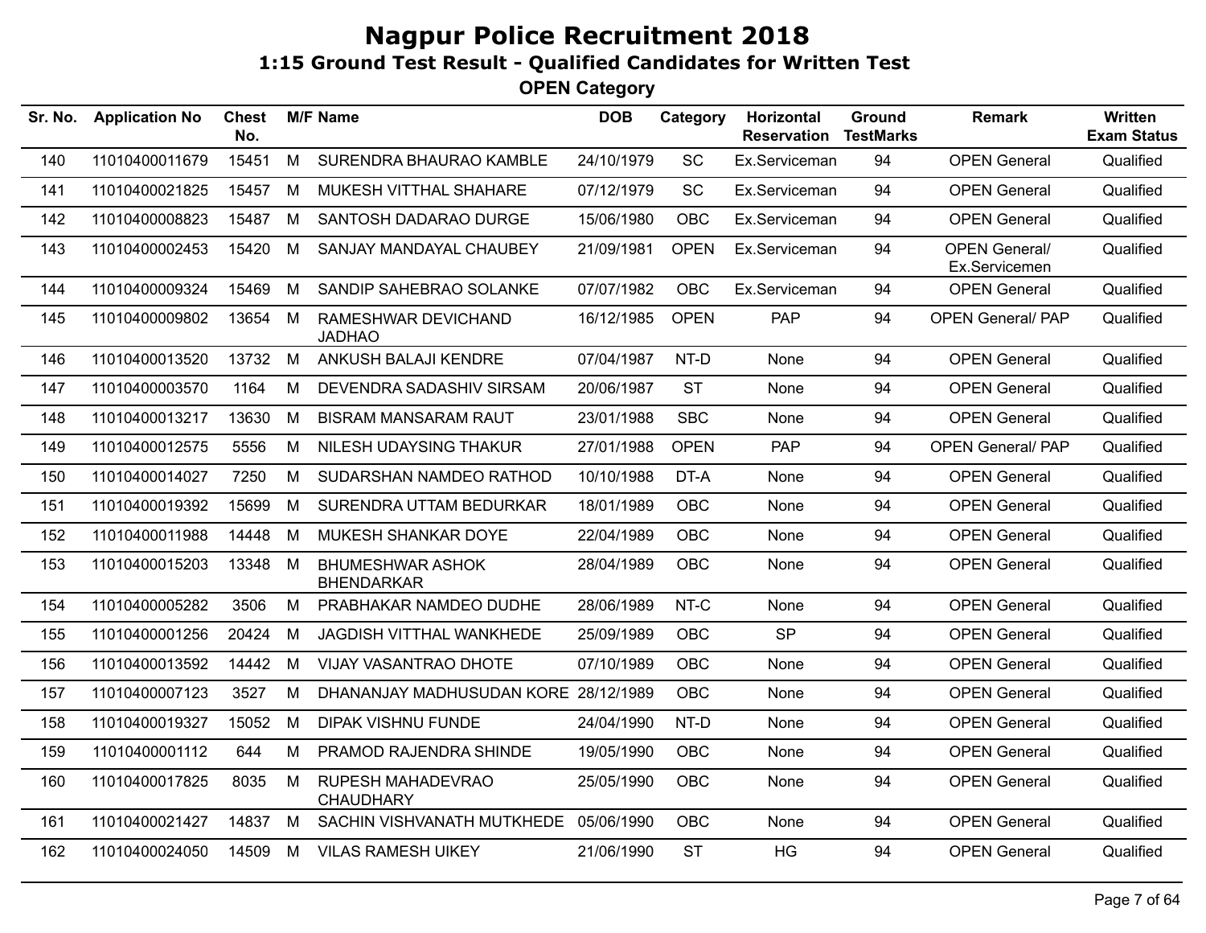# Nagpur Police Recruitment 2018

## 1:15 Ground Test Result - Qualified Candidates for Written Test

### OPEN Category

| Sr. No. | Application No | Chest No. | M/F | Name | DOB | Category | Horizontal Reservation | Ground TestMarks | Remark | Written Exam Status |
|---|---|---|---|---|---|---|---|---|---|---|
| 140 | 11010400011679 | 15451 | M | SURENDRA BHAURAO KAMBLE | 24/10/1979 | SC | Ex.Serviceman | 94 | OPEN General | Qualified |
| 141 | 11010400021825 | 15457 | M | MUKESH VITTHAL SHAHARE | 07/12/1979 | SC | Ex.Serviceman | 94 | OPEN General | Qualified |
| 142 | 11010400008823 | 15487 | M | SANTOSH DADARAO DURGE | 15/06/1980 | OBC | Ex.Serviceman | 94 | OPEN General | Qualified |
| 143 | 11010400002453 | 15420 | M | SANJAY MANDAYAL CHAUBEY | 21/09/1981 | OPEN | Ex.Serviceman | 94 | OPEN General/ Ex.Servicemen | Qualified |
| 144 | 11010400009324 | 15469 | M | SANDIP SAHEBRAO SOLANKE | 07/07/1982 | OBC | Ex.Serviceman | 94 | OPEN General | Qualified |
| 145 | 11010400009802 | 13654 | M | RAMESHWAR DEVICHAND JADHAO | 16/12/1985 | OPEN | PAP | 94 | OPEN General/ PAP | Qualified |
| 146 | 11010400013520 | 13732 | M | ANKUSH BALAJI KENDRE | 07/04/1987 | NT-D | None | 94 | OPEN General | Qualified |
| 147 | 11010400003570 | 1164 | M | DEVENDRA SADASHIV SIRSAM | 20/06/1987 | ST | None | 94 | OPEN General | Qualified |
| 148 | 11010400013217 | 13630 | M | BISRAM MANSARAM RAUT | 23/01/1988 | SBC | None | 94 | OPEN General | Qualified |
| 149 | 11010400012575 | 5556 | M | NILESH UDAYSING THAKUR | 27/01/1988 | OPEN | PAP | 94 | OPEN General/ PAP | Qualified |
| 150 | 11010400014027 | 7250 | M | SUDARSHAN NAMDEO RATHOD | 10/10/1988 | DT-A | None | 94 | OPEN General | Qualified |
| 151 | 11010400019392 | 15699 | M | SURENDRA UTTAM BEDURKAR | 18/01/1989 | OBC | None | 94 | OPEN General | Qualified |
| 152 | 11010400011988 | 14448 | M | MUKESH SHANKAR DOYE | 22/04/1989 | OBC | None | 94 | OPEN General | Qualified |
| 153 | 11010400015203 | 13348 | M | BHUMESHWAR ASHOK BHENDARKAR | 28/04/1989 | OBC | None | 94 | OPEN General | Qualified |
| 154 | 11010400005282 | 3506 | M | PRABHAKAR NAMDEO DUDHE | 28/06/1989 | NT-C | None | 94 | OPEN General | Qualified |
| 155 | 11010400001256 | 20424 | M | JAGDISH VITTHAL WANKHEDE | 25/09/1989 | OBC | SP | 94 | OPEN General | Qualified |
| 156 | 11010400013592 | 14442 | M | VIJAY VASANTRAO DHOTE | 07/10/1989 | OBC | None | 94 | OPEN General | Qualified |
| 157 | 11010400007123 | 3527 | M | DHANANJAY MADHUSUDAN KORE | 28/12/1989 | OBC | None | 94 | OPEN General | Qualified |
| 158 | 11010400019327 | 15052 | M | DIPAK VISHNU FUNDE | 24/04/1990 | NT-D | None | 94 | OPEN General | Qualified |
| 159 | 11010400001112 | 644 | M | PRAMOD RAJENDRA SHINDE | 19/05/1990 | OBC | None | 94 | OPEN General | Qualified |
| 160 | 11010400017825 | 8035 | M | RUPESH MAHADEVRAO CHAUDHARY | 25/05/1990 | OBC | None | 94 | OPEN General | Qualified |
| 161 | 11010400021427 | 14837 | M | SACHIN VISHVANATH MUTKHEDE | 05/06/1990 | OBC | None | 94 | OPEN General | Qualified |
| 162 | 11010400024050 | 14509 | M | VILAS RAMESH UIKEY | 21/06/1990 | ST | HG | 94 | OPEN General | Qualified |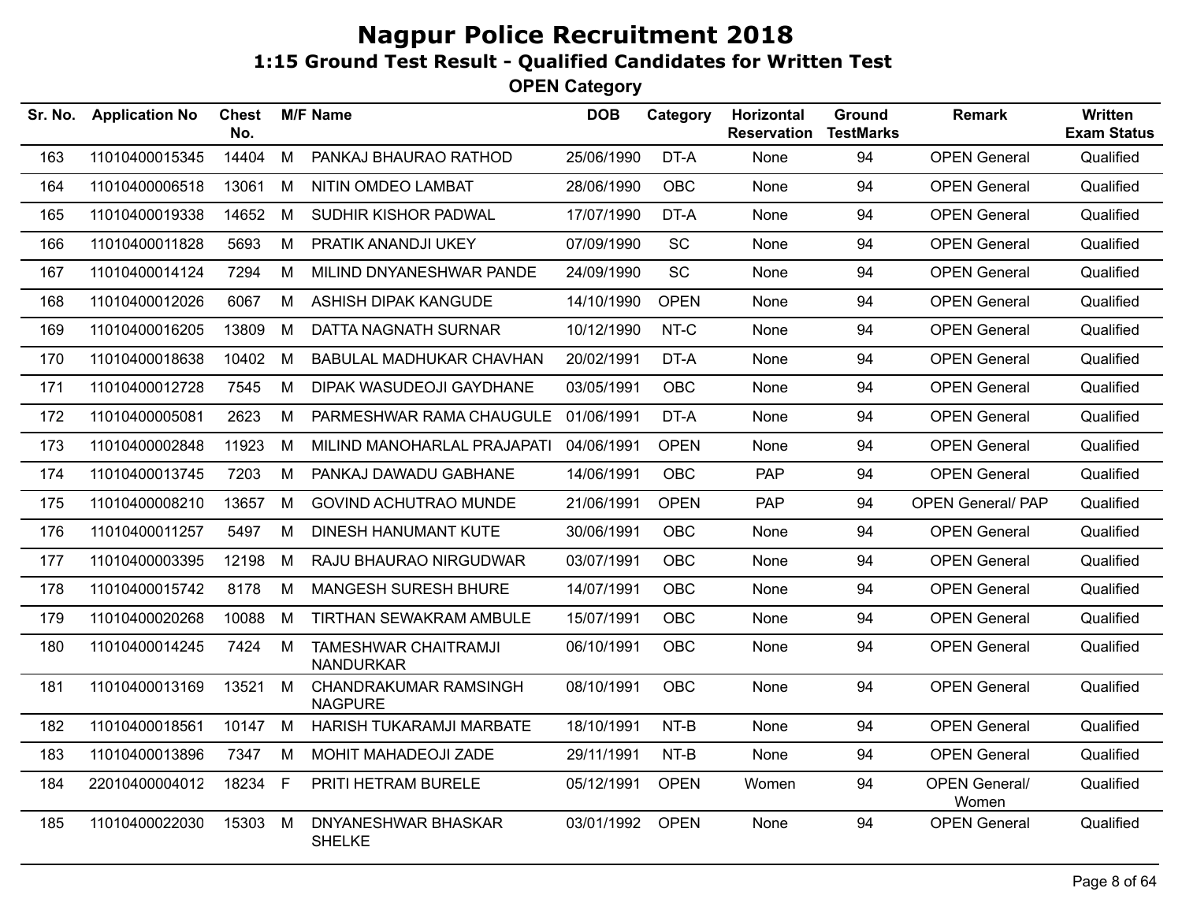# Nagpur Police Recruitment 2018

## 1:15 Ground Test Result - Qualified Candidates for Written Test

### OPEN Category

| Sr. No. | Application No | Chest No. | M/F | Name | DOB | Category | Horizontal Reservation | Ground TestMarks | Remark | Written Exam Status |
|---|---|---|---|---|---|---|---|---|---|---|
| 163 | 11010400015345 | 14404 | M | PANKAJ BHAURAO RATHOD | 25/06/1990 | DT-A | None | 94 | OPEN General | Qualified |
| 164 | 11010400006518 | 13061 | M | NITIN OMDEO LAMBAT | 28/06/1990 | OBC | None | 94 | OPEN General | Qualified |
| 165 | 11010400019338 | 14652 | M | SUDHIR KISHOR PADWAL | 17/07/1990 | DT-A | None | 94 | OPEN General | Qualified |
| 166 | 11010400011828 | 5693 | M | PRATIK ANANDJI UKEY | 07/09/1990 | SC | None | 94 | OPEN General | Qualified |
| 167 | 11010400014124 | 7294 | M | MILIND DNYANESHWAR PANDE | 24/09/1990 | SC | None | 94 | OPEN General | Qualified |
| 168 | 11010400012026 | 6067 | M | ASHISH DIPAK KANGUDE | 14/10/1990 | OPEN | None | 94 | OPEN General | Qualified |
| 169 | 11010400016205 | 13809 | M | DATTA NAGNATH SURNAR | 10/12/1990 | NT-C | None | 94 | OPEN General | Qualified |
| 170 | 11010400018638 | 10402 | M | BABULAL MADHUKAR CHAVHAN | 20/02/1991 | DT-A | None | 94 | OPEN General | Qualified |
| 171 | 11010400012728 | 7545 | M | DIPAK WASUDEOJI GAYDHANE | 03/05/1991 | OBC | None | 94 | OPEN General | Qualified |
| 172 | 11010400005081 | 2623 | M | PARMESHWAR RAMA CHAUGULE | 01/06/1991 | DT-A | None | 94 | OPEN General | Qualified |
| 173 | 11010400002848 | 11923 | M | MILIND MANOHARLAL PRAJAPATI | 04/06/1991 | OPEN | None | 94 | OPEN General | Qualified |
| 174 | 11010400013745 | 7203 | M | PANKAJ DAWADU GABHANE | 14/06/1991 | OBC | PAP | 94 | OPEN General | Qualified |
| 175 | 11010400008210 | 13657 | M | GOVIND ACHUTRAO MUNDE | 21/06/1991 | OPEN | PAP | 94 | OPEN General/ PAP | Qualified |
| 176 | 11010400011257 | 5497 | M | DINESH HANUMANT KUTE | 30/06/1991 | OBC | None | 94 | OPEN General | Qualified |
| 177 | 11010400003395 | 12198 | M | RAJU BHAURAO NIRGUDWAR | 03/07/1991 | OBC | None | 94 | OPEN General | Qualified |
| 178 | 11010400015742 | 8178 | M | MANGESH SURESH BHURE | 14/07/1991 | OBC | None | 94 | OPEN General | Qualified |
| 179 | 11010400020268 | 10088 | M | TIRTHAN SEWAKRAM AMBULE | 15/07/1991 | OBC | None | 94 | OPEN General | Qualified |
| 180 | 11010400014245 | 7424 | M | TAMESHWAR CHAITRAMJI NANDURKAR | 06/10/1991 | OBC | None | 94 | OPEN General | Qualified |
| 181 | 11010400013169 | 13521 | M | CHANDRAKUMAR RAMSINGH NAGPURE | 08/10/1991 | OBC | None | 94 | OPEN General | Qualified |
| 182 | 11010400018561 | 10147 | M | HARISH TUKARAMJI MARBATE | 18/10/1991 | NT-B | None | 94 | OPEN General | Qualified |
| 183 | 11010400013896 | 7347 | M | MOHIT MAHADEOJI ZADE | 29/11/1991 | NT-B | None | 94 | OPEN General | Qualified |
| 184 | 22010400004012 | 18234 | F | PRITI HETRAM BURELE | 05/12/1991 | OPEN | Women | 94 | OPEN General/ Women | Qualified |
| 185 | 11010400022030 | 15303 | M | DNYANESHWAR BHASKAR SHELKE | 03/01/1992 | OPEN | None | 94 | OPEN General | Qualified |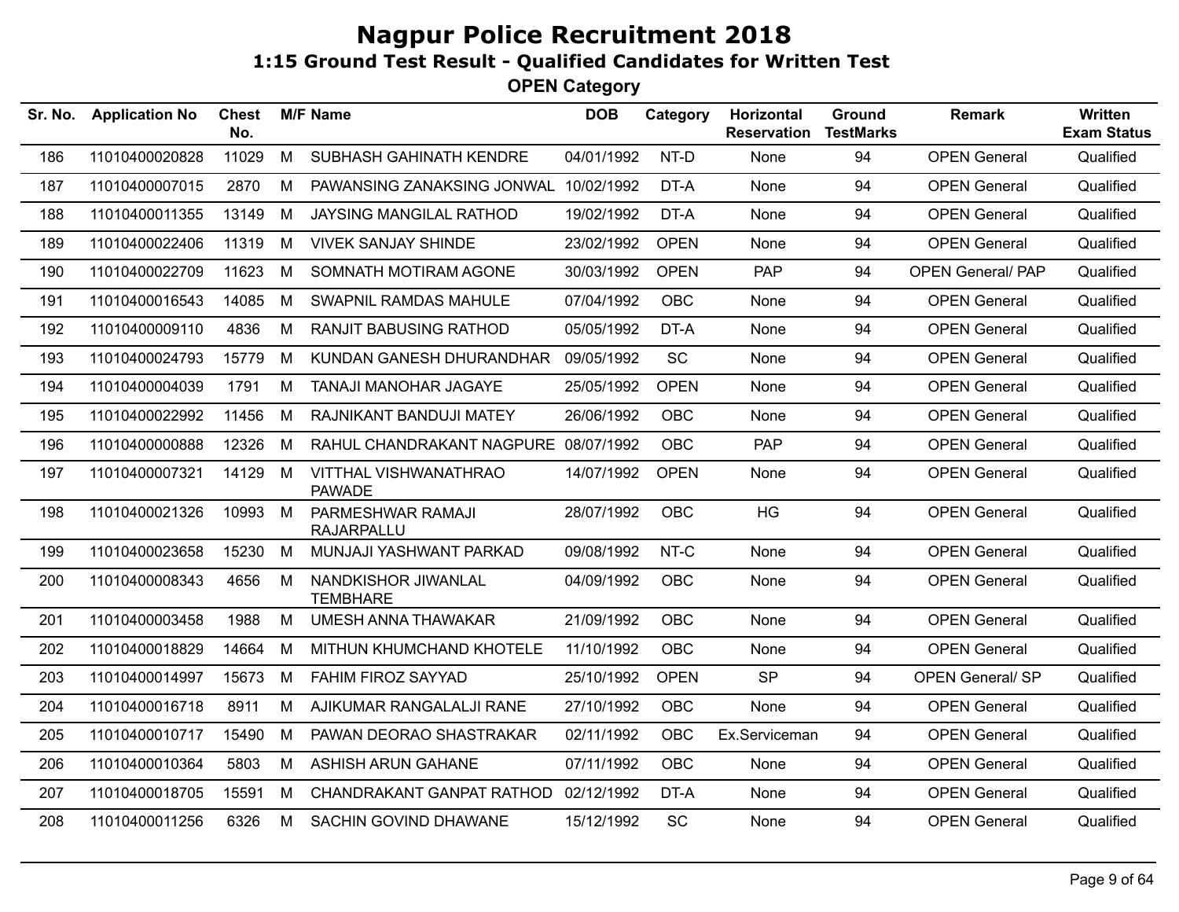# Nagpur Police Recruitment 2018

## 1:15 Ground Test Result - Qualified Candidates for Written Test

### OPEN Category

| Sr. No. | Application No | Chest No. | M/F | Name | DOB | Category | Horizontal Reservation | Ground TestMarks | Remark | Written Exam Status |
|---|---|---|---|---|---|---|---|---|---|---|
| 186 | 11010400020828 | 11029 | M | SUBHASH GAHINATH KENDRE | 04/01/1992 | NT-D | None | 94 | OPEN General | Qualified |
| 187 | 11010400007015 | 2870 | M | PAWANSING ZANAKSING JONWAL | 10/02/1992 | DT-A | None | 94 | OPEN General | Qualified |
| 188 | 11010400011355 | 13149 | M | JAYSING MANGILAL RATHOD | 19/02/1992 | DT-A | None | 94 | OPEN General | Qualified |
| 189 | 11010400022406 | 11319 | M | VIVEK SANJAY SHINDE | 23/02/1992 | OPEN | None | 94 | OPEN General | Qualified |
| 190 | 11010400022709 | 11623 | M | SOMNATH MOTIRAM AGONE | 30/03/1992 | OPEN | PAP | 94 | OPEN General/ PAP | Qualified |
| 191 | 11010400016543 | 14085 | M | SWAPNIL RAMDAS MAHULE | 07/04/1992 | OBC | None | 94 | OPEN General | Qualified |
| 192 | 11010400009110 | 4836 | M | RANJIT BABUSING RATHOD | 05/05/1992 | DT-A | None | 94 | OPEN General | Qualified |
| 193 | 11010400024793 | 15779 | M | KUNDAN GANESH DHURANDHAR | 09/05/1992 | SC | None | 94 | OPEN General | Qualified |
| 194 | 11010400004039 | 1791 | M | TANAJI MANOHAR JAGAYE | 25/05/1992 | OPEN | None | 94 | OPEN General | Qualified |
| 195 | 11010400022992 | 11456 | M | RAJNIKANT BANDUJI MATEY | 26/06/1992 | OBC | None | 94 | OPEN General | Qualified |
| 196 | 11010400000888 | 12326 | M | RAHUL CHANDRAKANT NAGPURE | 08/07/1992 | OBC | PAP | 94 | OPEN General | Qualified |
| 197 | 11010400007321 | 14129 | M | VITTHAL VISHWANATHRAO PAWADE | 14/07/1992 | OPEN | None | 94 | OPEN General | Qualified |
| 198 | 11010400021326 | 10993 | M | PARMESHWAR RAMAJI RAJARPALLU | 28/07/1992 | OBC | HG | 94 | OPEN General | Qualified |
| 199 | 11010400023658 | 15230 | M | MUNJAJI YASHWANT PARKAD | 09/08/1992 | NT-C | None | 94 | OPEN General | Qualified |
| 200 | 11010400008343 | 4656 | M | NANDKISHOR JIWANLAL TEMBHARE | 04/09/1992 | OBC | None | 94 | OPEN General | Qualified |
| 201 | 11010400003458 | 1988 | M | UMESH ANNA THAWAKAR | 21/09/1992 | OBC | None | 94 | OPEN General | Qualified |
| 202 | 11010400018829 | 14664 | M | MITHUN KHUMCHAND KHOTELE | 11/10/1992 | OBC | None | 94 | OPEN General | Qualified |
| 203 | 11010400014997 | 15673 | M | FAHIM FIROZ SAYYAD | 25/10/1992 | OPEN | SP | 94 | OPEN General/ SP | Qualified |
| 204 | 11010400016718 | 8911 | M | AJIKUMAR RANGALALJI RANE | 27/10/1992 | OBC | None | 94 | OPEN General | Qualified |
| 205 | 11010400010717 | 15490 | M | PAWAN DEORAO SHASTRAKAR | 02/11/1992 | OBC | Ex.Serviceman | 94 | OPEN General | Qualified |
| 206 | 11010400010364 | 5803 | M | ASHISH ARUN GAHANE | 07/11/1992 | OBC | None | 94 | OPEN General | Qualified |
| 207 | 11010400018705 | 15591 | M | CHANDRAKANT GANPAT RATHOD | 02/12/1992 | DT-A | None | 94 | OPEN General | Qualified |
| 208 | 11010400011256 | 6326 | M | SACHIN GOVIND DHAWANE | 15/12/1992 | SC | None | 94 | OPEN General | Qualified |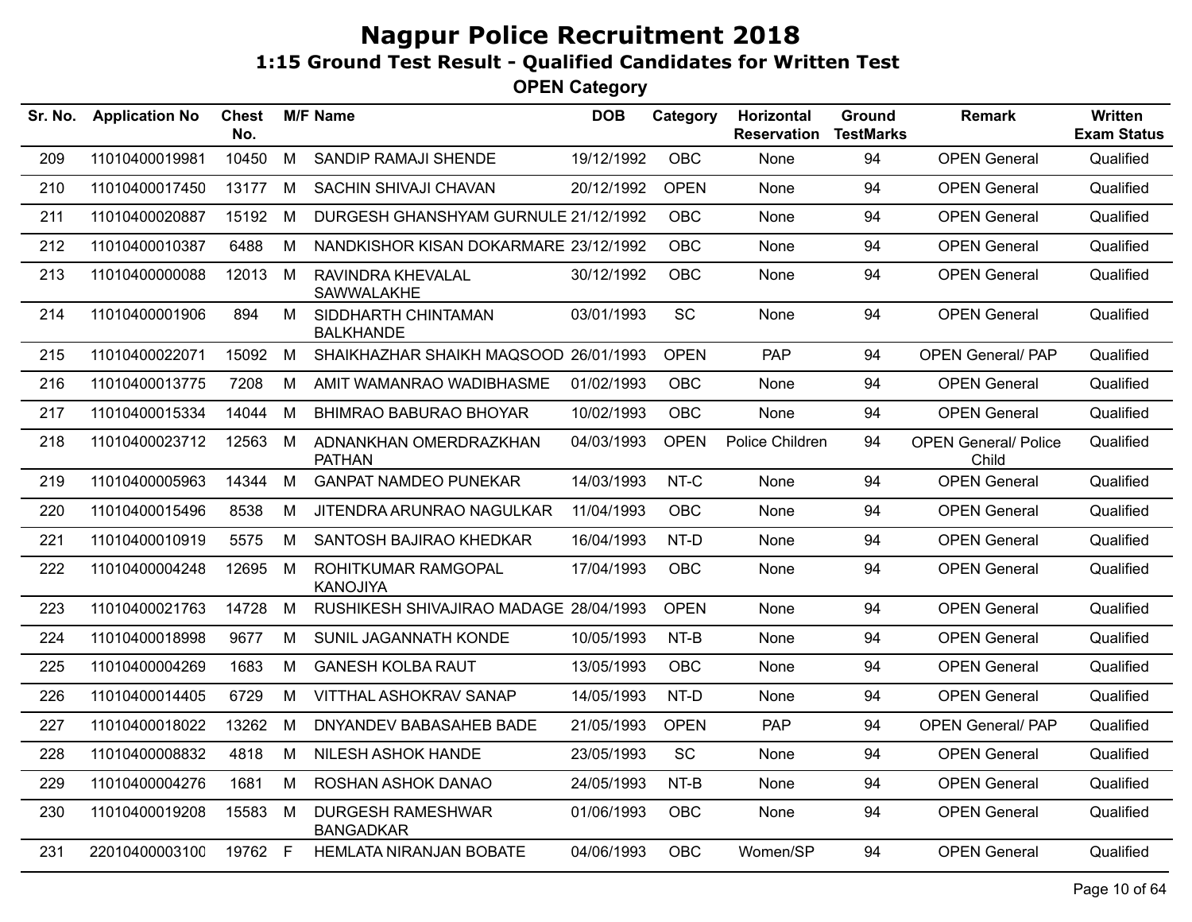# Nagpur Police Recruitment 2018

## 1:15 Ground Test Result - Qualified Candidates for Written Test

### OPEN Category

| Sr. No. | Application No | Chest No. | M/F | Name | DOB | Category | Horizontal Reservation | Ground TestMarks | Remark | Written Exam Status |
|---|---|---|---|---|---|---|---|---|---|---|
| 209 | 11010400019981 | 10450 | M | SANDIP RAMAJI SHENDE | 19/12/1992 | OBC | None | 94 | OPEN General | Qualified |
| 210 | 11010400017450 | 13177 | M | SACHIN SHIVAJI CHAVAN | 20/12/1992 | OPEN | None | 94 | OPEN General | Qualified |
| 211 | 11010400020887 | 15192 | M | DURGESH GHANSHYAM GURNULE | 21/12/1992 | OBC | None | 94 | OPEN General | Qualified |
| 212 | 11010400010387 | 6488 | M | NANDKISHOR KISAN DOKARMARE | 23/12/1992 | OBC | None | 94 | OPEN General | Qualified |
| 213 | 11010400000088 | 12013 | M | RAVINDRA KHEVALAL SAWWALAKHE | 30/12/1992 | OBC | None | 94 | OPEN General | Qualified |
| 214 | 11010400001906 | 894 | M | SIDDHARTH CHINTAMAN BALKHANDE | 03/01/1993 | SC | None | 94 | OPEN General | Qualified |
| 215 | 11010400022071 | 15092 | M | SHAIKHAZHAR SHAIKH MAQSOOD | 26/01/1993 | OPEN | PAP | 94 | OPEN General/ PAP | Qualified |
| 216 | 11010400013775 | 7208 | M | AMIT WAMANRAO WADIBHASME | 01/02/1993 | OBC | None | 94 | OPEN General | Qualified |
| 217 | 11010400015334 | 14044 | M | BHIMRAO BABURAO BHOYAR | 10/02/1993 | OBC | None | 94 | OPEN General | Qualified |
| 218 | 11010400023712 | 12563 | M | ADNANKHAN OMERDRAZKHAN PATHAN | 04/03/1993 | OPEN | Police Children | 94 | OPEN General/ Police Child | Qualified |
| 219 | 11010400005963 | 14344 | M | GANPAT NAMDEO PUNEKAR | 14/03/1993 | NT-C | None | 94 | OPEN General | Qualified |
| 220 | 11010400015496 | 8538 | M | JITENDRA ARUNRAO NAGULKAR | 11/04/1993 | OBC | None | 94 | OPEN General | Qualified |
| 221 | 11010400010919 | 5575 | M | SANTOSH BAJIRAO KHEDKAR | 16/04/1993 | NT-D | None | 94 | OPEN General | Qualified |
| 222 | 11010400004248 | 12695 | M | ROHITKUMAR RAMGOPAL KANOJIYA | 17/04/1993 | OBC | None | 94 | OPEN General | Qualified |
| 223 | 11010400021763 | 14728 | M | RUSHIKESH SHIVAJIRAO MADAGE | 28/04/1993 | OPEN | None | 94 | OPEN General | Qualified |
| 224 | 11010400018998 | 9677 | M | SUNIL JAGANNATH KONDE | 10/05/1993 | NT-B | None | 94 | OPEN General | Qualified |
| 225 | 11010400004269 | 1683 | M | GANESH KOLBA RAUT | 13/05/1993 | OBC | None | 94 | OPEN General | Qualified |
| 226 | 11010400014405 | 6729 | M | VITTHAL ASHOKRAV SANAP | 14/05/1993 | NT-D | None | 94 | OPEN General | Qualified |
| 227 | 11010400018022 | 13262 | M | DNYANDEV BABASAHEB BADE | 21/05/1993 | OPEN | PAP | 94 | OPEN General/ PAP | Qualified |
| 228 | 11010400008832 | 4818 | M | NILESH ASHOK HANDE | 23/05/1993 | SC | None | 94 | OPEN General | Qualified |
| 229 | 11010400004276 | 1681 | M | ROSHAN ASHOK DANAO | 24/05/1993 | NT-B | None | 94 | OPEN General | Qualified |
| 230 | 11010400019208 | 15583 | M | DURGESH RAMESHWAR BANGADKAR | 01/06/1993 | OBC | None | 94 | OPEN General | Qualified |
| 231 | 22010400003100 | 19762 | F | HEMLATA NIRANJAN BOBATE | 04/06/1993 | OBC | Women/SP | 94 | OPEN General | Qualified |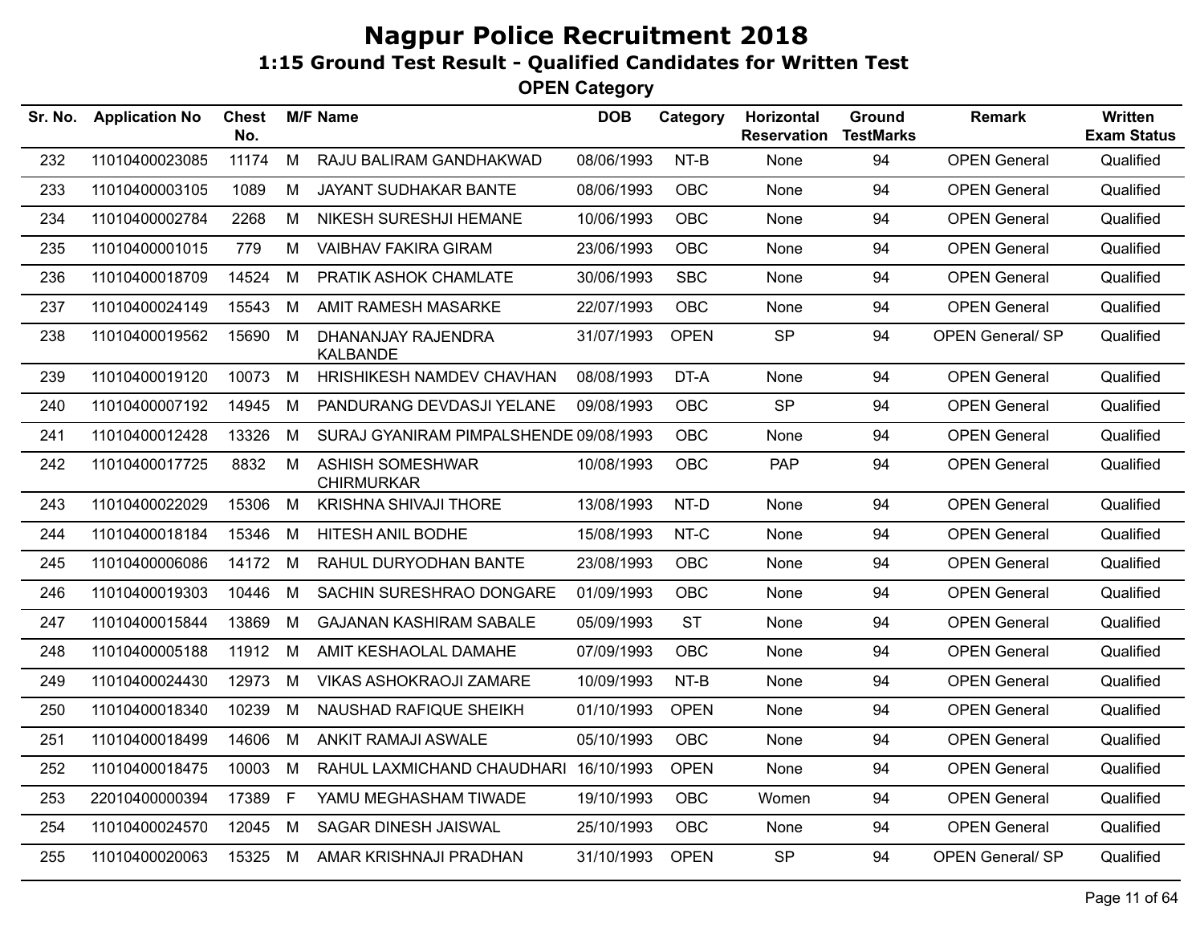# Nagpur Police Recruitment 2018

## 1:15 Ground Test Result - Qualified Candidates for Written Test

### OPEN Category

| Sr. No. | Application No | Chest No. | M/F | Name | DOB | Category | Horizontal Reservation | Ground TestMarks | Remark | Written Exam Status |
|---|---|---|---|---|---|---|---|---|---|---|
| 232 | 11010400023085 | 11174 | M | RAJU BALIRAM GANDHAKWAD | 08/06/1993 | NT-B | None | 94 | OPEN General | Qualified |
| 233 | 11010400003105 | 1089 | M | JAYANT SUDHAKAR BANTE | 08/06/1993 | OBC | None | 94 | OPEN General | Qualified |
| 234 | 11010400002784 | 2268 | M | NIKESH SURESHJI HEMANE | 10/06/1993 | OBC | None | 94 | OPEN General | Qualified |
| 235 | 11010400001015 | 779 | M | VAIBHAV FAKIRA GIRAM | 23/06/1993 | OBC | None | 94 | OPEN General | Qualified |
| 236 | 11010400018709 | 14524 | M | PRATIK ASHOK CHAMLATE | 30/06/1993 | SBC | None | 94 | OPEN General | Qualified |
| 237 | 11010400024149 | 15543 | M | AMIT RAMESH MASARKE | 22/07/1993 | OBC | None | 94 | OPEN General | Qualified |
| 238 | 11010400019562 | 15690 | M | DHANANJAY RAJENDRA KALBANDE | 31/07/1993 | OPEN | SP | 94 | OPEN General/ SP | Qualified |
| 239 | 11010400019120 | 10073 | M | HRISHIKESH NAMDEV CHAVHAN | 08/08/1993 | DT-A | None | 94 | OPEN General | Qualified |
| 240 | 11010400007192 | 14945 | M | PANDURANG DEVDASJI YELANE | 09/08/1993 | OBC | SP | 94 | OPEN General | Qualified |
| 241 | 11010400012428 | 13326 | M | SURAJ GYANIRAM PIMPALSHENDE | 09/08/1993 | OBC | None | 94 | OPEN General | Qualified |
| 242 | 11010400017725 | 8832 | M | ASHISH SOMESHWAR CHIRMURKAR | 10/08/1993 | OBC | PAP | 94 | OPEN General | Qualified |
| 243 | 11010400022029 | 15306 | M | KRISHNA SHIVAJI THORE | 13/08/1993 | NT-D | None | 94 | OPEN General | Qualified |
| 244 | 11010400018184 | 15346 | M | HITESH ANIL BODHE | 15/08/1993 | NT-C | None | 94 | OPEN General | Qualified |
| 245 | 11010400006086 | 14172 | M | RAHUL DURYODHAN BANTE | 23/08/1993 | OBC | None | 94 | OPEN General | Qualified |
| 246 | 11010400019303 | 10446 | M | SACHIN SURESHRAO DONGARE | 01/09/1993 | OBC | None | 94 | OPEN General | Qualified |
| 247 | 11010400015844 | 13869 | M | GAJANAN KASHIRAM SABALE | 05/09/1993 | ST | None | 94 | OPEN General | Qualified |
| 248 | 11010400005188 | 11912 | M | AMIT KESHAOLAL DAMAHE | 07/09/1993 | OBC | None | 94 | OPEN General | Qualified |
| 249 | 11010400024430 | 12973 | M | VIKAS ASHOKRAOJI ZAMARE | 10/09/1993 | NT-B | None | 94 | OPEN General | Qualified |
| 250 | 11010400018340 | 10239 | M | NAUSHAD RAFIQUE SHEIKH | 01/10/1993 | OPEN | None | 94 | OPEN General | Qualified |
| 251 | 11010400018499 | 14606 | M | ANKIT RAMAJI ASWALE | 05/10/1993 | OBC | None | 94 | OPEN General | Qualified |
| 252 | 11010400018475 | 10003 | M | RAHUL LAXMICHAND CHAUDHARI | 16/10/1993 | OPEN | None | 94 | OPEN General | Qualified |
| 253 | 22010400000394 | 17389 | F | YAMU MEGHASHAM TIWADE | 19/10/1993 | OBC | Women | 94 | OPEN General | Qualified |
| 254 | 11010400024570 | 12045 | M | SAGAR DINESH JAISWAL | 25/10/1993 | OBC | None | 94 | OPEN General | Qualified |
| 255 | 11010400020063 | 15325 | M | AMAR KRISHNAJI PRADHAN | 31/10/1993 | OPEN | SP | 94 | OPEN General/ SP | Qualified |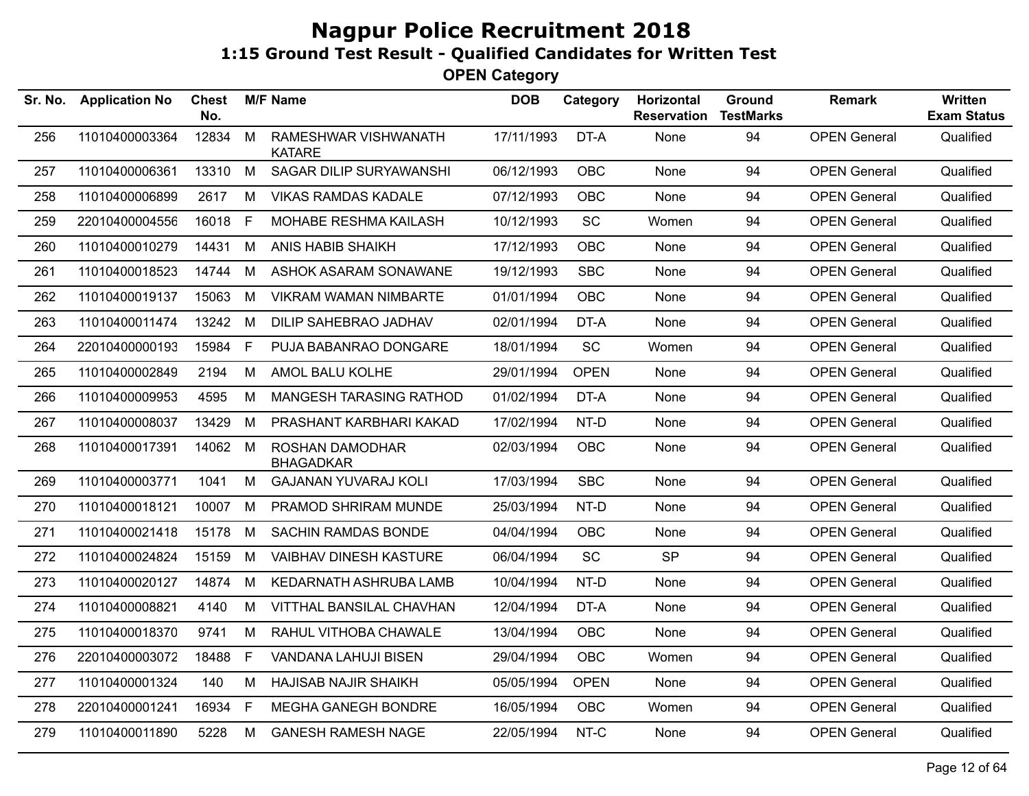# Nagpur Police Recruitment 2018

## 1:15 Ground Test Result - Qualified Candidates for Written Test

### OPEN Category

| Sr. No. | Application No | Chest No. | M/F | Name | DOB | Category | Horizontal Reservation | Ground TestMarks | Remark | Written Exam Status |
|---|---|---|---|---|---|---|---|---|---|---|
| 256 | 11010400003364 | 12834 | M | RAMESHWAR VISHWANATH KATARE | 17/11/1993 | DT-A | None | 94 | OPEN General | Qualified |
| 257 | 11010400006361 | 13310 | M | SAGAR DILIP SURYAWANSHI | 06/12/1993 | OBC | None | 94 | OPEN General | Qualified |
| 258 | 11010400006899 | 2617 | M | VIKAS RAMDAS KADALE | 07/12/1993 | OBC | None | 94 | OPEN General | Qualified |
| 259 | 22010400004556 | 16018 | F | MOHABE RESHMA KAILASH | 10/12/1993 | SC | Women | 94 | OPEN General | Qualified |
| 260 | 11010400010279 | 14431 | M | ANIS HABIB SHAIKH | 17/12/1993 | OBC | None | 94 | OPEN General | Qualified |
| 261 | 11010400018523 | 14744 | M | ASHOK ASARAM SONAWANE | 19/12/1993 | SBC | None | 94 | OPEN General | Qualified |
| 262 | 11010400019137 | 15063 | M | VIKRAM WAMAN NIMBARTE | 01/01/1994 | OBC | None | 94 | OPEN General | Qualified |
| 263 | 11010400011474 | 13242 | M | DILIP SAHEBRAO JADHAV | 02/01/1994 | DT-A | None | 94 | OPEN General | Qualified |
| 264 | 22010400000193 | 15984 | F | PUJA BABANRAO DONGARE | 18/01/1994 | SC | Women | 94 | OPEN General | Qualified |
| 265 | 11010400002849 | 2194 | M | AMOL BALU KOLHE | 29/01/1994 | OPEN | None | 94 | OPEN General | Qualified |
| 266 | 11010400009953 | 4595 | M | MANGESH TARASING RATHOD | 01/02/1994 | DT-A | None | 94 | OPEN General | Qualified |
| 267 | 11010400008037 | 13429 | M | PRASHANT KARBHARI KAKAD | 17/02/1994 | NT-D | None | 94 | OPEN General | Qualified |
| 268 | 11010400017391 | 14062 | M | ROSHAN DAMODHAR BHAGADKAR | 02/03/1994 | OBC | None | 94 | OPEN General | Qualified |
| 269 | 11010400003771 | 1041 | M | GAJANAN YUVARAJ KOLI | 17/03/1994 | SBC | None | 94 | OPEN General | Qualified |
| 270 | 11010400018121 | 10007 | M | PRAMOD SHRIRAM MUNDE | 25/03/1994 | NT-D | None | 94 | OPEN General | Qualified |
| 271 | 11010400021418 | 15178 | M | SACHIN RAMDAS BONDE | 04/04/1994 | OBC | None | 94 | OPEN General | Qualified |
| 272 | 11010400024824 | 15159 | M | VAIBHAV DINESH KASTURE | 06/04/1994 | SC | SP | 94 | OPEN General | Qualified |
| 273 | 11010400020127 | 14874 | M | KEDARNATH ASHRUBA LAMB | 10/04/1994 | NT-D | None | 94 | OPEN General | Qualified |
| 274 | 11010400008821 | 4140 | M | VITTHAL BANSILAL CHAVHAN | 12/04/1994 | DT-A | None | 94 | OPEN General | Qualified |
| 275 | 11010400018370 | 9741 | M | RAHUL VITHOBA CHAWALE | 13/04/1994 | OBC | None | 94 | OPEN General | Qualified |
| 276 | 22010400003072 | 18488 | F | VANDANA LAHUJI BISEN | 29/04/1994 | OBC | Women | 94 | OPEN General | Qualified |
| 277 | 11010400001324 | 140 | M | HAJISAB NAJIR SHAIKH | 05/05/1994 | OPEN | None | 94 | OPEN General | Qualified |
| 278 | 22010400001241 | 16934 | F | MEGHA GANEGH BONDRE | 16/05/1994 | OBC | Women | 94 | OPEN General | Qualified |
| 279 | 11010400011890 | 5228 | M | GANESH RAMESH NAGE | 22/05/1994 | NT-C | None | 94 | OPEN General | Qualified |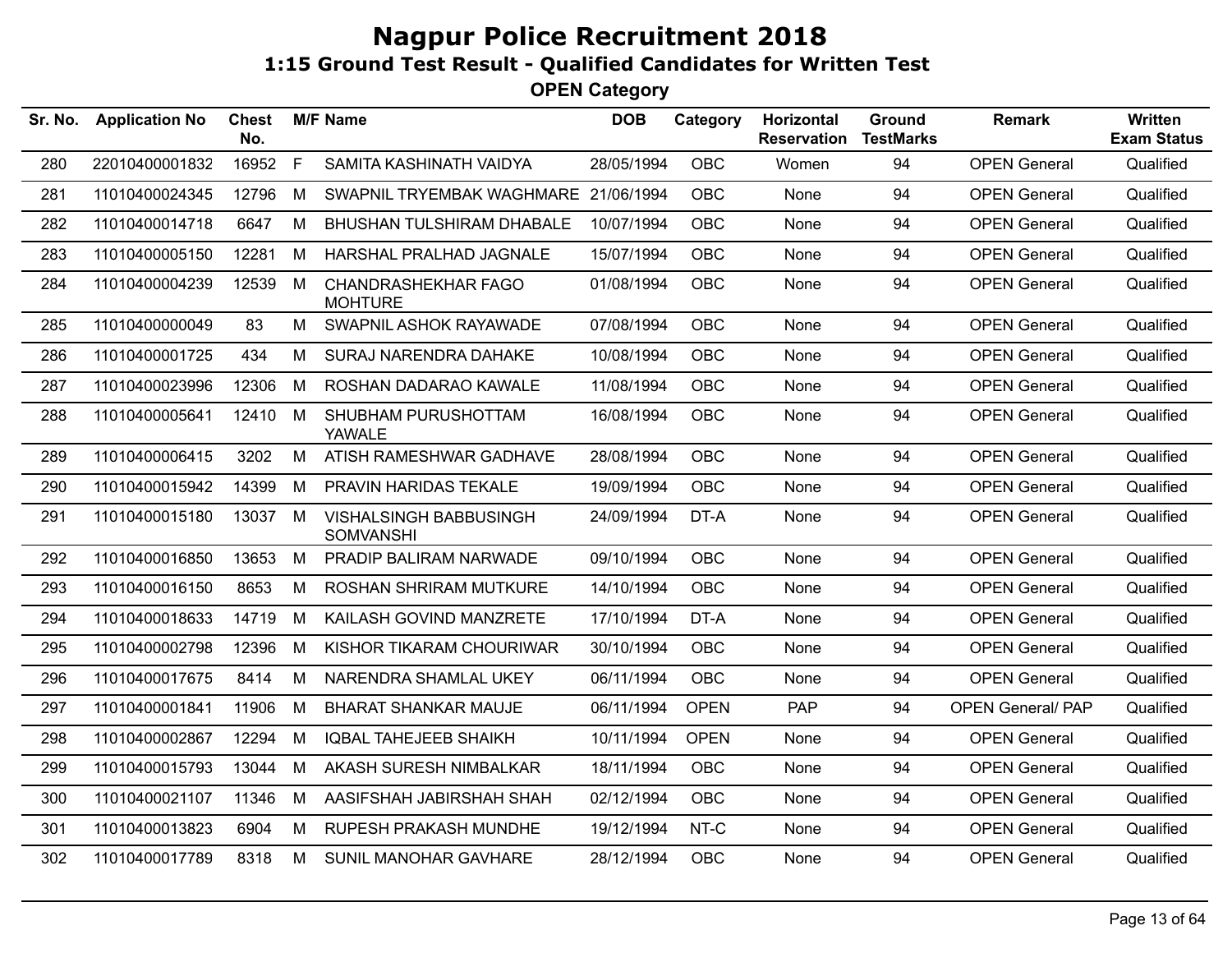# Nagpur Police Recruitment 2018

## 1:15 Ground Test Result - Qualified Candidates for Written Test

### OPEN Category

| Sr. No. | Application No | Chest No. | M/F | Name | DOB | Category | Horizontal Reservation | Ground TestMarks | Remark | Written Exam Status |
|---|---|---|---|---|---|---|---|---|---|---|
| 280 | 22010400001832 | 16952 | F | SAMITA KASHINATH VAIDYA | 28/05/1994 | OBC | Women | 94 | OPEN General | Qualified |
| 281 | 11010400024345 | 12796 | M | SWAPNIL TRYEMBAK WAGHMARE | 21/06/1994 | OBC | None | 94 | OPEN General | Qualified |
| 282 | 11010400014718 | 6647 | M | BHUSHAN TULSHIRAM DHABALE | 10/07/1994 | OBC | None | 94 | OPEN General | Qualified |
| 283 | 11010400005150 | 12281 | M | HARSHAL PRALHAD JAGNALE | 15/07/1994 | OBC | None | 94 | OPEN General | Qualified |
| 284 | 11010400004239 | 12539 | M | CHANDRASHEKHAR FAGO MOHTURE | 01/08/1994 | OBC | None | 94 | OPEN General | Qualified |
| 285 | 11010400000049 | 83 | M | SWAPNIL ASHOK RAYAWADE | 07/08/1994 | OBC | None | 94 | OPEN General | Qualified |
| 286 | 11010400001725 | 434 | M | SURAJ NARENDRA DAHAKE | 10/08/1994 | OBC | None | 94 | OPEN General | Qualified |
| 287 | 11010400023996 | 12306 | M | ROSHAN DADARAO KAWALE | 11/08/1994 | OBC | None | 94 | OPEN General | Qualified |
| 288 | 11010400005641 | 12410 | M | SHUBHAM PURUSHOTTAM YAWALE | 16/08/1994 | OBC | None | 94 | OPEN General | Qualified |
| 289 | 11010400006415 | 3202 | M | ATISH RAMESHWAR GADHAVE | 28/08/1994 | OBC | None | 94 | OPEN General | Qualified |
| 290 | 11010400015942 | 14399 | M | PRAVIN HARIDAS TEKALE | 19/09/1994 | OBC | None | 94 | OPEN General | Qualified |
| 291 | 11010400015180 | 13037 | M | VISHALSINGH BABBUSINGH SOMVANSHI | 24/09/1994 | DT-A | None | 94 | OPEN General | Qualified |
| 292 | 11010400016850 | 13653 | M | PRADIP BALIRAM NARWADE | 09/10/1994 | OBC | None | 94 | OPEN General | Qualified |
| 293 | 11010400016150 | 8653 | M | ROSHAN SHRIRAM MUTKURE | 14/10/1994 | OBC | None | 94 | OPEN General | Qualified |
| 294 | 11010400018633 | 14719 | M | KAILASH GOVIND MANZRETE | 17/10/1994 | DT-A | None | 94 | OPEN General | Qualified |
| 295 | 11010400002798 | 12396 | M | KISHOR TIKARAM CHOURIWAR | 30/10/1994 | OBC | None | 94 | OPEN General | Qualified |
| 296 | 11010400017675 | 8414 | M | NARENDRA SHAMLAL UKEY | 06/11/1994 | OBC | None | 94 | OPEN General | Qualified |
| 297 | 11010400001841 | 11906 | M | BHARAT SHANKAR MAUJE | 06/11/1994 | OPEN | PAP | 94 | OPEN General/ PAP | Qualified |
| 298 | 11010400002867 | 12294 | M | IQBAL TAHEJEEB SHAIKH | 10/11/1994 | OPEN | None | 94 | OPEN General | Qualified |
| 299 | 11010400015793 | 13044 | M | AKASH SURESH NIMBALKAR | 18/11/1994 | OBC | None | 94 | OPEN General | Qualified |
| 300 | 11010400021107 | 11346 | M | AASIFSHAH JABIRSHAH SHAH | 02/12/1994 | OBC | None | 94 | OPEN General | Qualified |
| 301 | 11010400013823 | 6904 | M | RUPESH PRAKASH MUNDHE | 19/12/1994 | NT-C | None | 94 | OPEN General | Qualified |
| 302 | 11010400017789 | 8318 | M | SUNIL MANOHAR GAVHARE | 28/12/1994 | OBC | None | 94 | OPEN General | Qualified |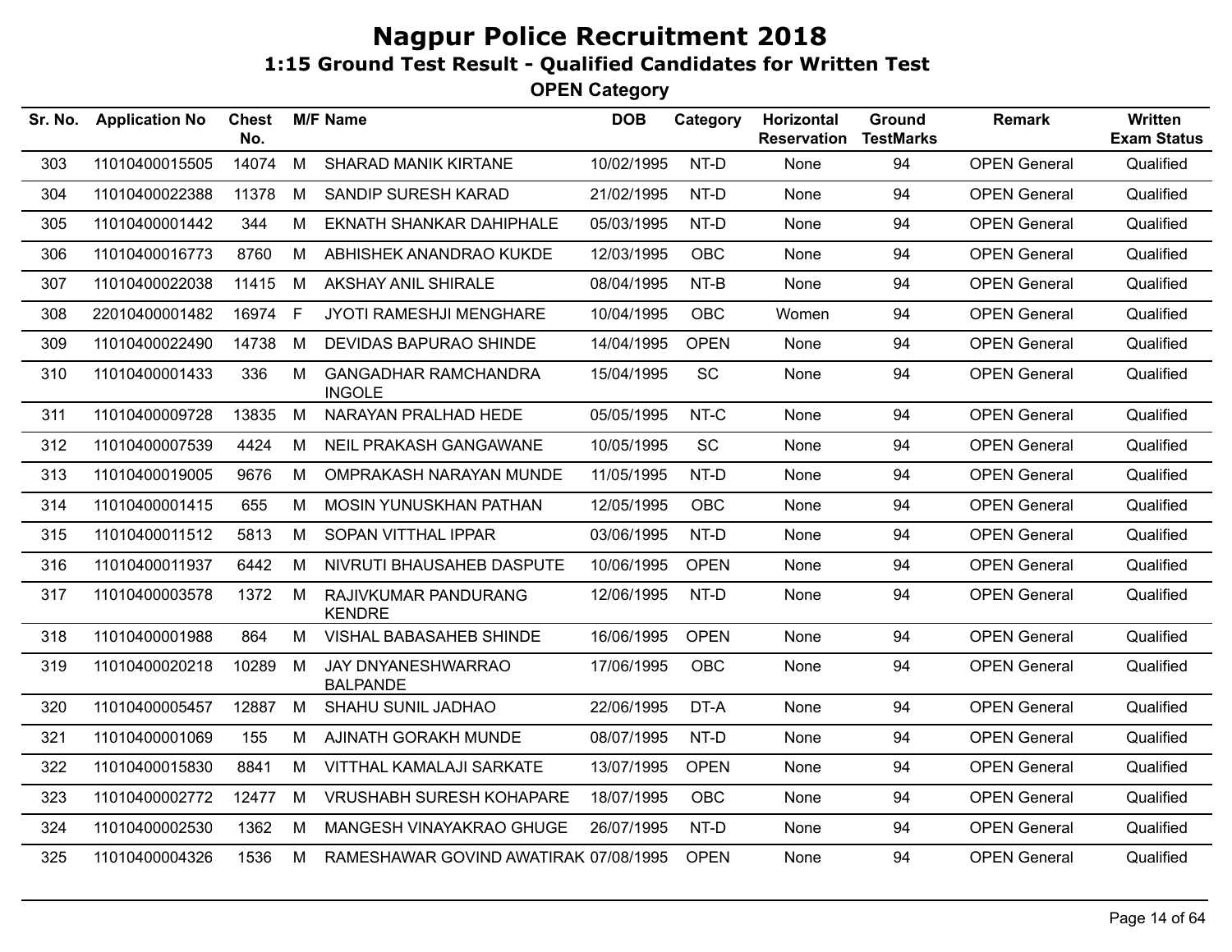# Nagpur Police Recruitment 2018

## 1:15 Ground Test Result - Qualified Candidates for Written Test

### OPEN Category

| Sr. No. | Application No | Chest No. | M/F | Name | DOB | Category | Horizontal Reservation | Ground TestMarks | Remark | Written Exam Status |
|---|---|---|---|---|---|---|---|---|---|---|
| 303 | 11010400015505 | 14074 | M | SHARAD MANIK KIRTANE | 10/02/1995 | NT-D | None | 94 | OPEN General | Qualified |
| 304 | 11010400022388 | 11378 | M | SANDIP SURESH KARAD | 21/02/1995 | NT-D | None | 94 | OPEN General | Qualified |
| 305 | 11010400001442 | 344 | M | EKNATH SHANKAR DAHIPHALE | 05/03/1995 | NT-D | None | 94 | OPEN General | Qualified |
| 306 | 11010400016773 | 8760 | M | ABHISHEK ANANDRAO KUKDE | 12/03/1995 | OBC | None | 94 | OPEN General | Qualified |
| 307 | 11010400022038 | 11415 | M | AKSHAY ANIL SHIRALE | 08/04/1995 | NT-B | None | 94 | OPEN General | Qualified |
| 308 | 22010400001482 | 16974 | F | JYOTI RAMESHJI MENGHARE | 10/04/1995 | OBC | Women | 94 | OPEN General | Qualified |
| 309 | 11010400022490 | 14738 | M | DEVIDAS BAPURAO SHINDE | 14/04/1995 | OPEN | None | 94 | OPEN General | Qualified |
| 310 | 11010400001433 | 336 | M | GANGADHAR RAMCHANDRA INGOLE | 15/04/1995 | SC | None | 94 | OPEN General | Qualified |
| 311 | 11010400009728 | 13835 | M | NARAYAN PRALHAD HEDE | 05/05/1995 | NT-C | None | 94 | OPEN General | Qualified |
| 312 | 11010400007539 | 4424 | M | NEIL PRAKASH GANGAWANE | 10/05/1995 | SC | None | 94 | OPEN General | Qualified |
| 313 | 11010400019005 | 9676 | M | OMPRAKASH NARAYAN MUNDE | 11/05/1995 | NT-D | None | 94 | OPEN General | Qualified |
| 314 | 11010400001415 | 655 | M | MOSIN YUNUSKHAN PATHAN | 12/05/1995 | OBC | None | 94 | OPEN General | Qualified |
| 315 | 11010400011512 | 5813 | M | SOPAN VITTHAL IPPAR | 03/06/1995 | NT-D | None | 94 | OPEN General | Qualified |
| 316 | 11010400011937 | 6442 | M | NIVRUTI BHAUSAHEB DASPUTE | 10/06/1995 | OPEN | None | 94 | OPEN General | Qualified |
| 317 | 11010400003578 | 1372 | M | RAJIVKUMAR PANDURANG KENDRE | 12/06/1995 | NT-D | None | 94 | OPEN General | Qualified |
| 318 | 11010400001988 | 864 | M | VISHAL BABASAHEB SHINDE | 16/06/1995 | OPEN | None | 94 | OPEN General | Qualified |
| 319 | 11010400020218 | 10289 | M | JAY DNYANESHWARRAO BALPANDE | 17/06/1995 | OBC | None | 94 | OPEN General | Qualified |
| 320 | 11010400005457 | 12887 | M | SHAHU SUNIL JADHAO | 22/06/1995 | DT-A | None | 94 | OPEN General | Qualified |
| 321 | 11010400001069 | 155 | M | AJINATH GORAKH MUNDE | 08/07/1995 | NT-D | None | 94 | OPEN General | Qualified |
| 322 | 11010400015830 | 8841 | M | VITTHAL KAMALAJI SARKATE | 13/07/1995 | OPEN | None | 94 | OPEN General | Qualified |
| 323 | 11010400002772 | 12477 | M | VRUSHABH SURESH KOHAPARE | 18/07/1995 | OBC | None | 94 | OPEN General | Qualified |
| 324 | 11010400002530 | 1362 | M | MANGESH VINAYAKRAO GHUGE | 26/07/1995 | NT-D | None | 94 | OPEN General | Qualified |
| 325 | 11010400004326 | 1536 | M | RAMESHAWAR GOVIND AWATIRAK | 07/08/1995 | OPEN | None | 94 | OPEN General | Qualified |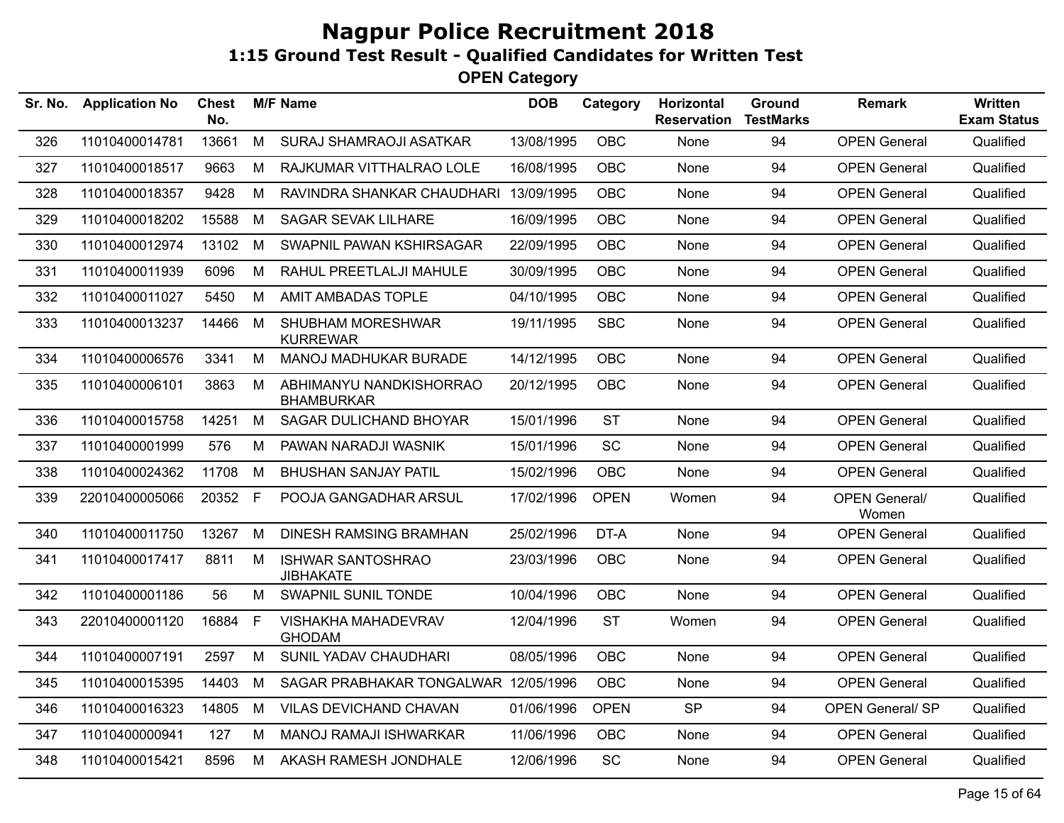# Nagpur Police Recruitment 2018

## 1:15 Ground Test Result - Qualified Candidates for Written Test

### OPEN Category

| Sr. No. | Application No | Chest No. | M/F | Name | DOB | Category | Horizontal Reservation | Ground TestMarks | Remark | Written Exam Status |
|---|---|---|---|---|---|---|---|---|---|---|
| 326 | 11010400014781 | 13661 | M | SURAJ SHAMRAOJI ASATKAR | 13/08/1995 | OBC | None | 94 | OPEN General | Qualified |
| 327 | 11010400018517 | 9663 | M | RAJKUMAR VITTHALRAO LOLE | 16/08/1995 | OBC | None | 94 | OPEN General | Qualified |
| 328 | 11010400018357 | 9428 | M | RAVINDRA SHANKAR CHAUDHARI | 13/09/1995 | OBC | None | 94 | OPEN General | Qualified |
| 329 | 11010400018202 | 15588 | M | SAGAR SEVAK LILHARE | 16/09/1995 | OBC | None | 94 | OPEN General | Qualified |
| 330 | 11010400012974 | 13102 | M | SWAPNIL PAWAN KSHIRSAGAR | 22/09/1995 | OBC | None | 94 | OPEN General | Qualified |
| 331 | 11010400011939 | 6096 | M | RAHUL PREETLALJI MAHULE | 30/09/1995 | OBC | None | 94 | OPEN General | Qualified |
| 332 | 11010400011027 | 5450 | M | AMIT AMBADAS TOPLE | 04/10/1995 | OBC | None | 94 | OPEN General | Qualified |
| 333 | 11010400013237 | 14466 | M | SHUBHAM MORESHWAR KURREWAR | 19/11/1995 | SBC | None | 94 | OPEN General | Qualified |
| 334 | 11010400006576 | 3341 | M | MANOJ MADHUKAR BURADE | 14/12/1995 | OBC | None | 94 | OPEN General | Qualified |
| 335 | 11010400006101 | 3863 | M | ABHIMANYU NANDKISHORRAO BHAMBURKAR | 20/12/1995 | OBC | None | 94 | OPEN General | Qualified |
| 336 | 11010400015758 | 14251 | M | SAGAR DULICHAND BHOYAR | 15/01/1996 | ST | None | 94 | OPEN General | Qualified |
| 337 | 11010400001999 | 576 | M | PAWAN NARADJI WASNIK | 15/01/1996 | SC | None | 94 | OPEN General | Qualified |
| 338 | 11010400024362 | 11708 | M | BHUSHAN SANJAY PATIL | 15/02/1996 | OBC | None | 94 | OPEN General | Qualified |
| 339 | 22010400005066 | 20352 | F | POOJA GANGADHAR ARSUL | 17/02/1996 | OPEN | Women | 94 | OPEN General/ Women | Qualified |
| 340 | 11010400011750 | 13267 | M | DINESH RAMSING BRAMHAN | 25/02/1996 | DT-A | None | 94 | OPEN General | Qualified |
| 341 | 11010400017417 | 8811 | M | ISHWAR SANTOSHRAO JIBHAKATE | 23/03/1996 | OBC | None | 94 | OPEN General | Qualified |
| 342 | 11010400001186 | 56 | M | SWAPNIL SUNIL TONDE | 10/04/1996 | OBC | None | 94 | OPEN General | Qualified |
| 343 | 22010400001120 | 16884 | F | VISHAKHA MAHADEVRAV GHODAM | 12/04/1996 | ST | Women | 94 | OPEN General | Qualified |
| 344 | 11010400007191 | 2597 | M | SUNIL YADAV CHAUDHARI | 08/05/1996 | OBC | None | 94 | OPEN General | Qualified |
| 345 | 11010400015395 | 14403 | M | SAGAR PRABHAKAR TONGALWAR | 12/05/1996 | OBC | None | 94 | OPEN General | Qualified |
| 346 | 11010400016323 | 14805 | M | VILAS DEVICHAND CHAVAN | 01/06/1996 | OPEN | SP | 94 | OPEN General/ SP | Qualified |
| 347 | 11010400000941 | 127 | M | MANOJ RAMAJI ISHWARKAR | 11/06/1996 | OBC | None | 94 | OPEN General | Qualified |
| 348 | 11010400015421 | 8596 | M | AKASH RAMESH JONDHALE | 12/06/1996 | SC | None | 94 | OPEN General | Qualified |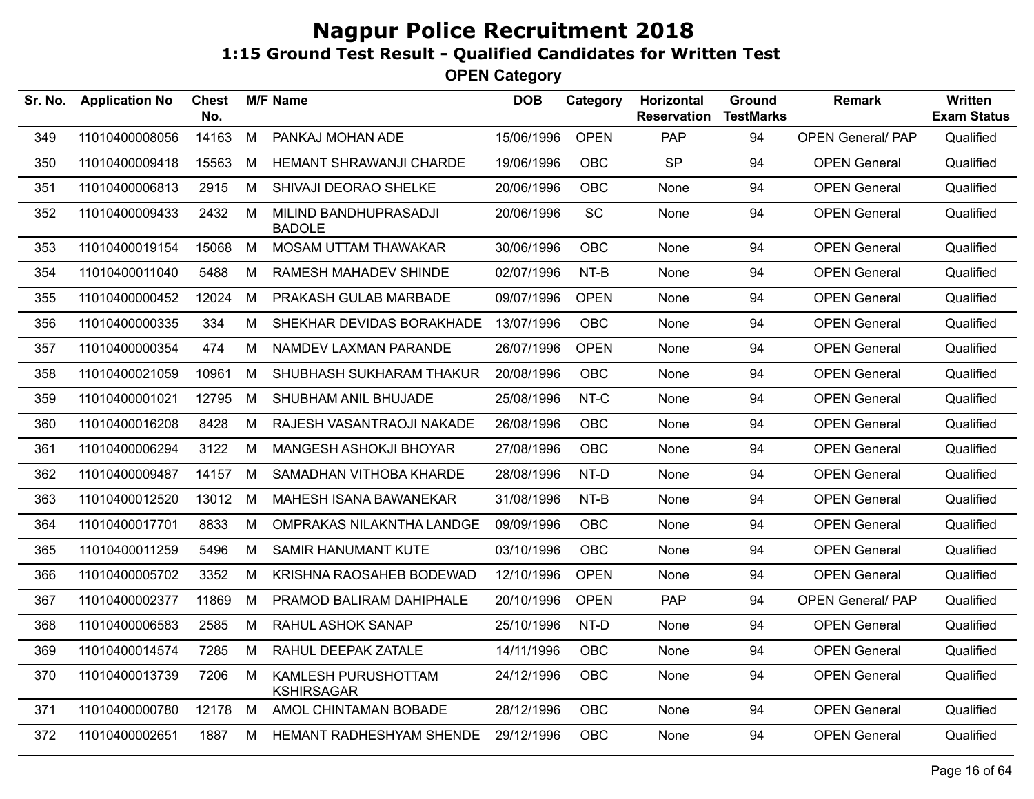# Nagpur Police Recruitment 2018

## 1:15 Ground Test Result - Qualified Candidates for Written Test

### OPEN Category

| Sr. No. | Application No | Chest No. | M/F | Name | DOB | Category | Horizontal Reservation | Ground TestMarks | Remark | Written Exam Status |
|---|---|---|---|---|---|---|---|---|---|---|
| 349 | 11010400008056 | 14163 | M | PANKAJ MOHAN ADE | 15/06/1996 | OPEN | PAP | 94 | OPEN General/ PAP | Qualified |
| 350 | 11010400009418 | 15563 | M | HEMANT SHRAWANJI CHARDE | 19/06/1996 | OBC | SP | 94 | OPEN General | Qualified |
| 351 | 11010400006813 | 2915 | M | SHIVAJI DEORAO SHELKE | 20/06/1996 | OBC | None | 94 | OPEN General | Qualified |
| 352 | 11010400009433 | 2432 | M | MILIND BANDHUPRASADJI BADOLE | 20/06/1996 | SC | None | 94 | OPEN General | Qualified |
| 353 | 11010400019154 | 15068 | M | MOSAM UTTAM THAWAKAR | 30/06/1996 | OBC | None | 94 | OPEN General | Qualified |
| 354 | 11010400011040 | 5488 | M | RAMESH MAHADEV SHINDE | 02/07/1996 | NT-B | None | 94 | OPEN General | Qualified |
| 355 | 11010400000452 | 12024 | M | PRAKASH GULAB MARBADE | 09/07/1996 | OPEN | None | 94 | OPEN General | Qualified |
| 356 | 11010400000335 | 334 | M | SHEKHAR DEVIDAS BORAKHADE | 13/07/1996 | OBC | None | 94 | OPEN General | Qualified |
| 357 | 11010400000354 | 474 | M | NAMDEV LAXMAN PARANDE | 26/07/1996 | OPEN | None | 94 | OPEN General | Qualified |
| 358 | 11010400021059 | 10961 | M | SHUBHASH SUKHARAM THAKUR | 20/08/1996 | OBC | None | 94 | OPEN General | Qualified |
| 359 | 11010400001021 | 12795 | M | SHUBHAM ANIL BHUJADE | 25/08/1996 | NT-C | None | 94 | OPEN General | Qualified |
| 360 | 11010400016208 | 8428 | M | RAJESH VASANTRAOJI NAKADE | 26/08/1996 | OBC | None | 94 | OPEN General | Qualified |
| 361 | 11010400006294 | 3122 | M | MANGESH ASHOKJI BHOYAR | 27/08/1996 | OBC | None | 94 | OPEN General | Qualified |
| 362 | 11010400009487 | 14157 | M | SAMADHAN VITHOBA KHARDE | 28/08/1996 | NT-D | None | 94 | OPEN General | Qualified |
| 363 | 11010400012520 | 13012 | M | MAHESH ISANA BAWANEKAR | 31/08/1996 | NT-B | None | 94 | OPEN General | Qualified |
| 364 | 11010400017701 | 8833 | M | OMPRAKAS NILAKNTHA LANDGE | 09/09/1996 | OBC | None | 94 | OPEN General | Qualified |
| 365 | 11010400011259 | 5496 | M | SAMIR HANUMANT KUTE | 03/10/1996 | OBC | None | 94 | OPEN General | Qualified |
| 366 | 11010400005702 | 3352 | M | KRISHNA RAOSAHEB BODEWAD | 12/10/1996 | OPEN | None | 94 | OPEN General | Qualified |
| 367 | 11010400002377 | 11869 | M | PRAMOD BALIRAM DAHIPHALE | 20/10/1996 | OPEN | PAP | 94 | OPEN General/ PAP | Qualified |
| 368 | 11010400006583 | 2585 | M | RAHUL ASHOK SANAP | 25/10/1996 | NT-D | None | 94 | OPEN General | Qualified |
| 369 | 11010400014574 | 7285 | M | RAHUL DEEPAK ZATALE | 14/11/1996 | OBC | None | 94 | OPEN General | Qualified |
| 370 | 11010400013739 | 7206 | M | KAMLESH PURUSHOTTAM KSHIRSAGAR | 24/12/1996 | OBC | None | 94 | OPEN General | Qualified |
| 371 | 11010400000780 | 12178 | M | AMOL CHINTAMAN BOBADE | 28/12/1996 | OBC | None | 94 | OPEN General | Qualified |
| 372 | 11010400002651 | 1887 | M | HEMANT RADHESHYAM SHENDE | 29/12/1996 | OBC | None | 94 | OPEN General | Qualified |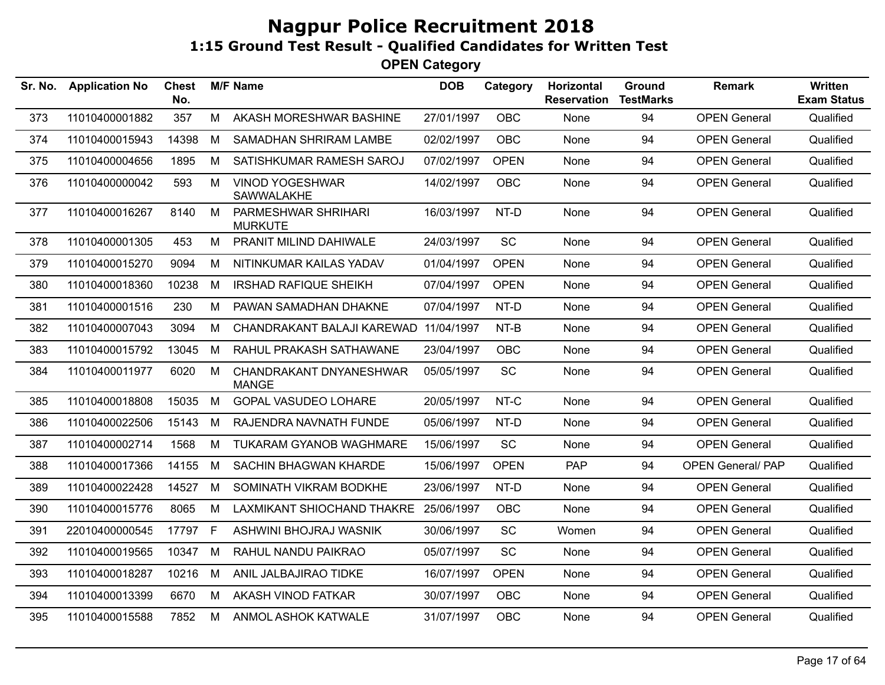# Nagpur Police Recruitment 2018

## 1:15 Ground Test Result - Qualified Candidates for Written Test

### OPEN Category

| Sr. No. | Application No | Chest No. | M/F | Name | DOB | Category | Horizontal Reservation | Ground TestMarks | Remark | Written Exam Status |
|---|---|---|---|---|---|---|---|---|---|---|
| 373 | 11010400001882 | 357 | M | AKASH MORESHWAR BASHINE | 27/01/1997 | OBC | None | 94 | OPEN General | Qualified |
| 374 | 11010400015943 | 14398 | M | SAMADHAN SHRIRAM LAMBE | 02/02/1997 | OBC | None | 94 | OPEN General | Qualified |
| 375 | 11010400004656 | 1895 | M | SATISHKUMAR RAMESH SAROJ | 07/02/1997 | OPEN | None | 94 | OPEN General | Qualified |
| 376 | 11010400000042 | 593 | M | VINOD YOGESHWAR SAWWALAKHE | 14/02/1997 | OBC | None | 94 | OPEN General | Qualified |
| 377 | 11010400016267 | 8140 | M | PARMESHWAR SHRIHARI MURKUTE | 16/03/1997 | NT-D | None | 94 | OPEN General | Qualified |
| 378 | 11010400001305 | 453 | M | PRANIT MILIND DAHIWALE | 24/03/1997 | SC | None | 94 | OPEN General | Qualified |
| 379 | 11010400015270 | 9094 | M | NITINKUMAR KAILAS YADAV | 01/04/1997 | OPEN | None | 94 | OPEN General | Qualified |
| 380 | 11010400018360 | 10238 | M | IRSHAD RAFIQUE SHEIKH | 07/04/1997 | OPEN | None | 94 | OPEN General | Qualified |
| 381 | 11010400001516 | 230 | M | PAWAN SAMADHAN DHAKNE | 07/04/1997 | NT-D | None | 94 | OPEN General | Qualified |
| 382 | 11010400007043 | 3094 | M | CHANDRAKANT BALAJI KAREWAD | 11/04/1997 | NT-B | None | 94 | OPEN General | Qualified |
| 383 | 11010400015792 | 13045 | M | RAHUL PRAKASH SATHAWANE | 23/04/1997 | OBC | None | 94 | OPEN General | Qualified |
| 384 | 11010400011977 | 6020 | M | CHANDRAKANT DNYANESHWAR MANGE | 05/05/1997 | SC | None | 94 | OPEN General | Qualified |
| 385 | 11010400018808 | 15035 | M | GOPAL VASUDEO LOHARE | 20/05/1997 | NT-C | None | 94 | OPEN General | Qualified |
| 386 | 11010400022506 | 15143 | M | RAJENDRA NAVNATH FUNDE | 05/06/1997 | NT-D | None | 94 | OPEN General | Qualified |
| 387 | 11010400002714 | 1568 | M | TUKARAM GYANOB WAGHMARE | 15/06/1997 | SC | None | 94 | OPEN General | Qualified |
| 388 | 11010400017366 | 14155 | M | SACHIN BHAGWAN KHARDE | 15/06/1997 | OPEN | PAP | 94 | OPEN General/ PAP | Qualified |
| 389 | 11010400022428 | 14527 | M | SOMINATH VIKRAM BODKHE | 23/06/1997 | NT-D | None | 94 | OPEN General | Qualified |
| 390 | 11010400015776 | 8065 | M | LAXMIKANT SHIOCHAND THAKRE | 25/06/1997 | OBC | None | 94 | OPEN General | Qualified |
| 391 | 22010400000545 | 17797 | F | ASHWINI BHOJRAJ WASNIK | 30/06/1997 | SC | Women | 94 | OPEN General | Qualified |
| 392 | 11010400019565 | 10347 | M | RAHUL NANDU PAIKRAO | 05/07/1997 | SC | None | 94 | OPEN General | Qualified |
| 393 | 11010400018287 | 10216 | M | ANIL JALBAJIRAO TIDKE | 16/07/1997 | OPEN | None | 94 | OPEN General | Qualified |
| 394 | 11010400013399 | 6670 | M | AKASH VINOD FATKAR | 30/07/1997 | OBC | None | 94 | OPEN General | Qualified |
| 395 | 11010400015588 | 7852 | M | ANMOL ASHOK KATWALE | 31/07/1997 | OBC | None | 94 | OPEN General | Qualified |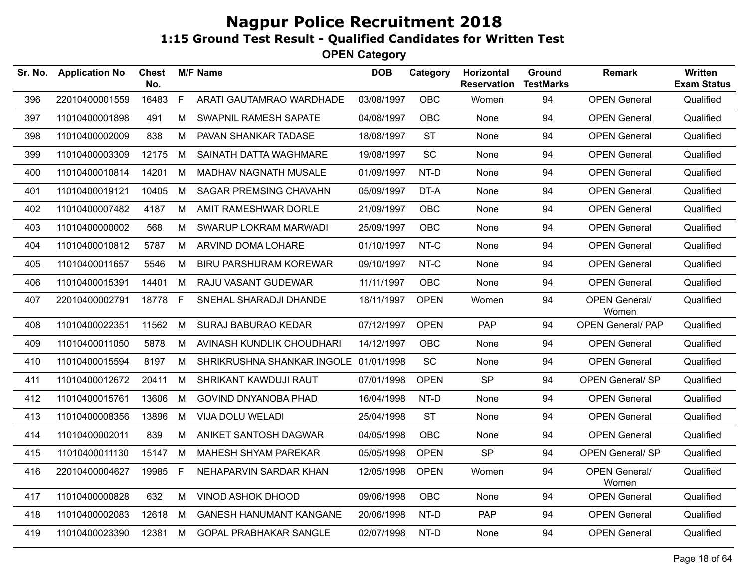# Nagpur Police Recruitment 2018

## 1:15 Ground Test Result - Qualified Candidates for Written Test

### OPEN Category

| Sr. No. | Application No | Chest No. | M/F | Name | DOB | Category | Horizontal Reservation | Ground TestMarks | Remark | Written Exam Status |
|---|---|---|---|---|---|---|---|---|---|---|
| 396 | 22010400001559 | 16483 | F | ARATI GAUTAMRAO WARDHADE | 03/08/1997 | OBC | Women | 94 | OPEN General | Qualified |
| 397 | 11010400001898 | 491 | M | SWAPNIL RAMESH SAPATE | 04/08/1997 | OBC | None | 94 | OPEN General | Qualified |
| 398 | 11010400002009 | 838 | M | PAVAN SHANKAR TADASE | 18/08/1997 | ST | None | 94 | OPEN General | Qualified |
| 399 | 11010400003309 | 12175 | M | SAINATH DATTA WAGHMARE | 19/08/1997 | SC | None | 94 | OPEN General | Qualified |
| 400 | 11010400010814 | 14201 | M | MADHAV NAGNATH MUSALE | 01/09/1997 | NT-D | None | 94 | OPEN General | Qualified |
| 401 | 11010400019121 | 10405 | M | SAGAR PREMSING CHAVAHN | 05/09/1997 | DT-A | None | 94 | OPEN General | Qualified |
| 402 | 11010400007482 | 4187 | M | AMIT RAMESHWAR DORLE | 21/09/1997 | OBC | None | 94 | OPEN General | Qualified |
| 403 | 11010400000002 | 568 | M | SWARUP LOKRAM MARWADI | 25/09/1997 | OBC | None | 94 | OPEN General | Qualified |
| 404 | 11010400010812 | 5787 | M | ARVIND DOMA LOHARE | 01/10/1997 | NT-C | None | 94 | OPEN General | Qualified |
| 405 | 11010400011657 | 5546 | M | BIRU PARSHURAM KOREWAR | 09/10/1997 | NT-C | None | 94 | OPEN General | Qualified |
| 406 | 11010400015391 | 14401 | M | RAJU VASANT GUDEWAR | 11/11/1997 | OBC | None | 94 | OPEN General | Qualified |
| 407 | 22010400002791 | 18778 | F | SNEHAL SHARADJI DHANDE | 18/11/1997 | OPEN | Women | 94 | OPEN General/ Women | Qualified |
| 408 | 11010400022351 | 11562 | M | SURAJ BABURAO KEDAR | 07/12/1997 | OPEN | PAP | 94 | OPEN General/ PAP | Qualified |
| 409 | 11010400011050 | 5878 | M | AVINASH KUNDLIK CHOUDHARI | 14/12/1997 | OBC | None | 94 | OPEN General | Qualified |
| 410 | 11010400015594 | 8197 | M | SHRIKRUSHNA SHANKAR INGOLE | 01/01/1998 | SC | None | 94 | OPEN General | Qualified |
| 411 | 11010400012672 | 20411 | M | SHRIKANT KAWDUJI RAUT | 07/01/1998 | OPEN | SP | 94 | OPEN General/ SP | Qualified |
| 412 | 11010400015761 | 13606 | M | GOVIND DNYANOBA PHAD | 16/04/1998 | NT-D | None | 94 | OPEN General | Qualified |
| 413 | 11010400008356 | 13896 | M | VIJA DOLU WELADI | 25/04/1998 | ST | None | 94 | OPEN General | Qualified |
| 414 | 11010400002011 | 839 | M | ANIKET SANTOSH DAGWAR | 04/05/1998 | OBC | None | 94 | OPEN General | Qualified |
| 415 | 11010400011130 | 15147 | M | MAHESH SHYAM PAREKAR | 05/05/1998 | OPEN | SP | 94 | OPEN General/ SP | Qualified |
| 416 | 22010400004627 | 19985 | F | NEHAPARVIN SARDAR KHAN | 12/05/1998 | OPEN | Women | 94 | OPEN General/ Women | Qualified |
| 417 | 11010400000828 | 632 | M | VINOD ASHOK DHOOD | 09/06/1998 | OBC | None | 94 | OPEN General | Qualified |
| 418 | 11010400002083 | 12618 | M | GANESH HANUMANT KANGANE | 20/06/1998 | NT-D | PAP | 94 | OPEN General | Qualified |
| 419 | 11010400023390 | 12381 | M | GOPAL PRABHAKAR SANGLE | 02/07/1998 | NT-D | None | 94 | OPEN General | Qualified |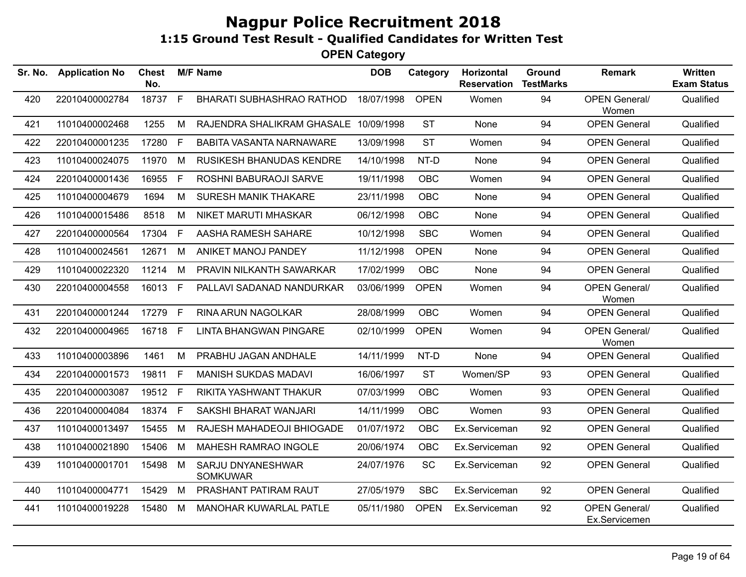# Nagpur Police Recruitment 2018

## 1:15 Ground Test Result - Qualified Candidates for Written Test

### OPEN Category

| Sr. No. | Application No | Chest No. | M/F | Name | DOB | Category | Horizontal Reservation | Ground TestMarks | Remark | Written Exam Status |
|---|---|---|---|---|---|---|---|---|---|---|
| 420 | 22010400002784 | 18737 | F | BHARATI SUBHASHRAO RATHOD | 18/07/1998 | OPEN | Women | 94 | OPEN General/ Women | Qualified |
| 421 | 11010400002468 | 1255 | M | RAJENDRA SHALIKRAM GHASALE | 10/09/1998 | ST | None | 94 | OPEN General | Qualified |
| 422 | 22010400001235 | 17280 | F | BABITA VASANTA NARNAWARE | 13/09/1998 | ST | Women | 94 | OPEN General | Qualified |
| 423 | 11010400024075 | 11970 | M | RUSIKESH BHANUDAS KENDRE | 14/10/1998 | NT-D | None | 94 | OPEN General | Qualified |
| 424 | 22010400001436 | 16955 | F | ROSHNI BABURAOJI SARVE | 19/11/1998 | OBC | Women | 94 | OPEN General | Qualified |
| 425 | 11010400004679 | 1694 | M | SURESH MANIK THAKARE | 23/11/1998 | OBC | None | 94 | OPEN General | Qualified |
| 426 | 11010400015486 | 8518 | M | NIKET MARUTI MHASKAR | 06/12/1998 | OBC | None | 94 | OPEN General | Qualified |
| 427 | 22010400000564 | 17304 | F | AASHA RAMESH SAHARE | 10/12/1998 | SBC | Women | 94 | OPEN General | Qualified |
| 428 | 11010400024561 | 12671 | M | ANIKET MANOJ PANDEY | 11/12/1998 | OPEN | None | 94 | OPEN General | Qualified |
| 429 | 11010400022320 | 11214 | M | PRAVIN NILKANTH SAWARKAR | 17/02/1999 | OBC | None | 94 | OPEN General | Qualified |
| 430 | 22010400004558 | 16013 | F | PALLAVI SADANAD NANDURKAR | 03/06/1999 | OPEN | Women | 94 | OPEN General/ Women | Qualified |
| 431 | 22010400001244 | 17279 | F | RINA ARUN NAGOLKAR | 28/08/1999 | OBC | Women | 94 | OPEN General | Qualified |
| 432 | 22010400004965 | 16718 | F | LINTA BHANGWAN PINGARE | 02/10/1999 | OPEN | Women | 94 | OPEN General/ Women | Qualified |
| 433 | 11010400003896 | 1461 | M | PRABHU JAGAN ANDHALE | 14/11/1999 | NT-D | None | 94 | OPEN General | Qualified |
| 434 | 22010400001573 | 19811 | F | MANISH SUKDAS MADAVI | 16/06/1997 | ST | Women/SP | 93 | OPEN General | Qualified |
| 435 | 22010400003087 | 19512 | F | RIKITA YASHWANT THAKUR | 07/03/1999 | OBC | Women | 93 | OPEN General | Qualified |
| 436 | 22010400004084 | 18374 | F | SAKSHI BHARAT WANJARI | 14/11/1999 | OBC | Women | 93 | OPEN General | Qualified |
| 437 | 11010400013497 | 15455 | M | RAJESH MAHADEOJI BHIOGADE | 01/07/1972 | OBC | Ex.Serviceman | 92 | OPEN General | Qualified |
| 438 | 11010400021890 | 15406 | M | MAHESH RAMRAO INGOLE | 20/06/1974 | OBC | Ex.Serviceman | 92 | OPEN General | Qualified |
| 439 | 11010400001701 | 15498 | M | SARJU DNYANESHWAR SOMKUWAR | 24/07/1976 | SC | Ex.Serviceman | 92 | OPEN General | Qualified |
| 440 | 11010400004771 | 15429 | M | PRASHANT PATIRAM RAUT | 27/05/1979 | SBC | Ex.Serviceman | 92 | OPEN General | Qualified |
| 441 | 11010400019228 | 15480 | M | MANOHAR KUWARLAL PATLE | 05/11/1980 | OPEN | Ex.Serviceman | 92 | OPEN General/ Ex.Servicemen | Qualified |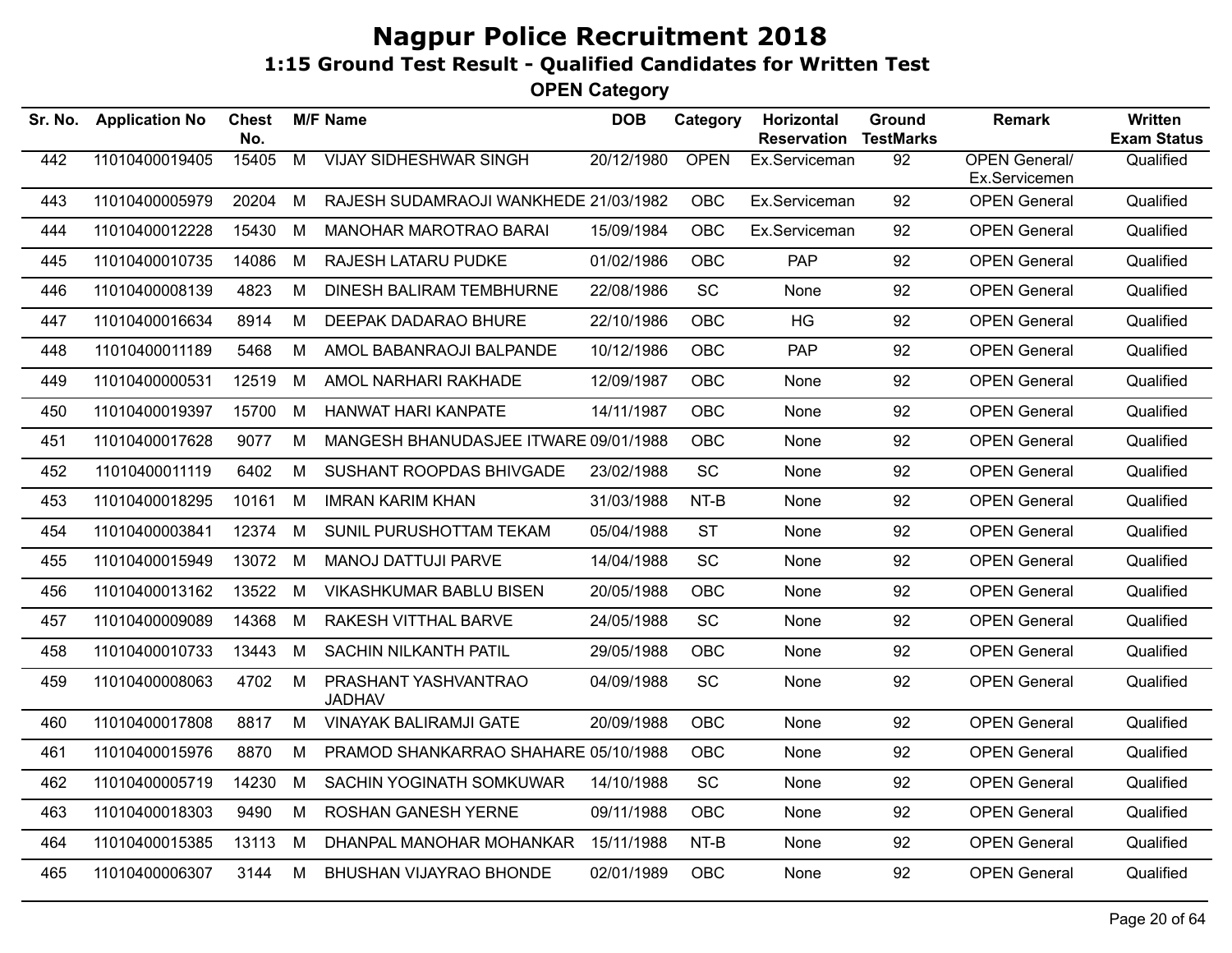# Nagpur Police Recruitment 2018

## 1:15 Ground Test Result - Qualified Candidates for Written Test

### OPEN Category

| Sr. No. | Application No | Chest No. | M/F | Name | DOB | Category | Horizontal Reservation | Ground TestMarks | Remark | Written Exam Status |
|---|---|---|---|---|---|---|---|---|---|---|
| 442 | 11010400019405 | 15405 | M | VIJAY SIDHESHWAR SINGH | 20/12/1980 | OPEN | Ex.Serviceman | 92 | OPEN General/ Ex.Servicemen | Qualified |
| 443 | 11010400005979 | 20204 | M | RAJESH SUDAMRAOJI WANKHEDE | 21/03/1982 | OBC | Ex.Serviceman | 92 | OPEN General | Qualified |
| 444 | 11010400012228 | 15430 | M | MANOHAR MAROTRAO BARAI | 15/09/1984 | OBC | Ex.Serviceman | 92 | OPEN General | Qualified |
| 445 | 11010400010735 | 14086 | M | RAJESH LATARU PUDKE | 01/02/1986 | OBC | PAP | 92 | OPEN General | Qualified |
| 446 | 11010400008139 | 4823 | M | DINESH BALIRAM TEMBHURNE | 22/08/1986 | SC | None | 92 | OPEN General | Qualified |
| 447 | 11010400016634 | 8914 | M | DEEPAK DADARAO BHURE | 22/10/1986 | OBC | HG | 92 | OPEN General | Qualified |
| 448 | 11010400011189 | 5468 | M | AMOL BABANRAOJI BALPANDE | 10/12/1986 | OBC | PAP | 92 | OPEN General | Qualified |
| 449 | 11010400000531 | 12519 | M | AMOL NARHARI RAKHADE | 12/09/1987 | OBC | None | 92 | OPEN General | Qualified |
| 450 | 11010400019397 | 15700 | M | HANWAT HARI KANPATE | 14/11/1987 | OBC | None | 92 | OPEN General | Qualified |
| 451 | 11010400017628 | 9077 | M | MANGESH BHANUDASJEE ITWARE | 09/01/1988 | OBC | None | 92 | OPEN General | Qualified |
| 452 | 11010400011119 | 6402 | M | SUSHANT ROOPDAS BHIVGADE | 23/02/1988 | SC | None | 92 | OPEN General | Qualified |
| 453 | 11010400018295 | 10161 | M | IMRAN KARIM KHAN | 31/03/1988 | NT-B | None | 92 | OPEN General | Qualified |
| 454 | 11010400003841 | 12374 | M | SUNIL PURUSHOTTAM TEKAM | 05/04/1988 | ST | None | 92 | OPEN General | Qualified |
| 455 | 11010400015949 | 13072 | M | MANOJ DATTUJI PARVE | 14/04/1988 | SC | None | 92 | OPEN General | Qualified |
| 456 | 11010400013162 | 13522 | M | VIKASHKUMAR BABLU BISEN | 20/05/1988 | OBC | None | 92 | OPEN General | Qualified |
| 457 | 11010400009089 | 14368 | M | RAKESH VITTHAL BARVE | 24/05/1988 | SC | None | 92 | OPEN General | Qualified |
| 458 | 11010400010733 | 13443 | M | SACHIN NILKANTH PATIL | 29/05/1988 | OBC | None | 92 | OPEN General | Qualified |
| 459 | 11010400008063 | 4702 | M | PRASHANT YASHVANTRAO JADHAV | 04/09/1988 | SC | None | 92 | OPEN General | Qualified |
| 460 | 11010400017808 | 8817 | M | VINAYAK BALIRAMJI GATE | 20/09/1988 | OBC | None | 92 | OPEN General | Qualified |
| 461 | 11010400015976 | 8870 | M | PRAMOD SHANKARRAO SHAHARE | 05/10/1988 | OBC | None | 92 | OPEN General | Qualified |
| 462 | 11010400005719 | 14230 | M | SACHIN YOGINATH SOMKUWAR | 14/10/1988 | SC | None | 92 | OPEN General | Qualified |
| 463 | 11010400018303 | 9490 | M | ROSHAN GANESH YERNE | 09/11/1988 | OBC | None | 92 | OPEN General | Qualified |
| 464 | 11010400015385 | 13113 | M | DHANPAL MANOHAR MOHANKAR | 15/11/1988 | NT-B | None | 92 | OPEN General | Qualified |
| 465 | 11010400006307 | 3144 | M | BHUSHAN VIJAYRAO BHONDE | 02/01/1989 | OBC | None | 92 | OPEN General | Qualified |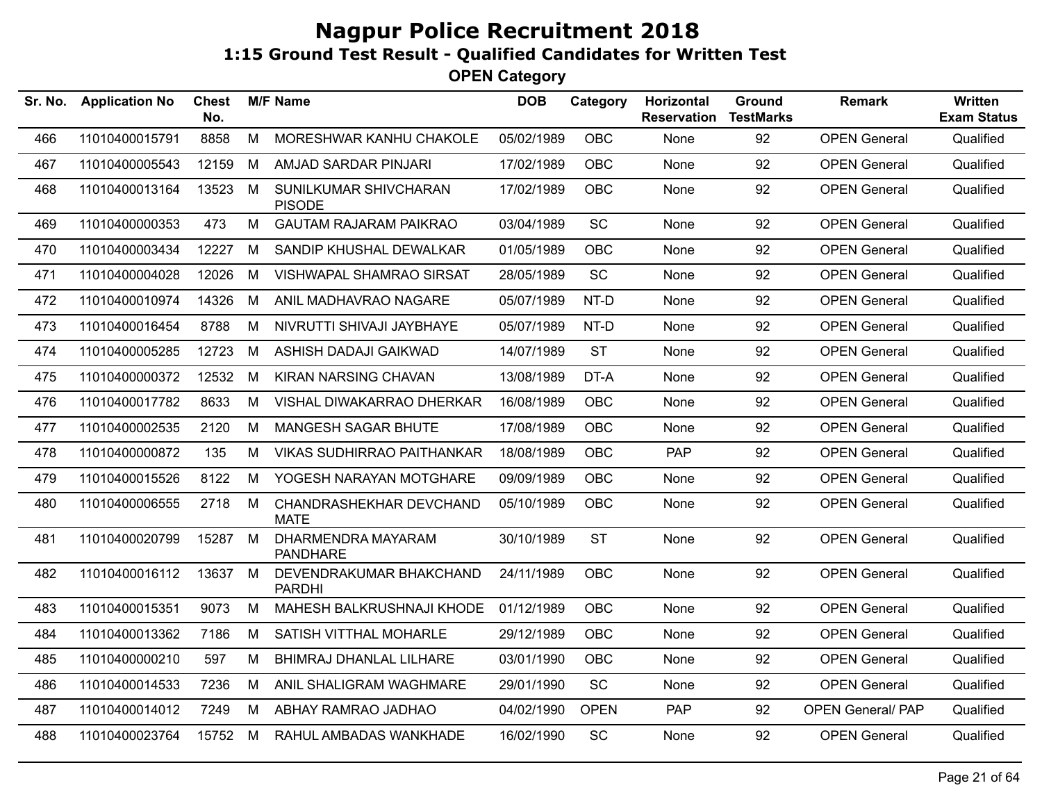# Nagpur Police Recruitment 2018

## 1:15 Ground Test Result - Qualified Candidates for Written Test

### OPEN Category

| Sr. No. | Application No | Chest No. | M/F | Name | DOB | Category | Horizontal Reservation | Ground TestMarks | Remark | Written Exam Status |
|---|---|---|---|---|---|---|---|---|---|---|
| 466 | 11010400015791 | 8858 | M | MORESHWAR KANHU CHAKOLE | 05/02/1989 | OBC | None | 92 | OPEN General | Qualified |
| 467 | 11010400005543 | 12159 | M | AMJAD SARDAR PINJARI | 17/02/1989 | OBC | None | 92 | OPEN General | Qualified |
| 468 | 11010400013164 | 13523 | M | SUNILKUMAR SHIVCHARAN PISODE | 17/02/1989 | OBC | None | 92 | OPEN General | Qualified |
| 469 | 11010400000353 | 473 | M | GAUTAM RAJARAM PAIKRAO | 03/04/1989 | SC | None | 92 | OPEN General | Qualified |
| 470 | 11010400003434 | 12227 | M | SANDIP KHUSHAL DEWALKAR | 01/05/1989 | OBC | None | 92 | OPEN General | Qualified |
| 471 | 11010400004028 | 12026 | M | VISHWAPAL SHAMRAO SIRSAT | 28/05/1989 | SC | None | 92 | OPEN General | Qualified |
| 472 | 11010400010974 | 14326 | M | ANIL MADHAVRAO NAGARE | 05/07/1989 | NT-D | None | 92 | OPEN General | Qualified |
| 473 | 11010400016454 | 8788 | M | NIVRUTTI SHIVAJI JAYBHAYE | 05/07/1989 | NT-D | None | 92 | OPEN General | Qualified |
| 474 | 11010400005285 | 12723 | M | ASHISH DADAJI GAIKWAD | 14/07/1989 | ST | None | 92 | OPEN General | Qualified |
| 475 | 11010400000372 | 12532 | M | KIRAN NARSING CHAVAN | 13/08/1989 | DT-A | None | 92 | OPEN General | Qualified |
| 476 | 11010400017782 | 8633 | M | VISHAL DIWAKARRAO DHERKAR | 16/08/1989 | OBC | None | 92 | OPEN General | Qualified |
| 477 | 11010400002535 | 2120 | M | MANGESH SAGAR BHUTE | 17/08/1989 | OBC | None | 92 | OPEN General | Qualified |
| 478 | 11010400000872 | 135 | M | VIKAS SUDHIRRAO PAITHANKAR | 18/08/1989 | OBC | PAP | 92 | OPEN General | Qualified |
| 479 | 11010400015526 | 8122 | M | YOGESH NARAYAN MOTGHARE | 09/09/1989 | OBC | None | 92 | OPEN General | Qualified |
| 480 | 11010400006555 | 2718 | M | CHANDRASHEKHAR DEVCHAND MATE | 05/10/1989 | OBC | None | 92 | OPEN General | Qualified |
| 481 | 11010400020799 | 15287 | M | DHARMENDRA MAYARAM PANDHARE | 30/10/1989 | ST | None | 92 | OPEN General | Qualified |
| 482 | 11010400016112 | 13637 | M | DEVENDRAKUMAR BHAKCHAND PARDHI | 24/11/1989 | OBC | None | 92 | OPEN General | Qualified |
| 483 | 11010400015351 | 9073 | M | MAHESH BALKRUSHNAJI KHODE | 01/12/1989 | OBC | None | 92 | OPEN General | Qualified |
| 484 | 11010400013362 | 7186 | M | SATISH VITTHAL MOHARLE | 29/12/1989 | OBC | None | 92 | OPEN General | Qualified |
| 485 | 11010400000210 | 597 | M | BHIMRAJ DHANLAL LILHARE | 03/01/1990 | OBC | None | 92 | OPEN General | Qualified |
| 486 | 11010400014533 | 7236 | M | ANIL SHALIGRAM WAGHMARE | 29/01/1990 | SC | None | 92 | OPEN General | Qualified |
| 487 | 11010400014012 | 7249 | M | ABHAY RAMRAO JADHAO | 04/02/1990 | OPEN | PAP | 92 | OPEN General/ PAP | Qualified |
| 488 | 11010400023764 | 15752 | M | RAHUL AMBADAS WANKHADE | 16/02/1990 | SC | None | 92 | OPEN General | Qualified |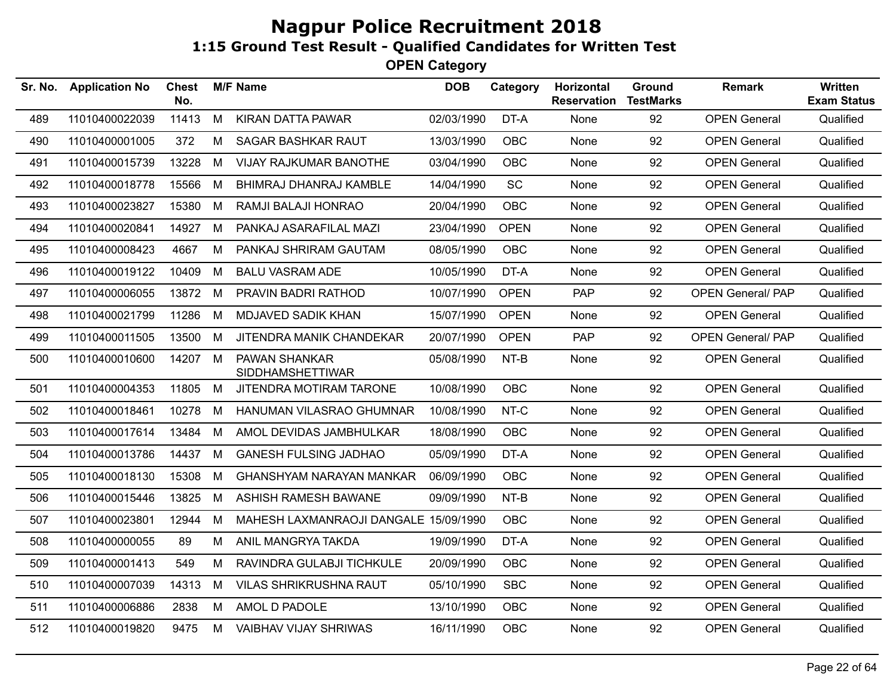# Nagpur Police Recruitment 2018

## 1:15 Ground Test Result - Qualified Candidates for Written Test

### OPEN Category

| Sr. No. | Application No | Chest No. | M/F | Name | DOB | Category | Horizontal Reservation | Ground TestMarks | Remark | Written Exam Status |
|---|---|---|---|---|---|---|---|---|---|---|
| 489 | 11010400022039 | 11413 | M | KIRAN DATTA PAWAR | 02/03/1990 | DT-A | None | 92 | OPEN General | Qualified |
| 490 | 11010400001005 | 372 | M | SAGAR BASHKAR RAUT | 13/03/1990 | OBC | None | 92 | OPEN General | Qualified |
| 491 | 11010400015739 | 13228 | M | VIJAY RAJKUMAR BANOTHE | 03/04/1990 | OBC | None | 92 | OPEN General | Qualified |
| 492 | 11010400018778 | 15566 | M | BHIMRAJ DHANRAJ KAMBLE | 14/04/1990 | SC | None | 92 | OPEN General | Qualified |
| 493 | 11010400023827 | 15380 | M | RAMJI BALAJI HONRAO | 20/04/1990 | OBC | None | 92 | OPEN General | Qualified |
| 494 | 11010400020841 | 14927 | M | PANKAJ ASARAFILAL MAZI | 23/04/1990 | OPEN | None | 92 | OPEN General | Qualified |
| 495 | 11010400008423 | 4667 | M | PANKAJ SHRIRAM GAUTAM | 08/05/1990 | OBC | None | 92 | OPEN General | Qualified |
| 496 | 11010400019122 | 10409 | M | BALU VASRAM ADE | 10/05/1990 | DT-A | None | 92 | OPEN General | Qualified |
| 497 | 11010400006055 | 13872 | M | PRAVIN BADRI RATHOD | 10/07/1990 | OPEN | PAP | 92 | OPEN General/ PAP | Qualified |
| 498 | 11010400021799 | 11286 | M | MDJAVED SADIK KHAN | 15/07/1990 | OPEN | None | 92 | OPEN General | Qualified |
| 499 | 11010400011505 | 13500 | M | JITENDRA MANIK CHANDEKAR | 20/07/1990 | OPEN | PAP | 92 | OPEN General/ PAP | Qualified |
| 500 | 11010400010600 | 14207 | M | PAWAN SHANKAR SIDDHAMSHETTIWAR | 05/08/1990 | NT-B | None | 92 | OPEN General | Qualified |
| 501 | 11010400004353 | 11805 | M | JITENDRA MOTIRAM TARONE | 10/08/1990 | OBC | None | 92 | OPEN General | Qualified |
| 502 | 11010400018461 | 10278 | M | HANUMAN VILASRAO GHUMNAR | 10/08/1990 | NT-C | None | 92 | OPEN General | Qualified |
| 503 | 11010400017614 | 13484 | M | AMOL DEVIDAS JAMBHULKAR | 18/08/1990 | OBC | None | 92 | OPEN General | Qualified |
| 504 | 11010400013786 | 14437 | M | GANESH FULSING JADHAO | 05/09/1990 | DT-A | None | 92 | OPEN General | Qualified |
| 505 | 11010400018130 | 15308 | M | GHANSHYAM NARAYAN MANKAR | 06/09/1990 | OBC | None | 92 | OPEN General | Qualified |
| 506 | 11010400015446 | 13825 | M | ASHISH RAMESH BAWANE | 09/09/1990 | NT-B | None | 92 | OPEN General | Qualified |
| 507 | 11010400023801 | 12944 | M | MAHESH LAXMANRAOJI DANGALE | 15/09/1990 | OBC | None | 92 | OPEN General | Qualified |
| 508 | 11010400000055 | 89 | M | ANIL MANGRYA TAKDA | 19/09/1990 | DT-A | None | 92 | OPEN General | Qualified |
| 509 | 11010400001413 | 549 | M | RAVINDRA GULABJI TICHKULE | 20/09/1990 | OBC | None | 92 | OPEN General | Qualified |
| 510 | 11010400007039 | 14313 | M | VILAS SHRIKRUSHNA RAUT | 05/10/1990 | SBC | None | 92 | OPEN General | Qualified |
| 511 | 11010400006886 | 2838 | M | AMOL D PADOLE | 13/10/1990 | OBC | None | 92 | OPEN General | Qualified |
| 512 | 11010400019820 | 9475 | M | VAIBHAV VIJAY SHRIWAS | 16/11/1990 | OBC | None | 92 | OPEN General | Qualified |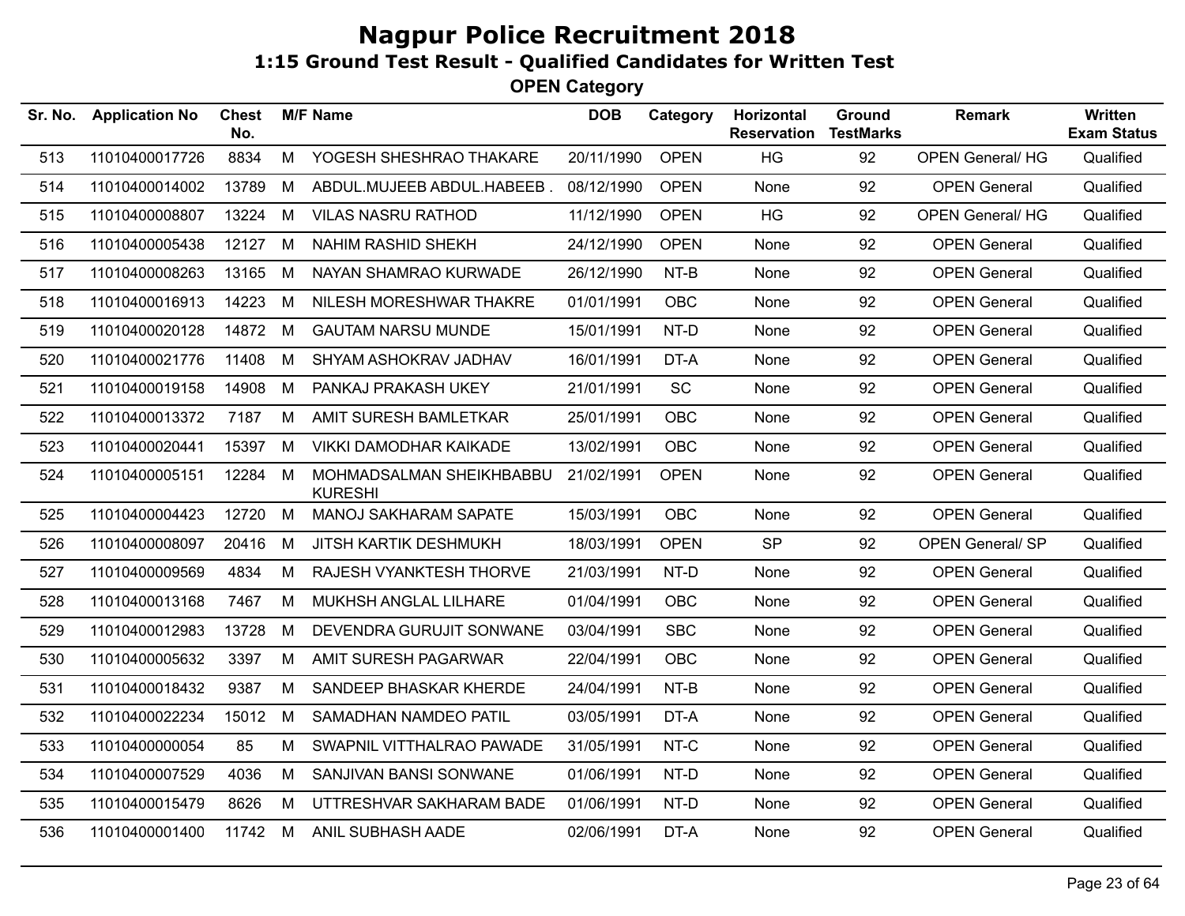# Nagpur Police Recruitment 2018

## 1:15 Ground Test Result - Qualified Candidates for Written Test

### OPEN Category

| Sr. No. | Application No | Chest No. | M/F | Name | DOB | Category | Horizontal Reservation | Ground TestMarks | Remark | Written Exam Status |
|---|---|---|---|---|---|---|---|---|---|---|
| 513 | 11010400017726 | 8834 | M | YOGESH SHESHRAO THAKARE | 20/11/1990 | OPEN | HG | 92 | OPEN General/ HG | Qualified |
| 514 | 11010400014002 | 13789 | M | ABDUL.MUJEEB ABDUL.HABEEB . | 08/12/1990 | OPEN | None | 92 | OPEN General | Qualified |
| 515 | 11010400008807 | 13224 | M | VILAS NASRU RATHOD | 11/12/1990 | OPEN | HG | 92 | OPEN General/ HG | Qualified |
| 516 | 11010400005438 | 12127 | M | NAHIM RASHID SHEKH | 24/12/1990 | OPEN | None | 92 | OPEN General | Qualified |
| 517 | 11010400008263 | 13165 | M | NAYAN SHAMRAO KURWADE | 26/12/1990 | NT-B | None | 92 | OPEN General | Qualified |
| 518 | 11010400016913 | 14223 | M | NILESH MORESHWAR THAKRE | 01/01/1991 | OBC | None | 92 | OPEN General | Qualified |
| 519 | 11010400020128 | 14872 | M | GAUTAM NARSU MUNDE | 15/01/1991 | NT-D | None | 92 | OPEN General | Qualified |
| 520 | 11010400021776 | 11408 | M | SHYAM ASHOKRAV JADHAV | 16/01/1991 | DT-A | None | 92 | OPEN General | Qualified |
| 521 | 11010400019158 | 14908 | M | PANKAJ PRAKASH UKEY | 21/01/1991 | SC | None | 92 | OPEN General | Qualified |
| 522 | 11010400013372 | 7187 | M | AMIT SURESH BAMLETKAR | 25/01/1991 | OBC | None | 92 | OPEN General | Qualified |
| 523 | 11010400020441 | 15397 | M | VIKKI DAMODHAR KAIKADE | 13/02/1991 | OBC | None | 92 | OPEN General | Qualified |
| 524 | 11010400005151 | 12284 | M | MOHMADSALMAN SHEIKHBABBU KURESHI | 21/02/1991 | OPEN | None | 92 | OPEN General | Qualified |
| 525 | 11010400004423 | 12720 | M | MANOJ SAKHARAM SAPATE | 15/03/1991 | OBC | None | 92 | OPEN General | Qualified |
| 526 | 11010400008097 | 20416 | M | JITSH KARTIK DESHMUKH | 18/03/1991 | OPEN | SP | 92 | OPEN General/ SP | Qualified |
| 527 | 11010400009569 | 4834 | M | RAJESH VYANKTESH THORVE | 21/03/1991 | NT-D | None | 92 | OPEN General | Qualified |
| 528 | 11010400013168 | 7467 | M | MUKHSH ANGLAL LILHARE | 01/04/1991 | OBC | None | 92 | OPEN General | Qualified |
| 529 | 11010400012983 | 13728 | M | DEVENDRA GURUJIT SONWANE | 03/04/1991 | SBC | None | 92 | OPEN General | Qualified |
| 530 | 11010400005632 | 3397 | M | AMIT SURESH PAGARWAR | 22/04/1991 | OBC | None | 92 | OPEN General | Qualified |
| 531 | 11010400018432 | 9387 | M | SANDEEP BHASKAR KHERDE | 24/04/1991 | NT-B | None | 92 | OPEN General | Qualified |
| 532 | 11010400022234 | 15012 | M | SAMADHAN NAMDEO PATIL | 03/05/1991 | DT-A | None | 92 | OPEN General | Qualified |
| 533 | 11010400000054 | 85 | M | SWAPNIL VITTHALRAO PAWADE | 31/05/1991 | NT-C | None | 92 | OPEN General | Qualified |
| 534 | 11010400007529 | 4036 | M | SANJIVAN BANSI SONWANE | 01/06/1991 | NT-D | None | 92 | OPEN General | Qualified |
| 535 | 11010400015479 | 8626 | M | UTTRESHVAR SAKHARAM BADE | 01/06/1991 | NT-D | None | 92 | OPEN General | Qualified |
| 536 | 11010400001400 | 11742 | M | ANIL SUBHASH AADE | 02/06/1991 | DT-A | None | 92 | OPEN General | Qualified |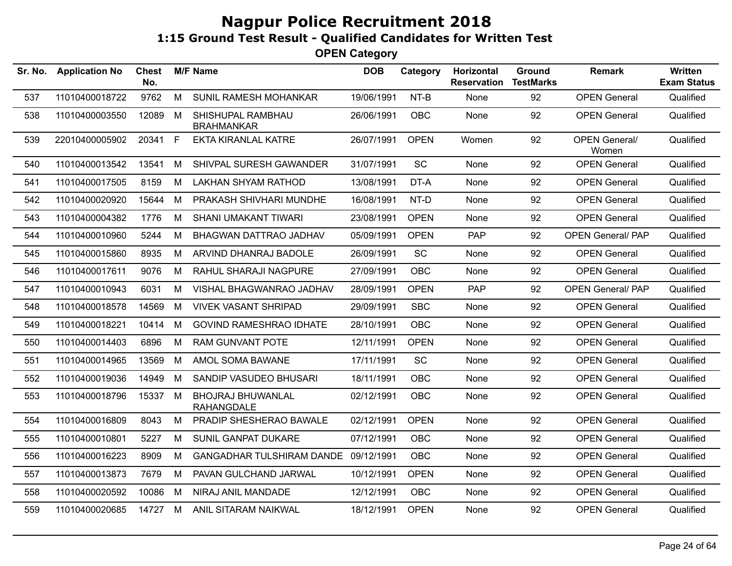# Nagpur Police Recruitment 2018

## 1:15 Ground Test Result - Qualified Candidates for Written Test

### OPEN Category

| Sr. No. | Application No | Chest No. | M/F | Name | DOB | Category | Horizontal Reservation | Ground TestMarks | Remark | Written Exam Status |
|---|---|---|---|---|---|---|---|---|---|---|
| 537 | 11010400018722 | 9762 | M | SUNIL RAMESH MOHANKAR | 19/06/1991 | NT-B | None | 92 | OPEN General | Qualified |
| 538 | 11010400003550 | 12089 | M | SHISHUPAL RAMBHAU BRAHMANKAR | 26/06/1991 | OBC | None | 92 | OPEN General | Qualified |
| 539 | 22010400005902 | 20341 | F | EKTA KIRANLAL KATRE | 26/07/1991 | OPEN | Women | 92 | OPEN General/ Women | Qualified |
| 540 | 11010400013542 | 13541 | M | SHIVPAL SURESH GAWANDER | 31/07/1991 | SC | None | 92 | OPEN General | Qualified |
| 541 | 11010400017505 | 8159 | M | LAKHAN SHYAM RATHOD | 13/08/1991 | DT-A | None | 92 | OPEN General | Qualified |
| 542 | 11010400020920 | 15644 | M | PRAKASH SHIVHARI MUNDHE | 16/08/1991 | NT-D | None | 92 | OPEN General | Qualified |
| 543 | 11010400004382 | 1776 | M | SHANI UMAKANT TIWARI | 23/08/1991 | OPEN | None | 92 | OPEN General | Qualified |
| 544 | 11010400010960 | 5244 | M | BHAGWAN DATTRAO JADHAV | 05/09/1991 | OPEN | PAP | 92 | OPEN General/ PAP | Qualified |
| 545 | 11010400015860 | 8935 | M | ARVIND DHANRAJ BADOLE | 26/09/1991 | SC | None | 92 | OPEN General | Qualified |
| 546 | 11010400017611 | 9076 | M | RAHUL SHARAJI NAGPURE | 27/09/1991 | OBC | None | 92 | OPEN General | Qualified |
| 547 | 11010400010943 | 6031 | M | VISHAL BHAGWANRAO JADHAV | 28/09/1991 | OPEN | PAP | 92 | OPEN General/ PAP | Qualified |
| 548 | 11010400018578 | 14569 | M | VIVEK VASANT SHRIPAD | 29/09/1991 | SBC | None | 92 | OPEN General | Qualified |
| 549 | 11010400018221 | 10414 | M | GOVIND RAMESHRAO IDHATE | 28/10/1991 | OBC | None | 92 | OPEN General | Qualified |
| 550 | 11010400014403 | 6896 | M | RAM GUNVANT POTE | 12/11/1991 | OPEN | None | 92 | OPEN General | Qualified |
| 551 | 11010400014965 | 13569 | M | AMOL SOMA BAWANE | 17/11/1991 | SC | None | 92 | OPEN General | Qualified |
| 552 | 11010400019036 | 14949 | M | SANDIP VASUDEO BHUSARI | 18/11/1991 | OBC | None | 92 | OPEN General | Qualified |
| 553 | 11010400018796 | 15337 | M | BHOJRAJ BHUWANLAL RAHANGDALE | 02/12/1991 | OBC | None | 92 | OPEN General | Qualified |
| 554 | 11010400016809 | 8043 | M | PRADIP SHESHERAO BAWALE | 02/12/1991 | OPEN | None | 92 | OPEN General | Qualified |
| 555 | 11010400010801 | 5227 | M | SUNIL GANPAT DUKARE | 07/12/1991 | OBC | None | 92 | OPEN General | Qualified |
| 556 | 11010400016223 | 8909 | M | GANGADHAR TULSHIRAM DANDE | 09/12/1991 | OBC | None | 92 | OPEN General | Qualified |
| 557 | 11010400013873 | 7679 | M | PAVAN GULCHAND JARWAL | 10/12/1991 | OPEN | None | 92 | OPEN General | Qualified |
| 558 | 11010400020592 | 10086 | M | NIRAJ ANIL MANDADE | 12/12/1991 | OBC | None | 92 | OPEN General | Qualified |
| 559 | 11010400020685 | 14727 | M | ANIL SITARAM NAIKWAL | 18/12/1991 | OPEN | None | 92 | OPEN General | Qualified |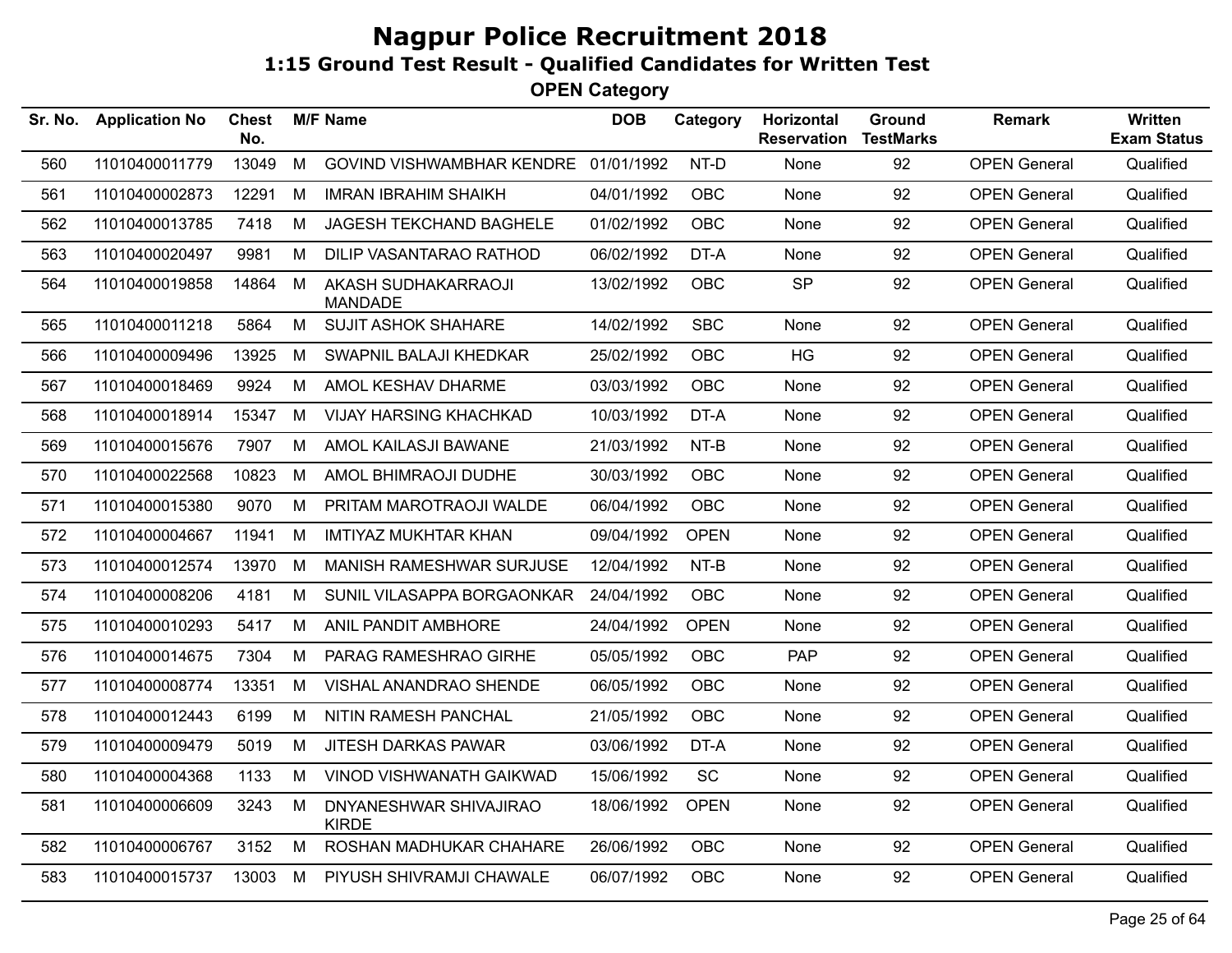# Nagpur Police Recruitment 2018

## 1:15 Ground Test Result - Qualified Candidates for Written Test

### OPEN Category

| Sr. No. | Application No | Chest No. | M/F | Name | DOB | Category | Horizontal Reservation | Ground TestMarks | Remark | Written Exam Status |
|---|---|---|---|---|---|---|---|---|---|---|
| 560 | 11010400011779 | 13049 | M | GOVIND VISHWAMBHAR KENDRE | 01/01/1992 | NT-D | None | 92 | OPEN General | Qualified |
| 561 | 11010400002873 | 12291 | M | IMRAN IBRAHIM SHAIKH | 04/01/1992 | OBC | None | 92 | OPEN General | Qualified |
| 562 | 11010400013785 | 7418 | M | JAGESH TEKCHAND BAGHELE | 01/02/1992 | OBC | None | 92 | OPEN General | Qualified |
| 563 | 11010400020497 | 9981 | M | DILIP VASANTARAO RATHOD | 06/02/1992 | DT-A | None | 92 | OPEN General | Qualified |
| 564 | 11010400019858 | 14864 | M | AKASH SUDHAKARRAOJI MANDADE | 13/02/1992 | OBC | SP | 92 | OPEN General | Qualified |
| 565 | 11010400011218 | 5864 | M | SUJIT ASHOK SHAHARE | 14/02/1992 | SBC | None | 92 | OPEN General | Qualified |
| 566 | 11010400009496 | 13925 | M | SWAPNIL BALAJI KHEDKAR | 25/02/1992 | OBC | HG | 92 | OPEN General | Qualified |
| 567 | 11010400018469 | 9924 | M | AMOL KESHAV DHARME | 03/03/1992 | OBC | None | 92 | OPEN General | Qualified |
| 568 | 11010400018914 | 15347 | M | VIJAY HARSING KHACHKAD | 10/03/1992 | DT-A | None | 92 | OPEN General | Qualified |
| 569 | 11010400015676 | 7907 | M | AMOL KAILASJI BAWANE | 21/03/1992 | NT-B | None | 92 | OPEN General | Qualified |
| 570 | 11010400022568 | 10823 | M | AMOL BHIMRAOJI DUDHE | 30/03/1992 | OBC | None | 92 | OPEN General | Qualified |
| 571 | 11010400015380 | 9070 | M | PRITAM MAROTRAOJI WALDE | 06/04/1992 | OBC | None | 92 | OPEN General | Qualified |
| 572 | 11010400004667 | 11941 | M | IMTIYAZ MUKHTAR KHAN | 09/04/1992 | OPEN | None | 92 | OPEN General | Qualified |
| 573 | 11010400012574 | 13970 | M | MANISH RAMESHWAR SURJUSE | 12/04/1992 | NT-B | None | 92 | OPEN General | Qualified |
| 574 | 11010400008206 | 4181 | M | SUNIL VILASAPPA BORGAONKAR | 24/04/1992 | OBC | None | 92 | OPEN General | Qualified |
| 575 | 11010400010293 | 5417 | M | ANIL PANDIT AMBHORE | 24/04/1992 | OPEN | None | 92 | OPEN General | Qualified |
| 576 | 11010400014675 | 7304 | M | PARAG RAMESHRAO GIRHE | 05/05/1992 | OBC | PAP | 92 | OPEN General | Qualified |
| 577 | 11010400008774 | 13351 | M | VISHAL ANANDRAO SHENDE | 06/05/1992 | OBC | None | 92 | OPEN General | Qualified |
| 578 | 11010400012443 | 6199 | M | NITIN RAMESH PANCHAL | 21/05/1992 | OBC | None | 92 | OPEN General | Qualified |
| 579 | 11010400009479 | 5019 | M | JITESH DARKAS PAWAR | 03/06/1992 | DT-A | None | 92 | OPEN General | Qualified |
| 580 | 11010400004368 | 1133 | M | VINOD VISHWANATH GAIKWAD | 15/06/1992 | SC | None | 92 | OPEN General | Qualified |
| 581 | 11010400006609 | 3243 | M | DNYANESHWAR SHIVAJIRAO KIRDE | 18/06/1992 | OPEN | None | 92 | OPEN General | Qualified |
| 582 | 11010400006767 | 3152 | M | ROSHAN MADHUKAR CHAHARE | 26/06/1992 | OBC | None | 92 | OPEN General | Qualified |
| 583 | 11010400015737 | 13003 | M | PIYUSH SHIVRAMJI CHAWALE | 06/07/1992 | OBC | None | 92 | OPEN General | Qualified |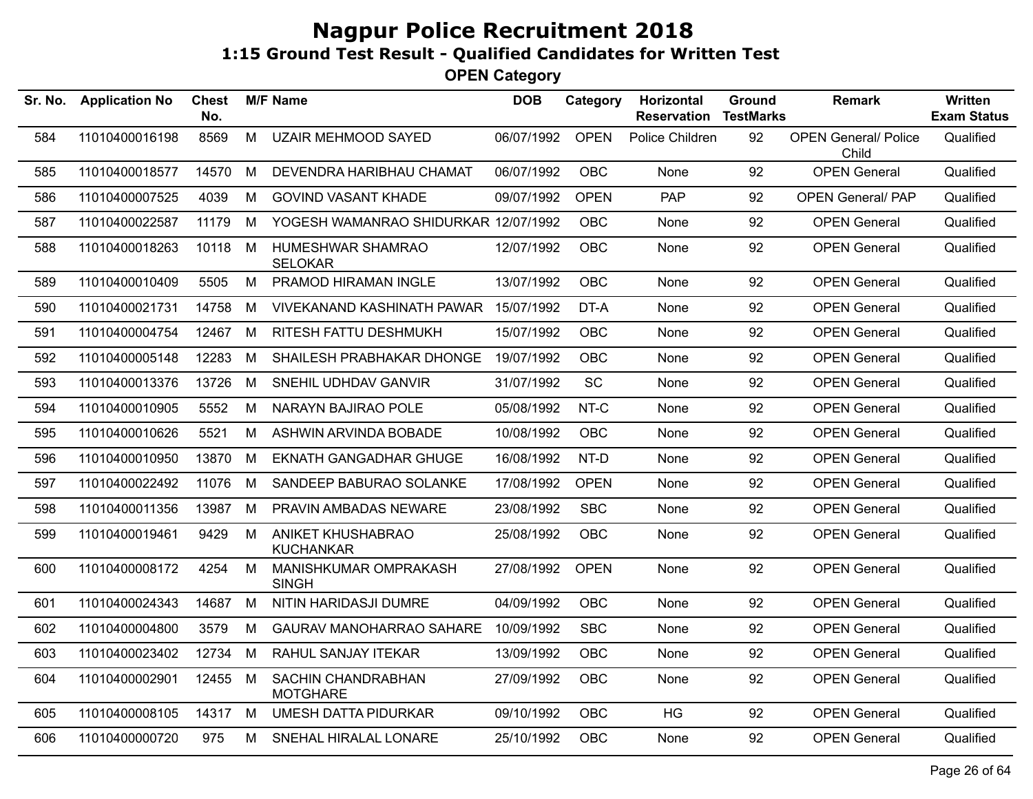# Nagpur Police Recruitment 2018

## 1:15 Ground Test Result - Qualified Candidates for Written Test

### OPEN Category

| Sr. No. | Application No | Chest No. | M/F | Name | DOB | Category | Horizontal Reservation | Ground TestMarks | Remark | Written Exam Status |
|---|---|---|---|---|---|---|---|---|---|---|
| 584 | 11010400016198 | 8569 | M | UZAIR MEHMOOD SAYED | 06/07/1992 | OPEN | Police Children | 92 | OPEN General/ Police Child | Qualified |
| 585 | 11010400018577 | 14570 | M | DEVENDRA HARIBHAU CHAMAT | 06/07/1992 | OBC | None | 92 | OPEN General | Qualified |
| 586 | 11010400007525 | 4039 | M | GOVIND VASANT KHADE | 09/07/1992 | OPEN | PAP | 92 | OPEN General/ PAP | Qualified |
| 587 | 11010400022587 | 11179 | M | YOGESH WAMANRAO SHIDURKAR | 12/07/1992 | OBC | None | 92 | OPEN General | Qualified |
| 588 | 11010400018263 | 10118 | M | HUMESHWAR SHAMRAO SELOKAR | 12/07/1992 | OBC | None | 92 | OPEN General | Qualified |
| 589 | 11010400010409 | 5505 | M | PRAMOD HIRAMAN INGLE | 13/07/1992 | OBC | None | 92 | OPEN General | Qualified |
| 590 | 11010400021731 | 14758 | M | VIVEKANAND KASHINATH PAWAR | 15/07/1992 | DT-A | None | 92 | OPEN General | Qualified |
| 591 | 11010400004754 | 12467 | M | RITESH FATTU DESHMUKH | 15/07/1992 | OBC | None | 92 | OPEN General | Qualified |
| 592 | 11010400005148 | 12283 | M | SHAILESH PRABHAKAR DHONGE | 19/07/1992 | OBC | None | 92 | OPEN General | Qualified |
| 593 | 11010400013376 | 13726 | M | SNEHIL UDHDAV GANVIR | 31/07/1992 | SC | None | 92 | OPEN General | Qualified |
| 594 | 11010400010905 | 5552 | M | NARAYN BAJIRAO POLE | 05/08/1992 | NT-C | None | 92 | OPEN General | Qualified |
| 595 | 11010400010626 | 5521 | M | ASHWIN ARVINDA BOBADE | 10/08/1992 | OBC | None | 92 | OPEN General | Qualified |
| 596 | 11010400010950 | 13870 | M | EKNATH GANGADHAR GHUGE | 16/08/1992 | NT-D | None | 92 | OPEN General | Qualified |
| 597 | 11010400022492 | 11076 | M | SANDEEP BABURAO SOLANKE | 17/08/1992 | OPEN | None | 92 | OPEN General | Qualified |
| 598 | 11010400011356 | 13987 | M | PRAVIN AMBADAS NEWARE | 23/08/1992 | SBC | None | 92 | OPEN General | Qualified |
| 599 | 11010400019461 | 9429 | M | ANIKET KHUSHABRAO KUCHANKAR | 25/08/1992 | OBC | None | 92 | OPEN General | Qualified |
| 600 | 11010400008172 | 4254 | M | MANISHKUMAR OMPRAKASH SINGH | 27/08/1992 | OPEN | None | 92 | OPEN General | Qualified |
| 601 | 11010400024343 | 14687 | M | NITIN HARIDASJI DUMRE | 04/09/1992 | OBC | None | 92 | OPEN General | Qualified |
| 602 | 11010400004800 | 3579 | M | GAURAV MANOHARRAO SAHARE | 10/09/1992 | SBC | None | 92 | OPEN General | Qualified |
| 603 | 11010400023402 | 12734 | M | RAHUL SANJAY ITEKAR | 13/09/1992 | OBC | None | 92 | OPEN General | Qualified |
| 604 | 11010400002901 | 12455 | M | SACHIN CHANDRABHAN MOTGHARE | 27/09/1992 | OBC | None | 92 | OPEN General | Qualified |
| 605 | 11010400008105 | 14317 | M | UMESH DATTA PIDURKAR | 09/10/1992 | OBC | HG | 92 | OPEN General | Qualified |
| 606 | 11010400000720 | 975 | M | SNEHAL HIRALAL LONARE | 25/10/1992 | OBC | None | 92 | OPEN General | Qualified |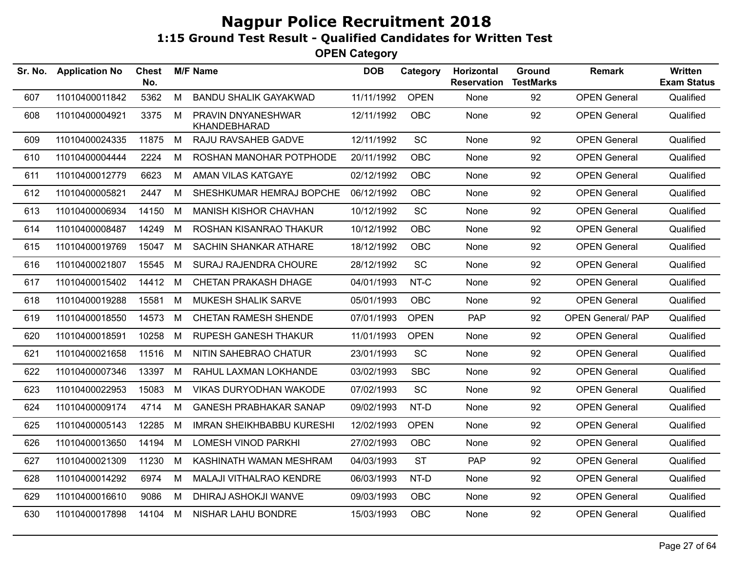# Nagpur Police Recruitment 2018

## 1:15 Ground Test Result - Qualified Candidates for Written Test

### OPEN Category

| Sr. No. | Application No | Chest No. | M/F | Name | DOB | Category | Horizontal Reservation | Ground TestMarks | Remark | Written Exam Status |
|---|---|---|---|---|---|---|---|---|---|---|
| 607 | 11010400011842 | 5362 | M | BANDU SHALIK GAYAKWAD | 11/11/1992 | OPEN | None | 92 | OPEN General | Qualified |
| 608 | 11010400004921 | 3375 | M | PRAVIN DNYANESHWAR KHANDEBHARAD | 12/11/1992 | OBC | None | 92 | OPEN General | Qualified |
| 609 | 11010400024335 | 11875 | M | RAJU RAVSAHEB GADVE | 12/11/1992 | SC | None | 92 | OPEN General | Qualified |
| 610 | 11010400004444 | 2224 | M | ROSHAN MANOHAR POTPHODE | 20/11/1992 | OBC | None | 92 | OPEN General | Qualified |
| 611 | 11010400012779 | 6623 | M | AMAN VILAS KATGAYE | 02/12/1992 | OBC | None | 92 | OPEN General | Qualified |
| 612 | 11010400005821 | 2447 | M | SHESHKUMAR HEMRAJ BOPCHE | 06/12/1992 | OBC | None | 92 | OPEN General | Qualified |
| 613 | 11010400006934 | 14150 | M | MANISH KISHOR CHAVHAN | 10/12/1992 | SC | None | 92 | OPEN General | Qualified |
| 614 | 11010400008487 | 14249 | M | ROSHAN KISANRAO THAKUR | 10/12/1992 | OBC | None | 92 | OPEN General | Qualified |
| 615 | 11010400019769 | 15047 | M | SACHIN SHANKAR ATHARE | 18/12/1992 | OBC | None | 92 | OPEN General | Qualified |
| 616 | 11010400021807 | 15545 | M | SURAJ RAJENDRA CHOURE | 28/12/1992 | SC | None | 92 | OPEN General | Qualified |
| 617 | 11010400015402 | 14412 | M | CHETAN PRAKASH DHAGE | 04/01/1993 | NT-C | None | 92 | OPEN General | Qualified |
| 618 | 11010400019288 | 15581 | M | MUKESH SHALIK SARVE | 05/01/1993 | OBC | None | 92 | OPEN General | Qualified |
| 619 | 11010400018550 | 14573 | M | CHETAN RAMESH SHENDE | 07/01/1993 | OPEN | PAP | 92 | OPEN General/ PAP | Qualified |
| 620 | 11010400018591 | 10258 | M | RUPESH GANESH THAKUR | 11/01/1993 | OPEN | None | 92 | OPEN General | Qualified |
| 621 | 11010400021658 | 11516 | M | NITIN SAHEBRAO CHATUR | 23/01/1993 | SC | None | 92 | OPEN General | Qualified |
| 622 | 11010400007346 | 13397 | M | RAHUL LAXMAN LOKHANDE | 03/02/1993 | SBC | None | 92 | OPEN General | Qualified |
| 623 | 11010400022953 | 15083 | M | VIKAS DURYODHAN WAKODE | 07/02/1993 | SC | None | 92 | OPEN General | Qualified |
| 624 | 11010400009174 | 4714 | M | GANESH PRABHAKAR SANAP | 09/02/1993 | NT-D | None | 92 | OPEN General | Qualified |
| 625 | 11010400005143 | 12285 | M | IMRAN SHEIKHBABBU KURESHI | 12/02/1993 | OPEN | None | 92 | OPEN General | Qualified |
| 626 | 11010400013650 | 14194 | M | LOMESH VINOD PARKHI | 27/02/1993 | OBC | None | 92 | OPEN General | Qualified |
| 627 | 11010400021309 | 11230 | M | KASHINATH WAMAN MESHRAM | 04/03/1993 | ST | PAP | 92 | OPEN General | Qualified |
| 628 | 11010400014292 | 6974 | M | MALAJI VITHALRAO KENDRE | 06/03/1993 | NT-D | None | 92 | OPEN General | Qualified |
| 629 | 11010400016610 | 9086 | M | DHIRAJ ASHOKJI WANVE | 09/03/1993 | OBC | None | 92 | OPEN General | Qualified |
| 630 | 11010400017898 | 14104 | M | NISHAR LAHU BONDRE | 15/03/1993 | OBC | None | 92 | OPEN General | Qualified |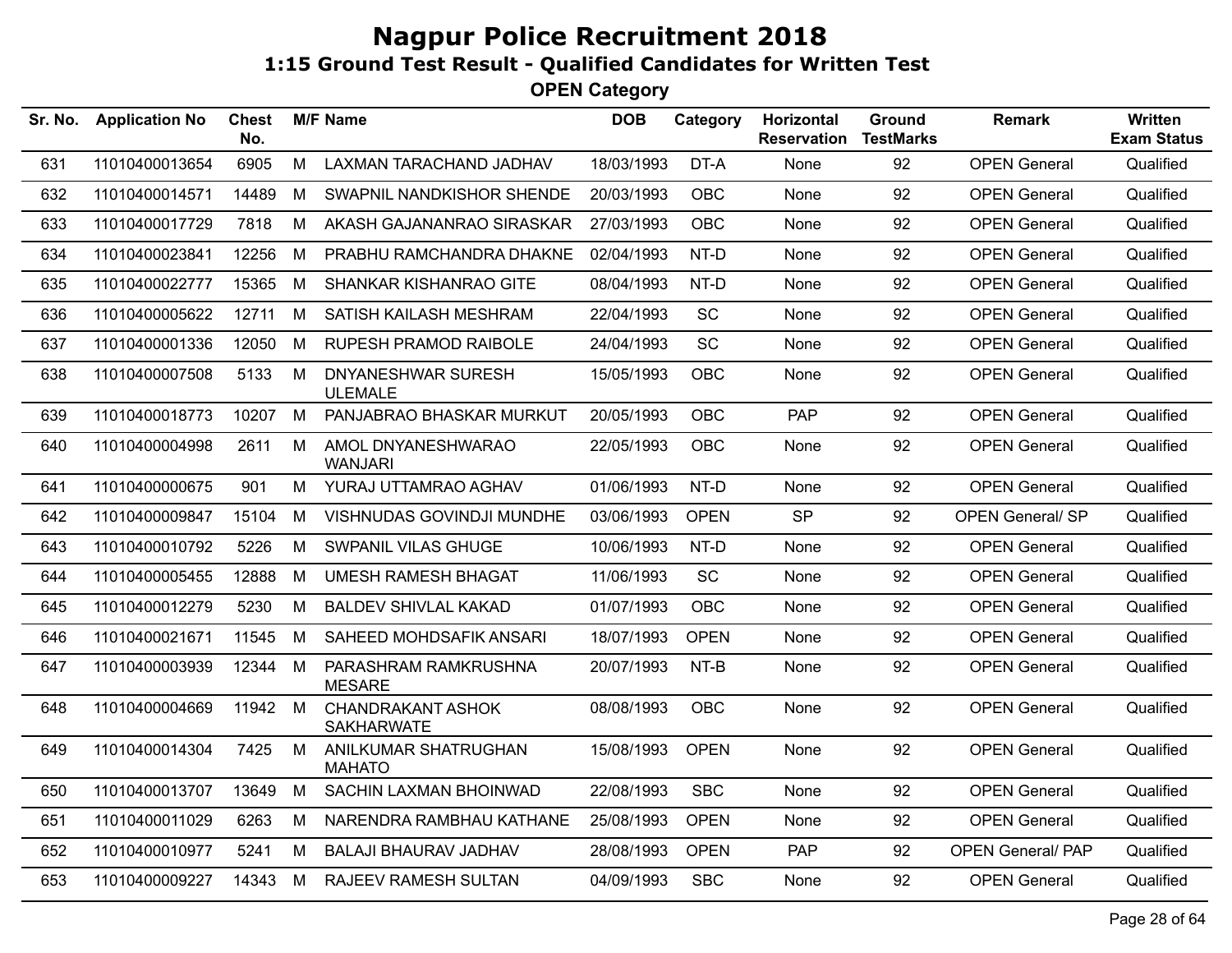# Nagpur Police Recruitment 2018

## 1:15 Ground Test Result - Qualified Candidates for Written Test

### OPEN Category

| Sr. No. | Application No | Chest No. | M/F | Name | DOB | Category | Horizontal Reservation | Ground TestMarks | Remark | Written Exam Status |
|---|---|---|---|---|---|---|---|---|---|---|
| 631 | 11010400013654 | 6905 | M | LAXMAN TARACHAND JADHAV | 18/03/1993 | DT-A | None | 92 | OPEN General | Qualified |
| 632 | 11010400014571 | 14489 | M | SWAPNIL NANDKISHOR SHENDE | 20/03/1993 | OBC | None | 92 | OPEN General | Qualified |
| 633 | 11010400017729 | 7818 | M | AKASH GAJANANRAO SIRASKAR | 27/03/1993 | OBC | None | 92 | OPEN General | Qualified |
| 634 | 11010400023841 | 12256 | M | PRABHU RAMCHANDRA DHAKNE | 02/04/1993 | NT-D | None | 92 | OPEN General | Qualified |
| 635 | 11010400022777 | 15365 | M | SHANKAR KISHANRAO GITE | 08/04/1993 | NT-D | None | 92 | OPEN General | Qualified |
| 636 | 11010400005622 | 12711 | M | SATISH KAILASH MESHRAM | 22/04/1993 | SC | None | 92 | OPEN General | Qualified |
| 637 | 11010400001336 | 12050 | M | RUPESH PRAMOD RAIBOLE | 24/04/1993 | SC | None | 92 | OPEN General | Qualified |
| 638 | 11010400007508 | 5133 | M | DNYANESHWAR SURESH ULEMALE | 15/05/1993 | OBC | None | 92 | OPEN General | Qualified |
| 639 | 11010400018773 | 10207 | M | PANJABRAO BHASKAR MURKUT | 20/05/1993 | OBC | PAP | 92 | OPEN General | Qualified |
| 640 | 11010400004998 | 2611 | M | AMOL DNYANESHWARAO WANJARI | 22/05/1993 | OBC | None | 92 | OPEN General | Qualified |
| 641 | 11010400000675 | 901 | M | YURAJ UTTAMRAO AGHAV | 01/06/1993 | NT-D | None | 92 | OPEN General | Qualified |
| 642 | 11010400009847 | 15104 | M | VISHNUDAS GOVINDJI MUNDHE | 03/06/1993 | OPEN | SP | 92 | OPEN General/ SP | Qualified |
| 643 | 11010400010792 | 5226 | M | SWPANIL VILAS GHUGE | 10/06/1993 | NT-D | None | 92 | OPEN General | Qualified |
| 644 | 11010400005455 | 12888 | M | UMESH RAMESH BHAGAT | 11/06/1993 | SC | None | 92 | OPEN General | Qualified |
| 645 | 11010400012279 | 5230 | M | BALDEV SHIVLAL KAKAD | 01/07/1993 | OBC | None | 92 | OPEN General | Qualified |
| 646 | 11010400021671 | 11545 | M | SAHEED MOHDSAFIK ANSARI | 18/07/1993 | OPEN | None | 92 | OPEN General | Qualified |
| 647 | 11010400003939 | 12344 | M | PARASHRAM RAMKRUSHNA MESARE | 20/07/1993 | NT-B | None | 92 | OPEN General | Qualified |
| 648 | 11010400004669 | 11942 | M | CHANDRAKANT ASHOK SAKHARWATE | 08/08/1993 | OBC | None | 92 | OPEN General | Qualified |
| 649 | 11010400014304 | 7425 | M | ANILKUMAR SHATRUGHAN MAHATO | 15/08/1993 | OPEN | None | 92 | OPEN General | Qualified |
| 650 | 11010400013707 | 13649 | M | SACHIN LAXMAN BHOINWAD | 22/08/1993 | SBC | None | 92 | OPEN General | Qualified |
| 651 | 11010400011029 | 6263 | M | NARENDRA RAMBHAU KATHANE | 25/08/1993 | OPEN | None | 92 | OPEN General | Qualified |
| 652 | 11010400010977 | 5241 | M | BALAJI BHAURAV JADHAV | 28/08/1993 | OPEN | PAP | 92 | OPEN General/ PAP | Qualified |
| 653 | 11010400009227 | 14343 | M | RAJEEV RAMESH SULTAN | 04/09/1993 | SBC | None | 92 | OPEN General | Qualified |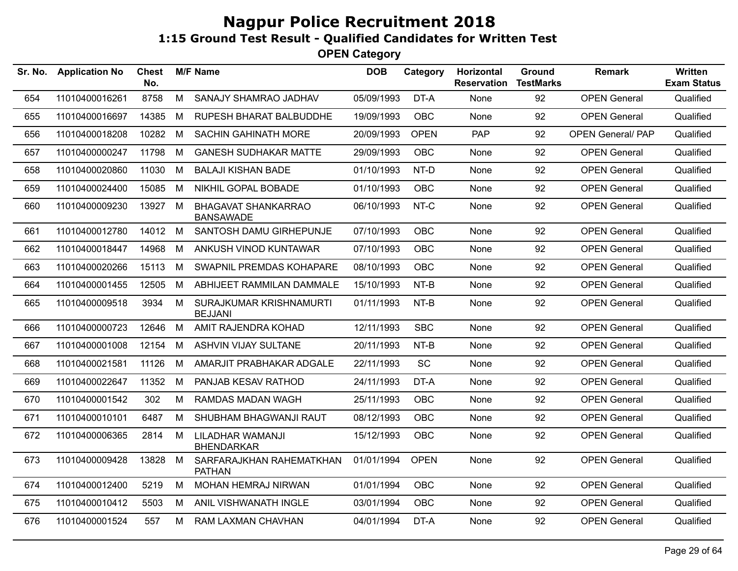# Nagpur Police Recruitment 2018

## 1:15 Ground Test Result - Qualified Candidates for Written Test

### OPEN Category

| Sr. No. | Application No | Chest No. | M/F | Name | DOB | Category | Horizontal Reservation | Ground TestMarks | Remark | Written Exam Status |
|---|---|---|---|---|---|---|---|---|---|---|
| 654 | 11010400016261 | 8758 | M | SANAJY SHAMRAO JADHAV | 05/09/1993 | DT-A | None | 92 | OPEN General | Qualified |
| 655 | 11010400016697 | 14385 | M | RUPESH BHARAT BALBUDDHE | 19/09/1993 | OBC | None | 92 | OPEN General | Qualified |
| 656 | 11010400018208 | 10282 | M | SACHIN GAHINATH MORE | 20/09/1993 | OPEN | PAP | 92 | OPEN General/ PAP | Qualified |
| 657 | 11010400000247 | 11798 | M | GANESH SUDHAKAR MATTE | 29/09/1993 | OBC | None | 92 | OPEN General | Qualified |
| 658 | 11010400020860 | 11030 | M | BALAJI KISHAN BADE | 01/10/1993 | NT-D | None | 92 | OPEN General | Qualified |
| 659 | 11010400024400 | 15085 | M | NIKHIL GOPAL BOBADE | 01/10/1993 | OBC | None | 92 | OPEN General | Qualified |
| 660 | 11010400009230 | 13927 | M | BHAGAVAT SHANKARRAO BANSAWADE | 06/10/1993 | NT-C | None | 92 | OPEN General | Qualified |
| 661 | 11010400012780 | 14012 | M | SANTOSH DAMU GIRHEPUNJE | 07/10/1993 | OBC | None | 92 | OPEN General | Qualified |
| 662 | 11010400018447 | 14968 | M | ANKUSH VINOD KUNTAWAR | 07/10/1993 | OBC | None | 92 | OPEN General | Qualified |
| 663 | 11010400020266 | 15113 | M | SWAPNIL PREMDAS KOHAPARE | 08/10/1993 | OBC | None | 92 | OPEN General | Qualified |
| 664 | 11010400001455 | 12505 | M | ABHIJEET RAMMILAN DAMMALE | 15/10/1993 | NT-B | None | 92 | OPEN General | Qualified |
| 665 | 11010400009518 | 3934 | M | SURAJKUMAR KRISHNAMURTI BEJJANI | 01/11/1993 | NT-B | None | 92 | OPEN General | Qualified |
| 666 | 11010400000723 | 12646 | M | AMIT RAJENDRA KOHAD | 12/11/1993 | SBC | None | 92 | OPEN General | Qualified |
| 667 | 11010400001008 | 12154 | M | ASHVIN VIJAY SULTANE | 20/11/1993 | NT-B | None | 92 | OPEN General | Qualified |
| 668 | 11010400021581 | 11126 | M | AMARJIT PRABHAKAR ADGALE | 22/11/1993 | SC | None | 92 | OPEN General | Qualified |
| 669 | 11010400022647 | 11352 | M | PANJAB KESAV RATHOD | 24/11/1993 | DT-A | None | 92 | OPEN General | Qualified |
| 670 | 11010400001542 | 302 | M | RAMDAS MADAN WAGH | 25/11/1993 | OBC | None | 92 | OPEN General | Qualified |
| 671 | 11010400010101 | 6487 | M | SHUBHAM BHAGWANJI RAUT | 08/12/1993 | OBC | None | 92 | OPEN General | Qualified |
| 672 | 11010400006365 | 2814 | M | LILADHAR WAMANJI BHENDARKAR | 15/12/1993 | OBC | None | 92 | OPEN General | Qualified |
| 673 | 11010400009428 | 13828 | M | SARFARAJKHAN RAHEMATKHAN PATHAN | 01/01/1994 | OPEN | None | 92 | OPEN General | Qualified |
| 674 | 11010400012400 | 5219 | M | MOHAN HEMRAJ NIRWAN | 01/01/1994 | OBC | None | 92 | OPEN General | Qualified |
| 675 | 11010400010412 | 5503 | M | ANIL VISHWANATH INGLE | 03/01/1994 | OBC | None | 92 | OPEN General | Qualified |
| 676 | 11010400001524 | 557 | M | RAM LAXMAN CHAVHAN | 04/01/1994 | DT-A | None | 92 | OPEN General | Qualified |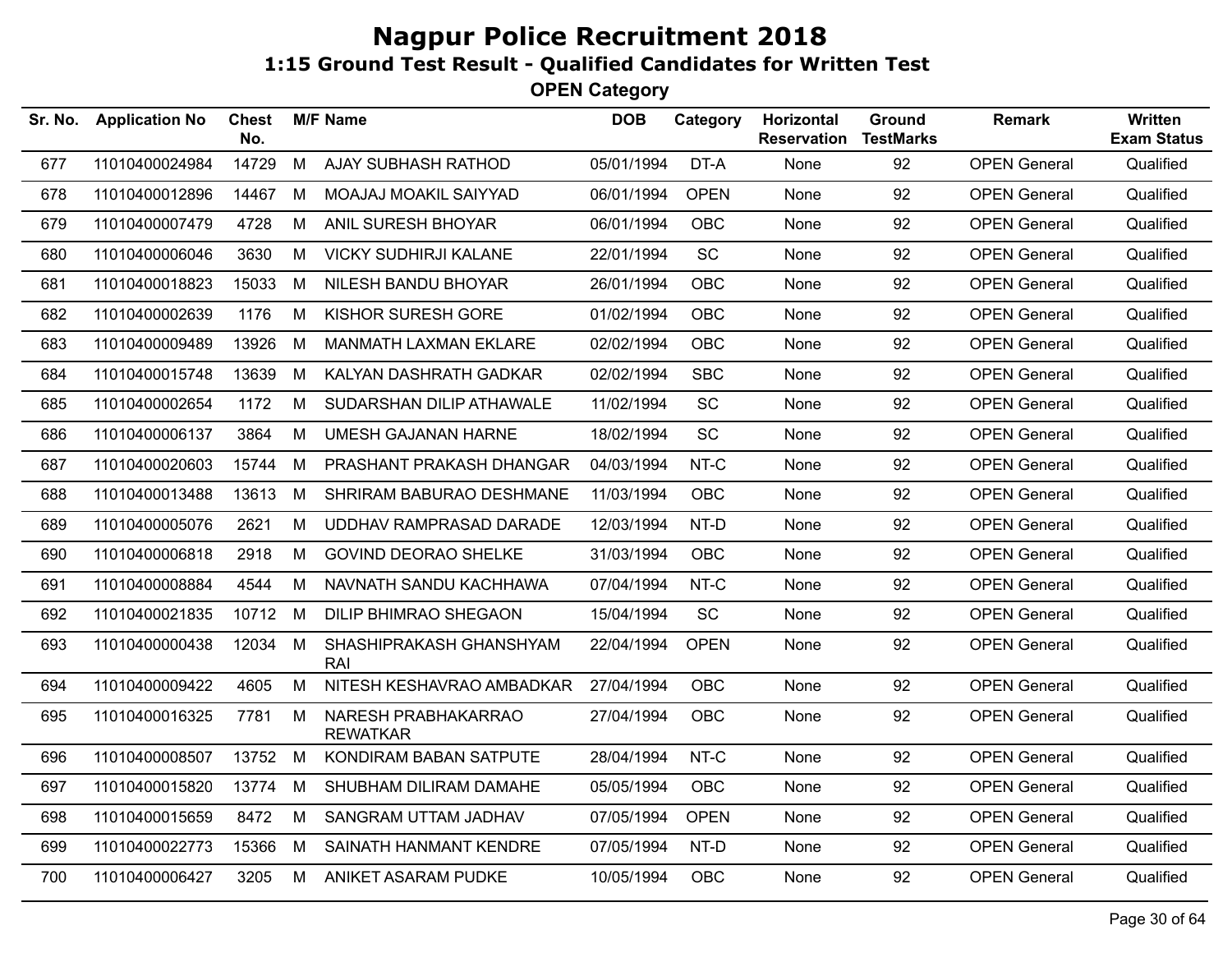# Nagpur Police Recruitment 2018

## 1:15 Ground Test Result - Qualified Candidates for Written Test

### OPEN Category

| Sr. No. | Application No | Chest No. | M/F | Name | DOB | Category | Horizontal Reservation | Ground TestMarks | Remark | Written Exam Status |
|---|---|---|---|---|---|---|---|---|---|---|
| 677 | 11010400024984 | 14729 | M | AJAY SUBHASH RATHOD | 05/01/1994 | DT-A | None | 92 | OPEN General | Qualified |
| 678 | 11010400012896 | 14467 | M | MOAJAJ MOAKIL SAIYYAD | 06/01/1994 | OPEN | None | 92 | OPEN General | Qualified |
| 679 | 11010400007479 | 4728 | M | ANIL SURESH BHOYAR | 06/01/1994 | OBC | None | 92 | OPEN General | Qualified |
| 680 | 11010400006046 | 3630 | M | VICKY SUDHIRJI KALANE | 22/01/1994 | SC | None | 92 | OPEN General | Qualified |
| 681 | 11010400018823 | 15033 | M | NILESH BANDU BHOYAR | 26/01/1994 | OBC | None | 92 | OPEN General | Qualified |
| 682 | 11010400002639 | 1176 | M | KISHOR SURESH GORE | 01/02/1994 | OBC | None | 92 | OPEN General | Qualified |
| 683 | 11010400009489 | 13926 | M | MANMATH LAXMAN EKLARE | 02/02/1994 | OBC | None | 92 | OPEN General | Qualified |
| 684 | 11010400015748 | 13639 | M | KALYAN DASHRATH GADKAR | 02/02/1994 | SBC | None | 92 | OPEN General | Qualified |
| 685 | 11010400002654 | 1172 | M | SUDARSHAN DILIP ATHAWALE | 11/02/1994 | SC | None | 92 | OPEN General | Qualified |
| 686 | 11010400006137 | 3864 | M | UMESH GAJANAN HARNE | 18/02/1994 | SC | None | 92 | OPEN General | Qualified |
| 687 | 11010400020603 | 15744 | M | PRASHANT PRAKASH DHANGAR | 04/03/1994 | NT-C | None | 92 | OPEN General | Qualified |
| 688 | 11010400013488 | 13613 | M | SHRIRAM BABURAO DESHMANE | 11/03/1994 | OBC | None | 92 | OPEN General | Qualified |
| 689 | 11010400005076 | 2621 | M | UDDHAV RAMPRASAD DARADE | 12/03/1994 | NT-D | None | 92 | OPEN General | Qualified |
| 690 | 11010400006818 | 2918 | M | GOVIND DEORAO SHELKE | 31/03/1994 | OBC | None | 92 | OPEN General | Qualified |
| 691 | 11010400008884 | 4544 | M | NAVNATH SANDU KACHHAWA | 07/04/1994 | NT-C | None | 92 | OPEN General | Qualified |
| 692 | 11010400021835 | 10712 | M | DILIP BHIMRAO SHEGAON | 15/04/1994 | SC | None | 92 | OPEN General | Qualified |
| 693 | 11010400000438 | 12034 | M | SHASHIPRAKASH GHANSHYAM RAI | 22/04/1994 | OPEN | None | 92 | OPEN General | Qualified |
| 694 | 11010400009422 | 4605 | M | NITESH KESHAVRAO AMBADKAR | 27/04/1994 | OBC | None | 92 | OPEN General | Qualified |
| 695 | 11010400016325 | 7781 | M | NARESH PRABHAKARRAO REWATKAR | 27/04/1994 | OBC | None | 92 | OPEN General | Qualified |
| 696 | 11010400008507 | 13752 | M | KONDIRAM BABAN SATPUTE | 28/04/1994 | NT-C | None | 92 | OPEN General | Qualified |
| 697 | 11010400015820 | 13774 | M | SHUBHAM DILIRAM DAMAHE | 05/05/1994 | OBC | None | 92 | OPEN General | Qualified |
| 698 | 11010400015659 | 8472 | M | SANGRAM UTTAM JADHAV | 07/05/1994 | OPEN | None | 92 | OPEN General | Qualified |
| 699 | 11010400022773 | 15366 | M | SAINATH HANMANT KENDRE | 07/05/1994 | NT-D | None | 92 | OPEN General | Qualified |
| 700 | 11010400006427 | 3205 | M | ANIKET ASARAM PUDKE | 10/05/1994 | OBC | None | 92 | OPEN General | Qualified |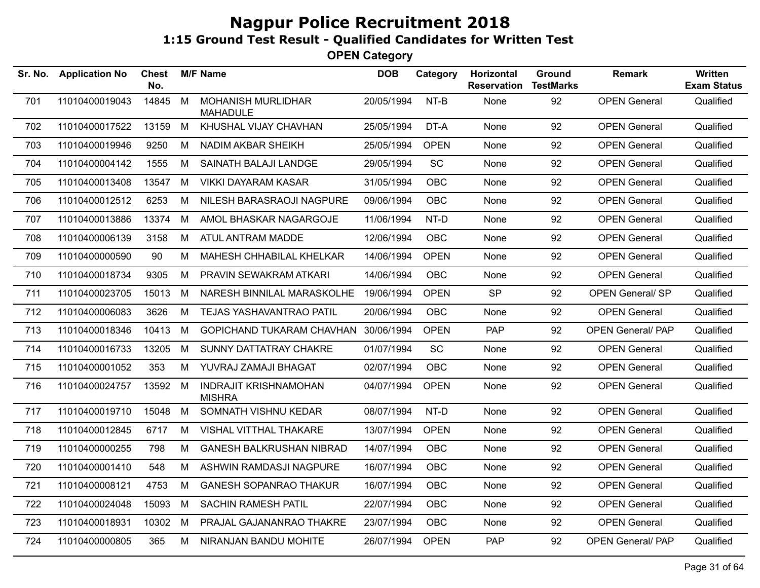# Nagpur Police Recruitment 2018

## 1:15 Ground Test Result - Qualified Candidates for Written Test

### OPEN Category

| Sr. No. | Application No | Chest No. | M/F | Name | DOB | Category | Horizontal Reservation | Ground TestMarks | Remark | Written Exam Status |
|---|---|---|---|---|---|---|---|---|---|---|
| 701 | 11010400019043 | 14845 | M | MOHANISH MURLIDHAR MAHADULE | 20/05/1994 | NT-B | None | 92 | OPEN General | Qualified |
| 702 | 11010400017522 | 13159 | M | KHUSHAL VIJAY CHAVHAN | 25/05/1994 | DT-A | None | 92 | OPEN General | Qualified |
| 703 | 11010400019946 | 9250 | M | NADIM AKBAR SHEIKH | 25/05/1994 | OPEN | None | 92 | OPEN General | Qualified |
| 704 | 11010400004142 | 1555 | M | SAINATH BALAJI LANDGE | 29/05/1994 | SC | None | 92 | OPEN General | Qualified |
| 705 | 11010400013408 | 13547 | M | VIKKI DAYARAM KASAR | 31/05/1994 | OBC | None | 92 | OPEN General | Qualified |
| 706 | 11010400012512 | 6253 | M | NILESH BARASRAOJI NAGPURE | 09/06/1994 | OBC | None | 92 | OPEN General | Qualified |
| 707 | 11010400013886 | 13374 | M | AMOL BHASKAR NAGARGOJE | 11/06/1994 | NT-D | None | 92 | OPEN General | Qualified |
| 708 | 11010400006139 | 3158 | M | ATUL ANTRAM MADDE | 12/06/1994 | OBC | None | 92 | OPEN General | Qualified |
| 709 | 11010400000590 | 90 | M | MAHESH CHHABILAL KHELKAR | 14/06/1994 | OPEN | None | 92 | OPEN General | Qualified |
| 710 | 11010400018734 | 9305 | M | PRAVIN SEWAKRAM ATKARI | 14/06/1994 | OBC | None | 92 | OPEN General | Qualified |
| 711 | 11010400023705 | 15013 | M | NARESH BINNILAL MARASKOLHE | 19/06/1994 | OPEN | SP | 92 | OPEN General/ SP | Qualified |
| 712 | 11010400006083 | 3626 | M | TEJAS YASHAVANTRAO PATIL | 20/06/1994 | OBC | None | 92 | OPEN General | Qualified |
| 713 | 11010400018346 | 10413 | M | GOPICHAND TUKARAM CHAVHAN | 30/06/1994 | OPEN | PAP | 92 | OPEN General/ PAP | Qualified |
| 714 | 11010400016733 | 13205 | M | SUNNY DATTATRAY CHAKRE | 01/07/1994 | SC | None | 92 | OPEN General | Qualified |
| 715 | 11010400001052 | 353 | M | YUVRAJ ZAMAJI BHAGAT | 02/07/1994 | OBC | None | 92 | OPEN General | Qualified |
| 716 | 11010400024757 | 13592 | M | INDRAJIT KRISHNAMOHAN MISHRA | 04/07/1994 | OPEN | None | 92 | OPEN General | Qualified |
| 717 | 11010400019710 | 15048 | M | SOMNATH VISHNU KEDAR | 08/07/1994 | NT-D | None | 92 | OPEN General | Qualified |
| 718 | 11010400012845 | 6717 | M | VISHAL VITTHAL THAKARE | 13/07/1994 | OPEN | None | 92 | OPEN General | Qualified |
| 719 | 11010400000255 | 798 | M | GANESH BALKRUSHAN NIBRAD | 14/07/1994 | OBC | None | 92 | OPEN General | Qualified |
| 720 | 11010400001410 | 548 | M | ASHWIN RAMDASJI NAGPURE | 16/07/1994 | OBC | None | 92 | OPEN General | Qualified |
| 721 | 11010400008121 | 4753 | M | GANESH SOPANRAO THAKUR | 16/07/1994 | OBC | None | 92 | OPEN General | Qualified |
| 722 | 11010400024048 | 15093 | M | SACHIN RAMESH PATIL | 22/07/1994 | OBC | None | 92 | OPEN General | Qualified |
| 723 | 11010400018931 | 10302 | M | PRAJAL GAJANANRAO THAKRE | 23/07/1994 | OBC | None | 92 | OPEN General | Qualified |
| 724 | 11010400000805 | 365 | M | NIRANJAN BANDU MOHITE | 26/07/1994 | OPEN | PAP | 92 | OPEN General/ PAP | Qualified |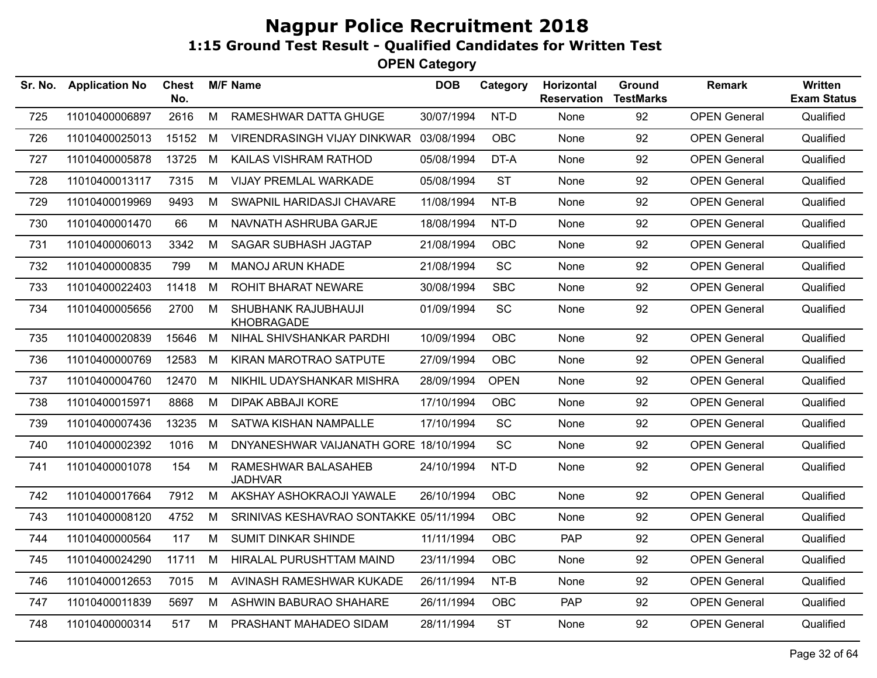# Nagpur Police Recruitment 2018

## 1:15 Ground Test Result - Qualified Candidates for Written Test

### OPEN Category

| Sr. No. | Application No | Chest No. | M/F | Name | DOB | Category | Horizontal Reservation | Ground TestMarks | Remark | Written Exam Status |
|---|---|---|---|---|---|---|---|---|---|---|
| 725 | 11010400006897 | 2616 | M | RAMESHWAR DATTA GHUGE | 30/07/1994 | NT-D | None | 92 | OPEN General | Qualified |
| 726 | 11010400025013 | 15152 | M | VIRENDRASINGH VIJAY DINKWAR | 03/08/1994 | OBC | None | 92 | OPEN General | Qualified |
| 727 | 11010400005878 | 13725 | M | KAILAS VISHRAM RATHOD | 05/08/1994 | DT-A | None | 92 | OPEN General | Qualified |
| 728 | 11010400013117 | 7315 | M | VIJAY PREMLAL WARKADE | 05/08/1994 | ST | None | 92 | OPEN General | Qualified |
| 729 | 11010400019969 | 9493 | M | SWAPNIL HARIDASJI CHAVARE | 11/08/1994 | NT-B | None | 92 | OPEN General | Qualified |
| 730 | 11010400001470 | 66 | M | NAVNATH ASHRUBA GARJE | 18/08/1994 | NT-D | None | 92 | OPEN General | Qualified |
| 731 | 11010400006013 | 3342 | M | SAGAR SUBHASH JAGTAP | 21/08/1994 | OBC | None | 92 | OPEN General | Qualified |
| 732 | 11010400000835 | 799 | M | MANOJ ARUN KHADE | 21/08/1994 | SC | None | 92 | OPEN General | Qualified |
| 733 | 11010400022403 | 11418 | M | ROHIT BHARAT NEWARE | 30/08/1994 | SBC | None | 92 | OPEN General | Qualified |
| 734 | 11010400005656 | 2700 | M | SHUBHANK RAJUBHAUJI KHOBRAGADE | 01/09/1994 | SC | None | 92 | OPEN General | Qualified |
| 735 | 11010400020839 | 15646 | M | NIHAL SHIVSHANKAR PARDHI | 10/09/1994 | OBC | None | 92 | OPEN General | Qualified |
| 736 | 11010400000769 | 12583 | M | KIRAN MAROTRAO SATPUTE | 27/09/1994 | OBC | None | 92 | OPEN General | Qualified |
| 737 | 11010400004760 | 12470 | M | NIKHIL UDAYSHANKAR MISHRA | 28/09/1994 | OPEN | None | 92 | OPEN General | Qualified |
| 738 | 11010400015971 | 8868 | M | DIPAK ABBAJI KORE | 17/10/1994 | OBC | None | 92 | OPEN General | Qualified |
| 739 | 11010400007436 | 13235 | M | SATWA KISHAN NAMPALLE | 17/10/1994 | SC | None | 92 | OPEN General | Qualified |
| 740 | 11010400002392 | 1016 | M | DNYANESHWAR VAIJANATH GORE | 18/10/1994 | SC | None | 92 | OPEN General | Qualified |
| 741 | 11010400001078 | 154 | M | RAMESHWAR BALASAHEB JADHVAR | 24/10/1994 | NT-D | None | 92 | OPEN General | Qualified |
| 742 | 11010400017664 | 7912 | M | AKSHAY ASHOKRAOJI YAWALE | 26/10/1994 | OBC | None | 92 | OPEN General | Qualified |
| 743 | 11010400008120 | 4752 | M | SRINIVAS KESHAVRAO SONTAKKE | 05/11/1994 | OBC | None | 92 | OPEN General | Qualified |
| 744 | 11010400000564 | 117 | M | SUMIT DINKAR SHINDE | 11/11/1994 | OBC | PAP | 92 | OPEN General | Qualified |
| 745 | 11010400024290 | 11711 | M | HIRALAL PURUSHTTAM MAIND | 23/11/1994 | OBC | None | 92 | OPEN General | Qualified |
| 746 | 11010400012653 | 7015 | M | AVINASH RAMESHWAR KUKADE | 26/11/1994 | NT-B | None | 92 | OPEN General | Qualified |
| 747 | 11010400011839 | 5697 | M | ASHWIN BABURAO SHAHARE | 26/11/1994 | OBC | PAP | 92 | OPEN General | Qualified |
| 748 | 11010400000314 | 517 | M | PRASHANT MAHADEO SIDAM | 28/11/1994 | ST | None | 92 | OPEN General | Qualified |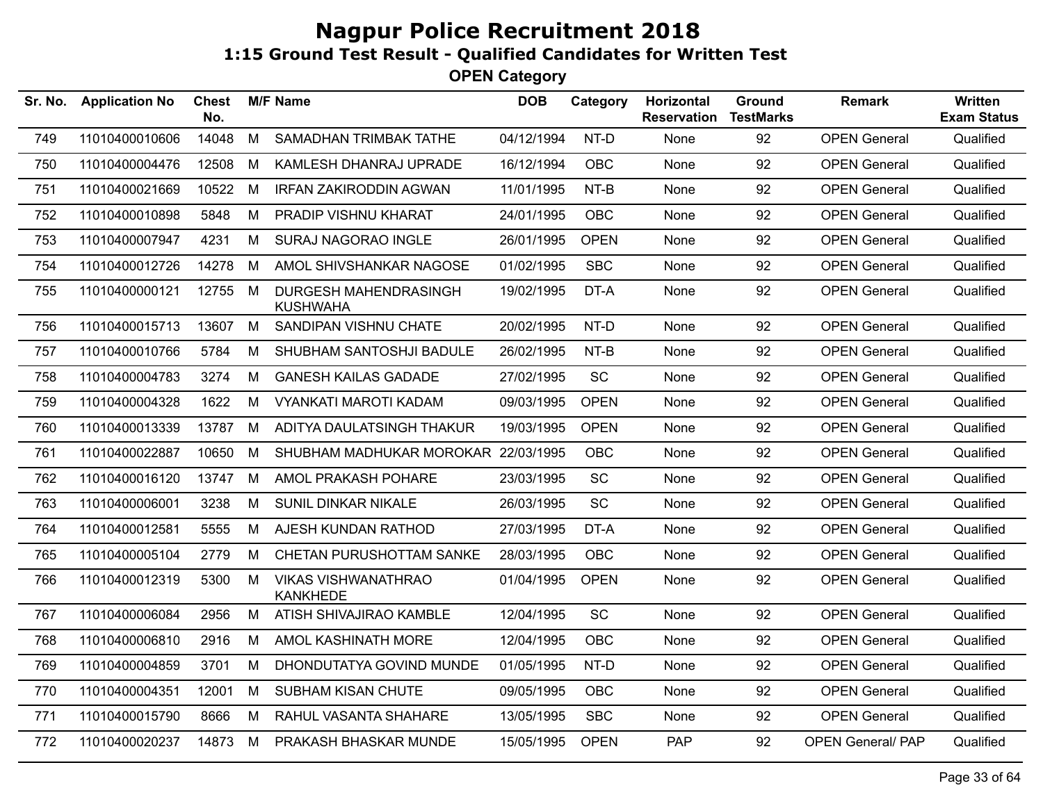# Nagpur Police Recruitment 2018

## 1:15 Ground Test Result - Qualified Candidates for Written Test

### OPEN Category

| Sr. No. | Application No | Chest No. | M/F | Name | DOB | Category | Horizontal Reservation | Ground TestMarks | Remark | Written Exam Status |
|---|---|---|---|---|---|---|---|---|---|---|
| 749 | 11010400010606 | 14048 | M | SAMADHAN TRIMBAK TATHE | 04/12/1994 | NT-D | None | 92 | OPEN General | Qualified |
| 750 | 11010400004476 | 12508 | M | KAMLESH DHANRAJ UPRADE | 16/12/1994 | OBC | None | 92 | OPEN General | Qualified |
| 751 | 11010400021669 | 10522 | M | IRFAN ZAKIRODDIN AGWAN | 11/01/1995 | NT-B | None | 92 | OPEN General | Qualified |
| 752 | 11010400010898 | 5848 | M | PRADIP VISHNU KHARAT | 24/01/1995 | OBC | None | 92 | OPEN General | Qualified |
| 753 | 11010400007947 | 4231 | M | SURAJ NAGORAO INGLE | 26/01/1995 | OPEN | None | 92 | OPEN General | Qualified |
| 754 | 11010400012726 | 14278 | M | AMOL SHIVSHANKAR NAGOSE | 01/02/1995 | SBC | None | 92 | OPEN General | Qualified |
| 755 | 11010400000121 | 12755 | M | DURGESH MAHENDRASINGH KUSHWAHA | 19/02/1995 | DT-A | None | 92 | OPEN General | Qualified |
| 756 | 11010400015713 | 13607 | M | SANDIPAN VISHNU CHATE | 20/02/1995 | NT-D | None | 92 | OPEN General | Qualified |
| 757 | 11010400010766 | 5784 | M | SHUBHAM SANTOSHJI BADULE | 26/02/1995 | NT-B | None | 92 | OPEN General | Qualified |
| 758 | 11010400004783 | 3274 | M | GANESH KAILAS GADADE | 27/02/1995 | SC | None | 92 | OPEN General | Qualified |
| 759 | 11010400004328 | 1622 | M | VYANKATI MAROTI KADAM | 09/03/1995 | OPEN | None | 92 | OPEN General | Qualified |
| 760 | 11010400013339 | 13787 | M | ADITYA DAULATSINGH THAKUR | 19/03/1995 | OPEN | None | 92 | OPEN General | Qualified |
| 761 | 11010400022887 | 10650 | M | SHUBHAM MADHUKAR MOROKAR | 22/03/1995 | OBC | None | 92 | OPEN General | Qualified |
| 762 | 11010400016120 | 13747 | M | AMOL PRAKASH POHARE | 23/03/1995 | SC | None | 92 | OPEN General | Qualified |
| 763 | 11010400006001 | 3238 | M | SUNIL DINKAR NIKALE | 26/03/1995 | SC | None | 92 | OPEN General | Qualified |
| 764 | 11010400012581 | 5555 | M | AJESH KUNDAN RATHOD | 27/03/1995 | DT-A | None | 92 | OPEN General | Qualified |
| 765 | 11010400005104 | 2779 | M | CHETAN PURUSHOTTAM SANKE | 28/03/1995 | OBC | None | 92 | OPEN General | Qualified |
| 766 | 11010400012319 | 5300 | M | VIKAS VISHWANATHRAO KANKHEDE | 01/04/1995 | OPEN | None | 92 | OPEN General | Qualified |
| 767 | 11010400006084 | 2956 | M | ATISH SHIVAJIRAO KAMBLE | 12/04/1995 | SC | None | 92 | OPEN General | Qualified |
| 768 | 11010400006810 | 2916 | M | AMOL KASHINATH MORE | 12/04/1995 | OBC | None | 92 | OPEN General | Qualified |
| 769 | 11010400004859 | 3701 | M | DHONDUTATYA GOVIND MUNDE | 01/05/1995 | NT-D | None | 92 | OPEN General | Qualified |
| 770 | 11010400004351 | 12001 | M | SUBHAM KISAN CHUTE | 09/05/1995 | OBC | None | 92 | OPEN General | Qualified |
| 771 | 11010400015790 | 8666 | M | RAHUL VASANTA SHAHARE | 13/05/1995 | SBC | None | 92 | OPEN General | Qualified |
| 772 | 11010400020237 | 14873 | M | PRAKASH BHASKAR MUNDE | 15/05/1995 | OPEN | PAP | 92 | OPEN General/ PAP | Qualified |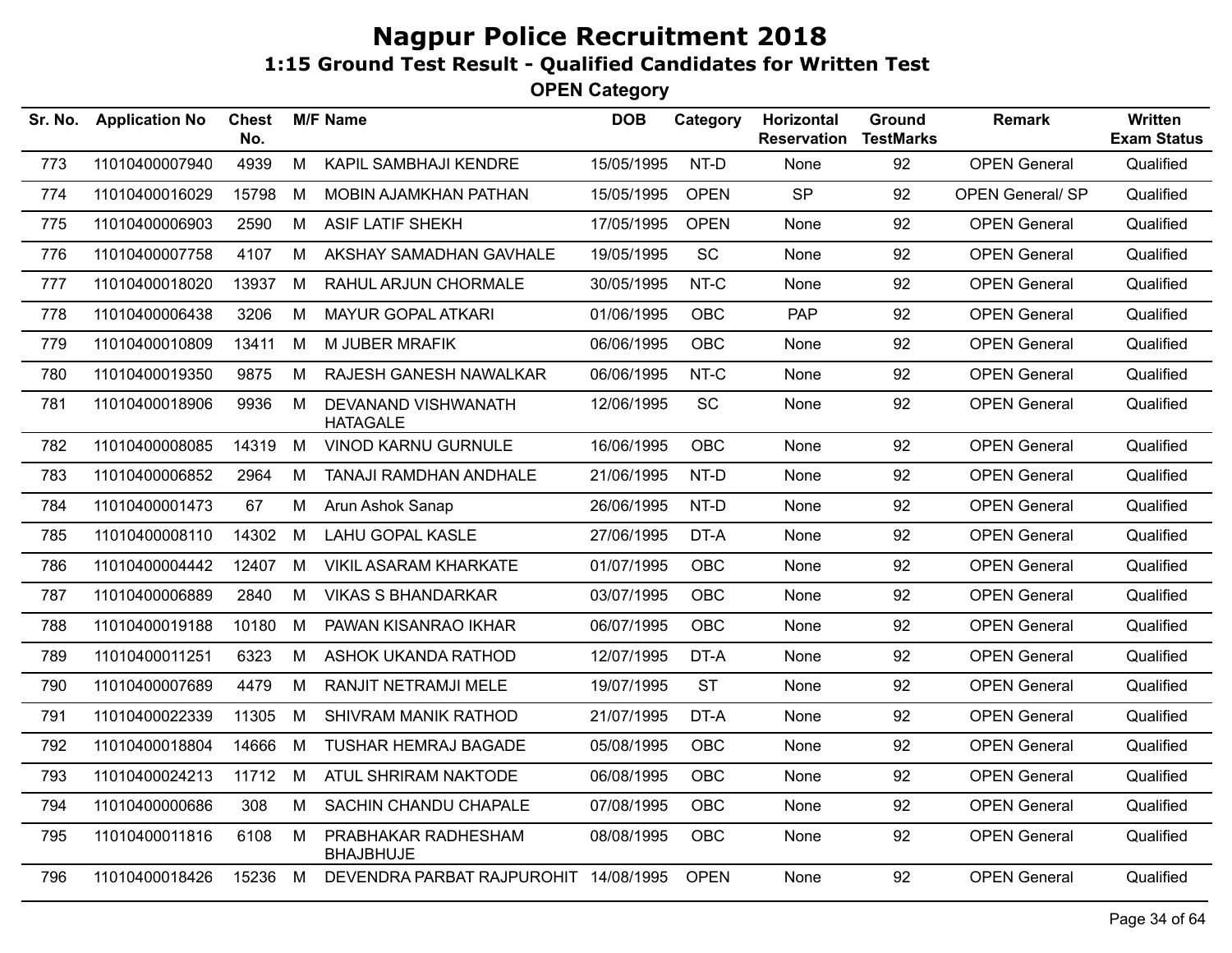# Nagpur Police Recruitment 2018

## 1:15 Ground Test Result - Qualified Candidates for Written Test

### OPEN Category

| Sr. No. | Application No | Chest No. | M/F | Name | DOB | Category | Horizontal Reservation | Ground TestMarks | Remark | Written Exam Status |
|---|---|---|---|---|---|---|---|---|---|---|
| 773 | 11010400007940 | 4939 | M | KAPIL SAMBHAJI KENDRE | 15/05/1995 | NT-D | None | 92 | OPEN General | Qualified |
| 774 | 11010400016029 | 15798 | M | MOBIN AJAMKHAN PATHAN | 15/05/1995 | OPEN | SP | 92 | OPEN General/ SP | Qualified |
| 775 | 11010400006903 | 2590 | M | ASIF LATIF SHEKH | 17/05/1995 | OPEN | None | 92 | OPEN General | Qualified |
| 776 | 11010400007758 | 4107 | M | AKSHAY SAMADHAN GAVHALE | 19/05/1995 | SC | None | 92 | OPEN General | Qualified |
| 777 | 11010400018020 | 13937 | M | RAHUL ARJUN CHORMALE | 30/05/1995 | NT-C | None | 92 | OPEN General | Qualified |
| 778 | 11010400006438 | 3206 | M | MAYUR GOPAL ATKARI | 01/06/1995 | OBC | PAP | 92 | OPEN General | Qualified |
| 779 | 11010400010809 | 13411 | M | M JUBER MRAFIK | 06/06/1995 | OBC | None | 92 | OPEN General | Qualified |
| 780 | 11010400019350 | 9875 | M | RAJESH GANESH NAWALKAR | 06/06/1995 | NT-C | None | 92 | OPEN General | Qualified |
| 781 | 11010400018906 | 9936 | M | DEVANAND VISHWANATH HATAGALE | 12/06/1995 | SC | None | 92 | OPEN General | Qualified |
| 782 | 11010400008085 | 14319 | M | VINOD KARNU GURNULE | 16/06/1995 | OBC | None | 92 | OPEN General | Qualified |
| 783 | 11010400006852 | 2964 | M | TANAJI RAMDHAN ANDHALE | 21/06/1995 | NT-D | None | 92 | OPEN General | Qualified |
| 784 | 11010400001473 | 67 | M | Arun Ashok Sanap | 26/06/1995 | NT-D | None | 92 | OPEN General | Qualified |
| 785 | 11010400008110 | 14302 | M | LAHU GOPAL KASLE | 27/06/1995 | DT-A | None | 92 | OPEN General | Qualified |
| 786 | 11010400004442 | 12407 | M | VIKIL ASARAM KHARKATE | 01/07/1995 | OBC | None | 92 | OPEN General | Qualified |
| 787 | 11010400006889 | 2840 | M | VIKAS S BHANDARKAR | 03/07/1995 | OBC | None | 92 | OPEN General | Qualified |
| 788 | 11010400019188 | 10180 | M | PAWAN KISANRAO IKHAR | 06/07/1995 | OBC | None | 92 | OPEN General | Qualified |
| 789 | 11010400011251 | 6323 | M | ASHOK UKANDA RATHOD | 12/07/1995 | DT-A | None | 92 | OPEN General | Qualified |
| 790 | 11010400007689 | 4479 | M | RANJIT NETRAMJI MELE | 19/07/1995 | ST | None | 92 | OPEN General | Qualified |
| 791 | 11010400022339 | 11305 | M | SHIVRAM MANIK RATHOD | 21/07/1995 | DT-A | None | 92 | OPEN General | Qualified |
| 792 | 11010400018804 | 14666 | M | TUSHAR HEMRAJ BAGADE | 05/08/1995 | OBC | None | 92 | OPEN General | Qualified |
| 793 | 11010400024213 | 11712 | M | ATUL SHRIRAM NAKTODE | 06/08/1995 | OBC | None | 92 | OPEN General | Qualified |
| 794 | 11010400000686 | 308 | M | SACHIN CHANDU CHAPALE | 07/08/1995 | OBC | None | 92 | OPEN General | Qualified |
| 795 | 11010400011816 | 6108 | M | PRABHAKAR RADHESHAM BHAJBHUJE | 08/08/1995 | OBC | None | 92 | OPEN General | Qualified |
| 796 | 11010400018426 | 15236 | M | DEVENDRA PARBAT RAJPUROHIT | 14/08/1995 | OPEN | None | 92 | OPEN General | Qualified |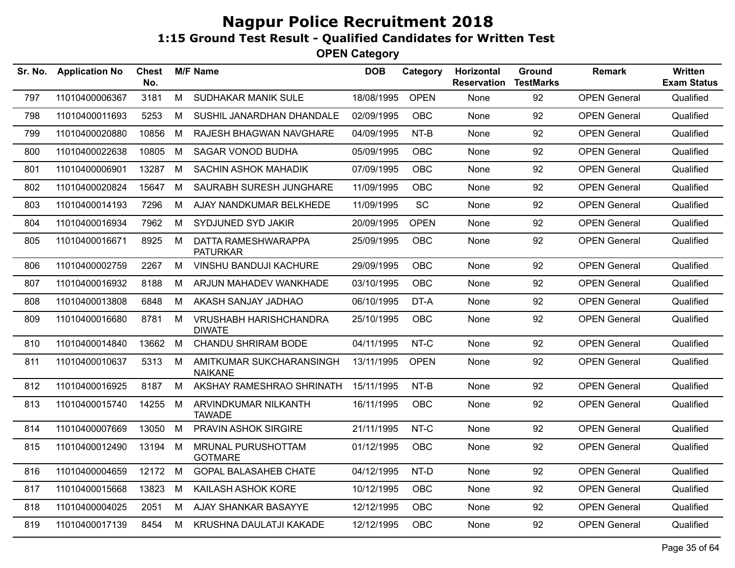# Nagpur Police Recruitment 2018

## 1:15 Ground Test Result - Qualified Candidates for Written Test

### OPEN Category

| Sr. No. | Application No | Chest No. | M/F | Name | DOB | Category | Horizontal Reservation | Ground TestMarks | Remark | Written Exam Status |
|---|---|---|---|---|---|---|---|---|---|---|
| 797 | 11010400006367 | 3181 | M | SUDHAKAR MANIK SULE | 18/08/1995 | OPEN | None | 92 | OPEN General | Qualified |
| 798 | 11010400011693 | 5253 | M | SUSHIL JANARDHAN DHANDALE | 02/09/1995 | OBC | None | 92 | OPEN General | Qualified |
| 799 | 11010400020880 | 10856 | M | RAJESH BHAGWAN NAVGHARE | 04/09/1995 | NT-B | None | 92 | OPEN General | Qualified |
| 800 | 11010400022638 | 10805 | M | SAGAR VONOD BUDHA | 05/09/1995 | OBC | None | 92 | OPEN General | Qualified |
| 801 | 11010400006901 | 13287 | M | SACHIN ASHOK MAHADIK | 07/09/1995 | OBC | None | 92 | OPEN General | Qualified |
| 802 | 11010400020824 | 15647 | M | SAURABH SURESH JUNGHARE | 11/09/1995 | OBC | None | 92 | OPEN General | Qualified |
| 803 | 11010400014193 | 7296 | M | AJAY NANDKUMAR BELKHEDE | 11/09/1995 | SC | None | 92 | OPEN General | Qualified |
| 804 | 11010400016934 | 7962 | M | SYDJUNED SYD JAKIR | 20/09/1995 | OPEN | None | 92 | OPEN General | Qualified |
| 805 | 11010400016671 | 8925 | M | DATTA RAMESHWARAPPA PATURKAR | 25/09/1995 | OBC | None | 92 | OPEN General | Qualified |
| 806 | 11010400002759 | 2267 | M | VINSHU BANDUJI KACHURE | 29/09/1995 | OBC | None | 92 | OPEN General | Qualified |
| 807 | 11010400016932 | 8188 | M | ARJUN MAHADEV WANKHADE | 03/10/1995 | OBC | None | 92 | OPEN General | Qualified |
| 808 | 11010400013808 | 6848 | M | AKASH SANJAY JADHAO | 06/10/1995 | DT-A | None | 92 | OPEN General | Qualified |
| 809 | 11010400016680 | 8781 | M | VRUSHABH HARISHCHANDRA DIWATE | 25/10/1995 | OBC | None | 92 | OPEN General | Qualified |
| 810 | 11010400014840 | 13662 | M | CHANDU SHRIRAM BODE | 04/11/1995 | NT-C | None | 92 | OPEN General | Qualified |
| 811 | 11010400010637 | 5313 | M | AMITKUMAR SUKCHARANSINGH NAIKANE | 13/11/1995 | OPEN | None | 92 | OPEN General | Qualified |
| 812 | 11010400016925 | 8187 | M | AKSHAY RAMESHRAO SHRINATH | 15/11/1995 | NT-B | None | 92 | OPEN General | Qualified |
| 813 | 11010400015740 | 14255 | M | ARVINDKUMAR NILKANTH TAWADE | 16/11/1995 | OBC | None | 92 | OPEN General | Qualified |
| 814 | 11010400007669 | 13050 | M | PRAVIN ASHOK SIRGIRE | 21/11/1995 | NT-C | None | 92 | OPEN General | Qualified |
| 815 | 11010400012490 | 13194 | M | MRUNAL PURUSHOTTAM GOTMARE | 01/12/1995 | OBC | None | 92 | OPEN General | Qualified |
| 816 | 11010400004659 | 12172 | M | GOPAL BALASAHEB CHATE | 04/12/1995 | NT-D | None | 92 | OPEN General | Qualified |
| 817 | 11010400015668 | 13823 | M | KAILASH ASHOK KORE | 10/12/1995 | OBC | None | 92 | OPEN General | Qualified |
| 818 | 11010400004025 | 2051 | M | AJAY SHANKAR BASAYYE | 12/12/1995 | OBC | None | 92 | OPEN General | Qualified |
| 819 | 11010400017139 | 8454 | M | KRUSHNA DAULATJI KAKADE | 12/12/1995 | OBC | None | 92 | OPEN General | Qualified |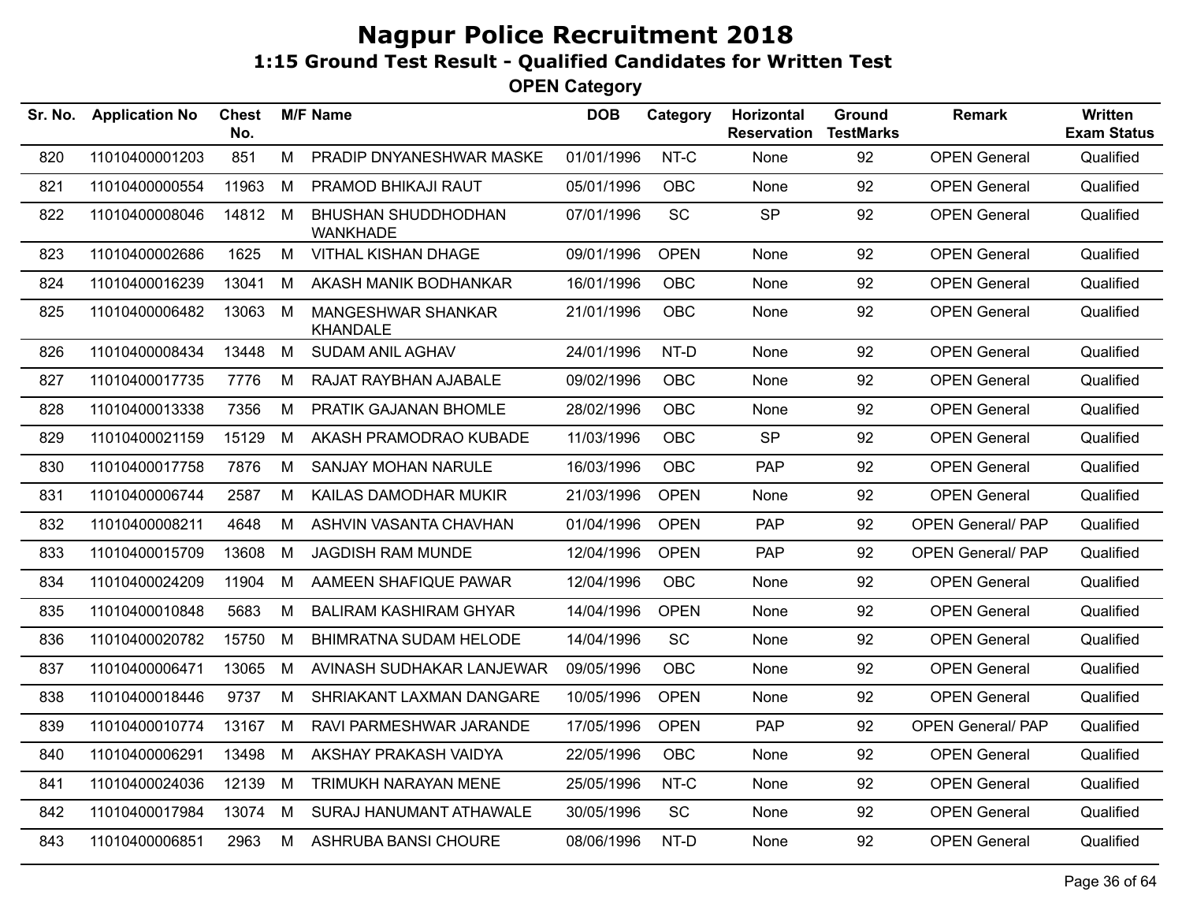# Nagpur Police Recruitment 2018

## 1:15 Ground Test Result - Qualified Candidates for Written Test

### OPEN Category

| Sr. No. | Application No | Chest No. | M/F | Name | DOB | Category | Horizontal Reservation | Ground TestMarks | Remark | Written Exam Status |
|---|---|---|---|---|---|---|---|---|---|---|
| 820 | 11010400001203 | 851 | M | PRADIP DNYANESHWAR MASKE | 01/01/1996 | NT-C | None | 92 | OPEN General | Qualified |
| 821 | 11010400000554 | 11963 | M | PRAMOD BHIKAJI RAUT | 05/01/1996 | OBC | None | 92 | OPEN General | Qualified |
| 822 | 11010400008046 | 14812 | M | BHUSHAN SHUDDHODHAN WANKHADE | 07/01/1996 | SC | SP | 92 | OPEN General | Qualified |
| 823 | 11010400002686 | 1625 | M | VITHAL KISHAN DHAGE | 09/01/1996 | OPEN | None | 92 | OPEN General | Qualified |
| 824 | 11010400016239 | 13041 | M | AKASH MANIK BODHANKAR | 16/01/1996 | OBC | None | 92 | OPEN General | Qualified |
| 825 | 11010400006482 | 13063 | M | MANGESHWAR SHANKAR KHANDALE | 21/01/1996 | OBC | None | 92 | OPEN General | Qualified |
| 826 | 11010400008434 | 13448 | M | SUDAM ANIL AGHAV | 24/01/1996 | NT-D | None | 92 | OPEN General | Qualified |
| 827 | 11010400017735 | 7776 | M | RAJAT RAYBHAN AJABALE | 09/02/1996 | OBC | None | 92 | OPEN General | Qualified |
| 828 | 11010400013338 | 7356 | M | PRATIK GAJANAN BHOMLE | 28/02/1996 | OBC | None | 92 | OPEN General | Qualified |
| 829 | 11010400021159 | 15129 | M | AKASH PRAMODRAO KUBADE | 11/03/1996 | OBC | SP | 92 | OPEN General | Qualified |
| 830 | 11010400017758 | 7876 | M | SANJAY MOHAN NARULE | 16/03/1996 | OBC | PAP | 92 | OPEN General | Qualified |
| 831 | 11010400006744 | 2587 | M | KAILAS DAMODHAR MUKIR | 21/03/1996 | OPEN | None | 92 | OPEN General | Qualified |
| 832 | 11010400008211 | 4648 | M | ASHVIN VASANTA CHAVHAN | 01/04/1996 | OPEN | PAP | 92 | OPEN General/ PAP | Qualified |
| 833 | 11010400015709 | 13608 | M | JAGDISH RAM MUNDE | 12/04/1996 | OPEN | PAP | 92 | OPEN General/ PAP | Qualified |
| 834 | 11010400024209 | 11904 | M | AAMEEN SHAFIQUE PAWAR | 12/04/1996 | OBC | None | 92 | OPEN General | Qualified |
| 835 | 11010400010848 | 5683 | M | BALIRAM KASHIRAM GHYAR | 14/04/1996 | OPEN | None | 92 | OPEN General | Qualified |
| 836 | 11010400020782 | 15750 | M | BHIMRATNA SUDAM HELODE | 14/04/1996 | SC | None | 92 | OPEN General | Qualified |
| 837 | 11010400006471 | 13065 | M | AVINASH SUDHAKAR LANJEWAR | 09/05/1996 | OBC | None | 92 | OPEN General | Qualified |
| 838 | 11010400018446 | 9737 | M | SHRIAKANT LAXMAN DANGARE | 10/05/1996 | OPEN | None | 92 | OPEN General | Qualified |
| 839 | 11010400010774 | 13167 | M | RAVI PARMESHWAR JARANDE | 17/05/1996 | OPEN | PAP | 92 | OPEN General/ PAP | Qualified |
| 840 | 11010400006291 | 13498 | M | AKSHAY PRAKASH VAIDYA | 22/05/1996 | OBC | None | 92 | OPEN General | Qualified |
| 841 | 11010400024036 | 12139 | M | TRIMUKH NARAYAN MENE | 25/05/1996 | NT-C | None | 92 | OPEN General | Qualified |
| 842 | 11010400017984 | 13074 | M | SURAJ HANUMANT ATHAWALE | 30/05/1996 | SC | None | 92 | OPEN General | Qualified |
| 843 | 11010400006851 | 2963 | M | ASHRUBA BANSI CHOURE | 08/06/1996 | NT-D | None | 92 | OPEN General | Qualified |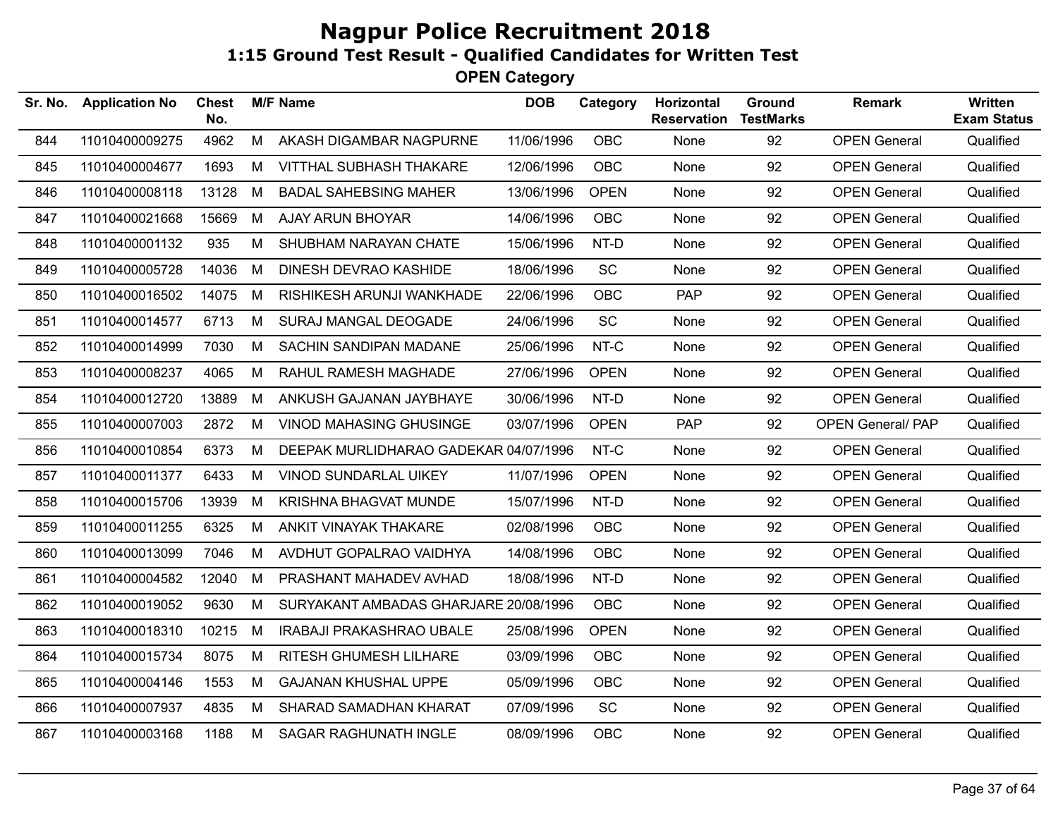# Nagpur Police Recruitment 2018

## 1:15 Ground Test Result - Qualified Candidates for Written Test

### OPEN Category

| Sr. No. | Application No | Chest No. | M/F | Name | DOB | Category | Horizontal Reservation | Ground TestMarks | Remark | Written Exam Status |
|---|---|---|---|---|---|---|---|---|---|---|
| 844 | 11010400009275 | 4962 | M | AKASH DIGAMBAR NAGPURNE | 11/06/1996 | OBC | None | 92 | OPEN General | Qualified |
| 845 | 11010400004677 | 1693 | M | VITTHAL SUBHASH THAKARE | 12/06/1996 | OBC | None | 92 | OPEN General | Qualified |
| 846 | 11010400008118 | 13128 | M | BADAL SAHEBSING MAHER | 13/06/1996 | OPEN | None | 92 | OPEN General | Qualified |
| 847 | 11010400021668 | 15669 | M | AJAY ARUN BHOYAR | 14/06/1996 | OBC | None | 92 | OPEN General | Qualified |
| 848 | 11010400001132 | 935 | M | SHUBHAM NARAYAN CHATE | 15/06/1996 | NT-D | None | 92 | OPEN General | Qualified |
| 849 | 11010400005728 | 14036 | M | DINESH DEVRAO KASHIDE | 18/06/1996 | SC | None | 92 | OPEN General | Qualified |
| 850 | 11010400016502 | 14075 | M | RISHIKESH ARUNJI WANKHADE | 22/06/1996 | OBC | PAP | 92 | OPEN General | Qualified |
| 851 | 11010400014577 | 6713 | M | SURAJ MANGAL DEOGADE | 24/06/1996 | SC | None | 92 | OPEN General | Qualified |
| 852 | 11010400014999 | 7030 | M | SACHIN SANDIPAN MADANE | 25/06/1996 | NT-C | None | 92 | OPEN General | Qualified |
| 853 | 11010400008237 | 4065 | M | RAHUL RAMESH MAGHADE | 27/06/1996 | OPEN | None | 92 | OPEN General | Qualified |
| 854 | 11010400012720 | 13889 | M | ANKUSH GAJANAN JAYBHAYE | 30/06/1996 | NT-D | None | 92 | OPEN General | Qualified |
| 855 | 11010400007003 | 2872 | M | VINOD MAHASING GHUSINGE | 03/07/1996 | OPEN | PAP | 92 | OPEN General/ PAP | Qualified |
| 856 | 11010400010854 | 6373 | M | DEEPAK MURLIDHARAO GADEKAR | 04/07/1996 | NT-C | None | 92 | OPEN General | Qualified |
| 857 | 11010400011377 | 6433 | M | VINOD SUNDARLAL UIKEY | 11/07/1996 | OPEN | None | 92 | OPEN General | Qualified |
| 858 | 11010400015706 | 13939 | M | KRISHNA BHAGVAT MUNDE | 15/07/1996 | NT-D | None | 92 | OPEN General | Qualified |
| 859 | 11010400011255 | 6325 | M | ANKIT VINAYAK THAKARE | 02/08/1996 | OBC | None | 92 | OPEN General | Qualified |
| 860 | 11010400013099 | 7046 | M | AVDHUT GOPALRAO VAIDHYA | 14/08/1996 | OBC | None | 92 | OPEN General | Qualified |
| 861 | 11010400004582 | 12040 | M | PRASHANT MAHADEV AVHAD | 18/08/1996 | NT-D | None | 92 | OPEN General | Qualified |
| 862 | 11010400019052 | 9630 | M | SURYAKANT AMBADAS GHARJARE | 20/08/1996 | OBC | None | 92 | OPEN General | Qualified |
| 863 | 11010400018310 | 10215 | M | IRABAJI PRAKASHRAO UBALE | 25/08/1996 | OPEN | None | 92 | OPEN General | Qualified |
| 864 | 11010400015734 | 8075 | M | RITESH GHUMESH LILHARE | 03/09/1996 | OBC | None | 92 | OPEN General | Qualified |
| 865 | 11010400004146 | 1553 | M | GAJANAN KHUSHAL UPPE | 05/09/1996 | OBC | None | 92 | OPEN General | Qualified |
| 866 | 11010400007937 | 4835 | M | SHARAD SAMADHAN KHARAT | 07/09/1996 | SC | None | 92 | OPEN General | Qualified |
| 867 | 11010400003168 | 1188 | M | SAGAR RAGHUNATH INGLE | 08/09/1996 | OBC | None | 92 | OPEN General | Qualified |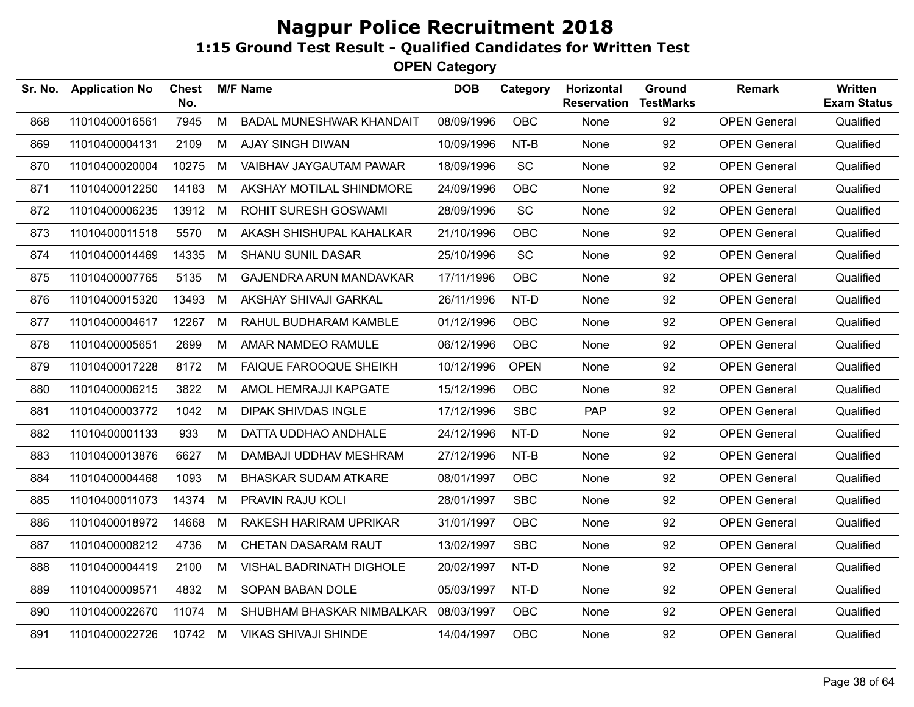# Nagpur Police Recruitment 2018

## 1:15 Ground Test Result - Qualified Candidates for Written Test

### OPEN Category

| Sr. No. | Application No | Chest No. | M/F | Name | DOB | Category | Horizontal Reservation | Ground TestMarks | Remark | Written Exam Status |
|---|---|---|---|---|---|---|---|---|---|---|
| 868 | 11010400016561 | 7945 | M | BADAL MUNESHWAR KHANDAIT | 08/09/1996 | OBC | None | 92 | OPEN General | Qualified |
| 869 | 11010400004131 | 2109 | M | AJAY SINGH DIWAN | 10/09/1996 | NT-B | None | 92 | OPEN General | Qualified |
| 870 | 11010400020004 | 10275 | M | VAIBHAV JAYGAUTAM PAWAR | 18/09/1996 | SC | None | 92 | OPEN General | Qualified |
| 871 | 11010400012250 | 14183 | M | AKSHAY MOTILAL SHINDMORE | 24/09/1996 | OBC | None | 92 | OPEN General | Qualified |
| 872 | 11010400006235 | 13912 | M | ROHIT SURESH GOSWAMI | 28/09/1996 | SC | None | 92 | OPEN General | Qualified |
| 873 | 11010400011518 | 5570 | M | AKASH SHISHUPAL KAHALKAR | 21/10/1996 | OBC | None | 92 | OPEN General | Qualified |
| 874 | 11010400014469 | 14335 | M | SHANU SUNIL DASAR | 25/10/1996 | SC | None | 92 | OPEN General | Qualified |
| 875 | 11010400007765 | 5135 | M | GAJENDRA ARUN MANDAVKAR | 17/11/1996 | OBC | None | 92 | OPEN General | Qualified |
| 876 | 11010400015320 | 13493 | M | AKSHAY SHIVAJI GARKAL | 26/11/1996 | NT-D | None | 92 | OPEN General | Qualified |
| 877 | 11010400004617 | 12267 | M | RAHUL BUDHARAM KAMBLE | 01/12/1996 | OBC | None | 92 | OPEN General | Qualified |
| 878 | 11010400005651 | 2699 | M | AMAR NAMDEO RAMULE | 06/12/1996 | OBC | None | 92 | OPEN General | Qualified |
| 879 | 11010400017228 | 8172 | M | FAIQUE FAROOQUE SHEIKH | 10/12/1996 | OPEN | None | 92 | OPEN General | Qualified |
| 880 | 11010400006215 | 3822 | M | AMOL HEMRAJJI KAPGATE | 15/12/1996 | OBC | None | 92 | OPEN General | Qualified |
| 881 | 11010400003772 | 1042 | M | DIPAK SHIVDAS INGLE | 17/12/1996 | SBC | PAP | 92 | OPEN General | Qualified |
| 882 | 11010400001133 | 933 | M | DATTA UDDHAO ANDHALE | 24/12/1996 | NT-D | None | 92 | OPEN General | Qualified |
| 883 | 11010400013876 | 6627 | M | DAMBAJI UDDHAV MESHRAM | 27/12/1996 | NT-B | None | 92 | OPEN General | Qualified |
| 884 | 11010400004468 | 1093 | M | BHASKAR SUDAM ATKARE | 08/01/1997 | OBC | None | 92 | OPEN General | Qualified |
| 885 | 11010400011073 | 14374 | M | PRAVIN RAJU KOLI | 28/01/1997 | SBC | None | 92 | OPEN General | Qualified |
| 886 | 11010400018972 | 14668 | M | RAKESH HARIRAM UPRIKAR | 31/01/1997 | OBC | None | 92 | OPEN General | Qualified |
| 887 | 11010400008212 | 4736 | M | CHETAN DASARAM RAUT | 13/02/1997 | SBC | None | 92 | OPEN General | Qualified |
| 888 | 11010400004419 | 2100 | M | VISHAL BADRINATH DIGHOLE | 20/02/1997 | NT-D | None | 92 | OPEN General | Qualified |
| 889 | 11010400009571 | 4832 | M | SOPAN BABAN DOLE | 05/03/1997 | NT-D | None | 92 | OPEN General | Qualified |
| 890 | 11010400022670 | 11074 | M | SHUBHAM BHASKAR NIMBALKAR | 08/03/1997 | OBC | None | 92 | OPEN General | Qualified |
| 891 | 11010400022726 | 10742 | M | VIKAS SHIVAJI SHINDE | 14/04/1997 | OBC | None | 92 | OPEN General | Qualified |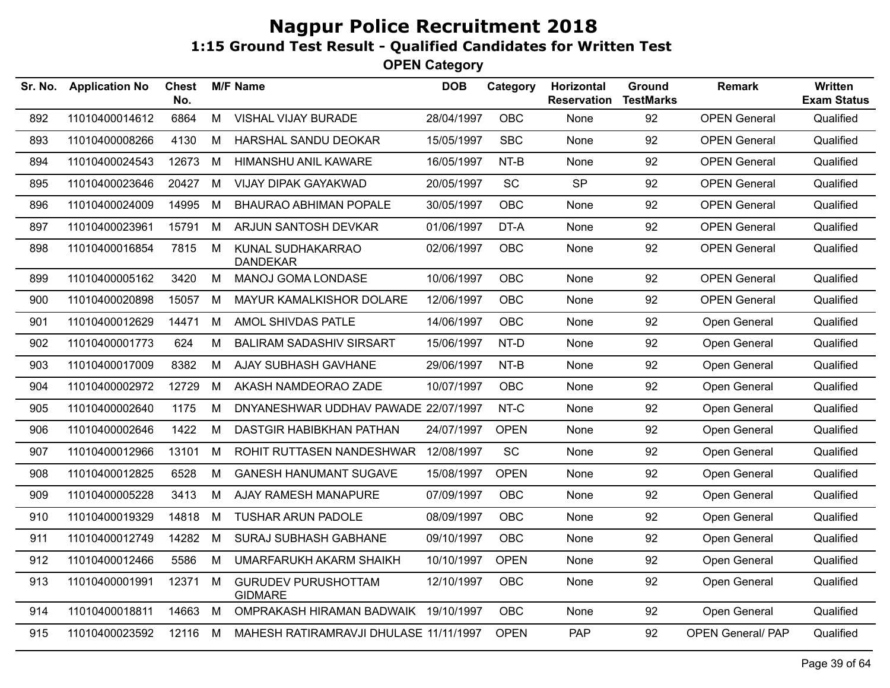# Nagpur Police Recruitment 2018

## 1:15 Ground Test Result - Qualified Candidates for Written Test

### OPEN Category

| Sr. No. | Application No | Chest No. | M/F | Name | DOB | Category | Horizontal Reservation | Ground TestMarks | Remark | Written Exam Status |
|---|---|---|---|---|---|---|---|---|---|---|
| 892 | 11010400014612 | 6864 | M | VISHAL VIJAY BURADE | 28/04/1997 | OBC | None | 92 | OPEN General | Qualified |
| 893 | 11010400008266 | 4130 | M | HARSHAL SANDU DEOKAR | 15/05/1997 | SBC | None | 92 | OPEN General | Qualified |
| 894 | 11010400024543 | 12673 | M | HIMANSHU ANIL KAWARE | 16/05/1997 | NT-B | None | 92 | OPEN General | Qualified |
| 895 | 11010400023646 | 20427 | M | VIJAY DIPAK GAYAKWAD | 20/05/1997 | SC | SP | 92 | OPEN General | Qualified |
| 896 | 11010400024009 | 14995 | M | BHAURAO ABHIMAN POPALE | 30/05/1997 | OBC | None | 92 | OPEN General | Qualified |
| 897 | 11010400023961 | 15791 | M | ARJUN SANTOSH DEVKAR | 01/06/1997 | DT-A | None | 92 | OPEN General | Qualified |
| 898 | 11010400016854 | 7815 | M | KUNAL SUDHAKARRAO DANDEKAR | 02/06/1997 | OBC | None | 92 | OPEN General | Qualified |
| 899 | 11010400005162 | 3420 | M | MANOJ GOMA LONDASE | 10/06/1997 | OBC | None | 92 | OPEN General | Qualified |
| 900 | 11010400020898 | 15057 | M | MAYUR KAMALKISHOR DOLARE | 12/06/1997 | OBC | None | 92 | OPEN General | Qualified |
| 901 | 11010400012629 | 14471 | M | AMOL SHIVDAS PATLE | 14/06/1997 | OBC | None | 92 | Open General | Qualified |
| 902 | 11010400001773 | 624 | M | BALIRAM SADASHIV SIRSART | 15/06/1997 | NT-D | None | 92 | Open General | Qualified |
| 903 | 11010400017009 | 8382 | M | AJAY SUBHASH GAVHANE | 29/06/1997 | NT-B | None | 92 | Open General | Qualified |
| 904 | 11010400002972 | 12729 | M | AKASH NAMDEORAO ZADE | 10/07/1997 | OBC | None | 92 | Open General | Qualified |
| 905 | 11010400002640 | 1175 | M | DNYANESHWAR UDDHAV PAWADE | 22/07/1997 | NT-C | None | 92 | Open General | Qualified |
| 906 | 11010400002646 | 1422 | M | DASTGIR HABIBKHAN PATHAN | 24/07/1997 | OPEN | None | 92 | Open General | Qualified |
| 907 | 11010400012966 | 13101 | M | ROHIT RUTTASEN NANDESHWAR | 12/08/1997 | SC | None | 92 | Open General | Qualified |
| 908 | 11010400012825 | 6528 | M | GANESH HANUMANT SUGAVE | 15/08/1997 | OPEN | None | 92 | Open General | Qualified |
| 909 | 11010400005228 | 3413 | M | AJAY RAMESH MANAPURE | 07/09/1997 | OBC | None | 92 | Open General | Qualified |
| 910 | 11010400019329 | 14818 | M | TUSHAR ARUN PADOLE | 08/09/1997 | OBC | None | 92 | Open General | Qualified |
| 911 | 11010400012749 | 14282 | M | SURAJ SUBHASH GABHANE | 09/10/1997 | OBC | None | 92 | Open General | Qualified |
| 912 | 11010400012466 | 5586 | M | UMARFARUKH AKARM SHAIKH | 10/10/1997 | OPEN | None | 92 | Open General | Qualified |
| 913 | 11010400001991 | 12371 | M | GURUDEV PURUSHOTTAM GIDMARE | 12/10/1997 | OBC | None | 92 | Open General | Qualified |
| 914 | 11010400018811 | 14663 | M | OMPRAKASH HIRAMAN BADWAIK | 19/10/1997 | OBC | None | 92 | Open General | Qualified |
| 915 | 11010400023592 | 12116 | M | MAHESH RATIRAMRAVJI DHULASE | 11/11/1997 | OPEN | PAP | 92 | OPEN General/ PAP | Qualified |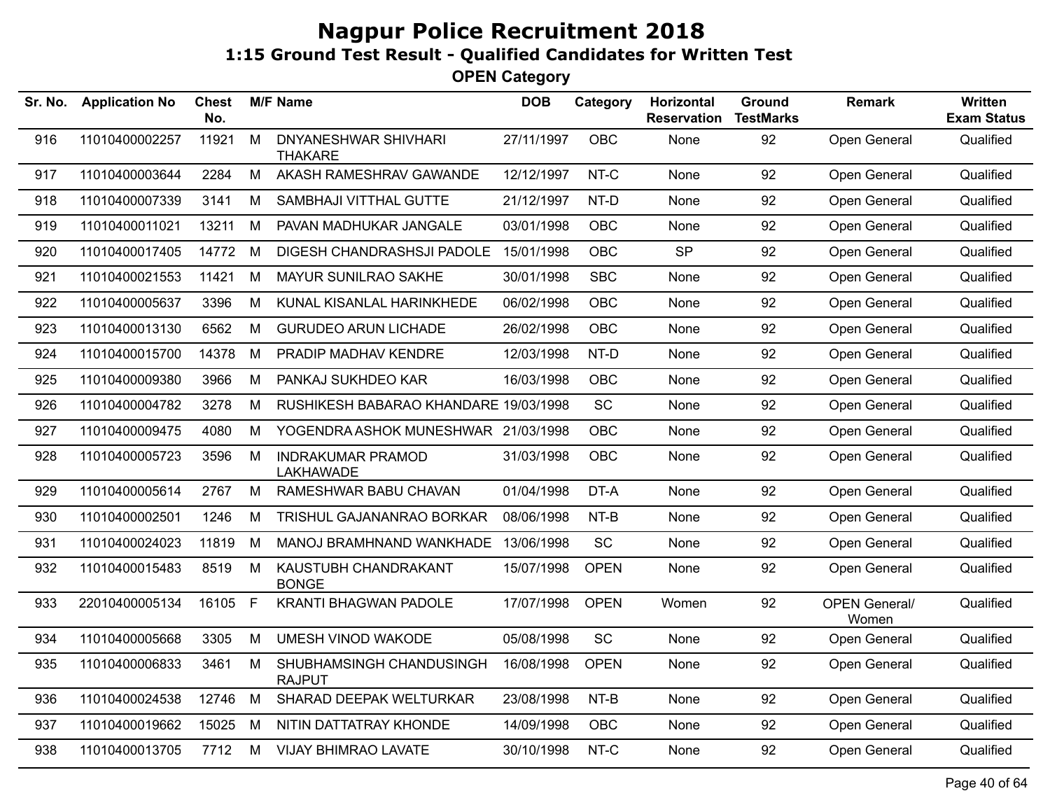# Nagpur Police Recruitment 2018

## 1:15 Ground Test Result - Qualified Candidates for Written Test

### OPEN Category

| Sr. No. | Application No | Chest No. | M/F | Name | DOB | Category | Horizontal Reservation | Ground TestMarks | Remark | Written Exam Status |
|---|---|---|---|---|---|---|---|---|---|---|
| 916 | 11010400002257 | 11921 | M | DNYANESHWAR SHIVHARI THAKARE | 27/11/1997 | OBC | None | 92 | Open General | Qualified |
| 917 | 11010400003644 | 2284 | M | AKASH RAMESHRAV GAWANDE | 12/12/1997 | NT-C | None | 92 | Open General | Qualified |
| 918 | 11010400007339 | 3141 | M | SAMBHAJI VITTHAL GUTTE | 21/12/1997 | NT-D | None | 92 | Open General | Qualified |
| 919 | 11010400011021 | 13211 | M | PAVAN MADHUKAR JANGALE | 03/01/1998 | OBC | None | 92 | Open General | Qualified |
| 920 | 11010400017405 | 14772 | M | DIGESH CHANDRASHSJI PADOLE | 15/01/1998 | OBC | SP | 92 | Open General | Qualified |
| 921 | 11010400021553 | 11421 | M | MAYUR SUNILRAO SAKHE | 30/01/1998 | SBC | None | 92 | Open General | Qualified |
| 922 | 11010400005637 | 3396 | M | KUNAL KISANLAL HARINKHEDE | 06/02/1998 | OBC | None | 92 | Open General | Qualified |
| 923 | 11010400013130 | 6562 | M | GURUDEO ARUN LICHADE | 26/02/1998 | OBC | None | 92 | Open General | Qualified |
| 924 | 11010400015700 | 14378 | M | PRADIP MADHAV KENDRE | 12/03/1998 | NT-D | None | 92 | Open General | Qualified |
| 925 | 11010400009380 | 3966 | M | PANKAJ SUKHDEO KAR | 16/03/1998 | OBC | None | 92 | Open General | Qualified |
| 926 | 11010400004782 | 3278 | M | RUSHIKESH BABARAO KHANDARE | 19/03/1998 | SC | None | 92 | Open General | Qualified |
| 927 | 11010400009475 | 4080 | M | YOGENDRA ASHOK MUNESHWAR | 21/03/1998 | OBC | None | 92 | Open General | Qualified |
| 928 | 11010400005723 | 3596 | M | INDRAKUMAR PRAMOD LAKHAWADE | 31/03/1998 | OBC | None | 92 | Open General | Qualified |
| 929 | 11010400005614 | 2767 | M | RAMESHWAR BABU CHAVAN | 01/04/1998 | DT-A | None | 92 | Open General | Qualified |
| 930 | 11010400002501 | 1246 | M | TRISHUL GAJANANRAO BORKAR | 08/06/1998 | NT-B | None | 92 | Open General | Qualified |
| 931 | 11010400024023 | 11819 | M | MANOJ BRAMHNAND WANKHADE | 13/06/1998 | SC | None | 92 | Open General | Qualified |
| 932 | 11010400015483 | 8519 | M | KAUSTUBH CHANDRAKANT BONGE | 15/07/1998 | OPEN | None | 92 | Open General | Qualified |
| 933 | 22010400005134 | 16105 | F | KRANTI BHAGWAN PADOLE | 17/07/1998 | OPEN | Women | 92 | OPEN General/ Women | Qualified |
| 934 | 11010400005668 | 3305 | M | UMESH VINOD WAKODE | 05/08/1998 | SC | None | 92 | Open General | Qualified |
| 935 | 11010400006833 | 3461 | M | SHUBHAMSINGH CHANDUSINGH RAJPUT | 16/08/1998 | OPEN | None | 92 | Open General | Qualified |
| 936 | 11010400024538 | 12746 | M | SHARAD DEEPAK WELTURKAR | 23/08/1998 | NT-B | None | 92 | Open General | Qualified |
| 937 | 11010400019662 | 15025 | M | NITIN DATTATRAY KHONDE | 14/09/1998 | OBC | None | 92 | Open General | Qualified |
| 938 | 11010400013705 | 7712 | M | VIJAY BHIMRAO LAVATE | 30/10/1998 | NT-C | None | 92 | Open General | Qualified |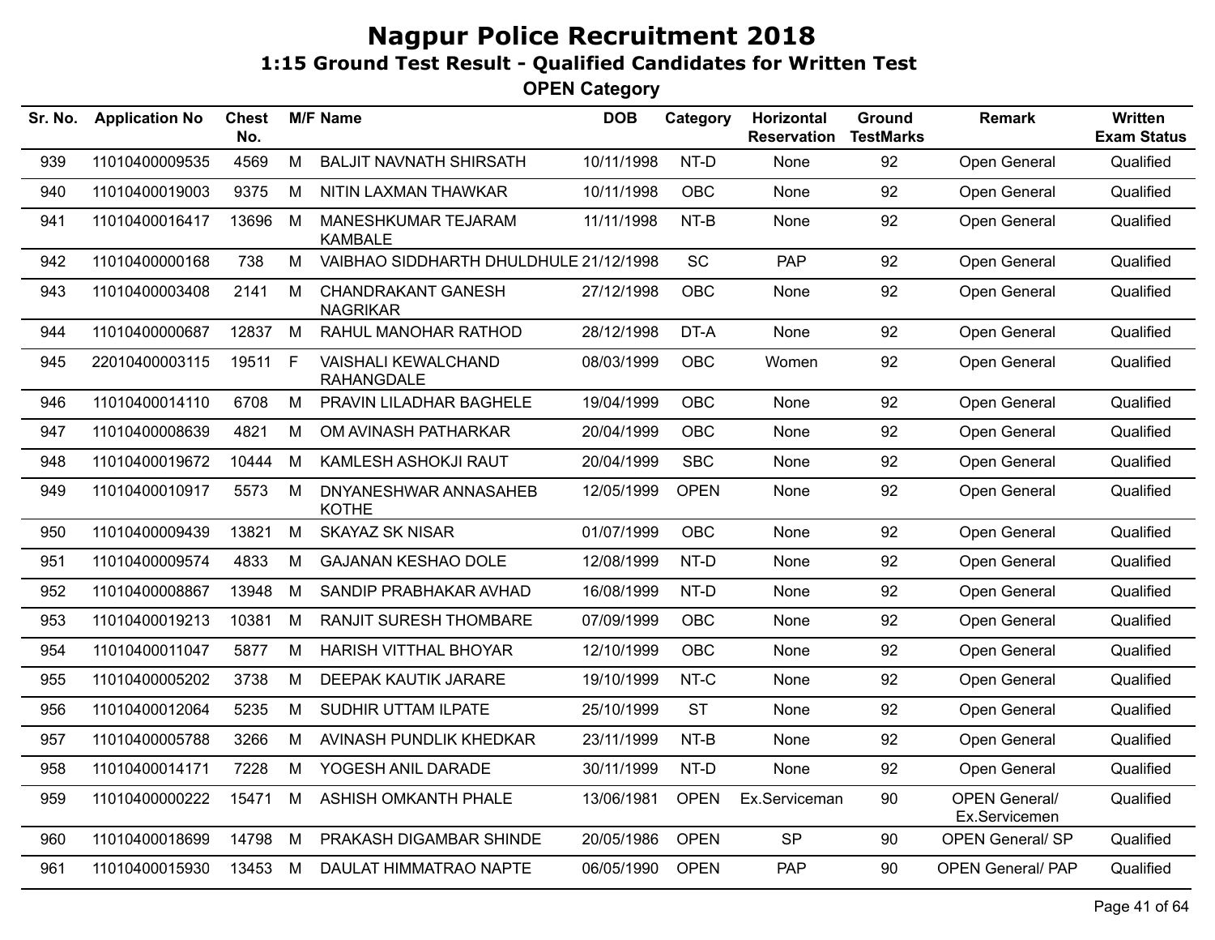# Nagpur Police Recruitment 2018

## 1:15 Ground Test Result - Qualified Candidates for Written Test

### OPEN Category

| Sr. No. | Application No | Chest No. | M/F | Name | DOB | Category | Horizontal Reservation | Ground TestMarks | Remark | Written Exam Status |
|---|---|---|---|---|---|---|---|---|---|---|
| 939 | 11010400009535 | 4569 | M | BALJIT NAVNATH SHIRSATH | 10/11/1998 | NT-D | None | 92 | Open General | Qualified |
| 940 | 11010400019003 | 9375 | M | NITIN LAXMAN THAWKAR | 10/11/1998 | OBC | None | 92 | Open General | Qualified |
| 941 | 11010400016417 | 13696 | M | MANESHKUMAR TEJARAM KAMBALE | 11/11/1998 | NT-B | None | 92 | Open General | Qualified |
| 942 | 11010400000168 | 738 | M | VAIBHAO SIDDHARTH DHULDHULE | 21/12/1998 | SC | PAP | 92 | Open General | Qualified |
| 943 | 11010400003408 | 2141 | M | CHANDRAKANT GANESH NAGRIKAR | 27/12/1998 | OBC | None | 92 | Open General | Qualified |
| 944 | 11010400000687 | 12837 | M | RAHUL MANOHAR RATHOD | 28/12/1998 | DT-A | None | 92 | Open General | Qualified |
| 945 | 22010400003115 | 19511 | F | VAISHALI KEWALCHAND RAHANGDALE | 08/03/1999 | OBC | Women | 92 | Open General | Qualified |
| 946 | 11010400014110 | 6708 | M | PRAVIN LILADHAR BAGHELE | 19/04/1999 | OBC | None | 92 | Open General | Qualified |
| 947 | 11010400008639 | 4821 | M | OM AVINASH PATHARKAR | 20/04/1999 | OBC | None | 92 | Open General | Qualified |
| 948 | 11010400019672 | 10444 | M | KAMLESH ASHOKJI RAUT | 20/04/1999 | SBC | None | 92 | Open General | Qualified |
| 949 | 11010400010917 | 5573 | M | DNYANESHWAR ANNASAHEB KOTHE | 12/05/1999 | OPEN | None | 92 | Open General | Qualified |
| 950 | 11010400009439 | 13821 | M | SKAYAZ SK NISAR | 01/07/1999 | OBC | None | 92 | Open General | Qualified |
| 951 | 11010400009574 | 4833 | M | GAJANAN KESHAO DOLE | 12/08/1999 | NT-D | None | 92 | Open General | Qualified |
| 952 | 11010400008867 | 13948 | M | SANDIP PRABHAKAR AVHAD | 16/08/1999 | NT-D | None | 92 | Open General | Qualified |
| 953 | 11010400019213 | 10381 | M | RANJIT SURESH THOMBARE | 07/09/1999 | OBC | None | 92 | Open General | Qualified |
| 954 | 11010400011047 | 5877 | M | HARISH VITTHAL BHOYAR | 12/10/1999 | OBC | None | 92 | Open General | Qualified |
| 955 | 11010400005202 | 3738 | M | DEEPAK KAUTIK JARARE | 19/10/1999 | NT-C | None | 92 | Open General | Qualified |
| 956 | 11010400012064 | 5235 | M | SUDHIR UTTAM ILPATE | 25/10/1999 | ST | None | 92 | Open General | Qualified |
| 957 | 11010400005788 | 3266 | M | AVINASH PUNDLIK KHEDKAR | 23/11/1999 | NT-B | None | 92 | Open General | Qualified |
| 958 | 11010400014171 | 7228 | M | YOGESH ANIL DARADE | 30/11/1999 | NT-D | None | 92 | Open General | Qualified |
| 959 | 11010400000222 | 15471 | M | ASHISH OMKANTH PHALE | 13/06/1981 | OPEN | Ex.Serviceman | 90 | OPEN General/ Ex.Servicemen | Qualified |
| 960 | 11010400018699 | 14798 | M | PRAKASH DIGAMBAR SHINDE | 20/05/1986 | OPEN | SP | 90 | OPEN General/ SP | Qualified |
| 961 | 11010400015930 | 13453 | M | DAULAT HIMMATRAO NAPTE | 06/05/1990 | OPEN | PAP | 90 | OPEN General/ PAP | Qualified |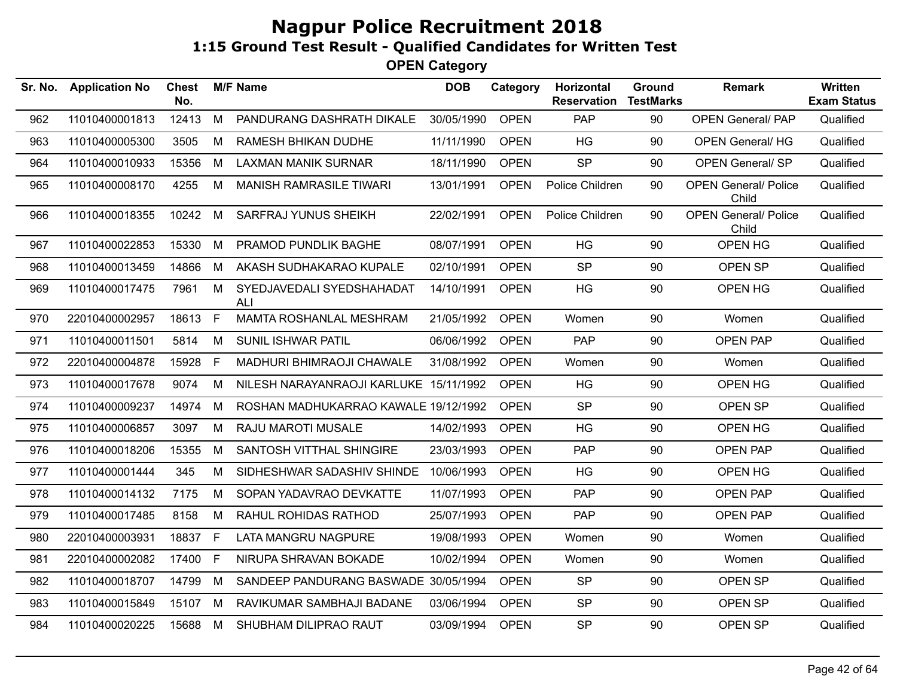# Nagpur Police Recruitment 2018

## 1:15 Ground Test Result - Qualified Candidates for Written Test

### OPEN Category

| Sr. No. | Application No | Chest No. | M/F | Name | DOB | Category | Horizontal Reservation | Ground TestMarks | Remark | Written Exam Status |
|---|---|---|---|---|---|---|---|---|---|---|
| 962 | 11010400001813 | 12413 | M | PANDURANG DASHRATH DIKALE | 30/05/1990 | OPEN | PAP | 90 | OPEN General/ PAP | Qualified |
| 963 | 11010400005300 | 3505 | M | RAMESH BHIKAN DUDHE | 11/11/1990 | OPEN | HG | 90 | OPEN General/ HG | Qualified |
| 964 | 11010400010933 | 15356 | M | LAXMAN MANIK SURNAR | 18/11/1990 | OPEN | SP | 90 | OPEN General/ SP | Qualified |
| 965 | 11010400008170 | 4255 | M | MANISH RAMRASILE TIWARI | 13/01/1991 | OPEN | Police Children | 90 | OPEN General/ Police Child | Qualified |
| 966 | 11010400018355 | 10242 | M | SARFRAJ YUNUS SHEIKH | 22/02/1991 | OPEN | Police Children | 90 | OPEN General/ Police Child | Qualified |
| 967 | 11010400022853 | 15330 | M | PRAMOD PUNDLIK BAGHE | 08/07/1991 | OPEN | HG | 90 | OPEN HG | Qualified |
| 968 | 11010400013459 | 14866 | M | AKASH SUDHAKARAO KUPALE | 02/10/1991 | OPEN | SP | 90 | OPEN SP | Qualified |
| 969 | 11010400017475 | 7961 | M | SYEDJAVEDALI SYEDSHAHADAT ALI | 14/10/1991 | OPEN | HG | 90 | OPEN HG | Qualified |
| 970 | 22010400002957 | 18613 | F | MAMTA ROSHANLAL MESHRAM | 21/05/1992 | OPEN | Women | 90 | Women | Qualified |
| 971 | 11010400011501 | 5814 | M | SUNIL ISHWAR PATIL | 06/06/1992 | OPEN | PAP | 90 | OPEN PAP | Qualified |
| 972 | 22010400004878 | 15928 | F | MADHURI BHIMRAOJI CHAWALE | 31/08/1992 | OPEN | Women | 90 | Women | Qualified |
| 973 | 11010400017678 | 9074 | M | NILESH NARAYANRAOJI KARLUKE | 15/11/1992 | OPEN | HG | 90 | OPEN HG | Qualified |
| 974 | 11010400009237 | 14974 | M | ROSHAN MADHUKARRAO KAWALE | 19/12/1992 | OPEN | SP | 90 | OPEN SP | Qualified |
| 975 | 11010400006857 | 3097 | M | RAJU MAROTI MUSALE | 14/02/1993 | OPEN | HG | 90 | OPEN HG | Qualified |
| 976 | 11010400018206 | 15355 | M | SANTOSH VITTHAL SHINGIRE | 23/03/1993 | OPEN | PAP | 90 | OPEN PAP | Qualified |
| 977 | 11010400001444 | 345 | M | SIDHESHWAR SADASHIV SHINDE | 10/06/1993 | OPEN | HG | 90 | OPEN HG | Qualified |
| 978 | 11010400014132 | 7175 | M | SOPAN YADAVRAO DEVKATTE | 11/07/1993 | OPEN | PAP | 90 | OPEN PAP | Qualified |
| 979 | 11010400017485 | 8158 | M | RAHUL ROHIDAS RATHOD | 25/07/1993 | OPEN | PAP | 90 | OPEN PAP | Qualified |
| 980 | 22010400003931 | 18837 | F | LATA MANGRU NAGPURE | 19/08/1993 | OPEN | Women | 90 | Women | Qualified |
| 981 | 22010400002082 | 17400 | F | NIRUPA SHRAVAN BOKADE | 10/02/1994 | OPEN | Women | 90 | Women | Qualified |
| 982 | 11010400018707 | 14799 | M | SANDEEP PANDURANG BASWADE | 30/05/1994 | OPEN | SP | 90 | OPEN SP | Qualified |
| 983 | 11010400015849 | 15107 | M | RAVIKUMAR SAMBHAJI BADANE | 03/06/1994 | OPEN | SP | 90 | OPEN SP | Qualified |
| 984 | 11010400020225 | 15688 | M | SHUBHAM DILIPRAO RAUT | 03/09/1994 | OPEN | SP | 90 | OPEN SP | Qualified |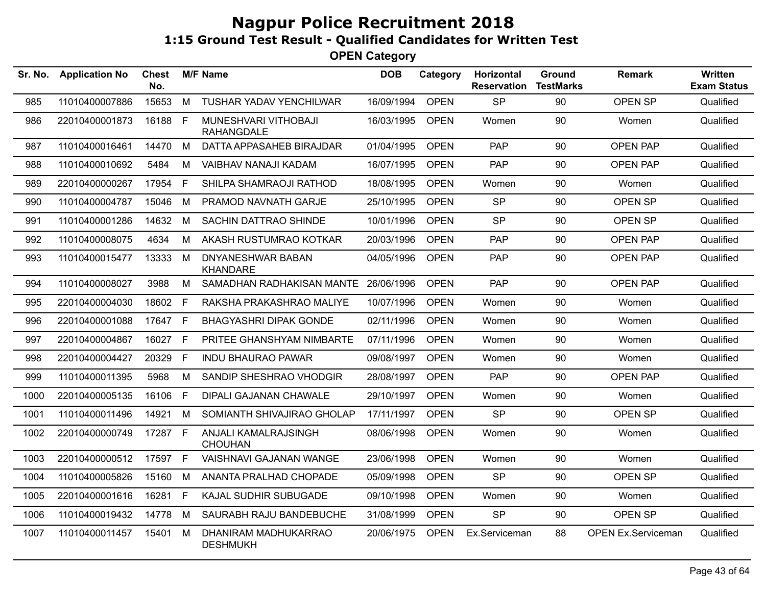# Nagpur Police Recruitment 2018

## 1:15 Ground Test Result - Qualified Candidates for Written Test

### OPEN Category

| Sr. No. | Application No | Chest No. | M/F | Name | DOB | Category | Horizontal Reservation | Ground TestMarks | Remark | Written Exam Status |
|---|---|---|---|---|---|---|---|---|---|---|
| 985 | 11010400007886 | 15653 | M | TUSHAR YADAV YENCHILWAR | 16/09/1994 | OPEN | SP | 90 | OPEN SP | Qualified |
| 986 | 22010400001873 | 16188 | F | MUNESHVARI VITHOBAJI RAHANGDALE | 16/03/1995 | OPEN | Women | 90 | Women | Qualified |
| 987 | 11010400016461 | 14470 | M | DATTA APPASAHEB BIRAJDAR | 01/04/1995 | OPEN | PAP | 90 | OPEN PAP | Qualified |
| 988 | 11010400010692 | 5484 | M | VAIBHAV NANAJI KADAM | 16/07/1995 | OPEN | PAP | 90 | OPEN PAP | Qualified |
| 989 | 22010400000267 | 17954 | F | SHILPA SHAMRAOJI RATHOD | 18/08/1995 | OPEN | Women | 90 | Women | Qualified |
| 990 | 11010400004787 | 15046 | M | PRAMOD NAVNATH GARJE | 25/10/1995 | OPEN | SP | 90 | OPEN SP | Qualified |
| 991 | 11010400001286 | 14632 | M | SACHIN DATTRAO SHINDE | 10/01/1996 | OPEN | SP | 90 | OPEN SP | Qualified |
| 992 | 11010400008075 | 4634 | M | AKASH RUSTUMRAO KOTKAR | 20/03/1996 | OPEN | PAP | 90 | OPEN PAP | Qualified |
| 993 | 11010400015477 | 13333 | M | DNYANESHWAR BABAN KHANDARE | 04/05/1996 | OPEN | PAP | 90 | OPEN PAP | Qualified |
| 994 | 11010400008027 | 3988 | M | SAMADHAN RADHAKISAN MANTE | 26/06/1996 | OPEN | PAP | 90 | OPEN PAP | Qualified |
| 995 | 22010400004030 | 18602 | F | RAKSHA PRAKASHRAO MALIYE | 10/07/1996 | OPEN | Women | 90 | Women | Qualified |
| 996 | 22010400001088 | 17647 | F | BHAGYASHRI DIPAK GONDE | 02/11/1996 | OPEN | Women | 90 | Women | Qualified |
| 997 | 22010400004867 | 16027 | F | PRITEE GHANSHYAM NIMBARTE | 07/11/1996 | OPEN | Women | 90 | Women | Qualified |
| 998 | 22010400004427 | 20329 | F | INDU BHAURAO PAWAR | 09/08/1997 | OPEN | Women | 90 | Women | Qualified |
| 999 | 11010400011395 | 5968 | M | SANDIP SHESHRAO VHODGIR | 28/08/1997 | OPEN | PAP | 90 | OPEN PAP | Qualified |
| 1000 | 22010400005135 | 16106 | F | DIPALI GAJANAN CHAWALE | 29/10/1997 | OPEN | Women | 90 | Women | Qualified |
| 1001 | 11010400011496 | 14921 | M | SOMIANTH SHIVAJIRAO GHOLAP | 17/11/1997 | OPEN | SP | 90 | OPEN SP | Qualified |
| 1002 | 22010400000749 | 17287 | F | ANJALI KAMALRAJSINGH CHOUHAN | 08/06/1998 | OPEN | Women | 90 | Women | Qualified |
| 1003 | 22010400000512 | 17597 | F | VAISHNAVI GAJANAN WANGE | 23/06/1998 | OPEN | Women | 90 | Women | Qualified |
| 1004 | 11010400005826 | 15160 | M | ANANTA PRALHAD CHOPADE | 05/09/1998 | OPEN | SP | 90 | OPEN SP | Qualified |
| 1005 | 22010400001616 | 16281 | F | KAJAL SUDHIR SUBUGADE | 09/10/1998 | OPEN | Women | 90 | Women | Qualified |
| 1006 | 11010400019432 | 14778 | M | SAURABH RAJU BANDEBUCHE | 31/08/1999 | OPEN | SP | 90 | OPEN SP | Qualified |
| 1007 | 11010400011457 | 15401 | M | DHANIRAM MADHUKARRAO DESHMUKH | 20/06/1975 | OPEN | Ex.Serviceman | 88 | OPEN Ex.Serviceman | Qualified |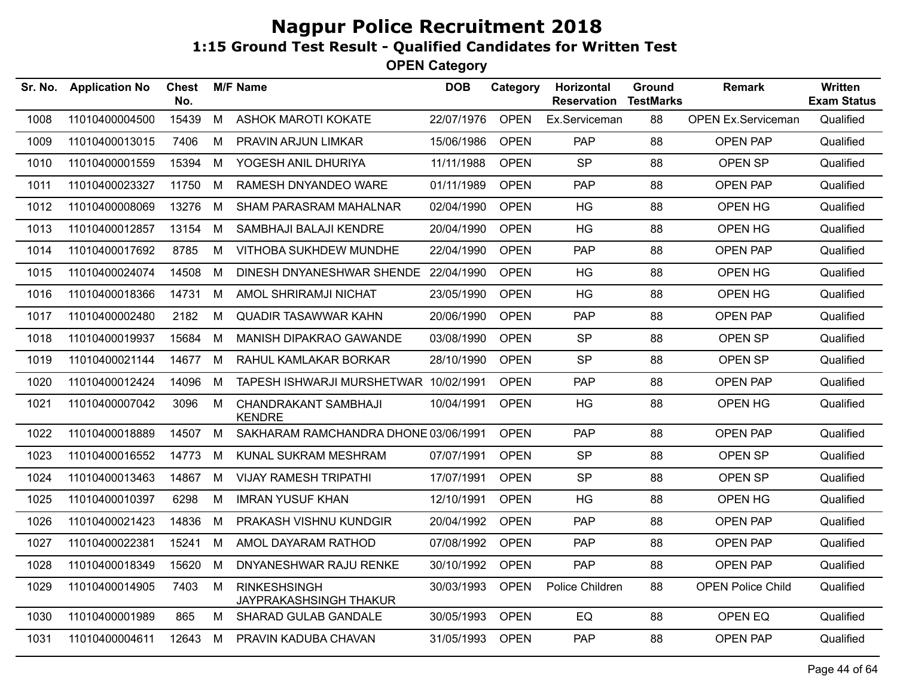# Nagpur Police Recruitment 2018

## 1:15 Ground Test Result - Qualified Candidates for Written Test

### OPEN Category

| Sr. No. | Application No | Chest No. | M/F | Name | DOB | Category | Horizontal Reservation | Ground TestMarks | Remark | Written Exam Status |
|---|---|---|---|---|---|---|---|---|---|---|
| 1008 | 11010400004500 | 15439 | M | ASHOK MAROTI KOKATE | 22/07/1976 | OPEN | Ex.Serviceman | 88 | OPEN Ex.Serviceman | Qualified |
| 1009 | 11010400013015 | 7406 | M | PRAVIN ARJUN LIMKAR | 15/06/1986 | OPEN | PAP | 88 | OPEN PAP | Qualified |
| 1010 | 11010400001559 | 15394 | M | YOGESH ANIL DHURIYA | 11/11/1988 | OPEN | SP | 88 | OPEN SP | Qualified |
| 1011 | 11010400023327 | 11750 | M | RAMESH DNYANDEO WARE | 01/11/1989 | OPEN | PAP | 88 | OPEN PAP | Qualified |
| 1012 | 11010400008069 | 13276 | M | SHAM PARASRAM MAHALNAR | 02/04/1990 | OPEN | HG | 88 | OPEN HG | Qualified |
| 1013 | 11010400012857 | 13154 | M | SAMBHAJI BALAJI KENDRE | 20/04/1990 | OPEN | HG | 88 | OPEN HG | Qualified |
| 1014 | 11010400017692 | 8785 | M | VITHOBA SUKHDEW MUNDHE | 22/04/1990 | OPEN | PAP | 88 | OPEN PAP | Qualified |
| 1015 | 11010400024074 | 14508 | M | DINESH DNYANESHWAR SHENDE | 22/04/1990 | OPEN | HG | 88 | OPEN HG | Qualified |
| 1016 | 11010400018366 | 14731 | M | AMOL SHRIRAMJI NICHAT | 23/05/1990 | OPEN | HG | 88 | OPEN HG | Qualified |
| 1017 | 11010400002480 | 2182 | M | QUADIR TASAWWAR KAHN | 20/06/1990 | OPEN | PAP | 88 | OPEN PAP | Qualified |
| 1018 | 11010400019937 | 15684 | M | MANISH DIPAKRAO GAWANDE | 03/08/1990 | OPEN | SP | 88 | OPEN SP | Qualified |
| 1019 | 11010400021144 | 14677 | M | RAHUL KAMLAKAR BORKAR | 28/10/1990 | OPEN | SP | 88 | OPEN SP | Qualified |
| 1020 | 11010400012424 | 14096 | M | TAPESH ISHWARJI MURSHETWAR | 10/02/1991 | OPEN | PAP | 88 | OPEN PAP | Qualified |
| 1021 | 11010400007042 | 3096 | M | CHANDRAKANT SAMBHAJI KENDRE | 10/04/1991 | OPEN | HG | 88 | OPEN HG | Qualified |
| 1022 | 11010400018889 | 14507 | M | SAKHARAM RAMCHANDRA DHONE | 03/06/1991 | OPEN | PAP | 88 | OPEN PAP | Qualified |
| 1023 | 11010400016552 | 14773 | M | KUNAL SUKRAM MESHRAM | 07/07/1991 | OPEN | SP | 88 | OPEN SP | Qualified |
| 1024 | 11010400013463 | 14867 | M | VIJAY RAMESH TRIPATHI | 17/07/1991 | OPEN | SP | 88 | OPEN SP | Qualified |
| 1025 | 11010400010397 | 6298 | M | IMRAN YUSUF KHAN | 12/10/1991 | OPEN | HG | 88 | OPEN HG | Qualified |
| 1026 | 11010400021423 | 14836 | M | PRAKASH VISHNU KUNDGIR | 20/04/1992 | OPEN | PAP | 88 | OPEN PAP | Qualified |
| 1027 | 11010400022381 | 15241 | M | AMOL DAYARAM RATHOD | 07/08/1992 | OPEN | PAP | 88 | OPEN PAP | Qualified |
| 1028 | 11010400018349 | 15620 | M | DNYANESHWAR RAJU RENKE | 30/10/1992 | OPEN | PAP | 88 | OPEN PAP | Qualified |
| 1029 | 11010400014905 | 7403 | M | RINKESHSINGH JAYPRAKASHSINGH THAKUR | 30/03/1993 | OPEN | Police Children | 88 | OPEN Police Child | Qualified |
| 1030 | 11010400001989 | 865 | M | SHARAD GULAB GANDALE | 30/05/1993 | OPEN | EQ | 88 | OPEN EQ | Qualified |
| 1031 | 11010400004611 | 12643 | M | PRAVIN KADUBA CHAVAN | 31/05/1993 | OPEN | PAP | 88 | OPEN PAP | Qualified |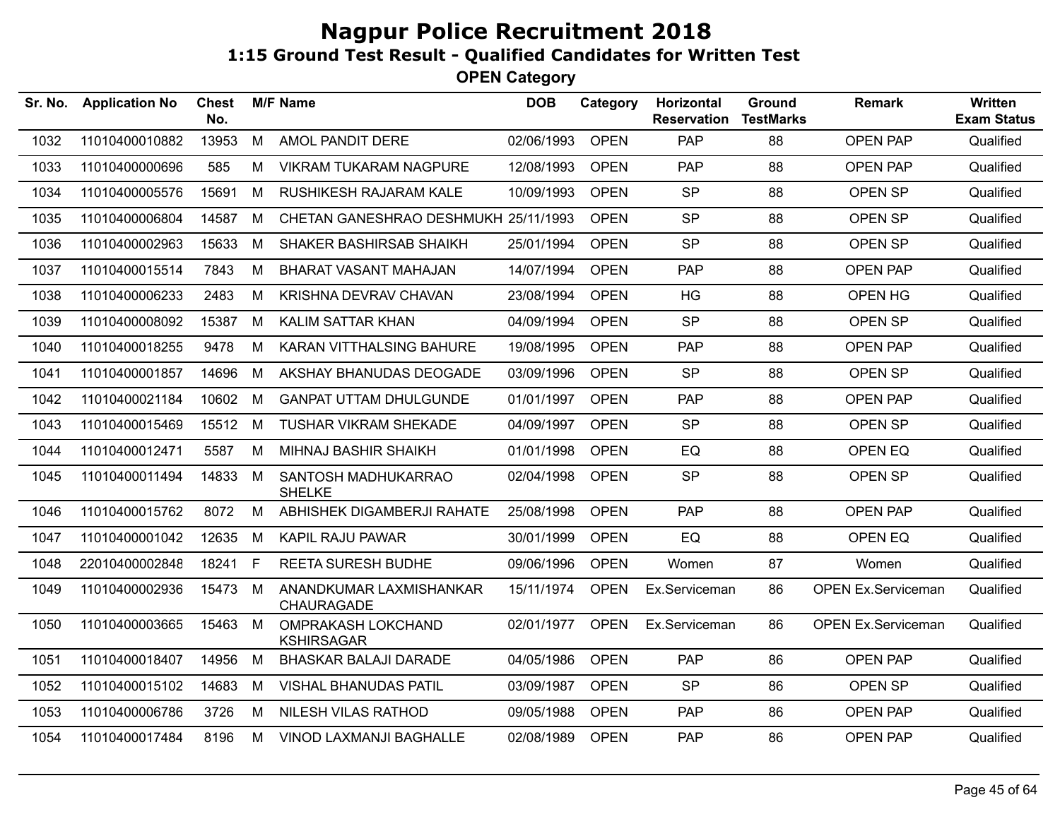# Nagpur Police Recruitment 2018

## 1:15 Ground Test Result - Qualified Candidates for Written Test

### OPEN Category

| Sr. No. | Application No | Chest No. | M/F | Name | DOB | Category | Horizontal Reservation | Ground TestMarks | Remark | Written Exam Status |
|---|---|---|---|---|---|---|---|---|---|---|
| 1032 | 11010400010882 | 13953 | M | AMOL PANDIT DERE | 02/06/1993 | OPEN | PAP | 88 | OPEN PAP | Qualified |
| 1033 | 11010400000696 | 585 | M | VIKRAM TUKARAM NAGPURE | 12/08/1993 | OPEN | PAP | 88 | OPEN PAP | Qualified |
| 1034 | 11010400005576 | 15691 | M | RUSHIKESH RAJARAM KALE | 10/09/1993 | OPEN | SP | 88 | OPEN SP | Qualified |
| 1035 | 11010400006804 | 14587 | M | CHETAN GANESHRAO DESHMUKH | 25/11/1993 | OPEN | SP | 88 | OPEN SP | Qualified |
| 1036 | 11010400002963 | 15633 | M | SHAKER BASHIRSAB SHAIKH | 25/01/1994 | OPEN | SP | 88 | OPEN SP | Qualified |
| 1037 | 11010400015514 | 7843 | M | BHARAT VASANT MAHAJAN | 14/07/1994 | OPEN | PAP | 88 | OPEN PAP | Qualified |
| 1038 | 11010400006233 | 2483 | M | KRISHNA DEVRAV CHAVAN | 23/08/1994 | OPEN | HG | 88 | OPEN HG | Qualified |
| 1039 | 11010400008092 | 15387 | M | KALIM SATTAR KHAN | 04/09/1994 | OPEN | SP | 88 | OPEN SP | Qualified |
| 1040 | 11010400018255 | 9478 | M | KARAN VITTHALSING BAHURE | 19/08/1995 | OPEN | PAP | 88 | OPEN PAP | Qualified |
| 1041 | 11010400001857 | 14696 | M | AKSHAY BHANUDAS DEOGADE | 03/09/1996 | OPEN | SP | 88 | OPEN SP | Qualified |
| 1042 | 11010400021184 | 10602 | M | GANPAT UTTAM DHULGUNDE | 01/01/1997 | OPEN | PAP | 88 | OPEN PAP | Qualified |
| 1043 | 11010400015469 | 15512 | M | TUSHAR VIKRAM SHEKADE | 04/09/1997 | OPEN | SP | 88 | OPEN SP | Qualified |
| 1044 | 11010400012471 | 5587 | M | MIHNAJ BASHIR SHAIKH | 01/01/1998 | OPEN | EQ | 88 | OPEN EQ | Qualified |
| 1045 | 11010400011494 | 14833 | M | SANTOSH MADHUKARRAO SHELKE | 02/04/1998 | OPEN | SP | 88 | OPEN SP | Qualified |
| 1046 | 11010400015762 | 8072 | M | ABHISHEK DIGAMBERJI RAHATE | 25/08/1998 | OPEN | PAP | 88 | OPEN PAP | Qualified |
| 1047 | 11010400001042 | 12635 | M | KAPIL RAJU PAWAR | 30/01/1999 | OPEN | EQ | 88 | OPEN EQ | Qualified |
| 1048 | 22010400002848 | 18241 | F | REETA SURESH BUDHE | 09/06/1996 | OPEN | Women | 87 | Women | Qualified |
| 1049 | 11010400002936 | 15473 | M | ANANDKUMAR LAXMISHANKAR CHAURAGADE | 15/11/1974 | OPEN | Ex.Serviceman | 86 | OPEN Ex.Serviceman | Qualified |
| 1050 | 11010400003665 | 15463 | M | OMPRAKASH LOKCHAND KSHIRSAGAR | 02/01/1977 | OPEN | Ex.Serviceman | 86 | OPEN Ex.Serviceman | Qualified |
| 1051 | 11010400018407 | 14956 | M | BHASKAR BALAJI DARADE | 04/05/1986 | OPEN | PAP | 86 | OPEN PAP | Qualified |
| 1052 | 11010400015102 | 14683 | M | VISHAL BHANUDAS PATIL | 03/09/1987 | OPEN | SP | 86 | OPEN SP | Qualified |
| 1053 | 11010400006786 | 3726 | M | NILESH VILAS RATHOD | 09/05/1988 | OPEN | PAP | 86 | OPEN PAP | Qualified |
| 1054 | 11010400017484 | 8196 | M | VINOD LAXMANJI BAGHALLE | 02/08/1989 | OPEN | PAP | 86 | OPEN PAP | Qualified |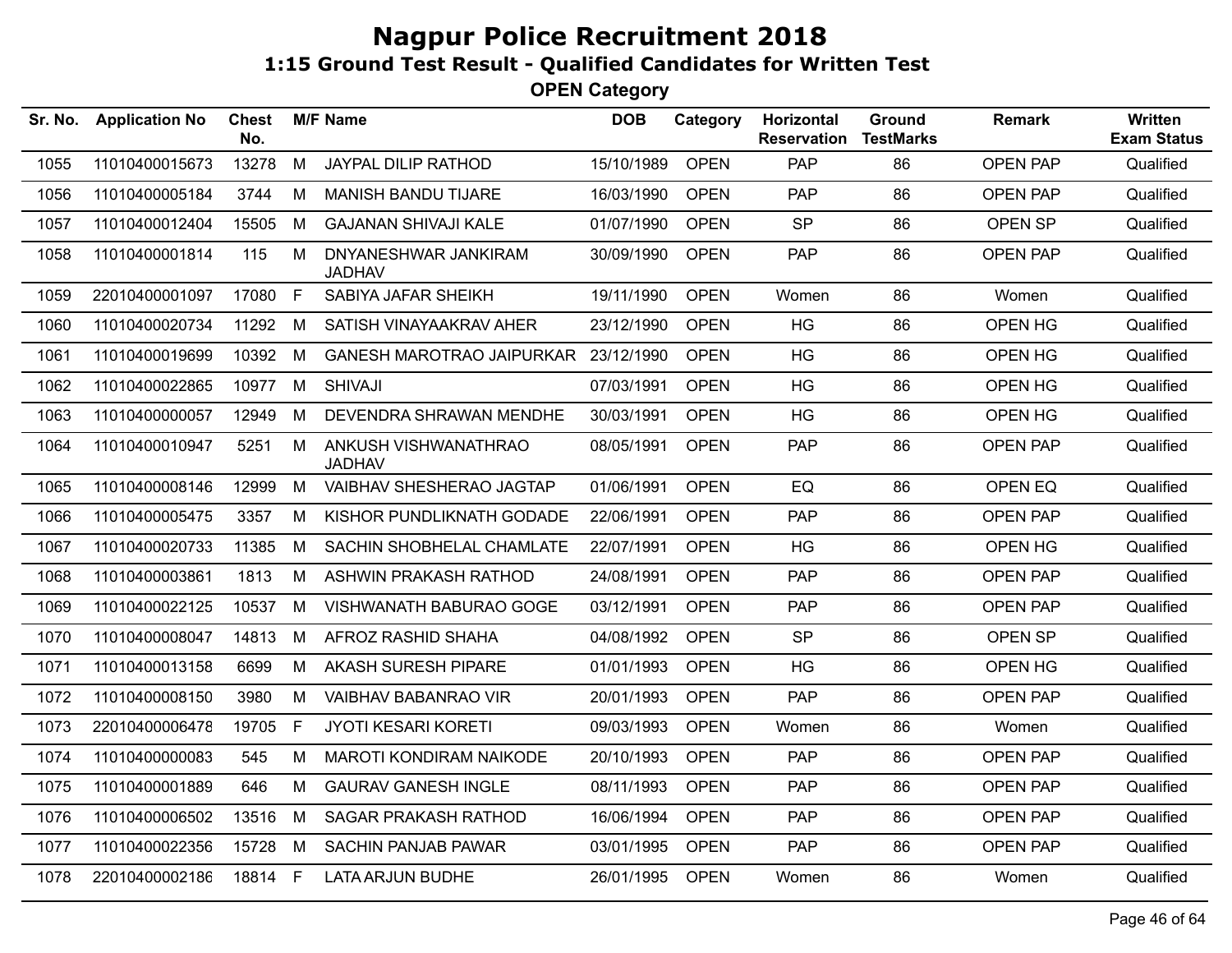# Nagpur Police Recruitment 2018

## 1:15 Ground Test Result - Qualified Candidates for Written Test

### OPEN Category

| Sr. No. | Application No | Chest No. | M/F | Name | DOB | Category | Horizontal Reservation | Ground TestMarks | Remark | Written Exam Status |
|---|---|---|---|---|---|---|---|---|---|---|
| 1055 | 11010400015673 | 13278 | M | JAYPAL DILIP RATHOD | 15/10/1989 | OPEN | PAP | 86 | OPEN PAP | Qualified |
| 1056 | 11010400005184 | 3744 | M | MANISH BANDU TIJARE | 16/03/1990 | OPEN | PAP | 86 | OPEN PAP | Qualified |
| 1057 | 11010400012404 | 15505 | M | GAJANAN SHIVAJI KALE | 01/07/1990 | OPEN | SP | 86 | OPEN SP | Qualified |
| 1058 | 11010400001814 | 115 | M | DNYANESHWAR JANKIRAM JADHAV | 30/09/1990 | OPEN | PAP | 86 | OPEN PAP | Qualified |
| 1059 | 22010400001097 | 17080 | F | SABIYA JAFAR SHEIKH | 19/11/1990 | OPEN | Women | 86 | Women | Qualified |
| 1060 | 11010400020734 | 11292 | M | SATISH VINAYAAKRAV AHER | 23/12/1990 | OPEN | HG | 86 | OPEN HG | Qualified |
| 1061 | 11010400019699 | 10392 | M | GANESH MAROTRAO JAIPURKAR | 23/12/1990 | OPEN | HG | 86 | OPEN HG | Qualified |
| 1062 | 11010400022865 | 10977 | M | SHIVAJI | 07/03/1991 | OPEN | HG | 86 | OPEN HG | Qualified |
| 1063 | 11010400000057 | 12949 | M | DEVENDRA SHRAWAN MENDHE | 30/03/1991 | OPEN | HG | 86 | OPEN HG | Qualified |
| 1064 | 11010400010947 | 5251 | M | ANKUSH VISHWANATHRAO JADHAV | 08/05/1991 | OPEN | PAP | 86 | OPEN PAP | Qualified |
| 1065 | 11010400008146 | 12999 | M | VAIBHAV SHESHERAO JAGTAP | 01/06/1991 | OPEN | EQ | 86 | OPEN EQ | Qualified |
| 1066 | 11010400005475 | 3357 | M | KISHOR PUNDLIKNATH GODADE | 22/06/1991 | OPEN | PAP | 86 | OPEN PAP | Qualified |
| 1067 | 11010400020733 | 11385 | M | SACHIN SHOBHELAL CHAMLATE | 22/07/1991 | OPEN | HG | 86 | OPEN HG | Qualified |
| 1068 | 11010400003861 | 1813 | M | ASHWIN PRAKASH RATHOD | 24/08/1991 | OPEN | PAP | 86 | OPEN PAP | Qualified |
| 1069 | 11010400022125 | 10537 | M | VISHWANATH BABURAO GOGE | 03/12/1991 | OPEN | PAP | 86 | OPEN PAP | Qualified |
| 1070 | 11010400008047 | 14813 | M | AFROZ RASHID SHAHA | 04/08/1992 | OPEN | SP | 86 | OPEN SP | Qualified |
| 1071 | 11010400013158 | 6699 | M | AKASH SURESH PIPARE | 01/01/1993 | OPEN | HG | 86 | OPEN HG | Qualified |
| 1072 | 11010400008150 | 3980 | M | VAIBHAV BABANRAO VIR | 20/01/1993 | OPEN | PAP | 86 | OPEN PAP | Qualified |
| 1073 | 22010400006478 | 19705 | F | JYOTI KESARI KORETI | 09/03/1993 | OPEN | Women | 86 | Women | Qualified |
| 1074 | 11010400000083 | 545 | M | MAROTI KONDIRAM NAIKODE | 20/10/1993 | OPEN | PAP | 86 | OPEN PAP | Qualified |
| 1075 | 11010400001889 | 646 | M | GAURAV GANESH INGLE | 08/11/1993 | OPEN | PAP | 86 | OPEN PAP | Qualified |
| 1076 | 11010400006502 | 13516 | M | SAGAR PRAKASH RATHOD | 16/06/1994 | OPEN | PAP | 86 | OPEN PAP | Qualified |
| 1077 | 11010400022356 | 15728 | M | SACHIN PANJAB PAWAR | 03/01/1995 | OPEN | PAP | 86 | OPEN PAP | Qualified |
| 1078 | 22010400002186 | 18814 | F | LATA ARJUN BUDHE | 26/01/1995 | OPEN | Women | 86 | Women | Qualified |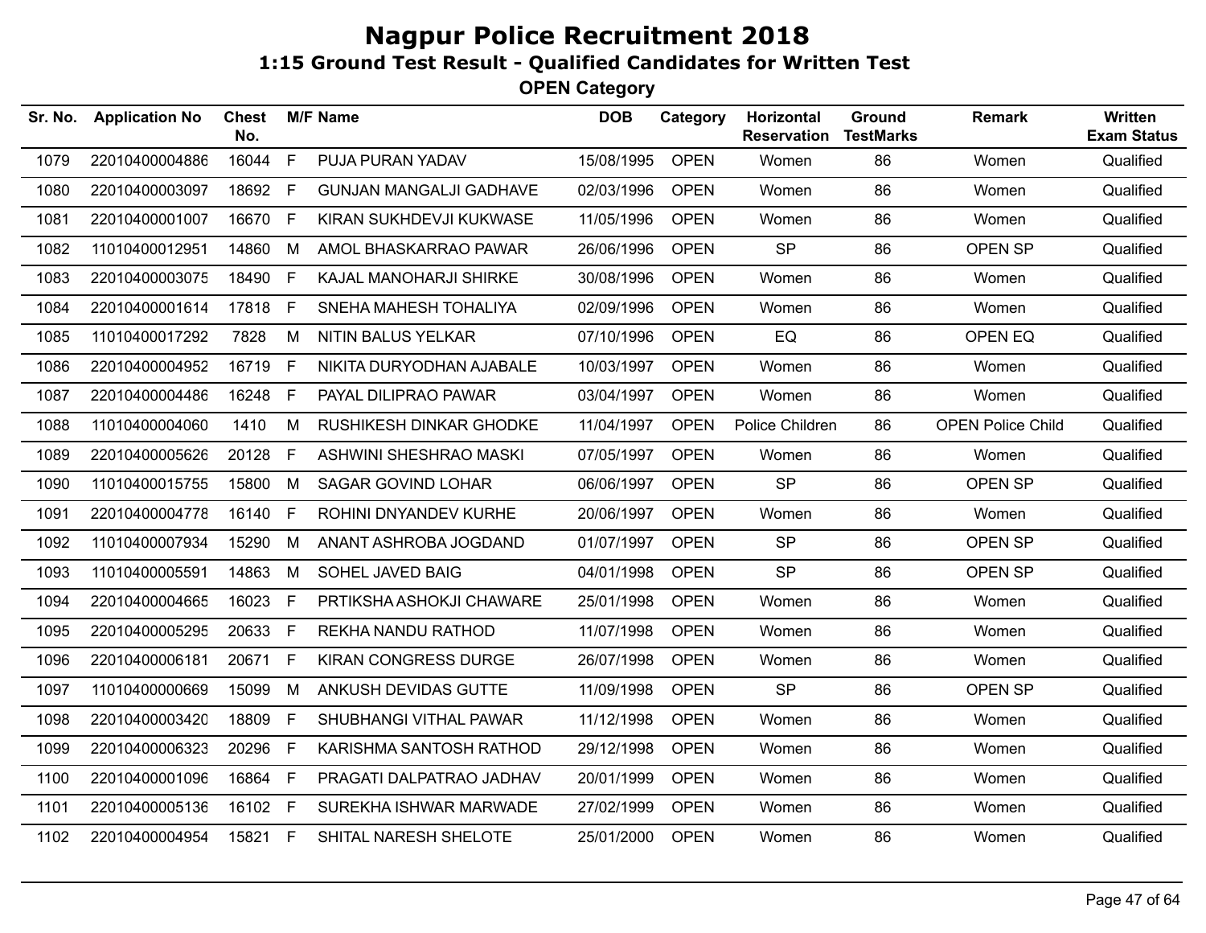# Nagpur Police Recruitment 2018

## 1:15 Ground Test Result - Qualified Candidates for Written Test

### OPEN Category

| Sr. No. | Application No | Chest No. | M/F | Name | DOB | Category | Horizontal Reservation | Ground TestMarks | Remark | Written Exam Status |
|---|---|---|---|---|---|---|---|---|---|---|
| 1079 | 22010400004886 | 16044 | F | PUJA PURAN YADAV | 15/08/1995 | OPEN | Women | 86 | Women | Qualified |
| 1080 | 22010400003097 | 18692 | F | GUNJAN MANGALJI GADHAVE | 02/03/1996 | OPEN | Women | 86 | Women | Qualified |
| 1081 | 22010400001007 | 16670 | F | KIRAN SUKHDEVJI KUKWASE | 11/05/1996 | OPEN | Women | 86 | Women | Qualified |
| 1082 | 11010400012951 | 14860 | M | AMOL BHASKARRAO PAWAR | 26/06/1996 | OPEN | SP | 86 | OPEN SP | Qualified |
| 1083 | 22010400003075 | 18490 | F | KAJAL MANOHARJI SHIRKE | 30/08/1996 | OPEN | Women | 86 | Women | Qualified |
| 1084 | 22010400001614 | 17818 | F | SNEHA MAHESH TOHALIYA | 02/09/1996 | OPEN | Women | 86 | Women | Qualified |
| 1085 | 11010400017292 | 7828 | M | NITIN BALUS YELKAR | 07/10/1996 | OPEN | EQ | 86 | OPEN EQ | Qualified |
| 1086 | 22010400004952 | 16719 | F | NIKITA DURYODHAN AJABALE | 10/03/1997 | OPEN | Women | 86 | Women | Qualified |
| 1087 | 22010400004486 | 16248 | F | PAYAL DILIPRAO PAWAR | 03/04/1997 | OPEN | Women | 86 | Women | Qualified |
| 1088 | 11010400004060 | 1410 | M | RUSHIKESH DINKAR GHODKE | 11/04/1997 | OPEN | Police Children | 86 | OPEN Police Child | Qualified |
| 1089 | 22010400005626 | 20128 | F | ASHWINI SHESHRAO MASKI | 07/05/1997 | OPEN | Women | 86 | Women | Qualified |
| 1090 | 11010400015755 | 15800 | M | SAGAR GOVIND LOHAR | 06/06/1997 | OPEN | SP | 86 | OPEN SP | Qualified |
| 1091 | 22010400004778 | 16140 | F | ROHINI DNYANDEV KURHE | 20/06/1997 | OPEN | Women | 86 | Women | Qualified |
| 1092 | 11010400007934 | 15290 | M | ANANT ASHROBA JOGDAND | 01/07/1997 | OPEN | SP | 86 | OPEN SP | Qualified |
| 1093 | 11010400005591 | 14863 | M | SOHEL JAVED BAIG | 04/01/1998 | OPEN | SP | 86 | OPEN SP | Qualified |
| 1094 | 22010400004665 | 16023 | F | PRTIKSHA ASHOKJI CHAWARE | 25/01/1998 | OPEN | Women | 86 | Women | Qualified |
| 1095 | 22010400005295 | 20633 | F | REKHA NANDU RATHOD | 11/07/1998 | OPEN | Women | 86 | Women | Qualified |
| 1096 | 22010400006181 | 20671 | F | KIRAN CONGRESS DURGE | 26/07/1998 | OPEN | Women | 86 | Women | Qualified |
| 1097 | 11010400000669 | 15099 | M | ANKUSH DEVIDAS GUTTE | 11/09/1998 | OPEN | SP | 86 | OPEN SP | Qualified |
| 1098 | 22010400003420 | 18809 | F | SHUBHANGI VITHAL PAWAR | 11/12/1998 | OPEN | Women | 86 | Women | Qualified |
| 1099 | 22010400006323 | 20296 | F | KARISHMA SANTOSH RATHOD | 29/12/1998 | OPEN | Women | 86 | Women | Qualified |
| 1100 | 22010400001096 | 16864 | F | PRAGATI DALPATRAO JADHAV | 20/01/1999 | OPEN | Women | 86 | Women | Qualified |
| 1101 | 22010400005136 | 16102 | F | SUREKHA ISHWAR MARWADE | 27/02/1999 | OPEN | Women | 86 | Women | Qualified |
| 1102 | 22010400004954 | 15821 | F | SHITAL NARESH SHELOTE | 25/01/2000 | OPEN | Women | 86 | Women | Qualified |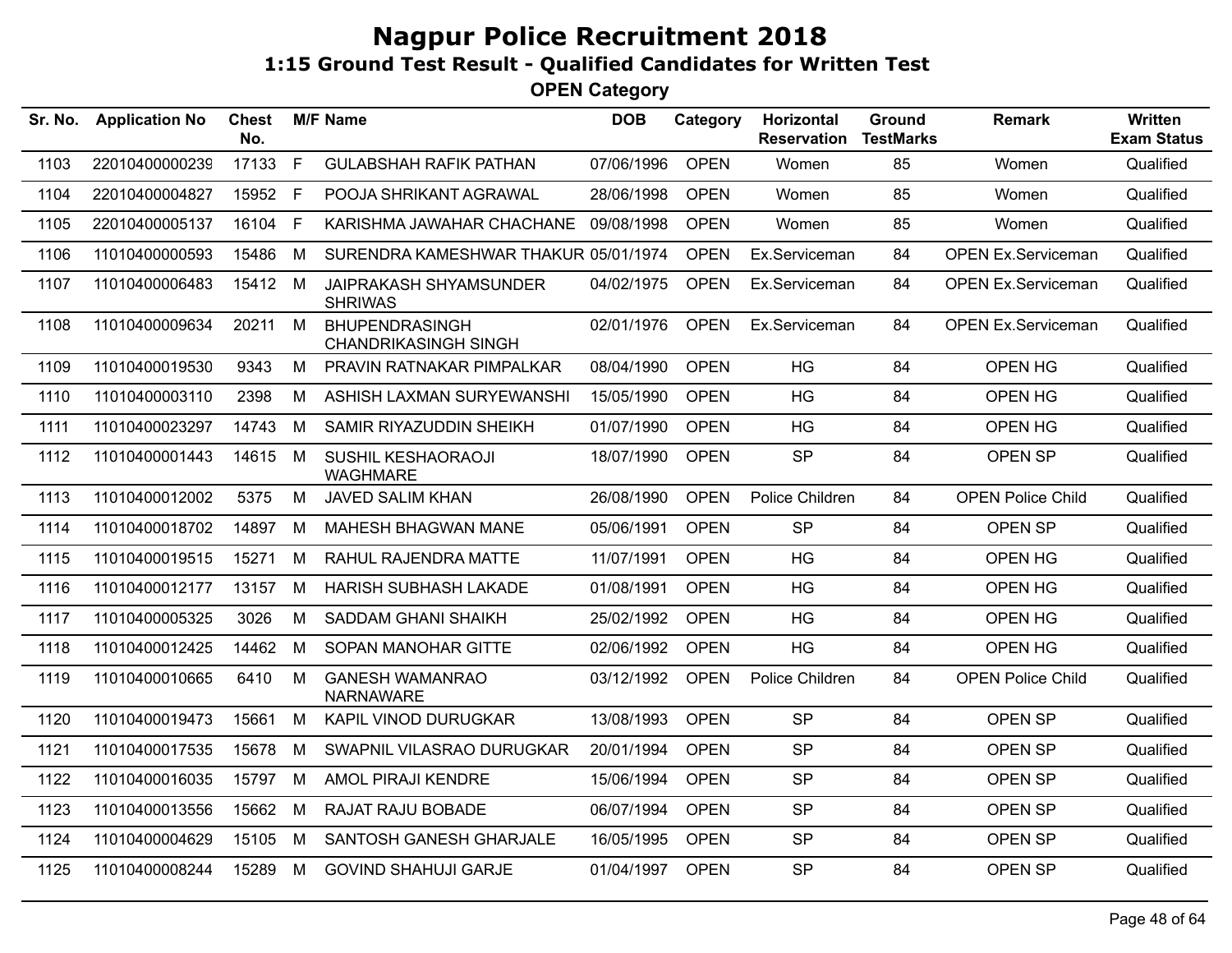# Nagpur Police Recruitment 2018

## 1:15 Ground Test Result - Qualified Candidates for Written Test

### OPEN Category

| Sr. No. | Application No | Chest No. | M/F | Name | DOB | Category | Horizontal Reservation | Ground TestMarks | Remark | Written Exam Status |
|---|---|---|---|---|---|---|---|---|---|---|
| 1103 | 22010400000239 | 17133 | F | GULABSHAH RAFIK PATHAN | 07/06/1996 | OPEN | Women | 85 | Women | Qualified |
| 1104 | 22010400004827 | 15952 | F | POOJA SHRIKANT AGRAWAL | 28/06/1998 | OPEN | Women | 85 | Women | Qualified |
| 1105 | 22010400005137 | 16104 | F | KARISHMA JAWAHAR CHACHANE | 09/08/1998 | OPEN | Women | 85 | Women | Qualified |
| 1106 | 11010400000593 | 15486 | M | SURENDRA KAMESHWAR THAKUR | 05/01/1974 | OPEN | Ex.Serviceman | 84 | OPEN Ex.Serviceman | Qualified |
| 1107 | 11010400006483 | 15412 | M | JAIPRAKASH SHYAMSUNDER SHRIWAS | 04/02/1975 | OPEN | Ex.Serviceman | 84 | OPEN Ex.Serviceman | Qualified |
| 1108 | 11010400009634 | 20211 | M | BHUPENDRASINGH CHANDRIKASINGH SINGH | 02/01/1976 | OPEN | Ex.Serviceman | 84 | OPEN Ex.Serviceman | Qualified |
| 1109 | 11010400019530 | 9343 | M | PRAVIN RATNAKAR PIMPALKAR | 08/04/1990 | OPEN | HG | 84 | OPEN HG | Qualified |
| 1110 | 11010400003110 | 2398 | M | ASHISH LAXMAN SURYEWANSHI | 15/05/1990 | OPEN | HG | 84 | OPEN HG | Qualified |
| 1111 | 11010400023297 | 14743 | M | SAMIR RIYAZUDDIN SHEIKH | 01/07/1990 | OPEN | HG | 84 | OPEN HG | Qualified |
| 1112 | 11010400001443 | 14615 | M | SUSHIL KESHAORAOJI WAGHMARE | 18/07/1990 | OPEN | SP | 84 | OPEN SP | Qualified |
| 1113 | 11010400012002 | 5375 | M | JAVED SALIM KHAN | 26/08/1990 | OPEN | Police Children | 84 | OPEN Police Child | Qualified |
| 1114 | 11010400018702 | 14897 | M | MAHESH BHAGWAN MANE | 05/06/1991 | OPEN | SP | 84 | OPEN SP | Qualified |
| 1115 | 11010400019515 | 15271 | M | RAHUL RAJENDRA MATTE | 11/07/1991 | OPEN | HG | 84 | OPEN HG | Qualified |
| 1116 | 11010400012177 | 13157 | M | HARISH SUBHASH LAKADE | 01/08/1991 | OPEN | HG | 84 | OPEN HG | Qualified |
| 1117 | 11010400005325 | 3026 | M | SADDAM GHANI SHAIKH | 25/02/1992 | OPEN | HG | 84 | OPEN HG | Qualified |
| 1118 | 11010400012425 | 14462 | M | SOPAN MANOHAR GITTE | 02/06/1992 | OPEN | HG | 84 | OPEN HG | Qualified |
| 1119 | 11010400010665 | 6410 | M | GANESH WAMANRAO NARNAWARE | 03/12/1992 | OPEN | Police Children | 84 | OPEN Police Child | Qualified |
| 1120 | 11010400019473 | 15661 | M | KAPIL VINOD DURUGKAR | 13/08/1993 | OPEN | SP | 84 | OPEN SP | Qualified |
| 1121 | 11010400017535 | 15678 | M | SWAPNIL VILASRAO DURUGKAR | 20/01/1994 | OPEN | SP | 84 | OPEN SP | Qualified |
| 1122 | 11010400016035 | 15797 | M | AMOL PIRAJI KENDRE | 15/06/1994 | OPEN | SP | 84 | OPEN SP | Qualified |
| 1123 | 11010400013556 | 15662 | M | RAJAT RAJU BOBADE | 06/07/1994 | OPEN | SP | 84 | OPEN SP | Qualified |
| 1124 | 11010400004629 | 15105 | M | SANTOSH GANESH GHARJALE | 16/05/1995 | OPEN | SP | 84 | OPEN SP | Qualified |
| 1125 | 11010400008244 | 15289 | M | GOVIND SHAHUJI GARJE | 01/04/1997 | OPEN | SP | 84 | OPEN SP | Qualified |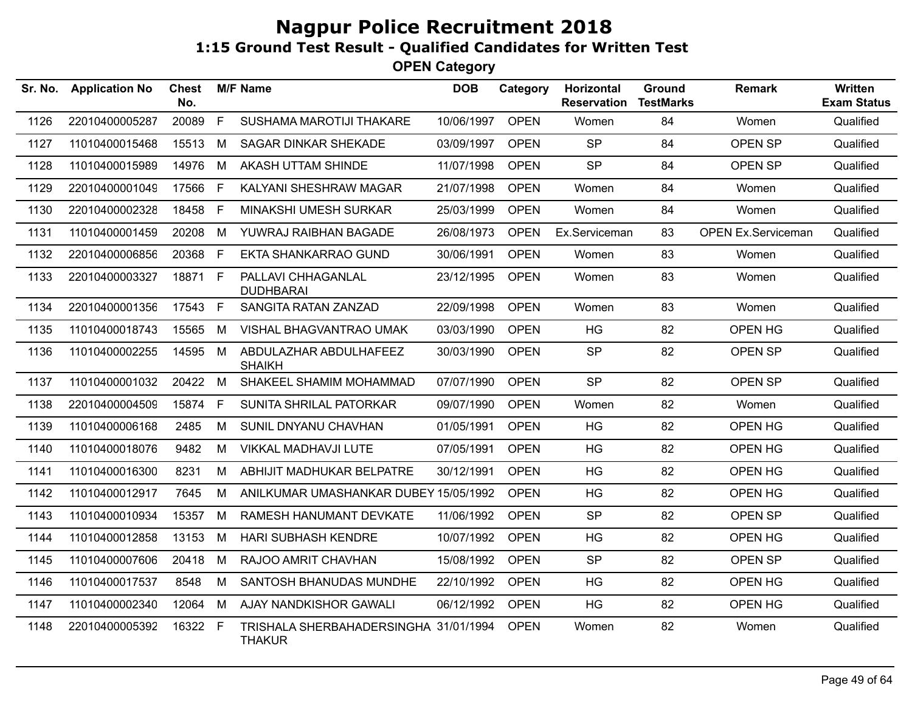# Nagpur Police Recruitment 2018

## 1:15 Ground Test Result - Qualified Candidates for Written Test

### OPEN Category

| Sr. No. | Application No | Chest No. | M/F | Name | DOB | Category | Horizontal Reservation | Ground TestMarks | Remark | Written Exam Status |
|---|---|---|---|---|---|---|---|---|---|---|
| 1126 | 22010400005287 | 20089 | F | SUSHAMA MAROTIJI THAKARE | 10/06/1997 | OPEN | Women | 84 | Women | Qualified |
| 1127 | 11010400015468 | 15513 | M | SAGAR DINKAR SHEKADE | 03/09/1997 | OPEN | SP | 84 | OPEN SP | Qualified |
| 1128 | 11010400015989 | 14976 | M | AKASH UTTAM SHINDE | 11/07/1998 | OPEN | SP | 84 | OPEN SP | Qualified |
| 1129 | 22010400001049 | 17566 | F | KALYANI SHESHRAW MAGAR | 21/07/1998 | OPEN | Women | 84 | Women | Qualified |
| 1130 | 22010400002328 | 18458 | F | MINAKSHI UMESH SURKAR | 25/03/1999 | OPEN | Women | 84 | Women | Qualified |
| 1131 | 11010400001459 | 20208 | M | YUWRAJ RAIBHAN BAGADE | 26/08/1973 | OPEN | Ex.Serviceman | 83 | OPEN Ex.Serviceman | Qualified |
| 1132 | 22010400006856 | 20368 | F | EKTA SHANKARRAO GUND | 30/06/1991 | OPEN | Women | 83 | Women | Qualified |
| 1133 | 22010400003327 | 18871 | F | PALLAVI CHHAGANLAL DUDHBARAI | 23/12/1995 | OPEN | Women | 83 | Women | Qualified |
| 1134 | 22010400001356 | 17543 | F | SANGITA RATAN ZANZAD | 22/09/1998 | OPEN | Women | 83 | Women | Qualified |
| 1135 | 11010400018743 | 15565 | M | VISHAL BHAGVANTRAO UMAK | 03/03/1990 | OPEN | HG | 82 | OPEN HG | Qualified |
| 1136 | 11010400002255 | 14595 | M | ABDULAZHAR ABDULHAFEEZ SHAIKH | 30/03/1990 | OPEN | SP | 82 | OPEN SP | Qualified |
| 1137 | 11010400001032 | 20422 | M | SHAKEEL SHAMIM MOHAMMAD | 07/07/1990 | OPEN | SP | 82 | OPEN SP | Qualified |
| 1138 | 22010400004509 | 15874 | F | SUNITA SHRILAL PATORKAR | 09/07/1990 | OPEN | Women | 82 | Women | Qualified |
| 1139 | 11010400006168 | 2485 | M | SUNIL DNYANU CHAVHAN | 01/05/1991 | OPEN | HG | 82 | OPEN HG | Qualified |
| 1140 | 11010400018076 | 9482 | M | VIKKAL MADHAVJI LUTE | 07/05/1991 | OPEN | HG | 82 | OPEN HG | Qualified |
| 1141 | 11010400016300 | 8231 | M | ABHIJIT MADHUKAR BELPATRE | 30/12/1991 | OPEN | HG | 82 | OPEN HG | Qualified |
| 1142 | 11010400012917 | 7645 | M | ANILKUMAR UMASHANKAR DUBEY | 15/05/1992 | OPEN | HG | 82 | OPEN HG | Qualified |
| 1143 | 11010400010934 | 15357 | M | RAMESH HANUMANT DEVKATE | 11/06/1992 | OPEN | SP | 82 | OPEN SP | Qualified |
| 1144 | 11010400012858 | 13153 | M | HARI SUBHASH KENDRE | 10/07/1992 | OPEN | HG | 82 | OPEN HG | Qualified |
| 1145 | 11010400007606 | 20418 | M | RAJOO AMRIT CHAVHAN | 15/08/1992 | OPEN | SP | 82 | OPEN SP | Qualified |
| 1146 | 11010400017537 | 8548 | M | SANTOSH BHANUDAS MUNDHE | 22/10/1992 | OPEN | HG | 82 | OPEN HG | Qualified |
| 1147 | 11010400002340 | 12064 | M | AJAY NANDKISHOR GAWALI | 06/12/1992 | OPEN | HG | 82 | OPEN HG | Qualified |
| 1148 | 22010400005392 | 16322 | F | TRISHALA SHERBAHADERSINGHA THAKUR | 31/01/1994 | OPEN | Women | 82 | Women | Qualified |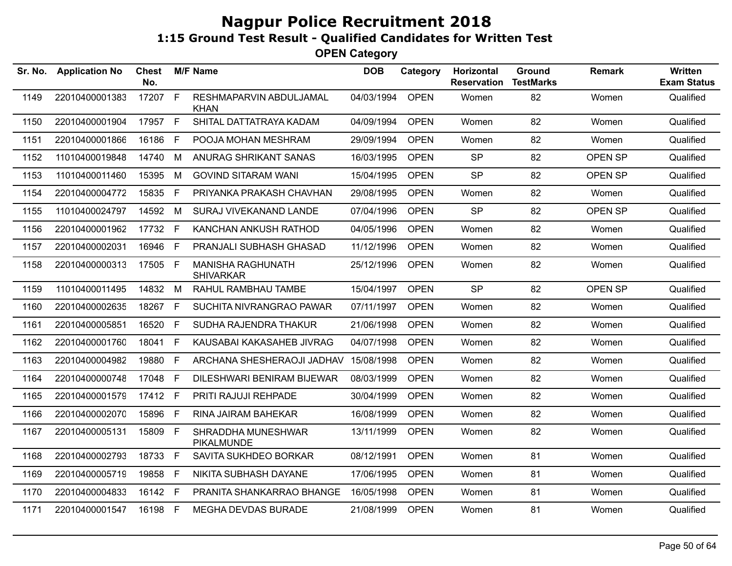# Nagpur Police Recruitment 2018

## 1:15 Ground Test Result - Qualified Candidates for Written Test

### OPEN Category

| Sr. No. | Application No | Chest No. | M/F | Name | DOB | Category | Horizontal Reservation | Ground TestMarks | Remark | Written Exam Status |
|---|---|---|---|---|---|---|---|---|---|---|
| 1149 | 22010400001383 | 17207 | F | RESHMAPARVIN ABDULJAMAL KHAN | 04/03/1994 | OPEN | Women | 82 | Women | Qualified |
| 1150 | 22010400001904 | 17957 | F | SHITAL DATTATRAYA KADAM | 04/09/1994 | OPEN | Women | 82 | Women | Qualified |
| 1151 | 22010400001866 | 16186 | F | POOJA MOHAN MESHRAM | 29/09/1994 | OPEN | Women | 82 | Women | Qualified |
| 1152 | 11010400019848 | 14740 | M | ANURAG SHRIKANT SANAS | 16/03/1995 | OPEN | SP | 82 | OPEN SP | Qualified |
| 1153 | 11010400011460 | 15395 | M | GOVIND SITARAM WANI | 15/04/1995 | OPEN | SP | 82 | OPEN SP | Qualified |
| 1154 | 22010400004772 | 15835 | F | PRIYANKA PRAKASH CHAVHAN | 29/08/1995 | OPEN | Women | 82 | Women | Qualified |
| 1155 | 11010400024797 | 14592 | M | SURAJ VIVEKANAND LANDE | 07/04/1996 | OPEN | SP | 82 | OPEN SP | Qualified |
| 1156 | 22010400001962 | 17732 | F | KANCHAN ANKUSH RATHOD | 04/05/1996 | OPEN | Women | 82 | Women | Qualified |
| 1157 | 22010400002031 | 16946 | F | PRANJALI SUBHASH GHASAD | 11/12/1996 | OPEN | Women | 82 | Women | Qualified |
| 1158 | 22010400000313 | 17505 | F | MANISHA RAGHUNATH SHIVARKAR | 25/12/1996 | OPEN | Women | 82 | Women | Qualified |
| 1159 | 11010400011495 | 14832 | M | RAHUL RAMBHAU TAMBE | 15/04/1997 | OPEN | SP | 82 | OPEN SP | Qualified |
| 1160 | 22010400002635 | 18267 | F | SUCHITA NIVRANGRAO PAWAR | 07/11/1997 | OPEN | Women | 82 | Women | Qualified |
| 1161 | 22010400005851 | 16520 | F | SUDHA RAJENDRA THAKUR | 21/06/1998 | OPEN | Women | 82 | Women | Qualified |
| 1162 | 22010400001760 | 18041 | F | KAUSABAI KAKASAHEB JIVRAG | 04/07/1998 | OPEN | Women | 82 | Women | Qualified |
| 1163 | 22010400004982 | 19880 | F | ARCHANA SHESHERAOJI JADHAV | 15/08/1998 | OPEN | Women | 82 | Women | Qualified |
| 1164 | 22010400000748 | 17048 | F | DILESHWARI BENIRAM BIJEWAR | 08/03/1999 | OPEN | Women | 82 | Women | Qualified |
| 1165 | 22010400001579 | 17412 | F | PRITI RAJUJI REHPADE | 30/04/1999 | OPEN | Women | 82 | Women | Qualified |
| 1166 | 22010400002070 | 15896 | F | RINA JAIRAM BAHEKAR | 16/08/1999 | OPEN | Women | 82 | Women | Qualified |
| 1167 | 22010400005131 | 15809 | F | SHRADDHA MUNESHWAR PIKALMUNDE | 13/11/1999 | OPEN | Women | 82 | Women | Qualified |
| 1168 | 22010400002793 | 18733 | F | SAVITA SUKHDEO BORKAR | 08/12/1991 | OPEN | Women | 81 | Women | Qualified |
| 1169 | 22010400005719 | 19858 | F | NIKITA SUBHASH DAYANE | 17/06/1995 | OPEN | Women | 81 | Women | Qualified |
| 1170 | 22010400004833 | 16142 | F | PRANITA SHANKARRAO BHANGE | 16/05/1998 | OPEN | Women | 81 | Women | Qualified |
| 1171 | 22010400001547 | 16198 | F | MEGHA DEVDAS BURADE | 21/08/1999 | OPEN | Women | 81 | Women | Qualified |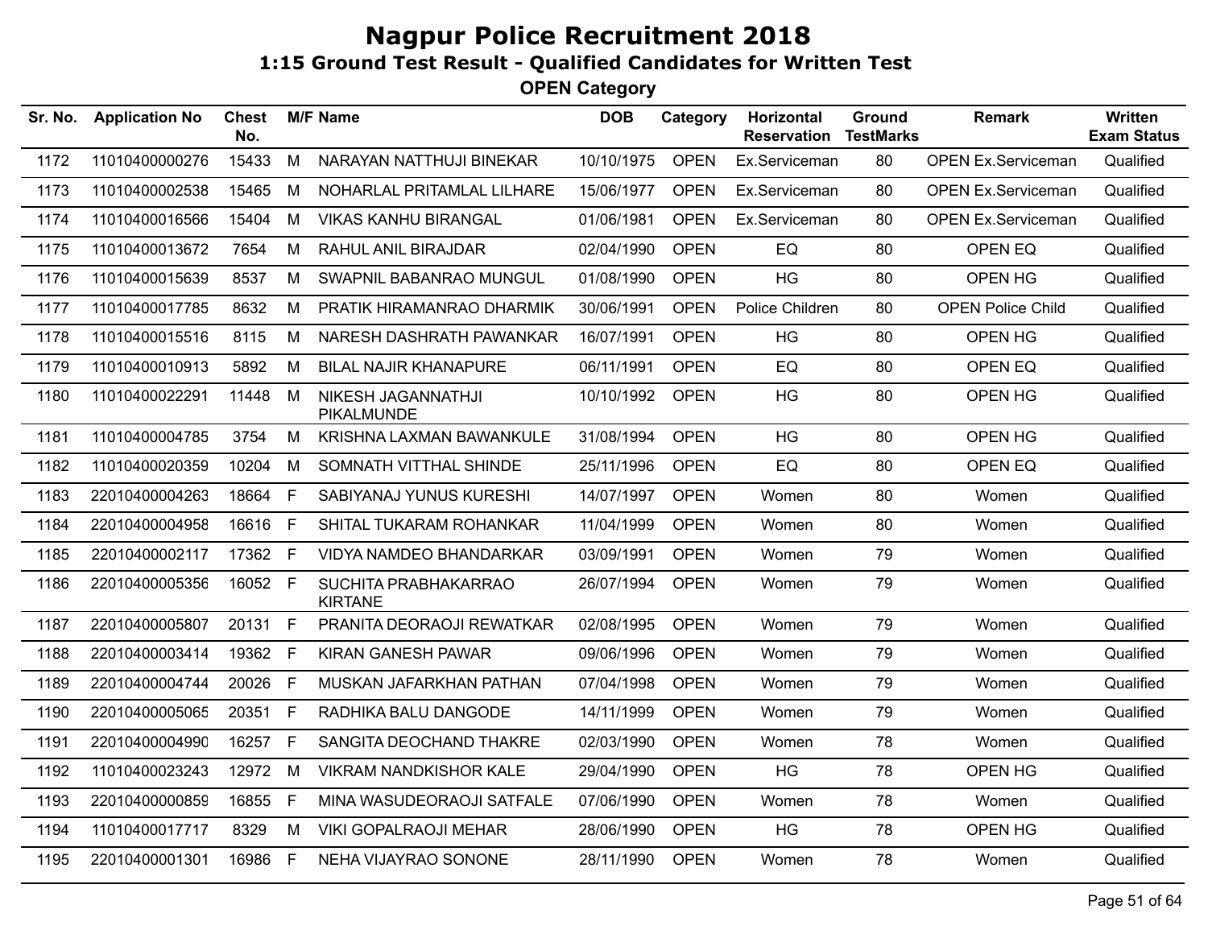# Nagpur Police Recruitment 2018

## 1:15 Ground Test Result - Qualified Candidates for Written Test

### OPEN Category

| Sr. No. | Application No | Chest No. | M/F | Name | DOB | Category | Horizontal Reservation | Ground TestMarks | Remark | Written Exam Status |
|---|---|---|---|---|---|---|---|---|---|---|
| 1172 | 11010400000276 | 15433 | M | NARAYAN NATTHUJI BINEKAR | 10/10/1975 | OPEN | Ex.Serviceman | 80 | OPEN Ex.Serviceman | Qualified |
| 1173 | 11010400002538 | 15465 | M | NOHARLAL PRITAMLAL LILHARE | 15/06/1977 | OPEN | Ex.Serviceman | 80 | OPEN Ex.Serviceman | Qualified |
| 1174 | 11010400016566 | 15404 | M | VIKAS KANHU BIRANGAL | 01/06/1981 | OPEN | Ex.Serviceman | 80 | OPEN Ex.Serviceman | Qualified |
| 1175 | 11010400013672 | 7654 | M | RAHUL ANIL BIRAJDAR | 02/04/1990 | OPEN | EQ | 80 | OPEN EQ | Qualified |
| 1176 | 11010400015639 | 8537 | M | SWAPNIL BABANRAO MUNGUL | 01/08/1990 | OPEN | HG | 80 | OPEN HG | Qualified |
| 1177 | 11010400017785 | 8632 | M | PRATIK HIRAMANRAO DHARMIK | 30/06/1991 | OPEN | Police Children | 80 | OPEN Police Child | Qualified |
| 1178 | 11010400015516 | 8115 | M | NARESH DASHRATH PAWANKAR | 16/07/1991 | OPEN | HG | 80 | OPEN HG | Qualified |
| 1179 | 11010400010913 | 5892 | M | BILAL NAJIR KHANAPURE | 06/11/1991 | OPEN | EQ | 80 | OPEN EQ | Qualified |
| 1180 | 11010400022291 | 11448 | M | NIKESH JAGANNATHJI PIKALMUNDE | 10/10/1992 | OPEN | HG | 80 | OPEN HG | Qualified |
| 1181 | 11010400004785 | 3754 | M | KRISHNA LAXMAN BAWANKULE | 31/08/1994 | OPEN | HG | 80 | OPEN HG | Qualified |
| 1182 | 11010400020359 | 10204 | M | SOMNATH VITTHAL SHINDE | 25/11/1996 | OPEN | EQ | 80 | OPEN EQ | Qualified |
| 1183 | 22010400004263 | 18664 | F | SABIYANAJ YUNUS KURESHI | 14/07/1997 | OPEN | Women | 80 | Women | Qualified |
| 1184 | 22010400004958 | 16616 | F | SHITAL TUKARAM ROHANKAR | 11/04/1999 | OPEN | Women | 80 | Women | Qualified |
| 1185 | 22010400002117 | 17362 | F | VIDYA NAMDEO BHANDARKAR | 03/09/1991 | OPEN | Women | 79 | Women | Qualified |
| 1186 | 22010400005356 | 16052 | F | SUCHITA PRABHAKARRAO KIRTANE | 26/07/1994 | OPEN | Women | 79 | Women | Qualified |
| 1187 | 22010400005807 | 20131 | F | PRANITA DEORAOJI REWATKAR | 02/08/1995 | OPEN | Women | 79 | Women | Qualified |
| 1188 | 22010400003414 | 19362 | F | KIRAN GANESH PAWAR | 09/06/1996 | OPEN | Women | 79 | Women | Qualified |
| 1189 | 22010400004744 | 20026 | F | MUSKAN JAFARKHAN PATHAN | 07/04/1998 | OPEN | Women | 79 | Women | Qualified |
| 1190 | 22010400005065 | 20351 | F | RADHIKA BALU DANGODE | 14/11/1999 | OPEN | Women | 79 | Women | Qualified |
| 1191 | 22010400004990 | 16257 | F | SANGITA DEOCHAND THAKRE | 02/03/1990 | OPEN | Women | 78 | Women | Qualified |
| 1192 | 11010400023243 | 12972 | M | VIKRAM NANDKISHOR KALE | 29/04/1990 | OPEN | HG | 78 | OPEN HG | Qualified |
| 1193 | 22010400000859 | 16855 | F | MINA WASUDEORAOJI SATFALE | 07/06/1990 | OPEN | Women | 78 | Women | Qualified |
| 1194 | 11010400017717 | 8329 | M | VIKI GOPALRAOJI MEHAR | 28/06/1990 | OPEN | HG | 78 | OPEN HG | Qualified |
| 1195 | 22010400001301 | 16986 | F | NEHA VIJAYRAO SONONE | 28/11/1990 | OPEN | Women | 78 | Women | Qualified |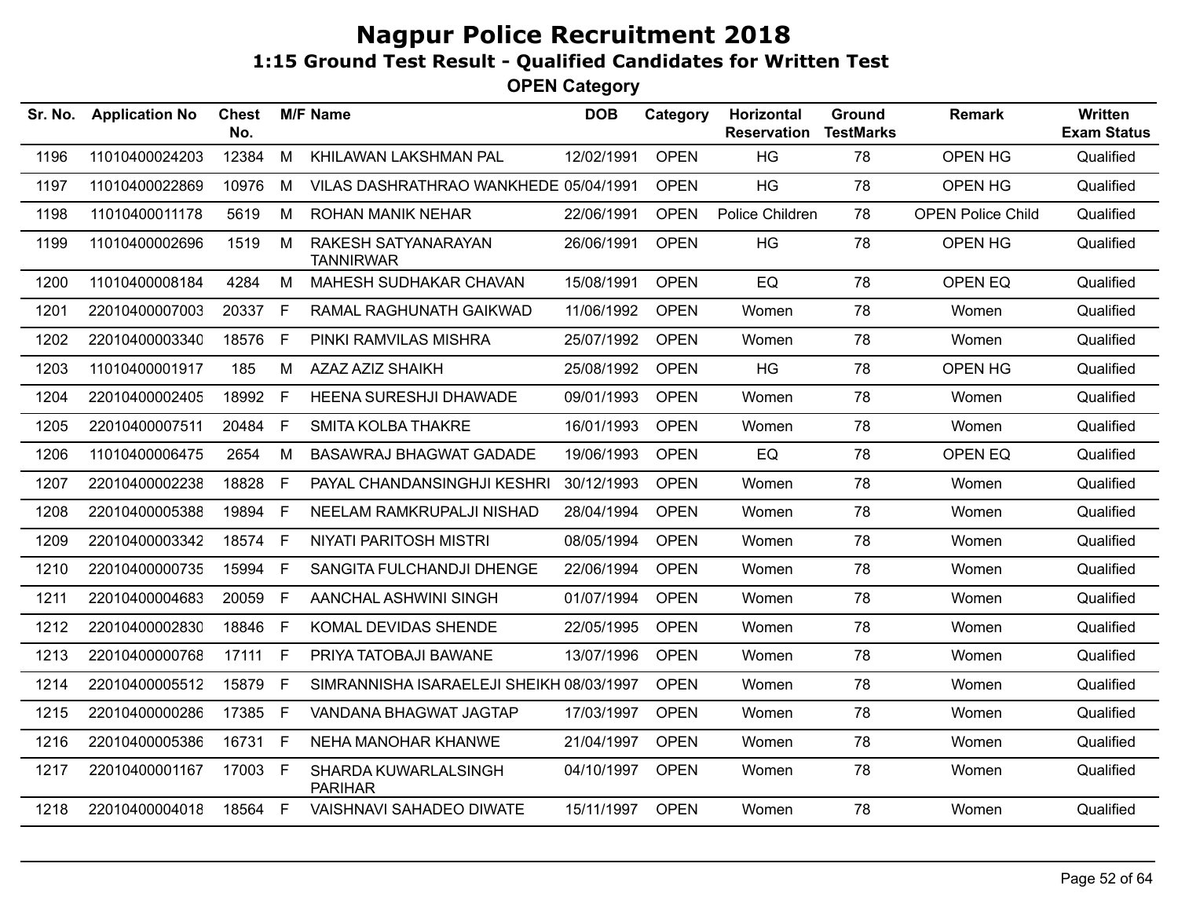# Nagpur Police Recruitment 2018

## 1:15 Ground Test Result - Qualified Candidates for Written Test

### OPEN Category

| Sr. No. | Application No | Chest No. | M/F | Name | DOB | Category | Horizontal Reservation | Ground TestMarks | Remark | Written Exam Status |
|---|---|---|---|---|---|---|---|---|---|---|
| 1196 | 11010400024203 | 12384 | M | KHILAWAN LAKSHMAN PAL | 12/02/1991 | OPEN | HG | 78 | OPEN HG | Qualified |
| 1197 | 11010400022869 | 10976 | M | VILAS DASHRATHRAO WANKHEDE | 05/04/1991 | OPEN | HG | 78 | OPEN HG | Qualified |
| 1198 | 11010400011178 | 5619 | M | ROHAN MANIK NEHAR | 22/06/1991 | OPEN | Police Children | 78 | OPEN Police Child | Qualified |
| 1199 | 11010400002696 | 1519 | M | RAKESH SATYANARAYAN TANNIRWAR | 26/06/1991 | OPEN | HG | 78 | OPEN HG | Qualified |
| 1200 | 11010400008184 | 4284 | M | MAHESH SUDHAKAR CHAVAN | 15/08/1991 | OPEN | EQ | 78 | OPEN EQ | Qualified |
| 1201 | 22010400007003 | 20337 | F | RAMAL RAGHUNATH GAIKWAD | 11/06/1992 | OPEN | Women | 78 | Women | Qualified |
| 1202 | 22010400003340 | 18576 | F | PINKI RAMVILAS MISHRA | 25/07/1992 | OPEN | Women | 78 | Women | Qualified |
| 1203 | 11010400001917 | 185 | M | AZAZ AZIZ SHAIKH | 25/08/1992 | OPEN | HG | 78 | OPEN HG | Qualified |
| 1204 | 22010400002405 | 18992 | F | HEENA SURESHJI DHAWADE | 09/01/1993 | OPEN | Women | 78 | Women | Qualified |
| 1205 | 22010400007511 | 20484 | F | SMITA KOLBA THAKRE | 16/01/1993 | OPEN | Women | 78 | Women | Qualified |
| 1206 | 11010400006475 | 2654 | M | BASAWRAJ BHAGWAT GADADE | 19/06/1993 | OPEN | EQ | 78 | OPEN EQ | Qualified |
| 1207 | 22010400002238 | 18828 | F | PAYAL CHANDANSINGHJI KESHRI | 30/12/1993 | OPEN | Women | 78 | Women | Qualified |
| 1208 | 22010400005388 | 19894 | F | NEELAM RAMKRUPALJI NISHAD | 28/04/1994 | OPEN | Women | 78 | Women | Qualified |
| 1209 | 22010400003342 | 18574 | F | NIYATI PARITOSH MISTRI | 08/05/1994 | OPEN | Women | 78 | Women | Qualified |
| 1210 | 22010400000735 | 15994 | F | SANGITA FULCHANDJI DHENGE | 22/06/1994 | OPEN | Women | 78 | Women | Qualified |
| 1211 | 22010400004683 | 20059 | F | AANCHAL ASHWINI SINGH | 01/07/1994 | OPEN | Women | 78 | Women | Qualified |
| 1212 | 22010400002830 | 18846 | F | KOMAL DEVIDAS SHENDE | 22/05/1995 | OPEN | Women | 78 | Women | Qualified |
| 1213 | 22010400000768 | 17111 | F | PRIYA TATOBAJI BAWANE | 13/07/1996 | OPEN | Women | 78 | Women | Qualified |
| 1214 | 22010400005512 | 15879 | F | SIMRANNISHA ISARAELEJI SHEIKH | 08/03/1997 | OPEN | Women | 78 | Women | Qualified |
| 1215 | 22010400000286 | 17385 | F | VANDANA BHAGWAT JAGTAP | 17/03/1997 | OPEN | Women | 78 | Women | Qualified |
| 1216 | 22010400005386 | 16731 | F | NEHA MANOHAR KHANWE | 21/04/1997 | OPEN | Women | 78 | Women | Qualified |
| 1217 | 22010400001167 | 17003 | F | SHARDA KUWARLALSINGH PARIHAR | 04/10/1997 | OPEN | Women | 78 | Women | Qualified |
| 1218 | 22010400004018 | 18564 | F | VAISHNAVI SAHADEO DIWATE | 15/11/1997 | OPEN | Women | 78 | Women | Qualified |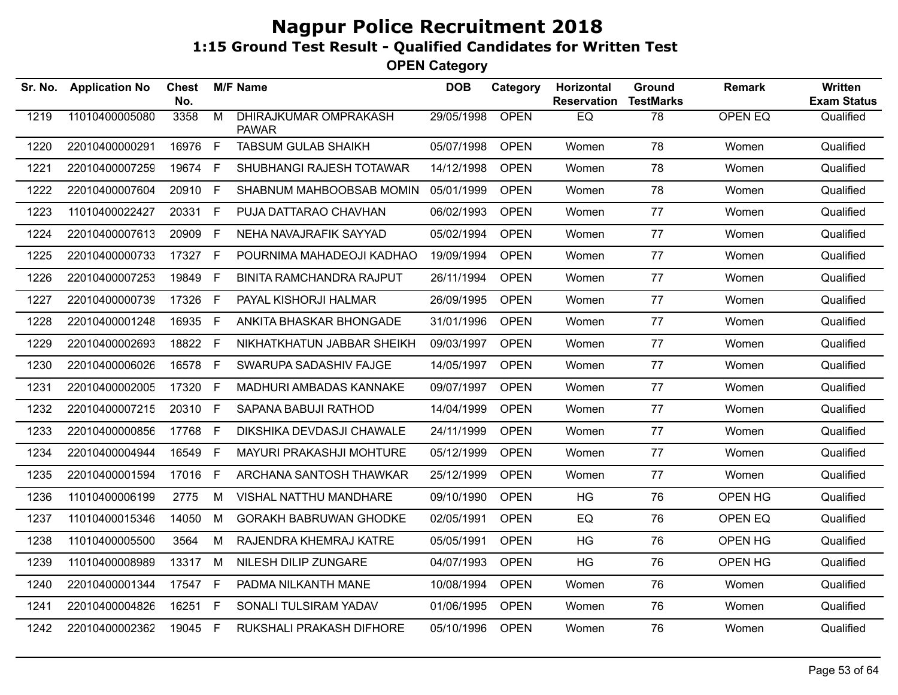# Nagpur Police Recruitment 2018

## 1:15 Ground Test Result - Qualified Candidates for Written Test

### OPEN Category

| Sr. No. | Application No | Chest No. | M/F | Name | DOB | Category | Horizontal Reservation | Ground TestMarks | Remark | Written Exam Status |
|---|---|---|---|---|---|---|---|---|---|---|
| 1219 | 11010400005080 | 3358 | M | DHIRAJKUMAR OMPRAKASH PAWAR | 29/05/1998 | OPEN | EQ | 78 | OPEN EQ | Qualified |
| 1220 | 22010400000291 | 16976 | F | TABSUM GULAB SHAIKH | 05/07/1998 | OPEN | Women | 78 | Women | Qualified |
| 1221 | 22010400007259 | 19674 | F | SHUBHANGI RAJESH TOTAWAR | 14/12/1998 | OPEN | Women | 78 | Women | Qualified |
| 1222 | 22010400007604 | 20910 | F | SHABNUM MAHBOOBSAB MOMIN | 05/01/1999 | OPEN | Women | 78 | Women | Qualified |
| 1223 | 11010400022427 | 20331 | F | PUJA DATTARAO CHAVHAN | 06/02/1993 | OPEN | Women | 77 | Women | Qualified |
| 1224 | 22010400007613 | 20909 | F | NEHA NAVAJRAFIK SAYYAD | 05/02/1994 | OPEN | Women | 77 | Women | Qualified |
| 1225 | 22010400000733 | 17327 | F | POURNIMA MAHADEOJI KADHAO | 19/09/1994 | OPEN | Women | 77 | Women | Qualified |
| 1226 | 22010400007253 | 19849 | F | BINITA RAMCHANDRA RAJPUT | 26/11/1994 | OPEN | Women | 77 | Women | Qualified |
| 1227 | 22010400000739 | 17326 | F | PAYAL KISHORJI HALMAR | 26/09/1995 | OPEN | Women | 77 | Women | Qualified |
| 1228 | 22010400001248 | 16935 | F | ANKITA BHASKAR BHONGADE | 31/01/1996 | OPEN | Women | 77 | Women | Qualified |
| 1229 | 22010400002693 | 18822 | F | NIKHATKHATUN JABBAR SHEIKH | 09/03/1997 | OPEN | Women | 77 | Women | Qualified |
| 1230 | 22010400006026 | 16578 | F | SWARUPA SADASHIV FAJGE | 14/05/1997 | OPEN | Women | 77 | Women | Qualified |
| 1231 | 22010400002005 | 17320 | F | MADHURI AMBADAS KANNAKE | 09/07/1997 | OPEN | Women | 77 | Women | Qualified |
| 1232 | 22010400007215 | 20310 | F | SAPANA BABUJI RATHOD | 14/04/1999 | OPEN | Women | 77 | Women | Qualified |
| 1233 | 22010400000856 | 17768 | F | DIKSHIKA DEVDASJI CHAWALE | 24/11/1999 | OPEN | Women | 77 | Women | Qualified |
| 1234 | 22010400004944 | 16549 | F | MAYURI PRAKASHJI MOHTURE | 05/12/1999 | OPEN | Women | 77 | Women | Qualified |
| 1235 | 22010400001594 | 17016 | F | ARCHANA SANTOSH THAWKAR | 25/12/1999 | OPEN | Women | 77 | Women | Qualified |
| 1236 | 11010400006199 | 2775 | M | VISHAL NATTHU MANDHARE | 09/10/1990 | OPEN | HG | 76 | OPEN HG | Qualified |
| 1237 | 11010400015346 | 14050 | M | GORAKH BABRUWAN GHODKE | 02/05/1991 | OPEN | EQ | 76 | OPEN EQ | Qualified |
| 1238 | 11010400005500 | 3564 | M | RAJENDRA KHEMRAJ KATRE | 05/05/1991 | OPEN | HG | 76 | OPEN HG | Qualified |
| 1239 | 11010400008989 | 13317 | M | NILESH DILIP ZUNGARE | 04/07/1993 | OPEN | HG | 76 | OPEN HG | Qualified |
| 1240 | 22010400001344 | 17547 | F | PADMA NILKANTH MANE | 10/08/1994 | OPEN | Women | 76 | Women | Qualified |
| 1241 | 22010400004826 | 16251 | F | SONALI TULSIRAM YADAV | 01/06/1995 | OPEN | Women | 76 | Women | Qualified |
| 1242 | 22010400002362 | 19045 | F | RUKSHALI PRAKASH DIFHORE | 05/10/1996 | OPEN | Women | 76 | Women | Qualified |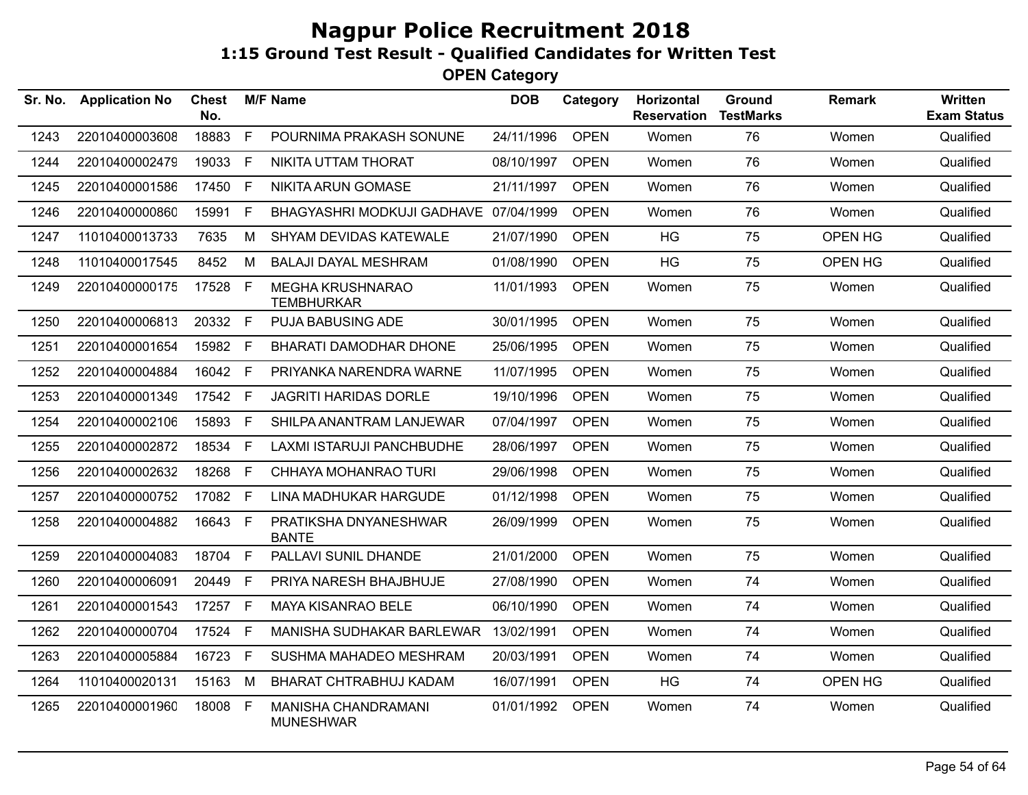# Nagpur Police Recruitment 2018

## 1:15 Ground Test Result - Qualified Candidates for Written Test

### OPEN Category

| Sr. No. | Application No | Chest No. | M/F | Name | DOB | Category | Horizontal Reservation | Ground TestMarks | Remark | Written Exam Status |
|---|---|---|---|---|---|---|---|---|---|---|
| 1243 | 22010400003608 | 18883 | F | POURNIMA PRAKASH SONUNE | 24/11/1996 | OPEN | Women | 76 | Women | Qualified |
| 1244 | 22010400002479 | 19033 | F | NIKITA UTTAM THORAT | 08/10/1997 | OPEN | Women | 76 | Women | Qualified |
| 1245 | 22010400001586 | 17450 | F | NIKITA ARUN GOMASE | 21/11/1997 | OPEN | Women | 76 | Women | Qualified |
| 1246 | 22010400000860 | 15991 | F | BHAGYASHRI MODKUJI GADHAVE | 07/04/1999 | OPEN | Women | 76 | Women | Qualified |
| 1247 | 11010400013733 | 7635 | M | SHYAM DEVIDAS KATEWALE | 21/07/1990 | OPEN | HG | 75 | OPEN HG | Qualified |
| 1248 | 11010400017545 | 8452 | M | BALAJI DAYAL MESHRAM | 01/08/1990 | OPEN | HG | 75 | OPEN HG | Qualified |
| 1249 | 22010400000175 | 17528 | F | MEGHA KRUSHNARAO TEMBHURKAR | 11/01/1993 | OPEN | Women | 75 | Women | Qualified |
| 1250 | 22010400006813 | 20332 | F | PUJA BABUSING ADE | 30/01/1995 | OPEN | Women | 75 | Women | Qualified |
| 1251 | 22010400001654 | 15982 | F | BHARATI DAMODHAR DHONE | 25/06/1995 | OPEN | Women | 75 | Women | Qualified |
| 1252 | 22010400004884 | 16042 | F | PRIYANKA NARENDRA WARNE | 11/07/1995 | OPEN | Women | 75 | Women | Qualified |
| 1253 | 22010400001349 | 17542 | F | JAGRITI HARIDAS DORLE | 19/10/1996 | OPEN | Women | 75 | Women | Qualified |
| 1254 | 22010400002106 | 15893 | F | SHILPA ANANTRAM LANJEWAR | 07/04/1997 | OPEN | Women | 75 | Women | Qualified |
| 1255 | 22010400002872 | 18534 | F | LAXMI ISTARUJI PANCHBUDHE | 28/06/1997 | OPEN | Women | 75 | Women | Qualified |
| 1256 | 22010400002632 | 18268 | F | CHHAYA MOHANRAO TURI | 29/06/1998 | OPEN | Women | 75 | Women | Qualified |
| 1257 | 22010400000752 | 17082 | F | LINA MADHUKAR HARGUDE | 01/12/1998 | OPEN | Women | 75 | Women | Qualified |
| 1258 | 22010400004882 | 16643 | F | PRATIKSHA DNYANESHWAR BANTE | 26/09/1999 | OPEN | Women | 75 | Women | Qualified |
| 1259 | 22010400004083 | 18704 | F | PALLAVI SUNIL DHANDE | 21/01/2000 | OPEN | Women | 75 | Women | Qualified |
| 1260 | 22010400006091 | 20449 | F | PRIYA NARESH BHAJBHUJE | 27/08/1990 | OPEN | Women | 74 | Women | Qualified |
| 1261 | 22010400001543 | 17257 | F | MAYA KISANRAO BELE | 06/10/1990 | OPEN | Women | 74 | Women | Qualified |
| 1262 | 22010400000704 | 17524 | F | MANISHA SUDHAKAR BARLEWAR | 13/02/1991 | OPEN | Women | 74 | Women | Qualified |
| 1263 | 22010400005884 | 16723 | F | SUSHMA MAHADEO MESHRAM | 20/03/1991 | OPEN | Women | 74 | Women | Qualified |
| 1264 | 11010400020131 | 15163 | M | BHARAT CHTRABHUJ KADAM | 16/07/1991 | OPEN | HG | 74 | OPEN HG | Qualified |
| 1265 | 22010400001960 | 18008 | F | MANISHA CHANDRAMANI MUNESHWAR | 01/01/1992 | OPEN | Women | 74 | Women | Qualified |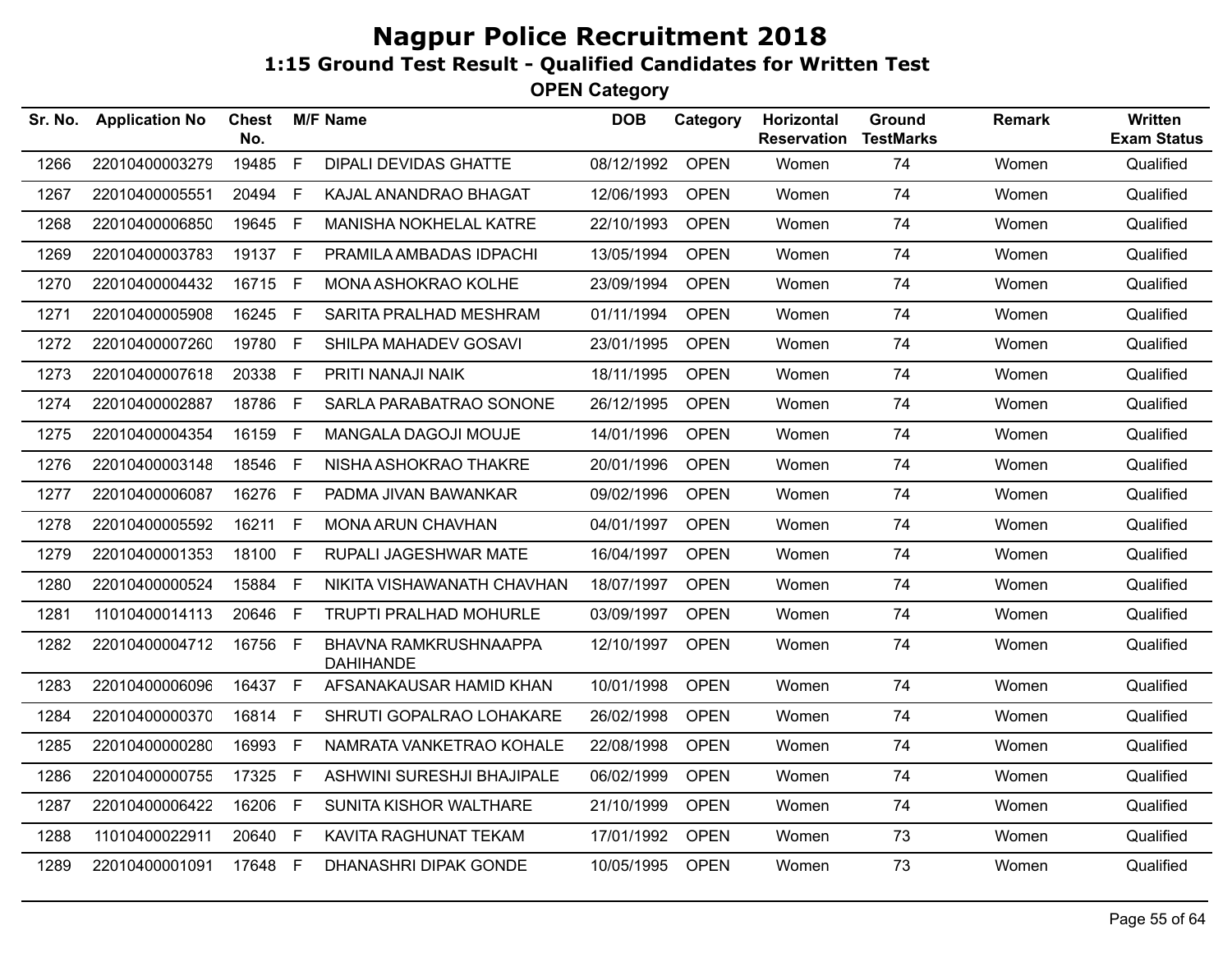# Nagpur Police Recruitment 2018

## 1:15 Ground Test Result - Qualified Candidates for Written Test

### OPEN Category

| Sr. No. | Application No | Chest No. | M/F | Name | DOB | Category | Horizontal Reservation | Ground TestMarks | Remark | Written Exam Status |
|---|---|---|---|---|---|---|---|---|---|---|
| 1266 | 22010400003279 | 19485 | F | DIPALI DEVIDAS GHATTE | 08/12/1992 | OPEN | Women | 74 | Women | Qualified |
| 1267 | 22010400005551 | 20494 | F | KAJAL ANANDRAO BHAGAT | 12/06/1993 | OPEN | Women | 74 | Women | Qualified |
| 1268 | 22010400006850 | 19645 | F | MANISHA NOKHELAL KATRE | 22/10/1993 | OPEN | Women | 74 | Women | Qualified |
| 1269 | 22010400003783 | 19137 | F | PRAMILA AMBADAS IDPACHI | 13/05/1994 | OPEN | Women | 74 | Women | Qualified |
| 1270 | 22010400004432 | 16715 | F | MONA ASHOKRAO KOLHE | 23/09/1994 | OPEN | Women | 74 | Women | Qualified |
| 1271 | 22010400005908 | 16245 | F | SARITA PRALHAD MESHRAM | 01/11/1994 | OPEN | Women | 74 | Women | Qualified |
| 1272 | 22010400007260 | 19780 | F | SHILPA MAHADEV GOSAVI | 23/01/1995 | OPEN | Women | 74 | Women | Qualified |
| 1273 | 22010400007618 | 20338 | F | PRITI NANAJI NAIK | 18/11/1995 | OPEN | Women | 74 | Women | Qualified |
| 1274 | 22010400002887 | 18786 | F | SARLA PARABATRAO SONONE | 26/12/1995 | OPEN | Women | 74 | Women | Qualified |
| 1275 | 22010400004354 | 16159 | F | MANGALA DAGOJI MOUJE | 14/01/1996 | OPEN | Women | 74 | Women | Qualified |
| 1276 | 22010400003148 | 18546 | F | NISHA ASHOKRAO THAKRE | 20/01/1996 | OPEN | Women | 74 | Women | Qualified |
| 1277 | 22010400006087 | 16276 | F | PADMA JIVAN BAWANKAR | 09/02/1996 | OPEN | Women | 74 | Women | Qualified |
| 1278 | 22010400005592 | 16211 | F | MONA ARUN CHAVHAN | 04/01/1997 | OPEN | Women | 74 | Women | Qualified |
| 1279 | 22010400001353 | 18100 | F | RUPALI JAGESHWAR MATE | 16/04/1997 | OPEN | Women | 74 | Women | Qualified |
| 1280 | 22010400000524 | 15884 | F | NIKITA VISHAWANATH CHAVHAN | 18/07/1997 | OPEN | Women | 74 | Women | Qualified |
| 1281 | 11010400014113 | 20646 | F | TRUPTI PRALHAD MOHURLE | 03/09/1997 | OPEN | Women | 74 | Women | Qualified |
| 1282 | 22010400004712 | 16756 | F | BHAVNA RAMKRUSHNAAPPA DAHIHANDE | 12/10/1997 | OPEN | Women | 74 | Women | Qualified |
| 1283 | 22010400006096 | 16437 | F | AFSANAKAUSAR HAMID KHAN | 10/01/1998 | OPEN | Women | 74 | Women | Qualified |
| 1284 | 22010400000370 | 16814 | F | SHRUTI GOPALRAO LOHAKARE | 26/02/1998 | OPEN | Women | 74 | Women | Qualified |
| 1285 | 22010400000280 | 16993 | F | NAMRATA VANKETRAO KOHALE | 22/08/1998 | OPEN | Women | 74 | Women | Qualified |
| 1286 | 22010400000755 | 17325 | F | ASHWINI SURESHJI BHAJIPALE | 06/02/1999 | OPEN | Women | 74 | Women | Qualified |
| 1287 | 22010400006422 | 16206 | F | SUNITA KISHOR WALTHARE | 21/10/1999 | OPEN | Women | 74 | Women | Qualified |
| 1288 | 11010400022911 | 20640 | F | KAVITA RAGHUNAT TEKAM | 17/01/1992 | OPEN | Women | 73 | Women | Qualified |
| 1289 | 22010400001091 | 17648 | F | DHANASHRI DIPAK GONDE | 10/05/1995 | OPEN | Women | 73 | Women | Qualified |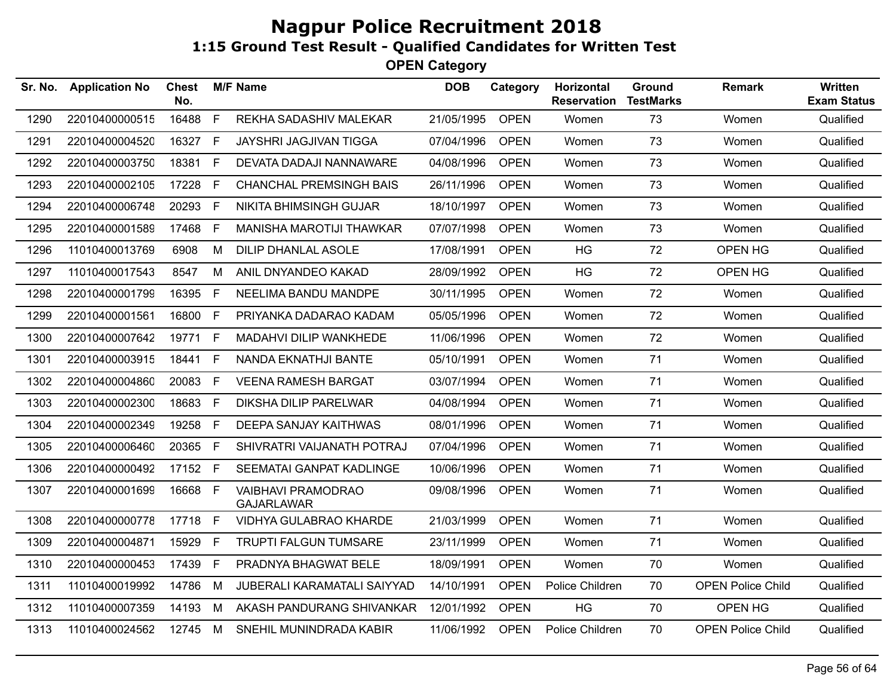# Nagpur Police Recruitment 2018

## 1:15 Ground Test Result - Qualified Candidates for Written Test

### OPEN Category

| Sr. No. | Application No | Chest No. | M/F | Name | DOB | Category | Horizontal Reservation | Ground TestMarks | Remark | Written Exam Status |
|---|---|---|---|---|---|---|---|---|---|---|
| 1290 | 22010400000515 | 16488 | F | REKHA SADASHIV MALEKAR | 21/05/1995 | OPEN | Women | 73 | Women | Qualified |
| 1291 | 22010400004520 | 16327 | F | JAYSHRI JAGJIVAN TIGGA | 07/04/1996 | OPEN | Women | 73 | Women | Qualified |
| 1292 | 22010400003750 | 18381 | F | DEVATA DADAJI NANNAWARE | 04/08/1996 | OPEN | Women | 73 | Women | Qualified |
| 1293 | 22010400002105 | 17228 | F | CHANCHAL PREMSINGH BAIS | 26/11/1996 | OPEN | Women | 73 | Women | Qualified |
| 1294 | 22010400006748 | 20293 | F | NIKITA BHIMSINGH GUJAR | 18/10/1997 | OPEN | Women | 73 | Women | Qualified |
| 1295 | 22010400001589 | 17468 | F | MANISHA MAROTIJI THAWKAR | 07/07/1998 | OPEN | Women | 73 | Women | Qualified |
| 1296 | 11010400013769 | 6908 | M | DILIP DHANLAL ASOLE | 17/08/1991 | OPEN | HG | 72 | OPEN HG | Qualified |
| 1297 | 11010400017543 | 8547 | M | ANIL DNYANDEO KAKAD | 28/09/1992 | OPEN | HG | 72 | OPEN HG | Qualified |
| 1298 | 22010400001799 | 16395 | F | NEELIMA BANDU MANDPE | 30/11/1995 | OPEN | Women | 72 | Women | Qualified |
| 1299 | 22010400001561 | 16800 | F | PRIYANKA DADARAO KADAM | 05/05/1996 | OPEN | Women | 72 | Women | Qualified |
| 1300 | 22010400007642 | 19771 | F | MADAHVI DILIP WANKHEDE | 11/06/1996 | OPEN | Women | 72 | Women | Qualified |
| 1301 | 22010400003915 | 18441 | F | NANDA EKNATHJI BANTE | 05/10/1991 | OPEN | Women | 71 | Women | Qualified |
| 1302 | 22010400004860 | 20083 | F | VEENA RAMESH BARGAT | 03/07/1994 | OPEN | Women | 71 | Women | Qualified |
| 1303 | 22010400002300 | 18683 | F | DIKSHA DILIP PARELWAR | 04/08/1994 | OPEN | Women | 71 | Women | Qualified |
| 1304 | 22010400002349 | 19258 | F | DEEPA SANJAY KAITHWAS | 08/01/1996 | OPEN | Women | 71 | Women | Qualified |
| 1305 | 22010400006460 | 20365 | F | SHIVRATRI VAIJANATH POTRAJ | 07/04/1996 | OPEN | Women | 71 | Women | Qualified |
| 1306 | 22010400000492 | 17152 | F | SEEMATAI GANPAT KADLINGE | 10/06/1996 | OPEN | Women | 71 | Women | Qualified |
| 1307 | 22010400001699 | 16668 | F | VAIBHAVI PRAMODRAO GAJARLAWAR | 09/08/1996 | OPEN | Women | 71 | Women | Qualified |
| 1308 | 22010400000778 | 17718 | F | VIDHYA GULABRAO KHARDE | 21/03/1999 | OPEN | Women | 71 | Women | Qualified |
| 1309 | 22010400004871 | 15929 | F | TRUPTI FALGUN TUMSARE | 23/11/1999 | OPEN | Women | 71 | Women | Qualified |
| 1310 | 22010400000453 | 17439 | F | PRADNYA BHAGWAT BELE | 18/09/1991 | OPEN | Women | 70 | Women | Qualified |
| 1311 | 11010400019992 | 14786 | M | JUBERALI KARAMATALI SAIYYAD | 14/10/1991 | OPEN | Police Children | 70 | OPEN Police Child | Qualified |
| 1312 | 11010400007359 | 14193 | M | AKASH PANDURANG SHIVANKAR | 12/01/1992 | OPEN | HG | 70 | OPEN HG | Qualified |
| 1313 | 11010400024562 | 12745 | M | SNEHIL MUNINDRADA KABIR | 11/06/1992 | OPEN | Police Children | 70 | OPEN Police Child | Qualified |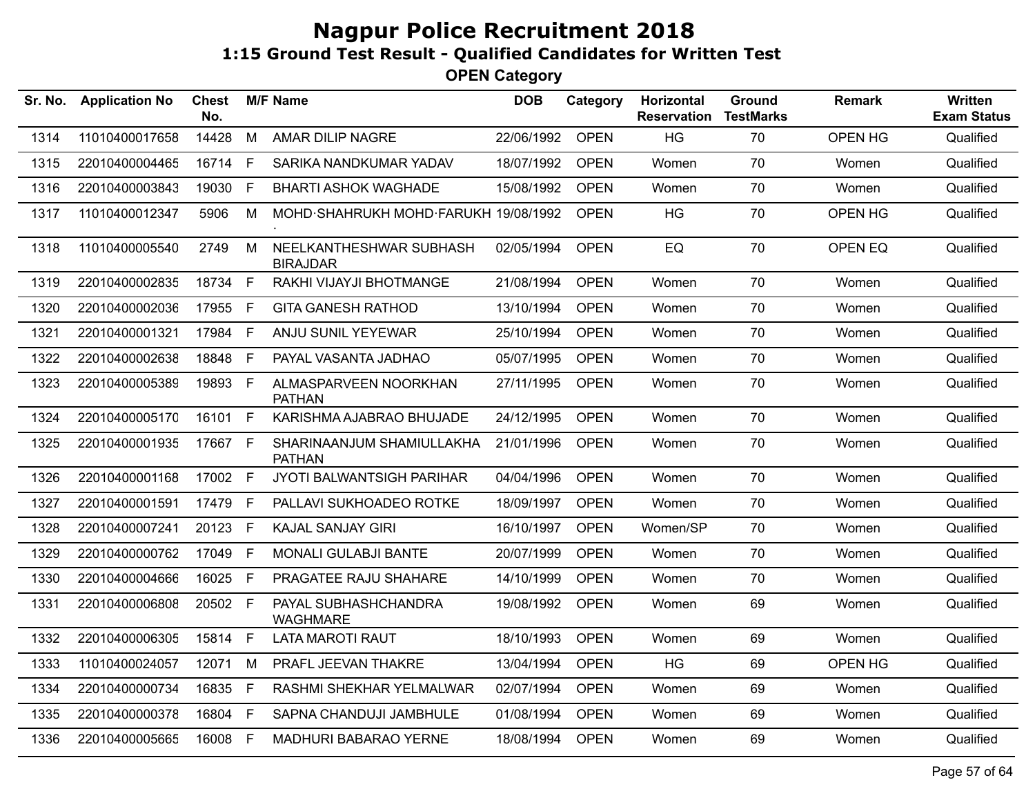# Nagpur Police Recruitment 2018

## 1:15 Ground Test Result - Qualified Candidates for Written Test

### OPEN Category

| Sr. No. | Application No | Chest No. | M/F | Name | DOB | Category | Horizontal Reservation | Ground TestMarks | Remark | Written Exam Status |
|---|---|---|---|---|---|---|---|---|---|---|
| 1314 | 11010400017658 | 14428 | M | AMAR DILIP NAGRE | 22/06/1992 | OPEN | HG | 70 | OPEN HG | Qualified |
| 1315 | 22010400004465 | 16714 | F | SARIKA NANDKUMAR YADAV | 18/07/1992 | OPEN | Women | 70 | Women | Qualified |
| 1316 | 22010400003843 | 19030 | F | BHARTI ASHOK WAGHADE | 15/08/1992 | OPEN | Women | 70 | Women | Qualified |
| 1317 | 11010400012347 | 5906 | M | MOHD·SHAHRUKH MOHD·FARUKH · | 19/08/1992 | OPEN | HG | 70 | OPEN HG | Qualified |
| 1318 | 11010400005540 | 2749 | M | NEELKANTHESHWAR SUBHASH BIRAJDAR | 02/05/1994 | OPEN | EQ | 70 | OPEN EQ | Qualified |
| 1319 | 22010400002835 | 18734 | F | RAKHI VIJAYJI BHOTMANGE | 21/08/1994 | OPEN | Women | 70 | Women | Qualified |
| 1320 | 22010400002036 | 17955 | F | GITA GANESH RATHOD | 13/10/1994 | OPEN | Women | 70 | Women | Qualified |
| 1321 | 22010400001321 | 17984 | F | ANJU SUNIL YEYEWAR | 25/10/1994 | OPEN | Women | 70 | Women | Qualified |
| 1322 | 22010400002638 | 18848 | F | PAYAL VASANTA JADHAO | 05/07/1995 | OPEN | Women | 70 | Women | Qualified |
| 1323 | 22010400005389 | 19893 | F | ALMASPARVEEN NOORKHAN PATHAN | 27/11/1995 | OPEN | Women | 70 | Women | Qualified |
| 1324 | 22010400005170 | 16101 | F | KARISHMA AJABRAO BHUJADE | 24/12/1995 | OPEN | Women | 70 | Women | Qualified |
| 1325 | 22010400001935 | 17667 | F | SHARINAANJUM SHAMIULLAKHA PATHAN | 21/01/1996 | OPEN | Women | 70 | Women | Qualified |
| 1326 | 22010400001168 | 17002 | F | JYOTI BALWANTSIGH PARIHAR | 04/04/1996 | OPEN | Women | 70 | Women | Qualified |
| 1327 | 22010400001591 | 17479 | F | PALLAVI SUKHOADEO ROTKE | 18/09/1997 | OPEN | Women | 70 | Women | Qualified |
| 1328 | 22010400007241 | 20123 | F | KAJAL SANJAY GIRI | 16/10/1997 | OPEN | Women/SP | 70 | Women | Qualified |
| 1329 | 22010400000762 | 17049 | F | MONALI GULABJI BANTE | 20/07/1999 | OPEN | Women | 70 | Women | Qualified |
| 1330 | 22010400004666 | 16025 | F | PRAGATEE RAJU SHAHARE | 14/10/1999 | OPEN | Women | 70 | Women | Qualified |
| 1331 | 22010400006808 | 20502 | F | PAYAL SUBHASHCHANDRA WAGHMARE | 19/08/1992 | OPEN | Women | 69 | Women | Qualified |
| 1332 | 22010400006305 | 15814 | F | LATA MAROTI RAUT | 18/10/1993 | OPEN | Women | 69 | Women | Qualified |
| 1333 | 11010400024057 | 12071 | M | PRAFL JEEVAN THAKRE | 13/04/1994 | OPEN | HG | 69 | OPEN HG | Qualified |
| 1334 | 22010400000734 | 16835 | F | RASHMI SHEKHAR YELMALWAR | 02/07/1994 | OPEN | Women | 69 | Women | Qualified |
| 1335 | 22010400000378 | 16804 | F | SAPNA CHANDUJI JAMBHULE | 01/08/1994 | OPEN | Women | 69 | Women | Qualified |
| 1336 | 22010400005665 | 16008 | F | MADHURI BABARAO YERNE | 18/08/1994 | OPEN | Women | 69 | Women | Qualified |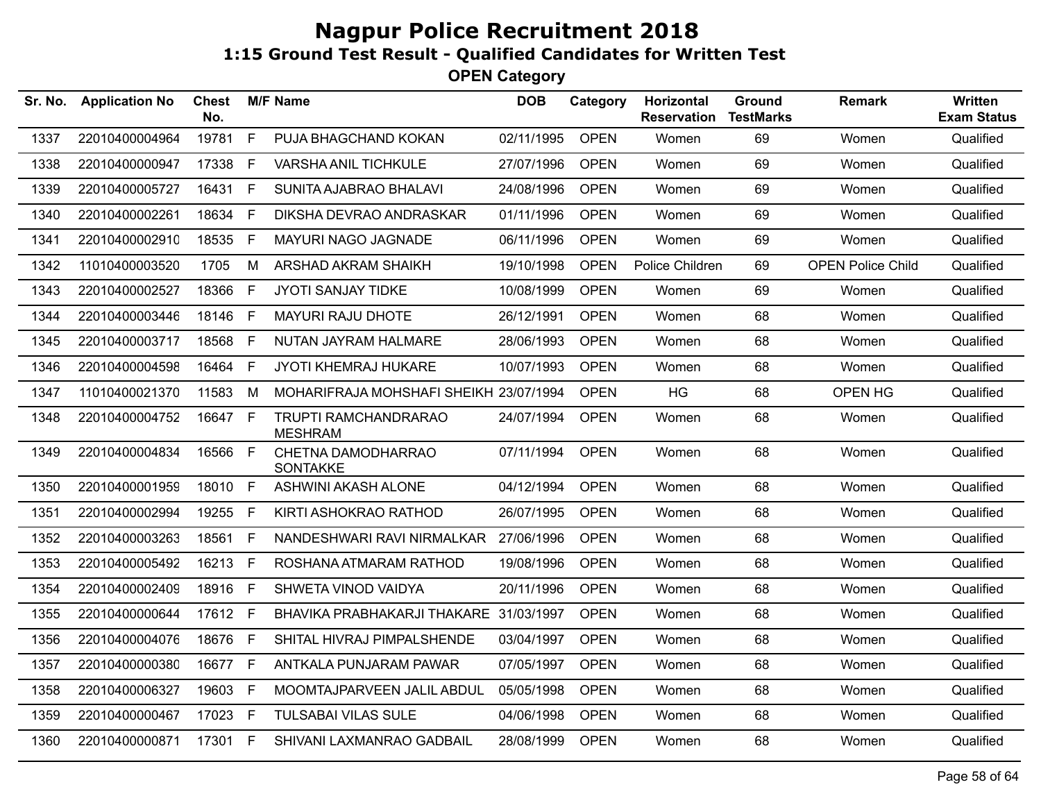# Nagpur Police Recruitment 2018

## 1:15 Ground Test Result - Qualified Candidates for Written Test

### OPEN Category

| Sr. No. | Application No | Chest No. | M/F | Name | DOB | Category | Horizontal Reservation | Ground TestMarks | Remark | Written Exam Status |
|---|---|---|---|---|---|---|---|---|---|---|
| 1337 | 22010400004964 | 19781 | F | PUJA BHAGCHAND KOKAN | 02/11/1995 | OPEN | Women | 69 | Women | Qualified |
| 1338 | 22010400000947 | 17338 | F | VARSHA ANIL TICHKULE | 27/07/1996 | OPEN | Women | 69 | Women | Qualified |
| 1339 | 22010400005727 | 16431 | F | SUNITA AJABRAO BHALAVI | 24/08/1996 | OPEN | Women | 69 | Women | Qualified |
| 1340 | 22010400002261 | 18634 | F | DIKSHA DEVRAO ANDRASKAR | 01/11/1996 | OPEN | Women | 69 | Women | Qualified |
| 1341 | 22010400002910 | 18535 | F | MAYURI NAGO JAGNADE | 06/11/1996 | OPEN | Women | 69 | Women | Qualified |
| 1342 | 11010400003520 | 1705 | M | ARSHAD AKRAM SHAIKH | 19/10/1998 | OPEN | Police Children | 69 | OPEN Police Child | Qualified |
| 1343 | 22010400002527 | 18366 | F | JYOTI SANJAY TIDKE | 10/08/1999 | OPEN | Women | 69 | Women | Qualified |
| 1344 | 22010400003446 | 18146 | F | MAYURI RAJU DHOTE | 26/12/1991 | OPEN | Women | 68 | Women | Qualified |
| 1345 | 22010400003717 | 18568 | F | NUTAN JAYRAM HALMARE | 28/06/1993 | OPEN | Women | 68 | Women | Qualified |
| 1346 | 22010400004598 | 16464 | F | JYOTI KHEMRAJ HUKARE | 10/07/1993 | OPEN | Women | 68 | Women | Qualified |
| 1347 | 11010400021370 | 11583 | M | MOHARIFRAJA MOHSHAFI SHEIKH | 23/07/1994 | OPEN | HG | 68 | OPEN HG | Qualified |
| 1348 | 22010400004752 | 16647 | F | TRUPTI RAMCHANDRARAO MESHRAM | 24/07/1994 | OPEN | Women | 68 | Women | Qualified |
| 1349 | 22010400004834 | 16566 | F | CHETNA DAMODHARRAO SONTAKKE | 07/11/1994 | OPEN | Women | 68 | Women | Qualified |
| 1350 | 22010400001959 | 18010 | F | ASHWINI AKASH ALONE | 04/12/1994 | OPEN | Women | 68 | Women | Qualified |
| 1351 | 22010400002994 | 19255 | F | KIRTI ASHOKRAO RATHOD | 26/07/1995 | OPEN | Women | 68 | Women | Qualified |
| 1352 | 22010400003263 | 18561 | F | NANDESHWARI RAVI NIRMALKAR | 27/06/1996 | OPEN | Women | 68 | Women | Qualified |
| 1353 | 22010400005492 | 16213 | F | ROSHANA ATMARAM RATHOD | 19/08/1996 | OPEN | Women | 68 | Women | Qualified |
| 1354 | 22010400002409 | 18916 | F | SHWETA VINOD VAIDYA | 20/11/1996 | OPEN | Women | 68 | Women | Qualified |
| 1355 | 22010400000644 | 17612 | F | BHAVIKA PRABHAKARJI THAKARE | 31/03/1997 | OPEN | Women | 68 | Women | Qualified |
| 1356 | 22010400004076 | 18676 | F | SHITAL HIVRAJ PIMPALSHENDE | 03/04/1997 | OPEN | Women | 68 | Women | Qualified |
| 1357 | 22010400000380 | 16677 | F | ANTKALA PUNJARAM PAWAR | 07/05/1997 | OPEN | Women | 68 | Women | Qualified |
| 1358 | 22010400006327 | 19603 | F | MOOMTAJPARVEEN JALIL ABDUL | 05/05/1998 | OPEN | Women | 68 | Women | Qualified |
| 1359 | 22010400000467 | 17023 | F | TULSABAI VILAS SULE | 04/06/1998 | OPEN | Women | 68 | Women | Qualified |
| 1360 | 22010400000871 | 17301 | F | SHIVANI LAXMANRAO GADBAIL | 28/08/1999 | OPEN | Women | 68 | Women | Qualified |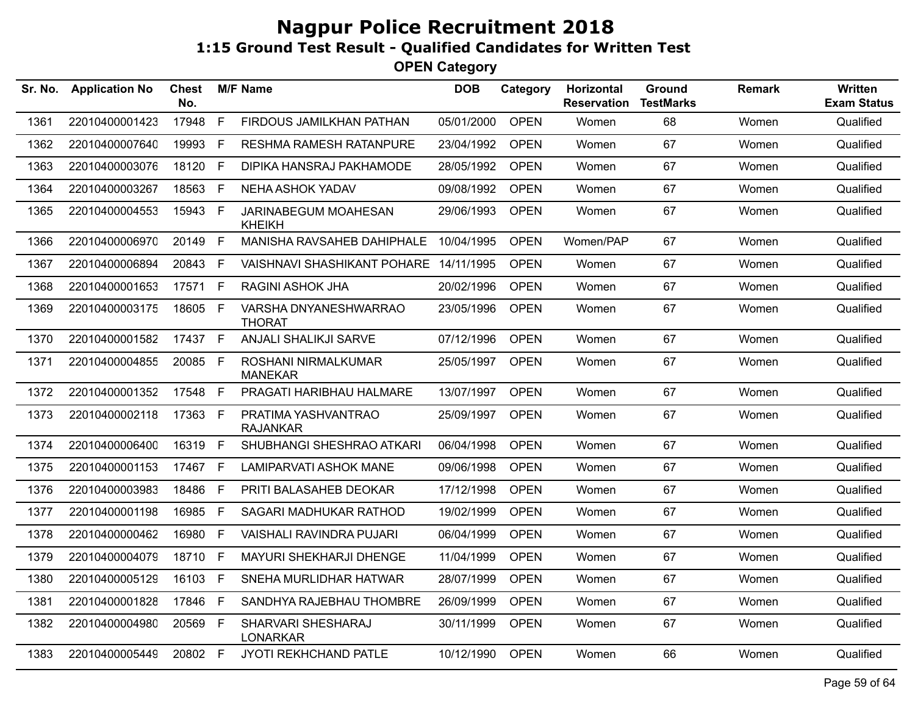# Nagpur Police Recruitment 2018

## 1:15 Ground Test Result - Qualified Candidates for Written Test

### OPEN Category

| Sr. No. | Application No | Chest No. | M/F | Name | DOB | Category | Horizontal Reservation | Ground TestMarks | Remark | Written Exam Status |
|---|---|---|---|---|---|---|---|---|---|---|
| 1361 | 22010400001423 | 17948 | F | FIRDOUS JAMILKHAN PATHAN | 05/01/2000 | OPEN | Women | 68 | Women | Qualified |
| 1362 | 22010400007640 | 19993 | F | RESHMA RAMESH RATANPURE | 23/04/1992 | OPEN | Women | 67 | Women | Qualified |
| 1363 | 22010400003076 | 18120 | F | DIPIKA HANSRAJ PAKHAMODE | 28/05/1992 | OPEN | Women | 67 | Women | Qualified |
| 1364 | 22010400003267 | 18563 | F | NEHA ASHOK YADAV | 09/08/1992 | OPEN | Women | 67 | Women | Qualified |
| 1365 | 22010400004553 | 15943 | F | JARINABEGUM MOAHESAN KHEIKH | 29/06/1993 | OPEN | Women | 67 | Women | Qualified |
| 1366 | 22010400006970 | 20149 | F | MANISHA RAVSAHEB DAHIPHALE | 10/04/1995 | OPEN | Women/PAP | 67 | Women | Qualified |
| 1367 | 22010400006894 | 20843 | F | VAISHNAVI SHASHIKANT POHARE | 14/11/1995 | OPEN | Women | 67 | Women | Qualified |
| 1368 | 22010400001653 | 17571 | F | RAGINI ASHOK JHA | 20/02/1996 | OPEN | Women | 67 | Women | Qualified |
| 1369 | 22010400003175 | 18605 | F | VARSHA DNYANESHWARRAO THORAT | 23/05/1996 | OPEN | Women | 67 | Women | Qualified |
| 1370 | 22010400001582 | 17437 | F | ANJALI SHALIKJI SARVE | 07/12/1996 | OPEN | Women | 67 | Women | Qualified |
| 1371 | 22010400004855 | 20085 | F | ROSHANI NIRMALKUMAR MANEKAR | 25/05/1997 | OPEN | Women | 67 | Women | Qualified |
| 1372 | 22010400001352 | 17548 | F | PRAGATI HARIBHAU HALMARE | 13/07/1997 | OPEN | Women | 67 | Women | Qualified |
| 1373 | 22010400002118 | 17363 | F | PRATIMA YASHVANTRAO RAJANKAR | 25/09/1997 | OPEN | Women | 67 | Women | Qualified |
| 1374 | 22010400006400 | 16319 | F | SHUBHANGI SHESHRAO ATKARI | 06/04/1998 | OPEN | Women | 67 | Women | Qualified |
| 1375 | 22010400001153 | 17467 | F | LAMIPARVATI ASHOK MANE | 09/06/1998 | OPEN | Women | 67 | Women | Qualified |
| 1376 | 22010400003983 | 18486 | F | PRITI BALASAHEB DEOKAR | 17/12/1998 | OPEN | Women | 67 | Women | Qualified |
| 1377 | 22010400001198 | 16985 | F | SAGARI MADHUKAR RATHOD | 19/02/1999 | OPEN | Women | 67 | Women | Qualified |
| 1378 | 22010400000462 | 16980 | F | VAISHALI RAVINDRA PUJARI | 06/04/1999 | OPEN | Women | 67 | Women | Qualified |
| 1379 | 22010400004079 | 18710 | F | MAYURI SHEKHARJI DHENGE | 11/04/1999 | OPEN | Women | 67 | Women | Qualified |
| 1380 | 22010400005129 | 16103 | F | SNEHA MURLIDHAR HATWAR | 28/07/1999 | OPEN | Women | 67 | Women | Qualified |
| 1381 | 22010400001828 | 17846 | F | SANDHYA RAJEBHAU THOMBRE | 26/09/1999 | OPEN | Women | 67 | Women | Qualified |
| 1382 | 22010400004980 | 20569 | F | SHARVARI SHESHARAJ LONARKAR | 30/11/1999 | OPEN | Women | 67 | Women | Qualified |
| 1383 | 22010400005449 | 20802 | F | JYOTI REKHCHAND PATLE | 10/12/1990 | OPEN | Women | 66 | Women | Qualified |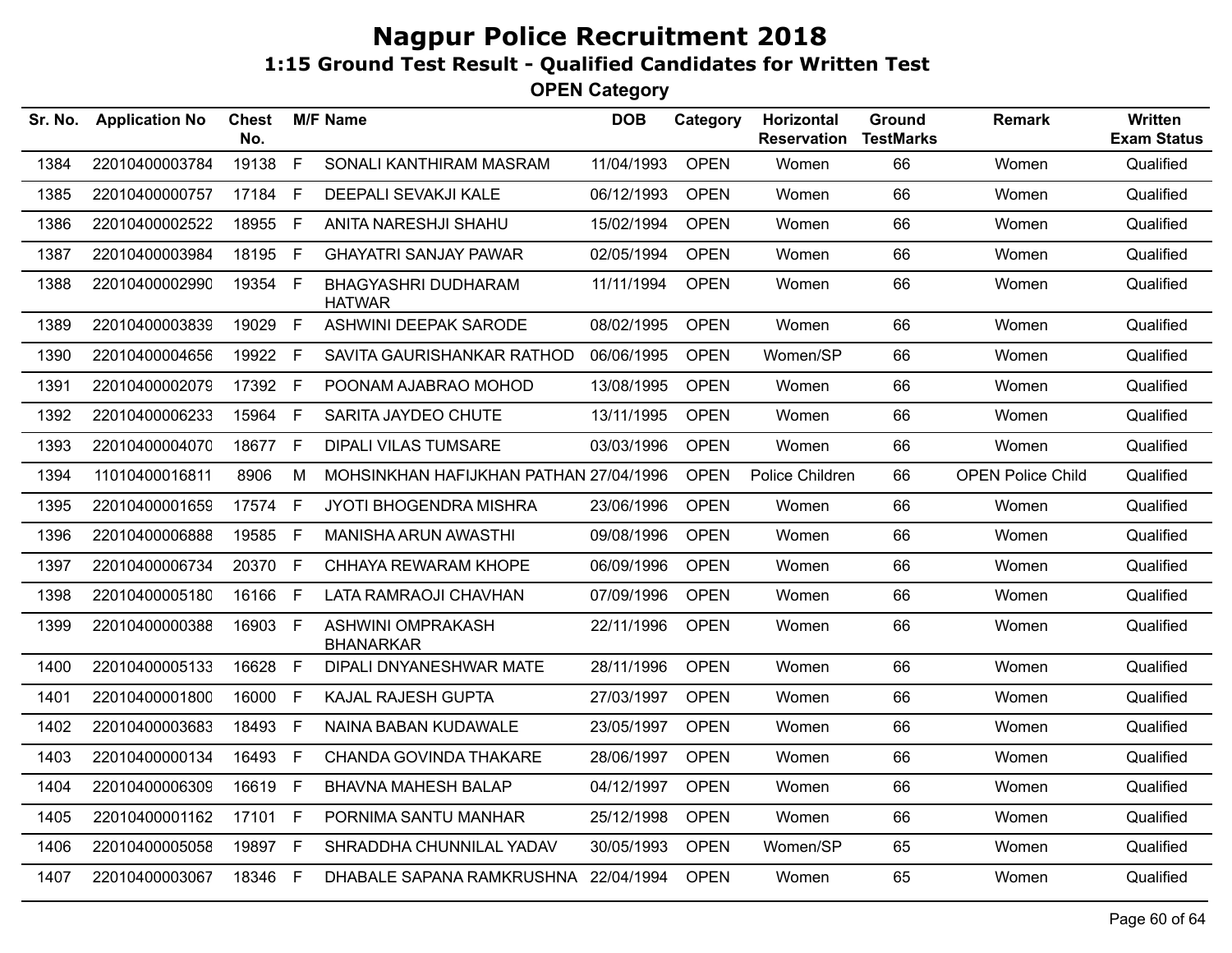# Nagpur Police Recruitment 2018

## 1:15 Ground Test Result - Qualified Candidates for Written Test

### OPEN Category

| Sr. No. | Application No | Chest No. | M/F | Name | DOB | Category | Horizontal Reservation | Ground TestMarks | Remark | Written Exam Status |
|---|---|---|---|---|---|---|---|---|---|---|
| 1384 | 22010400003784 | 19138 | F | SONALI KANTHIRAM MASRAM | 11/04/1993 | OPEN | Women | 66 | Women | Qualified |
| 1385 | 22010400000757 | 17184 | F | DEEPALI SEVAKJI KALE | 06/12/1993 | OPEN | Women | 66 | Women | Qualified |
| 1386 | 22010400002522 | 18955 | F | ANITA NARESHJI SHAHU | 15/02/1994 | OPEN | Women | 66 | Women | Qualified |
| 1387 | 22010400003984 | 18195 | F | GHAYATRI SANJAY PAWAR | 02/05/1994 | OPEN | Women | 66 | Women | Qualified |
| 1388 | 22010400002990 | 19354 | F | BHAGYASHRI DUDHARAM HATWAR | 11/11/1994 | OPEN | Women | 66 | Women | Qualified |
| 1389 | 22010400003839 | 19029 | F | ASHWINI DEEPAK SARODE | 08/02/1995 | OPEN | Women | 66 | Women | Qualified |
| 1390 | 22010400004656 | 19922 | F | SAVITA GAURISHANKAR RATHOD | 06/06/1995 | OPEN | Women/SP | 66 | Women | Qualified |
| 1391 | 22010400002079 | 17392 | F | POONAM AJABRAO MOHOD | 13/08/1995 | OPEN | Women | 66 | Women | Qualified |
| 1392 | 22010400006233 | 15964 | F | SARITA JAYDEO CHUTE | 13/11/1995 | OPEN | Women | 66 | Women | Qualified |
| 1393 | 22010400004070 | 18677 | F | DIPALI VILAS TUMSARE | 03/03/1996 | OPEN | Women | 66 | Women | Qualified |
| 1394 | 11010400016811 | 8906 | M | MOHSINKHAN HAFIJKHAN PATHAN | 27/04/1996 | OPEN | Police Children | 66 | OPEN Police Child | Qualified |
| 1395 | 22010400001659 | 17574 | F | JYOTI BHOGENDRA MISHRA | 23/06/1996 | OPEN | Women | 66 | Women | Qualified |
| 1396 | 22010400006888 | 19585 | F | MANISHA ARUN AWASTHI | 09/08/1996 | OPEN | Women | 66 | Women | Qualified |
| 1397 | 22010400006734 | 20370 | F | CHHAYA REWARAM KHOPE | 06/09/1996 | OPEN | Women | 66 | Women | Qualified |
| 1398 | 22010400005180 | 16166 | F | LATA RAMRAOJI CHAVHAN | 07/09/1996 | OPEN | Women | 66 | Women | Qualified |
| 1399 | 22010400000388 | 16903 | F | ASHWINI OMPRAKASH BHANARKAR | 22/11/1996 | OPEN | Women | 66 | Women | Qualified |
| 1400 | 22010400005133 | 16628 | F | DIPALI DNYANESHWAR MATE | 28/11/1996 | OPEN | Women | 66 | Women | Qualified |
| 1401 | 22010400001800 | 16000 | F | KAJAL RAJESH GUPTA | 27/03/1997 | OPEN | Women | 66 | Women | Qualified |
| 1402 | 22010400003683 | 18493 | F | NAINA BABAN KUDAWALE | 23/05/1997 | OPEN | Women | 66 | Women | Qualified |
| 1403 | 22010400000134 | 16493 | F | CHANDA GOVINDA THAKARE | 28/06/1997 | OPEN | Women | 66 | Women | Qualified |
| 1404 | 22010400006309 | 16619 | F | BHAVNA MAHESH BALAP | 04/12/1997 | OPEN | Women | 66 | Women | Qualified |
| 1405 | 22010400001162 | 17101 | F | PORNIMA SANTU MANHAR | 25/12/1998 | OPEN | Women | 66 | Women | Qualified |
| 1406 | 22010400005058 | 19897 | F | SHRADDHA CHUNNILAL YADAV | 30/05/1993 | OPEN | Women/SP | 65 | Women | Qualified |
| 1407 | 22010400003067 | 18346 | F | DHABALE SAPANA RAMKRUSHNA | 22/04/1994 | OPEN | Women | 65 | Women | Qualified |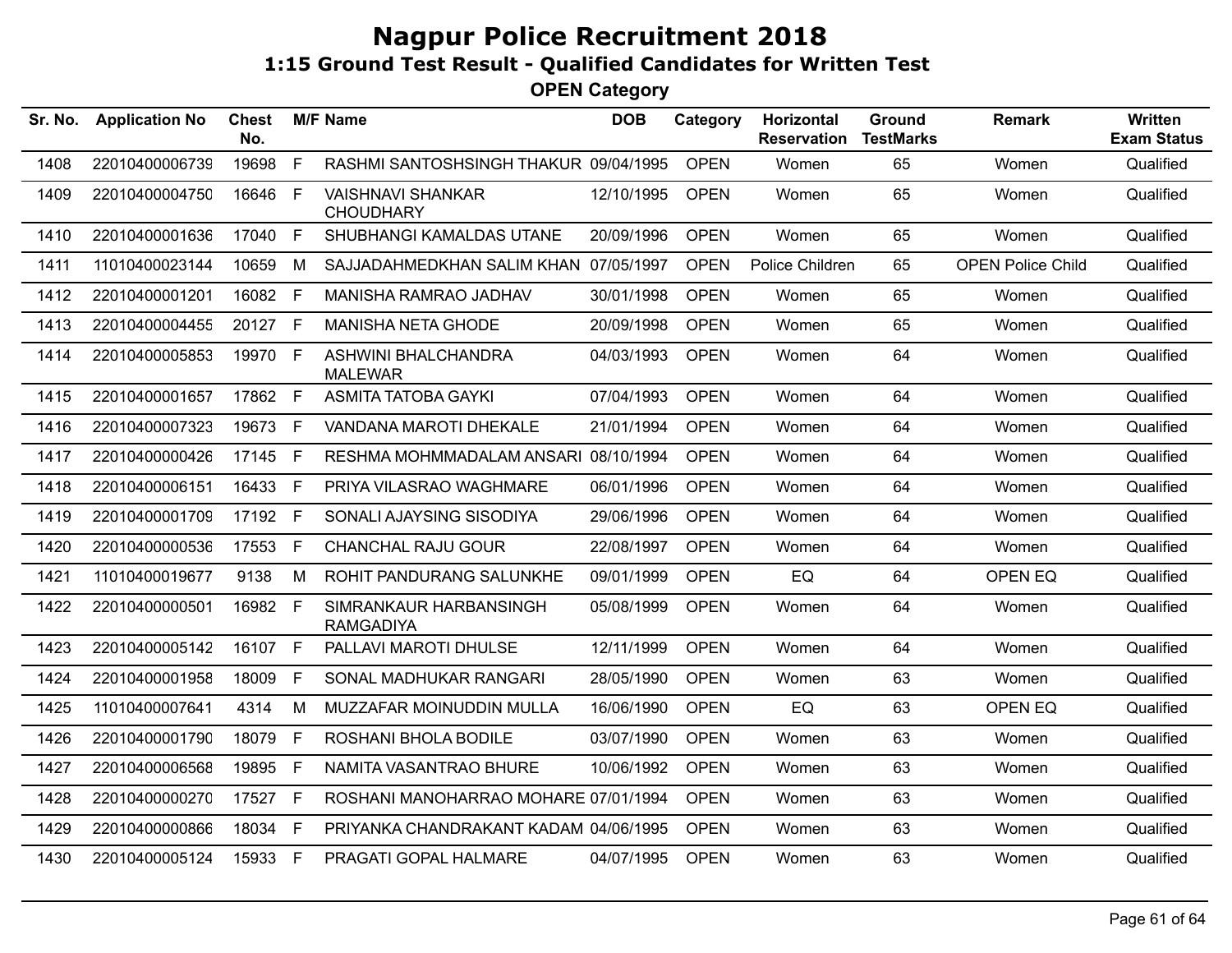# Nagpur Police Recruitment 2018

## 1:15 Ground Test Result - Qualified Candidates for Written Test

### OPEN Category

| Sr. No. | Application No | Chest No. | M/F | Name | DOB | Category | Horizontal Reservation | Ground TestMarks | Remark | Written Exam Status |
|---|---|---|---|---|---|---|---|---|---|---|
| 1408 | 22010400006739 | 19698 | F | RASHMI SANTOSHSINGH THAKUR | 09/04/1995 | OPEN | Women | 65 | Women | Qualified |
| 1409 | 22010400004750 | 16646 | F | VAISHNAVI SHANKAR CHOUDHARY | 12/10/1995 | OPEN | Women | 65 | Women | Qualified |
| 1410 | 22010400001636 | 17040 | F | SHUBHANGI KAMALDAS UTANE | 20/09/1996 | OPEN | Women | 65 | Women | Qualified |
| 1411 | 11010400023144 | 10659 | M | SAJJADAHMEDKHAN SALIM KHAN | 07/05/1997 | OPEN | Police Children | 65 | OPEN Police Child | Qualified |
| 1412 | 22010400001201 | 16082 | F | MANISHA RAMRAO JADHAV | 30/01/1998 | OPEN | Women | 65 | Women | Qualified |
| 1413 | 22010400004455 | 20127 | F | MANISHA NETA GHODE | 20/09/1998 | OPEN | Women | 65 | Women | Qualified |
| 1414 | 22010400005853 | 19970 | F | ASHWINI BHALCHANDRA MALEWAR | 04/03/1993 | OPEN | Women | 64 | Women | Qualified |
| 1415 | 22010400001657 | 17862 | F | ASMITA TATOBA GAYKI | 07/04/1993 | OPEN | Women | 64 | Women | Qualified |
| 1416 | 22010400007323 | 19673 | F | VANDANA MAROTI DHEKALE | 21/01/1994 | OPEN | Women | 64 | Women | Qualified |
| 1417 | 22010400000426 | 17145 | F | RESHMA MOHMMADALAM ANSARI | 08/10/1994 | OPEN | Women | 64 | Women | Qualified |
| 1418 | 22010400006151 | 16433 | F | PRIYA VILASRAO WAGHMARE | 06/01/1996 | OPEN | Women | 64 | Women | Qualified |
| 1419 | 22010400001709 | 17192 | F | SONALI AJAYSING SISODIYA | 29/06/1996 | OPEN | Women | 64 | Women | Qualified |
| 1420 | 22010400000536 | 17553 | F | CHANCHAL RAJU GOUR | 22/08/1997 | OPEN | Women | 64 | Women | Qualified |
| 1421 | 11010400019677 | 9138 | M | ROHIT PANDURANG SALUNKHE | 09/01/1999 | OPEN | EQ | 64 | OPEN EQ | Qualified |
| 1422 | 22010400000501 | 16982 | F | SIMRANKAUR HARBANSINGH RAMGADIYA | 05/08/1999 | OPEN | Women | 64 | Women | Qualified |
| 1423 | 22010400005142 | 16107 | F | PALLAVI MAROTI DHULSE | 12/11/1999 | OPEN | Women | 64 | Women | Qualified |
| 1424 | 22010400001958 | 18009 | F | SONAL MADHUKAR RANGARI | 28/05/1990 | OPEN | Women | 63 | Women | Qualified |
| 1425 | 11010400007641 | 4314 | M | MUZZAFAR MOINUDDIN MULLA | 16/06/1990 | OPEN | EQ | 63 | OPEN EQ | Qualified |
| 1426 | 22010400001790 | 18079 | F | ROSHANI BHOLA BODILE | 03/07/1990 | OPEN | Women | 63 | Women | Qualified |
| 1427 | 22010400006568 | 19895 | F | NAMITA VASANTRAO BHURE | 10/06/1992 | OPEN | Women | 63 | Women | Qualified |
| 1428 | 22010400000270 | 17527 | F | ROSHANI MANOHARRAO MOHARE | 07/01/1994 | OPEN | Women | 63 | Women | Qualified |
| 1429 | 22010400000866 | 18034 | F | PRIYANKA CHANDRAKANT KADAM | 04/06/1995 | OPEN | Women | 63 | Women | Qualified |
| 1430 | 22010400005124 | 15933 | F | PRAGATI GOPAL HALMARE | 04/07/1995 | OPEN | Women | 63 | Women | Qualified |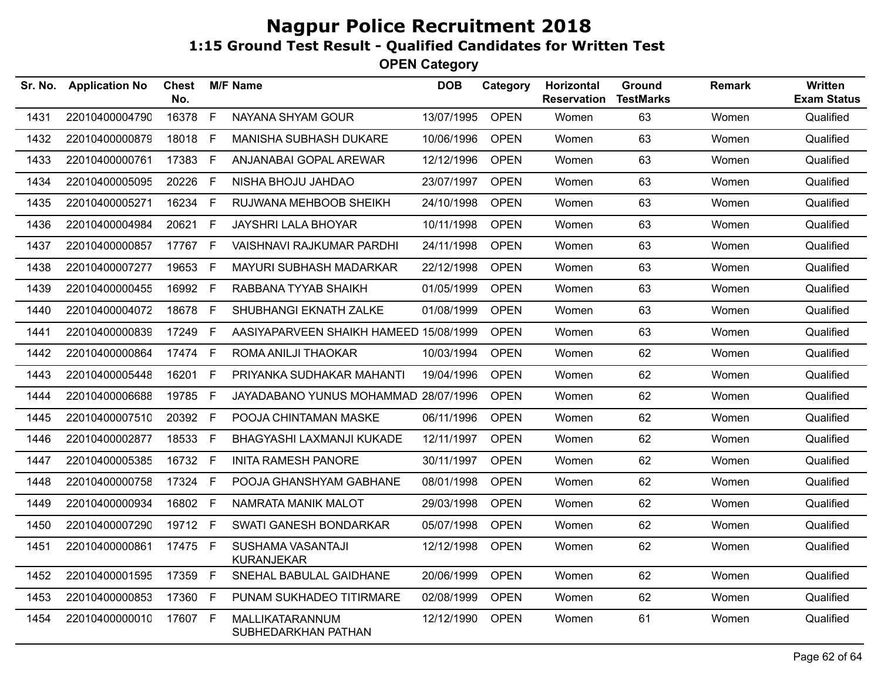# Nagpur Police Recruitment 2018

## 1:15 Ground Test Result - Qualified Candidates for Written Test

### OPEN Category

| Sr. No. | Application No | Chest No. | M/F | Name | DOB | Category | Horizontal Reservation | Ground TestMarks | Remark | Written Exam Status |
|---|---|---|---|---|---|---|---|---|---|---|
| 1431 | 22010400004790 | 16378 | F | NAYANA SHYAM GOUR | 13/07/1995 | OPEN | Women | 63 | Women | Qualified |
| 1432 | 22010400000879 | 18018 | F | MANISHA SUBHASH DUKARE | 10/06/1996 | OPEN | Women | 63 | Women | Qualified |
| 1433 | 22010400000761 | 17383 | F | ANJANABAI GOPAL AREWAR | 12/12/1996 | OPEN | Women | 63 | Women | Qualified |
| 1434 | 22010400005095 | 20226 | F | NISHA BHOJU JAHDAO | 23/07/1997 | OPEN | Women | 63 | Women | Qualified |
| 1435 | 22010400005271 | 16234 | F | RUJWANA MEHBOOB SHEIKH | 24/10/1998 | OPEN | Women | 63 | Women | Qualified |
| 1436 | 22010400004984 | 20621 | F | JAYSHRI LALA BHOYAR | 10/11/1998 | OPEN | Women | 63 | Women | Qualified |
| 1437 | 22010400000857 | 17767 | F | VAISHNAVI RAJKUMAR PARDHI | 24/11/1998 | OPEN | Women | 63 | Women | Qualified |
| 1438 | 22010400007277 | 19653 | F | MAYURI SUBHASH MADARKAR | 22/12/1998 | OPEN | Women | 63 | Women | Qualified |
| 1439 | 22010400000455 | 16992 | F | RABBANA TYYAB SHAIKH | 01/05/1999 | OPEN | Women | 63 | Women | Qualified |
| 1440 | 22010400004072 | 18678 | F | SHUBHANGI EKNATH ZALKE | 01/08/1999 | OPEN | Women | 63 | Women | Qualified |
| 1441 | 22010400000839 | 17249 | F | AASIYAPARVEEN SHAIKH HAMEED | 15/08/1999 | OPEN | Women | 63 | Women | Qualified |
| 1442 | 22010400000864 | 17474 | F | ROMA ANILJI THAOKAR | 10/03/1994 | OPEN | Women | 62 | Women | Qualified |
| 1443 | 22010400005448 | 16201 | F | PRIYANKA SUDHAKAR MAHANTI | 19/04/1996 | OPEN | Women | 62 | Women | Qualified |
| 1444 | 22010400006688 | 19785 | F | JAYADABANO YUNUS MOHAMMAD | 28/07/1996 | OPEN | Women | 62 | Women | Qualified |
| 1445 | 22010400007510 | 20392 | F | POOJA CHINTAMAN MASKE | 06/11/1996 | OPEN | Women | 62 | Women | Qualified |
| 1446 | 22010400002877 | 18533 | F | BHAGYASHI LAXMANJI KUKADE | 12/11/1997 | OPEN | Women | 62 | Women | Qualified |
| 1447 | 22010400005385 | 16732 | F | INITA RAMESH PANORE | 30/11/1997 | OPEN | Women | 62 | Women | Qualified |
| 1448 | 22010400000758 | 17324 | F | POOJA GHANSHYAM GABHANE | 08/01/1998 | OPEN | Women | 62 | Women | Qualified |
| 1449 | 22010400000934 | 16802 | F | NAMRATA MANIK MALOT | 29/03/1998 | OPEN | Women | 62 | Women | Qualified |
| 1450 | 22010400007290 | 19712 | F | SWATI GANESH BONDARKAR | 05/07/1998 | OPEN | Women | 62 | Women | Qualified |
| 1451 | 22010400000861 | 17475 | F | SUSHAMA VASANTAJI KURANJEKAR | 12/12/1998 | OPEN | Women | 62 | Women | Qualified |
| 1452 | 22010400001595 | 17359 | F | SNEHAL BABULAL GAIDHANE | 20/06/1999 | OPEN | Women | 62 | Women | Qualified |
| 1453 | 22010400000853 | 17360 | F | PUNAM SUKHADEO TITIRMARE | 02/08/1999 | OPEN | Women | 62 | Women | Qualified |
| 1454 | 22010400000010 | 17607 | F | MALLIKATARANNUM SUBHEDARKHAN PATHAN | 12/12/1990 | OPEN | Women | 61 | Women | Qualified |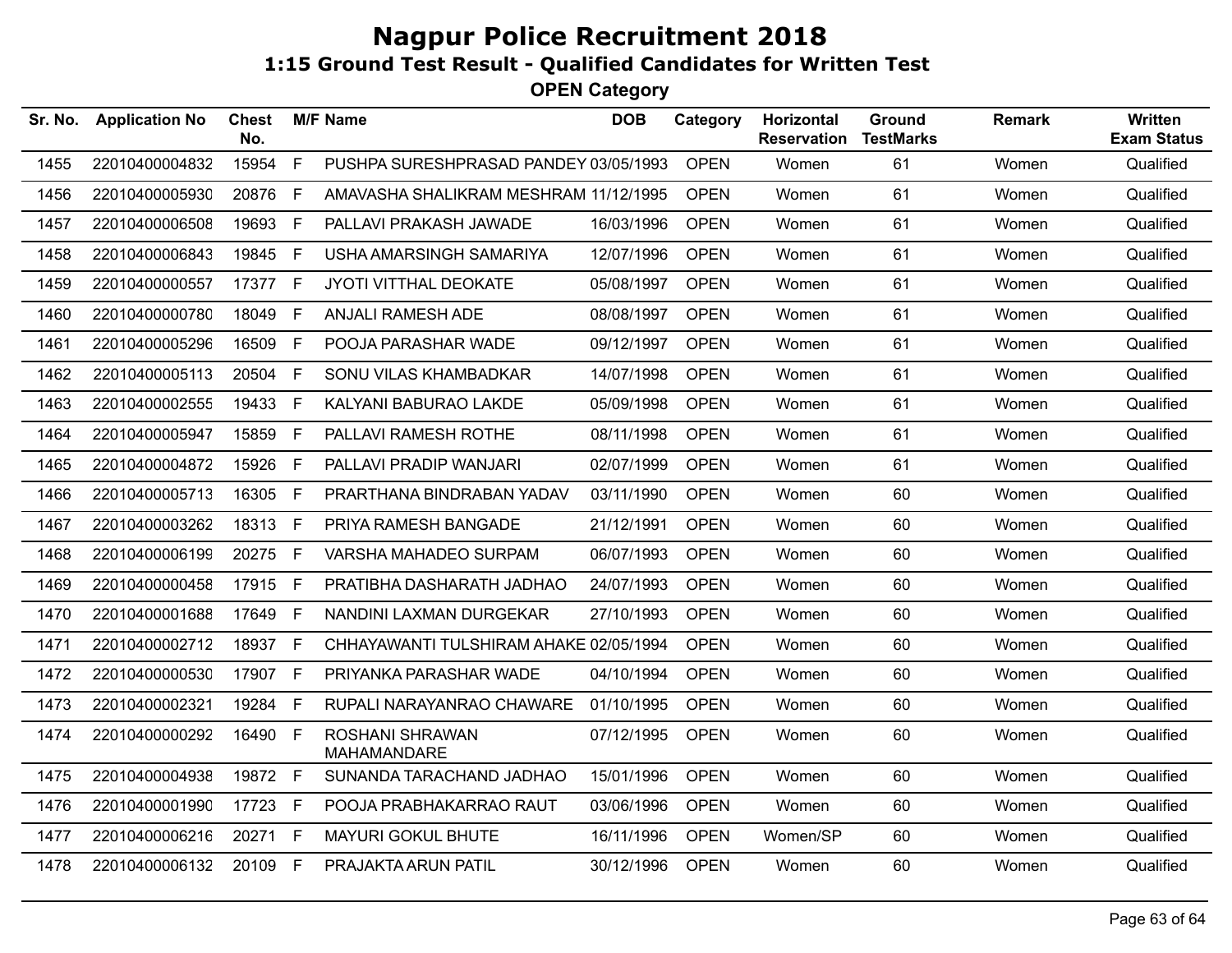# Nagpur Police Recruitment 2018

## 1:15 Ground Test Result - Qualified Candidates for Written Test

### OPEN Category

| Sr. No. | Application No | Chest No. | M/F | Name | DOB | Category | Horizontal Reservation | Ground TestMarks | Remark | Written Exam Status |
|---|---|---|---|---|---|---|---|---|---|---|
| 1455 | 22010400004832 | 15954 | F | PUSHPA SURESHPRASAD PANDEY | 03/05/1993 | OPEN | Women | 61 | Women | Qualified |
| 1456 | 22010400005930 | 20876 | F | AMAVASHA SHALIKRAM MESHRAM | 11/12/1995 | OPEN | Women | 61 | Women | Qualified |
| 1457 | 22010400006508 | 19693 | F | PALLAVI PRAKASH JAWADE | 16/03/1996 | OPEN | Women | 61 | Women | Qualified |
| 1458 | 22010400006843 | 19845 | F | USHA AMARSINGH SAMARIYA | 12/07/1996 | OPEN | Women | 61 | Women | Qualified |
| 1459 | 22010400000557 | 17377 | F | JYOTI VITTHAL DEOKATE | 05/08/1997 | OPEN | Women | 61 | Women | Qualified |
| 1460 | 22010400000780 | 18049 | F | ANJALI RAMESH ADE | 08/08/1997 | OPEN | Women | 61 | Women | Qualified |
| 1461 | 22010400005296 | 16509 | F | POOJA PARASHAR WADE | 09/12/1997 | OPEN | Women | 61 | Women | Qualified |
| 1462 | 22010400005113 | 20504 | F | SONU VILAS KHAMBADKAR | 14/07/1998 | OPEN | Women | 61 | Women | Qualified |
| 1463 | 22010400002555 | 19433 | F | KALYANI BABURAO LAKDE | 05/09/1998 | OPEN | Women | 61 | Women | Qualified |
| 1464 | 22010400005947 | 15859 | F | PALLAVI RAMESH ROTHE | 08/11/1998 | OPEN | Women | 61 | Women | Qualified |
| 1465 | 22010400004872 | 15926 | F | PALLAVI PRADIP WANJARI | 02/07/1999 | OPEN | Women | 61 | Women | Qualified |
| 1466 | 22010400005713 | 16305 | F | PRARTHANA BINDRABAN YADAV | 03/11/1990 | OPEN | Women | 60 | Women | Qualified |
| 1467 | 22010400003262 | 18313 | F | PRIYA RAMESH BANGADE | 21/12/1991 | OPEN | Women | 60 | Women | Qualified |
| 1468 | 22010400006199 | 20275 | F | VARSHA MAHADEO SURPAM | 06/07/1993 | OPEN | Women | 60 | Women | Qualified |
| 1469 | 22010400000458 | 17915 | F | PRATIBHA DASHARATH JADHAO | 24/07/1993 | OPEN | Women | 60 | Women | Qualified |
| 1470 | 22010400001688 | 17649 | F | NANDINI LAXMAN DURGEKAR | 27/10/1993 | OPEN | Women | 60 | Women | Qualified |
| 1471 | 22010400002712 | 18937 | F | CHHAYAWANTI TULSHIRAM AHAKE | 02/05/1994 | OPEN | Women | 60 | Women | Qualified |
| 1472 | 22010400000530 | 17907 | F | PRIYANKA PARASHAR WADE | 04/10/1994 | OPEN | Women | 60 | Women | Qualified |
| 1473 | 22010400002321 | 19284 | F | RUPALI NARAYANRAO CHAWARE | 01/10/1995 | OPEN | Women | 60 | Women | Qualified |
| 1474 | 22010400000292 | 16490 | F | ROSHANI SHRAWAN MAHAMANDARE | 07/12/1995 | OPEN | Women | 60 | Women | Qualified |
| 1475 | 22010400004938 | 19872 | F | SUNANDA TARACHAND JADHAO | 15/01/1996 | OPEN | Women | 60 | Women | Qualified |
| 1476 | 22010400001990 | 17723 | F | POOJA PRABHAKARRAO RAUT | 03/06/1996 | OPEN | Women | 60 | Women | Qualified |
| 1477 | 22010400006216 | 20271 | F | MAYURI GOKUL BHUTE | 16/11/1996 | OPEN | Women/SP | 60 | Women | Qualified |
| 1478 | 22010400006132 | 20109 | F | PRAJAKTA ARUN PATIL | 30/12/1996 | OPEN | Women | 60 | Women | Qualified |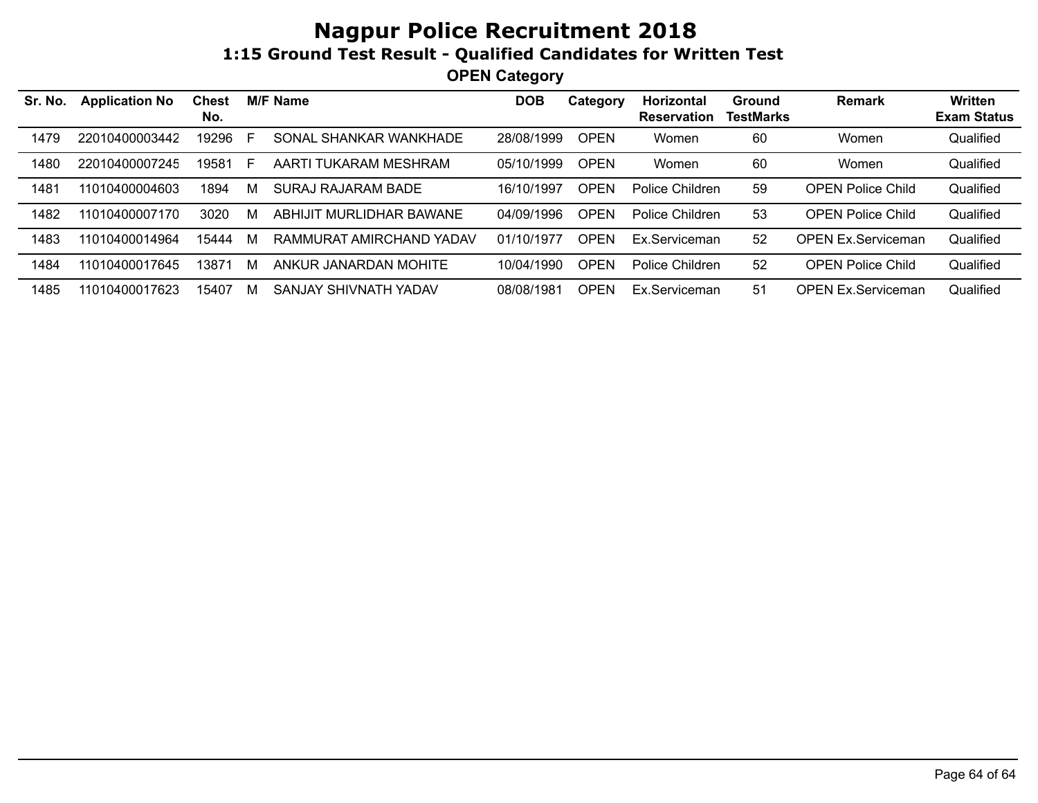# Nagpur Police Recruitment 2018

## 1:15 Ground Test Result - Qualified Candidates for Written Test

### OPEN Category

| Sr. No. | Application No | Chest No. | M/F | Name | DOB | Category | Horizontal Reservation | Ground TestMarks | Remark | Written Exam Status |
|---|---|---|---|---|---|---|---|---|---|---|
| 1479 | 22010400003442 | 19296 | F | SONAL SHANKAR WANKHADE | 28/08/1999 | OPEN | Women | 60 | Women | Qualified |
| 1480 | 22010400007245 | 19581 | F | AARTI TUKARAM MESHRAM | 05/10/1999 | OPEN | Women | 60 | Women | Qualified |
| 1481 | 11010400004603 | 1894 | M | SURAJ RAJARAM BADE | 16/10/1997 | OPEN | Police Children | 59 | OPEN Police Child | Qualified |
| 1482 | 11010400007170 | 3020 | M | ABHIJIT MURLIDHAR BAWANE | 04/09/1996 | OPEN | Police Children | 53 | OPEN Police Child | Qualified |
| 1483 | 11010400014964 | 15444 | M | RAMMURAT AMIRCHAND YADAV | 01/10/1977 | OPEN | Ex.Serviceman | 52 | OPEN Ex.Serviceman | Qualified |
| 1484 | 11010400017645 | 13871 | M | ANKUR JANARDAN MOHITE | 10/04/1990 | OPEN | Police Children | 52 | OPEN Police Child | Qualified |
| 1485 | 11010400017623 | 15407 | M | SANJAY SHIVNATH YADAV | 08/08/1981 | OPEN | Ex.Serviceman | 51 | OPEN Ex.Serviceman | Qualified |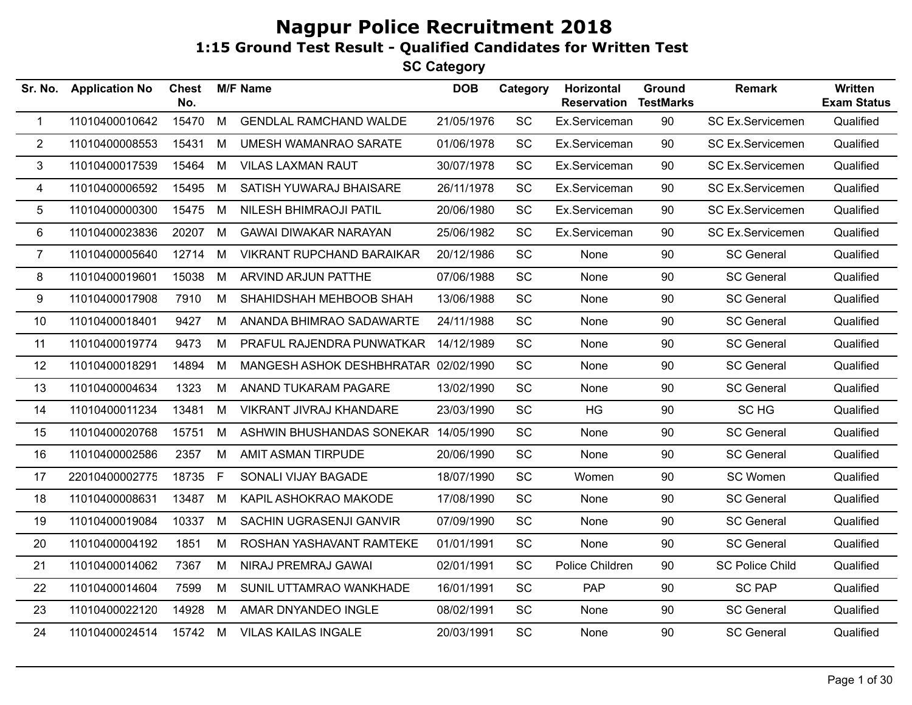# Nagpur Police Recruitment 2018

## 1:15 Ground Test Result - Qualified Candidates for Written Test

### SC Category

| Sr. No. | Application No | Chest No. | M/F | Name | DOB | Category | Horizontal Reservation | Ground TestMarks | Remark | Written Exam Status |
|---|---|---|---|---|---|---|---|---|---|---|
| 1 | 11010400010642 | 15470 | M | GENDLAL RAMCHAND WALDE | 21/05/1976 | SC | Ex.Serviceman | 90 | SC Ex.Servicemen | Qualified |
| 2 | 11010400008553 | 15431 | M | UMESH WAMANRAO SARATE | 01/06/1978 | SC | Ex.Serviceman | 90 | SC Ex.Servicemen | Qualified |
| 3 | 11010400017539 | 15464 | M | VILAS LAXMAN RAUT | 30/07/1978 | SC | Ex.Serviceman | 90 | SC Ex.Servicemen | Qualified |
| 4 | 11010400006592 | 15495 | M | SATISH YUWARAJ BHAISARE | 26/11/1978 | SC | Ex.Serviceman | 90 | SC Ex.Servicemen | Qualified |
| 5 | 11010400000300 | 15475 | M | NILESH BHIMRAOJI PATIL | 20/06/1980 | SC | Ex.Serviceman | 90 | SC Ex.Servicemen | Qualified |
| 6 | 11010400023836 | 20207 | M | GAWAI DIWAKAR NARAYAN | 25/06/1982 | SC | Ex.Serviceman | 90 | SC Ex.Servicemen | Qualified |
| 7 | 11010400005640 | 12714 | M | VIKRANT RUPCHAND BARAIKAR | 20/12/1986 | SC | None | 90 | SC General | Qualified |
| 8 | 11010400019601 | 15038 | M | ARVIND ARJUN PATTHE | 07/06/1988 | SC | None | 90 | SC General | Qualified |
| 9 | 11010400017908 | 7910 | M | SHAHIDSHAH MEHBOOB SHAH | 13/06/1988 | SC | None | 90 | SC General | Qualified |
| 10 | 11010400018401 | 9427 | M | ANANDA BHIMRAO SADAWARTE | 24/11/1988 | SC | None | 90 | SC General | Qualified |
| 11 | 11010400019774 | 9473 | M | PRAFUL RAJENDRA PUNWATKAR | 14/12/1989 | SC | None | 90 | SC General | Qualified |
| 12 | 11010400018291 | 14894 | M | MANGESH ASHOK DESHBHRATAR | 02/02/1990 | SC | None | 90 | SC General | Qualified |
| 13 | 11010400004634 | 1323 | M | ANAND TUKARAM PAGARE | 13/02/1990 | SC | None | 90 | SC General | Qualified |
| 14 | 11010400011234 | 13481 | M | VIKRANT JIVRAJ KHANDARE | 23/03/1990 | SC | HG | 90 | SC HG | Qualified |
| 15 | 11010400020768 | 15751 | M | ASHWIN BHUSHANDAS SONEKAR | 14/05/1990 | SC | None | 90 | SC General | Qualified |
| 16 | 11010400002586 | 2357 | M | AMIT ASMAN TIRPUDE | 20/06/1990 | SC | None | 90 | SC General | Qualified |
| 17 | 22010400002775 | 18735 | F | SONALI VIJAY BAGADE | 18/07/1990 | SC | Women | 90 | SC Women | Qualified |
| 18 | 11010400008631 | 13487 | M | KAPIL ASHOKRAO MAKODE | 17/08/1990 | SC | None | 90 | SC General | Qualified |
| 19 | 11010400019084 | 10337 | M | SACHIN UGRASENJI GANVIR | 07/09/1990 | SC | None | 90 | SC General | Qualified |
| 20 | 11010400004192 | 1851 | M | ROSHAN YASHAVANT RAMTEKE | 01/01/1991 | SC | None | 90 | SC General | Qualified |
| 21 | 11010400014062 | 7367 | M | NIRAJ PREMRAJ GAWAI | 02/01/1991 | SC | Police Children | 90 | SC Police Child | Qualified |
| 22 | 11010400014604 | 7599 | M | SUNIL UTTAMRAO WANKHADE | 16/01/1991 | SC | PAP | 90 | SC PAP | Qualified |
| 23 | 11010400022120 | 14928 | M | AMAR DNYANDEO INGLE | 08/02/1991 | SC | None | 90 | SC General | Qualified |
| 24 | 11010400024514 | 15742 | M | VILAS KAILAS INGALE | 20/03/1991 | SC | None | 90 | SC General | Qualified |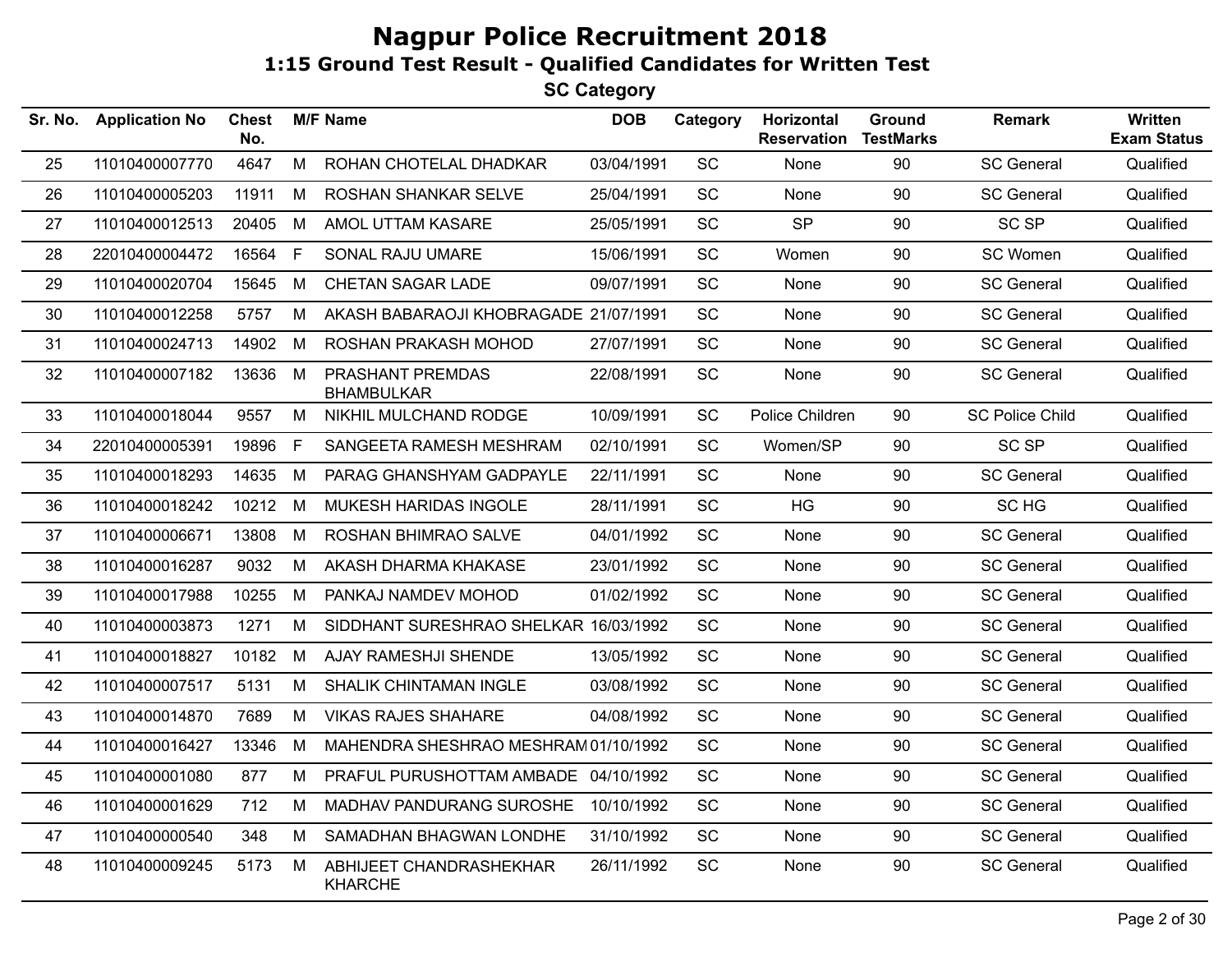# Nagpur Police Recruitment 2018

## 1:15 Ground Test Result - Qualified Candidates for Written Test

### SC Category

| Sr. No. | Application No | Chest No. | M/F | Name | DOB | Category | Horizontal Reservation | Ground TestMarks | Remark | Written Exam Status |
|---|---|---|---|---|---|---|---|---|---|---|
| 25 | 11010400007770 | 4647 | M | ROHAN CHOTELAL DHADKAR | 03/04/1991 | SC | None | 90 | SC General | Qualified |
| 26 | 11010400005203 | 11911 | M | ROSHAN SHANKAR SELVE | 25/04/1991 | SC | None | 90 | SC General | Qualified |
| 27 | 11010400012513 | 20405 | M | AMOL UTTAM KASARE | 25/05/1991 | SC | SP | 90 | SC SP | Qualified |
| 28 | 22010400004472 | 16564 | F | SONAL RAJU UMARE | 15/06/1991 | SC | Women | 90 | SC Women | Qualified |
| 29 | 11010400020704 | 15645 | M | CHETAN SAGAR LADE | 09/07/1991 | SC | None | 90 | SC General | Qualified |
| 30 | 11010400012258 | 5757 | M | AKASH BABARAOJI KHOBRAGADE | 21/07/1991 | SC | None | 90 | SC General | Qualified |
| 31 | 11010400024713 | 14902 | M | ROSHAN PRAKASH MOHOD | 27/07/1991 | SC | None | 90 | SC General | Qualified |
| 32 | 11010400007182 | 13636 | M | PRASHANT PREMDAS BHAMBULKAR | 22/08/1991 | SC | None | 90 | SC General | Qualified |
| 33 | 11010400018044 | 9557 | M | NIKHIL MULCHAND RODGE | 10/09/1991 | SC | Police Children | 90 | SC Police Child | Qualified |
| 34 | 22010400005391 | 19896 | F | SANGEETA RAMESH MESHRAM | 02/10/1991 | SC | Women/SP | 90 | SC SP | Qualified |
| 35 | 11010400018293 | 14635 | M | PARAG GHANSHYAM GADPAYLE | 22/11/1991 | SC | None | 90 | SC General | Qualified |
| 36 | 11010400018242 | 10212 | M | MUKESH HARIDAS INGOLE | 28/11/1991 | SC | HG | 90 | SC HG | Qualified |
| 37 | 11010400006671 | 13808 | M | ROSHAN BHIMRAO SALVE | 04/01/1992 | SC | None | 90 | SC General | Qualified |
| 38 | 11010400016287 | 9032 | M | AKASH DHARMA KHAKASE | 23/01/1992 | SC | None | 90 | SC General | Qualified |
| 39 | 11010400017988 | 10255 | M | PANKAJ NAMDEV MOHOD | 01/02/1992 | SC | None | 90 | SC General | Qualified |
| 40 | 11010400003873 | 1271 | M | SIDDHANT SURESHRAO SHELKAR | 16/03/1992 | SC | None | 90 | SC General | Qualified |
| 41 | 11010400018827 | 10182 | M | AJAY RAMESHJI SHENDE | 13/05/1992 | SC | None | 90 | SC General | Qualified |
| 42 | 11010400007517 | 5131 | M | SHALIK CHINTAMAN INGLE | 03/08/1992 | SC | None | 90 | SC General | Qualified |
| 43 | 11010400014870 | 7689 | M | VIKAS RAJES SHAHARE | 04/08/1992 | SC | None | 90 | SC General | Qualified |
| 44 | 11010400016427 | 13346 | M | MAHENDRA SHESHRAO MESHRAM | 01/10/1992 | SC | None | 90 | SC General | Qualified |
| 45 | 11010400001080 | 877 | M | PRAFUL PURUSHOTTAM AMBADE | 04/10/1992 | SC | None | 90 | SC General | Qualified |
| 46 | 11010400001629 | 712 | M | MADHAV PANDURANG SUROSHE | 10/10/1992 | SC | None | 90 | SC General | Qualified |
| 47 | 11010400000540 | 348 | M | SAMADHAN BHAGWAN LONDHE | 31/10/1992 | SC | None | 90 | SC General | Qualified |
| 48 | 11010400009245 | 5173 | M | ABHIJEET CHANDRASHEKHAR KHARCHE | 26/11/1992 | SC | None | 90 | SC General | Qualified |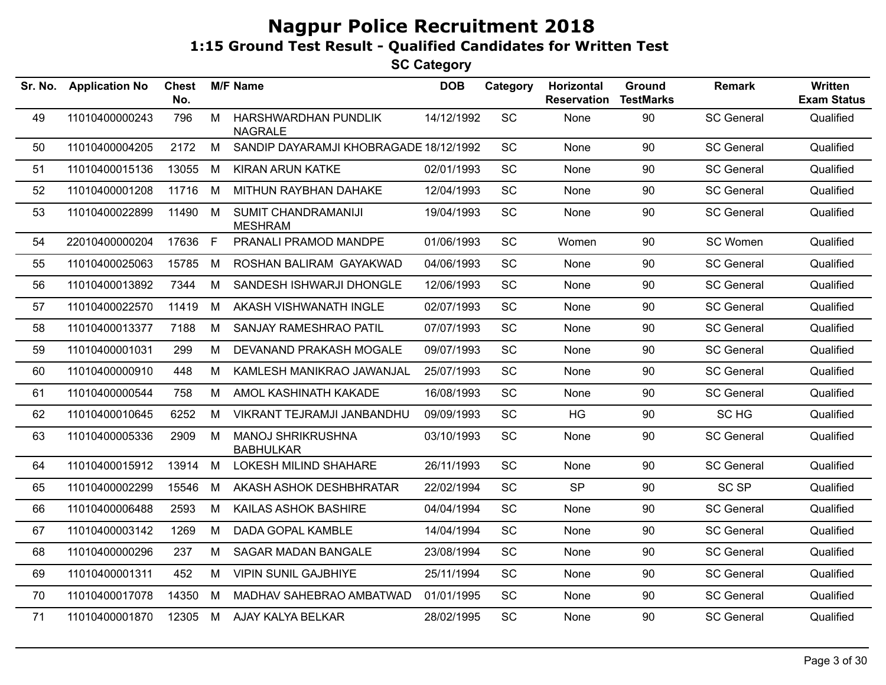# Nagpur Police Recruitment 2018

## 1:15 Ground Test Result - Qualified Candidates for Written Test

### SC Category

| Sr. No. | Application No | Chest No. | M/F | Name | DOB | Category | Horizontal Reservation | Ground TestMarks | Remark | Written Exam Status |
|---|---|---|---|---|---|---|---|---|---|---|
| 49 | 11010400000243 | 796 | M | HARSHWARDHAN PUNDLIK NAGRALE | 14/12/1992 | SC | None | 90 | SC General | Qualified |
| 50 | 11010400004205 | 2172 | M | SANDIP DAYARAMJI KHOBRAGADE | 18/12/1992 | SC | None | 90 | SC General | Qualified |
| 51 | 11010400015136 | 13055 | M | KIRAN ARUN KATKE | 02/01/1993 | SC | None | 90 | SC General | Qualified |
| 52 | 11010400001208 | 11716 | M | MITHUN RAYBHAN DAHAKE | 12/04/1993 | SC | None | 90 | SC General | Qualified |
| 53 | 11010400022899 | 11490 | M | SUMIT CHANDRAMANIJI MESHRAM | 19/04/1993 | SC | None | 90 | SC General | Qualified |
| 54 | 22010400000204 | 17636 | F | PRANALI PRAMOD MANDPE | 01/06/1993 | SC | Women | 90 | SC Women | Qualified |
| 55 | 11010400025063 | 15785 | M | ROSHAN BALIRAM GAYAKWAD | 04/06/1993 | SC | None | 90 | SC General | Qualified |
| 56 | 11010400013892 | 7344 | M | SANDESH ISHWARJI DHONGLE | 12/06/1993 | SC | None | 90 | SC General | Qualified |
| 57 | 11010400022570 | 11419 | M | AKASH VISHWANATH INGLE | 02/07/1993 | SC | None | 90 | SC General | Qualified |
| 58 | 11010400013377 | 7188 | M | SANJAY RAMESHRAO PATIL | 07/07/1993 | SC | None | 90 | SC General | Qualified |
| 59 | 11010400001031 | 299 | M | DEVANAND PRAKASH MOGALE | 09/07/1993 | SC | None | 90 | SC General | Qualified |
| 60 | 11010400000910 | 448 | M | KAMLESH MANIKRAO JAWANJAL | 25/07/1993 | SC | None | 90 | SC General | Qualified |
| 61 | 11010400000544 | 758 | M | AMOL KASHINATH KAKADE | 16/08/1993 | SC | None | 90 | SC General | Qualified |
| 62 | 11010400010645 | 6252 | M | VIKRANT TEJRAMJI JANBANDHU | 09/09/1993 | SC | HG | 90 | SC HG | Qualified |
| 63 | 11010400005336 | 2909 | M | MANOJ SHRIKRUSHNA BABHULKAR | 03/10/1993 | SC | None | 90 | SC General | Qualified |
| 64 | 11010400015912 | 13914 | M | LOKESH MILIND SHAHARE | 26/11/1993 | SC | None | 90 | SC General | Qualified |
| 65 | 11010400002299 | 15546 | M | AKASH ASHOK DESHBHRATAR | 22/02/1994 | SC | SP | 90 | SC SP | Qualified |
| 66 | 11010400006488 | 2593 | M | KAILAS ASHOK BASHIRE | 04/04/1994 | SC | None | 90 | SC General | Qualified |
| 67 | 11010400003142 | 1269 | M | DADA GOPAL KAMBLE | 14/04/1994 | SC | None | 90 | SC General | Qualified |
| 68 | 11010400000296 | 237 | M | SAGAR MADAN BANGALE | 23/08/1994 | SC | None | 90 | SC General | Qualified |
| 69 | 11010400001311 | 452 | M | VIPIN SUNIL GAJBHIYE | 25/11/1994 | SC | None | 90 | SC General | Qualified |
| 70 | 11010400017078 | 14350 | M | MADHAV SAHEBRAO AMBATWAD | 01/01/1995 | SC | None | 90 | SC General | Qualified |
| 71 | 11010400001870 | 12305 | M | AJAY KALYA BELKAR | 28/02/1995 | SC | None | 90 | SC General | Qualified |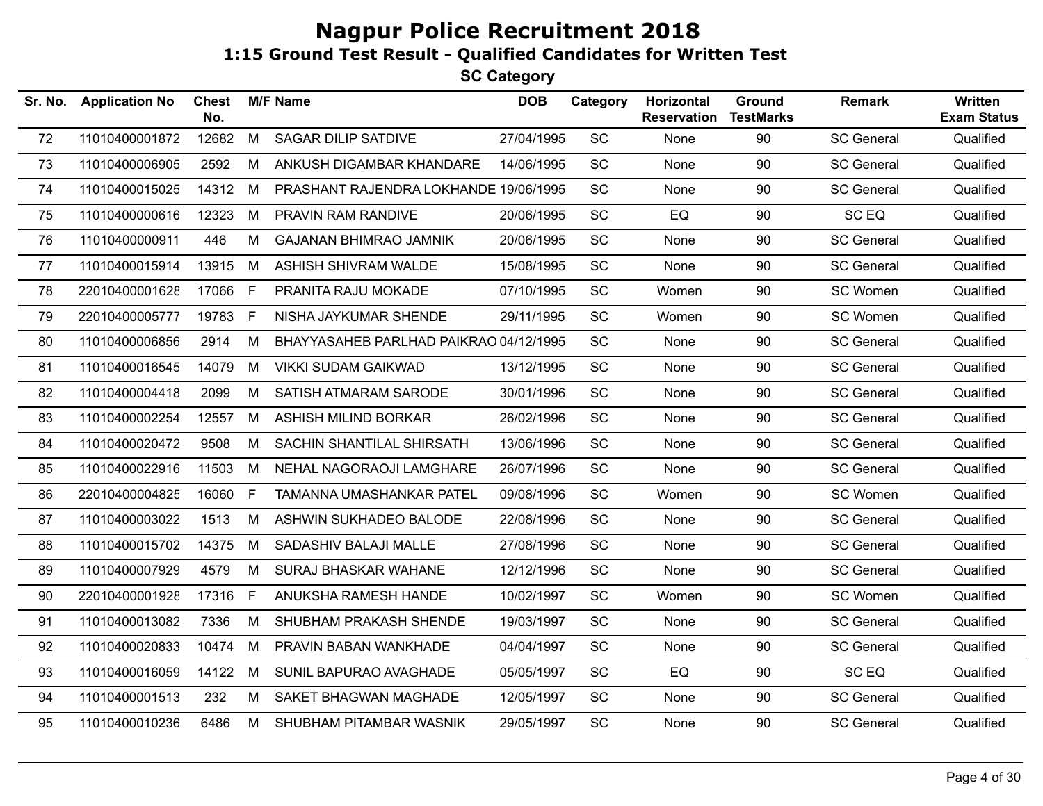# Nagpur Police Recruitment 2018

## 1:15 Ground Test Result - Qualified Candidates for Written Test

### SC Category

| Sr. No. | Application No | Chest No. | M/F | Name | DOB | Category | Horizontal Reservation | Ground TestMarks | Remark | Written Exam Status |
|---|---|---|---|---|---|---|---|---|---|---|
| 72 | 11010400001872 | 12682 | M | SAGAR DILIP SATDIVE | 27/04/1995 | SC | None | 90 | SC General | Qualified |
| 73 | 11010400006905 | 2592 | M | ANKUSH DIGAMBAR KHANDARE | 14/06/1995 | SC | None | 90 | SC General | Qualified |
| 74 | 11010400015025 | 14312 | M | PRASHANT RAJENDRA LOKHANDE | 19/06/1995 | SC | None | 90 | SC General | Qualified |
| 75 | 11010400000616 | 12323 | M | PRAVIN RAM RANDIVE | 20/06/1995 | SC | EQ | 90 | SC EQ | Qualified |
| 76 | 11010400000911 | 446 | M | GAJANAN BHIMRAO JAMNIK | 20/06/1995 | SC | None | 90 | SC General | Qualified |
| 77 | 11010400015914 | 13915 | M | ASHISH SHIVRAM WALDE | 15/08/1995 | SC | None | 90 | SC General | Qualified |
| 78 | 22010400001628 | 17066 | F | PRANITA RAJU MOKADE | 07/10/1995 | SC | Women | 90 | SC Women | Qualified |
| 79 | 22010400005777 | 19783 | F | NISHA JAYKUMAR SHENDE | 29/11/1995 | SC | Women | 90 | SC Women | Qualified |
| 80 | 11010400006856 | 2914 | M | BHAYYASAHEB PARLHAD PAIKRAO | 04/12/1995 | SC | None | 90 | SC General | Qualified |
| 81 | 11010400016545 | 14079 | M | VIKKI SUDAM GAIKWAD | 13/12/1995 | SC | None | 90 | SC General | Qualified |
| 82 | 11010400004418 | 2099 | M | SATISH ATMARAM SARODE | 30/01/1996 | SC | None | 90 | SC General | Qualified |
| 83 | 11010400002254 | 12557 | M | ASHISH MILIND BORKAR | 26/02/1996 | SC | None | 90 | SC General | Qualified |
| 84 | 11010400020472 | 9508 | M | SACHIN SHANTILAL SHIRSATH | 13/06/1996 | SC | None | 90 | SC General | Qualified |
| 85 | 11010400022916 | 11503 | M | NEHAL NAGORAOJI LAMGHARE | 26/07/1996 | SC | None | 90 | SC General | Qualified |
| 86 | 22010400004825 | 16060 | F | TAMANNA UMASHANKAR PATEL | 09/08/1996 | SC | Women | 90 | SC Women | Qualified |
| 87 | 11010400003022 | 1513 | M | ASHWIN SUKHADEO BALODE | 22/08/1996 | SC | None | 90 | SC General | Qualified |
| 88 | 11010400015702 | 14375 | M | SADASHIV BALAJI MALLE | 27/08/1996 | SC | None | 90 | SC General | Qualified |
| 89 | 11010400007929 | 4579 | M | SURAJ BHASKAR WAHANE | 12/12/1996 | SC | None | 90 | SC General | Qualified |
| 90 | 22010400001928 | 17316 | F | ANUKSHA RAMESH HANDE | 10/02/1997 | SC | Women | 90 | SC Women | Qualified |
| 91 | 11010400013082 | 7336 | M | SHUBHAM PRAKASH SHENDE | 19/03/1997 | SC | None | 90 | SC General | Qualified |
| 92 | 11010400020833 | 10474 | M | PRAVIN BABAN WANKHADE | 04/04/1997 | SC | None | 90 | SC General | Qualified |
| 93 | 11010400016059 | 14122 | M | SUNIL BAPURAO AVAGHADE | 05/05/1997 | SC | EQ | 90 | SC EQ | Qualified |
| 94 | 11010400001513 | 232 | M | SAKET BHAGWAN MAGHADE | 12/05/1997 | SC | None | 90 | SC General | Qualified |
| 95 | 11010400010236 | 6486 | M | SHUBHAM PITAMBAR WASNIK | 29/05/1997 | SC | None | 90 | SC General | Qualified |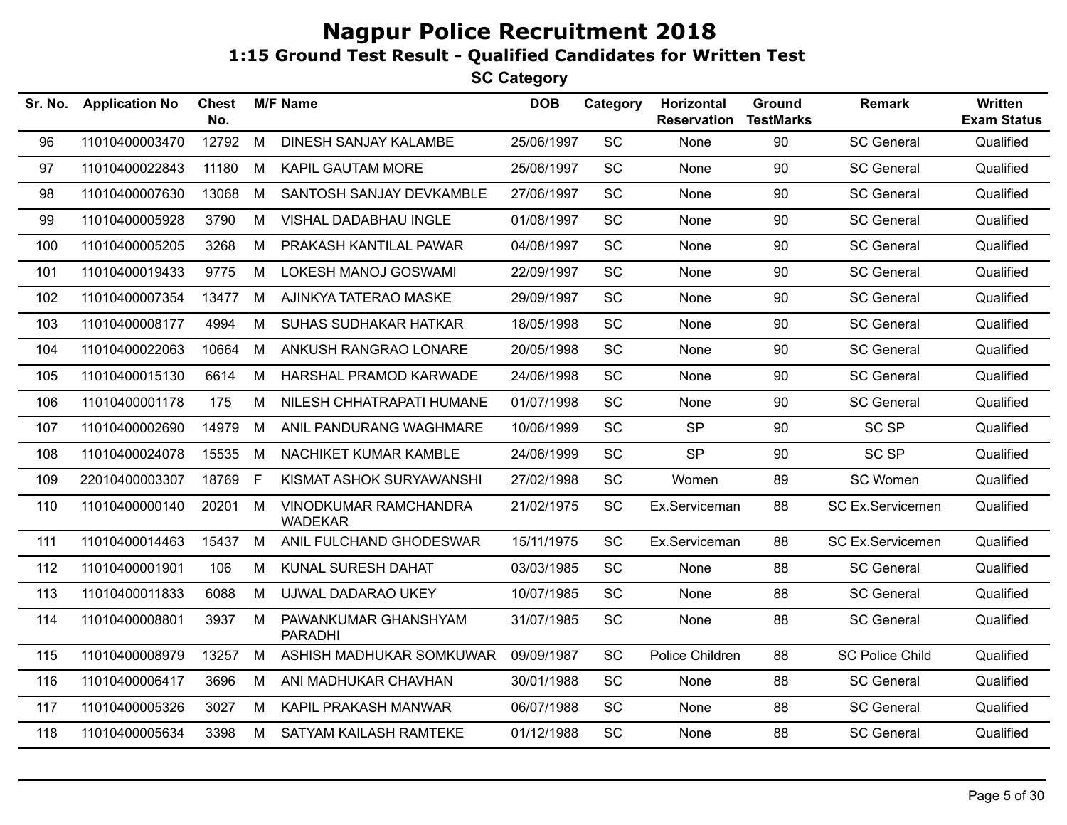# Nagpur Police Recruitment 2018

## 1:15 Ground Test Result - Qualified Candidates for Written Test

### SC Category

| Sr. No. | Application No | Chest No. | M/F | Name | DOB | Category | Horizontal Reservation | Ground TestMarks | Remark | Written Exam Status |
|---|---|---|---|---|---|---|---|---|---|---|
| 96 | 11010400003470 | 12792 | M | DINESH SANJAY KALAMBE | 25/06/1997 | SC | None | 90 | SC General | Qualified |
| 97 | 11010400022843 | 11180 | M | KAPIL GAUTAM MORE | 25/06/1997 | SC | None | 90 | SC General | Qualified |
| 98 | 11010400007630 | 13068 | M | SANTOSH SANJAY DEVKAMBLE | 27/06/1997 | SC | None | 90 | SC General | Qualified |
| 99 | 11010400005928 | 3790 | M | VISHAL DADABHAU INGLE | 01/08/1997 | SC | None | 90 | SC General | Qualified |
| 100 | 11010400005205 | 3268 | M | PRAKASH KANTILAL PAWAR | 04/08/1997 | SC | None | 90 | SC General | Qualified |
| 101 | 11010400019433 | 9775 | M | LOKESH MANOJ GOSWAMI | 22/09/1997 | SC | None | 90 | SC General | Qualified |
| 102 | 11010400007354 | 13477 | M | AJINKYA TATERAO MASKE | 29/09/1997 | SC | None | 90 | SC General | Qualified |
| 103 | 11010400008177 | 4994 | M | SUHAS SUDHAKAR HATKAR | 18/05/1998 | SC | None | 90 | SC General | Qualified |
| 104 | 11010400022063 | 10664 | M | ANKUSH RANGRAO LONARE | 20/05/1998 | SC | None | 90 | SC General | Qualified |
| 105 | 11010400015130 | 6614 | M | HARSHAL PRAMOD KARWADE | 24/06/1998 | SC | None | 90 | SC General | Qualified |
| 106 | 11010400001178 | 175 | M | NILESH CHHATRAPATI HUMANE | 01/07/1998 | SC | None | 90 | SC General | Qualified |
| 107 | 11010400002690 | 14979 | M | ANIL PANDURANG WAGHMARE | 10/06/1999 | SC | SP | 90 | SC SP | Qualified |
| 108 | 11010400024078 | 15535 | M | NACHIKET KUMAR KAMBLE | 24/06/1999 | SC | SP | 90 | SC SP | Qualified |
| 109 | 22010400003307 | 18769 | F | KISMAT ASHOK SURYAWANSHI | 27/02/1998 | SC | Women | 89 | SC Women | Qualified |
| 110 | 11010400000140 | 20201 | M | VINODKUMAR RAMCHANDRA WADEKAR | 21/02/1975 | SC | Ex.Serviceman | 88 | SC Ex.Servicemen | Qualified |
| 111 | 11010400014463 | 15437 | M | ANIL FULCHAND GHODESWAR | 15/11/1975 | SC | Ex.Serviceman | 88 | SC Ex.Servicemen | Qualified |
| 112 | 11010400001901 | 106 | M | KUNAL SURESH DAHAT | 03/03/1985 | SC | None | 88 | SC General | Qualified |
| 113 | 11010400011833 | 6088 | M | UJWAL DADARAO UKEY | 10/07/1985 | SC | None | 88 | SC General | Qualified |
| 114 | 11010400008801 | 3937 | M | PAWANKUMAR GHANSHYAM PARADHI | 31/07/1985 | SC | None | 88 | SC General | Qualified |
| 115 | 11010400008979 | 13257 | M | ASHISH MADHUKAR SOMKUWAR | 09/09/1987 | SC | Police Children | 88 | SC Police Child | Qualified |
| 116 | 11010400006417 | 3696 | M | ANI MADHUKAR CHAVHAN | 30/01/1988 | SC | None | 88 | SC General | Qualified |
| 117 | 11010400005326 | 3027 | M | KAPIL PRAKASH MANWAR | 06/07/1988 | SC | None | 88 | SC General | Qualified |
| 118 | 11010400005634 | 3398 | M | SATYAM KAILASH RAMTEKE | 01/12/1988 | SC | None | 88 | SC General | Qualified |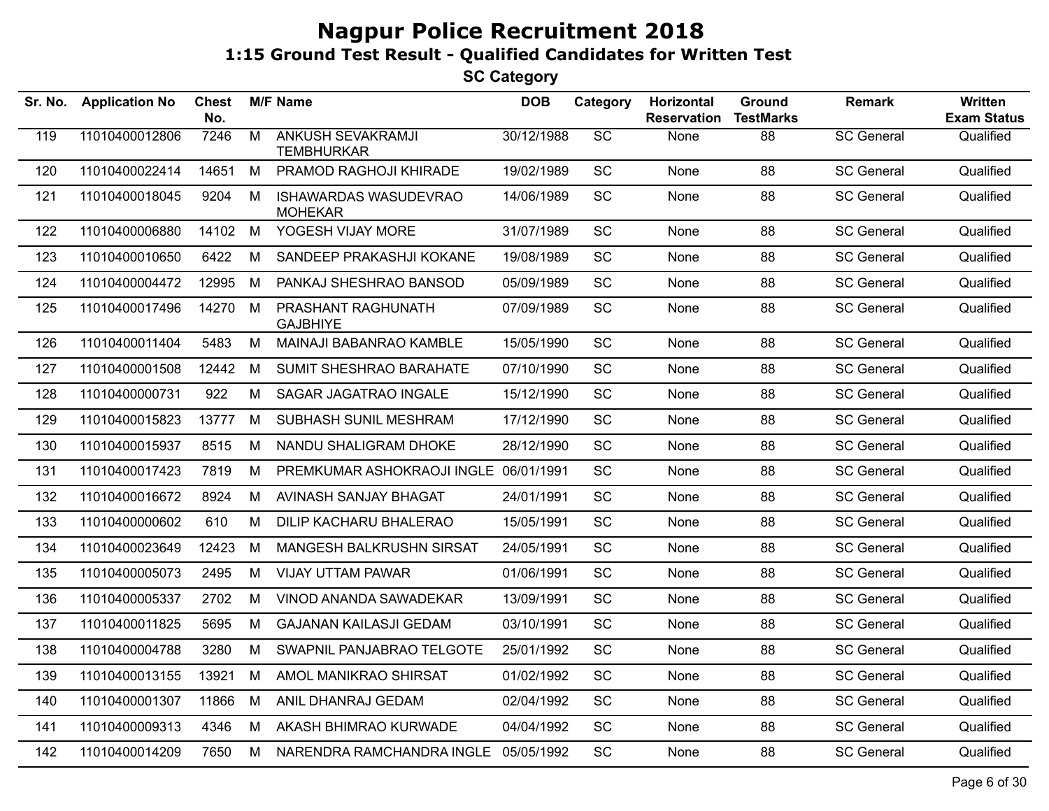# Nagpur Police Recruitment 2018

## 1:15 Ground Test Result - Qualified Candidates for Written Test

### SC Category

| Sr. No. | Application No | Chest No. | M/F | Name | DOB | Category | Horizontal Reservation | Ground TestMarks | Remark | Written Exam Status |
|---|---|---|---|---|---|---|---|---|---|---|
| 119 | 11010400012806 | 7246 | M | ANKUSH SEVAKRAMJI TEMBHURKAR | 30/12/1988 | SC | None | 88 | SC General | Qualified |
| 120 | 11010400022414 | 14651 | M | PRAMOD RAGHOJI KHIRADE | 19/02/1989 | SC | None | 88 | SC General | Qualified |
| 121 | 11010400018045 | 9204 | M | ISHAWARDAS WASUDEVRAO MOHEKAR | 14/06/1989 | SC | None | 88 | SC General | Qualified |
| 122 | 11010400006880 | 14102 | M | YOGESH VIJAY MORE | 31/07/1989 | SC | None | 88 | SC General | Qualified |
| 123 | 11010400010650 | 6422 | M | SANDEEP PRAKASHJI KOKANE | 19/08/1989 | SC | None | 88 | SC General | Qualified |
| 124 | 11010400004472 | 12995 | M | PANKAJ SHESHRAO BANSOD | 05/09/1989 | SC | None | 88 | SC General | Qualified |
| 125 | 11010400017496 | 14270 | M | PRASHANT RAGHUNATH GAJBHIYE | 07/09/1989 | SC | None | 88 | SC General | Qualified |
| 126 | 11010400011404 | 5483 | M | MAINAJI BABANRAO KAMBLE | 15/05/1990 | SC | None | 88 | SC General | Qualified |
| 127 | 11010400001508 | 12442 | M | SUMIT SHESHRAO BARAHATE | 07/10/1990 | SC | None | 88 | SC General | Qualified |
| 128 | 11010400000731 | 922 | M | SAGAR JAGATRAO INGALE | 15/12/1990 | SC | None | 88 | SC General | Qualified |
| 129 | 11010400015823 | 13777 | M | SUBHASH SUNIL MESHRAM | 17/12/1990 | SC | None | 88 | SC General | Qualified |
| 130 | 11010400015937 | 8515 | M | NANDU SHALIGRAM DHOKE | 28/12/1990 | SC | None | 88 | SC General | Qualified |
| 131 | 11010400017423 | 7819 | M | PREMKUMAR ASHOKRAOJI INGLE | 06/01/1991 | SC | None | 88 | SC General | Qualified |
| 132 | 11010400016672 | 8924 | M | AVINASH SANJAY BHAGAT | 24/01/1991 | SC | None | 88 | SC General | Qualified |
| 133 | 11010400000602 | 610 | M | DILIP KACHARU BHALERAO | 15/05/1991 | SC | None | 88 | SC General | Qualified |
| 134 | 11010400023649 | 12423 | M | MANGESH BALKRUSHN SIRSAT | 24/05/1991 | SC | None | 88 | SC General | Qualified |
| 135 | 11010400005073 | 2495 | M | VIJAY UTTAM PAWAR | 01/06/1991 | SC | None | 88 | SC General | Qualified |
| 136 | 11010400005337 | 2702 | M | VINOD ANANDA SAWADEKAR | 13/09/1991 | SC | None | 88 | SC General | Qualified |
| 137 | 11010400011825 | 5695 | M | GAJANAN KAILASJI GEDAM | 03/10/1991 | SC | None | 88 | SC General | Qualified |
| 138 | 11010400004788 | 3280 | M | SWAPNIL PANJABRAO TELGOTE | 25/01/1992 | SC | None | 88 | SC General | Qualified |
| 139 | 11010400013155 | 13921 | M | AMOL MANIKRAO SHIRSAT | 01/02/1992 | SC | None | 88 | SC General | Qualified |
| 140 | 11010400001307 | 11866 | M | ANIL DHANRAJ GEDAM | 02/04/1992 | SC | None | 88 | SC General | Qualified |
| 141 | 11010400009313 | 4346 | M | AKASH BHIMRAO KURWADE | 04/04/1992 | SC | None | 88 | SC General | Qualified |
| 142 | 11010400014209 | 7650 | M | NARENDRA RAMCHANDRA INGLE | 05/05/1992 | SC | None | 88 | SC General | Qualified |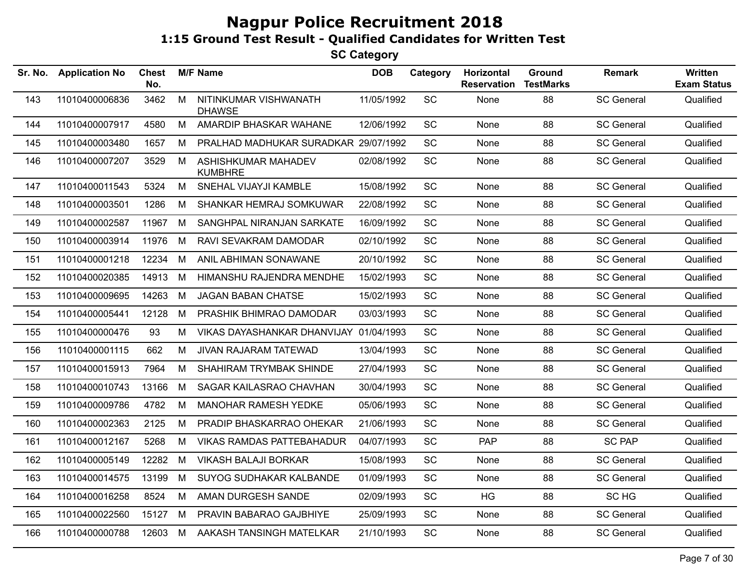# Nagpur Police Recruitment 2018

## 1:15 Ground Test Result - Qualified Candidates for Written Test

### SC Category

| Sr. No. | Application No | Chest No. | M/F | Name | DOB | Category | Horizontal Reservation | Ground TestMarks | Remark | Written Exam Status |
|---|---|---|---|---|---|---|---|---|---|---|
| 143 | 11010400006836 | 3462 | M | NITINKUMAR VISHWANATH DHAWSE | 11/05/1992 | SC | None | 88 | SC General | Qualified |
| 144 | 11010400007917 | 4580 | M | AMARDIP BHASKAR WAHANE | 12/06/1992 | SC | None | 88 | SC General | Qualified |
| 145 | 11010400003480 | 1657 | M | PRALHAD MADHUKAR SURADKAR | 29/07/1992 | SC | None | 88 | SC General | Qualified |
| 146 | 11010400007207 | 3529 | M | ASHISHKUMAR MAHADEV KUMBHRE | 02/08/1992 | SC | None | 88 | SC General | Qualified |
| 147 | 11010400011543 | 5324 | M | SNEHAL VIJAYJI KAMBLE | 15/08/1992 | SC | None | 88 | SC General | Qualified |
| 148 | 11010400003501 | 1286 | M | SHANKAR HEMRAJ SOMKUWAR | 22/08/1992 | SC | None | 88 | SC General | Qualified |
| 149 | 11010400002587 | 11967 | M | SANGHPAL NIRANJAN SARKATE | 16/09/1992 | SC | None | 88 | SC General | Qualified |
| 150 | 11010400003914 | 11976 | M | RAVI SEVAKRAM DAMODAR | 02/10/1992 | SC | None | 88 | SC General | Qualified |
| 151 | 11010400001218 | 12234 | M | ANIL ABHIMAN SONAWANE | 20/10/1992 | SC | None | 88 | SC General | Qualified |
| 152 | 11010400020385 | 14913 | M | HIMANSHU RAJENDRA MENDHE | 15/02/1993 | SC | None | 88 | SC General | Qualified |
| 153 | 11010400009695 | 14263 | M | JAGAN BABAN CHATSE | 15/02/1993 | SC | None | 88 | SC General | Qualified |
| 154 | 11010400005441 | 12128 | M | PRASHIK BHIMRAO DAMODAR | 03/03/1993 | SC | None | 88 | SC General | Qualified |
| 155 | 11010400000476 | 93 | M | VIKAS DAYASHANKAR DHANVIJAY | 01/04/1993 | SC | None | 88 | SC General | Qualified |
| 156 | 11010400001115 | 662 | M | JIVAN RAJARAM TATEWAD | 13/04/1993 | SC | None | 88 | SC General | Qualified |
| 157 | 11010400015913 | 7964 | M | SHAHIRAM TRYMBAK SHINDE | 27/04/1993 | SC | None | 88 | SC General | Qualified |
| 158 | 11010400010743 | 13166 | M | SAGAR KAILASRAO CHAVHAN | 30/04/1993 | SC | None | 88 | SC General | Qualified |
| 159 | 11010400009786 | 4782 | M | MANOHAR RAMESH YEDKE | 05/06/1993 | SC | None | 88 | SC General | Qualified |
| 160 | 11010400002363 | 2125 | M | PRADIP BHASKARRAO OHEKAR | 21/06/1993 | SC | None | 88 | SC General | Qualified |
| 161 | 11010400012167 | 5268 | M | VIKAS RAMDAS PATTEBAHADUR | 04/07/1993 | SC | PAP | 88 | SC PAP | Qualified |
| 162 | 11010400005149 | 12282 | M | VIKASH BALAJI BORKAR | 15/08/1993 | SC | None | 88 | SC General | Qualified |
| 163 | 11010400014575 | 13199 | M | SUYOG SUDHAKAR KALBANDE | 01/09/1993 | SC | None | 88 | SC General | Qualified |
| 164 | 11010400016258 | 8524 | M | AMAN DURGESH SANDE | 02/09/1993 | SC | HG | 88 | SC HG | Qualified |
| 165 | 11010400022560 | 15127 | M | PRAVIN BABARAO GAJBHIYE | 25/09/1993 | SC | None | 88 | SC General | Qualified |
| 166 | 11010400000788 | 12603 | M | AAKASH TANSINGH MATELKAR | 21/10/1993 | SC | None | 88 | SC General | Qualified |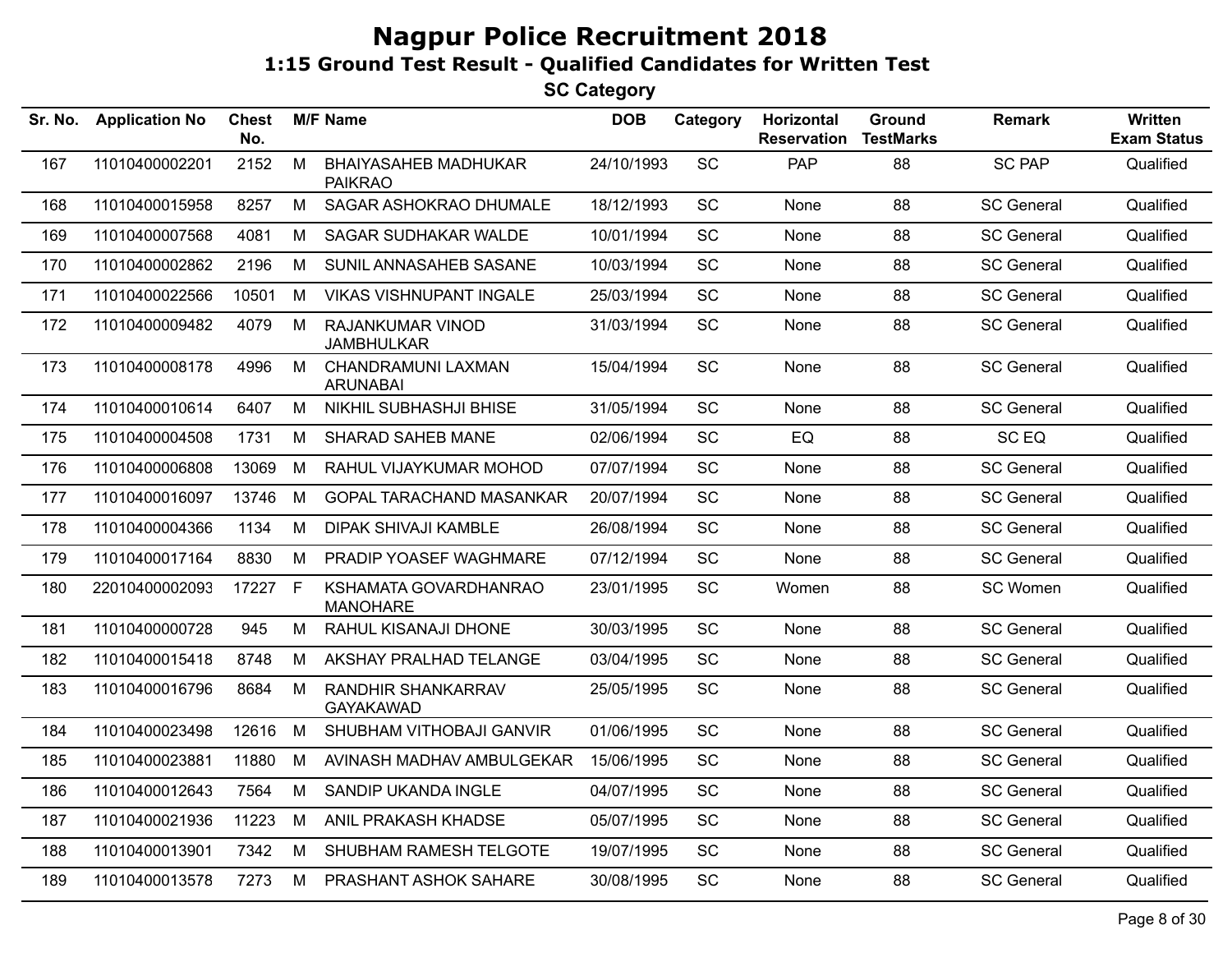# Nagpur Police Recruitment 2018

## 1:15 Ground Test Result - Qualified Candidates for Written Test

### SC Category

| Sr. No. | Application No | Chest No. | M/F | Name | DOB | Category | Horizontal Reservation | Ground TestMarks | Remark | Written Exam Status |
|---|---|---|---|---|---|---|---|---|---|---|
| 167 | 11010400002201 | 2152 | M | BHAIYASAHEB MADHUKAR PAIKRAO | 24/10/1993 | SC | PAP | 88 | SC PAP | Qualified |
| 168 | 11010400015958 | 8257 | M | SAGAR ASHOKRAO DHUMALE | 18/12/1993 | SC | None | 88 | SC General | Qualified |
| 169 | 11010400007568 | 4081 | M | SAGAR SUDHAKAR WALDE | 10/01/1994 | SC | None | 88 | SC General | Qualified |
| 170 | 11010400002862 | 2196 | M | SUNIL ANNASAHEB SASANE | 10/03/1994 | SC | None | 88 | SC General | Qualified |
| 171 | 11010400022566 | 10501 | M | VIKAS VISHNUPANT INGALE | 25/03/1994 | SC | None | 88 | SC General | Qualified |
| 172 | 11010400009482 | 4079 | M | RAJANKUMAR VINOD JAMBHULKAR | 31/03/1994 | SC | None | 88 | SC General | Qualified |
| 173 | 11010400008178 | 4996 | M | CHANDRAMUNI LAXMAN ARUNABAI | 15/04/1994 | SC | None | 88 | SC General | Qualified |
| 174 | 11010400010614 | 6407 | M | NIKHIL SUBHASHJI BHISE | 31/05/1994 | SC | None | 88 | SC General | Qualified |
| 175 | 11010400004508 | 1731 | M | SHARAD SAHEB MANE | 02/06/1994 | SC | EQ | 88 | SC EQ | Qualified |
| 176 | 11010400006808 | 13069 | M | RAHUL VIJAYKUMAR MOHOD | 07/07/1994 | SC | None | 88 | SC General | Qualified |
| 177 | 11010400016097 | 13746 | M | GOPAL TARACHAND MASANKAR | 20/07/1994 | SC | None | 88 | SC General | Qualified |
| 178 | 11010400004366 | 1134 | M | DIPAK SHIVAJI KAMBLE | 26/08/1994 | SC | None | 88 | SC General | Qualified |
| 179 | 11010400017164 | 8830 | M | PRADIP YOASEF WAGHMARE | 07/12/1994 | SC | None | 88 | SC General | Qualified |
| 180 | 22010400002093 | 17227 | F | KSHAMATA GOVARDHANRAO MANOHARE | 23/01/1995 | SC | Women | 88 | SC Women | Qualified |
| 181 | 11010400000728 | 945 | M | RAHUL KISANAJI DHONE | 30/03/1995 | SC | None | 88 | SC General | Qualified |
| 182 | 11010400015418 | 8748 | M | AKSHAY PRALHAD TELANGE | 03/04/1995 | SC | None | 88 | SC General | Qualified |
| 183 | 11010400016796 | 8684 | M | RANDHIR SHANKARRAV GAYAKAWAD | 25/05/1995 | SC | None | 88 | SC General | Qualified |
| 184 | 11010400023498 | 12616 | M | SHUBHAM VITHOBAJI GANVIR | 01/06/1995 | SC | None | 88 | SC General | Qualified |
| 185 | 11010400023881 | 11880 | M | AVINASH MADHAV AMBULGEKAR | 15/06/1995 | SC | None | 88 | SC General | Qualified |
| 186 | 11010400012643 | 7564 | M | SANDIP UKANDA INGLE | 04/07/1995 | SC | None | 88 | SC General | Qualified |
| 187 | 11010400021936 | 11223 | M | ANIL PRAKASH KHADSE | 05/07/1995 | SC | None | 88 | SC General | Qualified |
| 188 | 11010400013901 | 7342 | M | SHUBHAM RAMESH TELGOTE | 19/07/1995 | SC | None | 88 | SC General | Qualified |
| 189 | 11010400013578 | 7273 | M | PRASHANT ASHOK SAHARE | 30/08/1995 | SC | None | 88 | SC General | Qualified |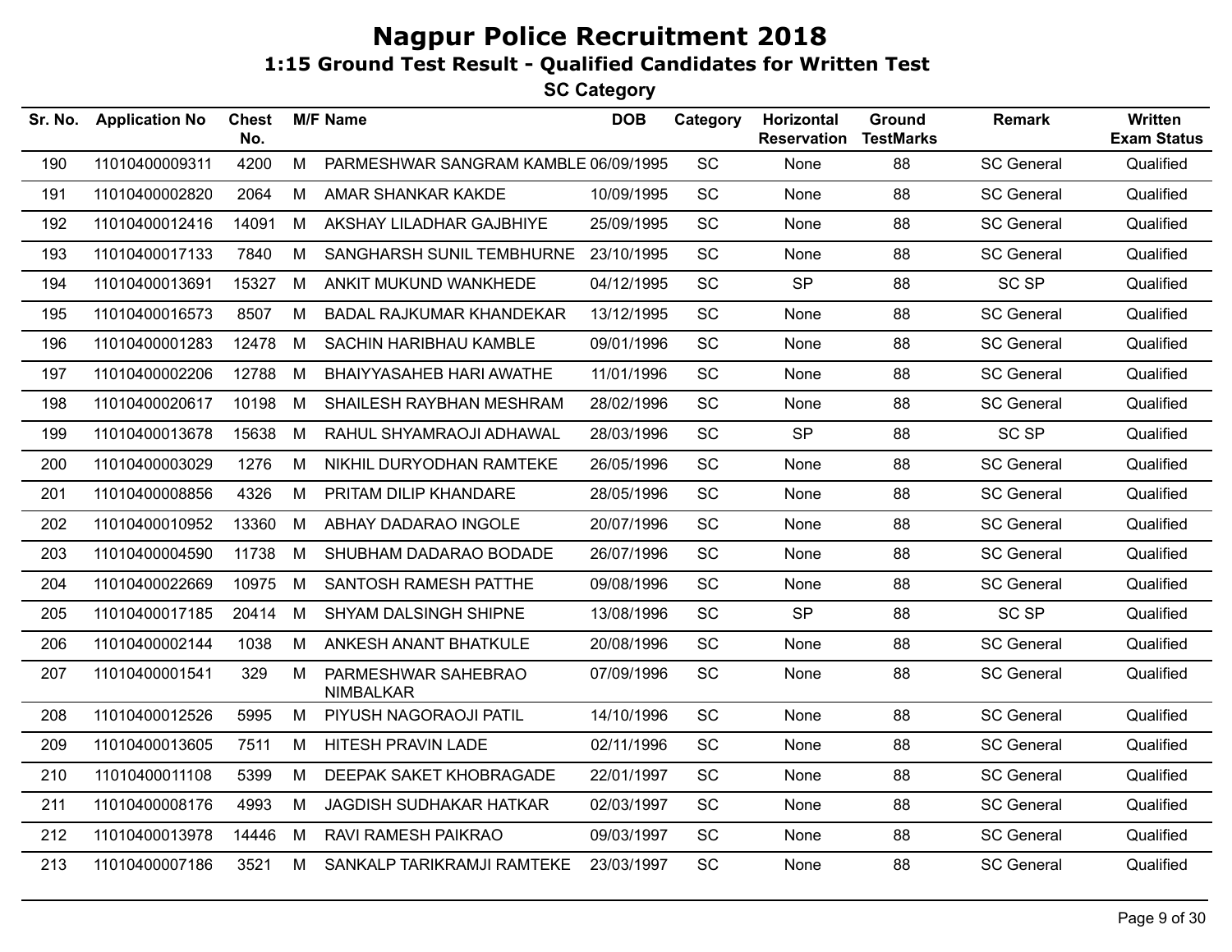# Nagpur Police Recruitment 2018

## 1:15 Ground Test Result - Qualified Candidates for Written Test

### SC Category

| Sr. No. | Application No | Chest No. | M/F | Name | DOB | Category | Horizontal Reservation | Ground TestMarks | Remark | Written Exam Status |
|---|---|---|---|---|---|---|---|---|---|---|
| 190 | 11010400009311 | 4200 | M | PARMESHWAR SANGRAM KAMBLE | 06/09/1995 | SC | None | 88 | SC General | Qualified |
| 191 | 11010400002820 | 2064 | M | AMAR SHANKAR KAKDE | 10/09/1995 | SC | None | 88 | SC General | Qualified |
| 192 | 11010400012416 | 14091 | M | AKSHAY LILADHAR GAJBHIYE | 25/09/1995 | SC | None | 88 | SC General | Qualified |
| 193 | 11010400017133 | 7840 | M | SANGHARSH SUNIL TEMBHURNE | 23/10/1995 | SC | None | 88 | SC General | Qualified |
| 194 | 11010400013691 | 15327 | M | ANKIT MUKUND WANKHEDE | 04/12/1995 | SC | SP | 88 | SC SP | Qualified |
| 195 | 11010400016573 | 8507 | M | BADAL RAJKUMAR KHANDEKAR | 13/12/1995 | SC | None | 88 | SC General | Qualified |
| 196 | 11010400001283 | 12478 | M | SACHIN HARIBHAU KAMBLE | 09/01/1996 | SC | None | 88 | SC General | Qualified |
| 197 | 11010400002206 | 12788 | M | BHAIYYASAHEB HARI AWATHE | 11/01/1996 | SC | None | 88 | SC General | Qualified |
| 198 | 11010400020617 | 10198 | M | SHAILESH RAYBHAN MESHRAM | 28/02/1996 | SC | None | 88 | SC General | Qualified |
| 199 | 11010400013678 | 15638 | M | RAHUL SHYAMRAOJI ADHAWAL | 28/03/1996 | SC | SP | 88 | SC SP | Qualified |
| 200 | 11010400003029 | 1276 | M | NIKHIL DURYODHAN RAMTEKE | 26/05/1996 | SC | None | 88 | SC General | Qualified |
| 201 | 11010400008856 | 4326 | M | PRITAM DILIP KHANDARE | 28/05/1996 | SC | None | 88 | SC General | Qualified |
| 202 | 11010400010952 | 13360 | M | ABHAY DADARAO INGOLE | 20/07/1996 | SC | None | 88 | SC General | Qualified |
| 203 | 11010400004590 | 11738 | M | SHUBHAM DADARAO BODADE | 26/07/1996 | SC | None | 88 | SC General | Qualified |
| 204 | 11010400022669 | 10975 | M | SANTOSH RAMESH PATTHE | 09/08/1996 | SC | None | 88 | SC General | Qualified |
| 205 | 11010400017185 | 20414 | M | SHYAM DALSINGH SHIPNE | 13/08/1996 | SC | SP | 88 | SC SP | Qualified |
| 206 | 11010400002144 | 1038 | M | ANKESH ANANT BHATKULE | 20/08/1996 | SC | None | 88 | SC General | Qualified |
| 207 | 11010400001541 | 329 | M | PARMESHWAR SAHEBRAO NIMBALKAR | 07/09/1996 | SC | None | 88 | SC General | Qualified |
| 208 | 11010400012526 | 5995 | M | PIYUSH NAGORAOJI PATIL | 14/10/1996 | SC | None | 88 | SC General | Qualified |
| 209 | 11010400013605 | 7511 | M | HITESH PRAVIN LADE | 02/11/1996 | SC | None | 88 | SC General | Qualified |
| 210 | 11010400011108 | 5399 | M | DEEPAK SAKET KHOBRAGADE | 22/01/1997 | SC | None | 88 | SC General | Qualified |
| 211 | 11010400008176 | 4993 | M | JAGDISH SUDHAKAR HATKAR | 02/03/1997 | SC | None | 88 | SC General | Qualified |
| 212 | 11010400013978 | 14446 | M | RAVI RAMESH PAIKRAO | 09/03/1997 | SC | None | 88 | SC General | Qualified |
| 213 | 11010400007186 | 3521 | M | SANKALP TARIKRAMJI RAMTEKE | 23/03/1997 | SC | None | 88 | SC General | Qualified |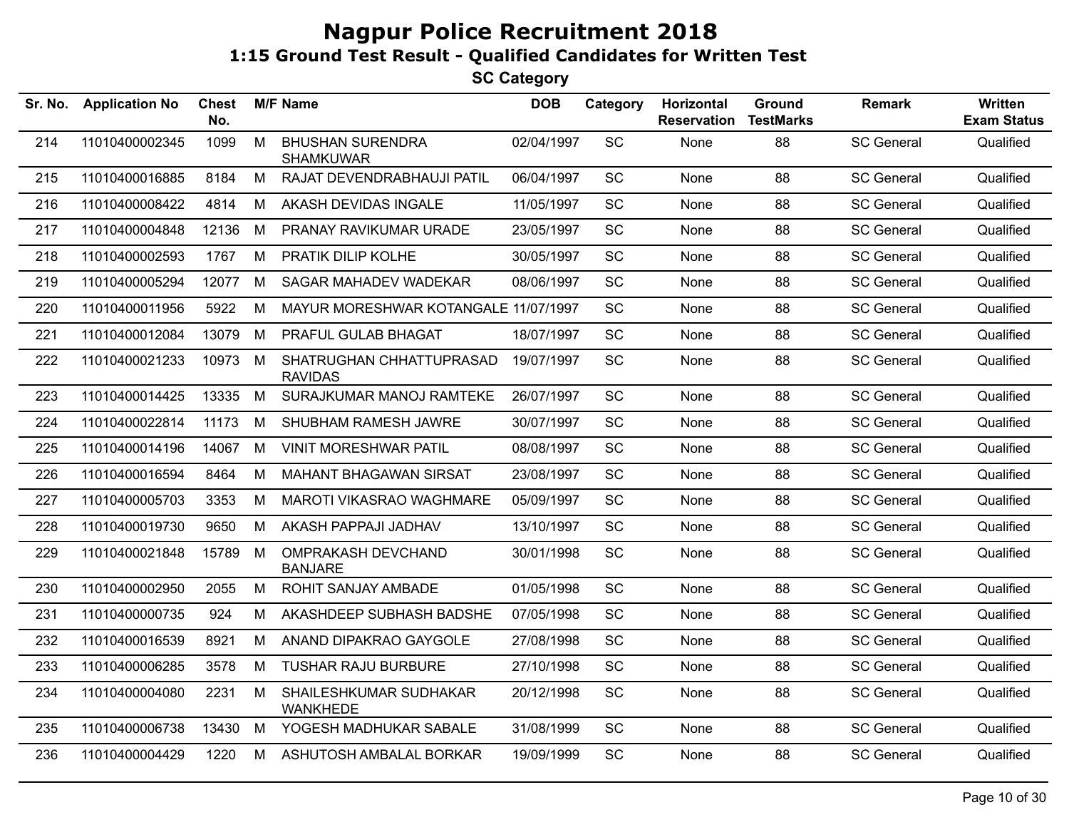# Nagpur Police Recruitment 2018

## 1:15 Ground Test Result - Qualified Candidates for Written Test

### SC Category

| Sr. No. | Application No | Chest No. | M/F | Name | DOB | Category | Horizontal Reservation | Ground TestMarks | Remark | Written Exam Status |
|---|---|---|---|---|---|---|---|---|---|---|
| 214 | 11010400002345 | 1099 | M | BHUSHAN SURENDRA SHAMKUWAR | 02/04/1997 | SC | None | 88 | SC General | Qualified |
| 215 | 11010400016885 | 8184 | M | RAJAT DEVENDRABHAUJI PATIL | 06/04/1997 | SC | None | 88 | SC General | Qualified |
| 216 | 11010400008422 | 4814 | M | AKASH DEVIDAS INGALE | 11/05/1997 | SC | None | 88 | SC General | Qualified |
| 217 | 11010400004848 | 12136 | M | PRANAY RAVIKUMAR URADE | 23/05/1997 | SC | None | 88 | SC General | Qualified |
| 218 | 11010400002593 | 1767 | M | PRATIK DILIP KOLHE | 30/05/1997 | SC | None | 88 | SC General | Qualified |
| 219 | 11010400005294 | 12077 | M | SAGAR MAHADEV WADEKAR | 08/06/1997 | SC | None | 88 | SC General | Qualified |
| 220 | 11010400011956 | 5922 | M | MAYUR MORESHWAR KOTANGALE | 11/07/1997 | SC | None | 88 | SC General | Qualified |
| 221 | 11010400012084 | 13079 | M | PRAFUL GULAB BHAGAT | 18/07/1997 | SC | None | 88 | SC General | Qualified |
| 222 | 11010400021233 | 10973 | M | SHATRUGHAN CHHATTUPRASAD RAVIDAS | 19/07/1997 | SC | None | 88 | SC General | Qualified |
| 223 | 11010400014425 | 13335 | M | SURAJKUMAR MANOJ RAMTEKE | 26/07/1997 | SC | None | 88 | SC General | Qualified |
| 224 | 11010400022814 | 11173 | M | SHUBHAM RAMESH JAWRE | 30/07/1997 | SC | None | 88 | SC General | Qualified |
| 225 | 11010400014196 | 14067 | M | VINIT MORESHWAR PATIL | 08/08/1997 | SC | None | 88 | SC General | Qualified |
| 226 | 11010400016594 | 8464 | M | MAHANT BHAGAWAN SIRSAT | 23/08/1997 | SC | None | 88 | SC General | Qualified |
| 227 | 11010400005703 | 3353 | M | MAROTI VIKASRAO WAGHMARE | 05/09/1997 | SC | None | 88 | SC General | Qualified |
| 228 | 11010400019730 | 9650 | M | AKASH PAPPAJI JADHAV | 13/10/1997 | SC | None | 88 | SC General | Qualified |
| 229 | 11010400021848 | 15789 | M | OMPRAKASH DEVCHAND BANJARE | 30/01/1998 | SC | None | 88 | SC General | Qualified |
| 230 | 11010400002950 | 2055 | M | ROHIT SANJAY AMBADE | 01/05/1998 | SC | None | 88 | SC General | Qualified |
| 231 | 11010400000735 | 924 | M | AKASHDEEP SUBHASH BADSHE | 07/05/1998 | SC | None | 88 | SC General | Qualified |
| 232 | 11010400016539 | 8921 | M | ANAND DIPAKRAO GAYGOLE | 27/08/1998 | SC | None | 88 | SC General | Qualified |
| 233 | 11010400006285 | 3578 | M | TUSHAR RAJU BURBURE | 27/10/1998 | SC | None | 88 | SC General | Qualified |
| 234 | 11010400004080 | 2231 | M | SHAILESHKUMAR SUDHAKAR WANKHEDE | 20/12/1998 | SC | None | 88 | SC General | Qualified |
| 235 | 11010400006738 | 13430 | M | YOGESH MADHUKAR SABALE | 31/08/1999 | SC | None | 88 | SC General | Qualified |
| 236 | 11010400004429 | 1220 | M | ASHUTOSH AMBALAL BORKAR | 19/09/1999 | SC | None | 88 | SC General | Qualified |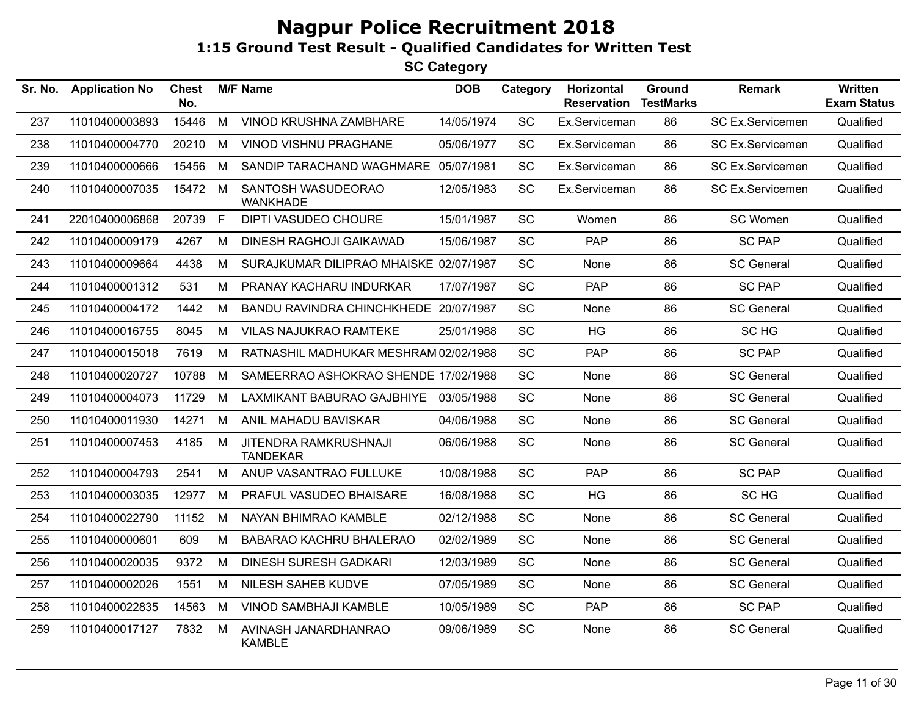# Nagpur Police Recruitment 2018

## 1:15 Ground Test Result - Qualified Candidates for Written Test

### SC Category

| Sr. No. | Application No | Chest No. | M/F | Name | DOB | Category | Horizontal Reservation | Ground TestMarks | Remark | Written Exam Status |
|---|---|---|---|---|---|---|---|---|---|---|
| 237 | 11010400003893 | 15446 | M | VINOD KRUSHNA ZAMBHARE | 14/05/1974 | SC | Ex.Serviceman | 86 | SC Ex.Servicemen | Qualified |
| 238 | 11010400004770 | 20210 | M | VINOD VISHNU PRAGHANE | 05/06/1977 | SC | Ex.Serviceman | 86 | SC Ex.Servicemen | Qualified |
| 239 | 11010400000666 | 15456 | M | SANDIP TARACHAND WAGHMARE | 05/07/1981 | SC | Ex.Serviceman | 86 | SC Ex.Servicemen | Qualified |
| 240 | 11010400007035 | 15472 | M | SANTOSH WASUDEORAO WANKHADE | 12/05/1983 | SC | Ex.Serviceman | 86 | SC Ex.Servicemen | Qualified |
| 241 | 22010400006868 | 20739 | F | DIPTI VASUDEO CHOURE | 15/01/1987 | SC | Women | 86 | SC Women | Qualified |
| 242 | 11010400009179 | 4267 | M | DINESH RAGHOJI GAIKAWAD | 15/06/1987 | SC | PAP | 86 | SC PAP | Qualified |
| 243 | 11010400009664 | 4438 | M | SURAJKUMAR DILIPRAO MHAISKE | 02/07/1987 | SC | None | 86 | SC General | Qualified |
| 244 | 11010400001312 | 531 | M | PRANAY KACHARU INDURKAR | 17/07/1987 | SC | PAP | 86 | SC PAP | Qualified |
| 245 | 11010400004172 | 1442 | M | BANDU RAVINDRA CHINCHKHEDE | 20/07/1987 | SC | None | 86 | SC General | Qualified |
| 246 | 11010400016755 | 8045 | M | VILAS NAJUKRAO RAMTEKE | 25/01/1988 | SC | HG | 86 | SC HG | Qualified |
| 247 | 11010400015018 | 7619 | M | RATNASHIL MADHUKAR MESHRAM | 02/02/1988 | SC | PAP | 86 | SC PAP | Qualified |
| 248 | 11010400020727 | 10788 | M | SAMEERRAO ASHOKRAO SHENDE | 17/02/1988 | SC | None | 86 | SC General | Qualified |
| 249 | 11010400004073 | 11729 | M | LAXMIKANT BABURAO GAJBHIYE | 03/05/1988 | SC | None | 86 | SC General | Qualified |
| 250 | 11010400011930 | 14271 | M | ANIL MAHADU BAVISKAR | 04/06/1988 | SC | None | 86 | SC General | Qualified |
| 251 | 11010400007453 | 4185 | M | JITENDRA RAMKRUSHNAJI TANDEKAR | 06/06/1988 | SC | None | 86 | SC General | Qualified |
| 252 | 11010400004793 | 2541 | M | ANUP VASANTRAO FULLUKE | 10/08/1988 | SC | PAP | 86 | SC PAP | Qualified |
| 253 | 11010400003035 | 12977 | M | PRAFUL VASUDEO BHAISARE | 16/08/1988 | SC | HG | 86 | SC HG | Qualified |
| 254 | 11010400022790 | 11152 | M | NAYAN BHIMRAO KAMBLE | 02/12/1988 | SC | None | 86 | SC General | Qualified |
| 255 | 11010400000601 | 609 | M | BABARAO KACHRU BHALERAO | 02/02/1989 | SC | None | 86 | SC General | Qualified |
| 256 | 11010400020035 | 9372 | M | DINESH SURESH GADKARI | 12/03/1989 | SC | None | 86 | SC General | Qualified |
| 257 | 11010400002026 | 1551 | M | NILESH SAHEB KUDVE | 07/05/1989 | SC | None | 86 | SC General | Qualified |
| 258 | 11010400022835 | 14563 | M | VINOD SAMBHAJI KAMBLE | 10/05/1989 | SC | PAP | 86 | SC PAP | Qualified |
| 259 | 11010400017127 | 7832 | M | AVINASH JANARDHANRAO KAMBLE | 09/06/1989 | SC | None | 86 | SC General | Qualified |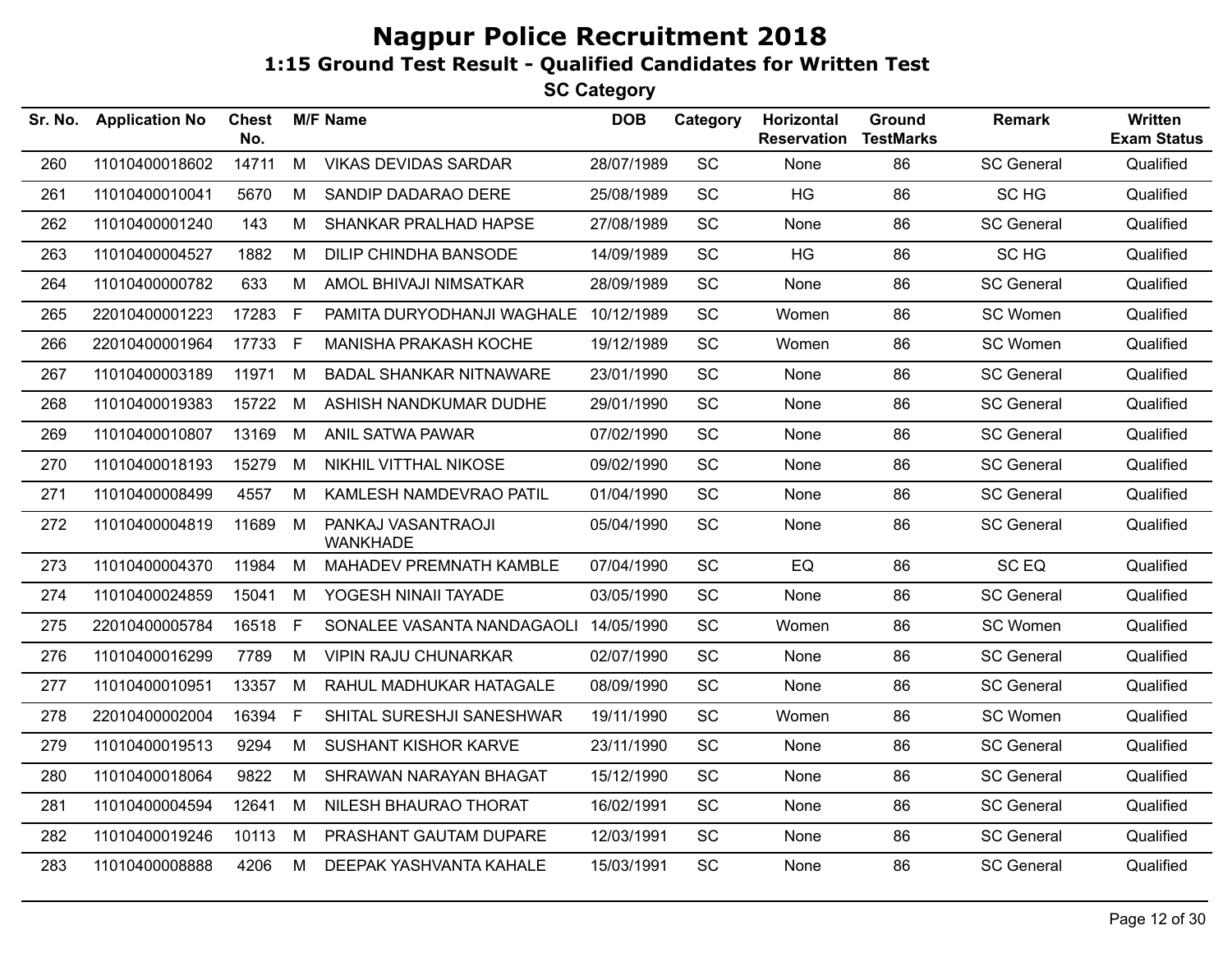# Nagpur Police Recruitment 2018

## 1:15 Ground Test Result - Qualified Candidates for Written Test

### SC Category

| Sr. No. | Application No | Chest No. | M/F | Name | DOB | Category | Horizontal Reservation | Ground TestMarks | Remark | Written Exam Status |
|---|---|---|---|---|---|---|---|---|---|---|
| 260 | 11010400018602 | 14711 | M | VIKAS DEVIDAS SARDAR | 28/07/1989 | SC | None | 86 | SC General | Qualified |
| 261 | 11010400010041 | 5670 | M | SANDIP DADARAO DERE | 25/08/1989 | SC | HG | 86 | SC HG | Qualified |
| 262 | 11010400001240 | 143 | M | SHANKAR PRALHAD HAPSE | 27/08/1989 | SC | None | 86 | SC General | Qualified |
| 263 | 11010400004527 | 1882 | M | DILIP CHINDHA BANSODE | 14/09/1989 | SC | HG | 86 | SC HG | Qualified |
| 264 | 11010400000782 | 633 | M | AMOL BHIVAJI NIMSATKAR | 28/09/1989 | SC | None | 86 | SC General | Qualified |
| 265 | 22010400001223 | 17283 | F | PAMITA DURYODHANJI WAGHALE | 10/12/1989 | SC | Women | 86 | SC Women | Qualified |
| 266 | 22010400001964 | 17733 | F | MANISHA PRAKASH KOCHE | 19/12/1989 | SC | Women | 86 | SC Women | Qualified |
| 267 | 11010400003189 | 11971 | M | BADAL SHANKAR NITNAWARE | 23/01/1990 | SC | None | 86 | SC General | Qualified |
| 268 | 11010400019383 | 15722 | M | ASHISH NANDKUMAR DUDHE | 29/01/1990 | SC | None | 86 | SC General | Qualified |
| 269 | 11010400010807 | 13169 | M | ANIL SATWA PAWAR | 07/02/1990 | SC | None | 86 | SC General | Qualified |
| 270 | 11010400018193 | 15279 | M | NIKHIL VITTHAL NIKOSE | 09/02/1990 | SC | None | 86 | SC General | Qualified |
| 271 | 11010400008499 | 4557 | M | KAMLESH NAMDEVRAO PATIL | 01/04/1990 | SC | None | 86 | SC General | Qualified |
| 272 | 11010400004819 | 11689 | M | PANKAJ VASANTRAOJI WANKHADE | 05/04/1990 | SC | None | 86 | SC General | Qualified |
| 273 | 11010400004370 | 11984 | M | MAHADEV PREMNATH KAMBLE | 07/04/1990 | SC | EQ | 86 | SC EQ | Qualified |
| 274 | 11010400024859 | 15041 | M | YOGESH NINAII TAYADE | 03/05/1990 | SC | None | 86 | SC General | Qualified |
| 275 | 22010400005784 | 16518 | F | SONALEE VASANTA NANDAGAOLI | 14/05/1990 | SC | Women | 86 | SC Women | Qualified |
| 276 | 11010400016299 | 7789 | M | VIPIN RAJU CHUNARKAR | 02/07/1990 | SC | None | 86 | SC General | Qualified |
| 277 | 11010400010951 | 13357 | M | RAHUL MADHUKAR HATAGALE | 08/09/1990 | SC | None | 86 | SC General | Qualified |
| 278 | 22010400002004 | 16394 | F | SHITAL SURESHJI SANESHWAR | 19/11/1990 | SC | Women | 86 | SC Women | Qualified |
| 279 | 11010400019513 | 9294 | M | SUSHANT KISHOR KARVE | 23/11/1990 | SC | None | 86 | SC General | Qualified |
| 280 | 11010400018064 | 9822 | M | SHRAWAN NARAYAN BHAGAT | 15/12/1990 | SC | None | 86 | SC General | Qualified |
| 281 | 11010400004594 | 12641 | M | NILESH BHAURAO THORAT | 16/02/1991 | SC | None | 86 | SC General | Qualified |
| 282 | 11010400019246 | 10113 | M | PRASHANT GAUTAM DUPARE | 12/03/1991 | SC | None | 86 | SC General | Qualified |
| 283 | 11010400008888 | 4206 | M | DEEPAK YASHVANTA KAHALE | 15/03/1991 | SC | None | 86 | SC General | Qualified |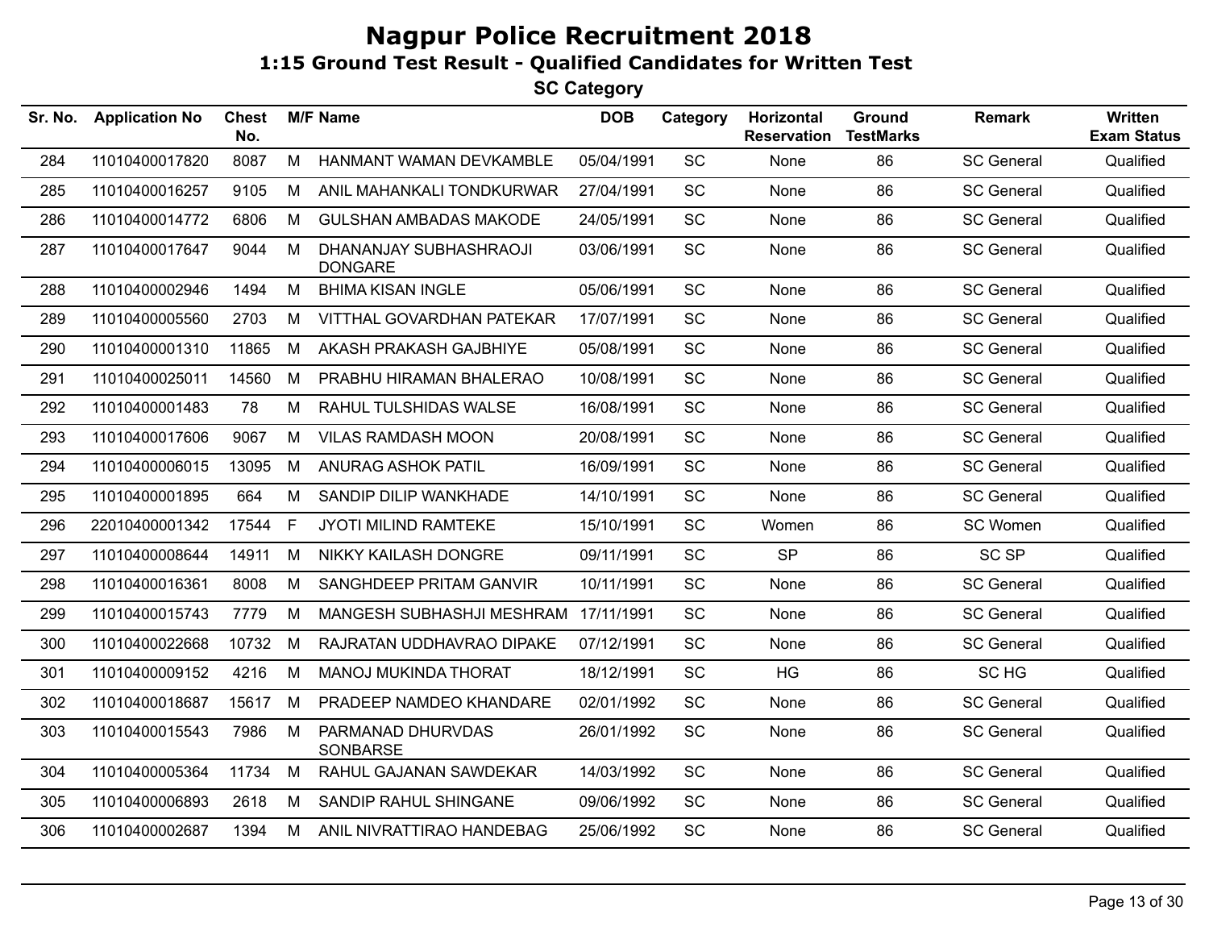# Nagpur Police Recruitment 2018

## 1:15 Ground Test Result - Qualified Candidates for Written Test

### SC Category

| Sr. No. | Application No | Chest No. | M/F | Name | DOB | Category | Horizontal Reservation | Ground TestMarks | Remark | Written Exam Status |
|---|---|---|---|---|---|---|---|---|---|---|
| 284 | 11010400017820 | 8087 | M | HANMANT WAMAN DEVKAMBLE | 05/04/1991 | SC | None | 86 | SC General | Qualified |
| 285 | 11010400016257 | 9105 | M | ANIL MAHANKALI TONDKURWAR | 27/04/1991 | SC | None | 86 | SC General | Qualified |
| 286 | 11010400014772 | 6806 | M | GULSHAN AMBADAS MAKODE | 24/05/1991 | SC | None | 86 | SC General | Qualified |
| 287 | 11010400017647 | 9044 | M | DHANANJAY SUBHASHRAOJI DONGARE | 03/06/1991 | SC | None | 86 | SC General | Qualified |
| 288 | 11010400002946 | 1494 | M | BHIMA KISAN INGLE | 05/06/1991 | SC | None | 86 | SC General | Qualified |
| 289 | 11010400005560 | 2703 | M | VITTHAL GOVARDHAN PATEKAR | 17/07/1991 | SC | None | 86 | SC General | Qualified |
| 290 | 11010400001310 | 11865 | M | AKASH PRAKASH GAJBHIYE | 05/08/1991 | SC | None | 86 | SC General | Qualified |
| 291 | 11010400025011 | 14560 | M | PRABHU HIRAMAN BHALERAO | 10/08/1991 | SC | None | 86 | SC General | Qualified |
| 292 | 11010400001483 | 78 | M | RAHUL TULSHIDAS WALSE | 16/08/1991 | SC | None | 86 | SC General | Qualified |
| 293 | 11010400017606 | 9067 | M | VILAS RAMDASH MOON | 20/08/1991 | SC | None | 86 | SC General | Qualified |
| 294 | 11010400006015 | 13095 | M | ANURAG ASHOK PATIL | 16/09/1991 | SC | None | 86 | SC General | Qualified |
| 295 | 11010400001895 | 664 | M | SANDIP DILIP WANKHADE | 14/10/1991 | SC | None | 86 | SC General | Qualified |
| 296 | 22010400001342 | 17544 | F | JYOTI MILIND RAMTEKE | 15/10/1991 | SC | Women | 86 | SC Women | Qualified |
| 297 | 11010400008644 | 14911 | M | NIKKY KAILASH DONGRE | 09/11/1991 | SC | SP | 86 | SC SP | Qualified |
| 298 | 11010400016361 | 8008 | M | SANGHDEEP PRITAM GANVIR | 10/11/1991 | SC | None | 86 | SC General | Qualified |
| 299 | 11010400015743 | 7779 | M | MANGESH SUBHASHJI MESHRAM | 17/11/1991 | SC | None | 86 | SC General | Qualified |
| 300 | 11010400022668 | 10732 | M | RAJRATAN UDDHAVRAO DIPAKE | 07/12/1991 | SC | None | 86 | SC General | Qualified |
| 301 | 11010400009152 | 4216 | M | MANOJ MUKINDA THORAT | 18/12/1991 | SC | HG | 86 | SC HG | Qualified |
| 302 | 11010400018687 | 15617 | M | PRADEEP NAMDEO KHANDARE | 02/01/1992 | SC | None | 86 | SC General | Qualified |
| 303 | 11010400015543 | 7986 | M | PARMANAD DHURVDAS SONBARSE | 26/01/1992 | SC | None | 86 | SC General | Qualified |
| 304 | 11010400005364 | 11734 | M | RAHUL GAJANAN SAWDEKAR | 14/03/1992 | SC | None | 86 | SC General | Qualified |
| 305 | 11010400006893 | 2618 | M | SANDIP RAHUL SHINGANE | 09/06/1992 | SC | None | 86 | SC General | Qualified |
| 306 | 11010400002687 | 1394 | M | ANIL NIVRATTIRAO HANDEBAG | 25/06/1992 | SC | None | 86 | SC General | Qualified |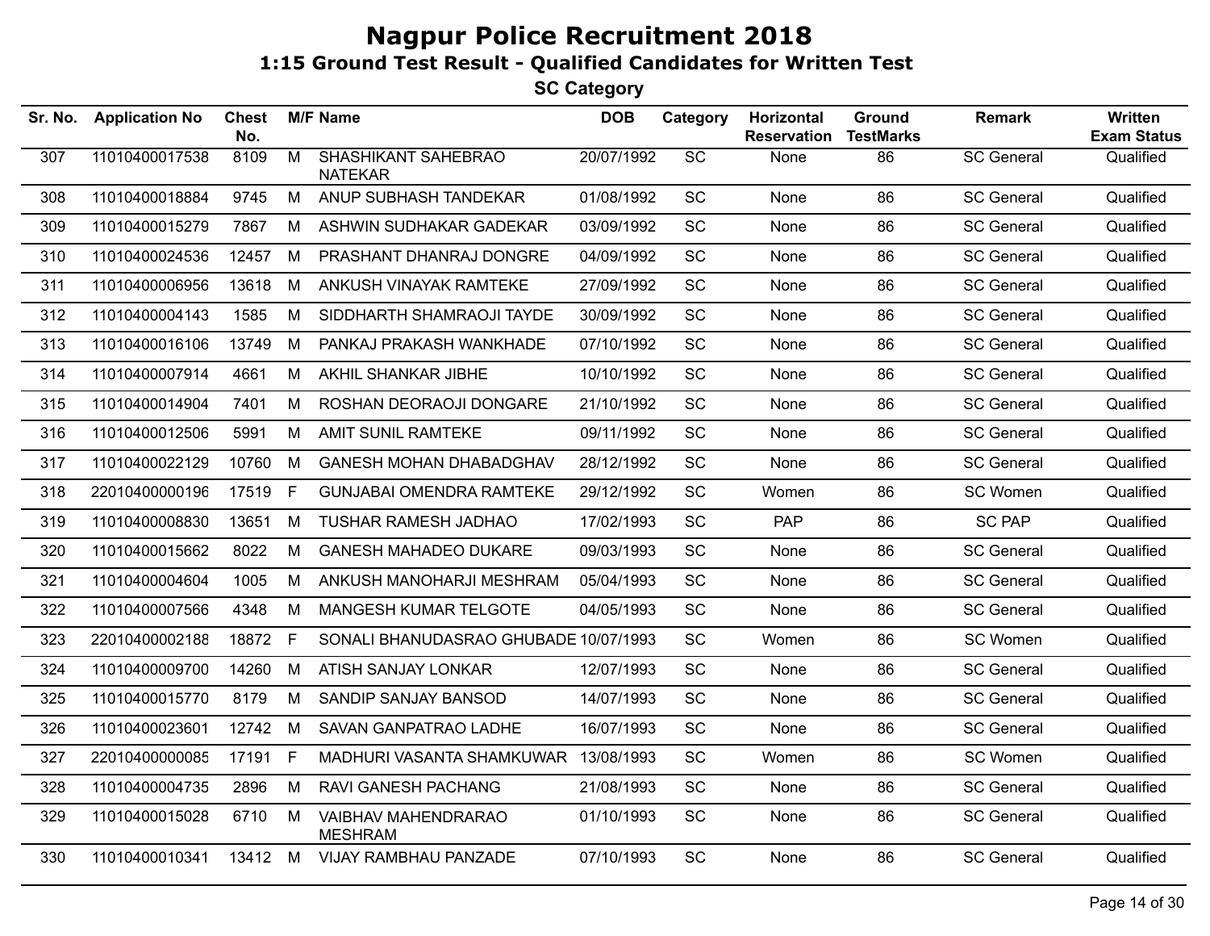# Nagpur Police Recruitment 2018

## 1:15 Ground Test Result - Qualified Candidates for Written Test

### SC Category

| Sr. No. | Application No | Chest No. | M/F | Name | DOB | Category | Horizontal Reservation | Ground TestMarks | Remark | Written Exam Status |
|---|---|---|---|---|---|---|---|---|---|---|
| 307 | 11010400017538 | 8109 | M | SHASHIKANT SAHEBRAO NATEKAR | 20/07/1992 | SC | None | 86 | SC General | Qualified |
| 308 | 11010400018884 | 9745 | M | ANUP SUBHASH TANDEKAR | 01/08/1992 | SC | None | 86 | SC General | Qualified |
| 309 | 11010400015279 | 7867 | M | ASHWIN SUDHAKAR GADEKAR | 03/09/1992 | SC | None | 86 | SC General | Qualified |
| 310 | 11010400024536 | 12457 | M | PRASHANT DHANRAJ DONGRE | 04/09/1992 | SC | None | 86 | SC General | Qualified |
| 311 | 11010400006956 | 13618 | M | ANKUSH VINAYAK RAMTEKE | 27/09/1992 | SC | None | 86 | SC General | Qualified |
| 312 | 11010400004143 | 1585 | M | SIDDHARTH SHAMRAOJI TAYDE | 30/09/1992 | SC | None | 86 | SC General | Qualified |
| 313 | 11010400016106 | 13749 | M | PANKAJ PRAKASH WANKHADE | 07/10/1992 | SC | None | 86 | SC General | Qualified |
| 314 | 11010400007914 | 4661 | M | AKHIL SHANKAR JIBHE | 10/10/1992 | SC | None | 86 | SC General | Qualified |
| 315 | 11010400014904 | 7401 | M | ROSHAN DEORAOJI DONGARE | 21/10/1992 | SC | None | 86 | SC General | Qualified |
| 316 | 11010400012506 | 5991 | M | AMIT SUNIL RAMTEKE | 09/11/1992 | SC | None | 86 | SC General | Qualified |
| 317 | 11010400022129 | 10760 | M | GANESH MOHAN DHABADGHAV | 28/12/1992 | SC | None | 86 | SC General | Qualified |
| 318 | 22010400000196 | 17519 | F | GUNJABAI OMENDRA RAMTEKE | 29/12/1992 | SC | Women | 86 | SC Women | Qualified |
| 319 | 11010400008830 | 13651 | M | TUSHAR RAMESH JADHAO | 17/02/1993 | SC | PAP | 86 | SC PAP | Qualified |
| 320 | 11010400015662 | 8022 | M | GANESH MAHADEO DUKARE | 09/03/1993 | SC | None | 86 | SC General | Qualified |
| 321 | 11010400004604 | 1005 | M | ANKUSH MANOHARJI MESHRAM | 05/04/1993 | SC | None | 86 | SC General | Qualified |
| 322 | 11010400007566 | 4348 | M | MANGESH KUMAR TELGOTE | 04/05/1993 | SC | None | 86 | SC General | Qualified |
| 323 | 22010400002188 | 18872 | F | SONALI BHANUDASRAO GHUBADE | 10/07/1993 | SC | Women | 86 | SC Women | Qualified |
| 324 | 11010400009700 | 14260 | M | ATISH SANJAY LONKAR | 12/07/1993 | SC | None | 86 | SC General | Qualified |
| 325 | 11010400015770 | 8179 | M | SANDIP SANJAY BANSOD | 14/07/1993 | SC | None | 86 | SC General | Qualified |
| 326 | 11010400023601 | 12742 | M | SAVAN GANPATRAO LADHE | 16/07/1993 | SC | None | 86 | SC General | Qualified |
| 327 | 22010400000085 | 17191 | F | MADHURI VASANTA SHAMKUWAR | 13/08/1993 | SC | Women | 86 | SC Women | Qualified |
| 328 | 11010400004735 | 2896 | M | RAVI GANESH PACHANG | 21/08/1993 | SC | None | 86 | SC General | Qualified |
| 329 | 11010400015028 | 6710 | M | VAIBHAV MAHENDRARAO MESHRAM | 01/10/1993 | SC | None | 86 | SC General | Qualified |
| 330 | 11010400010341 | 13412 | M | VIJAY RAMBHAU PANZADE | 07/10/1993 | SC | None | 86 | SC General | Qualified |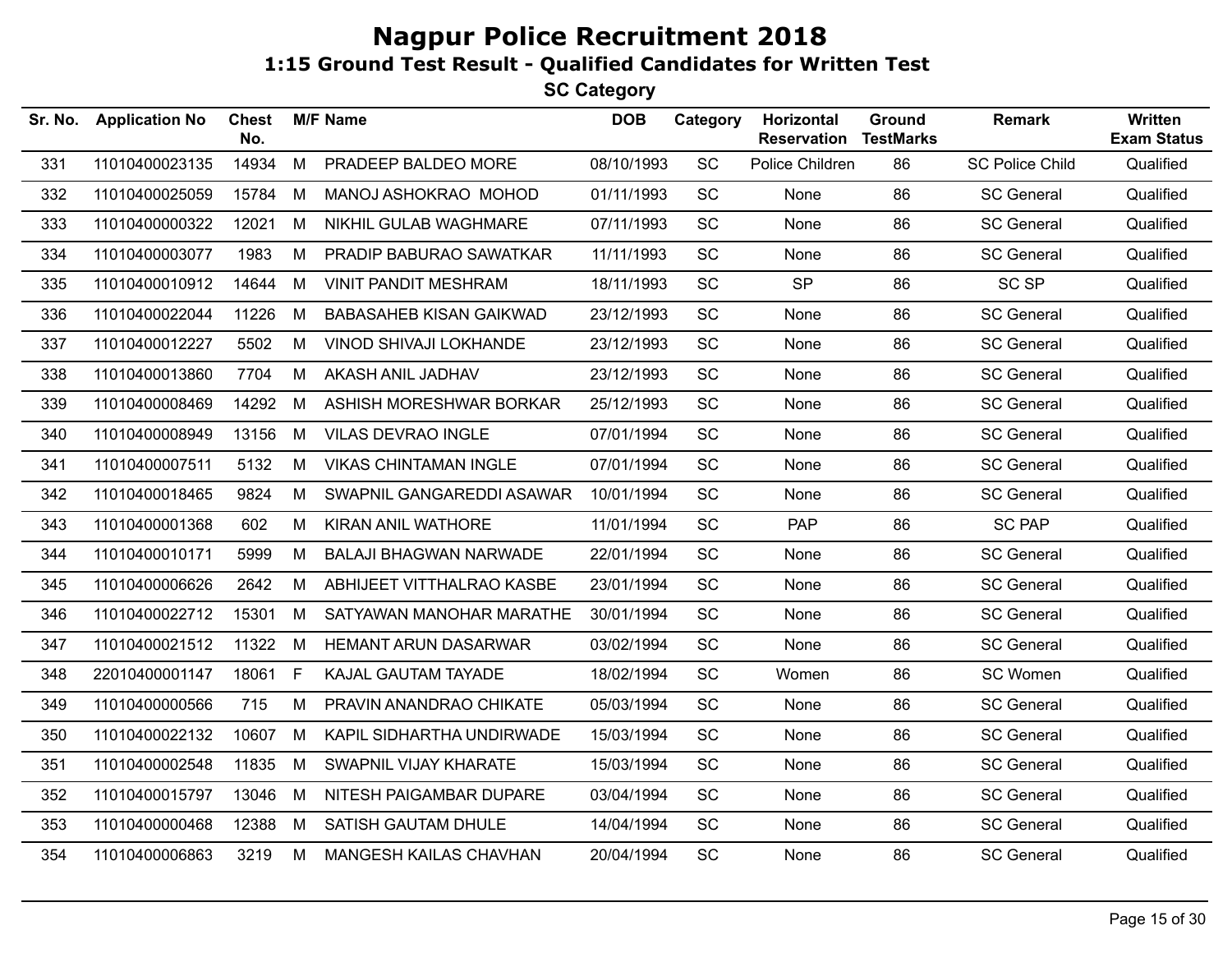# Nagpur Police Recruitment 2018

## 1:15 Ground Test Result - Qualified Candidates for Written Test

### SC Category

| Sr. No. | Application No | Chest No. | M/F | Name | DOB | Category | Horizontal Reservation | Ground TestMarks | Remark | Written Exam Status |
|---|---|---|---|---|---|---|---|---|---|---|
| 331 | 11010400023135 | 14934 | M | PRADEEP BALDEO MORE | 08/10/1993 | SC | Police Children | 86 | SC Police Child | Qualified |
| 332 | 11010400025059 | 15784 | M | MANOJ ASHOKRAO MOHOD | 01/11/1993 | SC | None | 86 | SC General | Qualified |
| 333 | 11010400000322 | 12021 | M | NIKHIL GULAB WAGHMARE | 07/11/1993 | SC | None | 86 | SC General | Qualified |
| 334 | 11010400003077 | 1983 | M | PRADIP BABURAO SAWATKAR | 11/11/1993 | SC | None | 86 | SC General | Qualified |
| 335 | 11010400010912 | 14644 | M | VINIT PANDIT MESHRAM | 18/11/1993 | SC | SP | 86 | SC SP | Qualified |
| 336 | 11010400022044 | 11226 | M | BABASAHEB KISAN GAIKWAD | 23/12/1993 | SC | None | 86 | SC General | Qualified |
| 337 | 11010400012227 | 5502 | M | VINOD SHIVAJI LOKHANDE | 23/12/1993 | SC | None | 86 | SC General | Qualified |
| 338 | 11010400013860 | 7704 | M | AKASH ANIL JADHAV | 23/12/1993 | SC | None | 86 | SC General | Qualified |
| 339 | 11010400008469 | 14292 | M | ASHISH MORESHWAR BORKAR | 25/12/1993 | SC | None | 86 | SC General | Qualified |
| 340 | 11010400008949 | 13156 | M | VILAS DEVRAO INGLE | 07/01/1994 | SC | None | 86 | SC General | Qualified |
| 341 | 11010400007511 | 5132 | M | VIKAS CHINTAMAN INGLE | 07/01/1994 | SC | None | 86 | SC General | Qualified |
| 342 | 11010400018465 | 9824 | M | SWAPNIL GANGAREDDI ASAWAR | 10/01/1994 | SC | None | 86 | SC General | Qualified |
| 343 | 11010400001368 | 602 | M | KIRAN ANIL WATHORE | 11/01/1994 | SC | PAP | 86 | SC PAP | Qualified |
| 344 | 11010400010171 | 5999 | M | BALAJI BHAGWAN NARWADE | 22/01/1994 | SC | None | 86 | SC General | Qualified |
| 345 | 11010400006626 | 2642 | M | ABHIJEET VITTHALRAO KASBE | 23/01/1994 | SC | None | 86 | SC General | Qualified |
| 346 | 11010400022712 | 15301 | M | SATYAWAN MANOHAR MARATHE | 30/01/1994 | SC | None | 86 | SC General | Qualified |
| 347 | 11010400021512 | 11322 | M | HEMANT ARUN DASARWAR | 03/02/1994 | SC | None | 86 | SC General | Qualified |
| 348 | 22010400001147 | 18061 | F | KAJAL GAUTAM TAYADE | 18/02/1994 | SC | Women | 86 | SC Women | Qualified |
| 349 | 11010400000566 | 715 | M | PRAVIN ANANDRAO CHIKATE | 05/03/1994 | SC | None | 86 | SC General | Qualified |
| 350 | 11010400022132 | 10607 | M | KAPIL SIDHARTHA UNDIRWADE | 15/03/1994 | SC | None | 86 | SC General | Qualified |
| 351 | 11010400002548 | 11835 | M | SWAPNIL VIJAY KHARATE | 15/03/1994 | SC | None | 86 | SC General | Qualified |
| 352 | 11010400015797 | 13046 | M | NITESH PAIGAMBAR DUPARE | 03/04/1994 | SC | None | 86 | SC General | Qualified |
| 353 | 11010400000468 | 12388 | M | SATISH GAUTAM DHULE | 14/04/1994 | SC | None | 86 | SC General | Qualified |
| 354 | 11010400006863 | 3219 | M | MANGESH KAILAS CHAVHAN | 20/04/1994 | SC | None | 86 | SC General | Qualified |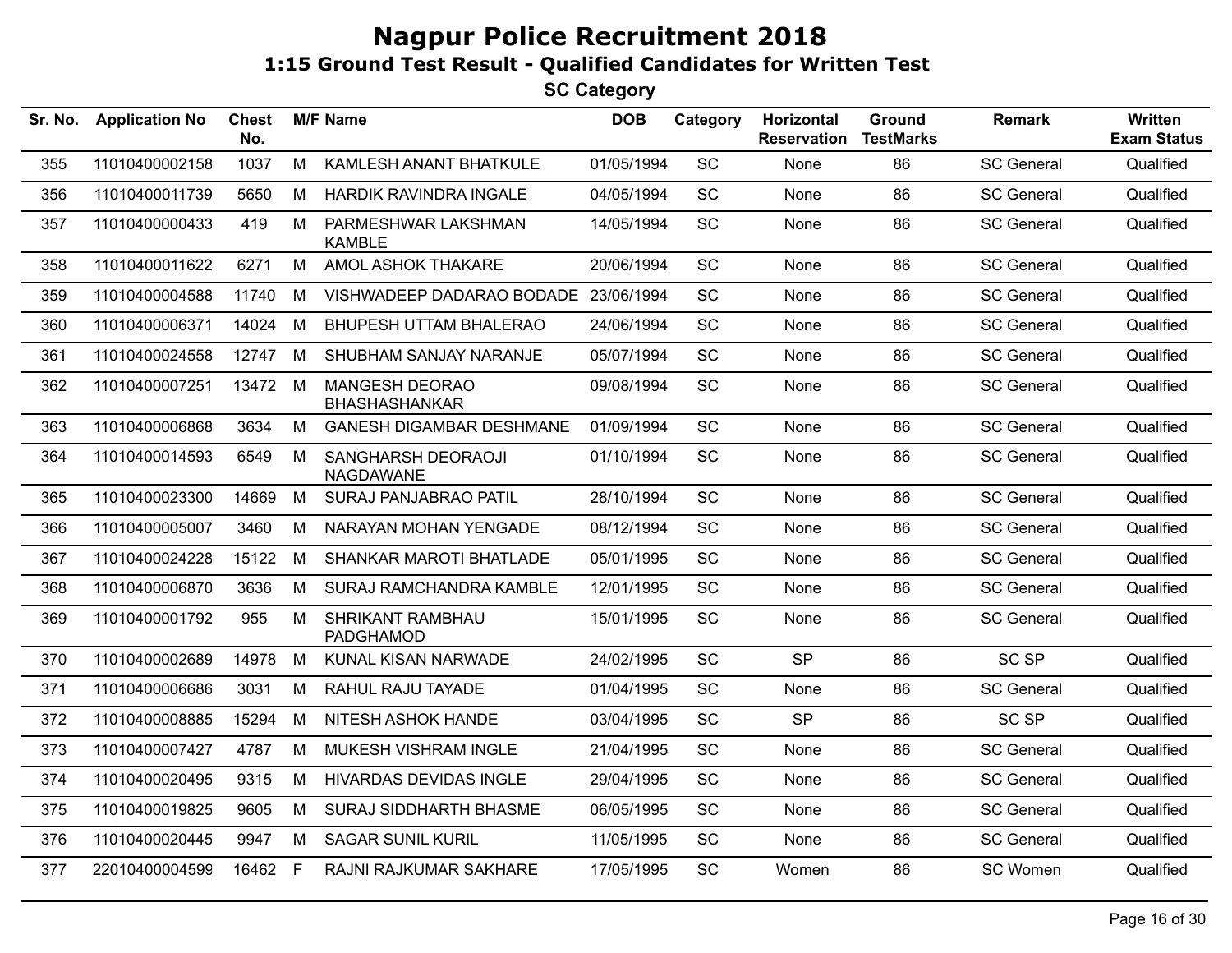# Nagpur Police Recruitment 2018

## 1:15 Ground Test Result - Qualified Candidates for Written Test

### SC Category

| Sr. No. | Application No | Chest No. | M/F | Name | DOB | Category | Horizontal Reservation | Ground TestMarks | Remark | Written Exam Status |
|---|---|---|---|---|---|---|---|---|---|---|
| 355 | 11010400002158 | 1037 | M | KAMLESH ANANT BHATKULE | 01/05/1994 | SC | None | 86 | SC General | Qualified |
| 356 | 11010400011739 | 5650 | M | HARDIK RAVINDRA INGALE | 04/05/1994 | SC | None | 86 | SC General | Qualified |
| 357 | 11010400000433 | 419 | M | PARMESHWAR LAKSHMAN KAMBLE | 14/05/1994 | SC | None | 86 | SC General | Qualified |
| 358 | 11010400011622 | 6271 | M | AMOL ASHOK THAKARE | 20/06/1994 | SC | None | 86 | SC General | Qualified |
| 359 | 11010400004588 | 11740 | M | VISHWADEEP DADARAO BODADE | 23/06/1994 | SC | None | 86 | SC General | Qualified |
| 360 | 11010400006371 | 14024 | M | BHUPESH UTTAM BHALERAO | 24/06/1994 | SC | None | 86 | SC General | Qualified |
| 361 | 11010400024558 | 12747 | M | SHUBHAM SANJAY NARANJE | 05/07/1994 | SC | None | 86 | SC General | Qualified |
| 362 | 11010400007251 | 13472 | M | MANGESH DEORAO BHASHASHANKAR | 09/08/1994 | SC | None | 86 | SC General | Qualified |
| 363 | 11010400006868 | 3634 | M | GANESH DIGAMBAR DESHMANE | 01/09/1994 | SC | None | 86 | SC General | Qualified |
| 364 | 11010400014593 | 6549 | M | SANGHARSH DEORAOJI NAGDAWANE | 01/10/1994 | SC | None | 86 | SC General | Qualified |
| 365 | 11010400023300 | 14669 | M | SURAJ PANJABRAO PATIL | 28/10/1994 | SC | None | 86 | SC General | Qualified |
| 366 | 11010400005007 | 3460 | M | NARAYAN MOHAN YENGADE | 08/12/1994 | SC | None | 86 | SC General | Qualified |
| 367 | 11010400024228 | 15122 | M | SHANKAR MAROTI BHATLADE | 05/01/1995 | SC | None | 86 | SC General | Qualified |
| 368 | 11010400006870 | 3636 | M | SURAJ RAMCHANDRA KAMBLE | 12/01/1995 | SC | None | 86 | SC General | Qualified |
| 369 | 11010400001792 | 955 | M | SHRIKANT RAMBHAU PADGHAMOD | 15/01/1995 | SC | None | 86 | SC General | Qualified |
| 370 | 11010400002689 | 14978 | M | KUNAL KISAN NARWADE | 24/02/1995 | SC | SP | 86 | SC SP | Qualified |
| 371 | 11010400006686 | 3031 | M | RAHUL RAJU TAYADE | 01/04/1995 | SC | None | 86 | SC General | Qualified |
| 372 | 11010400008885 | 15294 | M | NITESH ASHOK HANDE | 03/04/1995 | SC | SP | 86 | SC SP | Qualified |
| 373 | 11010400007427 | 4787 | M | MUKESH VISHRAM INGLE | 21/04/1995 | SC | None | 86 | SC General | Qualified |
| 374 | 11010400020495 | 9315 | M | HIVARDAS DEVIDAS INGLE | 29/04/1995 | SC | None | 86 | SC General | Qualified |
| 375 | 11010400019825 | 9605 | M | SURAJ SIDDHARTH BHASME | 06/05/1995 | SC | None | 86 | SC General | Qualified |
| 376 | 11010400020445 | 9947 | M | SAGAR SUNIL KURIL | 11/05/1995 | SC | None | 86 | SC General | Qualified |
| 377 | 22010400004599 | 16462 | F | RAJNI RAJKUMAR SAKHARE | 17/05/1995 | SC | Women | 86 | SC Women | Qualified |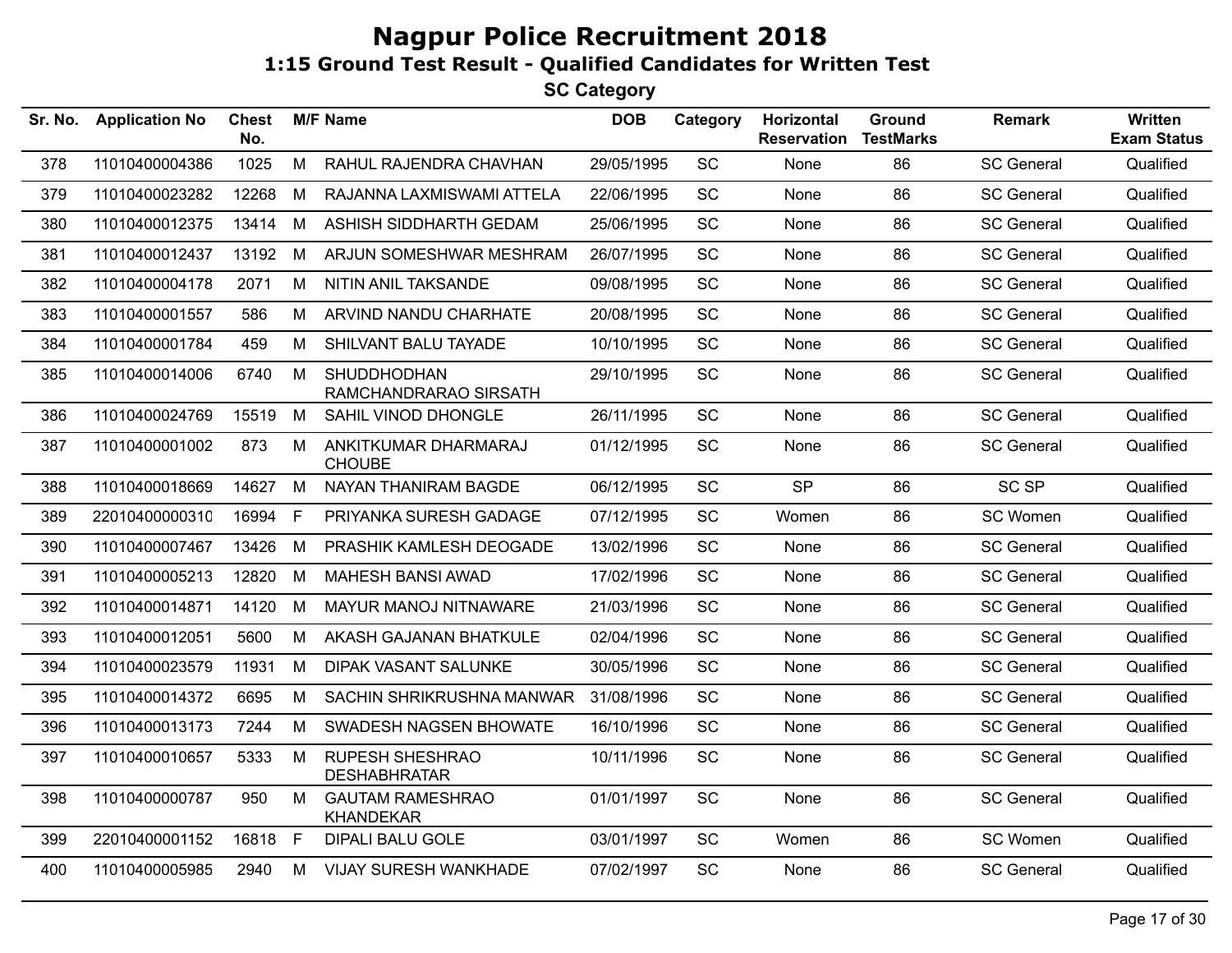# Nagpur Police Recruitment 2018

## 1:15 Ground Test Result - Qualified Candidates for Written Test

### SC Category

| Sr. No. | Application No | Chest No. | M/F | Name | DOB | Category | Horizontal Reservation | Ground TestMarks | Remark | Written Exam Status |
|---|---|---|---|---|---|---|---|---|---|---|
| 378 | 11010400004386 | 1025 | M | RAHUL RAJENDRA CHAVHAN | 29/05/1995 | SC | None | 86 | SC General | Qualified |
| 379 | 11010400023282 | 12268 | M | RAJANNA LAXMISWAMI ATTELA | 22/06/1995 | SC | None | 86 | SC General | Qualified |
| 380 | 11010400012375 | 13414 | M | ASHISH SIDDHARTH GEDAM | 25/06/1995 | SC | None | 86 | SC General | Qualified |
| 381 | 11010400012437 | 13192 | M | ARJUN SOMESHWAR MESHRAM | 26/07/1995 | SC | None | 86 | SC General | Qualified |
| 382 | 11010400004178 | 2071 | M | NITIN ANIL TAKSANDE | 09/08/1995 | SC | None | 86 | SC General | Qualified |
| 383 | 11010400001557 | 586 | M | ARVIND NANDU CHARHATE | 20/08/1995 | SC | None | 86 | SC General | Qualified |
| 384 | 11010400001784 | 459 | M | SHILVANT BALU TAYADE | 10/10/1995 | SC | None | 86 | SC General | Qualified |
| 385 | 11010400014006 | 6740 | M | SHUDDHODHAN RAMCHANDRARAO SIRSATH | 29/10/1995 | SC | None | 86 | SC General | Qualified |
| 386 | 11010400024769 | 15519 | M | SAHIL VINOD DHONGLE | 26/11/1995 | SC | None | 86 | SC General | Qualified |
| 387 | 11010400001002 | 873 | M | ANKITKUMAR DHARMARAJ CHOUBE | 01/12/1995 | SC | None | 86 | SC General | Qualified |
| 388 | 11010400018669 | 14627 | M | NAYAN THANIRAM BAGDE | 06/12/1995 | SC | SP | 86 | SC SP | Qualified |
| 389 | 22010400000310 | 16994 | F | PRIYANKA SURESH GADAGE | 07/12/1995 | SC | Women | 86 | SC Women | Qualified |
| 390 | 11010400007467 | 13426 | M | PRASHIK KAMLESH DEOGADE | 13/02/1996 | SC | None | 86 | SC General | Qualified |
| 391 | 11010400005213 | 12820 | M | MAHESH BANSI AWAD | 17/02/1996 | SC | None | 86 | SC General | Qualified |
| 392 | 11010400014871 | 14120 | M | MAYUR MANOJ NITNAWARE | 21/03/1996 | SC | None | 86 | SC General | Qualified |
| 393 | 11010400012051 | 5600 | M | AKASH GAJANAN BHATKULE | 02/04/1996 | SC | None | 86 | SC General | Qualified |
| 394 | 11010400023579 | 11931 | M | DIPAK VASANT SALUNKE | 30/05/1996 | SC | None | 86 | SC General | Qualified |
| 395 | 11010400014372 | 6695 | M | SACHIN SHRIKRUSHNA MANWAR | 31/08/1996 | SC | None | 86 | SC General | Qualified |
| 396 | 11010400013173 | 7244 | M | SWADESH NAGSEN BHOWATE | 16/10/1996 | SC | None | 86 | SC General | Qualified |
| 397 | 11010400010657 | 5333 | M | RUPESH SHESHRAO DESHABHRATAR | 10/11/1996 | SC | None | 86 | SC General | Qualified |
| 398 | 11010400000787 | 950 | M | GAUTAM RAMESHRAO KHANDEKAR | 01/01/1997 | SC | None | 86 | SC General | Qualified |
| 399 | 22010400001152 | 16818 | F | DIPALI BALU GOLE | 03/01/1997 | SC | Women | 86 | SC Women | Qualified |
| 400 | 11010400005985 | 2940 | M | VIJAY SURESH WANKHADE | 07/02/1997 | SC | None | 86 | SC General | Qualified |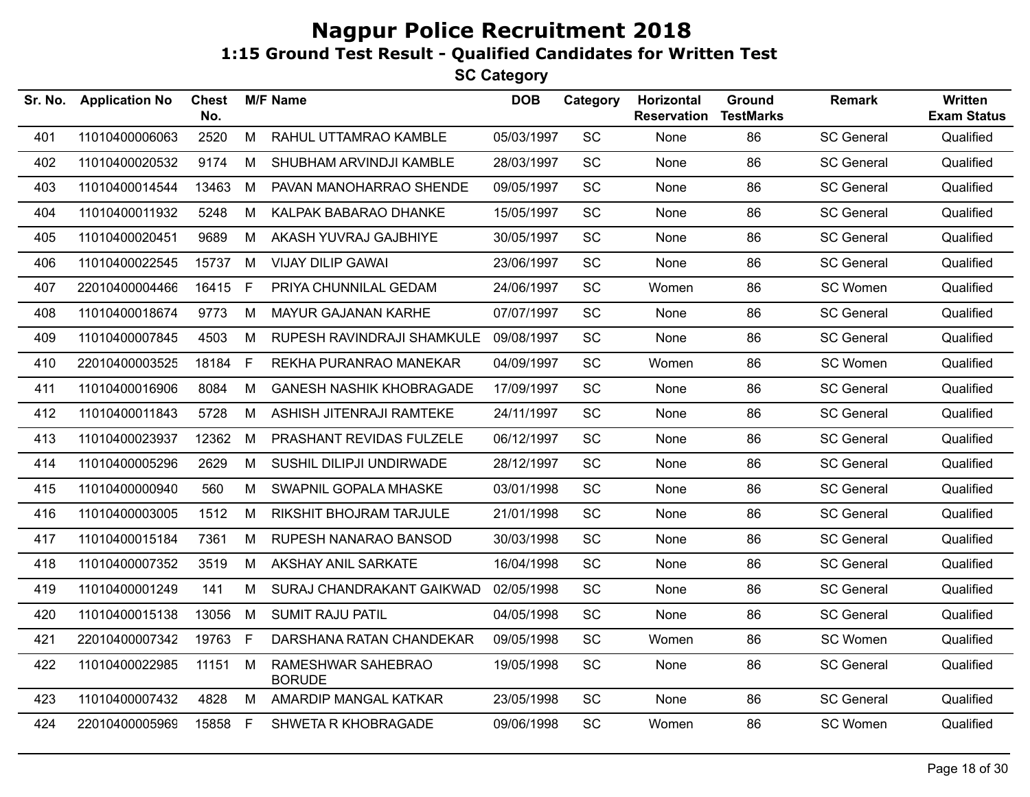# Nagpur Police Recruitment 2018

## 1:15 Ground Test Result - Qualified Candidates for Written Test

### SC Category

| Sr. No. | Application No | Chest No. | M/F | Name | DOB | Category | Horizontal Reservation | Ground TestMarks | Remark | Written Exam Status |
|---|---|---|---|---|---|---|---|---|---|---|
| 401 | 11010400006063 | 2520 | M | RAHUL UTTAMRAO KAMBLE | 05/03/1997 | SC | None | 86 | SC General | Qualified |
| 402 | 11010400020532 | 9174 | M | SHUBHAM ARVINDJI KAMBLE | 28/03/1997 | SC | None | 86 | SC General | Qualified |
| 403 | 11010400014544 | 13463 | M | PAVAN MANOHARRAO SHENDE | 09/05/1997 | SC | None | 86 | SC General | Qualified |
| 404 | 11010400011932 | 5248 | M | KALPAK BABARAO DHANKE | 15/05/1997 | SC | None | 86 | SC General | Qualified |
| 405 | 11010400020451 | 9689 | M | AKASH YUVRAJ GAJBHIYE | 30/05/1997 | SC | None | 86 | SC General | Qualified |
| 406 | 11010400022545 | 15737 | M | VIJAY DILIP GAWAI | 23/06/1997 | SC | None | 86 | SC General | Qualified |
| 407 | 22010400004466 | 16415 | F | PRIYA CHUNNILAL GEDAM | 24/06/1997 | SC | Women | 86 | SC Women | Qualified |
| 408 | 11010400018674 | 9773 | M | MAYUR GAJANAN KARHE | 07/07/1997 | SC | None | 86 | SC General | Qualified |
| 409 | 11010400007845 | 4503 | M | RUPESH RAVINDRAJI SHAMKULE | 09/08/1997 | SC | None | 86 | SC General | Qualified |
| 410 | 22010400003525 | 18184 | F | REKHA PURANRAO MANEKAR | 04/09/1997 | SC | Women | 86 | SC Women | Qualified |
| 411 | 11010400016906 | 8084 | M | GANESH NASHIK KHOBRAGADE | 17/09/1997 | SC | None | 86 | SC General | Qualified |
| 412 | 11010400011843 | 5728 | M | ASHISH JITENRAJI RAMTEKE | 24/11/1997 | SC | None | 86 | SC General | Qualified |
| 413 | 11010400023937 | 12362 | M | PRASHANT REVIDAS FULZELE | 06/12/1997 | SC | None | 86 | SC General | Qualified |
| 414 | 11010400005296 | 2629 | M | SUSHIL DILIPJI UNDIRWADE | 28/12/1997 | SC | None | 86 | SC General | Qualified |
| 415 | 11010400000940 | 560 | M | SWAPNIL GOPALA MHASKE | 03/01/1998 | SC | None | 86 | SC General | Qualified |
| 416 | 11010400003005 | 1512 | M | RIKSHIT BHOJRAM TARJULE | 21/01/1998 | SC | None | 86 | SC General | Qualified |
| 417 | 11010400015184 | 7361 | M | RUPESH NANARAO BANSOD | 30/03/1998 | SC | None | 86 | SC General | Qualified |
| 418 | 11010400007352 | 3519 | M | AKSHAY ANIL SARKATE | 16/04/1998 | SC | None | 86 | SC General | Qualified |
| 419 | 11010400001249 | 141 | M | SURAJ CHANDRAKANT GAIKWAD | 02/05/1998 | SC | None | 86 | SC General | Qualified |
| 420 | 11010400015138 | 13056 | M | SUMIT RAJU PATIL | 04/05/1998 | SC | None | 86 | SC General | Qualified |
| 421 | 22010400007342 | 19763 | F | DARSHANA RATAN CHANDEKAR | 09/05/1998 | SC | Women | 86 | SC Women | Qualified |
| 422 | 11010400022985 | 11151 | M | RAMESHWAR SAHEBRAO BORUDE | 19/05/1998 | SC | None | 86 | SC General | Qualified |
| 423 | 11010400007432 | 4828 | M | AMARDIP MANGAL KATKAR | 23/05/1998 | SC | None | 86 | SC General | Qualified |
| 424 | 22010400005969 | 15858 | F | SHWETA R KHOBRAGADE | 09/06/1998 | SC | Women | 86 | SC Women | Qualified |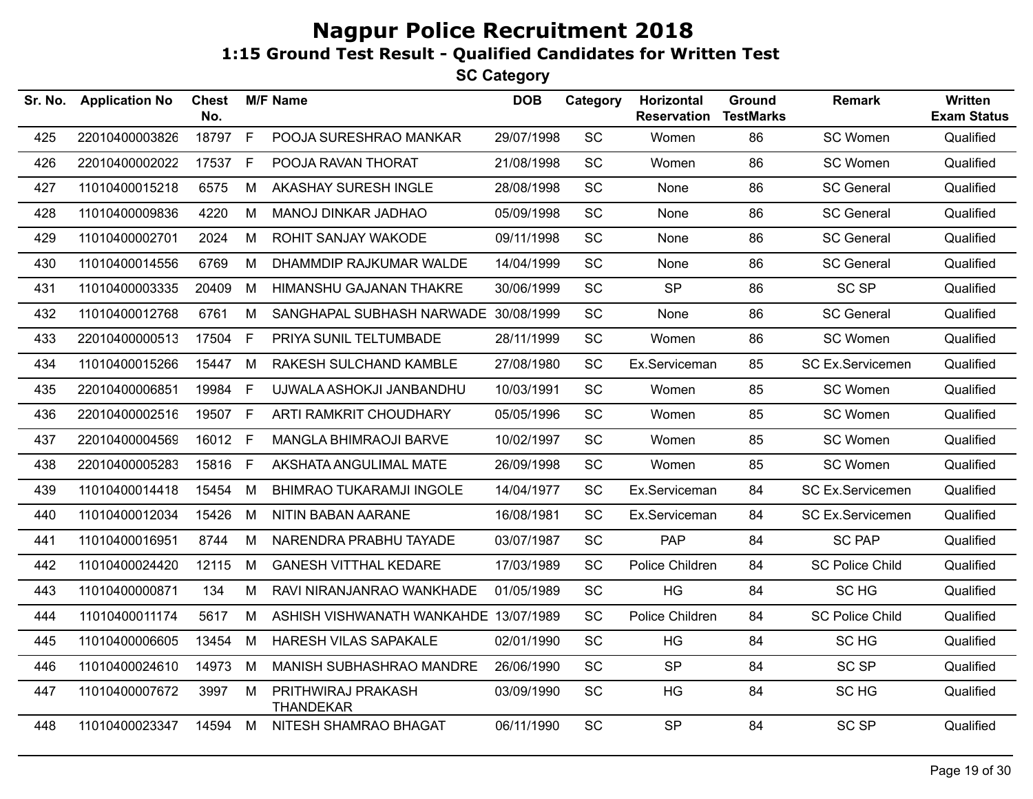# Nagpur Police Recruitment 2018

## 1:15 Ground Test Result - Qualified Candidates for Written Test

### SC Category

| Sr. No. | Application No | Chest No. | M/F | Name | DOB | Category | Horizontal Reservation | Ground TestMarks | Remark | Written Exam Status |
|---|---|---|---|---|---|---|---|---|---|---|
| 425 | 22010400003826 | 18797 | F | POOJA SURESHRAO MANKAR | 29/07/1998 | SC | Women | 86 | SC Women | Qualified |
| 426 | 22010400002022 | 17537 | F | POOJA RAVAN THORAT | 21/08/1998 | SC | Women | 86 | SC Women | Qualified |
| 427 | 11010400015218 | 6575 | M | AKASHAY SURESH INGLE | 28/08/1998 | SC | None | 86 | SC General | Qualified |
| 428 | 11010400009836 | 4220 | M | MANOJ DINKAR JADHAO | 05/09/1998 | SC | None | 86 | SC General | Qualified |
| 429 | 11010400002701 | 2024 | M | ROHIT SANJAY WAKODE | 09/11/1998 | SC | None | 86 | SC General | Qualified |
| 430 | 11010400014556 | 6769 | M | DHAMMDIP RAJKUMAR WALDE | 14/04/1999 | SC | None | 86 | SC General | Qualified |
| 431 | 11010400003335 | 20409 | M | HIMANSHU GAJANAN THAKRE | 30/06/1999 | SC | SP | 86 | SC SP | Qualified |
| 432 | 11010400012768 | 6761 | M | SANGHAPAL SUBHASH NARWADE | 30/08/1999 | SC | None | 86 | SC General | Qualified |
| 433 | 22010400000513 | 17504 | F | PRIYA SUNIL TELTUMBADE | 28/11/1999 | SC | Women | 86 | SC Women | Qualified |
| 434 | 11010400015266 | 15447 | M | RAKESH SULCHAND KAMBLE | 27/08/1980 | SC | Ex.Serviceman | 85 | SC Ex.Servicemen | Qualified |
| 435 | 22010400006851 | 19984 | F | UJWALA ASHOKJI JANBANDHU | 10/03/1991 | SC | Women | 85 | SC Women | Qualified |
| 436 | 22010400002516 | 19507 | F | ARTI RAMKRIT CHOUDHARY | 05/05/1996 | SC | Women | 85 | SC Women | Qualified |
| 437 | 22010400004569 | 16012 | F | MANGLA BHIMRAOJI BARVE | 10/02/1997 | SC | Women | 85 | SC Women | Qualified |
| 438 | 22010400005283 | 15816 | F | AKSHATA ANGULIMAL MATE | 26/09/1998 | SC | Women | 85 | SC Women | Qualified |
| 439 | 11010400014418 | 15454 | M | BHIMRAO TUKARAMJI INGOLE | 14/04/1977 | SC | Ex.Serviceman | 84 | SC Ex.Servicemen | Qualified |
| 440 | 11010400012034 | 15426 | M | NITIN BABAN AARANE | 16/08/1981 | SC | Ex.Serviceman | 84 | SC Ex.Servicemen | Qualified |
| 441 | 11010400016951 | 8744 | M | NARENDRA PRABHU TAYADE | 03/07/1987 | SC | PAP | 84 | SC PAP | Qualified |
| 442 | 11010400024420 | 12115 | M | GANESH VITTHAL KEDARE | 17/03/1989 | SC | Police Children | 84 | SC Police Child | Qualified |
| 443 | 11010400000871 | 134 | M | RAVI NIRANJANRAO WANKHADE | 01/05/1989 | SC | HG | 84 | SC HG | Qualified |
| 444 | 11010400011174 | 5617 | M | ASHISH VISHWANATH WANKAHDE | 13/07/1989 | SC | Police Children | 84 | SC Police Child | Qualified |
| 445 | 11010400006605 | 13454 | M | HARESH VILAS SAPAKALE | 02/01/1990 | SC | HG | 84 | SC HG | Qualified |
| 446 | 11010400024610 | 14973 | M | MANISH SUBHASHRAO MANDRE | 26/06/1990 | SC | SP | 84 | SC SP | Qualified |
| 447 | 11010400007672 | 3997 | M | PRITHWIRAJ PRAKASH THANDEKAR | 03/09/1990 | SC | HG | 84 | SC HG | Qualified |
| 448 | 11010400023347 | 14594 | M | NITESH SHAMRAO BHAGAT | 06/11/1990 | SC | SP | 84 | SC SP | Qualified |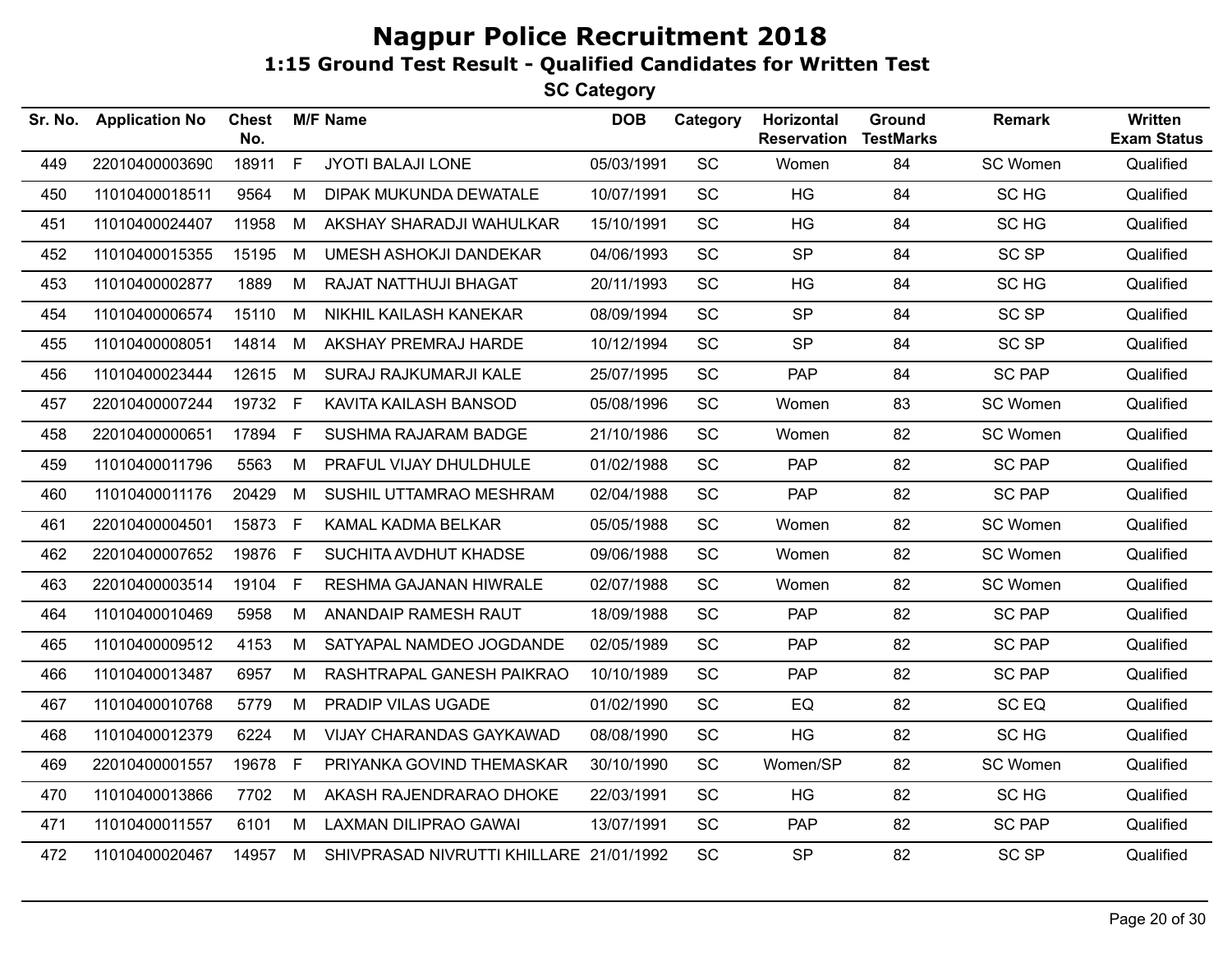# Nagpur Police Recruitment 2018

## 1:15 Ground Test Result - Qualified Candidates for Written Test

### SC Category

| Sr. No. | Application No | Chest No. | M/F | Name | DOB | Category | Horizontal Reservation | Ground TestMarks | Remark | Written Exam Status |
|---|---|---|---|---|---|---|---|---|---|---|
| 449 | 22010400003690 | 18911 | F | JYOTI BALAJI LONE | 05/03/1991 | SC | Women | 84 | SC Women | Qualified |
| 450 | 11010400018511 | 9564 | M | DIPAK MUKUNDA DEWATALE | 10/07/1991 | SC | HG | 84 | SC HG | Qualified |
| 451 | 11010400024407 | 11958 | M | AKSHAY SHARADJI WAHULKAR | 15/10/1991 | SC | HG | 84 | SC HG | Qualified |
| 452 | 11010400015355 | 15195 | M | UMESH ASHOKJI DANDEKAR | 04/06/1993 | SC | SP | 84 | SC SP | Qualified |
| 453 | 11010400002877 | 1889 | M | RAJAT NATTHUJI BHAGAT | 20/11/1993 | SC | HG | 84 | SC HG | Qualified |
| 454 | 11010400006574 | 15110 | M | NIKHIL KAILASH KANEKAR | 08/09/1994 | SC | SP | 84 | SC SP | Qualified |
| 455 | 11010400008051 | 14814 | M | AKSHAY PREMRAJ HARDE | 10/12/1994 | SC | SP | 84 | SC SP | Qualified |
| 456 | 11010400023444 | 12615 | M | SURAJ RAJKUMARJI KALE | 25/07/1995 | SC | PAP | 84 | SC PAP | Qualified |
| 457 | 22010400007244 | 19732 | F | KAVITA KAILASH BANSOD | 05/08/1996 | SC | Women | 83 | SC Women | Qualified |
| 458 | 22010400000651 | 17894 | F | SUSHMA RAJARAM BADGE | 21/10/1986 | SC | Women | 82 | SC Women | Qualified |
| 459 | 11010400011796 | 5563 | M | PRAFUL VIJAY DHULDHULE | 01/02/1988 | SC | PAP | 82 | SC PAP | Qualified |
| 460 | 11010400011176 | 20429 | M | SUSHIL UTTAMRAO MESHRAM | 02/04/1988 | SC | PAP | 82 | SC PAP | Qualified |
| 461 | 22010400004501 | 15873 | F | KAMAL KADMA BELKAR | 05/05/1988 | SC | Women | 82 | SC Women | Qualified |
| 462 | 22010400007652 | 19876 | F | SUCHITA AVDHUT KHADSE | 09/06/1988 | SC | Women | 82 | SC Women | Qualified |
| 463 | 22010400003514 | 19104 | F | RESHMA GAJANAN HIWRALE | 02/07/1988 | SC | Women | 82 | SC Women | Qualified |
| 464 | 11010400010469 | 5958 | M | ANANDAIP RAMESH RAUT | 18/09/1988 | SC | PAP | 82 | SC PAP | Qualified |
| 465 | 11010400009512 | 4153 | M | SATYAPAL NAMDEO JOGDANDE | 02/05/1989 | SC | PAP | 82 | SC PAP | Qualified |
| 466 | 11010400013487 | 6957 | M | RASHTRAPAL GANESH PAIKRAO | 10/10/1989 | SC | PAP | 82 | SC PAP | Qualified |
| 467 | 11010400010768 | 5779 | M | PRADIP VILAS UGADE | 01/02/1990 | SC | EQ | 82 | SC EQ | Qualified |
| 468 | 11010400012379 | 6224 | M | VIJAY CHARANDAS GAYKAWAD | 08/08/1990 | SC | HG | 82 | SC HG | Qualified |
| 469 | 22010400001557 | 19678 | F | PRIYANKA GOVIND THEMASKAR | 30/10/1990 | SC | Women/SP | 82 | SC Women | Qualified |
| 470 | 11010400013866 | 7702 | M | AKASH RAJENDRARAO DHOKE | 22/03/1991 | SC | HG | 82 | SC HG | Qualified |
| 471 | 11010400011557 | 6101 | M | LAXMAN DILIPRAO GAWAI | 13/07/1991 | SC | PAP | 82 | SC PAP | Qualified |
| 472 | 11010400020467 | 14957 | M | SHIVPRASAD NIVRUTTI KHILLARE | 21/01/1992 | SC | SP | 82 | SC SP | Qualified |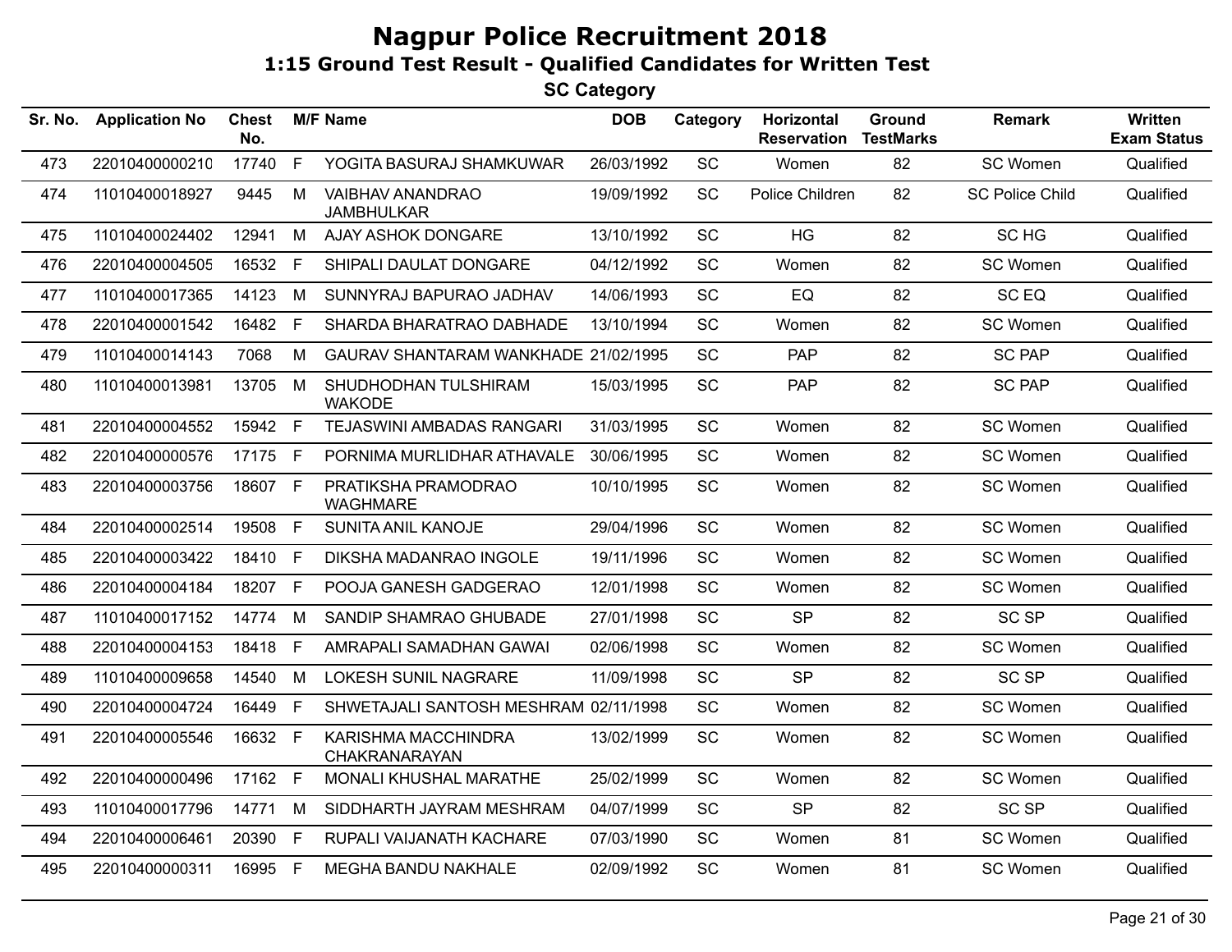# Nagpur Police Recruitment 2018

## 1:15 Ground Test Result - Qualified Candidates for Written Test

### SC Category

| Sr. No. | Application No | Chest No. | M/F | Name | DOB | Category | Horizontal Reservation | Ground TestMarks | Remark | Written Exam Status |
|---|---|---|---|---|---|---|---|---|---|---|
| 473 | 22010400000210 | 17740 | F | YOGITA BASURAJ SHAMKUWAR | 26/03/1992 | SC | Women | 82 | SC Women | Qualified |
| 474 | 11010400018927 | 9445 | M | VAIBHAV ANANDRAO JAMBHULKAR | 19/09/1992 | SC | Police Children | 82 | SC Police Child | Qualified |
| 475 | 11010400024402 | 12941 | M | AJAY ASHOK DONGARE | 13/10/1992 | SC | HG | 82 | SC HG | Qualified |
| 476 | 22010400004505 | 16532 | F | SHIPALI DAULAT DONGARE | 04/12/1992 | SC | Women | 82 | SC Women | Qualified |
| 477 | 11010400017365 | 14123 | M | SUNNYRAJ BAPURAO JADHAV | 14/06/1993 | SC | EQ | 82 | SC EQ | Qualified |
| 478 | 22010400001542 | 16482 | F | SHARDA BHARATRAO DABHADE | 13/10/1994 | SC | Women | 82 | SC Women | Qualified |
| 479 | 11010400014143 | 7068 | M | GAURAV SHANTARAM WANKHADE | 21/02/1995 | SC | PAP | 82 | SC PAP | Qualified |
| 480 | 11010400013981 | 13705 | M | SHUDHODHAN TULSHIRAM WAKODE | 15/03/1995 | SC | PAP | 82 | SC PAP | Qualified |
| 481 | 22010400004552 | 15942 | F | TEJASWINI AMBADAS RANGARI | 31/03/1995 | SC | Women | 82 | SC Women | Qualified |
| 482 | 22010400000576 | 17175 | F | PORNIMA MURLIDHAR ATHAVALE | 30/06/1995 | SC | Women | 82 | SC Women | Qualified |
| 483 | 22010400003756 | 18607 | F | PRATIKSHA PRAMODRAO WAGHMARE | 10/10/1995 | SC | Women | 82 | SC Women | Qualified |
| 484 | 22010400002514 | 19508 | F | SUNITA ANIL KANOJE | 29/04/1996 | SC | Women | 82 | SC Women | Qualified |
| 485 | 22010400003422 | 18410 | F | DIKSHA MADANRAO INGOLE | 19/11/1996 | SC | Women | 82 | SC Women | Qualified |
| 486 | 22010400004184 | 18207 | F | POOJA GANESH GADGERAO | 12/01/1998 | SC | Women | 82 | SC Women | Qualified |
| 487 | 11010400017152 | 14774 | M | SANDIP SHAMRAO GHUBADE | 27/01/1998 | SC | SP | 82 | SC SP | Qualified |
| 488 | 22010400004153 | 18418 | F | AMRAPALI SAMADHAN GAWAI | 02/06/1998 | SC | Women | 82 | SC Women | Qualified |
| 489 | 11010400009658 | 14540 | M | LOKESH SUNIL NAGRARE | 11/09/1998 | SC | SP | 82 | SC SP | Qualified |
| 490 | 22010400004724 | 16449 | F | SHWETAJALI SANTOSH MESHRAM | 02/11/1998 | SC | Women | 82 | SC Women | Qualified |
| 491 | 22010400005546 | 16632 | F | KARISHMA MACCHINDRA CHAKRANARAYAN | 13/02/1999 | SC | Women | 82 | SC Women | Qualified |
| 492 | 22010400000496 | 17162 | F | MONALI KHUSHAL MARATHE | 25/02/1999 | SC | Women | 82 | SC Women | Qualified |
| 493 | 11010400017796 | 14771 | M | SIDDHARTH JAYRAM MESHRAM | 04/07/1999 | SC | SP | 82 | SC SP | Qualified |
| 494 | 22010400006461 | 20390 | F | RUPALI VAIJANATH KACHARE | 07/03/1990 | SC | Women | 81 | SC Women | Qualified |
| 495 | 22010400000311 | 16995 | F | MEGHA BANDU NAKHALE | 02/09/1992 | SC | Women | 81 | SC Women | Qualified |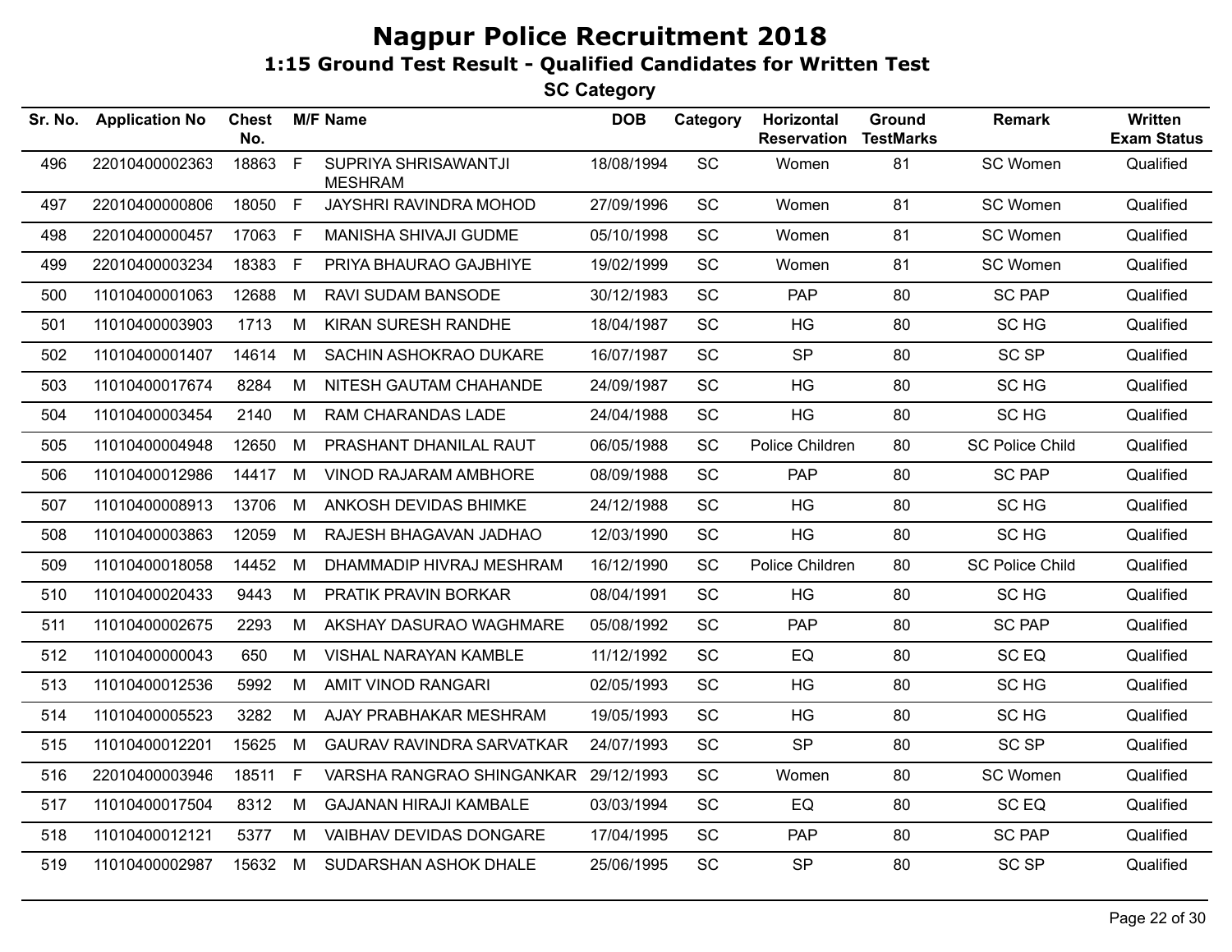# Nagpur Police Recruitment 2018

## 1:15 Ground Test Result - Qualified Candidates for Written Test

### SC Category

| Sr. No. | Application No | Chest No. | M/F | Name | DOB | Category | Horizontal Reservation | Ground TestMarks | Remark | Written Exam Status |
|---|---|---|---|---|---|---|---|---|---|---|
| 496 | 22010400002363 | 18863 | F | SUPRIYA SHRISAWANTJI MESHRAM | 18/08/1994 | SC | Women | 81 | SC Women | Qualified |
| 497 | 22010400000806 | 18050 | F | JAYSHRI RAVINDRA MOHOD | 27/09/1996 | SC | Women | 81 | SC Women | Qualified |
| 498 | 22010400000457 | 17063 | F | MANISHA SHIVAJI GUDME | 05/10/1998 | SC | Women | 81 | SC Women | Qualified |
| 499 | 22010400003234 | 18383 | F | PRIYA BHAURAO GAJBHIYE | 19/02/1999 | SC | Women | 81 | SC Women | Qualified |
| 500 | 11010400001063 | 12688 | M | RAVI SUDAM BANSODE | 30/12/1983 | SC | PAP | 80 | SC PAP | Qualified |
| 501 | 11010400003903 | 1713 | M | KIRAN SURESH RANDHE | 18/04/1987 | SC | HG | 80 | SC HG | Qualified |
| 502 | 11010400001407 | 14614 | M | SACHIN ASHOKRAO DUKARE | 16/07/1987 | SC | SP | 80 | SC SP | Qualified |
| 503 | 11010400017674 | 8284 | M | NITESH GAUTAM CHAHANDE | 24/09/1987 | SC | HG | 80 | SC HG | Qualified |
| 504 | 11010400003454 | 2140 | M | RAM CHARANDAS LADE | 24/04/1988 | SC | HG | 80 | SC HG | Qualified |
| 505 | 11010400004948 | 12650 | M | PRASHANT DHANILAL RAUT | 06/05/1988 | SC | Police Children | 80 | SC Police Child | Qualified |
| 506 | 11010400012986 | 14417 | M | VINOD RAJARAM AMBHORE | 08/09/1988 | SC | PAP | 80 | SC PAP | Qualified |
| 507 | 11010400008913 | 13706 | M | ANKOSH DEVIDAS BHIMKE | 24/12/1988 | SC | HG | 80 | SC HG | Qualified |
| 508 | 11010400003863 | 12059 | M | RAJESH BHAGAVAN JADHAO | 12/03/1990 | SC | HG | 80 | SC HG | Qualified |
| 509 | 11010400018058 | 14452 | M | DHAMMADIP HIVRAJ MESHRAM | 16/12/1990 | SC | Police Children | 80 | SC Police Child | Qualified |
| 510 | 11010400020433 | 9443 | M | PRATIK PRAVIN BORKAR | 08/04/1991 | SC | HG | 80 | SC HG | Qualified |
| 511 | 11010400002675 | 2293 | M | AKSHAY DASURAO WAGHMARE | 05/08/1992 | SC | PAP | 80 | SC PAP | Qualified |
| 512 | 11010400000043 | 650 | M | VISHAL NARAYAN KAMBLE | 11/12/1992 | SC | EQ | 80 | SC EQ | Qualified |
| 513 | 11010400012536 | 5992 | M | AMIT VINOD RANGARI | 02/05/1993 | SC | HG | 80 | SC HG | Qualified |
| 514 | 11010400005523 | 3282 | M | AJAY PRABHAKAR MESHRAM | 19/05/1993 | SC | HG | 80 | SC HG | Qualified |
| 515 | 11010400012201 | 15625 | M | GAURAV RAVINDRA SARVATKAR | 24/07/1993 | SC | SP | 80 | SC SP | Qualified |
| 516 | 22010400003946 | 18511 | F | VARSHA RANGRAO SHINGANKAR | 29/12/1993 | SC | Women | 80 | SC Women | Qualified |
| 517 | 11010400017504 | 8312 | M | GAJANAN HIRAJI KAMBALE | 03/03/1994 | SC | EQ | 80 | SC EQ | Qualified |
| 518 | 11010400012121 | 5377 | M | VAIBHAV DEVIDAS DONGARE | 17/04/1995 | SC | PAP | 80 | SC PAP | Qualified |
| 519 | 11010400002987 | 15632 | M | SUDARSHAN ASHOK DHALE | 25/06/1995 | SC | SP | 80 | SC SP | Qualified |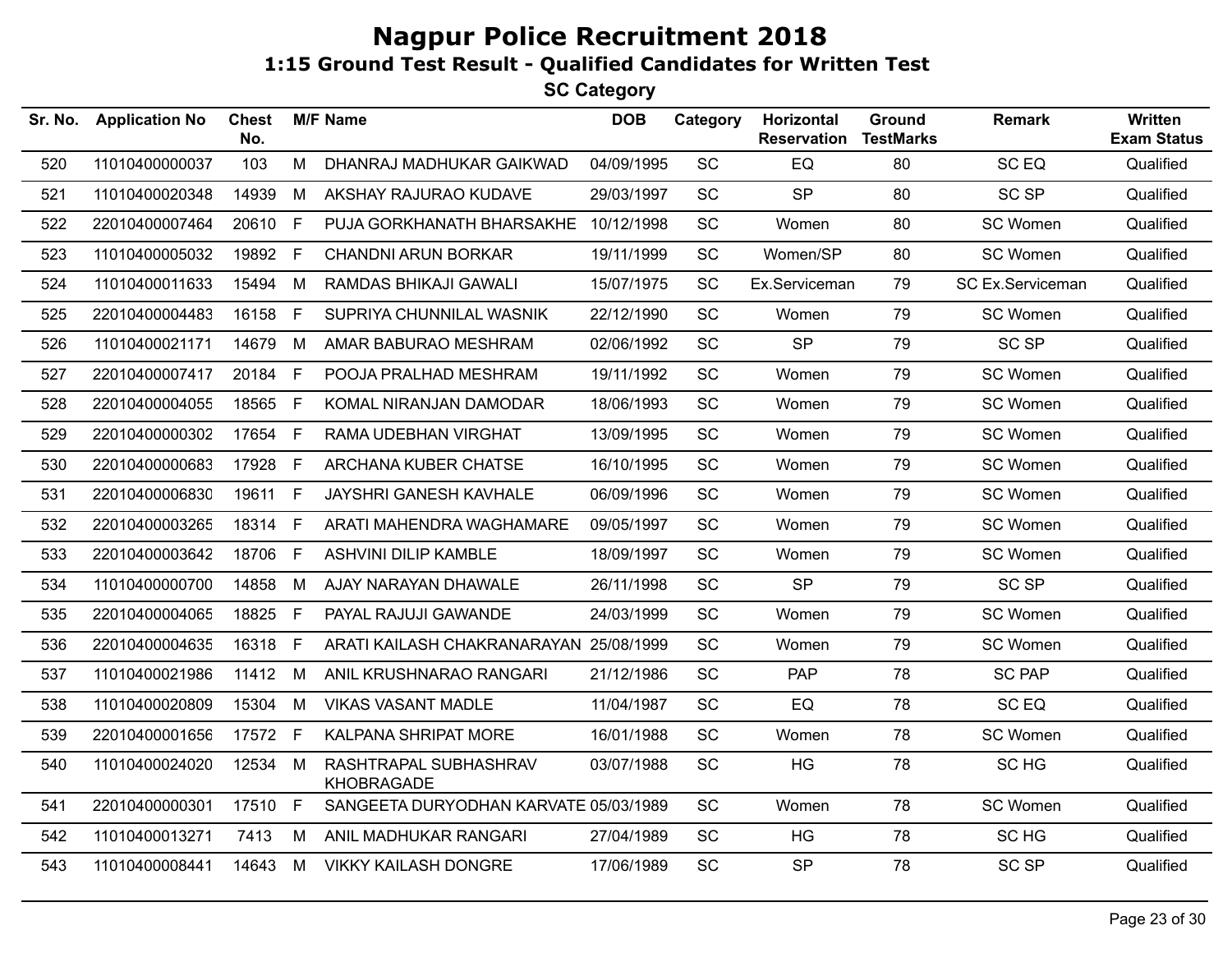# Nagpur Police Recruitment 2018

## 1:15 Ground Test Result - Qualified Candidates for Written Test

### SC Category

| Sr. No. | Application No | Chest No. | M/F | Name | DOB | Category | Horizontal Reservation | Ground TestMarks | Remark | Written Exam Status |
|---|---|---|---|---|---|---|---|---|---|---|
| 520 | 11010400000037 | 103 | M | DHANRAJ MADHUKAR GAIKWAD | 04/09/1995 | SC | EQ | 80 | SC EQ | Qualified |
| 521 | 11010400020348 | 14939 | M | AKSHAY RAJURAO KUDAVE | 29/03/1997 | SC | SP | 80 | SC SP | Qualified |
| 522 | 22010400007464 | 20610 | F | PUJA GORKHANATH BHARSAKHE | 10/12/1998 | SC | Women | 80 | SC Women | Qualified |
| 523 | 11010400005032 | 19892 | F | CHANDNI ARUN BORKAR | 19/11/1999 | SC | Women/SP | 80 | SC Women | Qualified |
| 524 | 11010400011633 | 15494 | M | RAMDAS BHIKAJI GAWALI | 15/07/1975 | SC | Ex.Serviceman | 79 | SC Ex.Serviceman | Qualified |
| 525 | 22010400004483 | 16158 | F | SUPRIYA CHUNNILAL WASNIK | 22/12/1990 | SC | Women | 79 | SC Women | Qualified |
| 526 | 11010400021171 | 14679 | M | AMAR BABURAO MESHRAM | 02/06/1992 | SC | SP | 79 | SC SP | Qualified |
| 527 | 22010400007417 | 20184 | F | POOJA PRALHAD MESHRAM | 19/11/1992 | SC | Women | 79 | SC Women | Qualified |
| 528 | 22010400004055 | 18565 | F | KOMAL NIRANJAN DAMODAR | 18/06/1993 | SC | Women | 79 | SC Women | Qualified |
| 529 | 22010400000302 | 17654 | F | RAMA UDEBHAN VIRGHAT | 13/09/1995 | SC | Women | 79 | SC Women | Qualified |
| 530 | 22010400000683 | 17928 | F | ARCHANA KUBER CHATSE | 16/10/1995 | SC | Women | 79 | SC Women | Qualified |
| 531 | 22010400006830 | 19611 | F | JAYSHRI GANESH KAVHALE | 06/09/1996 | SC | Women | 79 | SC Women | Qualified |
| 532 | 22010400003265 | 18314 | F | ARATI MAHENDRA WAGHAMARE | 09/05/1997 | SC | Women | 79 | SC Women | Qualified |
| 533 | 22010400003642 | 18706 | F | ASHVINI DILIP KAMBLE | 18/09/1997 | SC | Women | 79 | SC Women | Qualified |
| 534 | 11010400000700 | 14858 | M | AJAY NARAYAN DHAWALE | 26/11/1998 | SC | SP | 79 | SC SP | Qualified |
| 535 | 22010400004065 | 18825 | F | PAYAL RAJUJI GAWANDE | 24/03/1999 | SC | Women | 79 | SC Women | Qualified |
| 536 | 22010400004635 | 16318 | F | ARATI KAILASH CHAKRANARAYAN | 25/08/1999 | SC | Women | 79 | SC Women | Qualified |
| 537 | 11010400021986 | 11412 | M | ANIL KRUSHNARAO RANGARI | 21/12/1986 | SC | PAP | 78 | SC PAP | Qualified |
| 538 | 11010400020809 | 15304 | M | VIKAS VASANT MADLE | 11/04/1987 | SC | EQ | 78 | SC EQ | Qualified |
| 539 | 22010400001656 | 17572 | F | KALPANA SHRIPAT MORE | 16/01/1988 | SC | Women | 78 | SC Women | Qualified |
| 540 | 11010400024020 | 12534 | M | RASHTRAPAL SUBHASHRAV KHOBRAGADE | 03/07/1988 | SC | HG | 78 | SC HG | Qualified |
| 541 | 22010400000301 | 17510 | F | SANGEETA DURYODHAN KARVATE | 05/03/1989 | SC | Women | 78 | SC Women | Qualified |
| 542 | 11010400013271 | 7413 | M | ANIL MADHUKAR RANGARI | 27/04/1989 | SC | HG | 78 | SC HG | Qualified |
| 543 | 11010400008441 | 14643 | M | VIKKY KAILASH DONGRE | 17/06/1989 | SC | SP | 78 | SC SP | Qualified |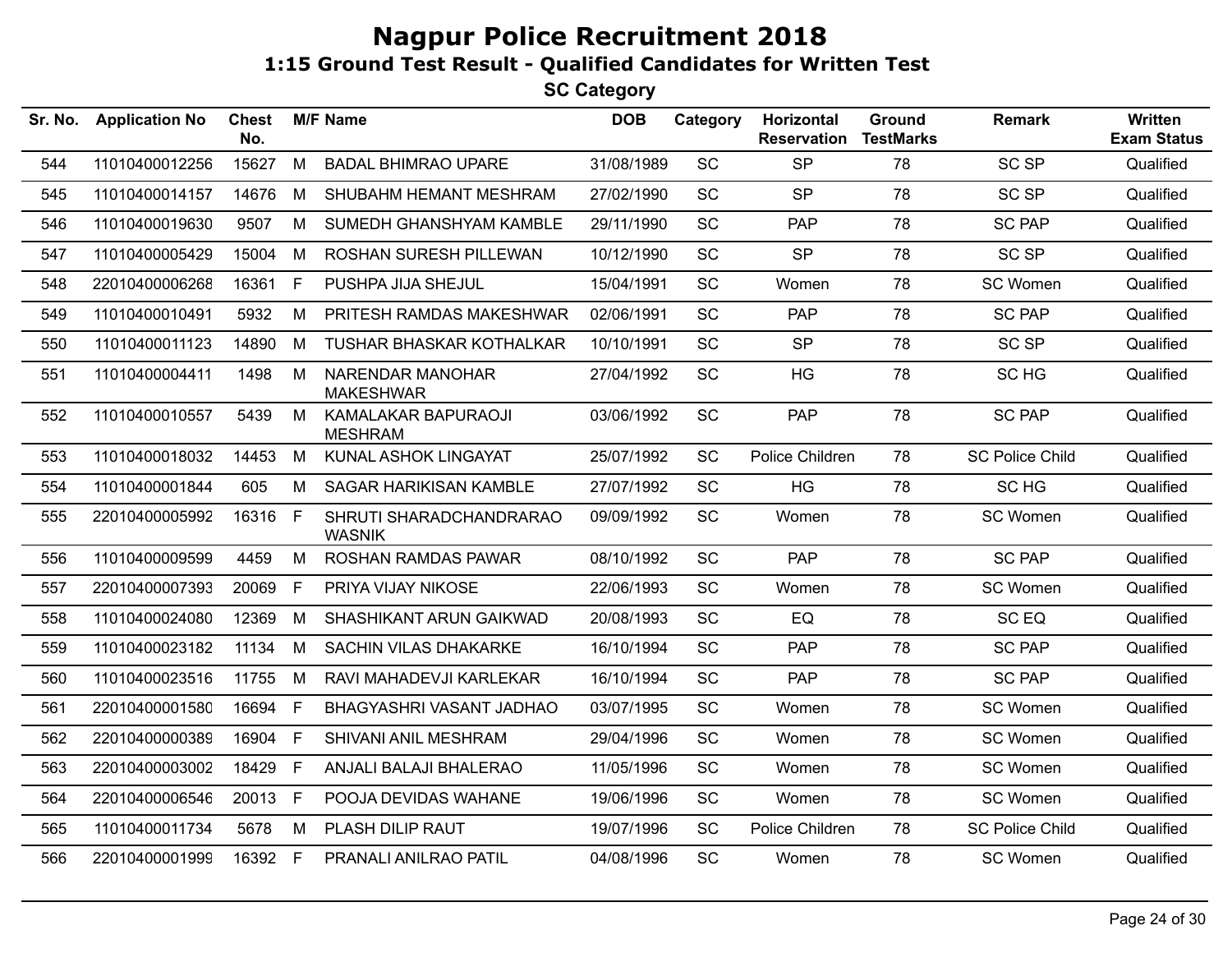# Nagpur Police Recruitment 2018

## 1:15 Ground Test Result - Qualified Candidates for Written Test

### SC Category

| Sr. No. | Application No | Chest No. | M/F | Name | DOB | Category | Horizontal Reservation | Ground TestMarks | Remark | Written Exam Status |
|---|---|---|---|---|---|---|---|---|---|---|
| 544 | 11010400012256 | 15627 | M | BADAL BHIMRAO UPARE | 31/08/1989 | SC | SP | 78 | SC SP | Qualified |
| 545 | 11010400014157 | 14676 | M | SHUBAHM HEMANT MESHRAM | 27/02/1990 | SC | SP | 78 | SC SP | Qualified |
| 546 | 11010400019630 | 9507 | M | SUMEDH GHANSHYAM KAMBLE | 29/11/1990 | SC | PAP | 78 | SC PAP | Qualified |
| 547 | 11010400005429 | 15004 | M | ROSHAN SURESH PILLEWAN | 10/12/1990 | SC | SP | 78 | SC SP | Qualified |
| 548 | 22010400006268 | 16361 | F | PUSHPA JIJA SHEJUL | 15/04/1991 | SC | Women | 78 | SC Women | Qualified |
| 549 | 11010400010491 | 5932 | M | PRITESH RAMDAS MAKESHWAR | 02/06/1991 | SC | PAP | 78 | SC PAP | Qualified |
| 550 | 11010400011123 | 14890 | M | TUSHAR BHASKAR KOTHALKAR | 10/10/1991 | SC | SP | 78 | SC SP | Qualified |
| 551 | 11010400004411 | 1498 | M | NARENDAR MANOHAR MAKESHWAR | 27/04/1992 | SC | HG | 78 | SC HG | Qualified |
| 552 | 11010400010557 | 5439 | M | KAMALAKAR BAPURAOJI MESHRAM | 03/06/1992 | SC | PAP | 78 | SC PAP | Qualified |
| 553 | 11010400018032 | 14453 | M | KUNAL ASHOK LINGAYAT | 25/07/1992 | SC | Police Children | 78 | SC Police Child | Qualified |
| 554 | 11010400001844 | 605 | M | SAGAR HARIKISAN KAMBLE | 27/07/1992 | SC | HG | 78 | SC HG | Qualified |
| 555 | 22010400005992 | 16316 | F | SHRUTI SHARADCHANDRARAO WASNIK | 09/09/1992 | SC | Women | 78 | SC Women | Qualified |
| 556 | 11010400009599 | 4459 | M | ROSHAN RAMDAS PAWAR | 08/10/1992 | SC | PAP | 78 | SC PAP | Qualified |
| 557 | 22010400007393 | 20069 | F | PRIYA VIJAY NIKOSE | 22/06/1993 | SC | Women | 78 | SC Women | Qualified |
| 558 | 11010400024080 | 12369 | M | SHASHIKANT ARUN GAIKWAD | 20/08/1993 | SC | EQ | 78 | SC EQ | Qualified |
| 559 | 11010400023182 | 11134 | M | SACHIN VILAS DHAKARKE | 16/10/1994 | SC | PAP | 78 | SC PAP | Qualified |
| 560 | 11010400023516 | 11755 | M | RAVI MAHADEVJI KARLEKAR | 16/10/1994 | SC | PAP | 78 | SC PAP | Qualified |
| 561 | 22010400001580 | 16694 | F | BHAGYASHRI VASANT JADHAO | 03/07/1995 | SC | Women | 78 | SC Women | Qualified |
| 562 | 22010400000389 | 16904 | F | SHIVANI ANIL MESHRAM | 29/04/1996 | SC | Women | 78 | SC Women | Qualified |
| 563 | 22010400003002 | 18429 | F | ANJALI BALAJI BHALERAO | 11/05/1996 | SC | Women | 78 | SC Women | Qualified |
| 564 | 22010400006546 | 20013 | F | POOJA DEVIDAS WAHANE | 19/06/1996 | SC | Women | 78 | SC Women | Qualified |
| 565 | 11010400011734 | 5678 | M | PLASH DILIP RAUT | 19/07/1996 | SC | Police Children | 78 | SC Police Child | Qualified |
| 566 | 22010400001999 | 16392 | F | PRANALI ANILRAO PATIL | 04/08/1996 | SC | Women | 78 | SC Women | Qualified |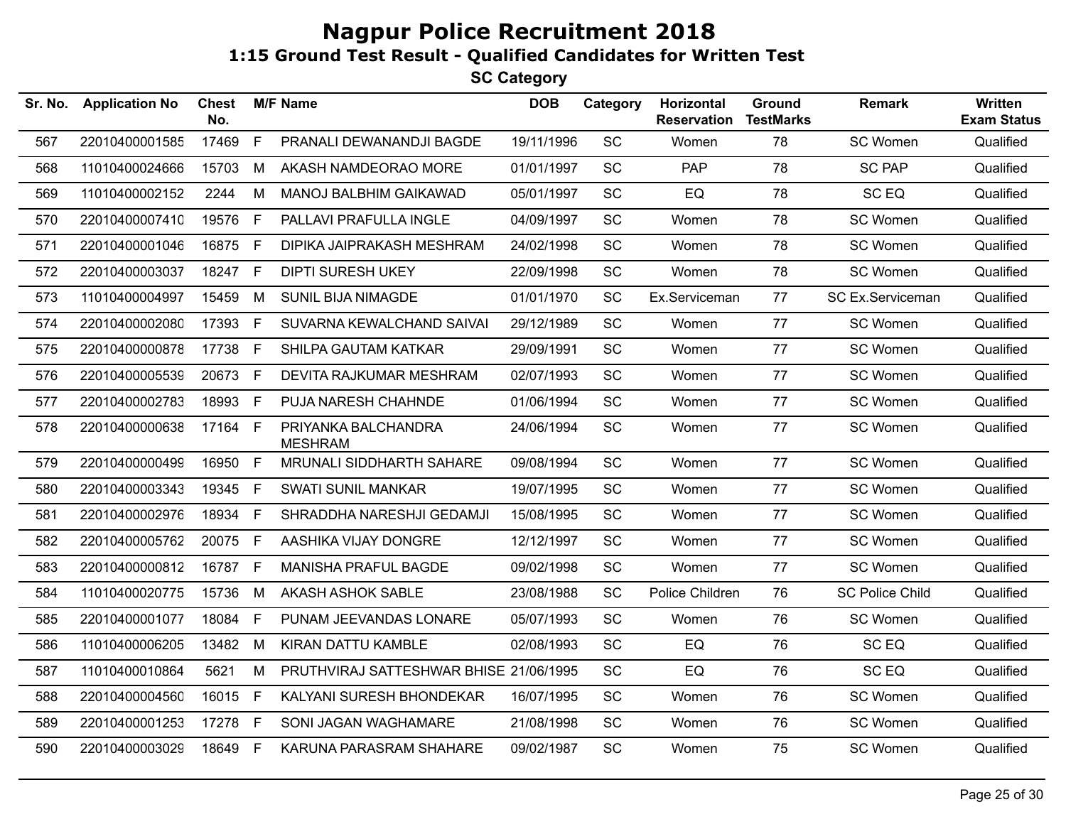# Nagpur Police Recruitment 2018

## 1:15 Ground Test Result - Qualified Candidates for Written Test

### SC Category

| Sr. No. | Application No | Chest No. | M/F | Name | DOB | Category | Horizontal Reservation | Ground TestMarks | Remark | Written Exam Status |
|---|---|---|---|---|---|---|---|---|---|---|
| 567 | 22010400001585 | 17469 | F | PRANALI DEWANANDJI BAGDE | 19/11/1996 | SC | Women | 78 | SC Women | Qualified |
| 568 | 11010400024666 | 15703 | M | AKASH NAMDEORAO MORE | 01/01/1997 | SC | PAP | 78 | SC PAP | Qualified |
| 569 | 11010400002152 | 2244 | M | MANOJ BALBHIM GAIKAWAD | 05/01/1997 | SC | EQ | 78 | SC EQ | Qualified |
| 570 | 22010400007410 | 19576 | F | PALLAVI PRAFULLA INGLE | 04/09/1997 | SC | Women | 78 | SC Women | Qualified |
| 571 | 22010400001046 | 16875 | F | DIPIKA JAIPRAKASH MESHRAM | 24/02/1998 | SC | Women | 78 | SC Women | Qualified |
| 572 | 22010400003037 | 18247 | F | DIPTI SURESH UKEY | 22/09/1998 | SC | Women | 78 | SC Women | Qualified |
| 573 | 11010400004997 | 15459 | M | SUNIL BIJA NIMAGDE | 01/01/1970 | SC | Ex.Serviceman | 77 | SC Ex.Serviceman | Qualified |
| 574 | 22010400002080 | 17393 | F | SUVARNA KEWALCHAND SAIVAI | 29/12/1989 | SC | Women | 77 | SC Women | Qualified |
| 575 | 22010400000878 | 17738 | F | SHILPA GAUTAM KATKAR | 29/09/1991 | SC | Women | 77 | SC Women | Qualified |
| 576 | 22010400005539 | 20673 | F | DEVITA RAJKUMAR MESHRAM | 02/07/1993 | SC | Women | 77 | SC Women | Qualified |
| 577 | 22010400002783 | 18993 | F | PUJA NARESH CHAHNDE | 01/06/1994 | SC | Women | 77 | SC Women | Qualified |
| 578 | 22010400000638 | 17164 | F | PRIYANKA BALCHANDRA MESHRAM | 24/06/1994 | SC | Women | 77 | SC Women | Qualified |
| 579 | 22010400000499 | 16950 | F | MRUNALI SIDDHARTH SAHARE | 09/08/1994 | SC | Women | 77 | SC Women | Qualified |
| 580 | 22010400003343 | 19345 | F | SWATI SUNIL MANKAR | 19/07/1995 | SC | Women | 77 | SC Women | Qualified |
| 581 | 22010400002976 | 18934 | F | SHRADDHA NARESHJI GEDAMJI | 15/08/1995 | SC | Women | 77 | SC Women | Qualified |
| 582 | 22010400005762 | 20075 | F | AASHIKA VIJAY DONGRE | 12/12/1997 | SC | Women | 77 | SC Women | Qualified |
| 583 | 22010400000812 | 16787 | F | MANISHA PRAFUL BAGDE | 09/02/1998 | SC | Women | 77 | SC Women | Qualified |
| 584 | 11010400020775 | 15736 | M | AKASH ASHOK SABLE | 23/08/1988 | SC | Police Children | 76 | SC Police Child | Qualified |
| 585 | 22010400001077 | 18084 | F | PUNAM JEEVANDAS LONARE | 05/07/1993 | SC | Women | 76 | SC Women | Qualified |
| 586 | 11010400006205 | 13482 | M | KIRAN DATTU KAMBLE | 02/08/1993 | SC | EQ | 76 | SC EQ | Qualified |
| 587 | 11010400010864 | 5621 | M | PRUTHVIRAJ SATTESHWAR BHISE | 21/06/1995 | SC | EQ | 76 | SC EQ | Qualified |
| 588 | 22010400004560 | 16015 | F | KALYANI SURESH BHONDEKAR | 16/07/1995 | SC | Women | 76 | SC Women | Qualified |
| 589 | 22010400001253 | 17278 | F | SONI JAGAN WAGHAMARE | 21/08/1998 | SC | Women | 76 | SC Women | Qualified |
| 590 | 22010400003029 | 18649 | F | KARUNA PARASRAM SHAHARE | 09/02/1987 | SC | Women | 75 | SC Women | Qualified |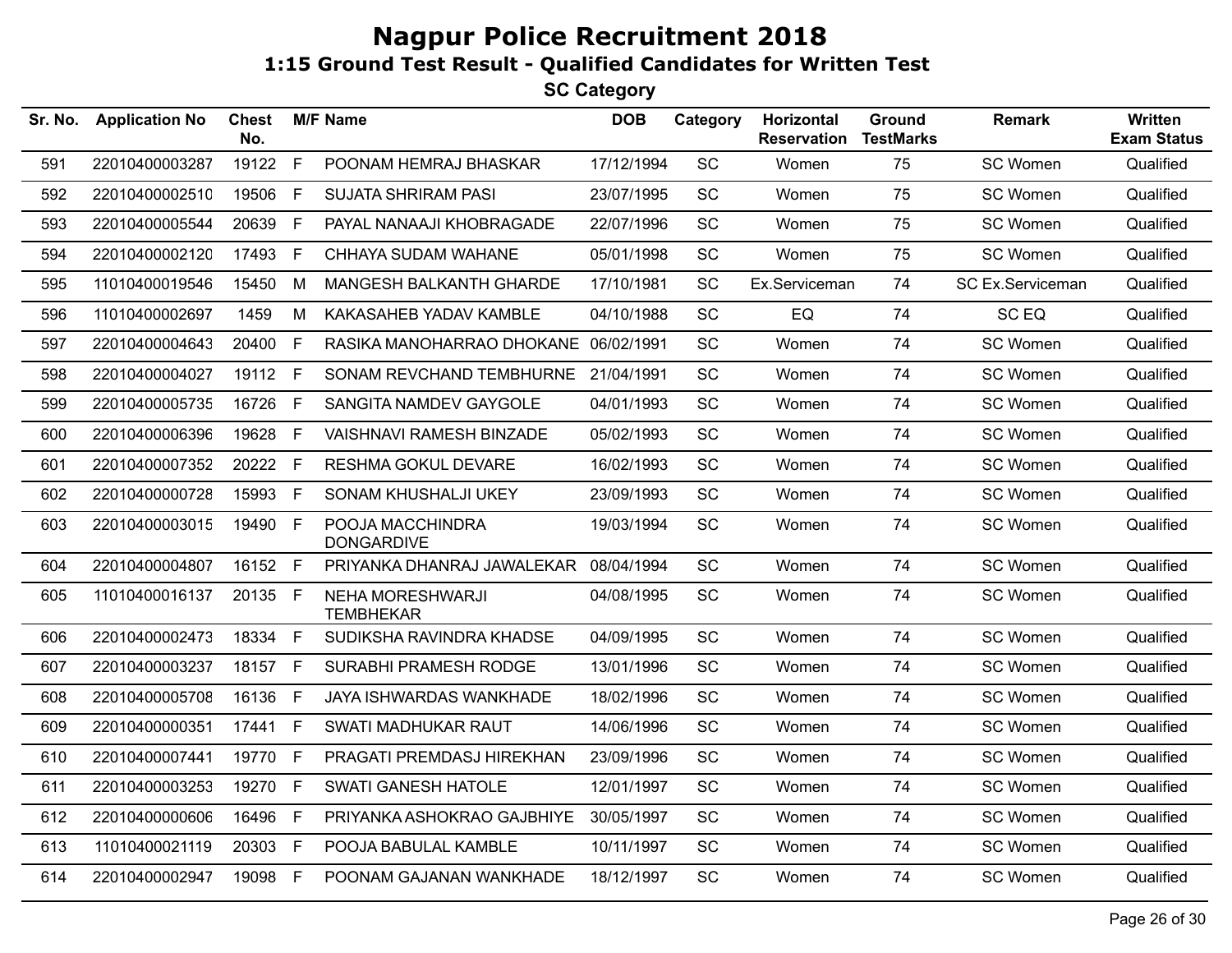# Nagpur Police Recruitment 2018

## 1:15 Ground Test Result - Qualified Candidates for Written Test

### SC Category

| Sr. No. | Application No | Chest No. | M/F | Name | DOB | Category | Horizontal Reservation | Ground TestMarks | Remark | Written Exam Status |
|---|---|---|---|---|---|---|---|---|---|---|
| 591 | 22010400003287 | 19122 | F | POONAM HEMRAJ BHASKAR | 17/12/1994 | SC | Women | 75 | SC Women | Qualified |
| 592 | 22010400002510 | 19506 | F | SUJATA SHRIRAM PASI | 23/07/1995 | SC | Women | 75 | SC Women | Qualified |
| 593 | 22010400005544 | 20639 | F | PAYAL NANAAJI KHOBRAGADE | 22/07/1996 | SC | Women | 75 | SC Women | Qualified |
| 594 | 22010400002120 | 17493 | F | CHHAYA SUDAM WAHANE | 05/01/1998 | SC | Women | 75 | SC Women | Qualified |
| 595 | 11010400019546 | 15450 | M | MANGESH BALKANTH GHARDE | 17/10/1981 | SC | Ex.Serviceman | 74 | SC Ex.Serviceman | Qualified |
| 596 | 11010400002697 | 1459 | M | KAKASAHEB YADAV KAMBLE | 04/10/1988 | SC | EQ | 74 | SC EQ | Qualified |
| 597 | 22010400004643 | 20400 | F | RASIKA MANOHARRAO DHOKANE | 06/02/1991 | SC | Women | 74 | SC Women | Qualified |
| 598 | 22010400004027 | 19112 | F | SONAM REVCHAND TEMBHURNE | 21/04/1991 | SC | Women | 74 | SC Women | Qualified |
| 599 | 22010400005735 | 16726 | F | SANGITA NAMDEV GAYGOLE | 04/01/1993 | SC | Women | 74 | SC Women | Qualified |
| 600 | 22010400006396 | 19628 | F | VAISHNAVI RAMESH BINZADE | 05/02/1993 | SC | Women | 74 | SC Women | Qualified |
| 601 | 22010400007352 | 20222 | F | RESHMA GOKUL DEVARE | 16/02/1993 | SC | Women | 74 | SC Women | Qualified |
| 602 | 22010400000728 | 15993 | F | SONAM KHUSHALJI UKEY | 23/09/1993 | SC | Women | 74 | SC Women | Qualified |
| 603 | 22010400003015 | 19490 | F | POOJA MACCHINDRA DONGARDIVE | 19/03/1994 | SC | Women | 74 | SC Women | Qualified |
| 604 | 22010400004807 | 16152 | F | PRIYANKA DHANRAJ JAWALEKAR | 08/04/1994 | SC | Women | 74 | SC Women | Qualified |
| 605 | 11010400016137 | 20135 | F | NEHA MORESHWARJI TEMBHEKAR | 04/08/1995 | SC | Women | 74 | SC Women | Qualified |
| 606 | 22010400002473 | 18334 | F | SUDIKSHA RAVINDRA KHADSE | 04/09/1995 | SC | Women | 74 | SC Women | Qualified |
| 607 | 22010400003237 | 18157 | F | SURABHI PRAMESH RODGE | 13/01/1996 | SC | Women | 74 | SC Women | Qualified |
| 608 | 22010400005708 | 16136 | F | JAYA ISHWARDAS WANKHADE | 18/02/1996 | SC | Women | 74 | SC Women | Qualified |
| 609 | 22010400000351 | 17441 | F | SWATI MADHUKAR RAUT | 14/06/1996 | SC | Women | 74 | SC Women | Qualified |
| 610 | 22010400007441 | 19770 | F | PRAGATI PREMDASJ HIREKHAN | 23/09/1996 | SC | Women | 74 | SC Women | Qualified |
| 611 | 22010400003253 | 19270 | F | SWATI GANESH HATOLE | 12/01/1997 | SC | Women | 74 | SC Women | Qualified |
| 612 | 22010400000606 | 16496 | F | PRIYANKA ASHOKRAO GAJBHIYE | 30/05/1997 | SC | Women | 74 | SC Women | Qualified |
| 613 | 11010400021119 | 20303 | F | POOJA BABULAL KAMBLE | 10/11/1997 | SC | Women | 74 | SC Women | Qualified |
| 614 | 22010400002947 | 19098 | F | POONAM GAJANAN WANKHADE | 18/12/1997 | SC | Women | 74 | SC Women | Qualified |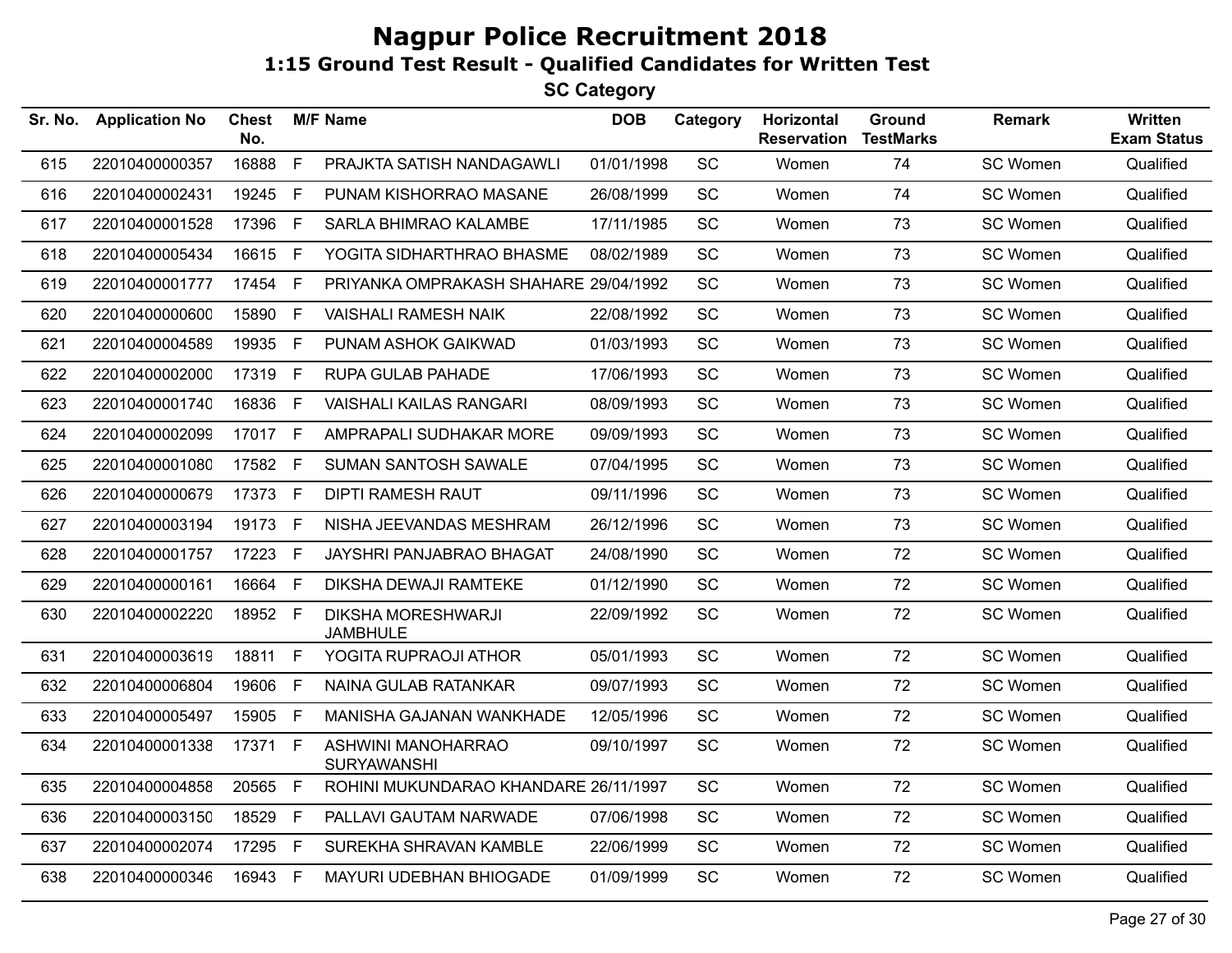# Nagpur Police Recruitment 2018

## 1:15 Ground Test Result - Qualified Candidates for Written Test

### SC Category

| Sr. No. | Application No | Chest No. | M/F | Name | DOB | Category | Horizontal Reservation | Ground TestMarks | Remark | Written Exam Status |
|---|---|---|---|---|---|---|---|---|---|---|
| 615 | 22010400000357 | 16888 | F | PRAJKTA SATISH NANDAGAWLI | 01/01/1998 | SC | Women | 74 | SC Women | Qualified |
| 616 | 22010400002431 | 19245 | F | PUNAM KISHORRAO MASANE | 26/08/1999 | SC | Women | 74 | SC Women | Qualified |
| 617 | 22010400001528 | 17396 | F | SARLA BHIMRAO KALAMBE | 17/11/1985 | SC | Women | 73 | SC Women | Qualified |
| 618 | 22010400005434 | 16615 | F | YOGITA SIDHARTHRAO BHASME | 08/02/1989 | SC | Women | 73 | SC Women | Qualified |
| 619 | 22010400001777 | 17454 | F | PRIYANKA OMPRAKASH SHAHARE | 29/04/1992 | SC | Women | 73 | SC Women | Qualified |
| 620 | 22010400000600 | 15890 | F | VAISHALI RAMESH NAIK | 22/08/1992 | SC | Women | 73 | SC Women | Qualified |
| 621 | 22010400004589 | 19935 | F | PUNAM ASHOK GAIKWAD | 01/03/1993 | SC | Women | 73 | SC Women | Qualified |
| 622 | 22010400002000 | 17319 | F | RUPA GULAB PAHADE | 17/06/1993 | SC | Women | 73 | SC Women | Qualified |
| 623 | 22010400001740 | 16836 | F | VAISHALI KAILAS RANGARI | 08/09/1993 | SC | Women | 73 | SC Women | Qualified |
| 624 | 22010400002099 | 17017 | F | AMPRAPALI SUDHAKAR MORE | 09/09/1993 | SC | Women | 73 | SC Women | Qualified |
| 625 | 22010400001080 | 17582 | F | SUMAN SANTOSH SAWALE | 07/04/1995 | SC | Women | 73 | SC Women | Qualified |
| 626 | 22010400000679 | 17373 | F | DIPTI RAMESH RAUT | 09/11/1996 | SC | Women | 73 | SC Women | Qualified |
| 627 | 22010400003194 | 19173 | F | NISHA JEEVANDAS MESHRAM | 26/12/1996 | SC | Women | 73 | SC Women | Qualified |
| 628 | 22010400001757 | 17223 | F | JAYSHRI PANJABRAO BHAGAT | 24/08/1990 | SC | Women | 72 | SC Women | Qualified |
| 629 | 22010400000161 | 16664 | F | DIKSHA DEWAJI RAMTEKE | 01/12/1990 | SC | Women | 72 | SC Women | Qualified |
| 630 | 22010400002220 | 18952 | F | DIKSHA MORESHWARJI JAMBHULE | 22/09/1992 | SC | Women | 72 | SC Women | Qualified |
| 631 | 22010400003619 | 18811 | F | YOGITA RUPRAOJI ATHOR | 05/01/1993 | SC | Women | 72 | SC Women | Qualified |
| 632 | 22010400006804 | 19606 | F | NAINA GULAB RATANKAR | 09/07/1993 | SC | Women | 72 | SC Women | Qualified |
| 633 | 22010400005497 | 15905 | F | MANISHA GAJANAN WANKHADE | 12/05/1996 | SC | Women | 72 | SC Women | Qualified |
| 634 | 22010400001338 | 17371 | F | ASHWINI MANOHARRAO SURYAWANSHI | 09/10/1997 | SC | Women | 72 | SC Women | Qualified |
| 635 | 22010400004858 | 20565 | F | ROHINI MUKUNDARAO KHANDARE | 26/11/1997 | SC | Women | 72 | SC Women | Qualified |
| 636 | 22010400003150 | 18529 | F | PALLAVI GAUTAM NARWADE | 07/06/1998 | SC | Women | 72 | SC Women | Qualified |
| 637 | 22010400002074 | 17295 | F | SUREKHA SHRAVAN KAMBLE | 22/06/1999 | SC | Women | 72 | SC Women | Qualified |
| 638 | 22010400000346 | 16943 | F | MAYURI UDEBHAN BHIOGADE | 01/09/1999 | SC | Women | 72 | SC Women | Qualified |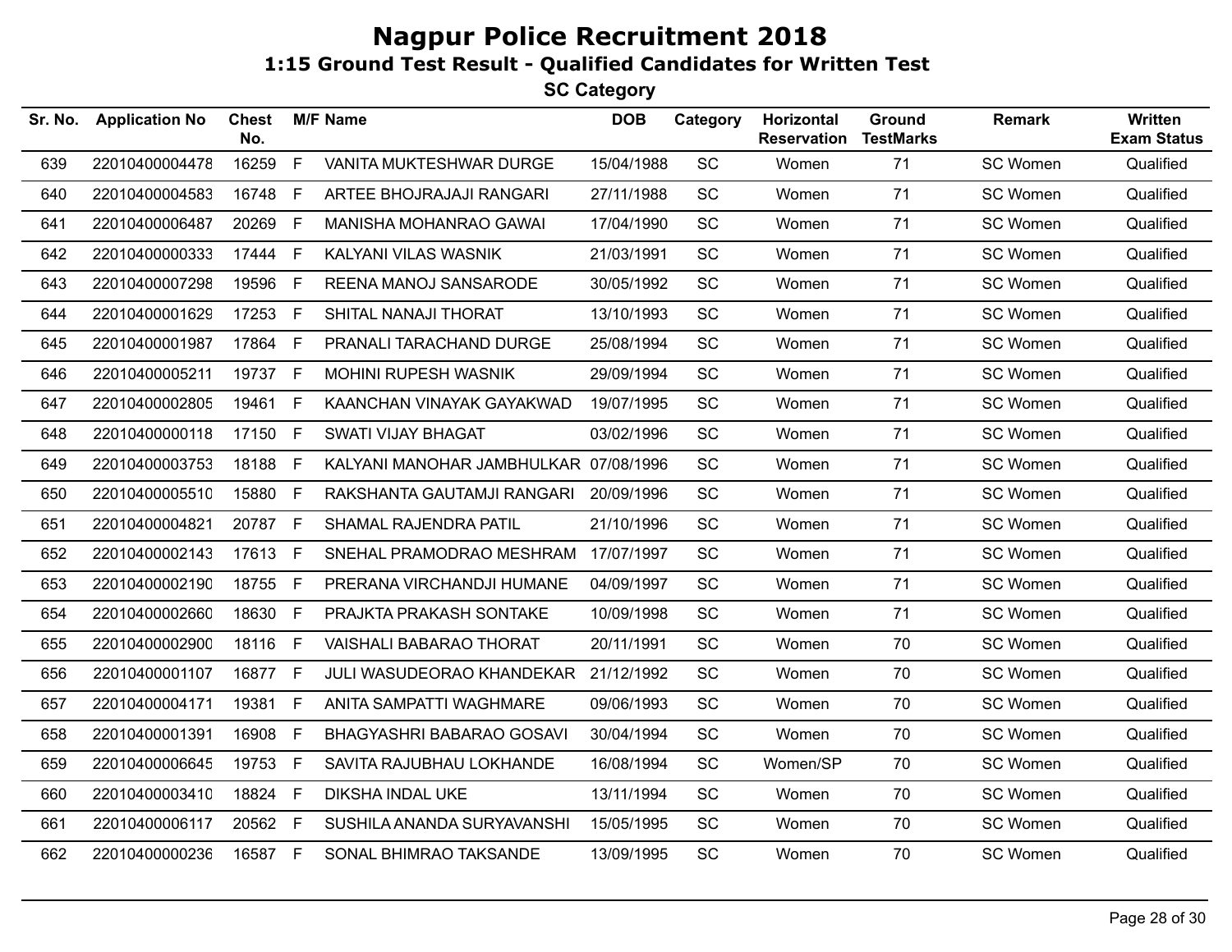# Nagpur Police Recruitment 2018

## 1:15 Ground Test Result - Qualified Candidates for Written Test

### SC Category

| Sr. No. | Application No | Chest No. | M/F | Name | DOB | Category | Horizontal Reservation | Ground TestMarks | Remark | Written Exam Status |
|---|---|---|---|---|---|---|---|---|---|---|
| 639 | 22010400004478 | 16259 | F | VANITA MUKTESHWAR DURGE | 15/04/1988 | SC | Women | 71 | SC Women | Qualified |
| 640 | 22010400004583 | 16748 | F | ARTEE BHOJRAJAJI RANGARI | 27/11/1988 | SC | Women | 71 | SC Women | Qualified |
| 641 | 22010400006487 | 20269 | F | MANISHA MOHANRAO GAWAI | 17/04/1990 | SC | Women | 71 | SC Women | Qualified |
| 642 | 22010400000333 | 17444 | F | KALYANI VILAS WASNIK | 21/03/1991 | SC | Women | 71 | SC Women | Qualified |
| 643 | 22010400007298 | 19596 | F | REENA MANOJ SANSARODE | 30/05/1992 | SC | Women | 71 | SC Women | Qualified |
| 644 | 22010400001629 | 17253 | F | SHITAL NANAJI THORAT | 13/10/1993 | SC | Women | 71 | SC Women | Qualified |
| 645 | 22010400001987 | 17864 | F | PRANALI TARACHAND DURGE | 25/08/1994 | SC | Women | 71 | SC Women | Qualified |
| 646 | 22010400005211 | 19737 | F | MOHINI RUPESH WASNIK | 29/09/1994 | SC | Women | 71 | SC Women | Qualified |
| 647 | 22010400002805 | 19461 | F | KAANCHAN VINAYAK GAYAKWAD | 19/07/1995 | SC | Women | 71 | SC Women | Qualified |
| 648 | 22010400000118 | 17150 | F | SWATI VIJAY BHAGAT | 03/02/1996 | SC | Women | 71 | SC Women | Qualified |
| 649 | 22010400003753 | 18188 | F | KALYANI MANOHAR JAMBHULKAR | 07/08/1996 | SC | Women | 71 | SC Women | Qualified |
| 650 | 22010400005510 | 15880 | F | RAKSHANTA GAUTAMJI RANGARI | 20/09/1996 | SC | Women | 71 | SC Women | Qualified |
| 651 | 22010400004821 | 20787 | F | SHAMAL RAJENDRA PATIL | 21/10/1996 | SC | Women | 71 | SC Women | Qualified |
| 652 | 22010400002143 | 17613 | F | SNEHAL PRAMODRAO MESHRAM | 17/07/1997 | SC | Women | 71 | SC Women | Qualified |
| 653 | 22010400002190 | 18755 | F | PRERANA VIRCHANDJI HUMANE | 04/09/1997 | SC | Women | 71 | SC Women | Qualified |
| 654 | 22010400002660 | 18630 | F | PRAJKTA PRAKASH SONTAKE | 10/09/1998 | SC | Women | 71 | SC Women | Qualified |
| 655 | 22010400002900 | 18116 | F | VAISHALI BABARAO THORAT | 20/11/1991 | SC | Women | 70 | SC Women | Qualified |
| 656 | 22010400001107 | 16877 | F | JULI WASUDEORAO KHANDEKAR | 21/12/1992 | SC | Women | 70 | SC Women | Qualified |
| 657 | 22010400004171 | 19381 | F | ANITA SAMPATTI WAGHMARE | 09/06/1993 | SC | Women | 70 | SC Women | Qualified |
| 658 | 22010400001391 | 16908 | F | BHAGYASHRI BABARAO GOSAVI | 30/04/1994 | SC | Women | 70 | SC Women | Qualified |
| 659 | 22010400006645 | 19753 | F | SAVITA RAJUBHAU LOKHANDE | 16/08/1994 | SC | Women/SP | 70 | SC Women | Qualified |
| 660 | 22010400003410 | 18824 | F | DIKSHA INDAL UKE | 13/11/1994 | SC | Women | 70 | SC Women | Qualified |
| 661 | 22010400006117 | 20562 | F | SUSHILA ANANDA SURYAVANSHI | 15/05/1995 | SC | Women | 70 | SC Women | Qualified |
| 662 | 22010400000236 | 16587 | F | SONAL BHIMRAO TAKSANDE | 13/09/1995 | SC | Women | 70 | SC Women | Qualified |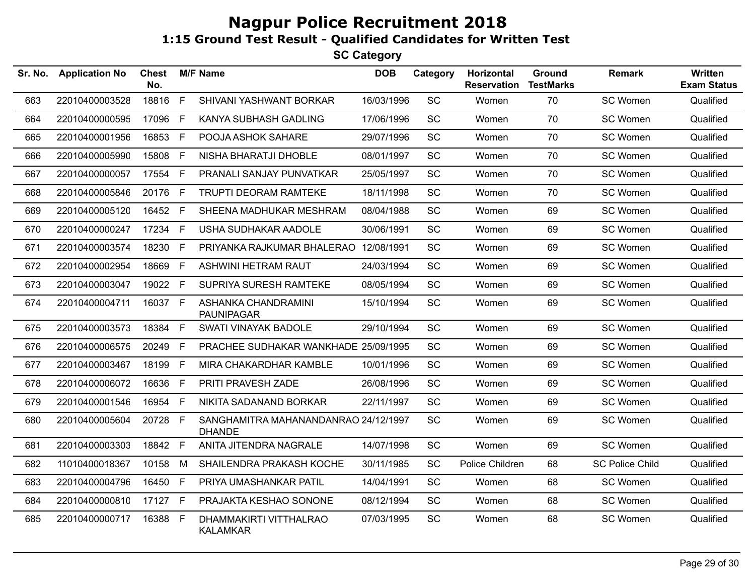# Nagpur Police Recruitment 2018

## 1:15 Ground Test Result - Qualified Candidates for Written Test

### SC Category

| Sr. No. | Application No | Chest No. | M/F | Name | DOB | Category | Horizontal Reservation | Ground TestMarks | Remark | Written Exam Status |
|---|---|---|---|---|---|---|---|---|---|---|
| 663 | 22010400003528 | 18816 | F | SHIVANI YASHWANT BORKAR | 16/03/1996 | SC | Women | 70 | SC Women | Qualified |
| 664 | 22010400000595 | 17096 | F | KANYA SUBHASH GADLING | 17/06/1996 | SC | Women | 70 | SC Women | Qualified |
| 665 | 22010400001956 | 16853 | F | POOJA ASHOK SAHARE | 29/07/1996 | SC | Women | 70 | SC Women | Qualified |
| 666 | 22010400005990 | 15808 | F | NISHA BHARATJI DHOBLE | 08/01/1997 | SC | Women | 70 | SC Women | Qualified |
| 667 | 22010400000057 | 17554 | F | PRANALI SANJAY PUNVATKAR | 25/05/1997 | SC | Women | 70 | SC Women | Qualified |
| 668 | 22010400005846 | 20176 | F | TRUPTI DEORAM RAMTEKE | 18/11/1998 | SC | Women | 70 | SC Women | Qualified |
| 669 | 22010400005120 | 16452 | F | SHEENA MADHUKAR MESHRAM | 08/04/1988 | SC | Women | 69 | SC Women | Qualified |
| 670 | 22010400000247 | 17234 | F | USHA SUDHAKAR AADOLE | 30/06/1991 | SC | Women | 69 | SC Women | Qualified |
| 671 | 22010400003574 | 18230 | F | PRIYANKA RAJKUMAR BHALERAO | 12/08/1991 | SC | Women | 69 | SC Women | Qualified |
| 672 | 22010400002954 | 18669 | F | ASHWINI HETRAM RAUT | 24/03/1994 | SC | Women | 69 | SC Women | Qualified |
| 673 | 22010400003047 | 19022 | F | SUPRIYA SURESH RAMTEKE | 08/05/1994 | SC | Women | 69 | SC Women | Qualified |
| 674 | 22010400004711 | 16037 | F | ASHANKA CHANDRAMINI PAUNIPAGAR | 15/10/1994 | SC | Women | 69 | SC Women | Qualified |
| 675 | 22010400003573 | 18384 | F | SWATI VINAYAK BADOLE | 29/10/1994 | SC | Women | 69 | SC Women | Qualified |
| 676 | 22010400006575 | 20249 | F | PRACHEE SUDHAKAR WANKHADE | 25/09/1995 | SC | Women | 69 | SC Women | Qualified |
| 677 | 22010400003467 | 18199 | F | MIRA CHAKARDHAR KAMBLE | 10/01/1996 | SC | Women | 69 | SC Women | Qualified |
| 678 | 22010400006072 | 16636 | F | PRITI PRAVESH ZADE | 26/08/1996 | SC | Women | 69 | SC Women | Qualified |
| 679 | 22010400001546 | 16954 | F | NIKITA SADANAND BORKAR | 22/11/1997 | SC | Women | 69 | SC Women | Qualified |
| 680 | 22010400005604 | 20728 | F | SANGHAMITRA MAHANANDANRAO DHANDE | 24/12/1997 | SC | Women | 69 | SC Women | Qualified |
| 681 | 22010400003303 | 18842 | F | ANITA JITENDRA NAGRALE | 14/07/1998 | SC | Women | 69 | SC Women | Qualified |
| 682 | 11010400018367 | 10158 | M | SHAILENDRA PRAKASH KOCHE | 30/11/1985 | SC | Police Children | 68 | SC Police Child | Qualified |
| 683 | 22010400004796 | 16450 | F | PRIYA UMASHANKAR PATIL | 14/04/1991 | SC | Women | 68 | SC Women | Qualified |
| 684 | 22010400000810 | 17127 | F | PRAJAKTA KESHAO SONONE | 08/12/1994 | SC | Women | 68 | SC Women | Qualified |
| 685 | 22010400000717 | 16388 | F | DHAMMAKIRTI VITTHALRAO KALAMKAR | 07/03/1995 | SC | Women | 68 | SC Women | Qualified |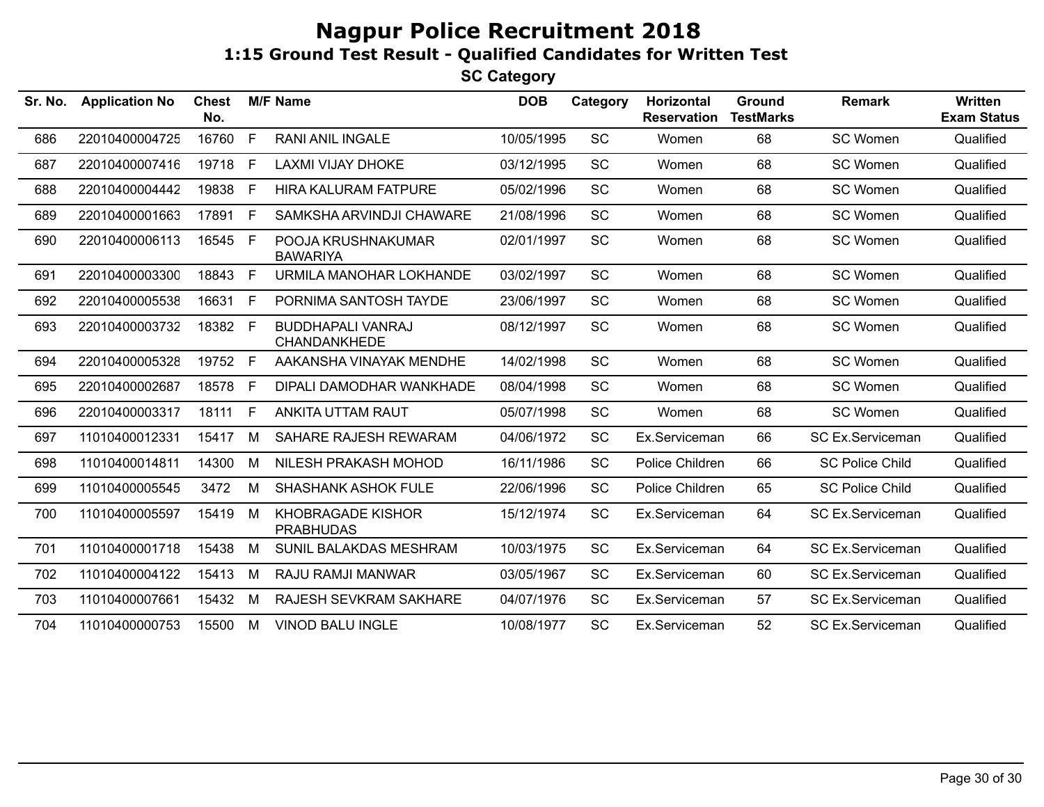# Nagpur Police Recruitment 2018

## 1:15 Ground Test Result - Qualified Candidates for Written Test

### SC Category

| Sr. No. | Application No | Chest No. | M/F | Name | DOB | Category | Horizontal Reservation | Ground TestMarks | Remark | Written Exam Status |
|---|---|---|---|---|---|---|---|---|---|---|
| 686 | 22010400004725 | 16760 | F | RANI ANIL INGALE | 10/05/1995 | SC | Women | 68 | SC Women | Qualified |
| 687 | 22010400007416 | 19718 | F | LAXMI VIJAY DHOKE | 03/12/1995 | SC | Women | 68 | SC Women | Qualified |
| 688 | 22010400004442 | 19838 | F | HIRA KALURAM FATPURE | 05/02/1996 | SC | Women | 68 | SC Women | Qualified |
| 689 | 22010400001663 | 17891 | F | SAMKSHA ARVINDJI CHAWARE | 21/08/1996 | SC | Women | 68 | SC Women | Qualified |
| 690 | 22010400006113 | 16545 | F | POOJA KRUSHNAKUMAR BAWARIYA | 02/01/1997 | SC | Women | 68 | SC Women | Qualified |
| 691 | 22010400003300 | 18843 | F | URMILA MANOHAR LOKHANDE | 03/02/1997 | SC | Women | 68 | SC Women | Qualified |
| 692 | 22010400005538 | 16631 | F | PORNIMA SANTOSH TAYDE | 23/06/1997 | SC | Women | 68 | SC Women | Qualified |
| 693 | 22010400003732 | 18382 | F | BUDDHAPALI VANRAJ CHANDANKHEDE | 08/12/1997 | SC | Women | 68 | SC Women | Qualified |
| 694 | 22010400005328 | 19752 | F | AAKANSHA VINAYAK MENDHE | 14/02/1998 | SC | Women | 68 | SC Women | Qualified |
| 695 | 22010400002687 | 18578 | F | DIPALI DAMODHAR WANKHADE | 08/04/1998 | SC | Women | 68 | SC Women | Qualified |
| 696 | 22010400003317 | 18111 | F | ANKITA UTTAM RAUT | 05/07/1998 | SC | Women | 68 | SC Women | Qualified |
| 697 | 11010400012331 | 15417 | M | SAHARE RAJESH REWARAM | 04/06/1972 | SC | Ex.Serviceman | 66 | SC Ex.Serviceman | Qualified |
| 698 | 11010400014811 | 14300 | M | NILESH PRAKASH MOHOD | 16/11/1986 | SC | Police Children | 66 | SC Police Child | Qualified |
| 699 | 11010400005545 | 3472 | M | SHASHANK ASHOK FULE | 22/06/1996 | SC | Police Children | 65 | SC Police Child | Qualified |
| 700 | 11010400005597 | 15419 | M | KHOBRAGADE KISHOR PRABHUDAS | 15/12/1974 | SC | Ex.Serviceman | 64 | SC Ex.Serviceman | Qualified |
| 701 | 11010400001718 | 15438 | M | SUNIL BALAKDAS MESHRAM | 10/03/1975 | SC | Ex.Serviceman | 64 | SC Ex.Serviceman | Qualified |
| 702 | 11010400004122 | 15413 | M | RAJU RAMJI MANWAR | 03/05/1967 | SC | Ex.Serviceman | 60 | SC Ex.Serviceman | Qualified |
| 703 | 11010400007661 | 15432 | M | RAJESH SEVKRAM SAKHARE | 04/07/1976 | SC | Ex.Serviceman | 57 | SC Ex.Serviceman | Qualified |
| 704 | 11010400000753 | 15500 | M | VINOD BALU INGLE | 10/08/1977 | SC | Ex.Serviceman | 52 | SC Ex.Serviceman | Qualified |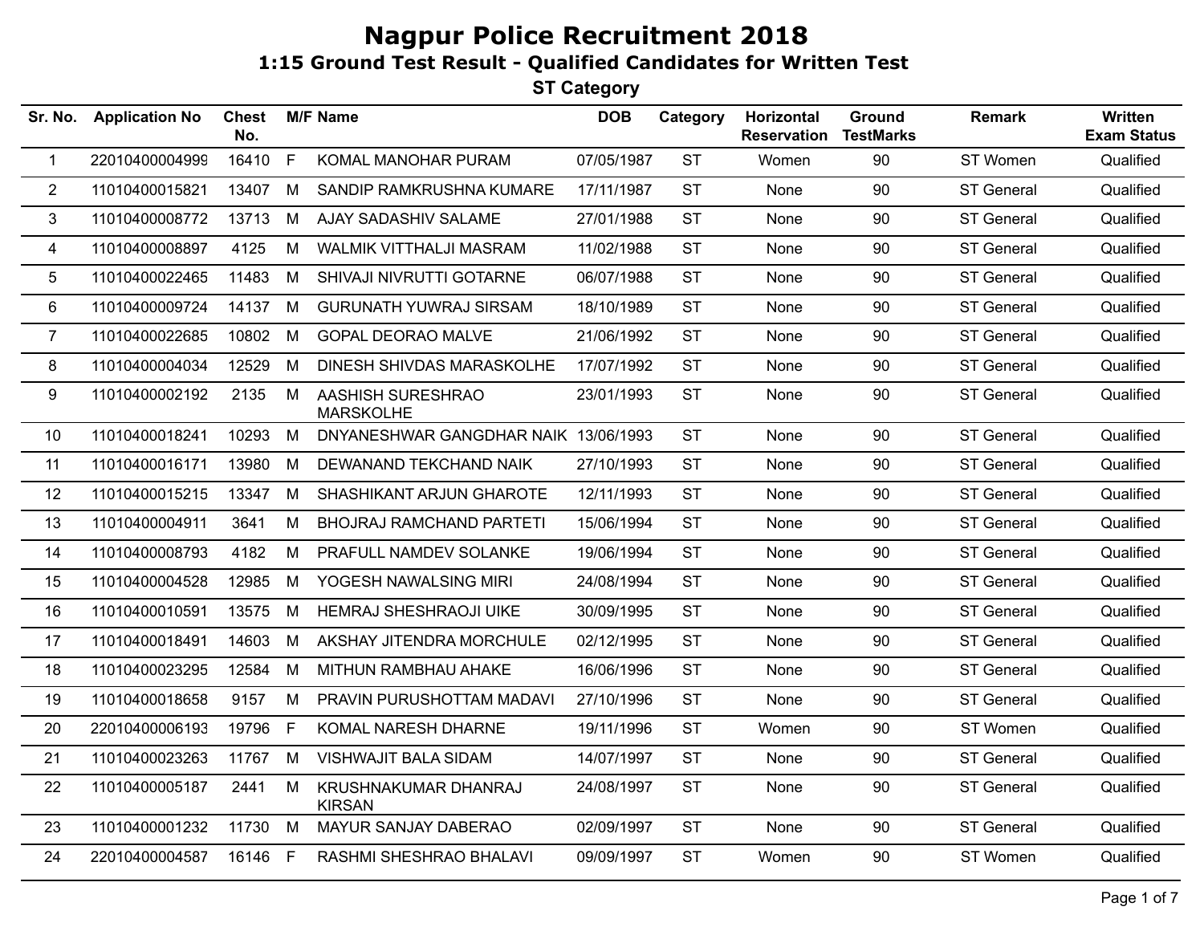# Nagpur Police Recruitment 2018

## 1:15 Ground Test Result - Qualified Candidates for Written Test

### ST Category

| Sr. No. | Application No | Chest No. | M/F | Name | DOB | Category | Horizontal Reservation | Ground TestMarks | Remark | Written Exam Status |
|---|---|---|---|---|---|---|---|---|---|---|
| 1 | 22010400004999 | 16410 | F | KOMAL MANOHAR PURAM | 07/05/1987 | ST | Women | 90 | ST Women | Qualified |
| 2 | 11010400015821 | 13407 | M | SANDIP RAMKRUSHNA KUMARE | 17/11/1987 | ST | None | 90 | ST General | Qualified |
| 3 | 11010400008772 | 13713 | M | AJAY SADASHIV SALAME | 27/01/1988 | ST | None | 90 | ST General | Qualified |
| 4 | 11010400008897 | 4125 | M | WALMIK VITTHALJI MASRAM | 11/02/1988 | ST | None | 90 | ST General | Qualified |
| 5 | 11010400022465 | 11483 | M | SHIVAJI NIVRUTTI GOTARNE | 06/07/1988 | ST | None | 90 | ST General | Qualified |
| 6 | 11010400009724 | 14137 | M | GURUNATH YUWRAJ SIRSAM | 18/10/1989 | ST | None | 90 | ST General | Qualified |
| 7 | 11010400022685 | 10802 | M | GOPAL DEORAO MALVE | 21/06/1992 | ST | None | 90 | ST General | Qualified |
| 8 | 11010400004034 | 12529 | M | DINESH SHIVDAS MARASKOLHE | 17/07/1992 | ST | None | 90 | ST General | Qualified |
| 9 | 11010400002192 | 2135 | M | AASHISH SURESHRAO MARSKOLHE | 23/01/1993 | ST | None | 90 | ST General | Qualified |
| 10 | 11010400018241 | 10293 | M | DNYANESHWAR GANGDHAR NAIK | 13/06/1993 | ST | None | 90 | ST General | Qualified |
| 11 | 11010400016171 | 13980 | M | DEWANAND TEKCHAND NAIK | 27/10/1993 | ST | None | 90 | ST General | Qualified |
| 12 | 11010400015215 | 13347 | M | SHASHIKANT ARJUN GHAROTE | 12/11/1993 | ST | None | 90 | ST General | Qualified |
| 13 | 11010400004911 | 3641 | M | BHOJRAJ RAMCHAND PARTETI | 15/06/1994 | ST | None | 90 | ST General | Qualified |
| 14 | 11010400008793 | 4182 | M | PRAFULL NAMDEV SOLANKE | 19/06/1994 | ST | None | 90 | ST General | Qualified |
| 15 | 11010400004528 | 12985 | M | YOGESH NAWALSING MIRI | 24/08/1994 | ST | None | 90 | ST General | Qualified |
| 16 | 11010400010591 | 13575 | M | HEMRAJ SHESHRAOJI UIKE | 30/09/1995 | ST | None | 90 | ST General | Qualified |
| 17 | 11010400018491 | 14603 | M | AKSHAY JITENDRA MORCHULE | 02/12/1995 | ST | None | 90 | ST General | Qualified |
| 18 | 11010400023295 | 12584 | M | MITHUN RAMBHAU AHAKE | 16/06/1996 | ST | None | 90 | ST General | Qualified |
| 19 | 11010400018658 | 9157 | M | PRAVIN PURUSHOTTAM MADAVI | 27/10/1996 | ST | None | 90 | ST General | Qualified |
| 20 | 22010400006193 | 19796 | F | KOMAL NARESH DHARNE | 19/11/1996 | ST | Women | 90 | ST Women | Qualified |
| 21 | 11010400023263 | 11767 | M | VISHWAJIT BALA SIDAM | 14/07/1997 | ST | None | 90 | ST General | Qualified |
| 22 | 11010400005187 | 2441 | M | KRUSHNAKUMAR DHANRAJ KIRSAN | 24/08/1997 | ST | None | 90 | ST General | Qualified |
| 23 | 11010400001232 | 11730 | M | MAYUR SANJAY DABERAO | 02/09/1997 | ST | None | 90 | ST General | Qualified |
| 24 | 22010400004587 | 16146 | F | RASHMI SHESHRAO BHALAVI | 09/09/1997 | ST | Women | 90 | ST Women | Qualified |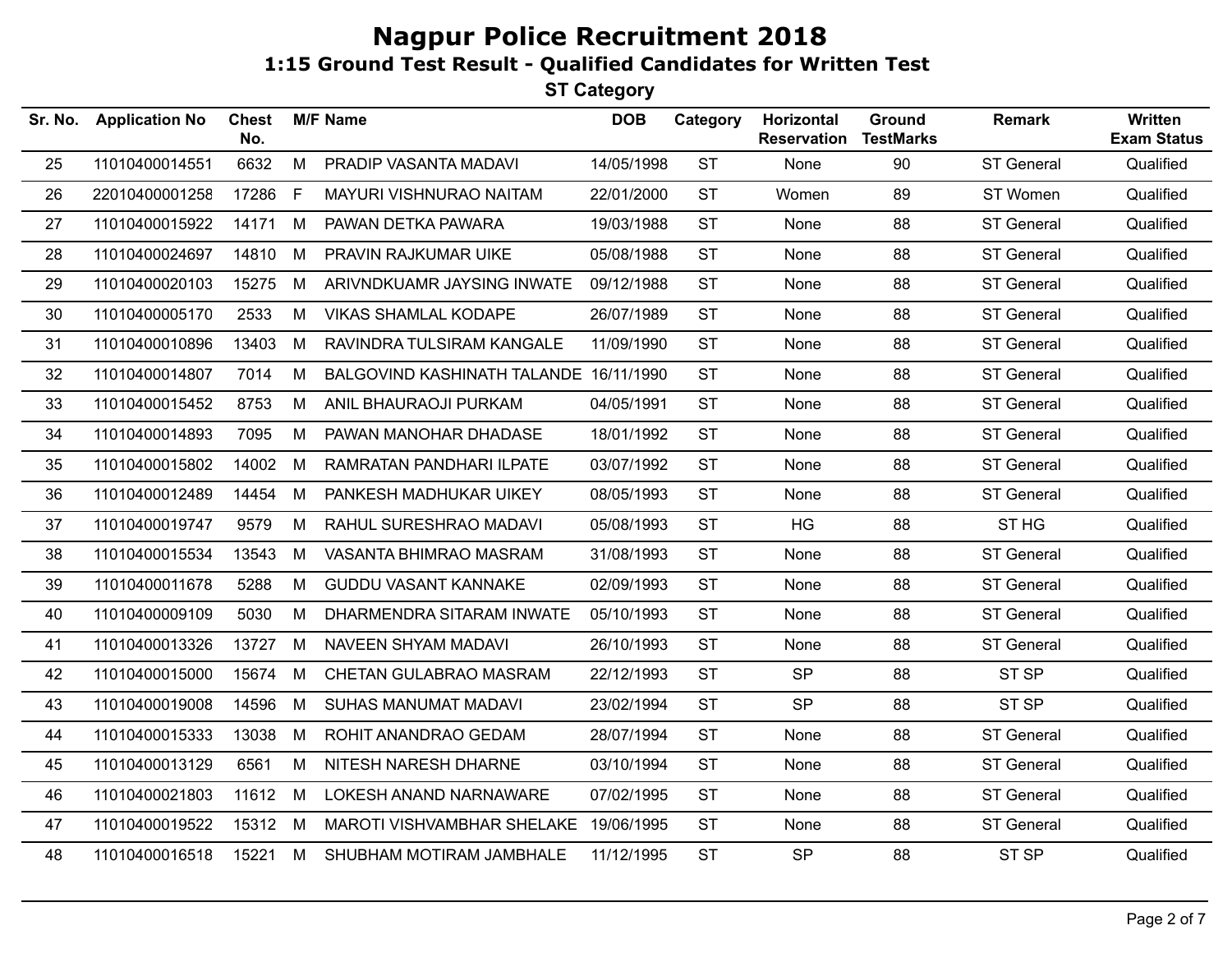# Nagpur Police Recruitment 2018

## 1:15 Ground Test Result - Qualified Candidates for Written Test

### ST Category

| Sr. No. | Application No | Chest No. | M/F | Name | DOB | Category | Horizontal Reservation | Ground TestMarks | Remark | Written Exam Status |
|---|---|---|---|---|---|---|---|---|---|---|
| 25 | 11010400014551 | 6632 | M | PRADIP VASANTA MADAVI | 14/05/1998 | ST | None | 90 | ST General | Qualified |
| 26 | 22010400001258 | 17286 | F | MAYURI VISHNURAO NAITAM | 22/01/2000 | ST | Women | 89 | ST Women | Qualified |
| 27 | 11010400015922 | 14171 | M | PAWAN DETKA PAWARA | 19/03/1988 | ST | None | 88 | ST General | Qualified |
| 28 | 11010400024697 | 14810 | M | PRAVIN RAJKUMAR UIKE | 05/08/1988 | ST | None | 88 | ST General | Qualified |
| 29 | 11010400020103 | 15275 | M | ARIVNDKUAMR JAYSING INWATE | 09/12/1988 | ST | None | 88 | ST General | Qualified |
| 30 | 11010400005170 | 2533 | M | VIKAS SHAMLAL KODAPE | 26/07/1989 | ST | None | 88 | ST General | Qualified |
| 31 | 11010400010896 | 13403 | M | RAVINDRA TULSIRAM KANGALE | 11/09/1990 | ST | None | 88 | ST General | Qualified |
| 32 | 11010400014807 | 7014 | M | BALGOVIND KASHINATH TALANDE | 16/11/1990 | ST | None | 88 | ST General | Qualified |
| 33 | 11010400015452 | 8753 | M | ANIL BHAURAOJI PURKAM | 04/05/1991 | ST | None | 88 | ST General | Qualified |
| 34 | 11010400014893 | 7095 | M | PAWAN MANOHAR DHADASE | 18/01/1992 | ST | None | 88 | ST General | Qualified |
| 35 | 11010400015802 | 14002 | M | RAMRATAN PANDHARI ILPATE | 03/07/1992 | ST | None | 88 | ST General | Qualified |
| 36 | 11010400012489 | 14454 | M | PANKESH MADHUKAR UIKEY | 08/05/1993 | ST | None | 88 | ST General | Qualified |
| 37 | 11010400019747 | 9579 | M | RAHUL SURESHRAO MADAVI | 05/08/1993 | ST | HG | 88 | ST HG | Qualified |
| 38 | 11010400015534 | 13543 | M | VASANTA BHIMRAO MASRAM | 31/08/1993 | ST | None | 88 | ST General | Qualified |
| 39 | 11010400011678 | 5288 | M | GUDDU VASANT KANNAKE | 02/09/1993 | ST | None | 88 | ST General | Qualified |
| 40 | 11010400009109 | 5030 | M | DHARMENDRA SITARAM INWATE | 05/10/1993 | ST | None | 88 | ST General | Qualified |
| 41 | 11010400013326 | 13727 | M | NAVEEN SHYAM MADAVI | 26/10/1993 | ST | None | 88 | ST General | Qualified |
| 42 | 11010400015000 | 15674 | M | CHETAN GULABRAO MASRAM | 22/12/1993 | ST | SP | 88 | ST SP | Qualified |
| 43 | 11010400019008 | 14596 | M | SUHAS MANUMAT MADAVI | 23/02/1994 | ST | SP | 88 | ST SP | Qualified |
| 44 | 11010400015333 | 13038 | M | ROHIT ANANDRAO GEDAM | 28/07/1994 | ST | None | 88 | ST General | Qualified |
| 45 | 11010400013129 | 6561 | M | NITESH NARESH DHARNE | 03/10/1994 | ST | None | 88 | ST General | Qualified |
| 46 | 11010400021803 | 11612 | M | LOKESH ANAND NARNAWARE | 07/02/1995 | ST | None | 88 | ST General | Qualified |
| 47 | 11010400019522 | 15312 | M | MAROTI VISHVAMBHAR SHELAKE | 19/06/1995 | ST | None | 88 | ST General | Qualified |
| 48 | 11010400016518 | 15221 | M | SHUBHAM MOTIRAM JAMBHALE | 11/12/1995 | ST | SP | 88 | ST SP | Qualified |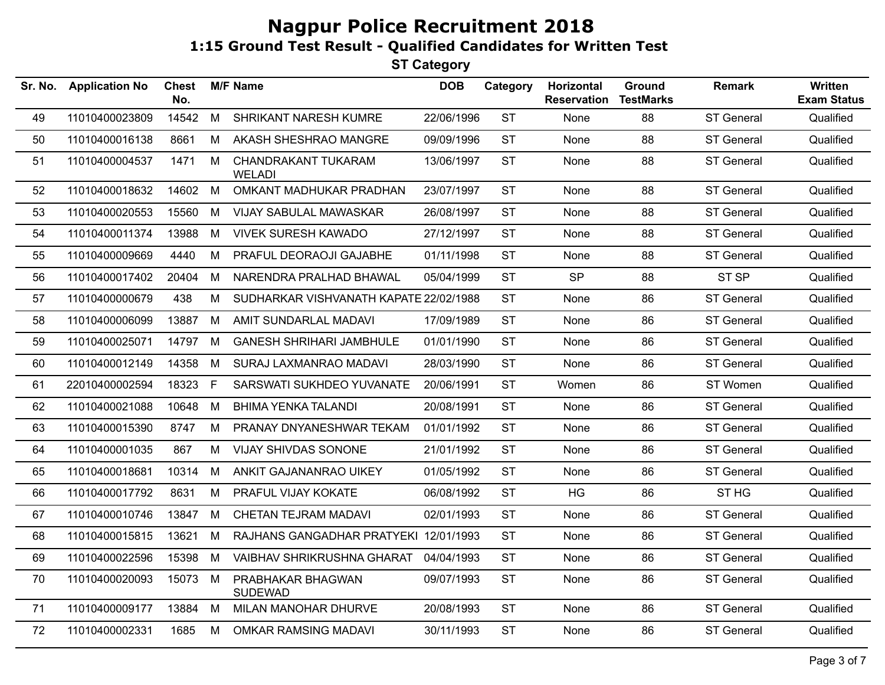# Nagpur Police Recruitment 2018

## 1:15 Ground Test Result - Qualified Candidates for Written Test

### ST Category

| Sr. No. | Application No | Chest No. | M/F | Name | DOB | Category | Horizontal Reservation | Ground TestMarks | Remark | Written Exam Status |
|---|---|---|---|---|---|---|---|---|---|---|
| 49 | 11010400023809 | 14542 | M | SHRIKANT NARESH KUMRE | 22/06/1996 | ST | None | 88 | ST General | Qualified |
| 50 | 11010400016138 | 8661 | M | AKASH SHESHRAO MANGRE | 09/09/1996 | ST | None | 88 | ST General | Qualified |
| 51 | 11010400004537 | 1471 | M | CHANDRAKANT TUKARAM WELADI | 13/06/1997 | ST | None | 88 | ST General | Qualified |
| 52 | 11010400018632 | 14602 | M | OMKANT MADHUKAR PRADHAN | 23/07/1997 | ST | None | 88 | ST General | Qualified |
| 53 | 11010400020553 | 15560 | M | VIJAY SABULAL MAWASKAR | 26/08/1997 | ST | None | 88 | ST General | Qualified |
| 54 | 11010400011374 | 13988 | M | VIVEK SURESH KAWADO | 27/12/1997 | ST | None | 88 | ST General | Qualified |
| 55 | 11010400009669 | 4440 | M | PRAFUL DEORAOJI GAJABHE | 01/11/1998 | ST | None | 88 | ST General | Qualified |
| 56 | 11010400017402 | 20404 | M | NARENDRA PRALHAD BHAWAL | 05/04/1999 | ST | SP | 88 | ST SP | Qualified |
| 57 | 11010400000679 | 438 | M | SUDHARKAR VISHVANATH KAPATE | 22/02/1988 | ST | None | 86 | ST General | Qualified |
| 58 | 11010400006099 | 13887 | M | AMIT SUNDARLAL MADAVI | 17/09/1989 | ST | None | 86 | ST General | Qualified |
| 59 | 11010400025071 | 14797 | M | GANESH SHRIHARI JAMBHULE | 01/01/1990 | ST | None | 86 | ST General | Qualified |
| 60 | 11010400012149 | 14358 | M | SURAJ LAXMANRAO MADAVI | 28/03/1990 | ST | None | 86 | ST General | Qualified |
| 61 | 22010400002594 | 18323 | F | SARSWATI SUKHDEO YUVANATE | 20/06/1991 | ST | Women | 86 | ST Women | Qualified |
| 62 | 11010400021088 | 10648 | M | BHIMA YENKA TALANDI | 20/08/1991 | ST | None | 86 | ST General | Qualified |
| 63 | 11010400015390 | 8747 | M | PRANAY DNYANESHWAR TEKAM | 01/01/1992 | ST | None | 86 | ST General | Qualified |
| 64 | 11010400001035 | 867 | M | VIJAY SHIVDAS SONONE | 21/01/1992 | ST | None | 86 | ST General | Qualified |
| 65 | 11010400018681 | 10314 | M | ANKIT GAJANANRAO UIKEY | 01/05/1992 | ST | None | 86 | ST General | Qualified |
| 66 | 11010400017792 | 8631 | M | PRAFUL VIJAY KOKATE | 06/08/1992 | ST | HG | 86 | ST HG | Qualified |
| 67 | 11010400010746 | 13847 | M | CHETAN TEJRAM MADAVI | 02/01/1993 | ST | None | 86 | ST General | Qualified |
| 68 | 11010400015815 | 13621 | M | RAJHANS GANGADHAR PRATYEKI | 12/01/1993 | ST | None | 86 | ST General | Qualified |
| 69 | 11010400022596 | 15398 | M | VAIBHAV SHRIKRUSHNA GHARAT | 04/04/1993 | ST | None | 86 | ST General | Qualified |
| 70 | 11010400020093 | 15073 | M | PRABHAKAR BHAGWAN SUDEWAD | 09/07/1993 | ST | None | 86 | ST General | Qualified |
| 71 | 11010400009177 | 13884 | M | MILAN MANOHAR DHURVE | 20/08/1993 | ST | None | 86 | ST General | Qualified |
| 72 | 11010400002331 | 1685 | M | OMKAR RAMSING MADAVI | 30/11/1993 | ST | None | 86 | ST General | Qualified |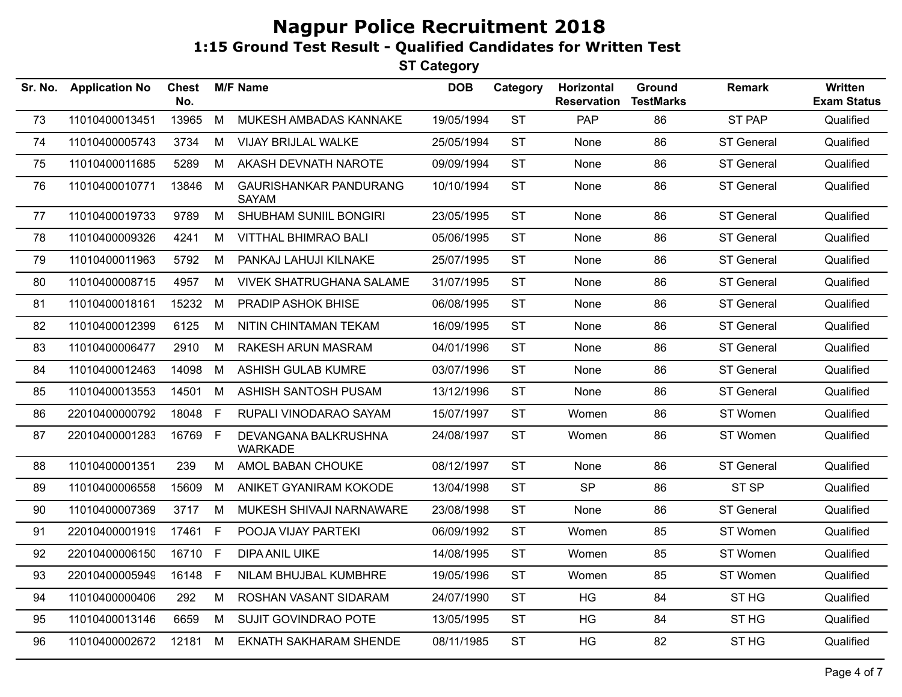# Nagpur Police Recruitment 2018

## 1:15 Ground Test Result - Qualified Candidates for Written Test

### ST Category

| Sr. No. | Application No | Chest No. | M/F | Name | DOB | Category | Horizontal Reservation | Ground TestMarks | Remark | Written Exam Status |
|---|---|---|---|---|---|---|---|---|---|---|
| 73 | 11010400013451 | 13965 | M | MUKESH AMBADAS KANNAKE | 19/05/1994 | ST | PAP | 86 | ST PAP | Qualified |
| 74 | 11010400005743 | 3734 | M | VIJAY BRIJLAL WALKE | 25/05/1994 | ST | None | 86 | ST General | Qualified |
| 75 | 11010400011685 | 5289 | M | AKASH DEVNATH NAROTE | 09/09/1994 | ST | None | 86 | ST General | Qualified |
| 76 | 11010400010771 | 13846 | M | GAURISHANKAR PANDURANG SAYAM | 10/10/1994 | ST | None | 86 | ST General | Qualified |
| 77 | 11010400019733 | 9789 | M | SHUBHAM SUNIIL BONGIRI | 23/05/1995 | ST | None | 86 | ST General | Qualified |
| 78 | 11010400009326 | 4241 | M | VITTHAL BHIMRAO BALI | 05/06/1995 | ST | None | 86 | ST General | Qualified |
| 79 | 11010400011963 | 5792 | M | PANKAJ LAHUJI KILNAKE | 25/07/1995 | ST | None | 86 | ST General | Qualified |
| 80 | 11010400008715 | 4957 | M | VIVEK SHATRUGHANA SALAME | 31/07/1995 | ST | None | 86 | ST General | Qualified |
| 81 | 11010400018161 | 15232 | M | PRADIP ASHOK BHISE | 06/08/1995 | ST | None | 86 | ST General | Qualified |
| 82 | 11010400012399 | 6125 | M | NITIN CHINTAMAN TEKAM | 16/09/1995 | ST | None | 86 | ST General | Qualified |
| 83 | 11010400006477 | 2910 | M | RAKESH ARUN MASRAM | 04/01/1996 | ST | None | 86 | ST General | Qualified |
| 84 | 11010400012463 | 14098 | M | ASHISH GULAB KUMRE | 03/07/1996 | ST | None | 86 | ST General | Qualified |
| 85 | 11010400013553 | 14501 | M | ASHISH SANTOSH PUSAM | 13/12/1996 | ST | None | 86 | ST General | Qualified |
| 86 | 22010400000792 | 18048 | F | RUPALI VINODARAO SAYAM | 15/07/1997 | ST | Women | 86 | ST Women | Qualified |
| 87 | 22010400001283 | 16769 | F | DEVANGANA BALKRUSHNA WARKADE | 24/08/1997 | ST | Women | 86 | ST Women | Qualified |
| 88 | 11010400001351 | 239 | M | AMOL BABAN CHOUKE | 08/12/1997 | ST | None | 86 | ST General | Qualified |
| 89 | 11010400006558 | 15609 | M | ANIKET GYANIRAM KOKODE | 13/04/1998 | ST | SP | 86 | ST SP | Qualified |
| 90 | 11010400007369 | 3717 | M | MUKESH SHIVAJI NARNAWARE | 23/08/1998 | ST | None | 86 | ST General | Qualified |
| 91 | 22010400001919 | 17461 | F | POOJA VIJAY PARTEKI | 06/09/1992 | ST | Women | 85 | ST Women | Qualified |
| 92 | 22010400006150 | 16710 | F | DIPA ANIL UIKE | 14/08/1995 | ST | Women | 85 | ST Women | Qualified |
| 93 | 22010400005949 | 16148 | F | NILAM BHUJBAL KUMBHRE | 19/05/1996 | ST | Women | 85 | ST Women | Qualified |
| 94 | 11010400000406 | 292 | M | ROSHAN VASANT SIDARAM | 24/07/1990 | ST | HG | 84 | ST HG | Qualified |
| 95 | 11010400013146 | 6659 | M | SUJIT GOVINDRAO POTE | 13/05/1995 | ST | HG | 84 | ST HG | Qualified |
| 96 | 11010400002672 | 12181 | M | EKNATH SAKHARAM SHENDE | 08/11/1985 | ST | HG | 82 | ST HG | Qualified |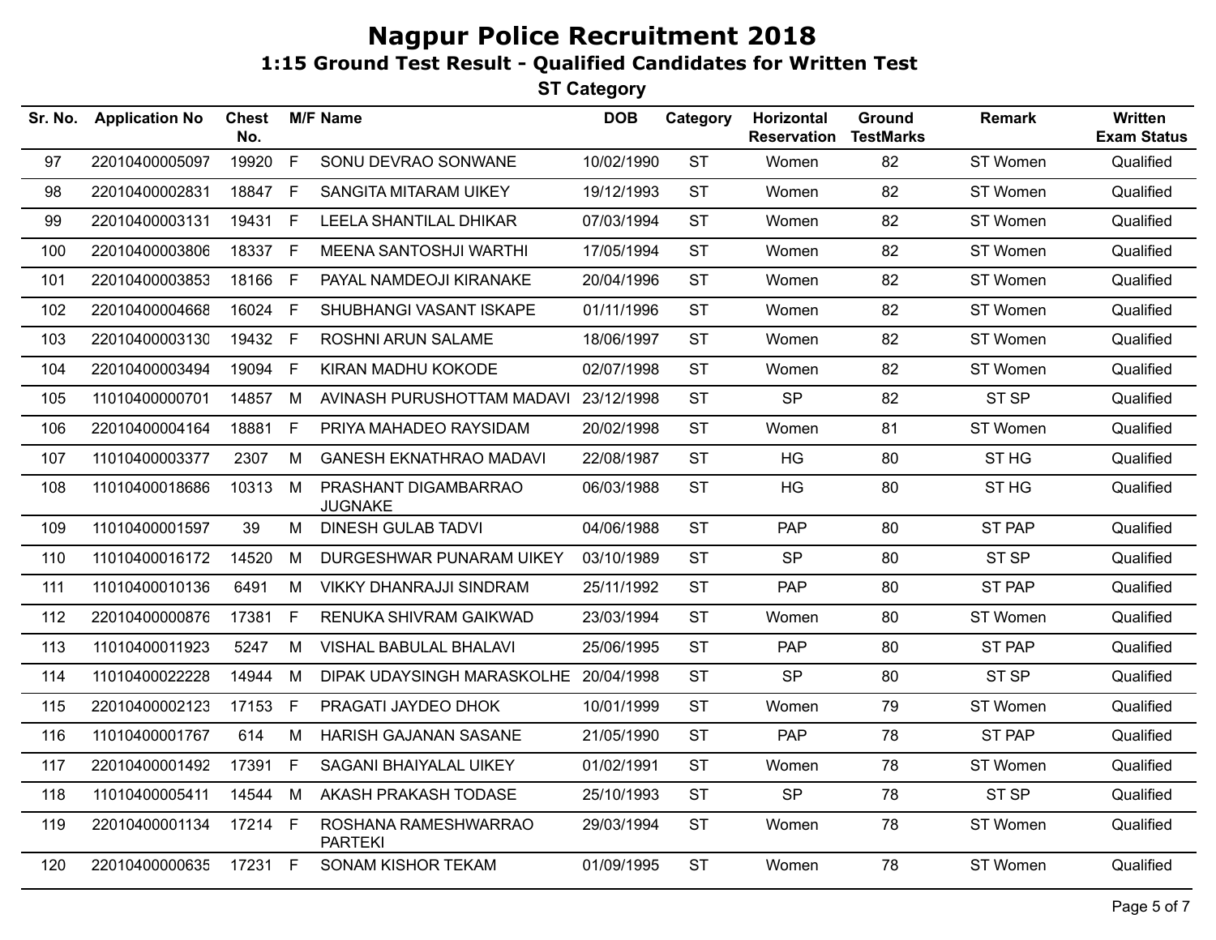# Nagpur Police Recruitment 2018

## 1:15 Ground Test Result - Qualified Candidates for Written Test

### ST Category

| Sr. No. | Application No | Chest No. | M/F | Name | DOB | Category | Horizontal Reservation | Ground TestMarks | Remark | Written Exam Status |
|---|---|---|---|---|---|---|---|---|---|---|
| 97 | 22010400005097 | 19920 | F | SONU DEVRAO SONWANE | 10/02/1990 | ST | Women | 82 | ST Women | Qualified |
| 98 | 22010400002831 | 18847 | F | SANGITA MITARAM UIKEY | 19/12/1993 | ST | Women | 82 | ST Women | Qualified |
| 99 | 22010400003131 | 19431 | F | LEELA SHANTILAL DHIKAR | 07/03/1994 | ST | Women | 82 | ST Women | Qualified |
| 100 | 22010400003806 | 18337 | F | MEENA SANTOSHJI WARTHI | 17/05/1994 | ST | Women | 82 | ST Women | Qualified |
| 101 | 22010400003853 | 18166 | F | PAYAL NAMDEOJI KIRANAKE | 20/04/1996 | ST | Women | 82 | ST Women | Qualified |
| 102 | 22010400004668 | 16024 | F | SHUBHANGI VASANT ISKAPE | 01/11/1996 | ST | Women | 82 | ST Women | Qualified |
| 103 | 22010400003130 | 19432 | F | ROSHNI ARUN SALAME | 18/06/1997 | ST | Women | 82 | ST Women | Qualified |
| 104 | 22010400003494 | 19094 | F | KIRAN MADHU KOKODE | 02/07/1998 | ST | Women | 82 | ST Women | Qualified |
| 105 | 11010400000701 | 14857 | M | AVINASH PURUSHOTTAM MADAVI | 23/12/1998 | ST | SP | 82 | ST SP | Qualified |
| 106 | 22010400004164 | 18881 | F | PRIYA MAHADEO RAYSIDAM | 20/02/1998 | ST | Women | 81 | ST Women | Qualified |
| 107 | 11010400003377 | 2307 | M | GANESH EKNATHRAO MADAVI | 22/08/1987 | ST | HG | 80 | ST HG | Qualified |
| 108 | 11010400018686 | 10313 | M | PRASHANT DIGAMBARRAO JUGNAKE | 06/03/1988 | ST | HG | 80 | ST HG | Qualified |
| 109 | 11010400001597 | 39 | M | DINESH GULAB TADVI | 04/06/1988 | ST | PAP | 80 | ST PAP | Qualified |
| 110 | 11010400016172 | 14520 | M | DURGESHWAR PUNARAM UIKEY | 03/10/1989 | ST | SP | 80 | ST SP | Qualified |
| 111 | 11010400010136 | 6491 | M | VIKKY DHANRAJJI SINDRAM | 25/11/1992 | ST | PAP | 80 | ST PAP | Qualified |
| 112 | 22010400000876 | 17381 | F | RENUKA SHIVRAM GAIKWAD | 23/03/1994 | ST | Women | 80 | ST Women | Qualified |
| 113 | 11010400011923 | 5247 | M | VISHAL BABULAL BHALAVI | 25/06/1995 | ST | PAP | 80 | ST PAP | Qualified |
| 114 | 11010400022228 | 14944 | M | DIPAK UDAYSINGH MARASKOLHE | 20/04/1998 | ST | SP | 80 | ST SP | Qualified |
| 115 | 22010400002123 | 17153 | F | PRAGATI JAYDEO DHOK | 10/01/1999 | ST | Women | 79 | ST Women | Qualified |
| 116 | 11010400001767 | 614 | M | HARISH GAJANAN SASANE | 21/05/1990 | ST | PAP | 78 | ST PAP | Qualified |
| 117 | 22010400001492 | 17391 | F | SAGANI BHAIYALAL UIKEY | 01/02/1991 | ST | Women | 78 | ST Women | Qualified |
| 118 | 11010400005411 | 14544 | M | AKASH PRAKASH TODASE | 25/10/1993 | ST | SP | 78 | ST SP | Qualified |
| 119 | 22010400001134 | 17214 | F | ROSHANA RAMESHWARRAO PARTEKI | 29/03/1994 | ST | Women | 78 | ST Women | Qualified |
| 120 | 22010400000635 | 17231 | F | SONAM KISHOR TEKAM | 01/09/1995 | ST | Women | 78 | ST Women | Qualified |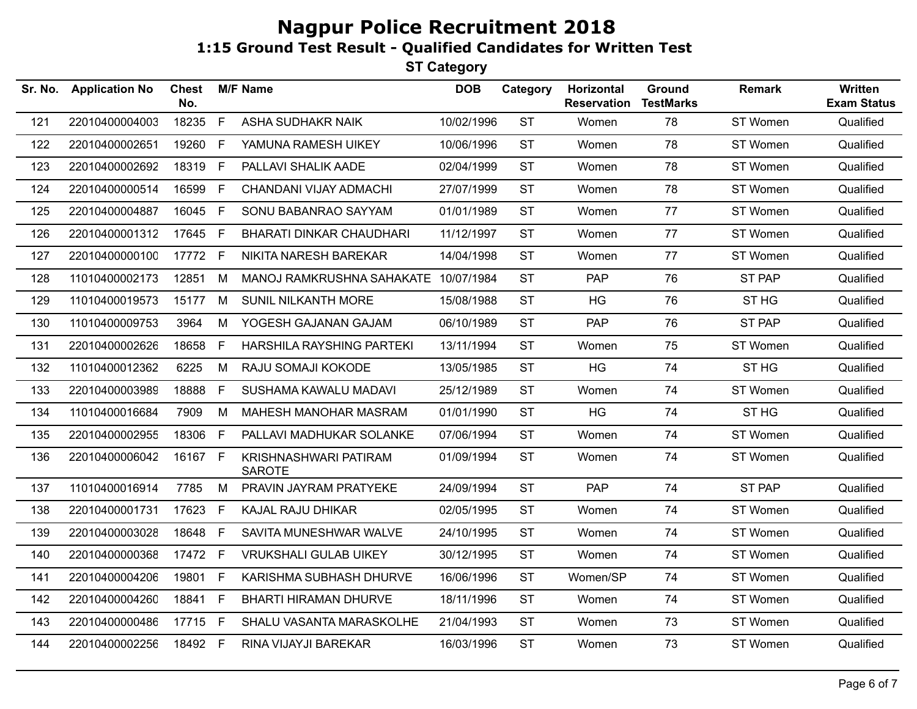# Nagpur Police Recruitment 2018

## 1:15 Ground Test Result - Qualified Candidates for Written Test

### ST Category

| Sr. No. | Application No | Chest No. | M/F | Name | DOB | Category | Horizontal Reservation | Ground TestMarks | Remark | Written Exam Status |
|---|---|---|---|---|---|---|---|---|---|---|
| 121 | 22010400004003 | 18235 | F | ASHA SUDHAKR NAIK | 10/02/1996 | ST | Women | 78 | ST Women | Qualified |
| 122 | 22010400002651 | 19260 | F | YAMUNA RAMESH UIKEY | 10/06/1996 | ST | Women | 78 | ST Women | Qualified |
| 123 | 22010400002692 | 18319 | F | PALLAVI SHALIK AADE | 02/04/1999 | ST | Women | 78 | ST Women | Qualified |
| 124 | 22010400000514 | 16599 | F | CHANDANI VIJAY ADMACHI | 27/07/1999 | ST | Women | 78 | ST Women | Qualified |
| 125 | 22010400004887 | 16045 | F | SONU BABANRAO SAYYAM | 01/01/1989 | ST | Women | 77 | ST Women | Qualified |
| 126 | 22010400001312 | 17645 | F | BHARATI DINKAR CHAUDHARI | 11/12/1997 | ST | Women | 77 | ST Women | Qualified |
| 127 | 22010400000100 | 17772 | F | NIKITA NARESH BAREKAR | 14/04/1998 | ST | Women | 77 | ST Women | Qualified |
| 128 | 11010400002173 | 12851 | M | MANOJ RAMKRUSHNA SAHAKATE | 10/07/1984 | ST | PAP | 76 | ST PAP | Qualified |
| 129 | 11010400019573 | 15177 | M | SUNIL NILKANTH MORE | 15/08/1988 | ST | HG | 76 | ST HG | Qualified |
| 130 | 11010400009753 | 3964 | M | YOGESH GAJANAN GAJAM | 06/10/1989 | ST | PAP | 76 | ST PAP | Qualified |
| 131 | 22010400002626 | 18658 | F | HARSHILA RAYSHING PARTEKI | 13/11/1994 | ST | Women | 75 | ST Women | Qualified |
| 132 | 11010400012362 | 6225 | M | RAJU SOMAJI KOKODE | 13/05/1985 | ST | HG | 74 | ST HG | Qualified |
| 133 | 22010400003989 | 18888 | F | SUSHAMA KAWALU MADAVI | 25/12/1989 | ST | Women | 74 | ST Women | Qualified |
| 134 | 11010400016684 | 7909 | M | MAHESH MANOHAR MASRAM | 01/01/1990 | ST | HG | 74 | ST HG | Qualified |
| 135 | 22010400002955 | 18306 | F | PALLAVI MADHUKAR SOLANKE | 07/06/1994 | ST | Women | 74 | ST Women | Qualified |
| 136 | 22010400006042 | 16167 | F | KRISHNASHWARI PATIRAM SAROTE | 01/09/1994 | ST | Women | 74 | ST Women | Qualified |
| 137 | 11010400016914 | 7785 | M | PRAVIN JAYRAM PRATYEKE | 24/09/1994 | ST | PAP | 74 | ST PAP | Qualified |
| 138 | 22010400001731 | 17623 | F | KAJAL RAJU DHIKAR | 02/05/1995 | ST | Women | 74 | ST Women | Qualified |
| 139 | 22010400003028 | 18648 | F | SAVITA MUNESHWAR WALVE | 24/10/1995 | ST | Women | 74 | ST Women | Qualified |
| 140 | 22010400000368 | 17472 | F | VRUKSHALI GULAB UIKEY | 30/12/1995 | ST | Women | 74 | ST Women | Qualified |
| 141 | 22010400004206 | 19801 | F | KARISHMA SUBHASH DHURVE | 16/06/1996 | ST | Women/SP | 74 | ST Women | Qualified |
| 142 | 22010400004260 | 18841 | F | BHARTI HIRAMAN DHURVE | 18/11/1996 | ST | Women | 74 | ST Women | Qualified |
| 143 | 22010400000486 | 17715 | F | SHALU VASANTA MARASKOLHE | 21/04/1993 | ST | Women | 73 | ST Women | Qualified |
| 144 | 22010400002256 | 18492 | F | RINA VIJAYJI BAREKAR | 16/03/1996 | ST | Women | 73 | ST Women | Qualified |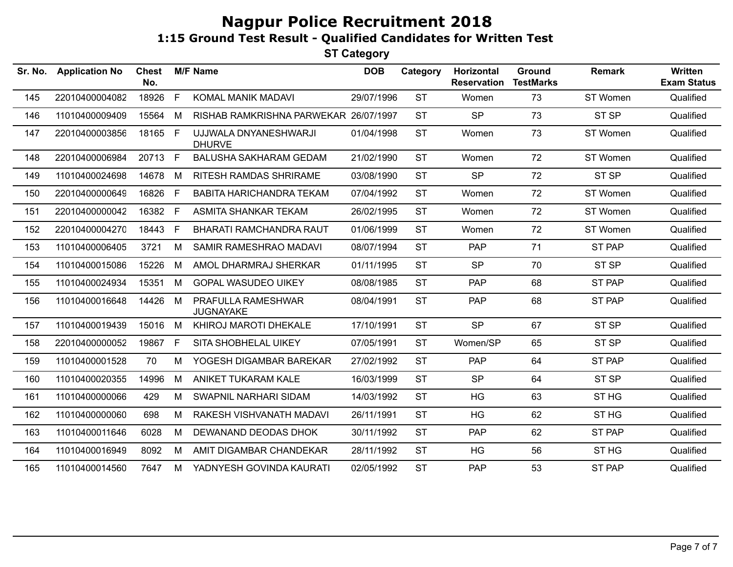# Nagpur Police Recruitment 2018

## 1:15 Ground Test Result - Qualified Candidates for Written Test

### ST Category

| Sr. No. | Application No | Chest No. | M/F | Name | DOB | Category | Horizontal Reservation | Ground TestMarks | Remark | Written Exam Status |
|---|---|---|---|---|---|---|---|---|---|---|
| 145 | 22010400004082 | 18926 | F | KOMAL MANIK MADAVI | 29/07/1996 | ST | Women | 73 | ST Women | Qualified |
| 146 | 11010400009409 | 15564 | M | RISHAB RAMKRISHNA PARWEKAR | 26/07/1997 | ST | SP | 73 | ST SP | Qualified |
| 147 | 22010400003856 | 18165 | F | UJJWALA DNYANESHWARJI DHURVE | 01/04/1998 | ST | Women | 73 | ST Women | Qualified |
| 148 | 22010400006984 | 20713 | F | BALUSHA SAKHARAM GEDAM | 21/02/1990 | ST | Women | 72 | ST Women | Qualified |
| 149 | 11010400024698 | 14678 | M | RITESH RAMDAS SHRIRAME | 03/08/1990 | ST | SP | 72 | ST SP | Qualified |
| 150 | 22010400000649 | 16826 | F | BABITA HARICHANDRA TEKAM | 07/04/1992 | ST | Women | 72 | ST Women | Qualified |
| 151 | 22010400000042 | 16382 | F | ASMITA SHANKAR TEKAM | 26/02/1995 | ST | Women | 72 | ST Women | Qualified |
| 152 | 22010400004270 | 18443 | F | BHARATI RAMCHANDRA RAUT | 01/06/1999 | ST | Women | 72 | ST Women | Qualified |
| 153 | 11010400006405 | 3721 | M | SAMIR RAMESHRAO MADAVI | 08/07/1994 | ST | PAP | 71 | ST PAP | Qualified |
| 154 | 11010400015086 | 15226 | M | AMOL DHARMRAJ SHERKAR | 01/11/1995 | ST | SP | 70 | ST SP | Qualified |
| 155 | 11010400024934 | 15351 | M | GOPAL WASUDEO UIKEY | 08/08/1985 | ST | PAP | 68 | ST PAP | Qualified |
| 156 | 11010400016648 | 14426 | M | PRAFULLA RAMESHWAR JUGNAYAKE | 08/04/1991 | ST | PAP | 68 | ST PAP | Qualified |
| 157 | 11010400019439 | 15016 | M | KHIROJ MAROTI DHEKALE | 17/10/1991 | ST | SP | 67 | ST SP | Qualified |
| 158 | 22010400000052 | 19867 | F | SITA SHOBHELAL UIKEY | 07/05/1991 | ST | Women/SP | 65 | ST SP | Qualified |
| 159 | 11010400001528 | 70 | M | YOGESH DIGAMBAR BAREKAR | 27/02/1992 | ST | PAP | 64 | ST PAP | Qualified |
| 160 | 11010400020355 | 14996 | M | ANIKET TUKARAM KALE | 16/03/1999 | ST | SP | 64 | ST SP | Qualified |
| 161 | 11010400000066 | 429 | M | SWAPNIL NARHARI SIDAM | 14/03/1992 | ST | HG | 63 | ST HG | Qualified |
| 162 | 11010400000060 | 698 | M | RAKESH VISHVANATH MADAVI | 26/11/1991 | ST | HG | 62 | ST HG | Qualified |
| 163 | 11010400011646 | 6028 | M | DEWANAND DEODAS DHOK | 30/11/1992 | ST | PAP | 62 | ST PAP | Qualified |
| 164 | 11010400016949 | 8092 | M | AMIT DIGAMBAR CHANDEKAR | 28/11/1992 | ST | HG | 56 | ST HG | Qualified |
| 165 | 11010400014560 | 7647 | M | YADNYESH GOVINDA KAURATI | 02/05/1992 | ST | PAP | 53 | ST PAP | Qualified |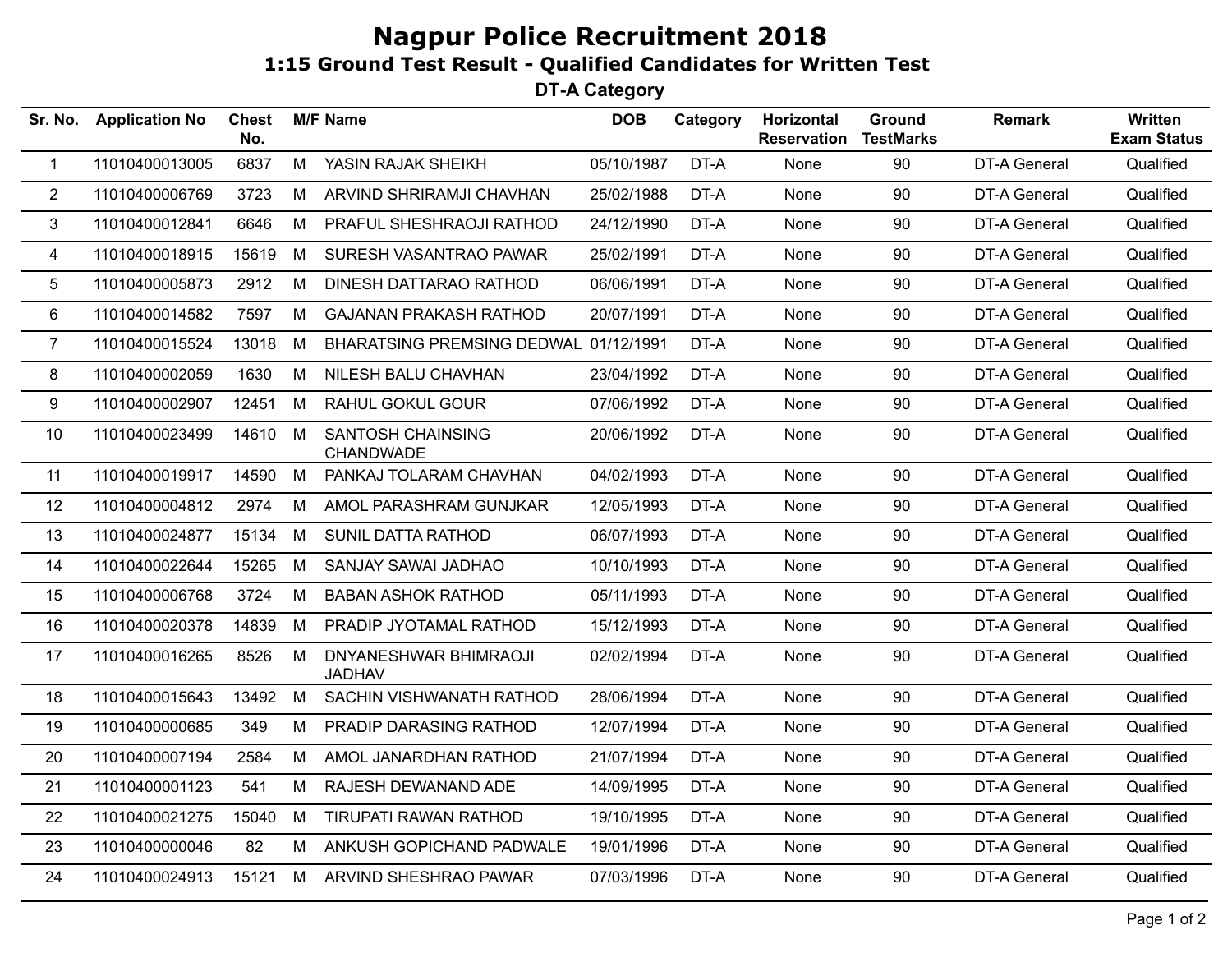# Nagpur Police Recruitment 2018

## 1:15 Ground Test Result - Qualified Candidates for Written Test

### DT-A Category

| Sr. No. | Application No | Chest No. | M/F | Name | DOB | Category | Horizontal Reservation | Ground TestMarks | Remark | Written Exam Status |
|---|---|---|---|---|---|---|---|---|---|---|
| 1 | 11010400013005 | 6837 | M | YASIN RAJAK SHEIKH | 05/10/1987 | DT-A | None | 90 | DT-A General | Qualified |
| 2 | 11010400006769 | 3723 | M | ARVIND SHRIRAMJI CHAVHAN | 25/02/1988 | DT-A | None | 90 | DT-A General | Qualified |
| 3 | 11010400012841 | 6646 | M | PRAFUL SHESHRAOJI RATHOD | 24/12/1990 | DT-A | None | 90 | DT-A General | Qualified |
| 4 | 11010400018915 | 15619 | M | SURESH VASANTRAO PAWAR | 25/02/1991 | DT-A | None | 90 | DT-A General | Qualified |
| 5 | 11010400005873 | 2912 | M | DINESH DATTARAO RATHOD | 06/06/1991 | DT-A | None | 90 | DT-A General | Qualified |
| 6 | 11010400014582 | 7597 | M | GAJANAN PRAKASH RATHOD | 20/07/1991 | DT-A | None | 90 | DT-A General | Qualified |
| 7 | 11010400015524 | 13018 | M | BHARATSING PREMSING DEDWAL | 01/12/1991 | DT-A | None | 90 | DT-A General | Qualified |
| 8 | 11010400002059 | 1630 | M | NILESH BALU CHAVHAN | 23/04/1992 | DT-A | None | 90 | DT-A General | Qualified |
| 9 | 11010400002907 | 12451 | M | RAHUL GOKUL GOUR | 07/06/1992 | DT-A | None | 90 | DT-A General | Qualified |
| 10 | 11010400023499 | 14610 | M | SANTOSH CHAINSING CHANDWADE | 20/06/1992 | DT-A | None | 90 | DT-A General | Qualified |
| 11 | 11010400019917 | 14590 | M | PANKAJ TOLARAM CHAVHAN | 04/02/1993 | DT-A | None | 90 | DT-A General | Qualified |
| 12 | 11010400004812 | 2974 | M | AMOL PARASHRAM GUNJKAR | 12/05/1993 | DT-A | None | 90 | DT-A General | Qualified |
| 13 | 11010400024877 | 15134 | M | SUNIL DATTA RATHOD | 06/07/1993 | DT-A | None | 90 | DT-A General | Qualified |
| 14 | 11010400022644 | 15265 | M | SANJAY SAWAI JADHAO | 10/10/1993 | DT-A | None | 90 | DT-A General | Qualified |
| 15 | 11010400006768 | 3724 | M | BABAN ASHOK RATHOD | 05/11/1993 | DT-A | None | 90 | DT-A General | Qualified |
| 16 | 11010400020378 | 14839 | M | PRADIP JYOTAMAL RATHOD | 15/12/1993 | DT-A | None | 90 | DT-A General | Qualified |
| 17 | 11010400016265 | 8526 | M | DNYANESHWAR BHIMRAOJI JADHAV | 02/02/1994 | DT-A | None | 90 | DT-A General | Qualified |
| 18 | 11010400015643 | 13492 | M | SACHIN VISHWANATH RATHOD | 28/06/1994 | DT-A | None | 90 | DT-A General | Qualified |
| 19 | 11010400000685 | 349 | M | PRADIP DARASING RATHOD | 12/07/1994 | DT-A | None | 90 | DT-A General | Qualified |
| 20 | 11010400007194 | 2584 | M | AMOL JANARDHAN RATHOD | 21/07/1994 | DT-A | None | 90 | DT-A General | Qualified |
| 21 | 11010400001123 | 541 | M | RAJESH DEWANAND ADE | 14/09/1995 | DT-A | None | 90 | DT-A General | Qualified |
| 22 | 11010400021275 | 15040 | M | TIRUPATI RAWAN RATHOD | 19/10/1995 | DT-A | None | 90 | DT-A General | Qualified |
| 23 | 11010400000046 | 82 | M | ANKUSH GOPICHAND PADWALE | 19/01/1996 | DT-A | None | 90 | DT-A General | Qualified |
| 24 | 11010400024913 | 15121 | M | ARVIND SHESHRAO PAWAR | 07/03/1996 | DT-A | None | 90 | DT-A General | Qualified |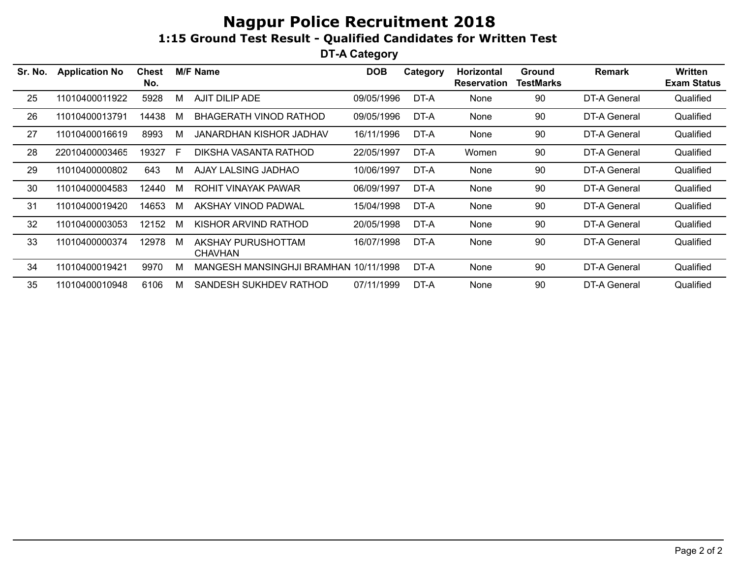# Nagpur Police Recruitment 2018

## 1:15 Ground Test Result - Qualified Candidates for Written Test

### DT-A Category

| Sr. No. | Application No | Chest No. | M/F | Name | DOB | Category | Horizontal Reservation | Ground TestMarks | Remark | Written Exam Status |
|---|---|---|---|---|---|---|---|---|---|---|
| 25 | 11010400011922 | 5928 | M | AJIT DILIP ADE | 09/05/1996 | DT-A | None | 90 | DT-A General | Qualified |
| 26 | 11010400013791 | 14438 | M | BHAGERATH VINOD RATHOD | 09/05/1996 | DT-A | None | 90 | DT-A General | Qualified |
| 27 | 11010400016619 | 8993 | M | JANARDHAN KISHOR JADHAV | 16/11/1996 | DT-A | None | 90 | DT-A General | Qualified |
| 28 | 22010400003465 | 19327 | F | DIKSHA VASANTA RATHOD | 22/05/1997 | DT-A | Women | 90 | DT-A General | Qualified |
| 29 | 11010400000802 | 643 | M | AJAY LALSING JADHAO | 10/06/1997 | DT-A | None | 90 | DT-A General | Qualified |
| 30 | 11010400004583 | 12440 | M | ROHIT VINAYAK PAWAR | 06/09/1997 | DT-A | None | 90 | DT-A General | Qualified |
| 31 | 11010400019420 | 14653 | M | AKSHAY VINOD PADWAL | 15/04/1998 | DT-A | None | 90 | DT-A General | Qualified |
| 32 | 11010400003053 | 12152 | M | KISHOR ARVIND RATHOD | 20/05/1998 | DT-A | None | 90 | DT-A General | Qualified |
| 33 | 11010400000374 | 12978 | M | AKSHAY PURUSHOTTAM CHAVHAN | 16/07/1998 | DT-A | None | 90 | DT-A General | Qualified |
| 34 | 11010400019421 | 9970 | M | MANGESH MANSINGHJI BRAMHAN | 10/11/1998 | DT-A | None | 90 | DT-A General | Qualified |
| 35 | 11010400010948 | 6106 | M | SANDESH SUKHDEV RATHOD | 07/11/1999 | DT-A | None | 90 | DT-A General | Qualified |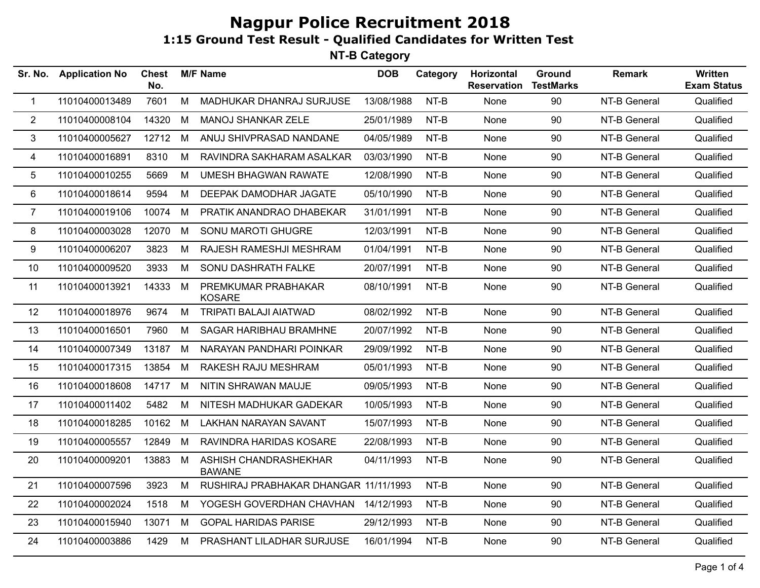# Nagpur Police Recruitment 2018

## 1:15 Ground Test Result - Qualified Candidates for Written Test

### NT-B Category

| Sr. No. | Application No | Chest No. | M/F | Name | DOB | Category | Horizontal Reservation | Ground TestMarks | Remark | Written Exam Status |
|---|---|---|---|---|---|---|---|---|---|---|
| 1 | 11010400013489 | 7601 | M | MADHUKAR DHANRAJ SURJUSE | 13/08/1988 | NT-B | None | 90 | NT-B General | Qualified |
| 2 | 11010400008104 | 14320 | M | MANOJ SHANKAR ZELE | 25/01/1989 | NT-B | None | 90 | NT-B General | Qualified |
| 3 | 11010400005627 | 12712 | M | ANUJ SHIVPRASAD NANDANE | 04/05/1989 | NT-B | None | 90 | NT-B General | Qualified |
| 4 | 11010400016891 | 8310 | M | RAVINDRA SAKHARAM ASALKAR | 03/03/1990 | NT-B | None | 90 | NT-B General | Qualified |
| 5 | 11010400010255 | 5669 | M | UMESH BHAGWAN RAWATE | 12/08/1990 | NT-B | None | 90 | NT-B General | Qualified |
| 6 | 11010400018614 | 9594 | M | DEEPAK DAMODHAR JAGATE | 05/10/1990 | NT-B | None | 90 | NT-B General | Qualified |
| 7 | 11010400019106 | 10074 | M | PRATIK ANANDRAO DHABEKAR | 31/01/1991 | NT-B | None | 90 | NT-B General | Qualified |
| 8 | 11010400003028 | 12070 | M | SONU MAROTI GHUGRE | 12/03/1991 | NT-B | None | 90 | NT-B General | Qualified |
| 9 | 11010400006207 | 3823 | M | RAJESH RAMESHJI MESHRAM | 01/04/1991 | NT-B | None | 90 | NT-B General | Qualified |
| 10 | 11010400009520 | 3933 | M | SONU DASHRATH FALKE | 20/07/1991 | NT-B | None | 90 | NT-B General | Qualified |
| 11 | 11010400013921 | 14333 | M | PREMKUMAR PRABHAKAR KOSARE | 08/10/1991 | NT-B | None | 90 | NT-B General | Qualified |
| 12 | 11010400018976 | 9674 | M | TRIPATI BALAJI AIATWAD | 08/02/1992 | NT-B | None | 90 | NT-B General | Qualified |
| 13 | 11010400016501 | 7960 | M | SAGAR HARIBHAU BRAMHNE | 20/07/1992 | NT-B | None | 90 | NT-B General | Qualified |
| 14 | 11010400007349 | 13187 | M | NARAYAN PANDHARI POINKAR | 29/09/1992 | NT-B | None | 90 | NT-B General | Qualified |
| 15 | 11010400017315 | 13854 | M | RAKESH RAJU MESHRAM | 05/01/1993 | NT-B | None | 90 | NT-B General | Qualified |
| 16 | 11010400018608 | 14717 | M | NITIN SHRAWAN MAUJE | 09/05/1993 | NT-B | None | 90 | NT-B General | Qualified |
| 17 | 11010400011402 | 5482 | M | NITESH MADHUKAR GADEKAR | 10/05/1993 | NT-B | None | 90 | NT-B General | Qualified |
| 18 | 11010400018285 | 10162 | M | LAKHAN NARAYAN SAVANT | 15/07/1993 | NT-B | None | 90 | NT-B General | Qualified |
| 19 | 11010400005557 | 12849 | M | RAVINDRA HARIDAS KOSARE | 22/08/1993 | NT-B | None | 90 | NT-B General | Qualified |
| 20 | 11010400009201 | 13883 | M | ASHISH CHANDRASHEKHAR BAWANE | 04/11/1993 | NT-B | None | 90 | NT-B General | Qualified |
| 21 | 11010400007596 | 3923 | M | RUSHIRAJ PRABHAKAR DHANGAR | 11/11/1993 | NT-B | None | 90 | NT-B General | Qualified |
| 22 | 11010400002024 | 1518 | M | YOGESH GOVERDHAN CHAVHAN | 14/12/1993 | NT-B | None | 90 | NT-B General | Qualified |
| 23 | 11010400015940 | 13071 | M | GOPAL HARIDAS PARISE | 29/12/1993 | NT-B | None | 90 | NT-B General | Qualified |
| 24 | 11010400003886 | 1429 | M | PRASHANT LILADHAR SURJUSE | 16/01/1994 | NT-B | None | 90 | NT-B General | Qualified |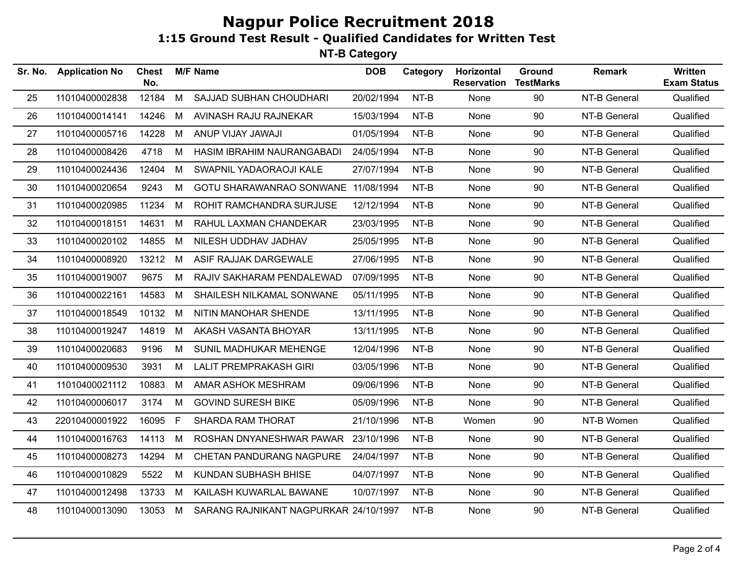# Nagpur Police Recruitment 2018

## 1:15 Ground Test Result - Qualified Candidates for Written Test

### NT-B Category

| Sr. No. | Application No | Chest No. | M/F | Name | DOB | Category | Horizontal Reservation | Ground TestMarks | Remark | Written Exam Status |
|---|---|---|---|---|---|---|---|---|---|---|
| 25 | 11010400002838 | 12184 | M | SAJJAD SUBHAN CHOUDHARI | 20/02/1994 | NT-B | None | 90 | NT-B General | Qualified |
| 26 | 11010400014141 | 14246 | M | AVINASH RAJU RAJNEKAR | 15/03/1994 | NT-B | None | 90 | NT-B General | Qualified |
| 27 | 11010400005716 | 14228 | M | ANUP VIJAY JAWAJI | 01/05/1994 | NT-B | None | 90 | NT-B General | Qualified |
| 28 | 11010400008426 | 4718 | M | HASIM IBRAHIM NAURANGABADI | 24/05/1994 | NT-B | None | 90 | NT-B General | Qualified |
| 29 | 11010400024436 | 12404 | M | SWAPNIL YADAORAOJI KALE | 27/07/1994 | NT-B | None | 90 | NT-B General | Qualified |
| 30 | 11010400020654 | 9243 | M | GOTU SHARAWANRAO SONWANE | 11/08/1994 | NT-B | None | 90 | NT-B General | Qualified |
| 31 | 11010400020985 | 11234 | M | ROHIT RAMCHANDRA SURJUSE | 12/12/1994 | NT-B | None | 90 | NT-B General | Qualified |
| 32 | 11010400018151 | 14631 | M | RAHUL LAXMAN CHANDEKAR | 23/03/1995 | NT-B | None | 90 | NT-B General | Qualified |
| 33 | 11010400020102 | 14855 | M | NILESH UDDHAV JADHAV | 25/05/1995 | NT-B | None | 90 | NT-B General | Qualified |
| 34 | 11010400008920 | 13212 | M | ASIF RAJJAK DARGEWALE | 27/06/1995 | NT-B | None | 90 | NT-B General | Qualified |
| 35 | 11010400019007 | 9675 | M | RAJIV SAKHARAM PENDALEWAD | 07/09/1995 | NT-B | None | 90 | NT-B General | Qualified |
| 36 | 11010400022161 | 14583 | M | SHAILESH NILKAMAL SONWANE | 05/11/1995 | NT-B | None | 90 | NT-B General | Qualified |
| 37 | 11010400018549 | 10132 | M | NITIN MANOHAR SHENDE | 13/11/1995 | NT-B | None | 90 | NT-B General | Qualified |
| 38 | 11010400019247 | 14819 | M | AKASH VASANTA BHOYAR | 13/11/1995 | NT-B | None | 90 | NT-B General | Qualified |
| 39 | 11010400020683 | 9196 | M | SUNIL MADHUKAR MEHENGE | 12/04/1996 | NT-B | None | 90 | NT-B General | Qualified |
| 40 | 11010400009530 | 3931 | M | LALIT PREMPRAKASH GIRI | 03/05/1996 | NT-B | None | 90 | NT-B General | Qualified |
| 41 | 11010400021112 | 10883 | M | AMAR ASHOK MESHRAM | 09/06/1996 | NT-B | None | 90 | NT-B General | Qualified |
| 42 | 11010400006017 | 3174 | M | GOVIND SURESH BIKE | 05/09/1996 | NT-B | None | 90 | NT-B General | Qualified |
| 43 | 22010400001922 | 16095 | F | SHARDA RAM THORAT | 21/10/1996 | NT-B | Women | 90 | NT-B Women | Qualified |
| 44 | 11010400016763 | 14113 | M | ROSHAN DNYANESHWAR PAWAR | 23/10/1996 | NT-B | None | 90 | NT-B General | Qualified |
| 45 | 11010400008273 | 14294 | M | CHETAN PANDURANG NAGPURE | 24/04/1997 | NT-B | None | 90 | NT-B General | Qualified |
| 46 | 11010400010829 | 5522 | M | KUNDAN SUBHASH BHISE | 04/07/1997 | NT-B | None | 90 | NT-B General | Qualified |
| 47 | 11010400012498 | 13733 | M | KAILASH KUWARLAL BAWANE | 10/07/1997 | NT-B | None | 90 | NT-B General | Qualified |
| 48 | 11010400013090 | 13053 | M | SARANG RAJNIKANT NAGPURKAR | 24/10/1997 | NT-B | None | 90 | NT-B General | Qualified |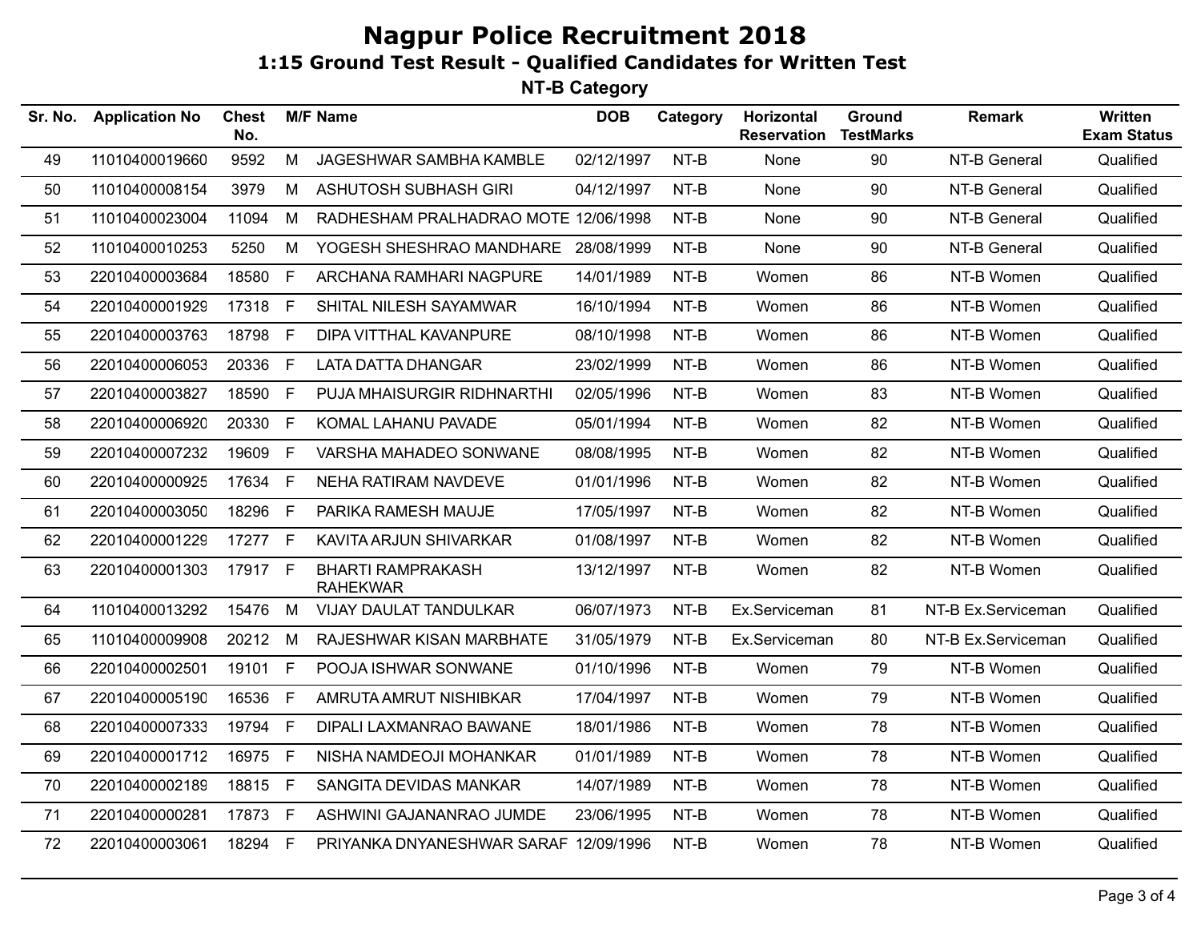# Nagpur Police Recruitment 2018

## 1:15 Ground Test Result - Qualified Candidates for Written Test

### NT-B Category

| Sr. No. | Application No | Chest No. | M/F | Name | DOB | Category | Horizontal Reservation | Ground TestMarks | Remark | Written Exam Status |
|---|---|---|---|---|---|---|---|---|---|---|
| 49 | 11010400019660 | 9592 | M | JAGESHWAR SAMBHA KAMBLE | 02/12/1997 | NT-B | None | 90 | NT-B General | Qualified |
| 50 | 11010400008154 | 3979 | M | ASHUTOSH SUBHASH GIRI | 04/12/1997 | NT-B | None | 90 | NT-B General | Qualified |
| 51 | 11010400023004 | 11094 | M | RADHESHAM PRALHADRAO MOTE | 12/06/1998 | NT-B | None | 90 | NT-B General | Qualified |
| 52 | 11010400010253 | 5250 | M | YOGESH SHESHRAO MANDHARE | 28/08/1999 | NT-B | None | 90 | NT-B General | Qualified |
| 53 | 22010400003684 | 18580 | F | ARCHANA RAMHARI NAGPURE | 14/01/1989 | NT-B | Women | 86 | NT-B Women | Qualified |
| 54 | 22010400001929 | 17318 | F | SHITAL NILESH SAYAMWAR | 16/10/1994 | NT-B | Women | 86 | NT-B Women | Qualified |
| 55 | 22010400003763 | 18798 | F | DIPA VITTHAL KAVANPURE | 08/10/1998 | NT-B | Women | 86 | NT-B Women | Qualified |
| 56 | 22010400006053 | 20336 | F | LATA DATTA DHANGAR | 23/02/1999 | NT-B | Women | 86 | NT-B Women | Qualified |
| 57 | 22010400003827 | 18590 | F | PUJA MHAISURGIR RIDHNARTHI | 02/05/1996 | NT-B | Women | 83 | NT-B Women | Qualified |
| 58 | 22010400006920 | 20330 | F | KOMAL LAHANU PAVADE | 05/01/1994 | NT-B | Women | 82 | NT-B Women | Qualified |
| 59 | 22010400007232 | 19609 | F | VARSHA MAHADEO SONWANE | 08/08/1995 | NT-B | Women | 82 | NT-B Women | Qualified |
| 60 | 22010400000925 | 17634 | F | NEHA RATIRAM NAVDEVE | 01/01/1996 | NT-B | Women | 82 | NT-B Women | Qualified |
| 61 | 22010400003050 | 18296 | F | PARIKA RAMESH MAUJE | 17/05/1997 | NT-B | Women | 82 | NT-B Women | Qualified |
| 62 | 22010400001229 | 17277 | F | KAVITA ARJUN SHIVARKAR | 01/08/1997 | NT-B | Women | 82 | NT-B Women | Qualified |
| 63 | 22010400001303 | 17917 | F | BHARTI RAMPRAKASH RAHEKWAR | 13/12/1997 | NT-B | Women | 82 | NT-B Women | Qualified |
| 64 | 11010400013292 | 15476 | M | VIJAY DAULAT TANDULKAR | 06/07/1973 | NT-B | Ex.Serviceman | 81 | NT-B Ex.Serviceman | Qualified |
| 65 | 11010400009908 | 20212 | M | RAJESHWAR KISAN MARBHATE | 31/05/1979 | NT-B | Ex.Serviceman | 80 | NT-B Ex.Serviceman | Qualified |
| 66 | 22010400002501 | 19101 | F | POOJA ISHWAR SONWANE | 01/10/1996 | NT-B | Women | 79 | NT-B Women | Qualified |
| 67 | 22010400005190 | 16536 | F | AMRUTA AMRUT NISHIBKAR | 17/04/1997 | NT-B | Women | 79 | NT-B Women | Qualified |
| 68 | 22010400007333 | 19794 | F | DIPALI LAXMANRAO BAWANE | 18/01/1986 | NT-B | Women | 78 | NT-B Women | Qualified |
| 69 | 22010400001712 | 16975 | F | NISHA NAMDEOJI MOHANKAR | 01/01/1989 | NT-B | Women | 78 | NT-B Women | Qualified |
| 70 | 22010400002189 | 18815 | F | SANGITA DEVIDAS MANKAR | 14/07/1989 | NT-B | Women | 78 | NT-B Women | Qualified |
| 71 | 22010400000281 | 17873 | F | ASHWINI GAJANANRAO JUMDE | 23/06/1995 | NT-B | Women | 78 | NT-B Women | Qualified |
| 72 | 22010400003061 | 18294 | F | PRIYANKA DNYANESHWAR SARAF | 12/09/1996 | NT-B | Women | 78 | NT-B Women | Qualified |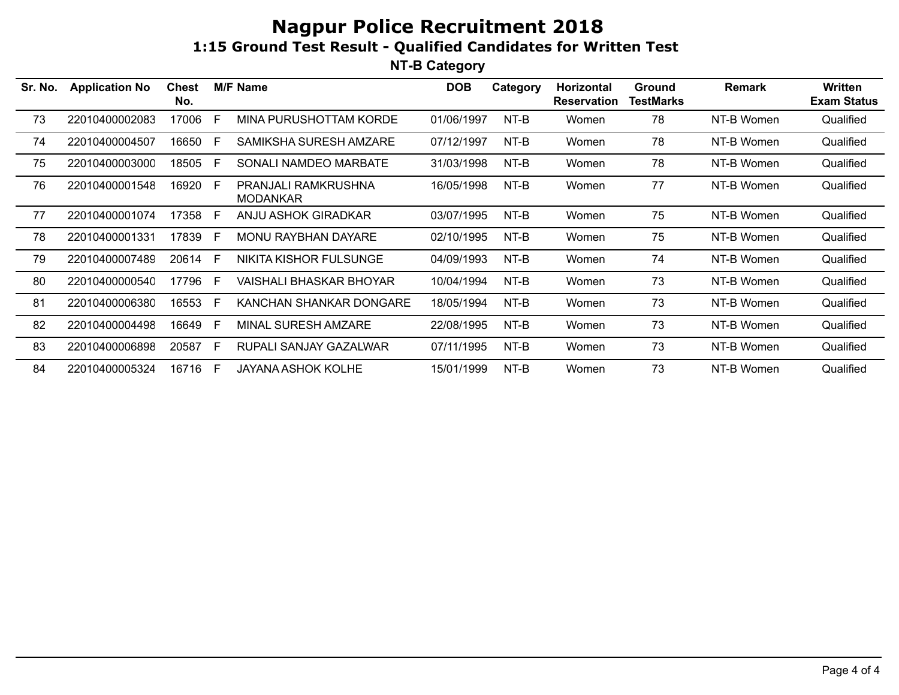# Nagpur Police Recruitment 2018

## 1:15 Ground Test Result - Qualified Candidates for Written Test

### NT-B Category

| Sr. No. | Application No | Chest No. | M/F | Name | DOB | Category | Horizontal Reservation | Ground TestMarks | Remark | Written Exam Status |
|---|---|---|---|---|---|---|---|---|---|---|
| 73 | 22010400002083 | 17006 | F | MINA PURUSHOTTAM KORDE | 01/06/1997 | NT-B | Women | 78 | NT-B Women | Qualified |
| 74 | 22010400004507 | 16650 | F | SAMIKSHA SURESH AMZARE | 07/12/1997 | NT-B | Women | 78 | NT-B Women | Qualified |
| 75 | 22010400003000 | 18505 | F | SONALI NAMDEO MARBATE | 31/03/1998 | NT-B | Women | 78 | NT-B Women | Qualified |
| 76 | 22010400001548 | 16920 | F | PRANJALI RAMKRUSHNA MODANKAR | 16/05/1998 | NT-B | Women | 77 | NT-B Women | Qualified |
| 77 | 22010400001074 | 17358 | F | ANJU ASHOK GIRADKAR | 03/07/1995 | NT-B | Women | 75 | NT-B Women | Qualified |
| 78 | 22010400001331 | 17839 | F | MONU RAYBHAN DAYARE | 02/10/1995 | NT-B | Women | 75 | NT-B Women | Qualified |
| 79 | 22010400007489 | 20614 | F | NIKITA KISHOR FULSUNGE | 04/09/1993 | NT-B | Women | 74 | NT-B Women | Qualified |
| 80 | 22010400000540 | 17796 | F | VAISHALI BHASKAR BHOYAR | 10/04/1994 | NT-B | Women | 73 | NT-B Women | Qualified |
| 81 | 22010400006380 | 16553 | F | KANCHAN SHANKAR DONGARE | 18/05/1994 | NT-B | Women | 73 | NT-B Women | Qualified |
| 82 | 22010400004498 | 16649 | F | MINAL SURESH AMZARE | 22/08/1995 | NT-B | Women | 73 | NT-B Women | Qualified |
| 83 | 22010400006898 | 20587 | F | RUPALI SANJAY GAZALWAR | 07/11/1995 | NT-B | Women | 73 | NT-B Women | Qualified |
| 84 | 22010400005324 | 16716 | F | JAYANA ASHOK KOLHE | 15/01/1999 | NT-B | Women | 73 | NT-B Women | Qualified |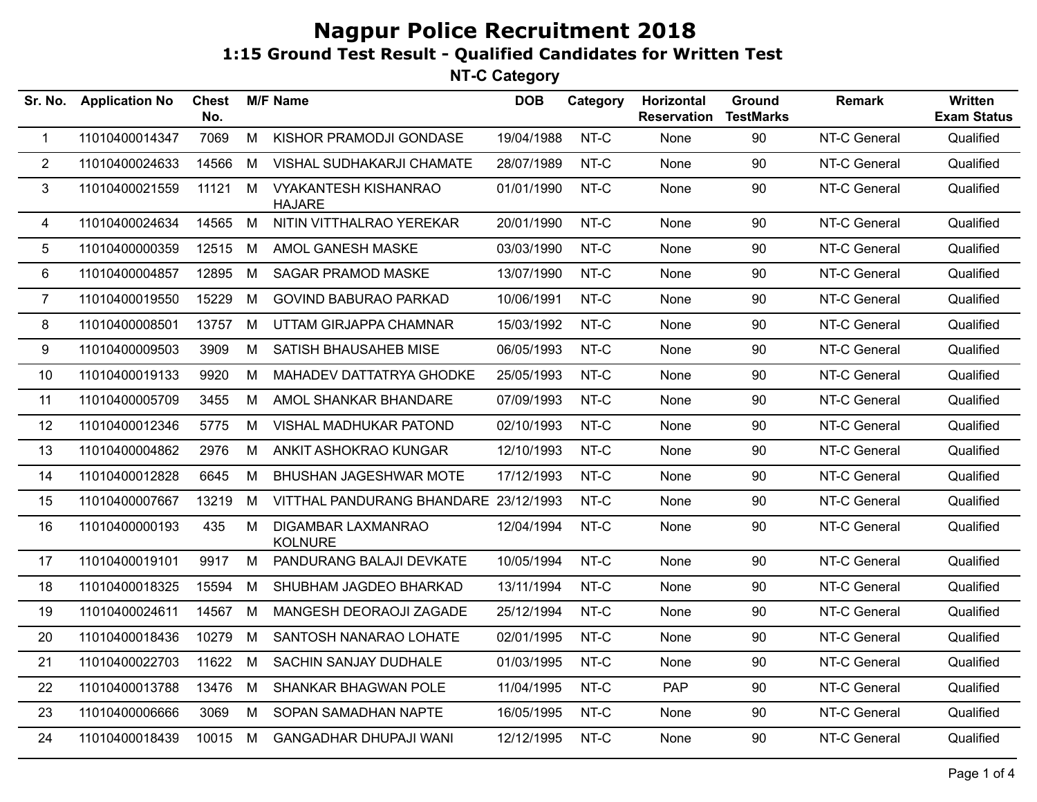# Nagpur Police Recruitment 2018

## 1:15 Ground Test Result - Qualified Candidates for Written Test

### NT-C Category

| Sr. No. | Application No | Chest No. | M/F | Name | DOB | Category | Horizontal Reservation | Ground TestMarks | Remark | Written Exam Status |
|---|---|---|---|---|---|---|---|---|---|---|
| 1 | 11010400014347 | 7069 | M | KISHOR PRAMODJI GONDASE | 19/04/1988 | NT-C | None | 90 | NT-C General | Qualified |
| 2 | 11010400024633 | 14566 | M | VISHAL SUDHAKARJI CHAMATE | 28/07/1989 | NT-C | None | 90 | NT-C General | Qualified |
| 3 | 11010400021559 | 11121 | M | VYAKANTESH KISHANRAO HAJARE | 01/01/1990 | NT-C | None | 90 | NT-C General | Qualified |
| 4 | 11010400024634 | 14565 | M | NITIN VITTHALRAO YEREKAR | 20/01/1990 | NT-C | None | 90 | NT-C General | Qualified |
| 5 | 11010400000359 | 12515 | M | AMOL GANESH MASKE | 03/03/1990 | NT-C | None | 90 | NT-C General | Qualified |
| 6 | 11010400004857 | 12895 | M | SAGAR PRAMOD MASKE | 13/07/1990 | NT-C | None | 90 | NT-C General | Qualified |
| 7 | 11010400019550 | 15229 | M | GOVIND BABURAO PARKAD | 10/06/1991 | NT-C | None | 90 | NT-C General | Qualified |
| 8 | 11010400008501 | 13757 | M | UTTAM GIRJAPPA CHAMNAR | 15/03/1992 | NT-C | None | 90 | NT-C General | Qualified |
| 9 | 11010400009503 | 3909 | M | SATISH BHAUSAHEB MISE | 06/05/1993 | NT-C | None | 90 | NT-C General | Qualified |
| 10 | 11010400019133 | 9920 | M | MAHADEV DATTATRYA GHODKE | 25/05/1993 | NT-C | None | 90 | NT-C General | Qualified |
| 11 | 11010400005709 | 3455 | M | AMOL SHANKAR BHANDARE | 07/09/1993 | NT-C | None | 90 | NT-C General | Qualified |
| 12 | 11010400012346 | 5775 | M | VISHAL MADHUKAR PATOND | 02/10/1993 | NT-C | None | 90 | NT-C General | Qualified |
| 13 | 11010400004862 | 2976 | M | ANKIT ASHOKRAO KUNGAR | 12/10/1993 | NT-C | None | 90 | NT-C General | Qualified |
| 14 | 11010400012828 | 6645 | M | BHUSHAN JAGESHWAR MOTE | 17/12/1993 | NT-C | None | 90 | NT-C General | Qualified |
| 15 | 11010400007667 | 13219 | M | VITTHAL PANDURANG BHANDARE | 23/12/1993 | NT-C | None | 90 | NT-C General | Qualified |
| 16 | 11010400000193 | 435 | M | DIGAMBAR LAXMANRAO KOLNURE | 12/04/1994 | NT-C | None | 90 | NT-C General | Qualified |
| 17 | 11010400019101 | 9917 | M | PANDURANG BALAJI DEVKATE | 10/05/1994 | NT-C | None | 90 | NT-C General | Qualified |
| 18 | 11010400018325 | 15594 | M | SHUBHAM JAGDEO BHARKAD | 13/11/1994 | NT-C | None | 90 | NT-C General | Qualified |
| 19 | 11010400024611 | 14567 | M | MANGESH DEORAOJI ZAGADE | 25/12/1994 | NT-C | None | 90 | NT-C General | Qualified |
| 20 | 11010400018436 | 10279 | M | SANTOSH NANARAO LOHATE | 02/01/1995 | NT-C | None | 90 | NT-C General | Qualified |
| 21 | 11010400022703 | 11622 | M | SACHIN SANJAY DUDHALE | 01/03/1995 | NT-C | None | 90 | NT-C General | Qualified |
| 22 | 11010400013788 | 13476 | M | SHANKAR BHAGWAN POLE | 11/04/1995 | NT-C | PAP | 90 | NT-C General | Qualified |
| 23 | 11010400006666 | 3069 | M | SOPAN SAMADHAN NAPTE | 16/05/1995 | NT-C | None | 90 | NT-C General | Qualified |
| 24 | 11010400018439 | 10015 | M | GANGADHAR DHUPAJI WANI | 12/12/1995 | NT-C | None | 90 | NT-C General | Qualified |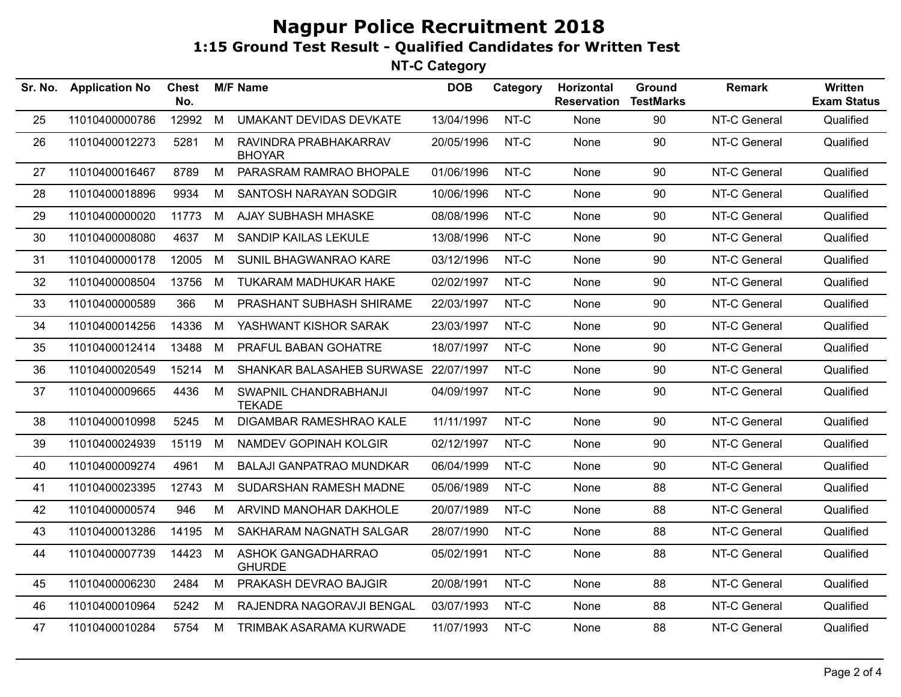# Nagpur Police Recruitment 2018

## 1:15 Ground Test Result - Qualified Candidates for Written Test

### NT-C Category

| Sr. No. | Application No | Chest No. | M/F | Name | DOB | Category | Horizontal Reservation | Ground TestMarks | Remark | Written Exam Status |
|---|---|---|---|---|---|---|---|---|---|---|
| 25 | 11010400000786 | 12992 | M | UMAKANT DEVIDAS DEVKATE | 13/04/1996 | NT-C | None | 90 | NT-C General | Qualified |
| 26 | 11010400012273 | 5281 | M | RAVINDRA PRABHAKARRAV BHOYAR | 20/05/1996 | NT-C | None | 90 | NT-C General | Qualified |
| 27 | 11010400016467 | 8789 | M | PARASRAM RAMRAO BHOPALE | 01/06/1996 | NT-C | None | 90 | NT-C General | Qualified |
| 28 | 11010400018896 | 9934 | M | SANTOSH NARAYAN SODGIR | 10/06/1996 | NT-C | None | 90 | NT-C General | Qualified |
| 29 | 11010400000020 | 11773 | M | AJAY SUBHASH MHASKE | 08/08/1996 | NT-C | None | 90 | NT-C General | Qualified |
| 30 | 11010400008080 | 4637 | M | SANDIP KAILAS LEKULE | 13/08/1996 | NT-C | None | 90 | NT-C General | Qualified |
| 31 | 11010400000178 | 12005 | M | SUNIL BHAGWANRAO KARE | 03/12/1996 | NT-C | None | 90 | NT-C General | Qualified |
| 32 | 11010400008504 | 13756 | M | TUKARAM MADHUKAR HAKE | 02/02/1997 | NT-C | None | 90 | NT-C General | Qualified |
| 33 | 11010400000589 | 366 | M | PRASHANT SUBHASH SHIRAME | 22/03/1997 | NT-C | None | 90 | NT-C General | Qualified |
| 34 | 11010400014256 | 14336 | M | YASHWANT KISHOR SARAK | 23/03/1997 | NT-C | None | 90 | NT-C General | Qualified |
| 35 | 11010400012414 | 13488 | M | PRAFUL BABAN GOHATRE | 18/07/1997 | NT-C | None | 90 | NT-C General | Qualified |
| 36 | 11010400020549 | 15214 | M | SHANKAR BALASAHEB SURWASE | 22/07/1997 | NT-C | None | 90 | NT-C General | Qualified |
| 37 | 11010400009665 | 4436 | M | SWAPNIL CHANDRABHANJI TEKADE | 04/09/1997 | NT-C | None | 90 | NT-C General | Qualified |
| 38 | 11010400010998 | 5245 | M | DIGAMBAR RAMESHRAO KALE | 11/11/1997 | NT-C | None | 90 | NT-C General | Qualified |
| 39 | 11010400024939 | 15119 | M | NAMDEV GOPINAH KOLGIR | 02/12/1997 | NT-C | None | 90 | NT-C General | Qualified |
| 40 | 11010400009274 | 4961 | M | BALAJI GANPATRAO MUNDKAR | 06/04/1999 | NT-C | None | 90 | NT-C General | Qualified |
| 41 | 11010400023395 | 12743 | M | SUDARSHAN RAMESH MADNE | 05/06/1989 | NT-C | None | 88 | NT-C General | Qualified |
| 42 | 11010400000574 | 946 | M | ARVIND MANOHAR DAKHOLE | 20/07/1989 | NT-C | None | 88 | NT-C General | Qualified |
| 43 | 11010400013286 | 14195 | M | SAKHARAM NAGNATH SALGAR | 28/07/1990 | NT-C | None | 88 | NT-C General | Qualified |
| 44 | 11010400007739 | 14423 | M | ASHOK GANGADHARRAO GHURDE | 05/02/1991 | NT-C | None | 88 | NT-C General | Qualified |
| 45 | 11010400006230 | 2484 | M | PRAKASH DEVRAO BAJGIR | 20/08/1991 | NT-C | None | 88 | NT-C General | Qualified |
| 46 | 11010400010964 | 5242 | M | RAJENDRA NAGORAVJI BENGAL | 03/07/1993 | NT-C | None | 88 | NT-C General | Qualified |
| 47 | 11010400010284 | 5754 | M | TRIMBAK ASARAMA KURWADE | 11/07/1993 | NT-C | None | 88 | NT-C General | Qualified |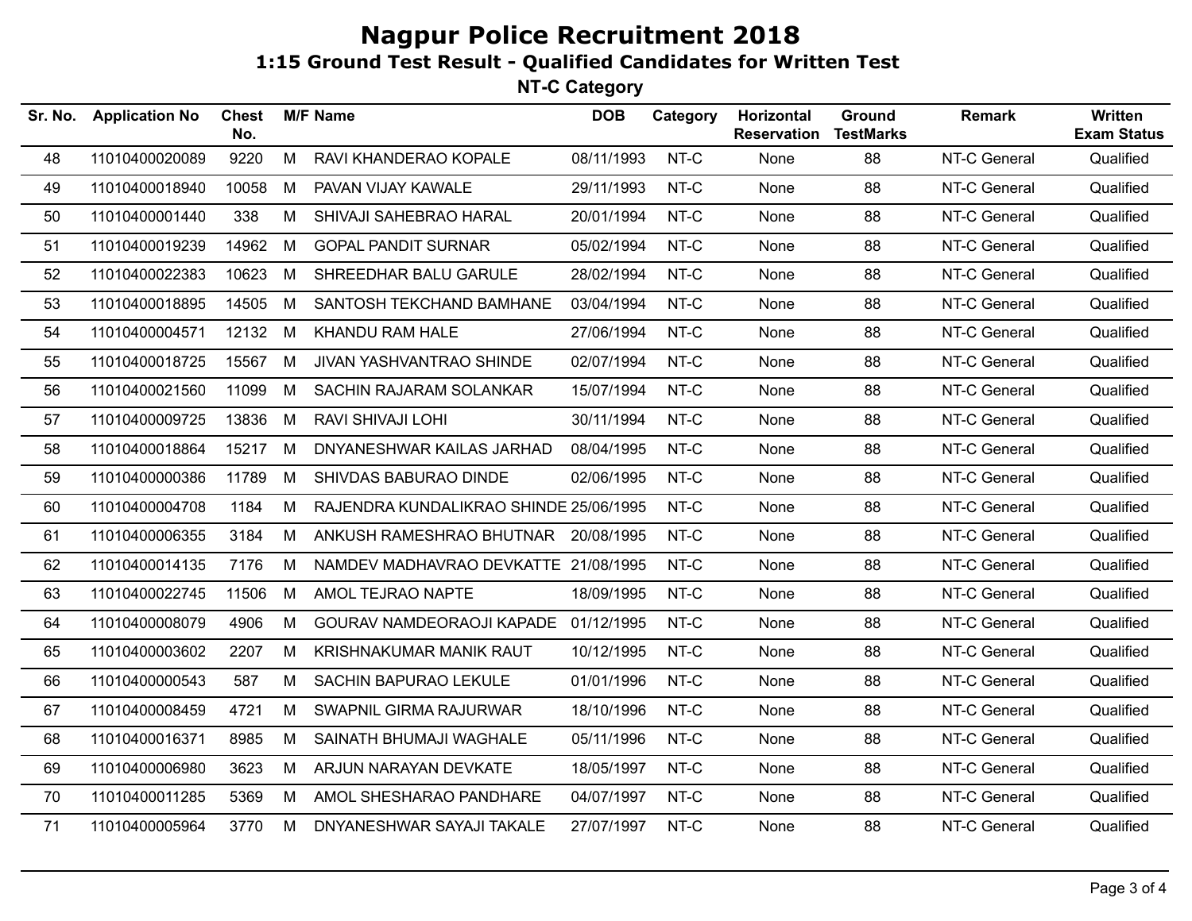# Nagpur Police Recruitment 2018

## 1:15 Ground Test Result - Qualified Candidates for Written Test

### NT-C Category

| Sr. No. | Application No | Chest No. | M/F | Name | DOB | Category | Horizontal Reservation | Ground TestMarks | Remark | Written Exam Status |
|---|---|---|---|---|---|---|---|---|---|---|
| 48 | 11010400020089 | 9220 | M | RAVI KHANDERAO KOPALE | 08/11/1993 | NT-C | None | 88 | NT-C General | Qualified |
| 49 | 11010400018940 | 10058 | M | PAVAN VIJAY KAWALE | 29/11/1993 | NT-C | None | 88 | NT-C General | Qualified |
| 50 | 11010400001440 | 338 | M | SHIVAJI SAHEBRAO HARAL | 20/01/1994 | NT-C | None | 88 | NT-C General | Qualified |
| 51 | 11010400019239 | 14962 | M | GOPAL PANDIT SURNAR | 05/02/1994 | NT-C | None | 88 | NT-C General | Qualified |
| 52 | 11010400022383 | 10623 | M | SHREEDHAR BALU GARULE | 28/02/1994 | NT-C | None | 88 | NT-C General | Qualified |
| 53 | 11010400018895 | 14505 | M | SANTOSH TEKCHAND BAMHANE | 03/04/1994 | NT-C | None | 88 | NT-C General | Qualified |
| 54 | 11010400004571 | 12132 | M | KHANDU RAM HALE | 27/06/1994 | NT-C | None | 88 | NT-C General | Qualified |
| 55 | 11010400018725 | 15567 | M | JIVAN YASHVANTRAO SHINDE | 02/07/1994 | NT-C | None | 88 | NT-C General | Qualified |
| 56 | 11010400021560 | 11099 | M | SACHIN RAJARAM SOLANKAR | 15/07/1994 | NT-C | None | 88 | NT-C General | Qualified |
| 57 | 11010400009725 | 13836 | M | RAVI SHIVAJI LOHI | 30/11/1994 | NT-C | None | 88 | NT-C General | Qualified |
| 58 | 11010400018864 | 15217 | M | DNYANESHWAR KAILAS JARHAD | 08/04/1995 | NT-C | None | 88 | NT-C General | Qualified |
| 59 | 11010400000386 | 11789 | M | SHIVDAS BABURAO DINDE | 02/06/1995 | NT-C | None | 88 | NT-C General | Qualified |
| 60 | 11010400004708 | 1184 | M | RAJENDRA KUNDALIKRAO SHINDE | 25/06/1995 | NT-C | None | 88 | NT-C General | Qualified |
| 61 | 11010400006355 | 3184 | M | ANKUSH RAMESHRAO BHUTNAR | 20/08/1995 | NT-C | None | 88 | NT-C General | Qualified |
| 62 | 11010400014135 | 7176 | M | NAMDEV MADHAVRAO DEVKATTE | 21/08/1995 | NT-C | None | 88 | NT-C General | Qualified |
| 63 | 11010400022745 | 11506 | M | AMOL TEJRAO NAPTE | 18/09/1995 | NT-C | None | 88 | NT-C General | Qualified |
| 64 | 11010400008079 | 4906 | M | GOURAV NAMDEORAOJI KAPADE | 01/12/1995 | NT-C | None | 88 | NT-C General | Qualified |
| 65 | 11010400003602 | 2207 | M | KRISHNAKUMAR MANIK RAUT | 10/12/1995 | NT-C | None | 88 | NT-C General | Qualified |
| 66 | 11010400000543 | 587 | M | SACHIN BAPURAO LEKULE | 01/01/1996 | NT-C | None | 88 | NT-C General | Qualified |
| 67 | 11010400008459 | 4721 | M | SWAPNIL GIRMA RAJURWAR | 18/10/1996 | NT-C | None | 88 | NT-C General | Qualified |
| 68 | 11010400016371 | 8985 | M | SAINATH BHUMAJI WAGHALE | 05/11/1996 | NT-C | None | 88 | NT-C General | Qualified |
| 69 | 11010400006980 | 3623 | M | ARJUN NARAYAN DEVKATE | 18/05/1997 | NT-C | None | 88 | NT-C General | Qualified |
| 70 | 11010400011285 | 5369 | M | AMOL SHESHARAO PANDHARE | 04/07/1997 | NT-C | None | 88 | NT-C General | Qualified |
| 71 | 11010400005964 | 3770 | M | DNYANESHWAR SAYAJI TAKALE | 27/07/1997 | NT-C | None | 88 | NT-C General | Qualified |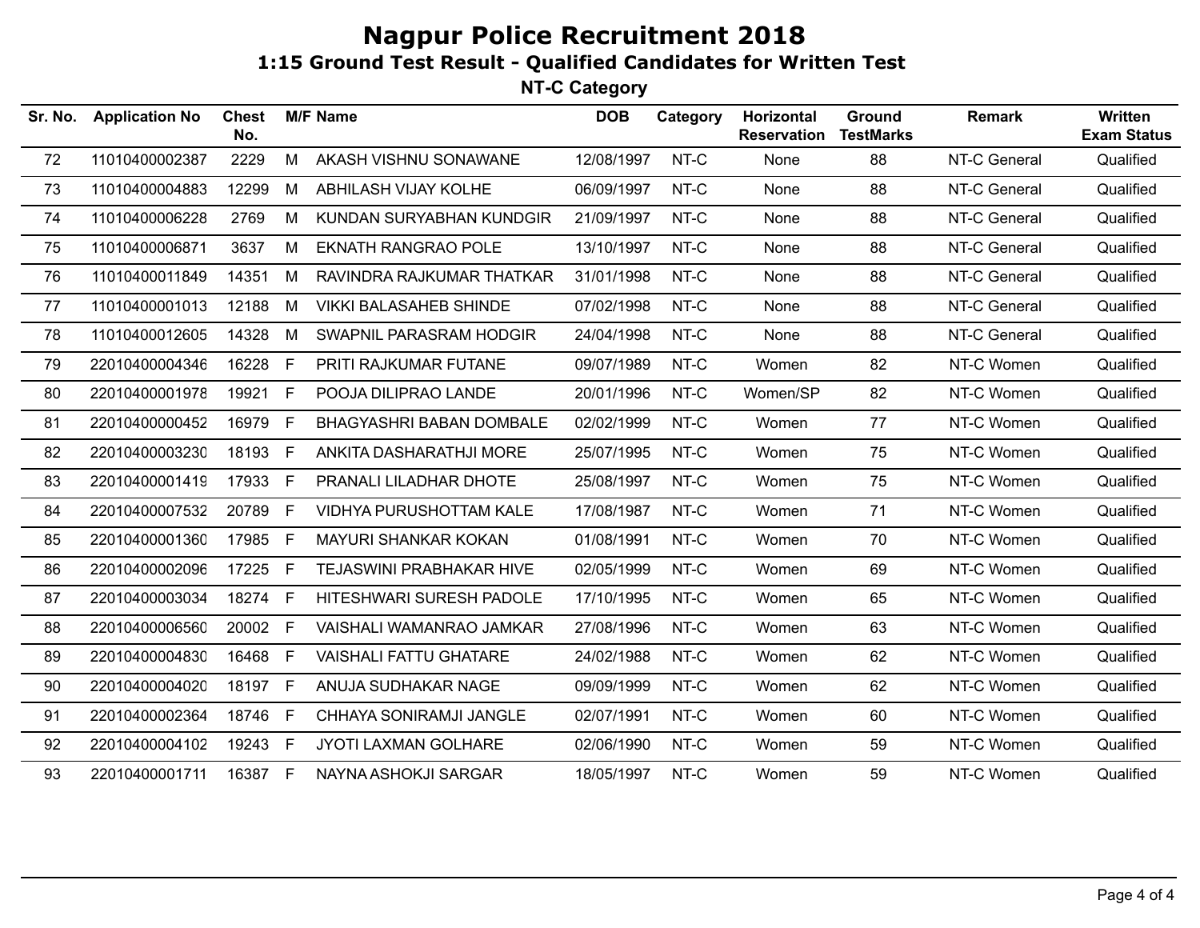# Nagpur Police Recruitment 2018

## 1:15 Ground Test Result - Qualified Candidates for Written Test

### NT-C Category

| Sr. No. | Application No | Chest No. | M/F | Name | DOB | Category | Horizontal Reservation | Ground TestMarks | Remark | Written Exam Status |
|---|---|---|---|---|---|---|---|---|---|---|
| 72 | 11010400002387 | 2229 | M | AKASH VISHNU SONAWANE | 12/08/1997 | NT-C | None | 88 | NT-C General | Qualified |
| 73 | 11010400004883 | 12299 | M | ABHILASH VIJAY KOLHE | 06/09/1997 | NT-C | None | 88 | NT-C General | Qualified |
| 74 | 11010400006228 | 2769 | M | KUNDAN SURYABHAN KUNDGIR | 21/09/1997 | NT-C | None | 88 | NT-C General | Qualified |
| 75 | 11010400006871 | 3637 | M | EKNATH RANGRAO POLE | 13/10/1997 | NT-C | None | 88 | NT-C General | Qualified |
| 76 | 11010400011849 | 14351 | M | RAVINDRA RAJKUMAR THATKAR | 31/01/1998 | NT-C | None | 88 | NT-C General | Qualified |
| 77 | 11010400001013 | 12188 | M | VIKKI BALASAHEB SHINDE | 07/02/1998 | NT-C | None | 88 | NT-C General | Qualified |
| 78 | 11010400012605 | 14328 | M | SWAPNIL PARASRAM HODGIR | 24/04/1998 | NT-C | None | 88 | NT-C General | Qualified |
| 79 | 22010400004346 | 16228 | F | PRITI RAJKUMAR FUTANE | 09/07/1989 | NT-C | Women | 82 | NT-C Women | Qualified |
| 80 | 22010400001978 | 19921 | F | POOJA DILIPRAO LANDE | 20/01/1996 | NT-C | Women/SP | 82 | NT-C Women | Qualified |
| 81 | 22010400000452 | 16979 | F | BHAGYASHRI BABAN DOMBALE | 02/02/1999 | NT-C | Women | 77 | NT-C Women | Qualified |
| 82 | 22010400003230 | 18193 | F | ANKITA DASHARATHJI MORE | 25/07/1995 | NT-C | Women | 75 | NT-C Women | Qualified |
| 83 | 22010400001419 | 17933 | F | PRANALI LILADHAR DHOTE | 25/08/1997 | NT-C | Women | 75 | NT-C Women | Qualified |
| 84 | 22010400007532 | 20789 | F | VIDHYA PURUSHOTTAM KALE | 17/08/1987 | NT-C | Women | 71 | NT-C Women | Qualified |
| 85 | 22010400001360 | 17985 | F | MAYURI SHANKAR KOKAN | 01/08/1991 | NT-C | Women | 70 | NT-C Women | Qualified |
| 86 | 22010400002096 | 17225 | F | TEJASWINI PRABHAKAR HIVE | 02/05/1999 | NT-C | Women | 69 | NT-C Women | Qualified |
| 87 | 22010400003034 | 18274 | F | HITESHWARI SURESH PADOLE | 17/10/1995 | NT-C | Women | 65 | NT-C Women | Qualified |
| 88 | 22010400006560 | 20002 | F | VAISHALI WAMANRAO JAMKAR | 27/08/1996 | NT-C | Women | 63 | NT-C Women | Qualified |
| 89 | 22010400004830 | 16468 | F | VAISHALI FATTU GHATARE | 24/02/1988 | NT-C | Women | 62 | NT-C Women | Qualified |
| 90 | 22010400004020 | 18197 | F | ANUJA SUDHAKAR NAGE | 09/09/1999 | NT-C | Women | 62 | NT-C Women | Qualified |
| 91 | 22010400002364 | 18746 | F | CHHAYA SONIRAMJI JANGLE | 02/07/1991 | NT-C | Women | 60 | NT-C Women | Qualified |
| 92 | 22010400004102 | 19243 | F | JYOTI LAXMAN GOLHARE | 02/06/1990 | NT-C | Women | 59 | NT-C Women | Qualified |
| 93 | 22010400001711 | 16387 | F | NAYNA ASHOKJI SARGAR | 18/05/1997 | NT-C | Women | 59 | NT-C Women | Qualified |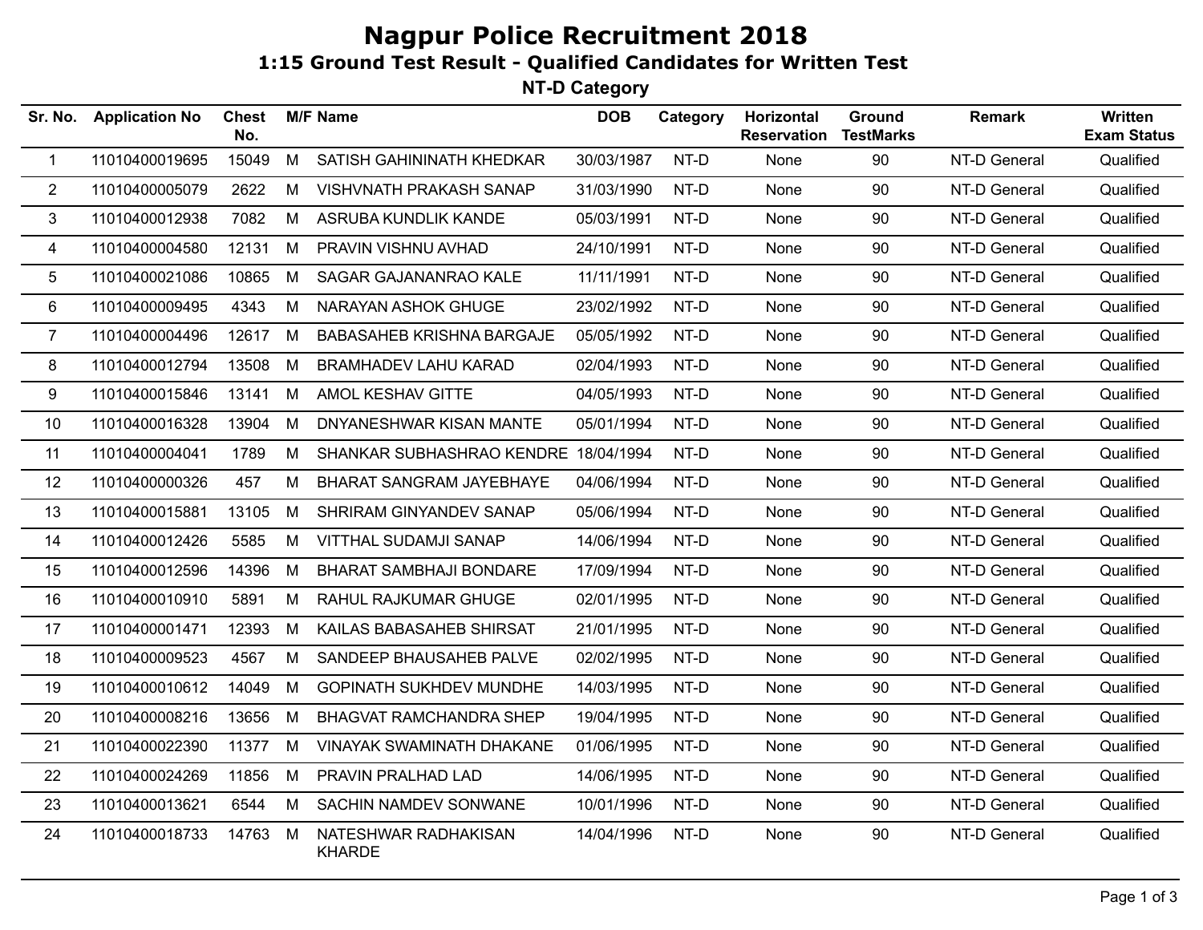# Nagpur Police Recruitment 2018

## 1:15 Ground Test Result - Qualified Candidates for Written Test

### NT-D Category

| Sr. No. | Application No | Chest No. | M/F | Name | DOB | Category | Horizontal Reservation | Ground TestMarks | Remark | Written Exam Status |
|---|---|---|---|---|---|---|---|---|---|---|
| 1 | 11010400019695 | 15049 | M | SATISH GAHININATH KHEDKAR | 30/03/1987 | NT-D | None | 90 | NT-D General | Qualified |
| 2 | 11010400005079 | 2622 | M | VISHVNATH PRAKASH SANAP | 31/03/1990 | NT-D | None | 90 | NT-D General | Qualified |
| 3 | 11010400012938 | 7082 | M | ASRUBA KUNDLIK KANDE | 05/03/1991 | NT-D | None | 90 | NT-D General | Qualified |
| 4 | 11010400004580 | 12131 | M | PRAVIN VISHNU AVHAD | 24/10/1991 | NT-D | None | 90 | NT-D General | Qualified |
| 5 | 11010400021086 | 10865 | M | SAGAR GAJANANRAO KALE | 11/11/1991 | NT-D | None | 90 | NT-D General | Qualified |
| 6 | 11010400009495 | 4343 | M | NARAYAN ASHOK GHUGE | 23/02/1992 | NT-D | None | 90 | NT-D General | Qualified |
| 7 | 11010400004496 | 12617 | M | BABASAHEB KRISHNA BARGAJE | 05/05/1992 | NT-D | None | 90 | NT-D General | Qualified |
| 8 | 11010400012794 | 13508 | M | BRAMHADEV LAHU KARAD | 02/04/1993 | NT-D | None | 90 | NT-D General | Qualified |
| 9 | 11010400015846 | 13141 | M | AMOL KESHAV GITTE | 04/05/1993 | NT-D | None | 90 | NT-D General | Qualified |
| 10 | 11010400016328 | 13904 | M | DNYANESHWAR KISAN MANTE | 05/01/1994 | NT-D | None | 90 | NT-D General | Qualified |
| 11 | 11010400004041 | 1789 | M | SHANKAR SUBHASHRAO KENDRE | 18/04/1994 | NT-D | None | 90 | NT-D General | Qualified |
| 12 | 11010400000326 | 457 | M | BHARAT SANGRAM JAYEBHAYE | 04/06/1994 | NT-D | None | 90 | NT-D General | Qualified |
| 13 | 11010400015881 | 13105 | M | SHRIRAM GINYANDEV SANAP | 05/06/1994 | NT-D | None | 90 | NT-D General | Qualified |
| 14 | 11010400012426 | 5585 | M | VITTHAL SUDAMJI SANAP | 14/06/1994 | NT-D | None | 90 | NT-D General | Qualified |
| 15 | 11010400012596 | 14396 | M | BHARAT SAMBHAJI BONDARE | 17/09/1994 | NT-D | None | 90 | NT-D General | Qualified |
| 16 | 11010400010910 | 5891 | M | RAHUL RAJKUMAR GHUGE | 02/01/1995 | NT-D | None | 90 | NT-D General | Qualified |
| 17 | 11010400001471 | 12393 | M | KAILAS BABASAHEB SHIRSAT | 21/01/1995 | NT-D | None | 90 | NT-D General | Qualified |
| 18 | 11010400009523 | 4567 | M | SANDEEP BHAUSAHEB PALVE | 02/02/1995 | NT-D | None | 90 | NT-D General | Qualified |
| 19 | 11010400010612 | 14049 | M | GOPINATH SUKHDEV MUNDHE | 14/03/1995 | NT-D | None | 90 | NT-D General | Qualified |
| 20 | 11010400008216 | 13656 | M | BHAGVAT RAMCHANDRA SHEP | 19/04/1995 | NT-D | None | 90 | NT-D General | Qualified |
| 21 | 11010400022390 | 11377 | M | VINAYAK SWAMINATH DHAKANE | 01/06/1995 | NT-D | None | 90 | NT-D General | Qualified |
| 22 | 11010400024269 | 11856 | M | PRAVIN PRALHAD LAD | 14/06/1995 | NT-D | None | 90 | NT-D General | Qualified |
| 23 | 11010400013621 | 6544 | M | SACHIN NAMDEV SONWANE | 10/01/1996 | NT-D | None | 90 | NT-D General | Qualified |
| 24 | 11010400018733 | 14763 | M | NATESHWAR RADHAKISAN KHARDE | 14/04/1996 | NT-D | None | 90 | NT-D General | Qualified |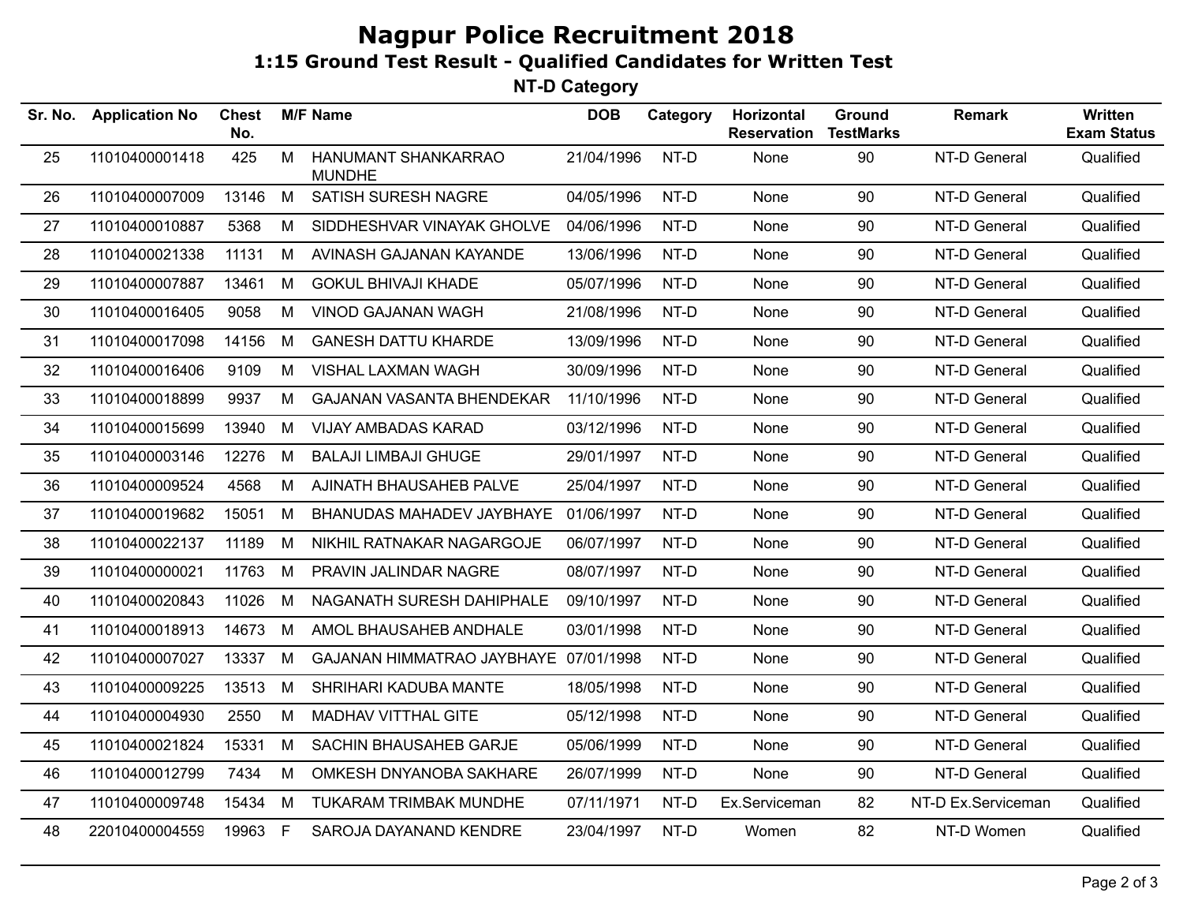# Nagpur Police Recruitment 2018

## 1:15 Ground Test Result - Qualified Candidates for Written Test

### NT-D Category

| Sr. No. | Application No | Chest No. | M/F | Name | DOB | Category | Horizontal Reservation | Ground TestMarks | Remark | Written Exam Status |
|---|---|---|---|---|---|---|---|---|---|---|
| 25 | 11010400001418 | 425 | M | HANUMANT SHANKARRAO MUNDHE | 21/04/1996 | NT-D | None | 90 | NT-D General | Qualified |
| 26 | 11010400007009 | 13146 | M | SATISH SURESH NAGRE | 04/05/1996 | NT-D | None | 90 | NT-D General | Qualified |
| 27 | 11010400010887 | 5368 | M | SIDDHESHVAR VINAYAK GHOLVE | 04/06/1996 | NT-D | None | 90 | NT-D General | Qualified |
| 28 | 11010400021338 | 11131 | M | AVINASH GAJANAN KAYANDE | 13/06/1996 | NT-D | None | 90 | NT-D General | Qualified |
| 29 | 11010400007887 | 13461 | M | GOKUL BHIVAJI KHADE | 05/07/1996 | NT-D | None | 90 | NT-D General | Qualified |
| 30 | 11010400016405 | 9058 | M | VINOD GAJANAN WAGH | 21/08/1996 | NT-D | None | 90 | NT-D General | Qualified |
| 31 | 11010400017098 | 14156 | M | GANESH DATTU KHARDE | 13/09/1996 | NT-D | None | 90 | NT-D General | Qualified |
| 32 | 11010400016406 | 9109 | M | VISHAL LAXMAN WAGH | 30/09/1996 | NT-D | None | 90 | NT-D General | Qualified |
| 33 | 11010400018899 | 9937 | M | GAJANAN VASANTA BHENDEKAR | 11/10/1996 | NT-D | None | 90 | NT-D General | Qualified |
| 34 | 11010400015699 | 13940 | M | VIJAY AMBADAS KARAD | 03/12/1996 | NT-D | None | 90 | NT-D General | Qualified |
| 35 | 11010400003146 | 12276 | M | BALAJI LIMBAJI GHUGE | 29/01/1997 | NT-D | None | 90 | NT-D General | Qualified |
| 36 | 11010400009524 | 4568 | M | AJINATH BHAUSAHEB PALVE | 25/04/1997 | NT-D | None | 90 | NT-D General | Qualified |
| 37 | 11010400019682 | 15051 | M | BHANUDAS MAHADEV JAYBHAYE | 01/06/1997 | NT-D | None | 90 | NT-D General | Qualified |
| 38 | 11010400022137 | 11189 | M | NIKHIL RATNAKAR NAGARGOJE | 06/07/1997 | NT-D | None | 90 | NT-D General | Qualified |
| 39 | 11010400000021 | 11763 | M | PRAVIN JALINDAR NAGRE | 08/07/1997 | NT-D | None | 90 | NT-D General | Qualified |
| 40 | 11010400020843 | 11026 | M | NAGANATH SURESH DAHIPHALE | 09/10/1997 | NT-D | None | 90 | NT-D General | Qualified |
| 41 | 11010400018913 | 14673 | M | AMOL BHAUSAHEB ANDHALE | 03/01/1998 | NT-D | None | 90 | NT-D General | Qualified |
| 42 | 11010400007027 | 13337 | M | GAJANAN HIMMATRAO JAYBHAYE | 07/01/1998 | NT-D | None | 90 | NT-D General | Qualified |
| 43 | 11010400009225 | 13513 | M | SHRIHARI KADUBA MANTE | 18/05/1998 | NT-D | None | 90 | NT-D General | Qualified |
| 44 | 11010400004930 | 2550 | M | MADHAV VITTHAL GITE | 05/12/1998 | NT-D | None | 90 | NT-D General | Qualified |
| 45 | 11010400021824 | 15331 | M | SACHIN BHAUSAHEB GARJE | 05/06/1999 | NT-D | None | 90 | NT-D General | Qualified |
| 46 | 11010400012799 | 7434 | M | OMKESH DNYANOBA SAKHARE | 26/07/1999 | NT-D | None | 90 | NT-D General | Qualified |
| 47 | 11010400009748 | 15434 | M | TUKARAM TRIMBAK MUNDHE | 07/11/1971 | NT-D | Ex.Serviceman | 82 | NT-D Ex.Serviceman | Qualified |
| 48 | 22010400004559 | 19963 | F | SAROJA DAYANAND KENDRE | 23/04/1997 | NT-D | Women | 82 | NT-D Women | Qualified |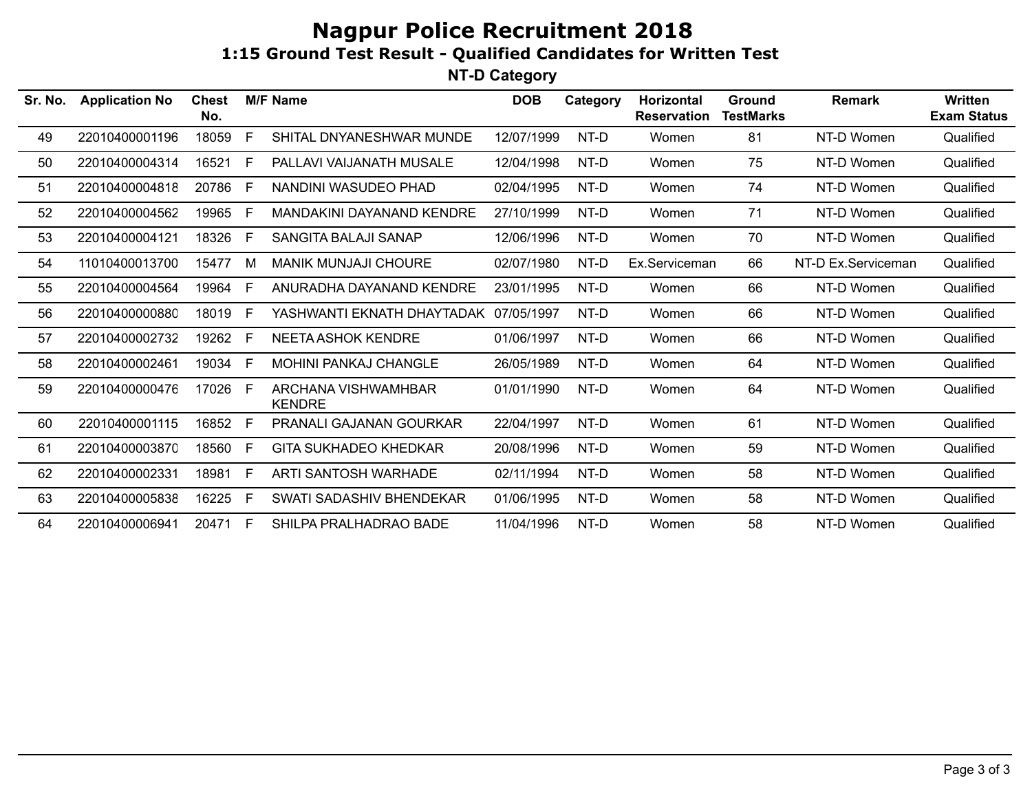# Nagpur Police Recruitment 2018

## 1:15 Ground Test Result - Qualified Candidates for Written Test

### NT-D Category

| Sr. No. | Application No | Chest No. | M/F | Name | DOB | Category | Horizontal Reservation | Ground TestMarks | Remark | Written Exam Status |
|---|---|---|---|---|---|---|---|---|---|---|
| 49 | 22010400001196 | 18059 | F | SHITAL DNYANESHWAR MUNDE | 12/07/1999 | NT-D | Women | 81 | NT-D Women | Qualified |
| 50 | 22010400004314 | 16521 | F | PALLAVI VAIJANATH MUSALE | 12/04/1998 | NT-D | Women | 75 | NT-D Women | Qualified |
| 51 | 22010400004818 | 20786 | F | NANDINI WASUDEO PHAD | 02/04/1995 | NT-D | Women | 74 | NT-D Women | Qualified |
| 52 | 22010400004562 | 19965 | F | MANDAKINI DAYANAND KENDRE | 27/10/1999 | NT-D | Women | 71 | NT-D Women | Qualified |
| 53 | 22010400004121 | 18326 | F | SANGITA BALAJI SANAP | 12/06/1996 | NT-D | Women | 70 | NT-D Women | Qualified |
| 54 | 11010400013700 | 15477 | M | MANIK MUNJAJI CHOURE | 02/07/1980 | NT-D | Ex.Serviceman | 66 | NT-D Ex.Serviceman | Qualified |
| 55 | 22010400004564 | 19964 | F | ANURADHA DAYANAND KENDRE | 23/01/1995 | NT-D | Women | 66 | NT-D Women | Qualified |
| 56 | 22010400000880 | 18019 | F | YASHWANTI EKNATH DHAYTADAK | 07/05/1997 | NT-D | Women | 66 | NT-D Women | Qualified |
| 57 | 22010400002732 | 19262 | F | NEETA ASHOK KENDRE | 01/06/1997 | NT-D | Women | 66 | NT-D Women | Qualified |
| 58 | 22010400002461 | 19034 | F | MOHINI PANKAJ CHANGLE | 26/05/1989 | NT-D | Women | 64 | NT-D Women | Qualified |
| 59 | 22010400000476 | 17026 | F | ARCHANA VISHWAMHBAR KENDRE | 01/01/1990 | NT-D | Women | 64 | NT-D Women | Qualified |
| 60 | 22010400001115 | 16852 | F | PRANALI GAJANAN GOURKAR | 22/04/1997 | NT-D | Women | 61 | NT-D Women | Qualified |
| 61 | 22010400003870 | 18560 | F | GITA SUKHADEO KHEDKAR | 20/08/1996 | NT-D | Women | 59 | NT-D Women | Qualified |
| 62 | 22010400002331 | 18981 | F | ARTI SANTOSH WARHADE | 02/11/1994 | NT-D | Women | 58 | NT-D Women | Qualified |
| 63 | 22010400005838 | 16225 | F | SWATI SADASHIV BHENDEKAR | 01/06/1995 | NT-D | Women | 58 | NT-D Women | Qualified |
| 64 | 22010400006941 | 20471 | F | SHILPA PRALHADRAO BADE | 11/04/1996 | NT-D | Women | 58 | NT-D Women | Qualified |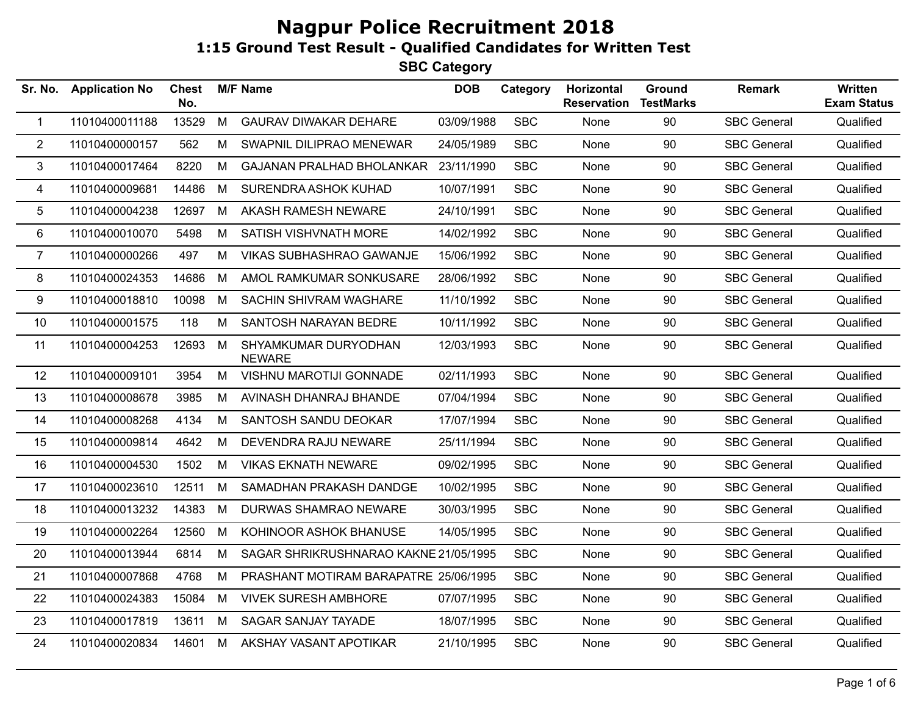# Nagpur Police Recruitment 2018

## 1:15 Ground Test Result - Qualified Candidates for Written Test

### SBC Category

| Sr. No. | Application No | Chest No. | M/F | Name | DOB | Category | Horizontal Reservation | Ground TestMarks | Remark | Written Exam Status |
|---|---|---|---|---|---|---|---|---|---|---|
| 1 | 11010400011188 | 13529 | M | GAURAV DIWAKAR DEHARE | 03/09/1988 | SBC | None | 90 | SBC General | Qualified |
| 2 | 11010400000157 | 562 | M | SWAPNIL DILIPRAO MENEWAR | 24/05/1989 | SBC | None | 90 | SBC General | Qualified |
| 3 | 11010400017464 | 8220 | M | GAJANAN PRALHAD BHOLANKAR | 23/11/1990 | SBC | None | 90 | SBC General | Qualified |
| 4 | 11010400009681 | 14486 | M | SURENDRA ASHOK KUHAD | 10/07/1991 | SBC | None | 90 | SBC General | Qualified |
| 5 | 11010400004238 | 12697 | M | AKASH RAMESH NEWARE | 24/10/1991 | SBC | None | 90 | SBC General | Qualified |
| 6 | 11010400010070 | 5498 | M | SATISH VISHVNATH MORE | 14/02/1992 | SBC | None | 90 | SBC General | Qualified |
| 7 | 11010400000266 | 497 | M | VIKAS SUBHASHRAO GAWANJE | 15/06/1992 | SBC | None | 90 | SBC General | Qualified |
| 8 | 11010400024353 | 14686 | M | AMOL RAMKUMAR SONKUSARE | 28/06/1992 | SBC | None | 90 | SBC General | Qualified |
| 9 | 11010400018810 | 10098 | M | SACHIN SHIVRAM WAGHARE | 11/10/1992 | SBC | None | 90 | SBC General | Qualified |
| 10 | 11010400001575 | 118 | M | SANTOSH NARAYAN BEDRE | 10/11/1992 | SBC | None | 90 | SBC General | Qualified |
| 11 | 11010400004253 | 12693 | M | SHYAMKUMAR DURYODHAN NEWARE | 12/03/1993 | SBC | None | 90 | SBC General | Qualified |
| 12 | 11010400009101 | 3954 | M | VISHNU MAROTIJI GONNADE | 02/11/1993 | SBC | None | 90 | SBC General | Qualified |
| 13 | 11010400008678 | 3985 | M | AVINASH DHANRAJ BHANDE | 07/04/1994 | SBC | None | 90 | SBC General | Qualified |
| 14 | 11010400008268 | 4134 | M | SANTOSH SANDU DEOKAR | 17/07/1994 | SBC | None | 90 | SBC General | Qualified |
| 15 | 11010400009814 | 4642 | M | DEVENDRA RAJU NEWARE | 25/11/1994 | SBC | None | 90 | SBC General | Qualified |
| 16 | 11010400004530 | 1502 | M | VIKAS EKNATH NEWARE | 09/02/1995 | SBC | None | 90 | SBC General | Qualified |
| 17 | 11010400023610 | 12511 | M | SAMADHAN PRAKASH DANDGE | 10/02/1995 | SBC | None | 90 | SBC General | Qualified |
| 18 | 11010400013232 | 14383 | M | DURWAS SHAMRAO NEWARE | 30/03/1995 | SBC | None | 90 | SBC General | Qualified |
| 19 | 11010400002264 | 12560 | M | KOHINOOR ASHOK BHANUSE | 14/05/1995 | SBC | None | 90 | SBC General | Qualified |
| 20 | 11010400013944 | 6814 | M | SAGAR SHRIKRUSHNARAO KAKNE | 21/05/1995 | SBC | None | 90 | SBC General | Qualified |
| 21 | 11010400007868 | 4768 | M | PRASHANT MOTIRAM BARAPATRE | 25/06/1995 | SBC | None | 90 | SBC General | Qualified |
| 22 | 11010400024383 | 15084 | M | VIVEK SURESH AMBHORE | 07/07/1995 | SBC | None | 90 | SBC General | Qualified |
| 23 | 11010400017819 | 13611 | M | SAGAR SANJAY TAYADE | 18/07/1995 | SBC | None | 90 | SBC General | Qualified |
| 24 | 11010400020834 | 14601 | M | AKSHAY VASANT APOTIKAR | 21/10/1995 | SBC | None | 90 | SBC General | Qualified |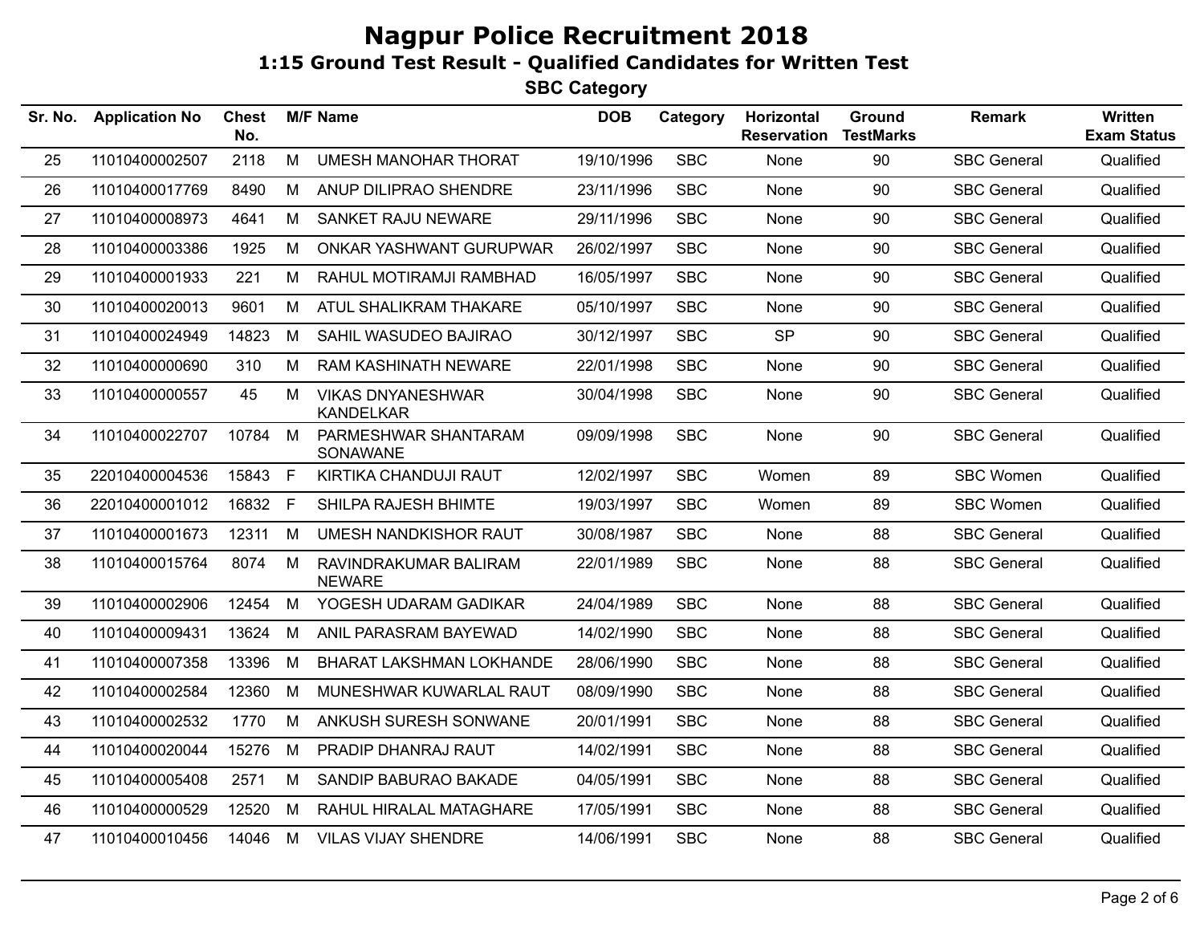# Nagpur Police Recruitment 2018

## 1:15 Ground Test Result - Qualified Candidates for Written Test

### SBC Category

| Sr. No. | Application No | Chest No. | M/F | Name | DOB | Category | Horizontal Reservation | Ground TestMarks | Remark | Written Exam Status |
|---|---|---|---|---|---|---|---|---|---|---|
| 25 | 11010400002507 | 2118 | M | UMESH MANOHAR THORAT | 19/10/1996 | SBC | None | 90 | SBC General | Qualified |
| 26 | 11010400017769 | 8490 | M | ANUP DILIPRAO SHENDRE | 23/11/1996 | SBC | None | 90 | SBC General | Qualified |
| 27 | 11010400008973 | 4641 | M | SANKET RAJU NEWARE | 29/11/1996 | SBC | None | 90 | SBC General | Qualified |
| 28 | 11010400003386 | 1925 | M | ONKAR YASHWANT GURUPWAR | 26/02/1997 | SBC | None | 90 | SBC General | Qualified |
| 29 | 11010400001933 | 221 | M | RAHUL MOTIRAMJI RAMBHAD | 16/05/1997 | SBC | None | 90 | SBC General | Qualified |
| 30 | 11010400020013 | 9601 | M | ATUL SHALIKRAM THAKARE | 05/10/1997 | SBC | None | 90 | SBC General | Qualified |
| 31 | 11010400024949 | 14823 | M | SAHIL WASUDEO BAJIRAO | 30/12/1997 | SBC | SP | 90 | SBC General | Qualified |
| 32 | 11010400000690 | 310 | M | RAM KASHINATH NEWARE | 22/01/1998 | SBC | None | 90 | SBC General | Qualified |
| 33 | 11010400000557 | 45 | M | VIKAS DNYANESHWAR KANDELKAR | 30/04/1998 | SBC | None | 90 | SBC General | Qualified |
| 34 | 11010400022707 | 10784 | M | PARMESHWAR SHANTARAM SONAWANE | 09/09/1998 | SBC | None | 90 | SBC General | Qualified |
| 35 | 22010400004536 | 15843 | F | KIRTIKA CHANDUJI RAUT | 12/02/1997 | SBC | Women | 89 | SBC Women | Qualified |
| 36 | 22010400001012 | 16832 | F | SHILPA RAJESH BHIMTE | 19/03/1997 | SBC | Women | 89 | SBC Women | Qualified |
| 37 | 11010400001673 | 12311 | M | UMESH NANDKISHOR RAUT | 30/08/1987 | SBC | None | 88 | SBC General | Qualified |
| 38 | 11010400015764 | 8074 | M | RAVINDRAKUMAR BALIRAM NEWARE | 22/01/1989 | SBC | None | 88 | SBC General | Qualified |
| 39 | 11010400002906 | 12454 | M | YOGESH UDARAM GADIKAR | 24/04/1989 | SBC | None | 88 | SBC General | Qualified |
| 40 | 11010400009431 | 13624 | M | ANIL PARASRAM BAYEWAD | 14/02/1990 | SBC | None | 88 | SBC General | Qualified |
| 41 | 11010400007358 | 13396 | M | BHARAT LAKSHMAN LOKHANDE | 28/06/1990 | SBC | None | 88 | SBC General | Qualified |
| 42 | 11010400002584 | 12360 | M | MUNESHWAR KUWARLAL RAUT | 08/09/1990 | SBC | None | 88 | SBC General | Qualified |
| 43 | 11010400002532 | 1770 | M | ANKUSH SURESH SONWANE | 20/01/1991 | SBC | None | 88 | SBC General | Qualified |
| 44 | 11010400020044 | 15276 | M | PRADIP DHANRAJ RAUT | 14/02/1991 | SBC | None | 88 | SBC General | Qualified |
| 45 | 11010400005408 | 2571 | M | SANDIP BABURAO BAKADE | 04/05/1991 | SBC | None | 88 | SBC General | Qualified |
| 46 | 11010400000529 | 12520 | M | RAHUL HIRALAL MATAGHARE | 17/05/1991 | SBC | None | 88 | SBC General | Qualified |
| 47 | 11010400010456 | 14046 | M | VILAS VIJAY SHENDRE | 14/06/1991 | SBC | None | 88 | SBC General | Qualified |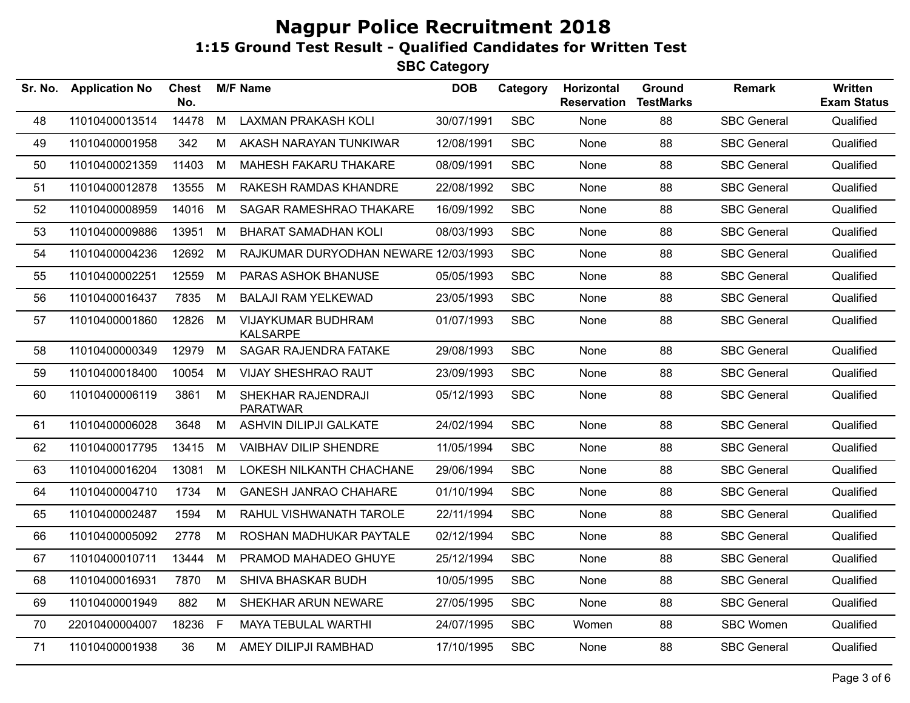# Nagpur Police Recruitment 2018

## 1:15 Ground Test Result - Qualified Candidates for Written Test

### SBC Category

| Sr. No. | Application No | Chest No. | M/F | Name | DOB | Category | Horizontal Reservation | Ground TestMarks | Remark | Written Exam Status |
|---|---|---|---|---|---|---|---|---|---|---|
| 48 | 11010400013514 | 14478 | M | LAXMAN PRAKASH KOLI | 30/07/1991 | SBC | None | 88 | SBC General | Qualified |
| 49 | 11010400001958 | 342 | M | AKASH NARAYAN TUNKIWAR | 12/08/1991 | SBC | None | 88 | SBC General | Qualified |
| 50 | 11010400021359 | 11403 | M | MAHESH FAKARU THAKARE | 08/09/1991 | SBC | None | 88 | SBC General | Qualified |
| 51 | 11010400012878 | 13555 | M | RAKESH RAMDAS KHANDRE | 22/08/1992 | SBC | None | 88 | SBC General | Qualified |
| 52 | 11010400008959 | 14016 | M | SAGAR RAMESHRAO THAKARE | 16/09/1992 | SBC | None | 88 | SBC General | Qualified |
| 53 | 11010400009886 | 13951 | M | BHARAT SAMADHAN KOLI | 08/03/1993 | SBC | None | 88 | SBC General | Qualified |
| 54 | 11010400004236 | 12692 | M | RAJKUMAR DURYODHAN NEWARE | 12/03/1993 | SBC | None | 88 | SBC General | Qualified |
| 55 | 11010400002251 | 12559 | M | PARAS ASHOK BHANUSE | 05/05/1993 | SBC | None | 88 | SBC General | Qualified |
| 56 | 11010400016437 | 7835 | M | BALAJI RAM YELKEWAD | 23/05/1993 | SBC | None | 88 | SBC General | Qualified |
| 57 | 11010400001860 | 12826 | M | VIJAYKUMAR BUDHRAM KALSARPE | 01/07/1993 | SBC | None | 88 | SBC General | Qualified |
| 58 | 11010400000349 | 12979 | M | SAGAR RAJENDRA FATAKE | 29/08/1993 | SBC | None | 88 | SBC General | Qualified |
| 59 | 11010400018400 | 10054 | M | VIJAY SHESHRAO RAUT | 23/09/1993 | SBC | None | 88 | SBC General | Qualified |
| 60 | 11010400006119 | 3861 | M | SHEKHAR RAJENDRAJI PARATWAR | 05/12/1993 | SBC | None | 88 | SBC General | Qualified |
| 61 | 11010400006028 | 3648 | M | ASHVIN DILIPJI GALKATE | 24/02/1994 | SBC | None | 88 | SBC General | Qualified |
| 62 | 11010400017795 | 13415 | M | VAIBHAV DILIP SHENDRE | 11/05/1994 | SBC | None | 88 | SBC General | Qualified |
| 63 | 11010400016204 | 13081 | M | LOKESH NILKANTH CHACHANE | 29/06/1994 | SBC | None | 88 | SBC General | Qualified |
| 64 | 11010400004710 | 1734 | M | GANESH JANRAO CHAHARE | 01/10/1994 | SBC | None | 88 | SBC General | Qualified |
| 65 | 11010400002487 | 1594 | M | RAHUL VISHWANATH TAROLE | 22/11/1994 | SBC | None | 88 | SBC General | Qualified |
| 66 | 11010400005092 | 2778 | M | ROSHAN MADHUKAR PAYTALE | 02/12/1994 | SBC | None | 88 | SBC General | Qualified |
| 67 | 11010400010711 | 13444 | M | PRAMOD MAHADEO GHUYE | 25/12/1994 | SBC | None | 88 | SBC General | Qualified |
| 68 | 11010400016931 | 7870 | M | SHIVA BHASKAR BUDH | 10/05/1995 | SBC | None | 88 | SBC General | Qualified |
| 69 | 11010400001949 | 882 | M | SHEKHAR ARUN NEWARE | 27/05/1995 | SBC | None | 88 | SBC General | Qualified |
| 70 | 22010400004007 | 18236 | F | MAYA TEBULAL WARTHI | 24/07/1995 | SBC | Women | 88 | SBC Women | Qualified |
| 71 | 11010400001938 | 36 | M | AMEY DILIPJI RAMBHAD | 17/10/1995 | SBC | None | 88 | SBC General | Qualified |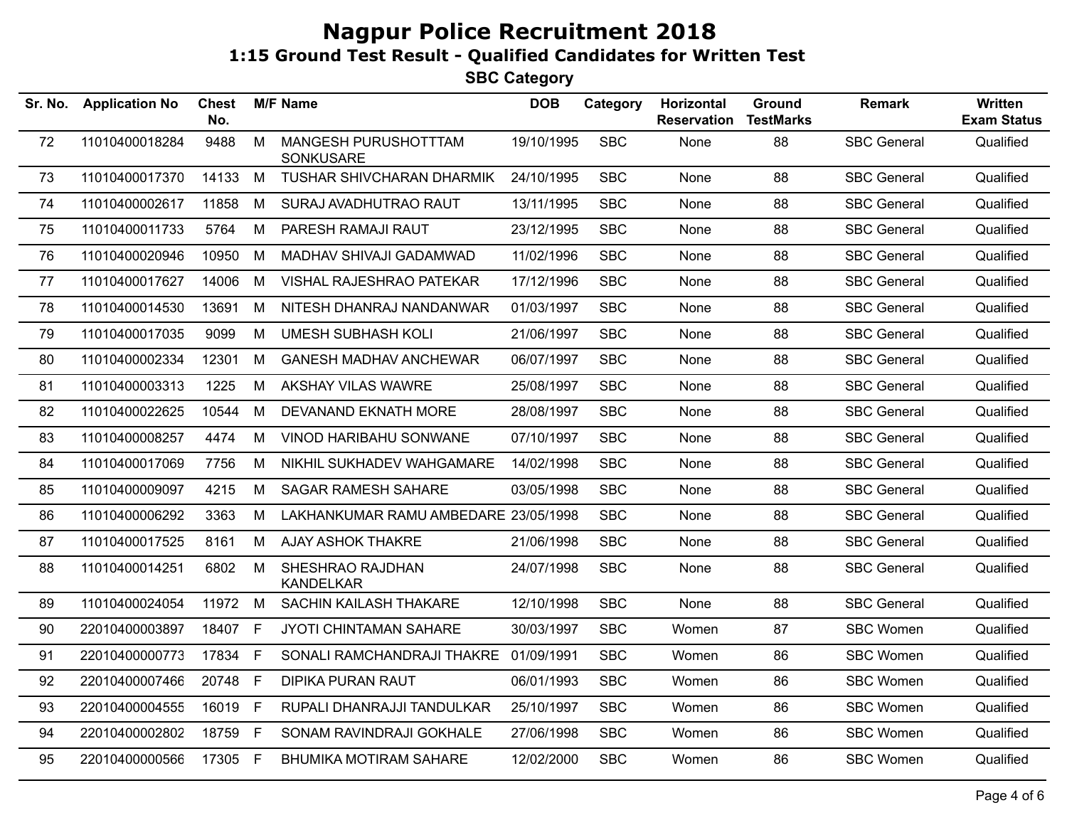# Nagpur Police Recruitment 2018

## 1:15 Ground Test Result - Qualified Candidates for Written Test

### SBC Category

| Sr. No. | Application No | Chest No. | M/F | Name | DOB | Category | Horizontal Reservation | Ground TestMarks | Remark | Written Exam Status |
|---|---|---|---|---|---|---|---|---|---|---|
| 72 | 11010400018284 | 9488 | M | MANGESH PURUSHOTTTAM SONKUSARE | 19/10/1995 | SBC | None | 88 | SBC General | Qualified |
| 73 | 11010400017370 | 14133 | M | TUSHAR SHIVCHARAN DHARMIK | 24/10/1995 | SBC | None | 88 | SBC General | Qualified |
| 74 | 11010400002617 | 11858 | M | SURAJ AVADHUTRAO RAUT | 13/11/1995 | SBC | None | 88 | SBC General | Qualified |
| 75 | 11010400011733 | 5764 | M | PARESH RAMAJI RAUT | 23/12/1995 | SBC | None | 88 | SBC General | Qualified |
| 76 | 11010400020946 | 10950 | M | MADHAV SHIVAJI GADAMWAD | 11/02/1996 | SBC | None | 88 | SBC General | Qualified |
| 77 | 11010400017627 | 14006 | M | VISHAL RAJESHRAO PATEKAR | 17/12/1996 | SBC | None | 88 | SBC General | Qualified |
| 78 | 11010400014530 | 13691 | M | NITESH DHANRAJ NANDANWAR | 01/03/1997 | SBC | None | 88 | SBC General | Qualified |
| 79 | 11010400017035 | 9099 | M | UMESH SUBHASH KOLI | 21/06/1997 | SBC | None | 88 | SBC General | Qualified |
| 80 | 11010400002334 | 12301 | M | GANESH MADHAV ANCHEWAR | 06/07/1997 | SBC | None | 88 | SBC General | Qualified |
| 81 | 11010400003313 | 1225 | M | AKSHAY VILAS WAWRE | 25/08/1997 | SBC | None | 88 | SBC General | Qualified |
| 82 | 11010400022625 | 10544 | M | DEVANAND EKNATH MORE | 28/08/1997 | SBC | None | 88 | SBC General | Qualified |
| 83 | 11010400008257 | 4474 | M | VINOD HARIBAHU SONWANE | 07/10/1997 | SBC | None | 88 | SBC General | Qualified |
| 84 | 11010400017069 | 7756 | M | NIKHIL SUKHADEV WAHGAMARE | 14/02/1998 | SBC | None | 88 | SBC General | Qualified |
| 85 | 11010400009097 | 4215 | M | SAGAR RAMESH SAHARE | 03/05/1998 | SBC | None | 88 | SBC General | Qualified |
| 86 | 11010400006292 | 3363 | M | LAKHANKUMAR RAMU AMBEDARE | 23/05/1998 | SBC | None | 88 | SBC General | Qualified |
| 87 | 11010400017525 | 8161 | M | AJAY ASHOK THAKRE | 21/06/1998 | SBC | None | 88 | SBC General | Qualified |
| 88 | 11010400014251 | 6802 | M | SHESHRAO RAJDHAN KANDELKAR | 24/07/1998 | SBC | None | 88 | SBC General | Qualified |
| 89 | 11010400024054 | 11972 | M | SACHIN KAILASH THAKARE | 12/10/1998 | SBC | None | 88 | SBC General | Qualified |
| 90 | 22010400003897 | 18407 | F | JYOTI CHINTAMAN SAHARE | 30/03/1997 | SBC | Women | 87 | SBC Women | Qualified |
| 91 | 22010400000773 | 17834 | F | SONALI RAMCHANDRAJI THAKRE | 01/09/1991 | SBC | Women | 86 | SBC Women | Qualified |
| 92 | 22010400007466 | 20748 | F | DIPIKA PURAN RAUT | 06/01/1993 | SBC | Women | 86 | SBC Women | Qualified |
| 93 | 22010400004555 | 16019 | F | RUPALI DHANRAJJI TANDULKAR | 25/10/1997 | SBC | Women | 86 | SBC Women | Qualified |
| 94 | 22010400002802 | 18759 | F | SONAM RAVINDRAJI GOKHALE | 27/06/1998 | SBC | Women | 86 | SBC Women | Qualified |
| 95 | 22010400000566 | 17305 | F | BHUMIKA MOTIRAM SAHARE | 12/02/2000 | SBC | Women | 86 | SBC Women | Qualified |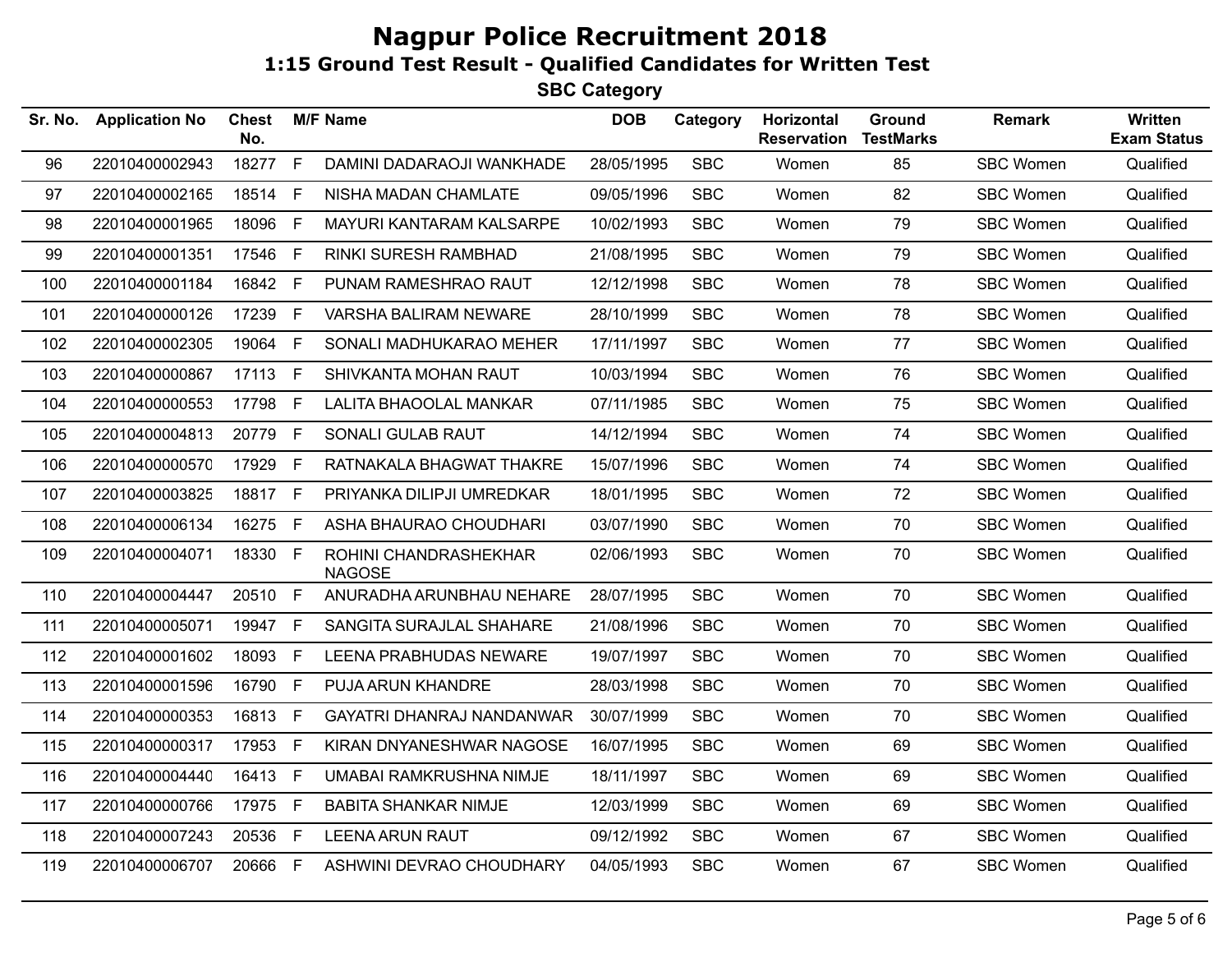# Nagpur Police Recruitment 2018

## 1:15 Ground Test Result - Qualified Candidates for Written Test

### SBC Category

| Sr. No. | Application No | Chest No. | M/F | Name | DOB | Category | Horizontal Reservation | Ground TestMarks | Remark | Written Exam Status |
|---|---|---|---|---|---|---|---|---|---|---|
| 96 | 22010400002943 | 18277 | F | DAMINI DADARAOJI WANKHADE | 28/05/1995 | SBC | Women | 85 | SBC Women | Qualified |
| 97 | 22010400002165 | 18514 | F | NISHA MADAN CHAMLATE | 09/05/1996 | SBC | Women | 82 | SBC Women | Qualified |
| 98 | 22010400001965 | 18096 | F | MAYURI KANTARAM KALSARPE | 10/02/1993 | SBC | Women | 79 | SBC Women | Qualified |
| 99 | 22010400001351 | 17546 | F | RINKI SURESH RAMBHAD | 21/08/1995 | SBC | Women | 79 | SBC Women | Qualified |
| 100 | 22010400001184 | 16842 | F | PUNAM RAMESHRAO RAUT | 12/12/1998 | SBC | Women | 78 | SBC Women | Qualified |
| 101 | 22010400000126 | 17239 | F | VARSHA BALIRAM NEWARE | 28/10/1999 | SBC | Women | 78 | SBC Women | Qualified |
| 102 | 22010400002305 | 19064 | F | SONALI MADHUKARAO MEHER | 17/11/1997 | SBC | Women | 77 | SBC Women | Qualified |
| 103 | 22010400000867 | 17113 | F | SHIVKANTA MOHAN RAUT | 10/03/1994 | SBC | Women | 76 | SBC Women | Qualified |
| 104 | 22010400000553 | 17798 | F | LALITA BHAOOLAL MANKAR | 07/11/1985 | SBC | Women | 75 | SBC Women | Qualified |
| 105 | 22010400004813 | 20779 | F | SONALI GULAB RAUT | 14/12/1994 | SBC | Women | 74 | SBC Women | Qualified |
| 106 | 22010400000570 | 17929 | F | RATNAKALA BHAGWAT THAKRE | 15/07/1996 | SBC | Women | 74 | SBC Women | Qualified |
| 107 | 22010400003825 | 18817 | F | PRIYANKA DILIPJI UMREDKAR | 18/01/1995 | SBC | Women | 72 | SBC Women | Qualified |
| 108 | 22010400006134 | 16275 | F | ASHA BHAURAO CHOUDHARI | 03/07/1990 | SBC | Women | 70 | SBC Women | Qualified |
| 109 | 22010400004071 | 18330 | F | ROHINI CHANDRASHEKHAR NAGOSE | 02/06/1993 | SBC | Women | 70 | SBC Women | Qualified |
| 110 | 22010400004447 | 20510 | F | ANURADHA ARUNBHAU NEHARE | 28/07/1995 | SBC | Women | 70 | SBC Women | Qualified |
| 111 | 22010400005071 | 19947 | F | SANGITA SURAJLAL SHAHARE | 21/08/1996 | SBC | Women | 70 | SBC Women | Qualified |
| 112 | 22010400001602 | 18093 | F | LEENA PRABHUDAS NEWARE | 19/07/1997 | SBC | Women | 70 | SBC Women | Qualified |
| 113 | 22010400001596 | 16790 | F | PUJA ARUN KHANDRE | 28/03/1998 | SBC | Women | 70 | SBC Women | Qualified |
| 114 | 22010400000353 | 16813 | F | GAYATRI DHANRAJ NANDANWAR | 30/07/1999 | SBC | Women | 70 | SBC Women | Qualified |
| 115 | 22010400000317 | 17953 | F | KIRAN DNYANESHWAR NAGOSE | 16/07/1995 | SBC | Women | 69 | SBC Women | Qualified |
| 116 | 22010400004440 | 16413 | F | UMABAI RAMKRUSHNA NIMJE | 18/11/1997 | SBC | Women | 69 | SBC Women | Qualified |
| 117 | 22010400000766 | 17975 | F | BABITA SHANKAR NIMJE | 12/03/1999 | SBC | Women | 69 | SBC Women | Qualified |
| 118 | 22010400007243 | 20536 | F | LEENA ARUN RAUT | 09/12/1992 | SBC | Women | 67 | SBC Women | Qualified |
| 119 | 22010400006707 | 20666 | F | ASHWINI DEVRAO CHOUDHARY | 04/05/1993 | SBC | Women | 67 | SBC Women | Qualified |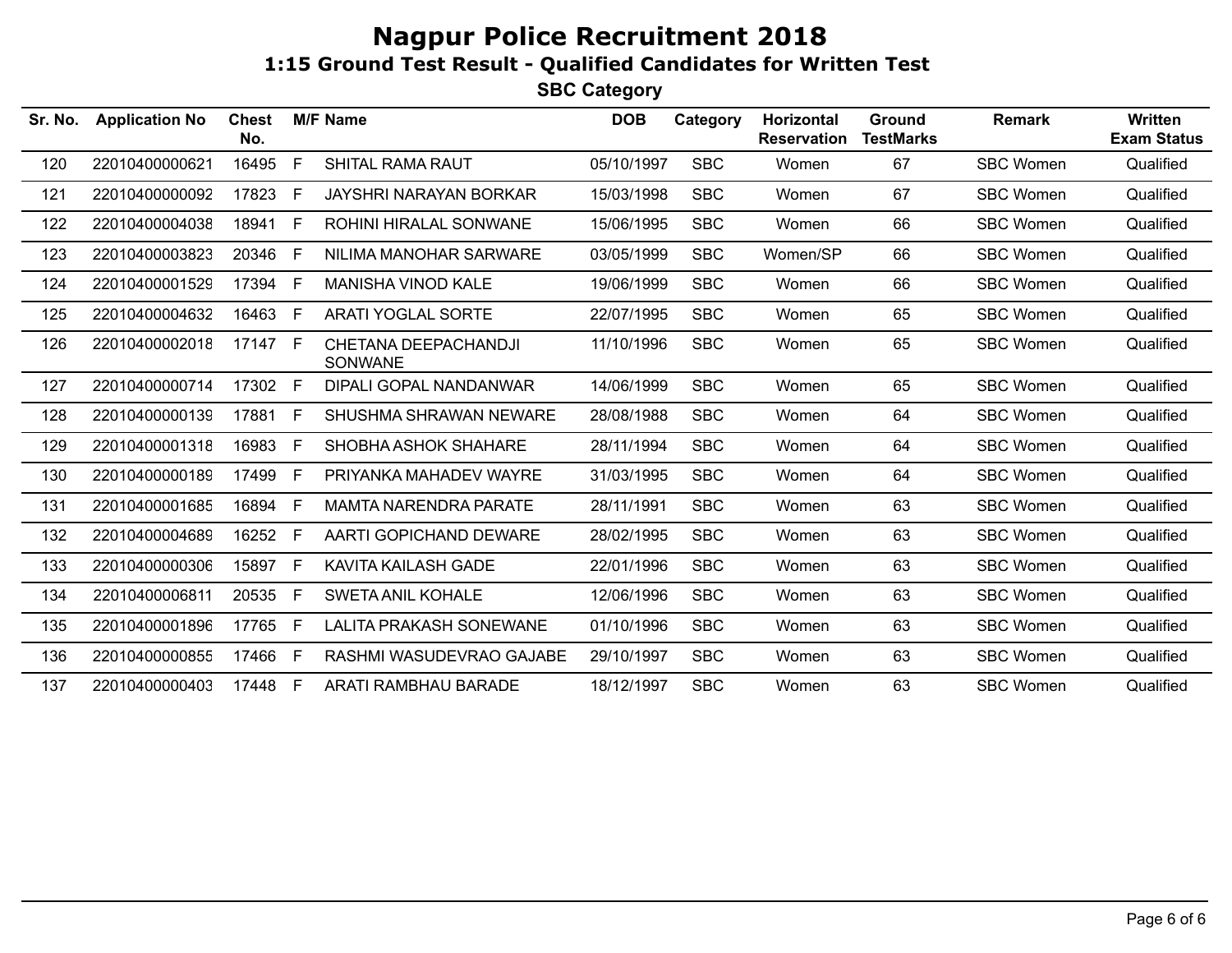# Nagpur Police Recruitment 2018

## 1:15 Ground Test Result - Qualified Candidates for Written Test

### SBC Category

| Sr. No. | Application No | Chest No. | M/F | Name | DOB | Category | Horizontal Reservation | Ground TestMarks | Remark | Written Exam Status |
|---|---|---|---|---|---|---|---|---|---|---|
| 120 | 22010400000621 | 16495 | F | SHITAL RAMA RAUT | 05/10/1997 | SBC | Women | 67 | SBC Women | Qualified |
| 121 | 22010400000092 | 17823 | F | JAYSHRI NARAYAN BORKAR | 15/03/1998 | SBC | Women | 67 | SBC Women | Qualified |
| 122 | 22010400004038 | 18941 | F | ROHINI HIRALAL SONWANE | 15/06/1995 | SBC | Women | 66 | SBC Women | Qualified |
| 123 | 22010400003823 | 20346 | F | NILIMA MANOHAR SARWARE | 03/05/1999 | SBC | Women/SP | 66 | SBC Women | Qualified |
| 124 | 22010400001529 | 17394 | F | MANISHA VINOD KALE | 19/06/1999 | SBC | Women | 66 | SBC Women | Qualified |
| 125 | 22010400004632 | 16463 | F | ARATI YOGLAL SORTE | 22/07/1995 | SBC | Women | 65 | SBC Women | Qualified |
| 126 | 22010400002018 | 17147 | F | CHETANA DEEPACHANDJI SONWANE | 11/10/1996 | SBC | Women | 65 | SBC Women | Qualified |
| 127 | 22010400000714 | 17302 | F | DIPALI GOPAL NANDANWAR | 14/06/1999 | SBC | Women | 65 | SBC Women | Qualified |
| 128 | 22010400000139 | 17881 | F | SHUSHMA SHRAWAN NEWARE | 28/08/1988 | SBC | Women | 64 | SBC Women | Qualified |
| 129 | 22010400001318 | 16983 | F | SHOBHA ASHOK SHAHARE | 28/11/1994 | SBC | Women | 64 | SBC Women | Qualified |
| 130 | 22010400000189 | 17499 | F | PRIYANKA MAHADEV WAYRE | 31/03/1995 | SBC | Women | 64 | SBC Women | Qualified |
| 131 | 22010400001685 | 16894 | F | MAMTA NARENDRA PARATE | 28/11/1991 | SBC | Women | 63 | SBC Women | Qualified |
| 132 | 22010400004689 | 16252 | F | AARTI GOPICHAND DEWARE | 28/02/1995 | SBC | Women | 63 | SBC Women | Qualified |
| 133 | 22010400000306 | 15897 | F | KAVITA KAILASH GADE | 22/01/1996 | SBC | Women | 63 | SBC Women | Qualified |
| 134 | 22010400006811 | 20535 | F | SWETA ANIL KOHALE | 12/06/1996 | SBC | Women | 63 | SBC Women | Qualified |
| 135 | 22010400001896 | 17765 | F | LALITA PRAKASH SONEWANE | 01/10/1996 | SBC | Women | 63 | SBC Women | Qualified |
| 136 | 22010400000855 | 17466 | F | RASHMI WASUDEVRAO GAJABE | 29/10/1997 | SBC | Women | 63 | SBC Women | Qualified |
| 137 | 22010400000403 | 17448 | F | ARATI RAMBHAU BARADE | 18/12/1997 | SBC | Women | 63 | SBC Women | Qualified |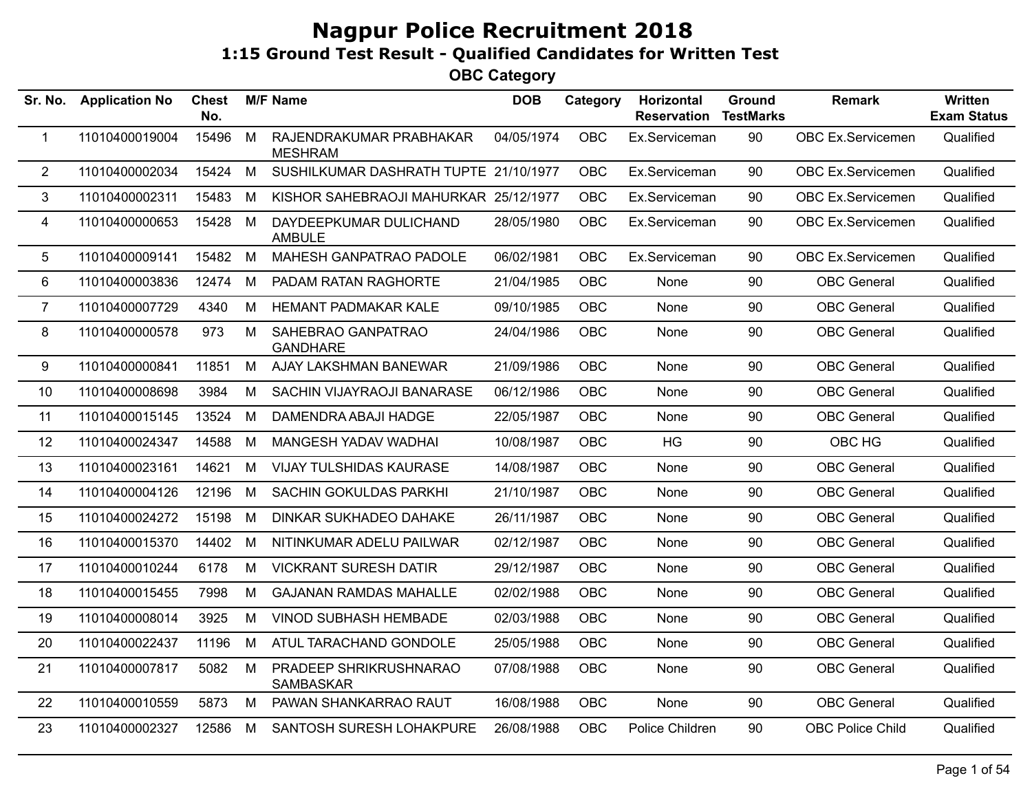# Nagpur Police Recruitment 2018

## 1:15 Ground Test Result - Qualified Candidates for Written Test

### OBC Category

| Sr. No. | Application No | Chest No. | M/F | Name | DOB | Category | Horizontal Reservation | Ground TestMarks | Remark | Written Exam Status |
|---|---|---|---|---|---|---|---|---|---|---|
| 1 | 11010400019004 | 15496 | M | RAJENDRAKUMAR PRABHAKAR MESHRAM | 04/05/1974 | OBC | Ex.Serviceman | 90 | OBC Ex.Servicemen | Qualified |
| 2 | 11010400002034 | 15424 | M | SUSHILKUMAR DASHRATH TUPTE | 21/10/1977 | OBC | Ex.Serviceman | 90 | OBC Ex.Servicemen | Qualified |
| 3 | 11010400002311 | 15483 | M | KISHOR SAHEBRAOJI MAHURKAR | 25/12/1977 | OBC | Ex.Serviceman | 90 | OBC Ex.Servicemen | Qualified |
| 4 | 11010400000653 | 15428 | M | DAYDEEPKUMAR DULICHAND AMBULE | 28/05/1980 | OBC | Ex.Serviceman | 90 | OBC Ex.Servicemen | Qualified |
| 5 | 11010400009141 | 15482 | M | MAHESH GANPATRAO PADOLE | 06/02/1981 | OBC | Ex.Serviceman | 90 | OBC Ex.Servicemen | Qualified |
| 6 | 11010400003836 | 12474 | M | PADAM RATAN RAGHORTE | 21/04/1985 | OBC | None | 90 | OBC General | Qualified |
| 7 | 11010400007729 | 4340 | M | HEMANT PADMAKAR KALE | 09/10/1985 | OBC | None | 90 | OBC General | Qualified |
| 8 | 11010400000578 | 973 | M | SAHEBRAO GANPATRAO GANDHARE | 24/04/1986 | OBC | None | 90 | OBC General | Qualified |
| 9 | 11010400000841 | 11851 | M | AJAY LAKSHMAN BANEWAR | 21/09/1986 | OBC | None | 90 | OBC General | Qualified |
| 10 | 11010400008698 | 3984 | M | SACHIN VIJAYRAOJI BANARASE | 06/12/1986 | OBC | None | 90 | OBC General | Qualified |
| 11 | 11010400015145 | 13524 | M | DAMENDRA ABAJI HADGE | 22/05/1987 | OBC | None | 90 | OBC General | Qualified |
| 12 | 11010400024347 | 14588 | M | MANGESH YADAV WADHAI | 10/08/1987 | OBC | HG | 90 | OBC HG | Qualified |
| 13 | 11010400023161 | 14621 | M | VIJAY TULSHIDAS KAURASE | 14/08/1987 | OBC | None | 90 | OBC General | Qualified |
| 14 | 11010400004126 | 12196 | M | SACHIN GOKULDAS PARKHI | 21/10/1987 | OBC | None | 90 | OBC General | Qualified |
| 15 | 11010400024272 | 15198 | M | DINKAR SUKHADEO DAHAKE | 26/11/1987 | OBC | None | 90 | OBC General | Qualified |
| 16 | 11010400015370 | 14402 | M | NITINKUMAR ADELU PAILWAR | 02/12/1987 | OBC | None | 90 | OBC General | Qualified |
| 17 | 11010400010244 | 6178 | M | VICKRANT SURESH DATIR | 29/12/1987 | OBC | None | 90 | OBC General | Qualified |
| 18 | 11010400015455 | 7998 | M | GAJANAN RAMDAS MAHALLE | 02/02/1988 | OBC | None | 90 | OBC General | Qualified |
| 19 | 11010400008014 | 3925 | M | VINOD SUBHASH HEMBADE | 02/03/1988 | OBC | None | 90 | OBC General | Qualified |
| 20 | 11010400022437 | 11196 | M | ATUL TARACHAND GONDOLE | 25/05/1988 | OBC | None | 90 | OBC General | Qualified |
| 21 | 11010400007817 | 5082 | M | PRADEEP SHRIKRUSHNARAO SAMBASKAR | 07/08/1988 | OBC | None | 90 | OBC General | Qualified |
| 22 | 11010400010559 | 5873 | M | PAWAN SHANKARRAO RAUT | 16/08/1988 | OBC | None | 90 | OBC General | Qualified |
| 23 | 11010400002327 | 12586 | M | SANTOSH SURESH LOHAKPURE | 26/08/1988 | OBC | Police Children | 90 | OBC Police Child | Qualified |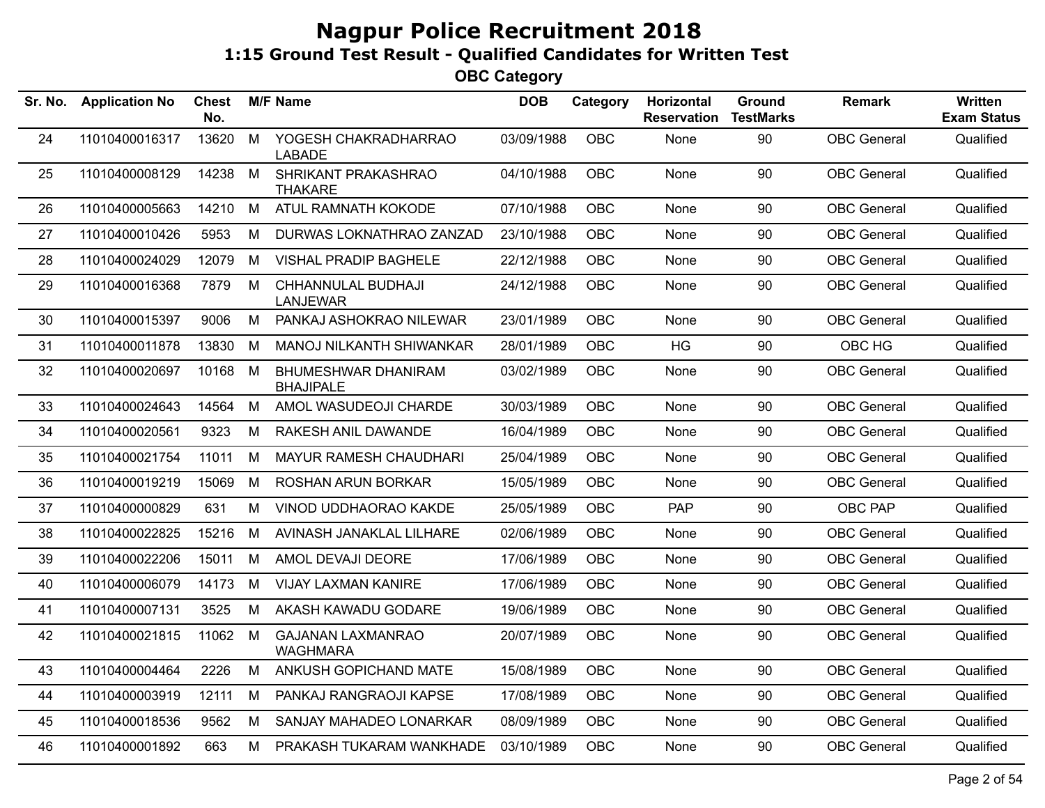# Nagpur Police Recruitment 2018

## 1:15 Ground Test Result - Qualified Candidates for Written Test

### OBC Category

| Sr. No. | Application No | Chest No. | M/F | Name | DOB | Category | Horizontal Reservation | Ground TestMarks | Remark | Written Exam Status |
|---|---|---|---|---|---|---|---|---|---|---|
| 24 | 11010400016317 | 13620 | M | YOGESH CHAKRADHARRAO LABADE | 03/09/1988 | OBC | None | 90 | OBC General | Qualified |
| 25 | 11010400008129 | 14238 | M | SHRIKANT PRAKASHRAO THAKARE | 04/10/1988 | OBC | None | 90 | OBC General | Qualified |
| 26 | 11010400005663 | 14210 | M | ATUL RAMNATH KOKODE | 07/10/1988 | OBC | None | 90 | OBC General | Qualified |
| 27 | 11010400010426 | 5953 | M | DURWAS LOKNATHRAO ZANZAD | 23/10/1988 | OBC | None | 90 | OBC General | Qualified |
| 28 | 11010400024029 | 12079 | M | VISHAL PRADIP BAGHELE | 22/12/1988 | OBC | None | 90 | OBC General | Qualified |
| 29 | 11010400016368 | 7879 | M | CHHANNULAL BUDHAJI LANJEWAR | 24/12/1988 | OBC | None | 90 | OBC General | Qualified |
| 30 | 11010400015397 | 9006 | M | PANKAJ ASHOKRAO NILEWAR | 23/01/1989 | OBC | None | 90 | OBC General | Qualified |
| 31 | 11010400011878 | 13830 | M | MANOJ NILKANTH SHIWANKAR | 28/01/1989 | OBC | HG | 90 | OBC HG | Qualified |
| 32 | 11010400020697 | 10168 | M | BHUMESHWAR DHANIRAM BHAJIPALE | 03/02/1989 | OBC | None | 90 | OBC General | Qualified |
| 33 | 11010400024643 | 14564 | M | AMOL WASUDEOJI CHARDE | 30/03/1989 | OBC | None | 90 | OBC General | Qualified |
| 34 | 11010400020561 | 9323 | M | RAKESH ANIL DAWANDE | 16/04/1989 | OBC | None | 90 | OBC General | Qualified |
| 35 | 11010400021754 | 11011 | M | MAYUR RAMESH CHAUDHARI | 25/04/1989 | OBC | None | 90 | OBC General | Qualified |
| 36 | 11010400019219 | 15069 | M | ROSHAN ARUN BORKAR | 15/05/1989 | OBC | None | 90 | OBC General | Qualified |
| 37 | 11010400000829 | 631 | M | VINOD UDDHAORAO KAKDE | 25/05/1989 | OBC | PAP | 90 | OBC PAP | Qualified |
| 38 | 11010400022825 | 15216 | M | AVINASH JANAKLAL LILHARE | 02/06/1989 | OBC | None | 90 | OBC General | Qualified |
| 39 | 11010400022206 | 15011 | M | AMOL DEVAJI DEORE | 17/06/1989 | OBC | None | 90 | OBC General | Qualified |
| 40 | 11010400006079 | 14173 | M | VIJAY LAXMAN KANIRE | 17/06/1989 | OBC | None | 90 | OBC General | Qualified |
| 41 | 11010400007131 | 3525 | M | AKASH KAWADU GODARE | 19/06/1989 | OBC | None | 90 | OBC General | Qualified |
| 42 | 11010400021815 | 11062 | M | GAJANAN LAXMANRAO WAGHMARA | 20/07/1989 | OBC | None | 90 | OBC General | Qualified |
| 43 | 11010400004464 | 2226 | M | ANKUSH GOPICHAND MATE | 15/08/1989 | OBC | None | 90 | OBC General | Qualified |
| 44 | 11010400003919 | 12111 | M | PANKAJ RANGRAOJI KAPSE | 17/08/1989 | OBC | None | 90 | OBC General | Qualified |
| 45 | 11010400018536 | 9562 | M | SANJAY MAHADEO LONARKAR | 08/09/1989 | OBC | None | 90 | OBC General | Qualified |
| 46 | 11010400001892 | 663 | M | PRAKASH TUKARAM WANKHADE | 03/10/1989 | OBC | None | 90 | OBC General | Qualified |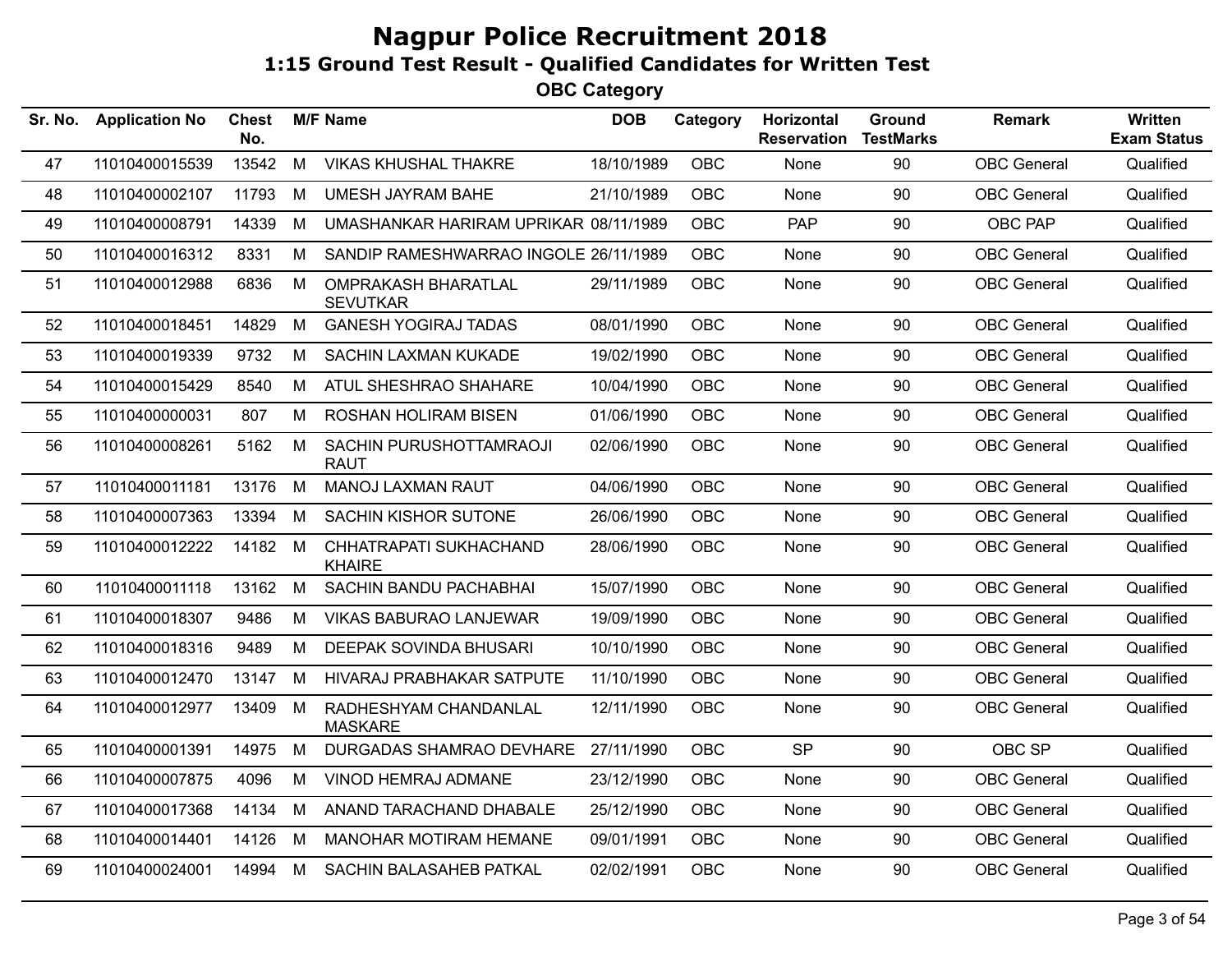# Nagpur Police Recruitment 2018

## 1:15 Ground Test Result - Qualified Candidates for Written Test

### OBC Category

| Sr. No. | Application No | Chest No. | M/F | Name | DOB | Category | Horizontal Reservation | Ground TestMarks | Remark | Written Exam Status |
|---|---|---|---|---|---|---|---|---|---|---|
| 47 | 11010400015539 | 13542 | M | VIKAS KHUSHAL THAKRE | 18/10/1989 | OBC | None | 90 | OBC General | Qualified |
| 48 | 11010400002107 | 11793 | M | UMESH JAYRAM BAHE | 21/10/1989 | OBC | None | 90 | OBC General | Qualified |
| 49 | 11010400008791 | 14339 | M | UMASHANKAR HARIRAM UPRIKAR | 08/11/1989 | OBC | PAP | 90 | OBC PAP | Qualified |
| 50 | 11010400016312 | 8331 | M | SANDIP RAMESHWARRAO INGOLE | 26/11/1989 | OBC | None | 90 | OBC General | Qualified |
| 51 | 11010400012988 | 6836 | M | OMPRAKASH BHARATLAL SEVUTKAR | 29/11/1989 | OBC | None | 90 | OBC General | Qualified |
| 52 | 11010400018451 | 14829 | M | GANESH YOGIRAJ TADAS | 08/01/1990 | OBC | None | 90 | OBC General | Qualified |
| 53 | 11010400019339 | 9732 | M | SACHIN LAXMAN KUKADE | 19/02/1990 | OBC | None | 90 | OBC General | Qualified |
| 54 | 11010400015429 | 8540 | M | ATUL SHESHRAO SHAHARE | 10/04/1990 | OBC | None | 90 | OBC General | Qualified |
| 55 | 11010400000031 | 807 | M | ROSHAN HOLIRAM BISEN | 01/06/1990 | OBC | None | 90 | OBC General | Qualified |
| 56 | 11010400008261 | 5162 | M | SACHIN PURUSHOTTAMRAOJI RAUT | 02/06/1990 | OBC | None | 90 | OBC General | Qualified |
| 57 | 11010400011181 | 13176 | M | MANOJ LAXMAN RAUT | 04/06/1990 | OBC | None | 90 | OBC General | Qualified |
| 58 | 11010400007363 | 13394 | M | SACHIN KISHOR SUTONE | 26/06/1990 | OBC | None | 90 | OBC General | Qualified |
| 59 | 11010400012222 | 14182 | M | CHHATRAPATI SUKHACHAND KHAIRE | 28/06/1990 | OBC | None | 90 | OBC General | Qualified |
| 60 | 11010400011118 | 13162 | M | SACHIN BANDU PACHABHAI | 15/07/1990 | OBC | None | 90 | OBC General | Qualified |
| 61 | 11010400018307 | 9486 | M | VIKAS BABURAO LANJEWAR | 19/09/1990 | OBC | None | 90 | OBC General | Qualified |
| 62 | 11010400018316 | 9489 | M | DEEPAK SOVINDA BHUSARI | 10/10/1990 | OBC | None | 90 | OBC General | Qualified |
| 63 | 11010400012470 | 13147 | M | HIVARAJ PRABHAKAR SATPUTE | 11/10/1990 | OBC | None | 90 | OBC General | Qualified |
| 64 | 11010400012977 | 13409 | M | RADHESHYAM CHANDANLAL MASKARE | 12/11/1990 | OBC | None | 90 | OBC General | Qualified |
| 65 | 11010400001391 | 14975 | M | DURGADAS SHAMRAO DEVHARE | 27/11/1990 | OBC | SP | 90 | OBC SP | Qualified |
| 66 | 11010400007875 | 4096 | M | VINOD HEMRAJ ADMANE | 23/12/1990 | OBC | None | 90 | OBC General | Qualified |
| 67 | 11010400017368 | 14134 | M | ANAND TARACHAND DHABALE | 25/12/1990 | OBC | None | 90 | OBC General | Qualified |
| 68 | 11010400014401 | 14126 | M | MANOHAR MOTIRAM HEMANE | 09/01/1991 | OBC | None | 90 | OBC General | Qualified |
| 69 | 11010400024001 | 14994 | M | SACHIN BALASAHEB PATKAL | 02/02/1991 | OBC | None | 90 | OBC General | Qualified |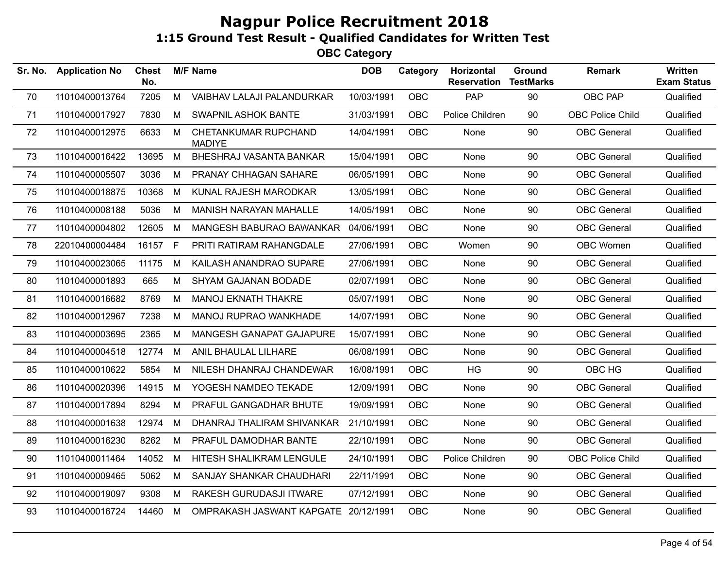# Nagpur Police Recruitment 2018

## 1:15 Ground Test Result - Qualified Candidates for Written Test

### OBC Category

| Sr. No. | Application No | Chest No. | M/F | Name | DOB | Category | Horizontal Reservation | Ground TestMarks | Remark | Written Exam Status |
|---|---|---|---|---|---|---|---|---|---|---|
| 70 | 11010400013764 | 7205 | M | VAIBHAV LALAJI PALANDURKAR | 10/03/1991 | OBC | PAP | 90 | OBC PAP | Qualified |
| 71 | 11010400017927 | 7830 | M | SWAPNIL ASHOK BANTE | 31/03/1991 | OBC | Police Children | 90 | OBC Police Child | Qualified |
| 72 | 11010400012975 | 6633 | M | CHETANKUMAR RUPCHAND MADIYE | 14/04/1991 | OBC | None | 90 | OBC General | Qualified |
| 73 | 11010400016422 | 13695 | M | BHESHRAJ VASANTA BANKAR | 15/04/1991 | OBC | None | 90 | OBC General | Qualified |
| 74 | 11010400005507 | 3036 | M | PRANAY CHHAGAN SAHARE | 06/05/1991 | OBC | None | 90 | OBC General | Qualified |
| 75 | 11010400018875 | 10368 | M | KUNAL RAJESH MARODKAR | 13/05/1991 | OBC | None | 90 | OBC General | Qualified |
| 76 | 11010400008188 | 5036 | M | MANISH NARAYAN MAHALLE | 14/05/1991 | OBC | None | 90 | OBC General | Qualified |
| 77 | 11010400004802 | 12605 | M | MANGESH BABURAO BAWANKAR | 04/06/1991 | OBC | None | 90 | OBC General | Qualified |
| 78 | 22010400004484 | 16157 | F | PRITI RATIRAM RAHANGDALE | 27/06/1991 | OBC | Women | 90 | OBC Women | Qualified |
| 79 | 11010400023065 | 11175 | M | KAILASH ANANDRAO SUPARE | 27/06/1991 | OBC | None | 90 | OBC General | Qualified |
| 80 | 11010400001893 | 665 | M | SHYAM GAJANAN BODADE | 02/07/1991 | OBC | None | 90 | OBC General | Qualified |
| 81 | 11010400016682 | 8769 | M | MANOJ EKNATH THAKRE | 05/07/1991 | OBC | None | 90 | OBC General | Qualified |
| 82 | 11010400012967 | 7238 | M | MANOJ RUPRAO WANKHADE | 14/07/1991 | OBC | None | 90 | OBC General | Qualified |
| 83 | 11010400003695 | 2365 | M | MANGESH GANAPAT GAJAPURE | 15/07/1991 | OBC | None | 90 | OBC General | Qualified |
| 84 | 11010400004518 | 12774 | M | ANIL BHAULAL LILHARE | 06/08/1991 | OBC | None | 90 | OBC General | Qualified |
| 85 | 11010400010622 | 5854 | M | NILESH DHANRAJ CHANDEWAR | 16/08/1991 | OBC | HG | 90 | OBC HG | Qualified |
| 86 | 11010400020396 | 14915 | M | YOGESH NAMDEO TEKADE | 12/09/1991 | OBC | None | 90 | OBC General | Qualified |
| 87 | 11010400017894 | 8294 | M | PRAFUL GANGADHAR BHUTE | 19/09/1991 | OBC | None | 90 | OBC General | Qualified |
| 88 | 11010400001638 | 12974 | M | DHANRAJ THALIRAM SHIVANKAR | 21/10/1991 | OBC | None | 90 | OBC General | Qualified |
| 89 | 11010400016230 | 8262 | M | PRAFUL DAMODHAR BANTE | 22/10/1991 | OBC | None | 90 | OBC General | Qualified |
| 90 | 11010400011464 | 14052 | M | HITESH SHALIKRAM LENGULE | 24/10/1991 | OBC | Police Children | 90 | OBC Police Child | Qualified |
| 91 | 11010400009465 | 5062 | M | SANJAY SHANKAR CHAUDHARI | 22/11/1991 | OBC | None | 90 | OBC General | Qualified |
| 92 | 11010400019097 | 9308 | M | RAKESH GURUDASJI ITWARE | 07/12/1991 | OBC | None | 90 | OBC General | Qualified |
| 93 | 11010400016724 | 14460 | M | OMPRAKASH JASWANT KAPGATE | 20/12/1991 | OBC | None | 90 | OBC General | Qualified |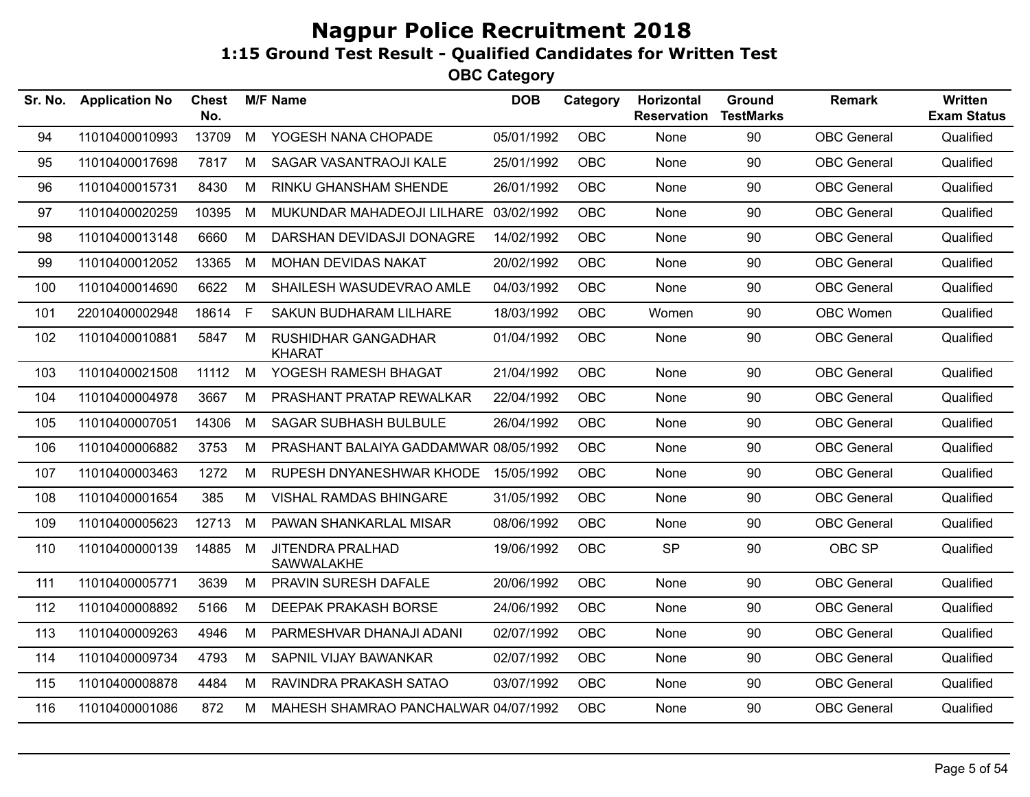# Nagpur Police Recruitment 2018

## 1:15 Ground Test Result - Qualified Candidates for Written Test

### OBC Category

| Sr. No. | Application No | Chest No. | M/F | Name | DOB | Category | Horizontal Reservation | Ground TestMarks | Remark | Written Exam Status |
|---|---|---|---|---|---|---|---|---|---|---|
| 94 | 11010400010993 | 13709 | M | YOGESH NANA CHOPADE | 05/01/1992 | OBC | None | 90 | OBC General | Qualified |
| 95 | 11010400017698 | 7817 | M | SAGAR VASANTRAOJI KALE | 25/01/1992 | OBC | None | 90 | OBC General | Qualified |
| 96 | 11010400015731 | 8430 | M | RINKU GHANSHAM SHENDE | 26/01/1992 | OBC | None | 90 | OBC General | Qualified |
| 97 | 11010400020259 | 10395 | M | MUKUNDAR MAHADEOJI LILHARE | 03/02/1992 | OBC | None | 90 | OBC General | Qualified |
| 98 | 11010400013148 | 6660 | M | DARSHAN DEVIDASJI DONAGRE | 14/02/1992 | OBC | None | 90 | OBC General | Qualified |
| 99 | 11010400012052 | 13365 | M | MOHAN DEVIDAS NAKAT | 20/02/1992 | OBC | None | 90 | OBC General | Qualified |
| 100 | 11010400014690 | 6622 | M | SHAILESH WASUDEVRAO AMLE | 04/03/1992 | OBC | None | 90 | OBC General | Qualified |
| 101 | 22010400002948 | 18614 | F | SAKUN BUDHARAM LILHARE | 18/03/1992 | OBC | Women | 90 | OBC Women | Qualified |
| 102 | 11010400010881 | 5847 | M | RUSHIDHAR GANGADHAR KHARAT | 01/04/1992 | OBC | None | 90 | OBC General | Qualified |
| 103 | 11010400021508 | 11112 | M | YOGESH RAMESH BHAGAT | 21/04/1992 | OBC | None | 90 | OBC General | Qualified |
| 104 | 11010400004978 | 3667 | M | PRASHANT PRATAP REWALKAR | 22/04/1992 | OBC | None | 90 | OBC General | Qualified |
| 105 | 11010400007051 | 14306 | M | SAGAR SUBHASH BULBULE | 26/04/1992 | OBC | None | 90 | OBC General | Qualified |
| 106 | 11010400006882 | 3753 | M | PRASHANT BALAIYA GADDAMWAR | 08/05/1992 | OBC | None | 90 | OBC General | Qualified |
| 107 | 11010400003463 | 1272 | M | RUPESH DNYANESHWAR KHODE | 15/05/1992 | OBC | None | 90 | OBC General | Qualified |
| 108 | 11010400001654 | 385 | M | VISHAL RAMDAS BHINGARE | 31/05/1992 | OBC | None | 90 | OBC General | Qualified |
| 109 | 11010400005623 | 12713 | M | PAWAN SHANKARLAL MISAR | 08/06/1992 | OBC | None | 90 | OBC General | Qualified |
| 110 | 11010400000139 | 14885 | M | JITENDRA PRALHAD SAWWALAKHE | 19/06/1992 | OBC | SP | 90 | OBC SP | Qualified |
| 111 | 11010400005771 | 3639 | M | PRAVIN SURESH DAFALE | 20/06/1992 | OBC | None | 90 | OBC General | Qualified |
| 112 | 11010400008892 | 5166 | M | DEEPAK PRAKASH BORSE | 24/06/1992 | OBC | None | 90 | OBC General | Qualified |
| 113 | 11010400009263 | 4946 | M | PARMESHVAR DHANAJI ADANI | 02/07/1992 | OBC | None | 90 | OBC General | Qualified |
| 114 | 11010400009734 | 4793 | M | SAPNIL VIJAY BAWANKAR | 02/07/1992 | OBC | None | 90 | OBC General | Qualified |
| 115 | 11010400008878 | 4484 | M | RAVINDRA PRAKASH SATAO | 03/07/1992 | OBC | None | 90 | OBC General | Qualified |
| 116 | 11010400001086 | 872 | M | MAHESH SHAMRAO PANCHALWAR | 04/07/1992 | OBC | None | 90 | OBC General | Qualified |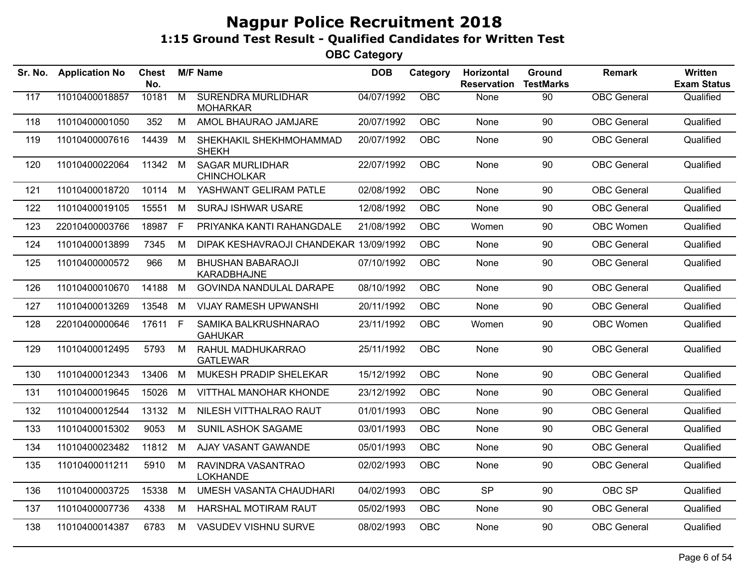# Nagpur Police Recruitment 2018

## 1:15 Ground Test Result - Qualified Candidates for Written Test

### OBC Category

| Sr. No. | Application No | Chest No. | M/F | Name | DOB | Category | Horizontal Reservation | Ground TestMarks | Remark | Written Exam Status |
|---|---|---|---|---|---|---|---|---|---|---|
| 117 | 11010400018857 | 10181 | M | SURENDRA MURLIDHAR MOHARKAR | 04/07/1992 | OBC | None | 90 | OBC General | Qualified |
| 118 | 11010400001050 | 352 | M | AMOL BHAURAO JAMJARE | 20/07/1992 | OBC | None | 90 | OBC General | Qualified |
| 119 | 11010400007616 | 14439 | M | SHEKHAKIL SHEKHMOHAMMAD SHEKH | 20/07/1992 | OBC | None | 90 | OBC General | Qualified |
| 120 | 11010400022064 | 11342 | M | SAGAR MURLIDHAR CHINCHOLKAR | 22/07/1992 | OBC | None | 90 | OBC General | Qualified |
| 121 | 11010400018720 | 10114 | M | YASHWANT GELIRAM PATLE | 02/08/1992 | OBC | None | 90 | OBC General | Qualified |
| 122 | 11010400019105 | 15551 | M | SURAJ ISHWAR USARE | 12/08/1992 | OBC | None | 90 | OBC General | Qualified |
| 123 | 22010400003766 | 18987 | F | PRIYANKA KANTI RAHANGDALE | 21/08/1992 | OBC | Women | 90 | OBC Women | Qualified |
| 124 | 11010400013899 | 7345 | M | DIPAK KESHAVRAOJI CHANDEKAR | 13/09/1992 | OBC | None | 90 | OBC General | Qualified |
| 125 | 11010400000572 | 966 | M | BHUSHAN BABARAOJI KARADBHAJNE | 07/10/1992 | OBC | None | 90 | OBC General | Qualified |
| 126 | 11010400010670 | 14188 | M | GOVINDA NANDULAL DARAPE | 08/10/1992 | OBC | None | 90 | OBC General | Qualified |
| 127 | 11010400013269 | 13548 | M | VIJAY RAMESH UPWANSHI | 20/11/1992 | OBC | None | 90 | OBC General | Qualified |
| 128 | 22010400000646 | 17611 | F | SAMIKA BALKRUSHNARAO GAHUKAR | 23/11/1992 | OBC | Women | 90 | OBC Women | Qualified |
| 129 | 11010400012495 | 5793 | M | RAHUL MADHUKARRAO GATLEWAR | 25/11/1992 | OBC | None | 90 | OBC General | Qualified |
| 130 | 11010400012343 | 13406 | M | MUKESH PRADIP SHELEKAR | 15/12/1992 | OBC | None | 90 | OBC General | Qualified |
| 131 | 11010400019645 | 15026 | M | VITTHAL MANOHAR KHONDE | 23/12/1992 | OBC | None | 90 | OBC General | Qualified |
| 132 | 11010400012544 | 13132 | M | NILESH VITTHALRAO RAUT | 01/01/1993 | OBC | None | 90 | OBC General | Qualified |
| 133 | 11010400015302 | 9053 | M | SUNIL ASHOK SAGAME | 03/01/1993 | OBC | None | 90 | OBC General | Qualified |
| 134 | 11010400023482 | 11812 | M | AJAY VASANT GAWANDE | 05/01/1993 | OBC | None | 90 | OBC General | Qualified |
| 135 | 11010400011211 | 5910 | M | RAVINDRA VASANTRAO LOKHANDE | 02/02/1993 | OBC | None | 90 | OBC General | Qualified |
| 136 | 11010400003725 | 15338 | M | UMESH VASANTA CHAUDHARI | 04/02/1993 | OBC | SP | 90 | OBC SP | Qualified |
| 137 | 11010400007736 | 4338 | M | HARSHAL MOTIRAM RAUT | 05/02/1993 | OBC | None | 90 | OBC General | Qualified |
| 138 | 11010400014387 | 6783 | M | VASUDEV VISHNU SURVE | 08/02/1993 | OBC | None | 90 | OBC General | Qualified |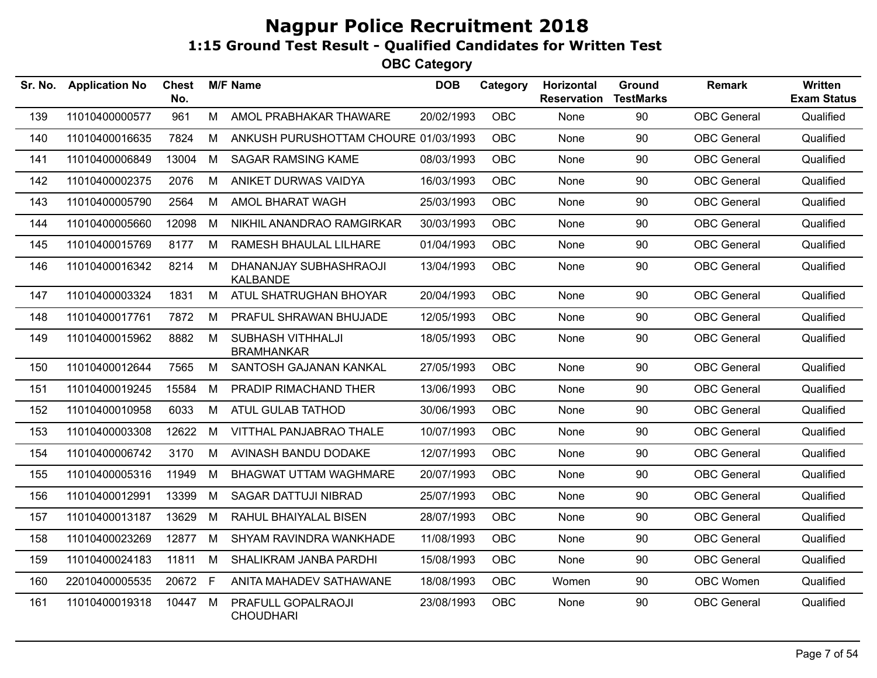# Nagpur Police Recruitment 2018

## 1:15 Ground Test Result - Qualified Candidates for Written Test

### OBC Category

| Sr. No. | Application No | Chest No. | M/F | Name | DOB | Category | Horizontal Reservation | Ground TestMarks | Remark | Written Exam Status |
|---|---|---|---|---|---|---|---|---|---|---|
| 139 | 11010400000577 | 961 | M | AMOL PRABHAKAR THAWARE | 20/02/1993 | OBC | None | 90 | OBC General | Qualified |
| 140 | 11010400016635 | 7824 | M | ANKUSH PURUSHOTTAM CHOURE | 01/03/1993 | OBC | None | 90 | OBC General | Qualified |
| 141 | 11010400006849 | 13004 | M | SAGAR RAMSING KAME | 08/03/1993 | OBC | None | 90 | OBC General | Qualified |
| 142 | 11010400002375 | 2076 | M | ANIKET DURWAS VAIDYA | 16/03/1993 | OBC | None | 90 | OBC General | Qualified |
| 143 | 11010400005790 | 2564 | M | AMOL BHARAT WAGH | 25/03/1993 | OBC | None | 90 | OBC General | Qualified |
| 144 | 11010400005660 | 12098 | M | NIKHIL ANANDRAO RAMGIRKAR | 30/03/1993 | OBC | None | 90 | OBC General | Qualified |
| 145 | 11010400015769 | 8177 | M | RAMESH BHAULAL LILHARE | 01/04/1993 | OBC | None | 90 | OBC General | Qualified |
| 146 | 11010400016342 | 8214 | M | DHANANJAY SUBHASHRAOJI KALBANDE | 13/04/1993 | OBC | None | 90 | OBC General | Qualified |
| 147 | 11010400003324 | 1831 | M | ATUL SHATRUGHAN BHOYAR | 20/04/1993 | OBC | None | 90 | OBC General | Qualified |
| 148 | 11010400017761 | 7872 | M | PRAFUL SHRAWAN BHUJADE | 12/05/1993 | OBC | None | 90 | OBC General | Qualified |
| 149 | 11010400015962 | 8882 | M | SUBHASH VITHHALJI BRAMHANKAR | 18/05/1993 | OBC | None | 90 | OBC General | Qualified |
| 150 | 11010400012644 | 7565 | M | SANTOSH GAJANAN KANKAL | 27/05/1993 | OBC | None | 90 | OBC General | Qualified |
| 151 | 11010400019245 | 15584 | M | PRADIP RIMACHAND THER | 13/06/1993 | OBC | None | 90 | OBC General | Qualified |
| 152 | 11010400010958 | 6033 | M | ATUL GULAB TATHOD | 30/06/1993 | OBC | None | 90 | OBC General | Qualified |
| 153 | 11010400003308 | 12622 | M | VITTHAL PANJABRAO THALE | 10/07/1993 | OBC | None | 90 | OBC General | Qualified |
| 154 | 11010400006742 | 3170 | M | AVINASH BANDU DODAKE | 12/07/1993 | OBC | None | 90 | OBC General | Qualified |
| 155 | 11010400005316 | 11949 | M | BHAGWAT UTTAM WAGHMARE | 20/07/1993 | OBC | None | 90 | OBC General | Qualified |
| 156 | 11010400012991 | 13399 | M | SAGAR DATTUJI NIBRAD | 25/07/1993 | OBC | None | 90 | OBC General | Qualified |
| 157 | 11010400013187 | 13629 | M | RAHUL BHAIYALAL BISEN | 28/07/1993 | OBC | None | 90 | OBC General | Qualified |
| 158 | 11010400023269 | 12877 | M | SHYAM RAVINDRA WANKHADE | 11/08/1993 | OBC | None | 90 | OBC General | Qualified |
| 159 | 11010400024183 | 11811 | M | SHALIKRAM JANBA PARDHI | 15/08/1993 | OBC | None | 90 | OBC General | Qualified |
| 160 | 22010400005535 | 20672 | F | ANITA MAHADEV SATHAWANE | 18/08/1993 | OBC | Women | 90 | OBC Women | Qualified |
| 161 | 11010400019318 | 10447 | M | PRAFULL GOPALRAOJI CHOUDHARI | 23/08/1993 | OBC | None | 90 | OBC General | Qualified |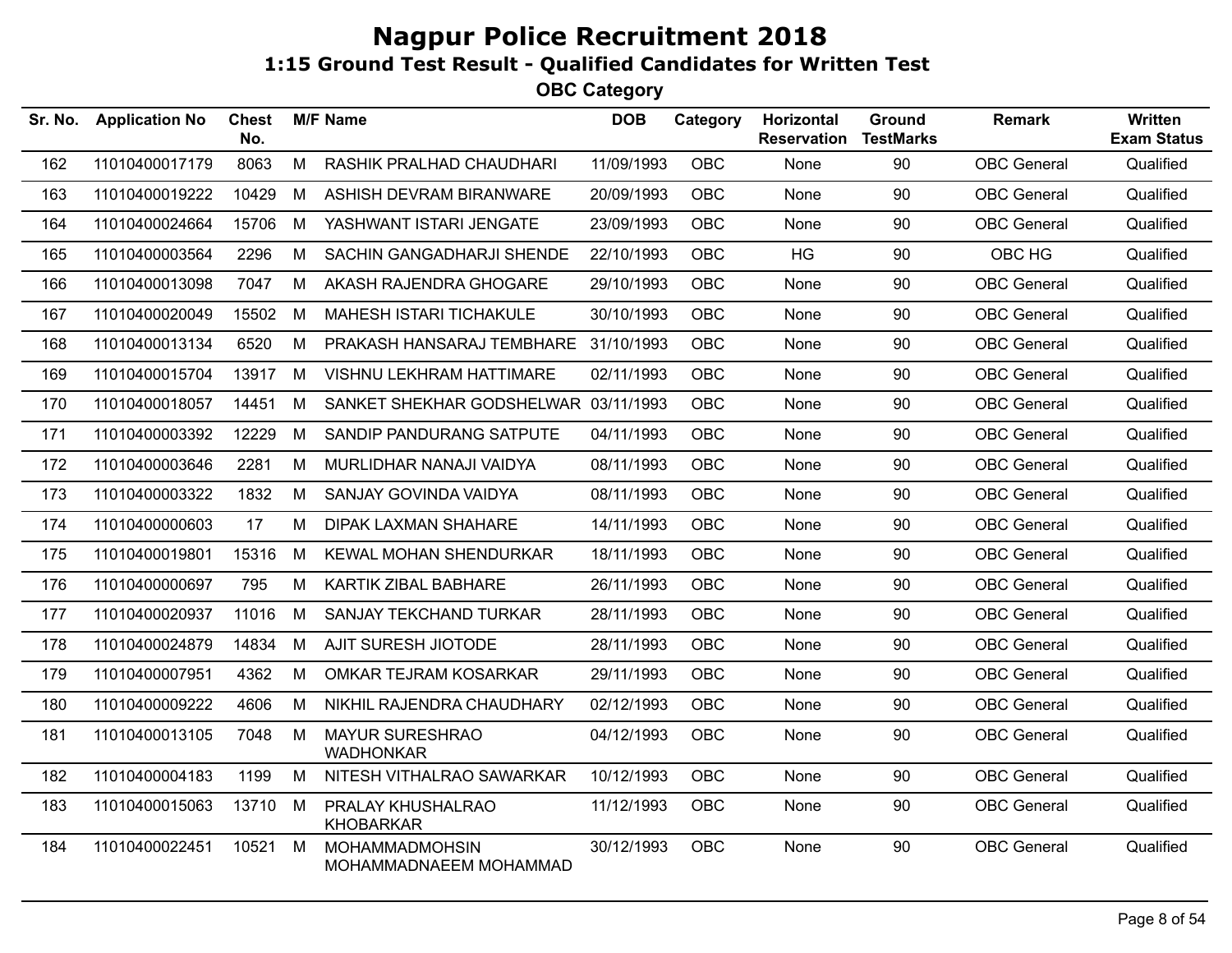# Nagpur Police Recruitment 2018

## 1:15 Ground Test Result - Qualified Candidates for Written Test

### OBC Category

| Sr. No. | Application No | Chest No. | M/F | Name | DOB | Category | Horizontal Reservation | Ground TestMarks | Remark | Written Exam Status |
|---|---|---|---|---|---|---|---|---|---|---|
| 162 | 11010400017179 | 8063 | M | RASHIK PRALHAD CHAUDHARI | 11/09/1993 | OBC | None | 90 | OBC General | Qualified |
| 163 | 11010400019222 | 10429 | M | ASHISH DEVRAM BIRANWARE | 20/09/1993 | OBC | None | 90 | OBC General | Qualified |
| 164 | 11010400024664 | 15706 | M | YASHWANT ISTARI JENGATE | 23/09/1993 | OBC | None | 90 | OBC General | Qualified |
| 165 | 11010400003564 | 2296 | M | SACHIN GANGADHARJI SHENDE | 22/10/1993 | OBC | HG | 90 | OBC HG | Qualified |
| 166 | 11010400013098 | 7047 | M | AKASH RAJENDRA GHOGARE | 29/10/1993 | OBC | None | 90 | OBC General | Qualified |
| 167 | 11010400020049 | 15502 | M | MAHESH ISTARI TICHAKULE | 30/10/1993 | OBC | None | 90 | OBC General | Qualified |
| 168 | 11010400013134 | 6520 | M | PRAKASH HANSARAJ TEMBHARE | 31/10/1993 | OBC | None | 90 | OBC General | Qualified |
| 169 | 11010400015704 | 13917 | M | VISHNU LEKHRAM HATTIMARE | 02/11/1993 | OBC | None | 90 | OBC General | Qualified |
| 170 | 11010400018057 | 14451 | M | SANKET SHEKHAR GODSHELWAR | 03/11/1993 | OBC | None | 90 | OBC General | Qualified |
| 171 | 11010400003392 | 12229 | M | SANDIP PANDURANG SATPUTE | 04/11/1993 | OBC | None | 90 | OBC General | Qualified |
| 172 | 11010400003646 | 2281 | M | MURLIDHAR NANAJI VAIDYA | 08/11/1993 | OBC | None | 90 | OBC General | Qualified |
| 173 | 11010400003322 | 1832 | M | SANJAY GOVINDA VAIDYA | 08/11/1993 | OBC | None | 90 | OBC General | Qualified |
| 174 | 11010400000603 | 17 | M | DIPAK LAXMAN SHAHARE | 14/11/1993 | OBC | None | 90 | OBC General | Qualified |
| 175 | 11010400019801 | 15316 | M | KEWAL MOHAN SHENDURKAR | 18/11/1993 | OBC | None | 90 | OBC General | Qualified |
| 176 | 11010400000697 | 795 | M | KARTIK ZIBAL BABHARE | 26/11/1993 | OBC | None | 90 | OBC General | Qualified |
| 177 | 11010400020937 | 11016 | M | SANJAY TEKCHAND TURKAR | 28/11/1993 | OBC | None | 90 | OBC General | Qualified |
| 178 | 11010400024879 | 14834 | M | AJIT SURESH JIOTODE | 28/11/1993 | OBC | None | 90 | OBC General | Qualified |
| 179 | 11010400007951 | 4362 | M | OMKAR TEJRAM KOSARKAR | 29/11/1993 | OBC | None | 90 | OBC General | Qualified |
| 180 | 11010400009222 | 4606 | M | NIKHIL RAJENDRA CHAUDHARY | 02/12/1993 | OBC | None | 90 | OBC General | Qualified |
| 181 | 11010400013105 | 7048 | M | MAYUR SURESHRAO WADHONKAR | 04/12/1993 | OBC | None | 90 | OBC General | Qualified |
| 182 | 11010400004183 | 1199 | M | NITESH VITHALRAO SAWARKAR | 10/12/1993 | OBC | None | 90 | OBC General | Qualified |
| 183 | 11010400015063 | 13710 | M | PRALAY KHUSHALRAO KHOBARKAR | 11/12/1993 | OBC | None | 90 | OBC General | Qualified |
| 184 | 11010400022451 | 10521 | M | MOHAMMADMOHSIN MOHAMMADNAEEM MOHAMMAD | 30/12/1993 | OBC | None | 90 | OBC General | Qualified |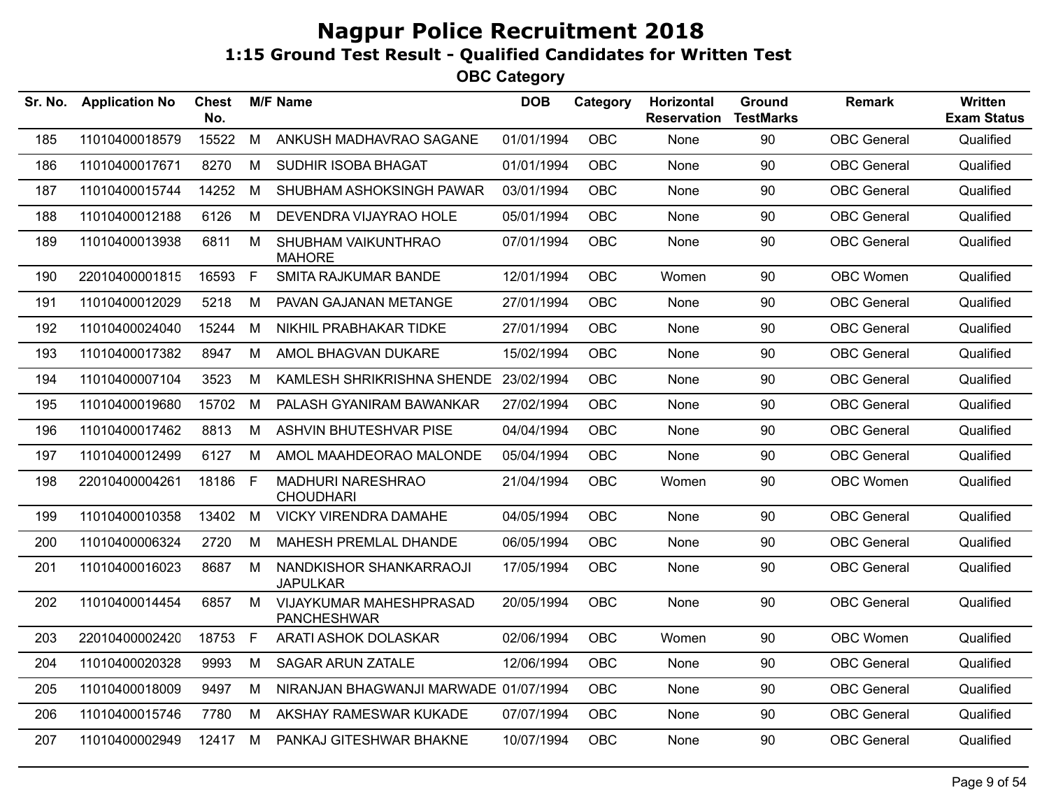# Nagpur Police Recruitment 2018

## 1:15 Ground Test Result - Qualified Candidates for Written Test

### OBC Category

| Sr. No. | Application No | Chest No. | M/F | Name | DOB | Category | Horizontal Reservation | Ground TestMarks | Remark | Written Exam Status |
|---|---|---|---|---|---|---|---|---|---|---|
| 185 | 11010400018579 | 15522 | M | ANKUSH MADHAVRAO SAGANE | 01/01/1994 | OBC | None | 90 | OBC General | Qualified |
| 186 | 11010400017671 | 8270 | M | SUDHIR ISOBA BHAGAT | 01/01/1994 | OBC | None | 90 | OBC General | Qualified |
| 187 | 11010400015744 | 14252 | M | SHUBHAM ASHOKSINGH PAWAR | 03/01/1994 | OBC | None | 90 | OBC General | Qualified |
| 188 | 11010400012188 | 6126 | M | DEVENDRA VIJAYRAO HOLE | 05/01/1994 | OBC | None | 90 | OBC General | Qualified |
| 189 | 11010400013938 | 6811 | M | SHUBHAM VAIKUNTHRAO MAHORE | 07/01/1994 | OBC | None | 90 | OBC General | Qualified |
| 190 | 22010400001815 | 16593 | F | SMITA RAJKUMAR BANDE | 12/01/1994 | OBC | Women | 90 | OBC Women | Qualified |
| 191 | 11010400012029 | 5218 | M | PAVAN GAJANAN METANGE | 27/01/1994 | OBC | None | 90 | OBC General | Qualified |
| 192 | 11010400024040 | 15244 | M | NIKHIL PRABHAKAR TIDKE | 27/01/1994 | OBC | None | 90 | OBC General | Qualified |
| 193 | 11010400017382 | 8947 | M | AMOL BHAGVAN DUKARE | 15/02/1994 | OBC | None | 90 | OBC General | Qualified |
| 194 | 11010400007104 | 3523 | M | KAMLESH SHRIKRISHNA SHENDE | 23/02/1994 | OBC | None | 90 | OBC General | Qualified |
| 195 | 11010400019680 | 15702 | M | PALASH GYANIRAM BAWANKAR | 27/02/1994 | OBC | None | 90 | OBC General | Qualified |
| 196 | 11010400017462 | 8813 | M | ASHVIN BHUTESHVAR PISE | 04/04/1994 | OBC | None | 90 | OBC General | Qualified |
| 197 | 11010400012499 | 6127 | M | AMOL MAAHDEORAO MALONDE | 05/04/1994 | OBC | None | 90 | OBC General | Qualified |
| 198 | 22010400004261 | 18186 | F | MADHURI NARESHRAO CHOUDHARI | 21/04/1994 | OBC | Women | 90 | OBC Women | Qualified |
| 199 | 11010400010358 | 13402 | M | VICKY VIRENDRA DAMAHE | 04/05/1994 | OBC | None | 90 | OBC General | Qualified |
| 200 | 11010400006324 | 2720 | M | MAHESH PREMLAL DHANDE | 06/05/1994 | OBC | None | 90 | OBC General | Qualified |
| 201 | 11010400016023 | 8687 | M | NANDKISHOR SHANKARRAOJI JAPULKAR | 17/05/1994 | OBC | None | 90 | OBC General | Qualified |
| 202 | 11010400014454 | 6857 | M | VIJAYKUMAR MAHESHPRASAD PANCHESHWAR | 20/05/1994 | OBC | None | 90 | OBC General | Qualified |
| 203 | 22010400002420 | 18753 | F | ARATI ASHOK DOLASKAR | 02/06/1994 | OBC | Women | 90 | OBC Women | Qualified |
| 204 | 11010400020328 | 9993 | M | SAGAR ARUN ZATALE | 12/06/1994 | OBC | None | 90 | OBC General | Qualified |
| 205 | 11010400018009 | 9497 | M | NIRANJAN BHAGWANJI MARWADE | 01/07/1994 | OBC | None | 90 | OBC General | Qualified |
| 206 | 11010400015746 | 7780 | M | AKSHAY RAMESWAR KUKADE | 07/07/1994 | OBC | None | 90 | OBC General | Qualified |
| 207 | 11010400002949 | 12417 | M | PANKAJ GITESHWAR BHAKNE | 10/07/1994 | OBC | None | 90 | OBC General | Qualified |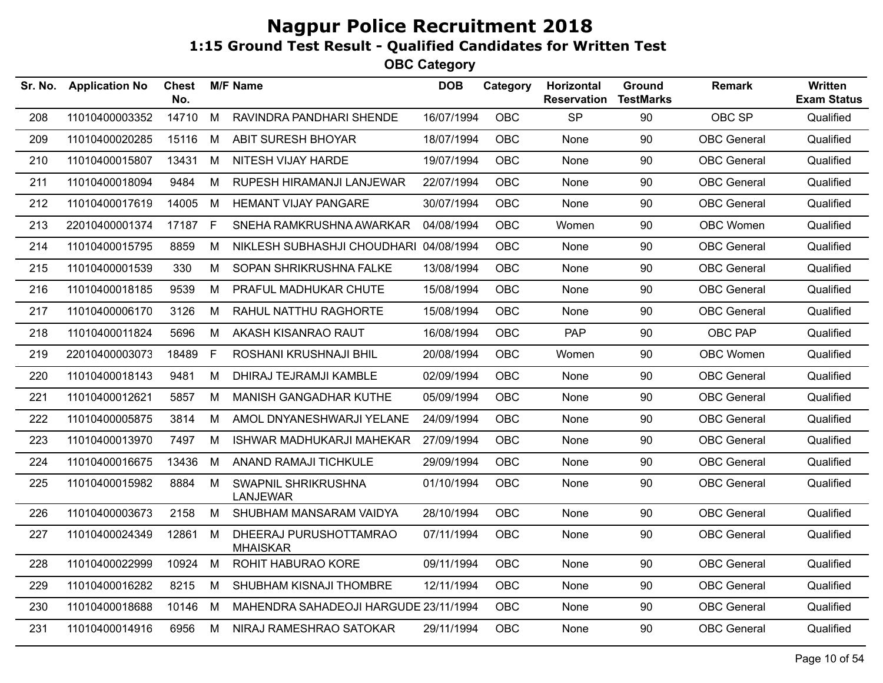# Nagpur Police Recruitment 2018

## 1:15 Ground Test Result - Qualified Candidates for Written Test

### OBC Category

| Sr. No. | Application No | Chest No. | M/F | Name | DOB | Category | Horizontal Reservation | Ground TestMarks | Remark | Written Exam Status |
|---|---|---|---|---|---|---|---|---|---|---|
| 208 | 11010400003352 | 14710 | M | RAVINDRA PANDHARI SHENDE | 16/07/1994 | OBC | SP | 90 | OBC SP | Qualified |
| 209 | 11010400020285 | 15116 | M | ABIT SURESH BHOYAR | 18/07/1994 | OBC | None | 90 | OBC General | Qualified |
| 210 | 11010400015807 | 13431 | M | NITESH VIJAY HARDE | 19/07/1994 | OBC | None | 90 | OBC General | Qualified |
| 211 | 11010400018094 | 9484 | M | RUPESH HIRAMANJI LANJEWAR | 22/07/1994 | OBC | None | 90 | OBC General | Qualified |
| 212 | 11010400017619 | 14005 | M | HEMANT VIJAY PANGARE | 30/07/1994 | OBC | None | 90 | OBC General | Qualified |
| 213 | 22010400001374 | 17187 | F | SNEHA RAMKRUSHNA AWARKAR | 04/08/1994 | OBC | Women | 90 | OBC Women | Qualified |
| 214 | 11010400015795 | 8859 | M | NIKLESH SUBHASHJI CHOUDHARI | 04/08/1994 | OBC | None | 90 | OBC General | Qualified |
| 215 | 11010400001539 | 330 | M | SOPAN SHRIKRUSHNA FALKE | 13/08/1994 | OBC | None | 90 | OBC General | Qualified |
| 216 | 11010400018185 | 9539 | M | PRAFUL MADHUKAR CHUTE | 15/08/1994 | OBC | None | 90 | OBC General | Qualified |
| 217 | 11010400006170 | 3126 | M | RAHUL NATTHU RAGHORTE | 15/08/1994 | OBC | None | 90 | OBC General | Qualified |
| 218 | 11010400011824 | 5696 | M | AKASH KISANRAO RAUT | 16/08/1994 | OBC | PAP | 90 | OBC PAP | Qualified |
| 219 | 22010400003073 | 18489 | F | ROSHANI KRUSHNAJI BHIL | 20/08/1994 | OBC | Women | 90 | OBC Women | Qualified |
| 220 | 11010400018143 | 9481 | M | DHIRAJ TEJRAMJI KAMBLE | 02/09/1994 | OBC | None | 90 | OBC General | Qualified |
| 221 | 11010400012621 | 5857 | M | MANISH GANGADHAR KUTHE | 05/09/1994 | OBC | None | 90 | OBC General | Qualified |
| 222 | 11010400005875 | 3814 | M | AMOL DNYANESHWARJI YELANE | 24/09/1994 | OBC | None | 90 | OBC General | Qualified |
| 223 | 11010400013970 | 7497 | M | ISHWAR MADHUKARJI MAHEKAR | 27/09/1994 | OBC | None | 90 | OBC General | Qualified |
| 224 | 11010400016675 | 13436 | M | ANAND RAMAJI TICHKULE | 29/09/1994 | OBC | None | 90 | OBC General | Qualified |
| 225 | 11010400015982 | 8884 | M | SWAPNIL SHRIKRUSHNA LANJEWAR | 01/10/1994 | OBC | None | 90 | OBC General | Qualified |
| 226 | 11010400003673 | 2158 | M | SHUBHAM MANSARAM VAIDYA | 28/10/1994 | OBC | None | 90 | OBC General | Qualified |
| 227 | 11010400024349 | 12861 | M | DHEERAJ PURUSHOTTAMRAO MHAISKAR | 07/11/1994 | OBC | None | 90 | OBC General | Qualified |
| 228 | 11010400022999 | 10924 | M | ROHIT HABURAO KORE | 09/11/1994 | OBC | None | 90 | OBC General | Qualified |
| 229 | 11010400016282 | 8215 | M | SHUBHAM KISNAJI THOMBRE | 12/11/1994 | OBC | None | 90 | OBC General | Qualified |
| 230 | 11010400018688 | 10146 | M | MAHENDRA SAHADEOJI HARGUDE | 23/11/1994 | OBC | None | 90 | OBC General | Qualified |
| 231 | 11010400014916 | 6956 | M | NIRAJ RAMESHRAO SATOKAR | 29/11/1994 | OBC | None | 90 | OBC General | Qualified |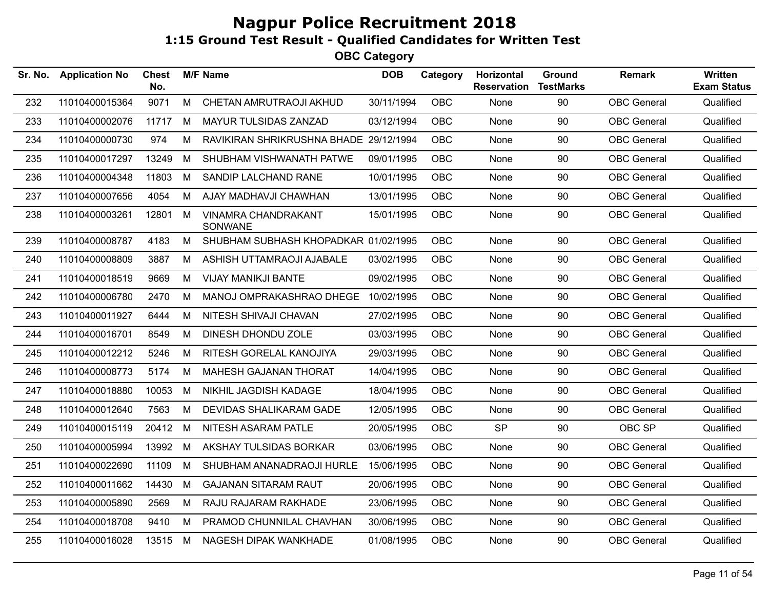# Nagpur Police Recruitment 2018

## 1:15 Ground Test Result - Qualified Candidates for Written Test

### OBC Category

| Sr. No. | Application No | Chest No. | M/F | Name | DOB | Category | Horizontal Reservation | Ground TestMarks | Remark | Written Exam Status |
|---|---|---|---|---|---|---|---|---|---|---|
| 232 | 11010400015364 | 9071 | M | CHETAN AMRUTRAOJI AKHUD | 30/11/1994 | OBC | None | 90 | OBC General | Qualified |
| 233 | 11010400002076 | 11717 | M | MAYUR TULSIDAS ZANZAD | 03/12/1994 | OBC | None | 90 | OBC General | Qualified |
| 234 | 11010400000730 | 974 | M | RAVIKIRAN SHRIKRUSHNA BHADE | 29/12/1994 | OBC | None | 90 | OBC General | Qualified |
| 235 | 11010400017297 | 13249 | M | SHUBHAM VISHWANATH PATWE | 09/01/1995 | OBC | None | 90 | OBC General | Qualified |
| 236 | 11010400004348 | 11803 | M | SANDIP LALCHAND RANE | 10/01/1995 | OBC | None | 90 | OBC General | Qualified |
| 237 | 11010400007656 | 4054 | M | AJAY MADHAVJI CHAWHAN | 13/01/1995 | OBC | None | 90 | OBC General | Qualified |
| 238 | 11010400003261 | 12801 | M | VINAMRA CHANDRAKANT SONWANE | 15/01/1995 | OBC | None | 90 | OBC General | Qualified |
| 239 | 11010400008787 | 4183 | M | SHUBHAM SUBHASH KHOPADKAR | 01/02/1995 | OBC | None | 90 | OBC General | Qualified |
| 240 | 11010400008809 | 3887 | M | ASHISH UTTAMRAOJI AJABALE | 03/02/1995 | OBC | None | 90 | OBC General | Qualified |
| 241 | 11010400018519 | 9669 | M | VIJAY MANIKJI BANTE | 09/02/1995 | OBC | None | 90 | OBC General | Qualified |
| 242 | 11010400006780 | 2470 | M | MANOJ OMPRAKASHRAO DHEGE | 10/02/1995 | OBC | None | 90 | OBC General | Qualified |
| 243 | 11010400011927 | 6444 | M | NITESH SHIVAJI CHAVAN | 27/02/1995 | OBC | None | 90 | OBC General | Qualified |
| 244 | 11010400016701 | 8549 | M | DINESH DHONDU ZOLE | 03/03/1995 | OBC | None | 90 | OBC General | Qualified |
| 245 | 11010400012212 | 5246 | M | RITESH GORELAL KANOJIYA | 29/03/1995 | OBC | None | 90 | OBC General | Qualified |
| 246 | 11010400008773 | 5174 | M | MAHESH GAJANAN THORAT | 14/04/1995 | OBC | None | 90 | OBC General | Qualified |
| 247 | 11010400018880 | 10053 | M | NIKHIL JAGDISH KADAGE | 18/04/1995 | OBC | None | 90 | OBC General | Qualified |
| 248 | 11010400012640 | 7563 | M | DEVIDAS SHALIKARAM GADE | 12/05/1995 | OBC | None | 90 | OBC General | Qualified |
| 249 | 11010400015119 | 20412 | M | NITESH ASARAM PATLE | 20/05/1995 | OBC | SP | 90 | OBC SP | Qualified |
| 250 | 11010400005994 | 13992 | M | AKSHAY TULSIDAS BORKAR | 03/06/1995 | OBC | None | 90 | OBC General | Qualified |
| 251 | 11010400022690 | 11109 | M | SHUBHAM ANANADRAOJI HURLE | 15/06/1995 | OBC | None | 90 | OBC General | Qualified |
| 252 | 11010400011662 | 14430 | M | GAJANAN SITARAM RAUT | 20/06/1995 | OBC | None | 90 | OBC General | Qualified |
| 253 | 11010400005890 | 2569 | M | RAJU RAJARAM RAKHADE | 23/06/1995 | OBC | None | 90 | OBC General | Qualified |
| 254 | 11010400018708 | 9410 | M | PRAMOD CHUNNILAL CHAVHAN | 30/06/1995 | OBC | None | 90 | OBC General | Qualified |
| 255 | 11010400016028 | 13515 | M | NAGESH DIPAK WANKHADE | 01/08/1995 | OBC | None | 90 | OBC General | Qualified |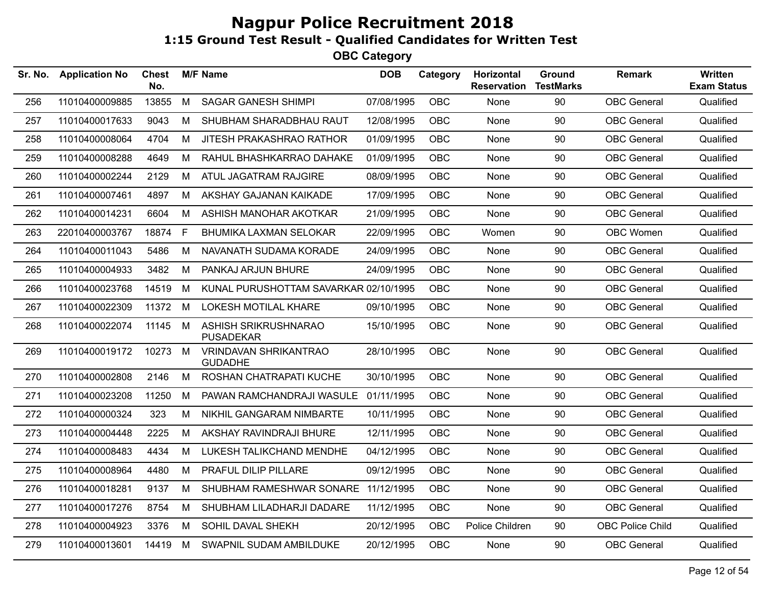# Nagpur Police Recruitment 2018

## 1:15 Ground Test Result - Qualified Candidates for Written Test

### OBC Category

| Sr. No. | Application No | Chest No. | M/F | Name | DOB | Category | Horizontal Reservation | Ground TestMarks | Remark | Written Exam Status |
|---|---|---|---|---|---|---|---|---|---|---|
| 256 | 11010400009885 | 13855 | M | SAGAR GANESH SHIMPI | 07/08/1995 | OBC | None | 90 | OBC General | Qualified |
| 257 | 11010400017633 | 9043 | M | SHUBHAM SHARADBHAU RAUT | 12/08/1995 | OBC | None | 90 | OBC General | Qualified |
| 258 | 11010400008064 | 4704 | M | JITESH PRAKASHRAO RATHOR | 01/09/1995 | OBC | None | 90 | OBC General | Qualified |
| 259 | 11010400008288 | 4649 | M | RAHUL BHASHKARRAO DAHAKE | 01/09/1995 | OBC | None | 90 | OBC General | Qualified |
| 260 | 11010400002244 | 2129 | M | ATUL JAGATRAM RAJGIRE | 08/09/1995 | OBC | None | 90 | OBC General | Qualified |
| 261 | 11010400007461 | 4897 | M | AKSHAY GAJANAN KAIKADE | 17/09/1995 | OBC | None | 90 | OBC General | Qualified |
| 262 | 11010400014231 | 6604 | M | ASHISH MANOHAR AKOTKAR | 21/09/1995 | OBC | None | 90 | OBC General | Qualified |
| 263 | 22010400003767 | 18874 | F | BHUMIKA LAXMAN SELOKAR | 22/09/1995 | OBC | Women | 90 | OBC Women | Qualified |
| 264 | 11010400011043 | 5486 | M | NAVANATH SUDAMA KORADE | 24/09/1995 | OBC | None | 90 | OBC General | Qualified |
| 265 | 11010400004933 | 3482 | M | PANKAJ ARJUN BHURE | 24/09/1995 | OBC | None | 90 | OBC General | Qualified |
| 266 | 11010400023768 | 14519 | M | KUNAL PURUSHOTTAM SAVARKAR | 02/10/1995 | OBC | None | 90 | OBC General | Qualified |
| 267 | 11010400022309 | 11372 | M | LOKESH MOTILAL KHARE | 09/10/1995 | OBC | None | 90 | OBC General | Qualified |
| 268 | 11010400022074 | 11145 | M | ASHISH SRIKRUSHNARAO PUSADEKAR | 15/10/1995 | OBC | None | 90 | OBC General | Qualified |
| 269 | 11010400019172 | 10273 | M | VRINDAVAN SHRIKANTRAO GUDADHE | 28/10/1995 | OBC | None | 90 | OBC General | Qualified |
| 270 | 11010400002808 | 2146 | M | ROSHAN CHATRAPATI KUCHE | 30/10/1995 | OBC | None | 90 | OBC General | Qualified |
| 271 | 11010400023208 | 11250 | M | PAWAN RAMCHANDRAJI WASULE | 01/11/1995 | OBC | None | 90 | OBC General | Qualified |
| 272 | 11010400000324 | 323 | M | NIKHIL GANGARAM NIMBARTE | 10/11/1995 | OBC | None | 90 | OBC General | Qualified |
| 273 | 11010400004448 | 2225 | M | AKSHAY RAVINDRAJI BHURE | 12/11/1995 | OBC | None | 90 | OBC General | Qualified |
| 274 | 11010400008483 | 4434 | M | LUKESH TALIKCHAND MENDHE | 04/12/1995 | OBC | None | 90 | OBC General | Qualified |
| 275 | 11010400008964 | 4480 | M | PRAFUL DILIP PILLARE | 09/12/1995 | OBC | None | 90 | OBC General | Qualified |
| 276 | 11010400018281 | 9137 | M | SHUBHAM RAMESHWAR SONARE | 11/12/1995 | OBC | None | 90 | OBC General | Qualified |
| 277 | 11010400017276 | 8754 | M | SHUBHAM LILADHARJI DADARE | 11/12/1995 | OBC | None | 90 | OBC General | Qualified |
| 278 | 11010400004923 | 3376 | M | SOHIL DAVAL SHEKH | 20/12/1995 | OBC | Police Children | 90 | OBC Police Child | Qualified |
| 279 | 11010400013601 | 14419 | M | SWAPNIL SUDAM AMBILDUKE | 20/12/1995 | OBC | None | 90 | OBC General | Qualified |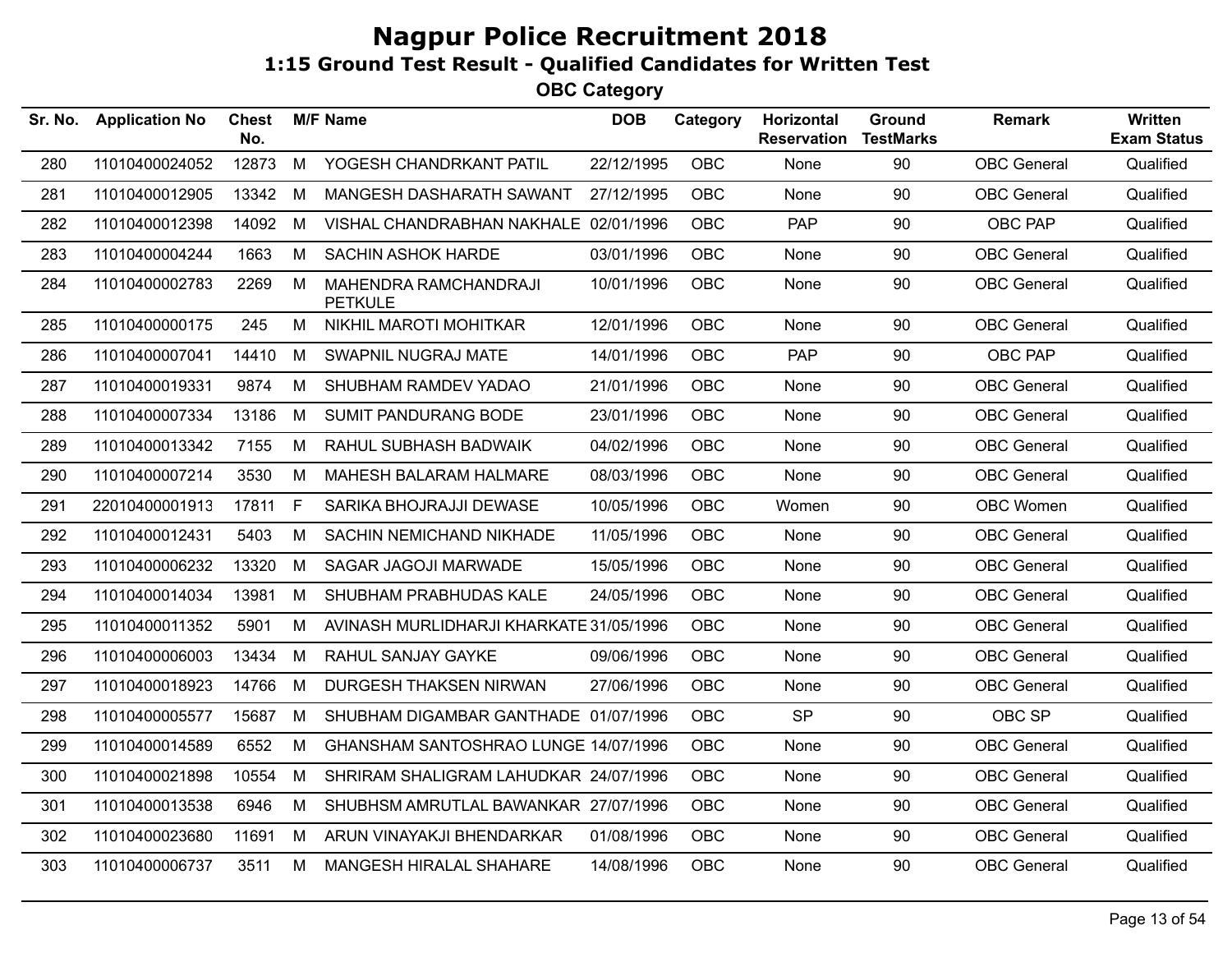# Nagpur Police Recruitment 2018

## 1:15 Ground Test Result - Qualified Candidates for Written Test

### OBC Category

| Sr. No. | Application No | Chest No. | M/F | Name | DOB | Category | Horizontal Reservation | Ground TestMarks | Remark | Written Exam Status |
|---|---|---|---|---|---|---|---|---|---|---|
| 280 | 11010400024052 | 12873 | M | YOGESH CHANDRKANT PATIL | 22/12/1995 | OBC | None | 90 | OBC General | Qualified |
| 281 | 11010400012905 | 13342 | M | MANGESH DASHARATH SAWANT | 27/12/1995 | OBC | None | 90 | OBC General | Qualified |
| 282 | 11010400012398 | 14092 | M | VISHAL CHANDRABHAN NAKHALE | 02/01/1996 | OBC | PAP | 90 | OBC PAP | Qualified |
| 283 | 11010400004244 | 1663 | M | SACHIN ASHOK HARDE | 03/01/1996 | OBC | None | 90 | OBC General | Qualified |
| 284 | 11010400002783 | 2269 | M | MAHENDRA RAMCHANDRAJI PETKULE | 10/01/1996 | OBC | None | 90 | OBC General | Qualified |
| 285 | 11010400000175 | 245 | M | NIKHIL MAROTI MOHITKAR | 12/01/1996 | OBC | None | 90 | OBC General | Qualified |
| 286 | 11010400007041 | 14410 | M | SWAPNIL NUGRAJ MATE | 14/01/1996 | OBC | PAP | 90 | OBC PAP | Qualified |
| 287 | 11010400019331 | 9874 | M | SHUBHAM RAMDEV YADAO | 21/01/1996 | OBC | None | 90 | OBC General | Qualified |
| 288 | 11010400007334 | 13186 | M | SUMIT PANDURANG BODE | 23/01/1996 | OBC | None | 90 | OBC General | Qualified |
| 289 | 11010400013342 | 7155 | M | RAHUL SUBHASH BADWAIK | 04/02/1996 | OBC | None | 90 | OBC General | Qualified |
| 290 | 11010400007214 | 3530 | M | MAHESH BALARAM HALMARE | 08/03/1996 | OBC | None | 90 | OBC General | Qualified |
| 291 | 22010400001913 | 17811 | F | SARIKA BHOJRAJJI DEWASE | 10/05/1996 | OBC | Women | 90 | OBC Women | Qualified |
| 292 | 11010400012431 | 5403 | M | SACHIN NEMICHAND NIKHADE | 11/05/1996 | OBC | None | 90 | OBC General | Qualified |
| 293 | 11010400006232 | 13320 | M | SAGAR JAGOJI MARWADE | 15/05/1996 | OBC | None | 90 | OBC General | Qualified |
| 294 | 11010400014034 | 13981 | M | SHUBHAM PRABHUDAS KALE | 24/05/1996 | OBC | None | 90 | OBC General | Qualified |
| 295 | 11010400011352 | 5901 | M | AVINASH MURLIDHARJI KHARKATE | 31/05/1996 | OBC | None | 90 | OBC General | Qualified |
| 296 | 11010400006003 | 13434 | M | RAHUL SANJAY GAYKE | 09/06/1996 | OBC | None | 90 | OBC General | Qualified |
| 297 | 11010400018923 | 14766 | M | DURGESH THAKSEN NIRWAN | 27/06/1996 | OBC | None | 90 | OBC General | Qualified |
| 298 | 11010400005577 | 15687 | M | SHUBHAM DIGAMBAR GANTHADE | 01/07/1996 | OBC | SP | 90 | OBC SP | Qualified |
| 299 | 11010400014589 | 6552 | M | GHANSHAM SANTOSHRAO LUNGE | 14/07/1996 | OBC | None | 90 | OBC General | Qualified |
| 300 | 11010400021898 | 10554 | M | SHRIRAM SHALIGRAM LAHUDKAR | 24/07/1996 | OBC | None | 90 | OBC General | Qualified |
| 301 | 11010400013538 | 6946 | M | SHUBHSM AMRUTLAL BAWANKAR | 27/07/1996 | OBC | None | 90 | OBC General | Qualified |
| 302 | 11010400023680 | 11691 | M | ARUN VINAYAKJI BHENDARKAR | 01/08/1996 | OBC | None | 90 | OBC General | Qualified |
| 303 | 11010400006737 | 3511 | M | MANGESH HIRALAL SHAHARE | 14/08/1996 | OBC | None | 90 | OBC General | Qualified |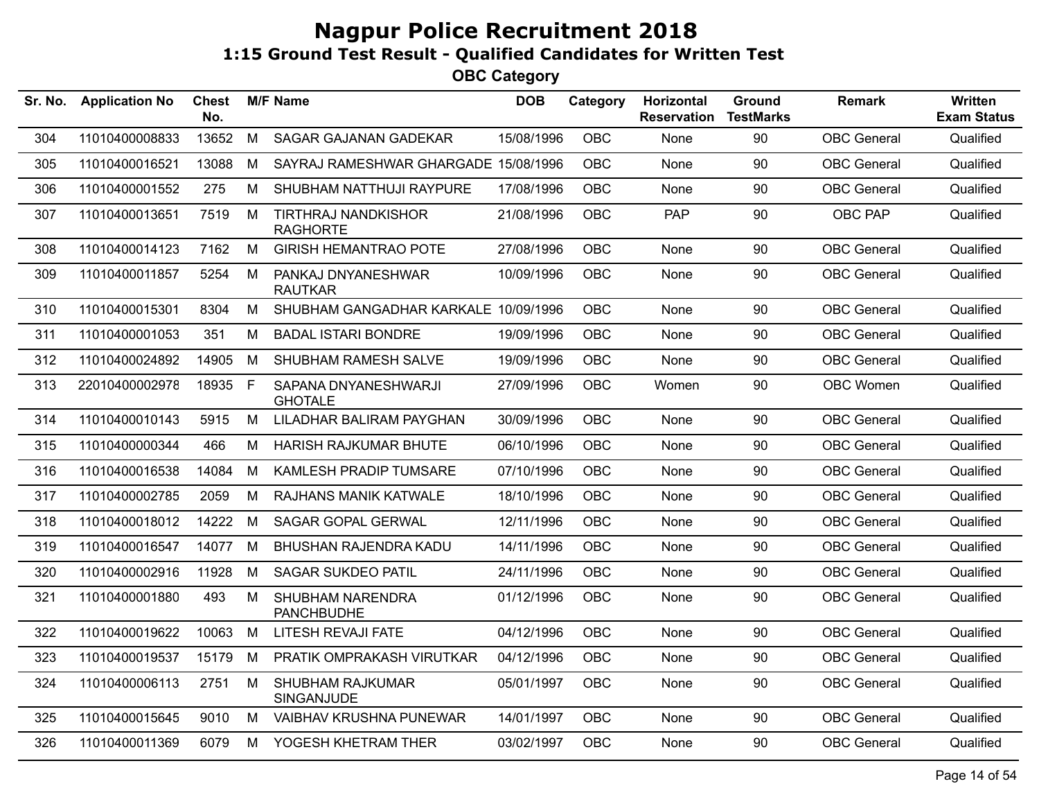# Nagpur Police Recruitment 2018

## 1:15 Ground Test Result - Qualified Candidates for Written Test

### OBC Category

| Sr. No. | Application No | Chest No. | M/F | Name | DOB | Category | Horizontal Reservation | Ground TestMarks | Remark | Written Exam Status |
|---|---|---|---|---|---|---|---|---|---|---|
| 304 | 11010400008833 | 13652 | M | SAGAR GAJANAN GADEKAR | 15/08/1996 | OBC | None | 90 | OBC General | Qualified |
| 305 | 11010400016521 | 13088 | M | SAYRAJ RAMESHWAR GHARGADE | 15/08/1996 | OBC | None | 90 | OBC General | Qualified |
| 306 | 11010400001552 | 275 | M | SHUBHAM NATTHUJI RAYPURE | 17/08/1996 | OBC | None | 90 | OBC General | Qualified |
| 307 | 11010400013651 | 7519 | M | TIRTHRAJ NANDKISHOR RAGHORTE | 21/08/1996 | OBC | PAP | 90 | OBC PAP | Qualified |
| 308 | 11010400014123 | 7162 | M | GIRISH HEMANTRAO POTE | 27/08/1996 | OBC | None | 90 | OBC General | Qualified |
| 309 | 11010400011857 | 5254 | M | PANKAJ DNYANESHWAR RAUTKAR | 10/09/1996 | OBC | None | 90 | OBC General | Qualified |
| 310 | 11010400015301 | 8304 | M | SHUBHAM GANGADHAR KARKALE | 10/09/1996 | OBC | None | 90 | OBC General | Qualified |
| 311 | 11010400001053 | 351 | M | BADAL ISTARI BONDRE | 19/09/1996 | OBC | None | 90 | OBC General | Qualified |
| 312 | 11010400024892 | 14905 | M | SHUBHAM RAMESH SALVE | 19/09/1996 | OBC | None | 90 | OBC General | Qualified |
| 313 | 22010400002978 | 18935 | F | SAPANA DNYANESHWARJI GHOTALE | 27/09/1996 | OBC | Women | 90 | OBC Women | Qualified |
| 314 | 11010400010143 | 5915 | M | LILADHAR BALIRAM PAYGHAN | 30/09/1996 | OBC | None | 90 | OBC General | Qualified |
| 315 | 11010400000344 | 466 | M | HARISH RAJKUMAR BHUTE | 06/10/1996 | OBC | None | 90 | OBC General | Qualified |
| 316 | 11010400016538 | 14084 | M | KAMLESH PRADIP TUMSARE | 07/10/1996 | OBC | None | 90 | OBC General | Qualified |
| 317 | 11010400002785 | 2059 | M | RAJHANS MANIK KATWALE | 18/10/1996 | OBC | None | 90 | OBC General | Qualified |
| 318 | 11010400018012 | 14222 | M | SAGAR GOPAL GERWAL | 12/11/1996 | OBC | None | 90 | OBC General | Qualified |
| 319 | 11010400016547 | 14077 | M | BHUSHAN RAJENDRA KADU | 14/11/1996 | OBC | None | 90 | OBC General | Qualified |
| 320 | 11010400002916 | 11928 | M | SAGAR SUKDEO PATIL | 24/11/1996 | OBC | None | 90 | OBC General | Qualified |
| 321 | 11010400001880 | 493 | M | SHUBHAM NARENDRA PANCHBUDHE | 01/12/1996 | OBC | None | 90 | OBC General | Qualified |
| 322 | 11010400019622 | 10063 | M | LITESH REVAJI FATE | 04/12/1996 | OBC | None | 90 | OBC General | Qualified |
| 323 | 11010400019537 | 15179 | M | PRATIK OMPRAKASH VIRUTKAR | 04/12/1996 | OBC | None | 90 | OBC General | Qualified |
| 324 | 11010400006113 | 2751 | M | SHUBHAM RAJKUMAR SINGANJUDE | 05/01/1997 | OBC | None | 90 | OBC General | Qualified |
| 325 | 11010400015645 | 9010 | M | VAIBHAV KRUSHNA PUNEWAR | 14/01/1997 | OBC | None | 90 | OBC General | Qualified |
| 326 | 11010400011369 | 6079 | M | YOGESH KHETRAM THER | 03/02/1997 | OBC | None | 90 | OBC General | Qualified |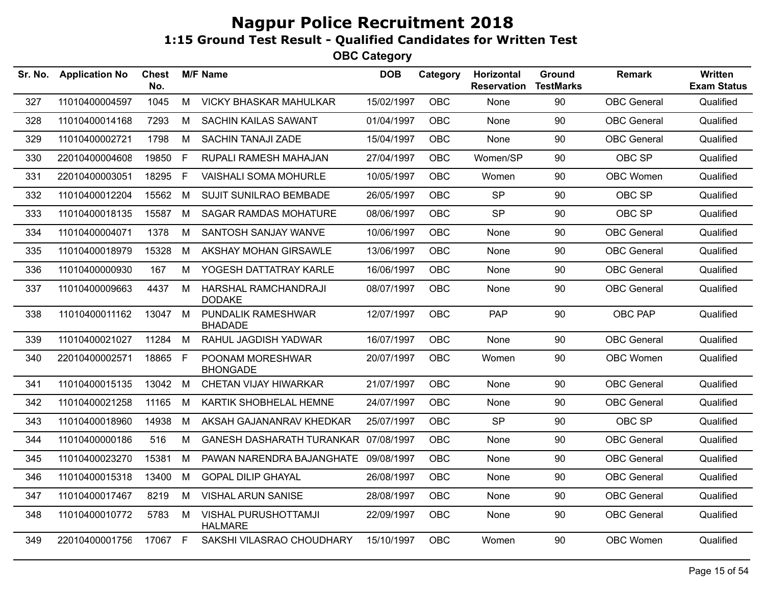# Nagpur Police Recruitment 2018

## 1:15 Ground Test Result - Qualified Candidates for Written Test

### OBC Category

| Sr. No. | Application No | Chest No. | M/F | Name | DOB | Category | Horizontal Reservation | Ground TestMarks | Remark | Written Exam Status |
|---|---|---|---|---|---|---|---|---|---|---|
| 327 | 11010400004597 | 1045 | M | VICKY BHASKAR MAHULKAR | 15/02/1997 | OBC | None | 90 | OBC General | Qualified |
| 328 | 11010400014168 | 7293 | M | SACHIN KAILAS SAWANT | 01/04/1997 | OBC | None | 90 | OBC General | Qualified |
| 329 | 11010400002721 | 1798 | M | SACHIN TANAJI ZADE | 15/04/1997 | OBC | None | 90 | OBC General | Qualified |
| 330 | 22010400004608 | 19850 | F | RUPALI RAMESH MAHAJAN | 27/04/1997 | OBC | Women/SP | 90 | OBC SP | Qualified |
| 331 | 22010400003051 | 18295 | F | VAISHALI SOMA MOHURLE | 10/05/1997 | OBC | Women | 90 | OBC Women | Qualified |
| 332 | 11010400012204 | 15562 | M | SUJIT SUNILRAO BEMBADE | 26/05/1997 | OBC | SP | 90 | OBC SP | Qualified |
| 333 | 11010400018135 | 15587 | M | SAGAR RAMDAS MOHATURE | 08/06/1997 | OBC | SP | 90 | OBC SP | Qualified |
| 334 | 11010400004071 | 1378 | M | SANTOSH SANJAY WANVE | 10/06/1997 | OBC | None | 90 | OBC General | Qualified |
| 335 | 11010400018979 | 15328 | M | AKSHAY MOHAN GIRSAWLE | 13/06/1997 | OBC | None | 90 | OBC General | Qualified |
| 336 | 11010400000930 | 167 | M | YOGESH DATTATRAY KARLE | 16/06/1997 | OBC | None | 90 | OBC General | Qualified |
| 337 | 11010400009663 | 4437 | M | HARSHAL RAMCHANDRAJI DODAKE | 08/07/1997 | OBC | None | 90 | OBC General | Qualified |
| 338 | 11010400011162 | 13047 | M | PUNDALIK RAMESHWAR BHADADE | 12/07/1997 | OBC | PAP | 90 | OBC PAP | Qualified |
| 339 | 11010400021027 | 11284 | M | RAHUL JAGDISH YADWAR | 16/07/1997 | OBC | None | 90 | OBC General | Qualified |
| 340 | 22010400002571 | 18865 | F | POONAM MORESHWAR BHONGADE | 20/07/1997 | OBC | Women | 90 | OBC Women | Qualified |
| 341 | 11010400015135 | 13042 | M | CHETAN VIJAY HIWARKAR | 21/07/1997 | OBC | None | 90 | OBC General | Qualified |
| 342 | 11010400021258 | 11165 | M | KARTIK SHOBHELAL HEMNE | 24/07/1997 | OBC | None | 90 | OBC General | Qualified |
| 343 | 11010400018960 | 14938 | M | AKSAH GAJANANRAV KHEDKAR | 25/07/1997 | OBC | SP | 90 | OBC SP | Qualified |
| 344 | 11010400000186 | 516 | M | GANESH DASHARATH TURANKAR | 07/08/1997 | OBC | None | 90 | OBC General | Qualified |
| 345 | 11010400023270 | 15381 | M | PAWAN NARENDRA BAJANGHATE | 09/08/1997 | OBC | None | 90 | OBC General | Qualified |
| 346 | 11010400015318 | 13400 | M | GOPAL DILIP GHAYAL | 26/08/1997 | OBC | None | 90 | OBC General | Qualified |
| 347 | 11010400017467 | 8219 | M | VISHAL ARUN SANISE | 28/08/1997 | OBC | None | 90 | OBC General | Qualified |
| 348 | 11010400010772 | 5783 | M | VISHAL PURUSHOTTAMJI HALMARE | 22/09/1997 | OBC | None | 90 | OBC General | Qualified |
| 349 | 22010400001756 | 17067 | F | SAKSHI VILASRAO CHOUDHARY | 15/10/1997 | OBC | Women | 90 | OBC Women | Qualified |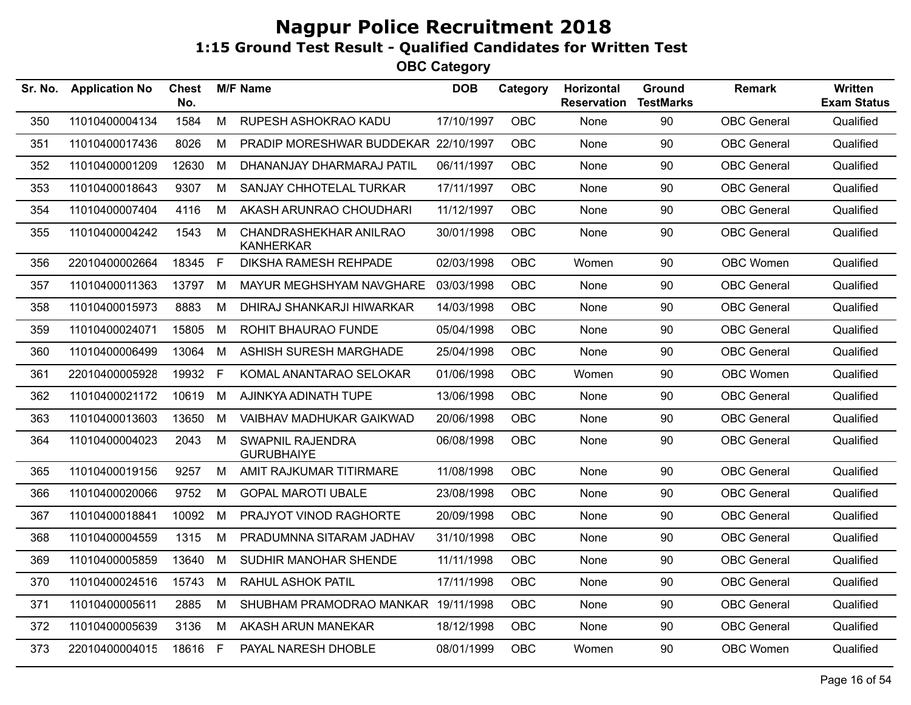# Nagpur Police Recruitment 2018

## 1:15 Ground Test Result - Qualified Candidates for Written Test

### OBC Category

| Sr. No. | Application No | Chest No. | M/F | Name | DOB | Category | Horizontal Reservation | Ground TestMarks | Remark | Written Exam Status |
|---|---|---|---|---|---|---|---|---|---|---|
| 350 | 11010400004134 | 1584 | M | RUPESH ASHOKRAO KADU | 17/10/1997 | OBC | None | 90 | OBC General | Qualified |
| 351 | 11010400017436 | 8026 | M | PRADIP MORESHWAR BUDDEKAR | 22/10/1997 | OBC | None | 90 | OBC General | Qualified |
| 352 | 11010400001209 | 12630 | M | DHANANJAY DHARMARAJ PATIL | 06/11/1997 | OBC | None | 90 | OBC General | Qualified |
| 353 | 11010400018643 | 9307 | M | SANJAY CHHOTELAL TURKAR | 17/11/1997 | OBC | None | 90 | OBC General | Qualified |
| 354 | 11010400007404 | 4116 | M | AKASH ARUNRAO CHOUDHARI | 11/12/1997 | OBC | None | 90 | OBC General | Qualified |
| 355 | 11010400004242 | 1543 | M | CHANDRASHEKHAR ANILRAO KANHERKAR | 30/01/1998 | OBC | None | 90 | OBC General | Qualified |
| 356 | 22010400002664 | 18345 | F | DIKSHA RAMESH REHPADE | 02/03/1998 | OBC | Women | 90 | OBC Women | Qualified |
| 357 | 11010400011363 | 13797 | M | MAYUR MEGHSHYAM NAVGHARE | 03/03/1998 | OBC | None | 90 | OBC General | Qualified |
| 358 | 11010400015973 | 8883 | M | DHIRAJ SHANKARJI HIWARKAR | 14/03/1998 | OBC | None | 90 | OBC General | Qualified |
| 359 | 11010400024071 | 15805 | M | ROHIT BHAURAO FUNDE | 05/04/1998 | OBC | None | 90 | OBC General | Qualified |
| 360 | 11010400006499 | 13064 | M | ASHISH SURESH MARGHADE | 25/04/1998 | OBC | None | 90 | OBC General | Qualified |
| 361 | 22010400005928 | 19932 | F | KOMAL ANANTARAO SELOKAR | 01/06/1998 | OBC | Women | 90 | OBC Women | Qualified |
| 362 | 11010400021172 | 10619 | M | AJINKYA ADINATH TUPE | 13/06/1998 | OBC | None | 90 | OBC General | Qualified |
| 363 | 11010400013603 | 13650 | M | VAIBHAV MADHUKAR GAIKWAD | 20/06/1998 | OBC | None | 90 | OBC General | Qualified |
| 364 | 11010400004023 | 2043 | M | SWAPNIL RAJENDRA GURUBHAIYE | 06/08/1998 | OBC | None | 90 | OBC General | Qualified |
| 365 | 11010400019156 | 9257 | M | AMIT RAJKUMAR TITIRMARE | 11/08/1998 | OBC | None | 90 | OBC General | Qualified |
| 366 | 11010400020066 | 9752 | M | GOPAL MAROTI UBALE | 23/08/1998 | OBC | None | 90 | OBC General | Qualified |
| 367 | 11010400018841 | 10092 | M | PRAJYOT VINOD RAGHORTE | 20/09/1998 | OBC | None | 90 | OBC General | Qualified |
| 368 | 11010400004559 | 1315 | M | PRADUMNNA SITARAM JADHAV | 31/10/1998 | OBC | None | 90 | OBC General | Qualified |
| 369 | 11010400005859 | 13640 | M | SUDHIR MANOHAR SHENDE | 11/11/1998 | OBC | None | 90 | OBC General | Qualified |
| 370 | 11010400024516 | 15743 | M | RAHUL ASHOK PATIL | 17/11/1998 | OBC | None | 90 | OBC General | Qualified |
| 371 | 11010400005611 | 2885 | M | SHUBHAM PRAMODRAO MANKAR | 19/11/1998 | OBC | None | 90 | OBC General | Qualified |
| 372 | 11010400005639 | 3136 | M | AKASH ARUN MANEKAR | 18/12/1998 | OBC | None | 90 | OBC General | Qualified |
| 373 | 22010400004015 | 18616 | F | PAYAL NARESH DHOBLE | 08/01/1999 | OBC | Women | 90 | OBC Women | Qualified |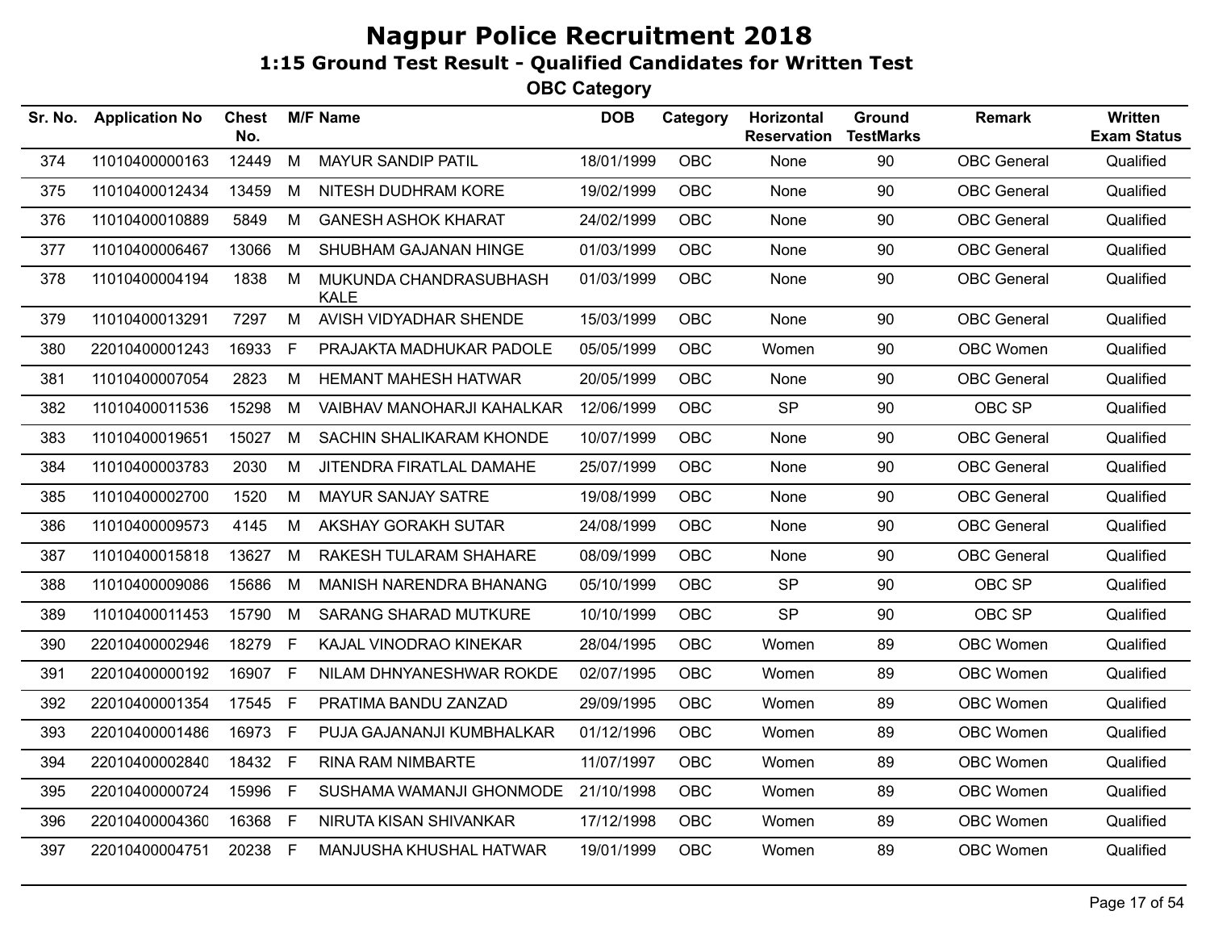# Nagpur Police Recruitment 2018

## 1:15 Ground Test Result - Qualified Candidates for Written Test

### OBC Category

| Sr. No. | Application No | Chest No. | M/F | Name | DOB | Category | Horizontal Reservation | Ground TestMarks | Remark | Written Exam Status |
|---|---|---|---|---|---|---|---|---|---|---|
| 374 | 11010400000163 | 12449 | M | MAYUR SANDIP PATIL | 18/01/1999 | OBC | None | 90 | OBC General | Qualified |
| 375 | 11010400012434 | 13459 | M | NITESH DUDHRAM KORE | 19/02/1999 | OBC | None | 90 | OBC General | Qualified |
| 376 | 11010400010889 | 5849 | M | GANESH ASHOK KHARAT | 24/02/1999 | OBC | None | 90 | OBC General | Qualified |
| 377 | 11010400006467 | 13066 | M | SHUBHAM GAJANAN HINGE | 01/03/1999 | OBC | None | 90 | OBC General | Qualified |
| 378 | 11010400004194 | 1838 | M | MUKUNDA CHANDRASUBHASH KALE | 01/03/1999 | OBC | None | 90 | OBC General | Qualified |
| 379 | 11010400013291 | 7297 | M | AVISH VIDYADHAR SHENDE | 15/03/1999 | OBC | None | 90 | OBC General | Qualified |
| 380 | 22010400001243 | 16933 | F | PRAJAKTA MADHUKAR PADOLE | 05/05/1999 | OBC | Women | 90 | OBC Women | Qualified |
| 381 | 11010400007054 | 2823 | M | HEMANT MAHESH HATWAR | 20/05/1999 | OBC | None | 90 | OBC General | Qualified |
| 382 | 11010400011536 | 15298 | M | VAIBHAV MANOHARJI KAHALKAR | 12/06/1999 | OBC | SP | 90 | OBC SP | Qualified |
| 383 | 11010400019651 | 15027 | M | SACHIN SHALIKARAM KHONDE | 10/07/1999 | OBC | None | 90 | OBC General | Qualified |
| 384 | 11010400003783 | 2030 | M | JITENDRA FIRATLAL DAMAHE | 25/07/1999 | OBC | None | 90 | OBC General | Qualified |
| 385 | 11010400002700 | 1520 | M | MAYUR SANJAY SATRE | 19/08/1999 | OBC | None | 90 | OBC General | Qualified |
| 386 | 11010400009573 | 4145 | M | AKSHAY GORAKH SUTAR | 24/08/1999 | OBC | None | 90 | OBC General | Qualified |
| 387 | 11010400015818 | 13627 | M | RAKESH TULARAM SHAHARE | 08/09/1999 | OBC | None | 90 | OBC General | Qualified |
| 388 | 11010400009086 | 15686 | M | MANISH NARENDRA BHANANG | 05/10/1999 | OBC | SP | 90 | OBC SP | Qualified |
| 389 | 11010400011453 | 15790 | M | SARANG SHARAD MUTKURE | 10/10/1999 | OBC | SP | 90 | OBC SP | Qualified |
| 390 | 22010400002946 | 18279 | F | KAJAL VINODRAO KINEKAR | 28/04/1995 | OBC | Women | 89 | OBC Women | Qualified |
| 391 | 22010400000192 | 16907 | F | NILAM DHNYANESHWAR ROKDE | 02/07/1995 | OBC | Women | 89 | OBC Women | Qualified |
| 392 | 22010400001354 | 17545 | F | PRATIMA BANDU ZANZAD | 29/09/1995 | OBC | Women | 89 | OBC Women | Qualified |
| 393 | 22010400001486 | 16973 | F | PUJA GAJANANJI KUMBHALKAR | 01/12/1996 | OBC | Women | 89 | OBC Women | Qualified |
| 394 | 22010400002840 | 18432 | F | RINA RAM NIMBARTE | 11/07/1997 | OBC | Women | 89 | OBC Women | Qualified |
| 395 | 22010400000724 | 15996 | F | SUSHAMA WAMANJI GHONMODE | 21/10/1998 | OBC | Women | 89 | OBC Women | Qualified |
| 396 | 22010400004360 | 16368 | F | NIRUTA KISAN SHIVANKAR | 17/12/1998 | OBC | Women | 89 | OBC Women | Qualified |
| 397 | 22010400004751 | 20238 | F | MANJUSHA KHUSHAL HATWAR | 19/01/1999 | OBC | Women | 89 | OBC Women | Qualified |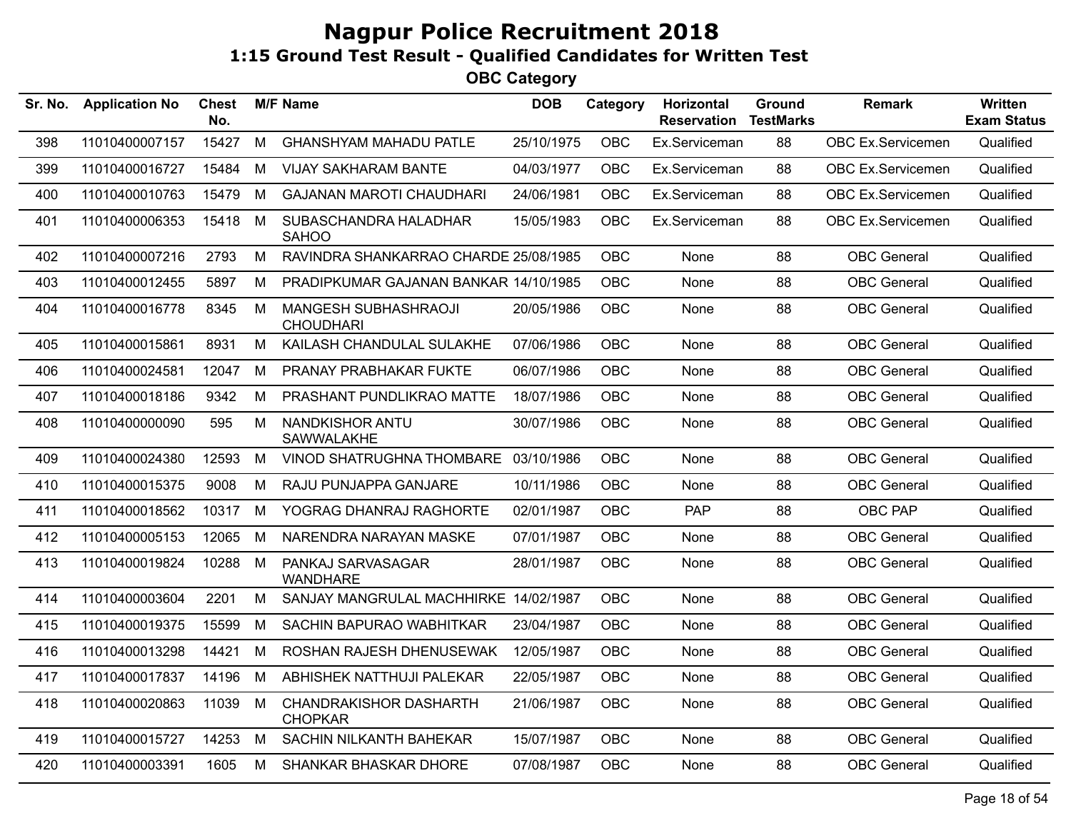# Nagpur Police Recruitment 2018

## 1:15 Ground Test Result - Qualified Candidates for Written Test

### OBC Category

| Sr. No. | Application No | Chest No. | M/F | Name | DOB | Category | Horizontal Reservation | Ground TestMarks | Remark | Written Exam Status |
|---|---|---|---|---|---|---|---|---|---|---|
| 398 | 11010400007157 | 15427 | M | GHANSHYAM MAHADU PATLE | 25/10/1975 | OBC | Ex.Serviceman | 88 | OBC Ex.Servicemen | Qualified |
| 399 | 11010400016727 | 15484 | M | VIJAY SAKHARAM BANTE | 04/03/1977 | OBC | Ex.Serviceman | 88 | OBC Ex.Servicemen | Qualified |
| 400 | 11010400010763 | 15479 | M | GAJANAN MAROTI CHAUDHARI | 24/06/1981 | OBC | Ex.Serviceman | 88 | OBC Ex.Servicemen | Qualified |
| 401 | 11010400006353 | 15418 | M | SUBASCHANDRA HALADHAR SAHOO | 15/05/1983 | OBC | Ex.Serviceman | 88 | OBC Ex.Servicemen | Qualified |
| 402 | 11010400007216 | 2793 | M | RAVINDRA SHANKARRAO CHARDE | 25/08/1985 | OBC | None | 88 | OBC General | Qualified |
| 403 | 11010400012455 | 5897 | M | PRADIPKUMAR GAJANAN BANKAR | 14/10/1985 | OBC | None | 88 | OBC General | Qualified |
| 404 | 11010400016778 | 8345 | M | MANGESH SUBHASHRAOJI CHOUDHARI | 20/05/1986 | OBC | None | 88 | OBC General | Qualified |
| 405 | 11010400015861 | 8931 | M | KAILASH CHANDULAL SULAKHE | 07/06/1986 | OBC | None | 88 | OBC General | Qualified |
| 406 | 11010400024581 | 12047 | M | PRANAY PRABHAKAR FUKTE | 06/07/1986 | OBC | None | 88 | OBC General | Qualified |
| 407 | 11010400018186 | 9342 | M | PRASHANT PUNDLIKRAO MATTE | 18/07/1986 | OBC | None | 88 | OBC General | Qualified |
| 408 | 11010400000090 | 595 | M | NANDKISHOR ANTU SAWWALAKHE | 30/07/1986 | OBC | None | 88 | OBC General | Qualified |
| 409 | 11010400024380 | 12593 | M | VINOD SHATRUGHNA THOMBARE | 03/10/1986 | OBC | None | 88 | OBC General | Qualified |
| 410 | 11010400015375 | 9008 | M | RAJU PUNJAPPA GANJARE | 10/11/1986 | OBC | None | 88 | OBC General | Qualified |
| 411 | 11010400018562 | 10317 | M | YOGRAG DHANRAJ RAGHORTE | 02/01/1987 | OBC | PAP | 88 | OBC PAP | Qualified |
| 412 | 11010400005153 | 12065 | M | NARENDRA NARAYAN MASKE | 07/01/1987 | OBC | None | 88 | OBC General | Qualified |
| 413 | 11010400019824 | 10288 | M | PANKAJ SARVASAGAR WANDHARE | 28/01/1987 | OBC | None | 88 | OBC General | Qualified |
| 414 | 11010400003604 | 2201 | M | SANJAY MANGRULAL MACHHIRKE | 14/02/1987 | OBC | None | 88 | OBC General | Qualified |
| 415 | 11010400019375 | 15599 | M | SACHIN BAPURAO WABHITKAR | 23/04/1987 | OBC | None | 88 | OBC General | Qualified |
| 416 | 11010400013298 | 14421 | M | ROSHAN RAJESH DHENUSEWAK | 12/05/1987 | OBC | None | 88 | OBC General | Qualified |
| 417 | 11010400017837 | 14196 | M | ABHISHEK NATTHUJI PALEKAR | 22/05/1987 | OBC | None | 88 | OBC General | Qualified |
| 418 | 11010400020863 | 11039 | M | CHANDRAKISHOR DASHARTH CHOPKAR | 21/06/1987 | OBC | None | 88 | OBC General | Qualified |
| 419 | 11010400015727 | 14253 | M | SACHIN NILKANTH BAHEKAR | 15/07/1987 | OBC | None | 88 | OBC General | Qualified |
| 420 | 11010400003391 | 1605 | M | SHANKAR BHASKAR DHORE | 07/08/1987 | OBC | None | 88 | OBC General | Qualified |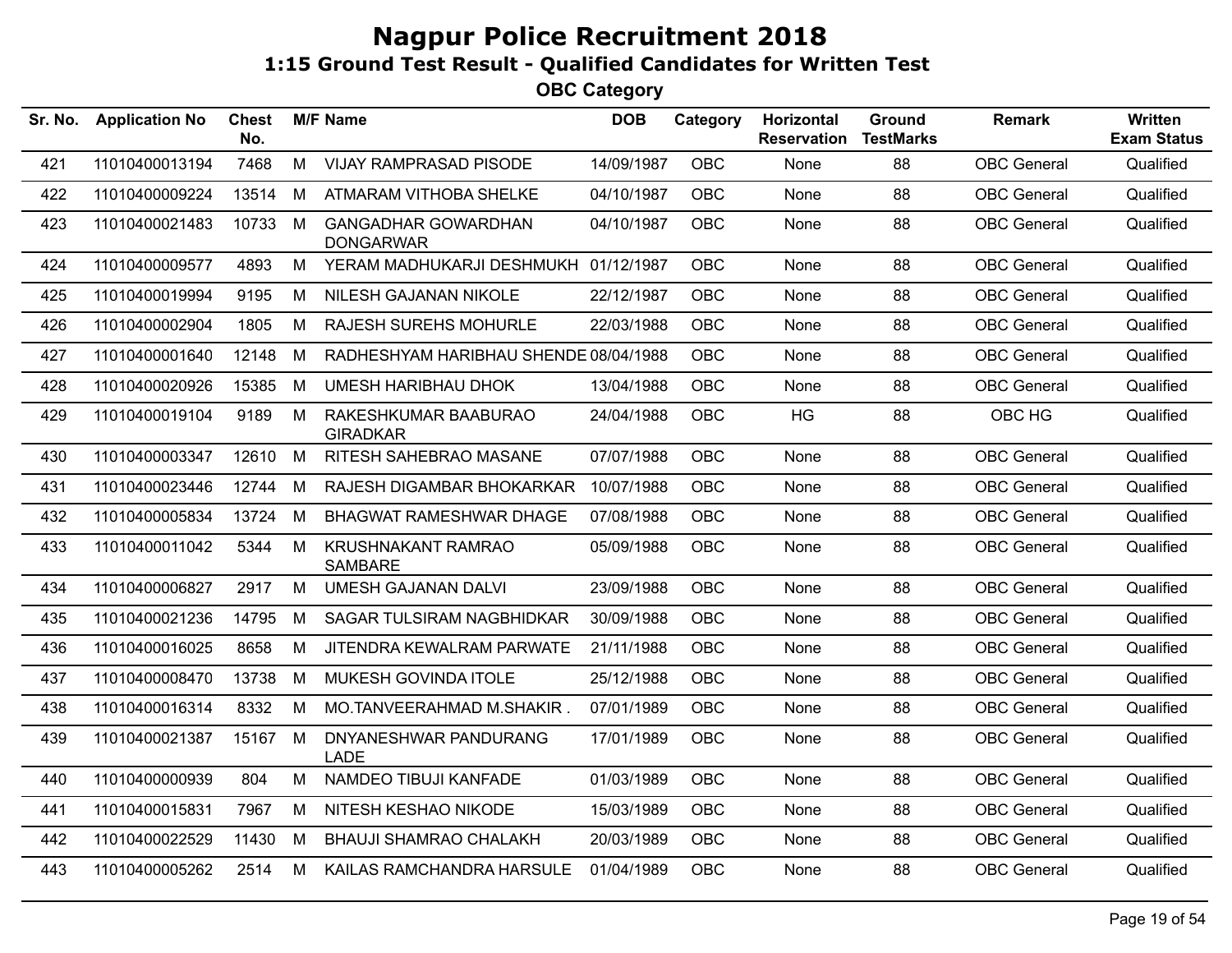# Nagpur Police Recruitment 2018

## 1:15 Ground Test Result - Qualified Candidates for Written Test

### OBC Category

| Sr. No. | Application No | Chest No. | M/F | Name | DOB | Category | Horizontal Reservation | Ground TestMarks | Remark | Written Exam Status |
|---|---|---|---|---|---|---|---|---|---|---|
| 421 | 11010400013194 | 7468 | M | VIJAY RAMPRASAD PISODE | 14/09/1987 | OBC | None | 88 | OBC General | Qualified |
| 422 | 11010400009224 | 13514 | M | ATMARAM VITHOBA SHELKE | 04/10/1987 | OBC | None | 88 | OBC General | Qualified |
| 423 | 11010400021483 | 10733 | M | GANGADHAR GOWARDHAN DONGARWAR | 04/10/1987 | OBC | None | 88 | OBC General | Qualified |
| 424 | 11010400009577 | 4893 | M | YERAM MADHUKARJI DESHMUKH | 01/12/1987 | OBC | None | 88 | OBC General | Qualified |
| 425 | 11010400019994 | 9195 | M | NILESH GAJANAN NIKOLE | 22/12/1987 | OBC | None | 88 | OBC General | Qualified |
| 426 | 11010400002904 | 1805 | M | RAJESH SUREHS MOHURLE | 22/03/1988 | OBC | None | 88 | OBC General | Qualified |
| 427 | 11010400001640 | 12148 | M | RADHESHYAM HARIBHAU SHENDE | 08/04/1988 | OBC | None | 88 | OBC General | Qualified |
| 428 | 11010400020926 | 15385 | M | UMESH HARIBHAU DHOK | 13/04/1988 | OBC | None | 88 | OBC General | Qualified |
| 429 | 11010400019104 | 9189 | M | RAKESHKUMAR BAABURAO GIRADKAR | 24/04/1988 | OBC | HG | 88 | OBC HG | Qualified |
| 430 | 11010400003347 | 12610 | M | RITESH SAHEBRAO MASANE | 07/07/1988 | OBC | None | 88 | OBC General | Qualified |
| 431 | 11010400023446 | 12744 | M | RAJESH DIGAMBAR BHOKARKAR | 10/07/1988 | OBC | None | 88 | OBC General | Qualified |
| 432 | 11010400005834 | 13724 | M | BHAGWAT RAMESHWAR DHAGE | 07/08/1988 | OBC | None | 88 | OBC General | Qualified |
| 433 | 11010400011042 | 5344 | M | KRUSHNAKANT RAMRAO SAMBARE | 05/09/1988 | OBC | None | 88 | OBC General | Qualified |
| 434 | 11010400006827 | 2917 | M | UMESH GAJANAN DALVI | 23/09/1988 | OBC | None | 88 | OBC General | Qualified |
| 435 | 11010400021236 | 14795 | M | SAGAR TULSIRAM NAGBHIDKAR | 30/09/1988 | OBC | None | 88 | OBC General | Qualified |
| 436 | 11010400016025 | 8658 | M | JITENDRA KEWALRAM PARWATE | 21/11/1988 | OBC | None | 88 | OBC General | Qualified |
| 437 | 11010400008470 | 13738 | M | MUKESH GOVINDA ITOLE | 25/12/1988 | OBC | None | 88 | OBC General | Qualified |
| 438 | 11010400016314 | 8332 | M | MO.TANVEERAHMAD M.SHAKIR . | 07/01/1989 | OBC | None | 88 | OBC General | Qualified |
| 439 | 11010400021387 | 15167 | M | DNYANESHWAR PANDURANG LADE | 17/01/1989 | OBC | None | 88 | OBC General | Qualified |
| 440 | 11010400000939 | 804 | M | NAMDEO TIBUJI KANFADE | 01/03/1989 | OBC | None | 88 | OBC General | Qualified |
| 441 | 11010400015831 | 7967 | M | NITESH KESHAO NIKODE | 15/03/1989 | OBC | None | 88 | OBC General | Qualified |
| 442 | 11010400022529 | 11430 | M | BHAUJI SHAMRAO CHALAKH | 20/03/1989 | OBC | None | 88 | OBC General | Qualified |
| 443 | 11010400005262 | 2514 | M | KAILAS RAMCHANDRA HARSULE | 01/04/1989 | OBC | None | 88 | OBC General | Qualified |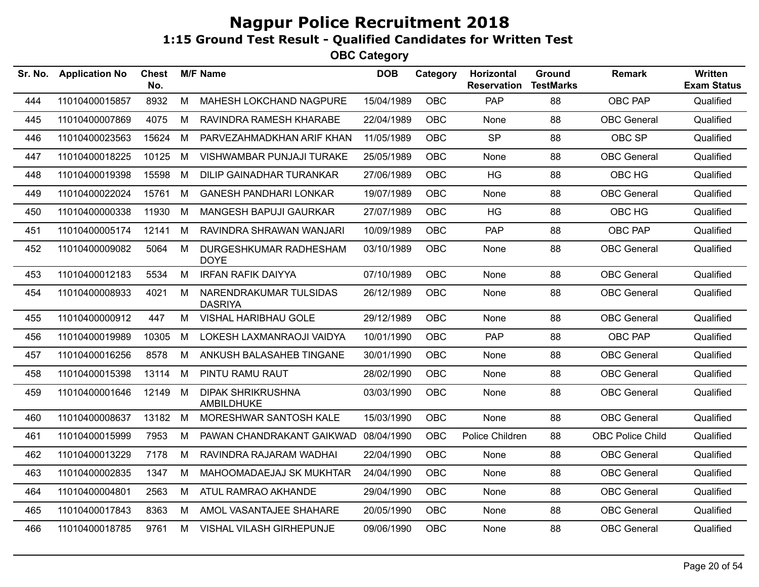# Nagpur Police Recruitment 2018

## 1:15 Ground Test Result - Qualified Candidates for Written Test

### OBC Category

| Sr. No. | Application No | Chest No. | M/F | Name | DOB | Category | Horizontal Reservation | Ground TestMarks | Remark | Written Exam Status |
|---|---|---|---|---|---|---|---|---|---|---|
| 444 | 11010400015857 | 8932 | M | MAHESH LOKCHAND NAGPURE | 15/04/1989 | OBC | PAP | 88 | OBC PAP | Qualified |
| 445 | 11010400007869 | 4075 | M | RAVINDRA RAMESH KHARABE | 22/04/1989 | OBC | None | 88 | OBC General | Qualified |
| 446 | 11010400023563 | 15624 | M | PARVEZAHMADKHAN ARIF KHAN | 11/05/1989 | OBC | SP | 88 | OBC SP | Qualified |
| 447 | 11010400018225 | 10125 | M | VISHWAMBAR PUNJAJI TURAKE | 25/05/1989 | OBC | None | 88 | OBC General | Qualified |
| 448 | 11010400019398 | 15598 | M | DILIP GAINADHAR TURANKAR | 27/06/1989 | OBC | HG | 88 | OBC HG | Qualified |
| 449 | 11010400022024 | 15761 | M | GANESH PANDHARI LONKAR | 19/07/1989 | OBC | None | 88 | OBC General | Qualified |
| 450 | 11010400000338 | 11930 | M | MANGESH BAPUJI GAURKAR | 27/07/1989 | OBC | HG | 88 | OBC HG | Qualified |
| 451 | 11010400005174 | 12141 | M | RAVINDRA SHRAWAN WANJARI | 10/09/1989 | OBC | PAP | 88 | OBC PAP | Qualified |
| 452 | 11010400009082 | 5064 | M | DURGESHKUMAR RADHESHAM DOYE | 03/10/1989 | OBC | None | 88 | OBC General | Qualified |
| 453 | 11010400012183 | 5534 | M | IRFAN RAFIK DAIYYA | 07/10/1989 | OBC | None | 88 | OBC General | Qualified |
| 454 | 11010400008933 | 4021 | M | NARENDRAKUMAR TULSIDAS DASRIYA | 26/12/1989 | OBC | None | 88 | OBC General | Qualified |
| 455 | 11010400000912 | 447 | M | VISHAL HARIBHAU GOLE | 29/12/1989 | OBC | None | 88 | OBC General | Qualified |
| 456 | 11010400019989 | 10305 | M | LOKESH LAXMANRAOJI VAIDYA | 10/01/1990 | OBC | PAP | 88 | OBC PAP | Qualified |
| 457 | 11010400016256 | 8578 | M | ANKUSH BALASAHEB TINGANE | 30/01/1990 | OBC | None | 88 | OBC General | Qualified |
| 458 | 11010400015398 | 13114 | M | PINTU RAMU RAUT | 28/02/1990 | OBC | None | 88 | OBC General | Qualified |
| 459 | 11010400001646 | 12149 | M | DIPAK SHRIKRUSHNA AMBILDHUKE | 03/03/1990 | OBC | None | 88 | OBC General | Qualified |
| 460 | 11010400008637 | 13182 | M | MORESHWAR SANTOSH KALE | 15/03/1990 | OBC | None | 88 | OBC General | Qualified |
| 461 | 11010400015999 | 7953 | M | PAWAN CHANDRAKANT GAIKWAD | 08/04/1990 | OBC | Police Children | 88 | OBC Police Child | Qualified |
| 462 | 11010400013229 | 7178 | M | RAVINDRA RAJARAM WADHAI | 22/04/1990 | OBC | None | 88 | OBC General | Qualified |
| 463 | 11010400002835 | 1347 | M | MAHOOMADAEJAJ SK MUKHTAR | 24/04/1990 | OBC | None | 88 | OBC General | Qualified |
| 464 | 11010400004801 | 2563 | M | ATUL RAMRAO AKHANDE | 29/04/1990 | OBC | None | 88 | OBC General | Qualified |
| 465 | 11010400017843 | 8363 | M | AMOL VASANTAJEE SHAHARE | 20/05/1990 | OBC | None | 88 | OBC General | Qualified |
| 466 | 11010400018785 | 9761 | M | VISHAL VILASH GIRHEPUNJE | 09/06/1990 | OBC | None | 88 | OBC General | Qualified |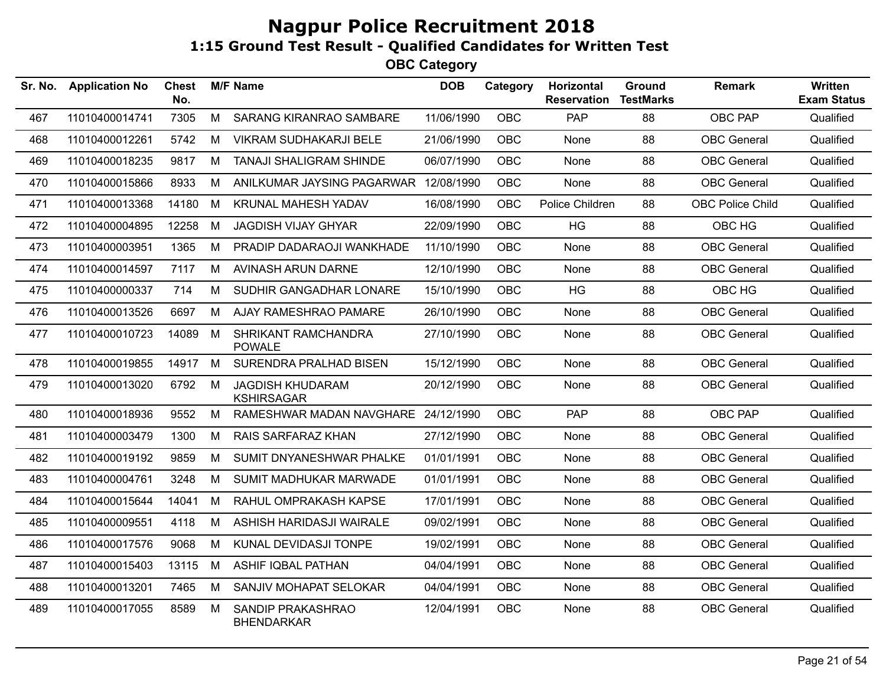# Nagpur Police Recruitment 2018

## 1:15 Ground Test Result - Qualified Candidates for Written Test

### OBC Category

| Sr. No. | Application No | Chest No. | M/F | Name | DOB | Category | Horizontal Reservation | Ground TestMarks | Remark | Written Exam Status |
|---|---|---|---|---|---|---|---|---|---|---|
| 467 | 11010400014741 | 7305 | M | SARANG KIRANRAO SAMBARE | 11/06/1990 | OBC | PAP | 88 | OBC PAP | Qualified |
| 468 | 11010400012261 | 5742 | M | VIKRAM SUDHAKARJI BELE | 21/06/1990 | OBC | None | 88 | OBC General | Qualified |
| 469 | 11010400018235 | 9817 | M | TANAJI SHALIGRAM SHINDE | 06/07/1990 | OBC | None | 88 | OBC General | Qualified |
| 470 | 11010400015866 | 8933 | M | ANILKUMAR JAYSING PAGARWAR | 12/08/1990 | OBC | None | 88 | OBC General | Qualified |
| 471 | 11010400013368 | 14180 | M | KRUNAL MAHESH YADAV | 16/08/1990 | OBC | Police Children | 88 | OBC Police Child | Qualified |
| 472 | 11010400004895 | 12258 | M | JAGDISH VIJAY GHYAR | 22/09/1990 | OBC | HG | 88 | OBC HG | Qualified |
| 473 | 11010400003951 | 1365 | M | PRADIP DADARAOJI WANKHADE | 11/10/1990 | OBC | None | 88 | OBC General | Qualified |
| 474 | 11010400014597 | 7117 | M | AVINASH ARUN DARNE | 12/10/1990 | OBC | None | 88 | OBC General | Qualified |
| 475 | 11010400000337 | 714 | M | SUDHIR GANGADHAR LONARE | 15/10/1990 | OBC | HG | 88 | OBC HG | Qualified |
| 476 | 11010400013526 | 6697 | M | AJAY RAMESHRAO PAMARE | 26/10/1990 | OBC | None | 88 | OBC General | Qualified |
| 477 | 11010400010723 | 14089 | M | SHRIKANT RAMCHANDRA POWALE | 27/10/1990 | OBC | None | 88 | OBC General | Qualified |
| 478 | 11010400019855 | 14917 | M | SURENDRA PRALHAD BISEN | 15/12/1990 | OBC | None | 88 | OBC General | Qualified |
| 479 | 11010400013020 | 6792 | M | JAGDISH KHUDARAM KSHIRSAGAR | 20/12/1990 | OBC | None | 88 | OBC General | Qualified |
| 480 | 11010400018936 | 9552 | M | RAMESHWAR MADAN NAVGHARE | 24/12/1990 | OBC | PAP | 88 | OBC PAP | Qualified |
| 481 | 11010400003479 | 1300 | M | RAIS SARFARAZ KHAN | 27/12/1990 | OBC | None | 88 | OBC General | Qualified |
| 482 | 11010400019192 | 9859 | M | SUMIT DNYANESHWAR PHALKE | 01/01/1991 | OBC | None | 88 | OBC General | Qualified |
| 483 | 11010400004761 | 3248 | M | SUMIT MADHUKAR MARWADE | 01/01/1991 | OBC | None | 88 | OBC General | Qualified |
| 484 | 11010400015644 | 14041 | M | RAHUL OMPRAKASH KAPSE | 17/01/1991 | OBC | None | 88 | OBC General | Qualified |
| 485 | 11010400009551 | 4118 | M | ASHISH HARIDASJI WAIRALE | 09/02/1991 | OBC | None | 88 | OBC General | Qualified |
| 486 | 11010400017576 | 9068 | M | KUNAL DEVIDASJI TONPE | 19/02/1991 | OBC | None | 88 | OBC General | Qualified |
| 487 | 11010400015403 | 13115 | M | ASHIF IQBAL PATHAN | 04/04/1991 | OBC | None | 88 | OBC General | Qualified |
| 488 | 11010400013201 | 7465 | M | SANJIV MOHAPAT SELOKAR | 04/04/1991 | OBC | None | 88 | OBC General | Qualified |
| 489 | 11010400017055 | 8589 | M | SANDIP PRAKASHRAO BHENDARKAR | 12/04/1991 | OBC | None | 88 | OBC General | Qualified |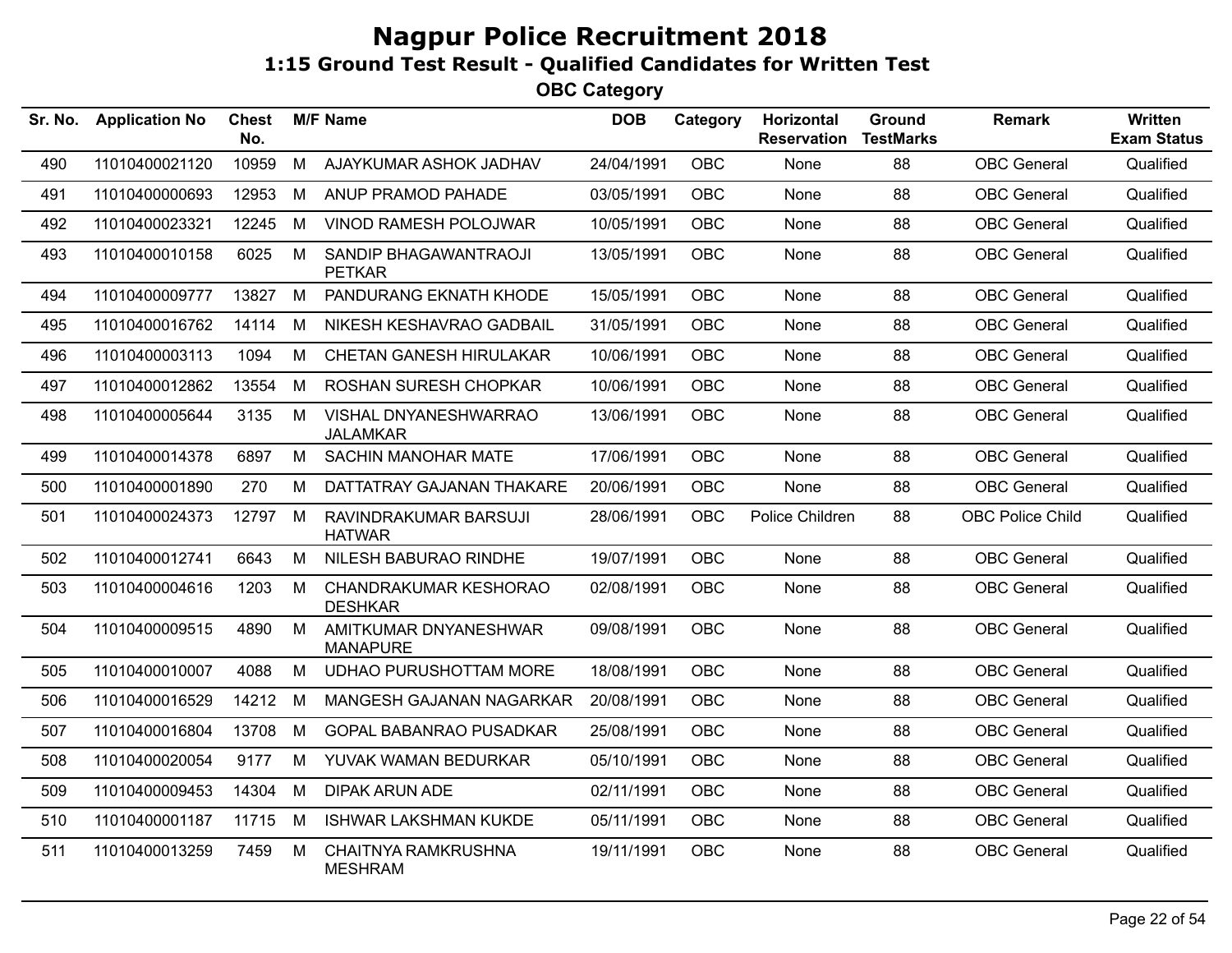# Nagpur Police Recruitment 2018

## 1:15 Ground Test Result - Qualified Candidates for Written Test

### OBC Category

| Sr. No. | Application No | Chest No. | M/F | Name | DOB | Category | Horizontal Reservation | Ground TestMarks | Remark | Written Exam Status |
|---|---|---|---|---|---|---|---|---|---|---|
| 490 | 11010400021120 | 10959 | M | AJAYKUMAR ASHOK JADHAV | 24/04/1991 | OBC | None | 88 | OBC General | Qualified |
| 491 | 11010400000693 | 12953 | M | ANUP PRAMOD PAHADE | 03/05/1991 | OBC | None | 88 | OBC General | Qualified |
| 492 | 11010400023321 | 12245 | M | VINOD RAMESH POLOJWAR | 10/05/1991 | OBC | None | 88 | OBC General | Qualified |
| 493 | 11010400010158 | 6025 | M | SANDIP BHAGAWANTRAOJI PETKAR | 13/05/1991 | OBC | None | 88 | OBC General | Qualified |
| 494 | 11010400009777 | 13827 | M | PANDURANG EKNATH KHODE | 15/05/1991 | OBC | None | 88 | OBC General | Qualified |
| 495 | 11010400016762 | 14114 | M | NIKESH KESHAVRAO GADBAIL | 31/05/1991 | OBC | None | 88 | OBC General | Qualified |
| 496 | 11010400003113 | 1094 | M | CHETAN GANESH HIRULAKAR | 10/06/1991 | OBC | None | 88 | OBC General | Qualified |
| 497 | 11010400012862 | 13554 | M | ROSHAN SURESH CHOPKAR | 10/06/1991 | OBC | None | 88 | OBC General | Qualified |
| 498 | 11010400005644 | 3135 | M | VISHAL DNYANESHWARRAO JALAMKAR | 13/06/1991 | OBC | None | 88 | OBC General | Qualified |
| 499 | 11010400014378 | 6897 | M | SACHIN MANOHAR MATE | 17/06/1991 | OBC | None | 88 | OBC General | Qualified |
| 500 | 11010400001890 | 270 | M | DATTATRAY GAJANAN THAKARE | 20/06/1991 | OBC | None | 88 | OBC General | Qualified |
| 501 | 11010400024373 | 12797 | M | RAVINDRAKUMAR BARSUJI HATWAR | 28/06/1991 | OBC | Police Children | 88 | OBC Police Child | Qualified |
| 502 | 11010400012741 | 6643 | M | NILESH BABURAO RINDHE | 19/07/1991 | OBC | None | 88 | OBC General | Qualified |
| 503 | 11010400004616 | 1203 | M | CHANDRAKUMAR KESHORAO DESHKAR | 02/08/1991 | OBC | None | 88 | OBC General | Qualified |
| 504 | 11010400009515 | 4890 | M | AMITKUMAR DNYANESHWAR MANAPURE | 09/08/1991 | OBC | None | 88 | OBC General | Qualified |
| 505 | 11010400010007 | 4088 | M | UDHAO PURUSHOTTAM MORE | 18/08/1991 | OBC | None | 88 | OBC General | Qualified |
| 506 | 11010400016529 | 14212 | M | MANGESH GAJANAN NAGARKAR | 20/08/1991 | OBC | None | 88 | OBC General | Qualified |
| 507 | 11010400016804 | 13708 | M | GOPAL BABANRAO PUSADKAR | 25/08/1991 | OBC | None | 88 | OBC General | Qualified |
| 508 | 11010400020054 | 9177 | M | YUVAK WAMAN BEDURKAR | 05/10/1991 | OBC | None | 88 | OBC General | Qualified |
| 509 | 11010400009453 | 14304 | M | DIPAK ARUN ADE | 02/11/1991 | OBC | None | 88 | OBC General | Qualified |
| 510 | 11010400001187 | 11715 | M | ISHWAR LAKSHMAN KUKDE | 05/11/1991 | OBC | None | 88 | OBC General | Qualified |
| 511 | 11010400013259 | 7459 | M | CHAITNYA RAMKRUSHNA MESHRAM | 19/11/1991 | OBC | None | 88 | OBC General | Qualified |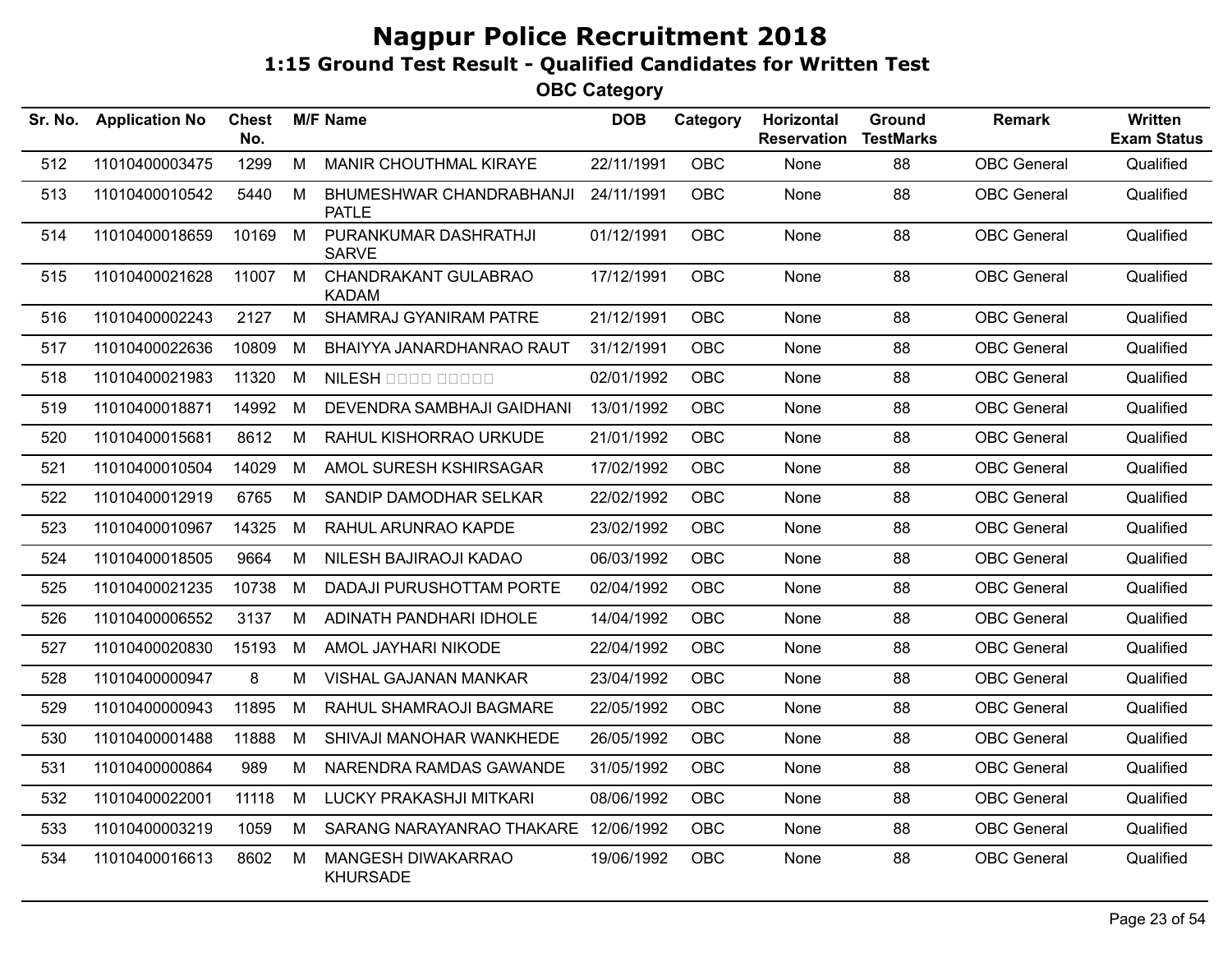# Nagpur Police Recruitment 2018

## 1:15 Ground Test Result - Qualified Candidates for Written Test

### OBC Category

| Sr. No. | Application No | Chest No. | M/F | Name | DOB | Category | Horizontal Reservation | Ground TestMarks | Remark | Written Exam Status |
|---|---|---|---|---|---|---|---|---|---|---|
| 512 | 11010400003475 | 1299 | M | MANIR CHOUTHMAL KIRAYE | 22/11/1991 | OBC | None | 88 | OBC General | Qualified |
| 513 | 11010400010542 | 5440 | M | BHUMESHWAR CHANDRABHANJI PATLE | 24/11/1991 | OBC | None | 88 | OBC General | Qualified |
| 514 | 11010400018659 | 10169 | M | PURANKUMAR DASHRATHJI SARVE | 01/12/1991 | OBC | None | 88 | OBC General | Qualified |
| 515 | 11010400021628 | 11007 | M | CHANDRAKANT GULABRAO KADAM | 17/12/1991 | OBC | None | 88 | OBC General | Qualified |
| 516 | 11010400002243 | 2127 | M | SHAMRAJ GYANIRAM PATRE | 21/12/1991 | OBC | None | 88 | OBC General | Qualified |
| 517 | 11010400022636 | 10809 | M | BHAIYYA JANARDHANRAO RAUT | 31/12/1991 | OBC | None | 88 | OBC General | Qualified |
| 518 | 11010400021983 | 11320 | M | NILESH □□□□ □□□□□ | 02/01/1992 | OBC | None | 88 | OBC General | Qualified |
| 519 | 11010400018871 | 14992 | M | DEVENDRA SAMBHAJI GAIDHANI | 13/01/1992 | OBC | None | 88 | OBC General | Qualified |
| 520 | 11010400015681 | 8612 | M | RAHUL KISHORRAO URKUDE | 21/01/1992 | OBC | None | 88 | OBC General | Qualified |
| 521 | 11010400010504 | 14029 | M | AMOL SURESH KSHIRSAGAR | 17/02/1992 | OBC | None | 88 | OBC General | Qualified |
| 522 | 11010400012919 | 6765 | M | SANDIP DAMODHAR SELKAR | 22/02/1992 | OBC | None | 88 | OBC General | Qualified |
| 523 | 11010400010967 | 14325 | M | RAHUL ARUNRAO KAPDE | 23/02/1992 | OBC | None | 88 | OBC General | Qualified |
| 524 | 11010400018505 | 9664 | M | NILESH BAJIRAOJI KADAO | 06/03/1992 | OBC | None | 88 | OBC General | Qualified |
| 525 | 11010400021235 | 10738 | M | DADAJI PURUSHOTTAM PORTE | 02/04/1992 | OBC | None | 88 | OBC General | Qualified |
| 526 | 11010400006552 | 3137 | M | ADINATH PANDHARI IDHOLE | 14/04/1992 | OBC | None | 88 | OBC General | Qualified |
| 527 | 11010400020830 | 15193 | M | AMOL JAYHARI NIKODE | 22/04/1992 | OBC | None | 88 | OBC General | Qualified |
| 528 | 11010400000947 | 8 | M | VISHAL GAJANAN MANKAR | 23/04/1992 | OBC | None | 88 | OBC General | Qualified |
| 529 | 11010400000943 | 11895 | M | RAHUL SHAMRAOJI BAGMARE | 22/05/1992 | OBC | None | 88 | OBC General | Qualified |
| 530 | 11010400001488 | 11888 | M | SHIVAJI MANOHAR WANKHEDE | 26/05/1992 | OBC | None | 88 | OBC General | Qualified |
| 531 | 11010400000864 | 989 | M | NARENDRA RAMDAS GAWANDE | 31/05/1992 | OBC | None | 88 | OBC General | Qualified |
| 532 | 11010400022001 | 11118 | M | LUCKY PRAKASHJI MITKARI | 08/06/1992 | OBC | None | 88 | OBC General | Qualified |
| 533 | 11010400003219 | 1059 | M | SARANG NARAYANRAO THAKARE | 12/06/1992 | OBC | None | 88 | OBC General | Qualified |
| 534 | 11010400016613 | 8602 | M | MANGESH DIWAKARRAO KHURSADE | 19/06/1992 | OBC | None | 88 | OBC General | Qualified |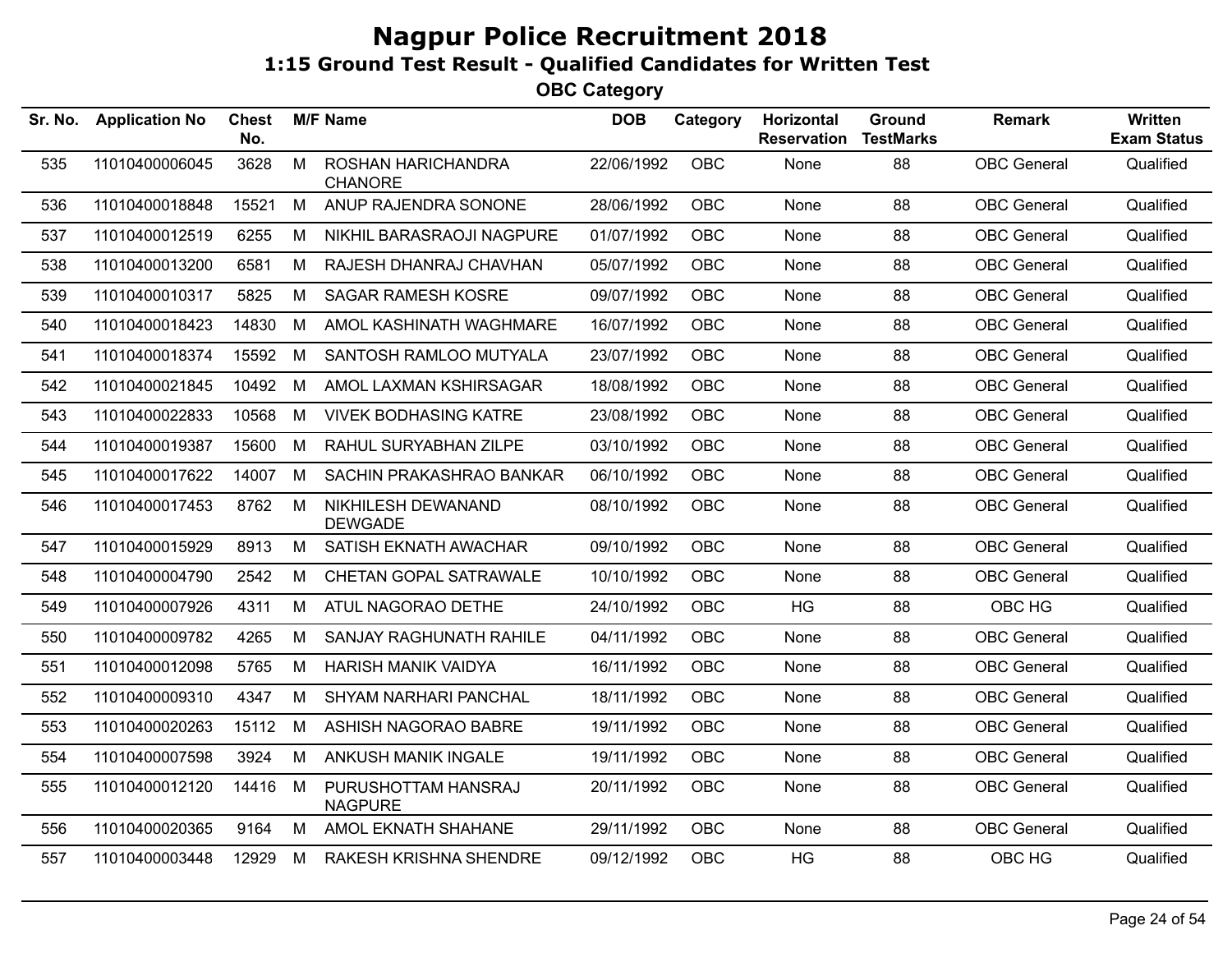# Nagpur Police Recruitment 2018

## 1:15 Ground Test Result - Qualified Candidates for Written Test

### OBC Category

| Sr. No. | Application No | Chest No. | M/F | Name | DOB | Category | Horizontal Reservation | Ground TestMarks | Remark | Written Exam Status |
|---|---|---|---|---|---|---|---|---|---|---|
| 535 | 11010400006045 | 3628 | M | ROSHAN HARICHANDRA CHANORE | 22/06/1992 | OBC | None | 88 | OBC General | Qualified |
| 536 | 11010400018848 | 15521 | M | ANUP RAJENDRA SONONE | 28/06/1992 | OBC | None | 88 | OBC General | Qualified |
| 537 | 11010400012519 | 6255 | M | NIKHIL BARASRAOJI NAGPURE | 01/07/1992 | OBC | None | 88 | OBC General | Qualified |
| 538 | 11010400013200 | 6581 | M | RAJESH DHANRAJ CHAVHAN | 05/07/1992 | OBC | None | 88 | OBC General | Qualified |
| 539 | 11010400010317 | 5825 | M | SAGAR RAMESH KOSRE | 09/07/1992 | OBC | None | 88 | OBC General | Qualified |
| 540 | 11010400018423 | 14830 | M | AMOL KASHINATH WAGHMARE | 16/07/1992 | OBC | None | 88 | OBC General | Qualified |
| 541 | 11010400018374 | 15592 | M | SANTOSH RAMLOO MUTYALA | 23/07/1992 | OBC | None | 88 | OBC General | Qualified |
| 542 | 11010400021845 | 10492 | M | AMOL LAXMAN KSHIRSAGAR | 18/08/1992 | OBC | None | 88 | OBC General | Qualified |
| 543 | 11010400022833 | 10568 | M | VIVEK BODHASING KATRE | 23/08/1992 | OBC | None | 88 | OBC General | Qualified |
| 544 | 11010400019387 | 15600 | M | RAHUL SURYABHAN ZILPE | 03/10/1992 | OBC | None | 88 | OBC General | Qualified |
| 545 | 11010400017622 | 14007 | M | SACHIN PRAKASHRAO BANKAR | 06/10/1992 | OBC | None | 88 | OBC General | Qualified |
| 546 | 11010400017453 | 8762 | M | NIKHILESH DEWANAND DEWGADE | 08/10/1992 | OBC | None | 88 | OBC General | Qualified |
| 547 | 11010400015929 | 8913 | M | SATISH EKNATH AWACHAR | 09/10/1992 | OBC | None | 88 | OBC General | Qualified |
| 548 | 11010400004790 | 2542 | M | CHETAN GOPAL SATRAWALE | 10/10/1992 | OBC | None | 88 | OBC General | Qualified |
| 549 | 11010400007926 | 4311 | M | ATUL NAGORAO DETHE | 24/10/1992 | OBC | HG | 88 | OBC HG | Qualified |
| 550 | 11010400009782 | 4265 | M | SANJAY RAGHUNATH RAHILE | 04/11/1992 | OBC | None | 88 | OBC General | Qualified |
| 551 | 11010400012098 | 5765 | M | HARISH MANIK VAIDYA | 16/11/1992 | OBC | None | 88 | OBC General | Qualified |
| 552 | 11010400009310 | 4347 | M | SHYAM NARHARI PANCHAL | 18/11/1992 | OBC | None | 88 | OBC General | Qualified |
| 553 | 11010400020263 | 15112 | M | ASHISH NAGORAO BABRE | 19/11/1992 | OBC | None | 88 | OBC General | Qualified |
| 554 | 11010400007598 | 3924 | M | ANKUSH MANIK INGALE | 19/11/1992 | OBC | None | 88 | OBC General | Qualified |
| 555 | 11010400012120 | 14416 | M | PURUSHOTTAM HANSRAJ NAGPURE | 20/11/1992 | OBC | None | 88 | OBC General | Qualified |
| 556 | 11010400020365 | 9164 | M | AMOL EKNATH SHAHANE | 29/11/1992 | OBC | None | 88 | OBC General | Qualified |
| 557 | 11010400003448 | 12929 | M | RAKESH KRISHNA SHENDRE | 09/12/1992 | OBC | HG | 88 | OBC HG | Qualified |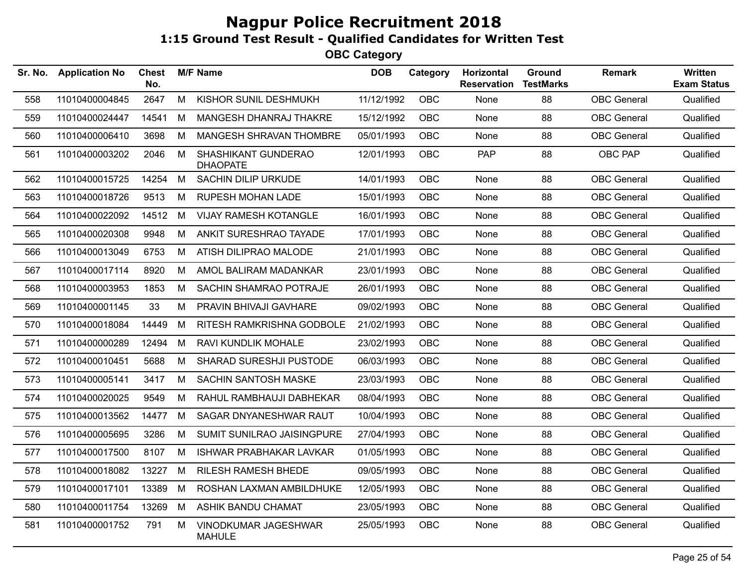# Nagpur Police Recruitment 2018

## 1:15 Ground Test Result - Qualified Candidates for Written Test

### OBC Category

| Sr. No. | Application No | Chest No. | M/F | Name | DOB | Category | Horizontal Reservation | Ground TestMarks | Remark | Written Exam Status |
|---|---|---|---|---|---|---|---|---|---|---|
| 558 | 11010400004845 | 2647 | M | KISHOR SUNIL DESHMUKH | 11/12/1992 | OBC | None | 88 | OBC General | Qualified |
| 559 | 11010400024447 | 14541 | M | MANGESH DHANRAJ THAKRE | 15/12/1992 | OBC | None | 88 | OBC General | Qualified |
| 560 | 11010400006410 | 3698 | M | MANGESH SHRAVAN THOMBRE | 05/01/1993 | OBC | None | 88 | OBC General | Qualified |
| 561 | 11010400003202 | 2046 | M | SHASHIKANT GUNDERAO DHAOPATE | 12/01/1993 | OBC | PAP | 88 | OBC PAP | Qualified |
| 562 | 11010400015725 | 14254 | M | SACHIN DILIP URKUDE | 14/01/1993 | OBC | None | 88 | OBC General | Qualified |
| 563 | 11010400018726 | 9513 | M | RUPESH MOHAN LADE | 15/01/1993 | OBC | None | 88 | OBC General | Qualified |
| 564 | 11010400022092 | 14512 | M | VIJAY RAMESH KOTANGLE | 16/01/1993 | OBC | None | 88 | OBC General | Qualified |
| 565 | 11010400020308 | 9948 | M | ANKIT SURESHRAO TAYADE | 17/01/1993 | OBC | None | 88 | OBC General | Qualified |
| 566 | 11010400013049 | 6753 | M | ATISH DILIPRAO MALODE | 21/01/1993 | OBC | None | 88 | OBC General | Qualified |
| 567 | 11010400017114 | 8920 | M | AMOL BALIRAM MADANKAR | 23/01/1993 | OBC | None | 88 | OBC General | Qualified |
| 568 | 11010400003953 | 1853 | M | SACHIN SHAMRAO POTRAJE | 26/01/1993 | OBC | None | 88 | OBC General | Qualified |
| 569 | 11010400001145 | 33 | M | PRAVIN BHIVAJI GAVHARE | 09/02/1993 | OBC | None | 88 | OBC General | Qualified |
| 570 | 11010400018084 | 14449 | M | RITESH RAMKRISHNA GODBOLE | 21/02/1993 | OBC | None | 88 | OBC General | Qualified |
| 571 | 11010400000289 | 12494 | M | RAVI KUNDLIK MOHALE | 23/02/1993 | OBC | None | 88 | OBC General | Qualified |
| 572 | 11010400010451 | 5688 | M | SHARAD SURESHJI PUSTODE | 06/03/1993 | OBC | None | 88 | OBC General | Qualified |
| 573 | 11010400005141 | 3417 | M | SACHIN SANTOSH MASKE | 23/03/1993 | OBC | None | 88 | OBC General | Qualified |
| 574 | 11010400020025 | 9549 | M | RAHUL RAMBHAUJI DABHEKAR | 08/04/1993 | OBC | None | 88 | OBC General | Qualified |
| 575 | 11010400013562 | 14477 | M | SAGAR DNYANESHWAR RAUT | 10/04/1993 | OBC | None | 88 | OBC General | Qualified |
| 576 | 11010400005695 | 3286 | M | SUMIT SUNILRAO JAISINGPURE | 27/04/1993 | OBC | None | 88 | OBC General | Qualified |
| 577 | 11010400017500 | 8107 | M | ISHWAR PRABHAKAR LAVKAR | 01/05/1993 | OBC | None | 88 | OBC General | Qualified |
| 578 | 11010400018082 | 13227 | M | RILESH RAMESH BHEDE | 09/05/1993 | OBC | None | 88 | OBC General | Qualified |
| 579 | 11010400017101 | 13389 | M | ROSHAN LAXMAN AMBILDHUKE | 12/05/1993 | OBC | None | 88 | OBC General | Qualified |
| 580 | 11010400011754 | 13269 | M | ASHIK BANDU CHAMAT | 23/05/1993 | OBC | None | 88 | OBC General | Qualified |
| 581 | 11010400001752 | 791 | M | VINODKUMAR JAGESHWAR MAHULE | 25/05/1993 | OBC | None | 88 | OBC General | Qualified |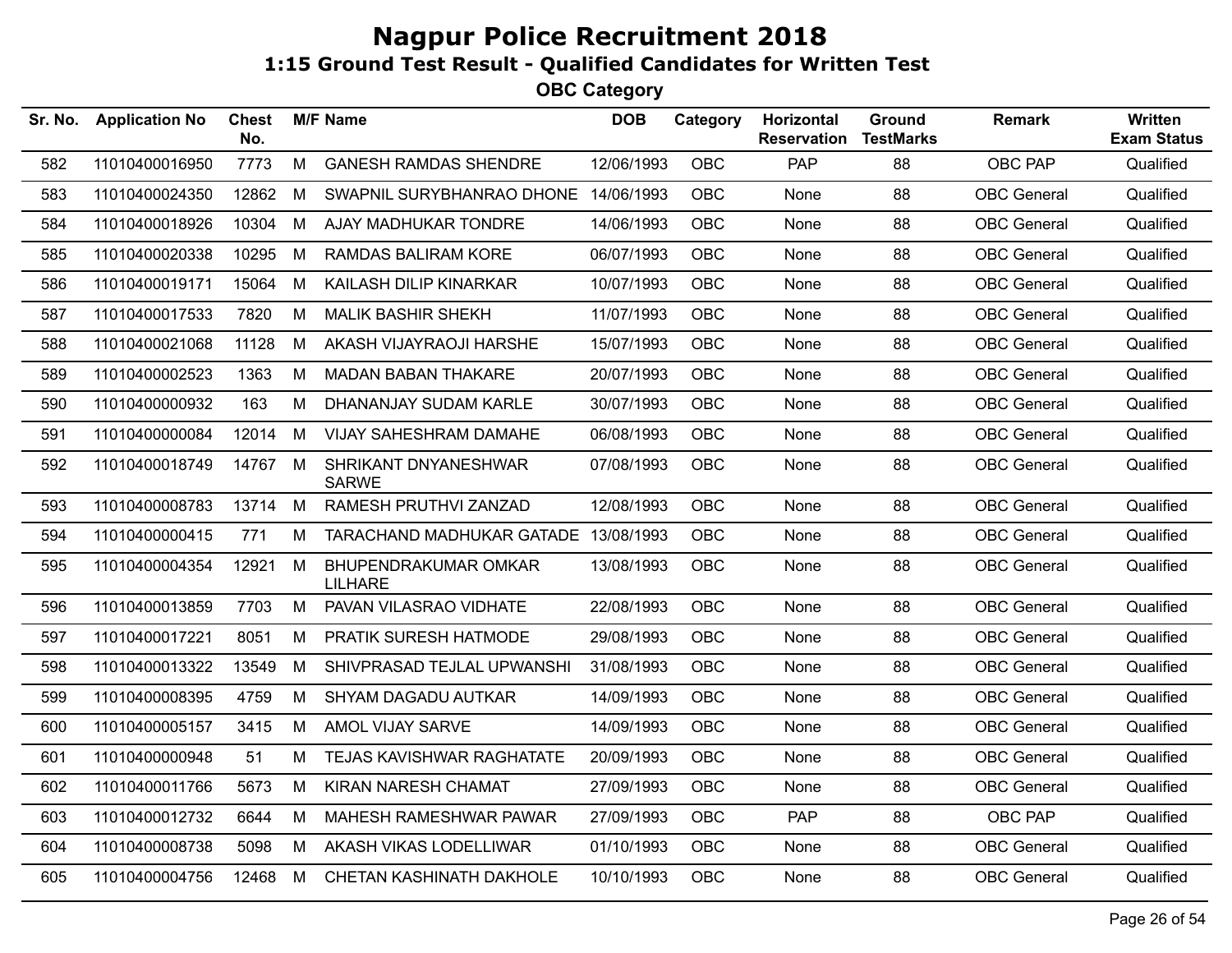# Nagpur Police Recruitment 2018

## 1:15 Ground Test Result - Qualified Candidates for Written Test

### OBC Category

| Sr. No. | Application No | Chest No. | M/F | Name | DOB | Category | Horizontal Reservation | Ground TestMarks | Remark | Written Exam Status |
|---|---|---|---|---|---|---|---|---|---|---|
| 582 | 11010400016950 | 7773 | M | GANESH RAMDAS SHENDRE | 12/06/1993 | OBC | PAP | 88 | OBC PAP | Qualified |
| 583 | 11010400024350 | 12862 | M | SWAPNIL SURYBHANRAO DHONE | 14/06/1993 | OBC | None | 88 | OBC General | Qualified |
| 584 | 11010400018926 | 10304 | M | AJAY MADHUKAR TONDRE | 14/06/1993 | OBC | None | 88 | OBC General | Qualified |
| 585 | 11010400020338 | 10295 | M | RAMDAS BALIRAM KORE | 06/07/1993 | OBC | None | 88 | OBC General | Qualified |
| 586 | 11010400019171 | 15064 | M | KAILASH DILIP KINARKAR | 10/07/1993 | OBC | None | 88 | OBC General | Qualified |
| 587 | 11010400017533 | 7820 | M | MALIK BASHIR SHEKH | 11/07/1993 | OBC | None | 88 | OBC General | Qualified |
| 588 | 11010400021068 | 11128 | M | AKASH VIJAYRAOJI HARSHE | 15/07/1993 | OBC | None | 88 | OBC General | Qualified |
| 589 | 11010400002523 | 1363 | M | MADAN BABAN THAKARE | 20/07/1993 | OBC | None | 88 | OBC General | Qualified |
| 590 | 11010400000932 | 163 | M | DHANANJAY SUDAM KARLE | 30/07/1993 | OBC | None | 88 | OBC General | Qualified |
| 591 | 11010400000084 | 12014 | M | VIJAY SAHESHRAM DAMAHE | 06/08/1993 | OBC | None | 88 | OBC General | Qualified |
| 592 | 11010400018749 | 14767 | M | SHRIKANT DNYANESHWAR SARWE | 07/08/1993 | OBC | None | 88 | OBC General | Qualified |
| 593 | 11010400008783 | 13714 | M | RAMESH PRUTHVI ZANZAD | 12/08/1993 | OBC | None | 88 | OBC General | Qualified |
| 594 | 11010400000415 | 771 | M | TARACHAND MADHUKAR GATADE | 13/08/1993 | OBC | None | 88 | OBC General | Qualified |
| 595 | 11010400004354 | 12921 | M | BHUPENDRAKUMAR OMKAR LILHARE | 13/08/1993 | OBC | None | 88 | OBC General | Qualified |
| 596 | 11010400013859 | 7703 | M | PAVAN VILASRAO VIDHATE | 22/08/1993 | OBC | None | 88 | OBC General | Qualified |
| 597 | 11010400017221 | 8051 | M | PRATIK SURESH HATMODE | 29/08/1993 | OBC | None | 88 | OBC General | Qualified |
| 598 | 11010400013322 | 13549 | M | SHIVPRASAD TEJLAL UPWANSHI | 31/08/1993 | OBC | None | 88 | OBC General | Qualified |
| 599 | 11010400008395 | 4759 | M | SHYAM DAGADU AUTKAR | 14/09/1993 | OBC | None | 88 | OBC General | Qualified |
| 600 | 11010400005157 | 3415 | M | AMOL VIJAY SARVE | 14/09/1993 | OBC | None | 88 | OBC General | Qualified |
| 601 | 11010400000948 | 51 | M | TEJAS KAVISHWAR RAGHATATE | 20/09/1993 | OBC | None | 88 | OBC General | Qualified |
| 602 | 11010400011766 | 5673 | M | KIRAN NARESH CHAMAT | 27/09/1993 | OBC | None | 88 | OBC General | Qualified |
| 603 | 11010400012732 | 6644 | M | MAHESH RAMESHWAR PAWAR | 27/09/1993 | OBC | PAP | 88 | OBC PAP | Qualified |
| 604 | 11010400008738 | 5098 | M | AKASH VIKAS LODELLIWAR | 01/10/1993 | OBC | None | 88 | OBC General | Qualified |
| 605 | 11010400004756 | 12468 | M | CHETAN KASHINATH DAKHOLE | 10/10/1993 | OBC | None | 88 | OBC General | Qualified |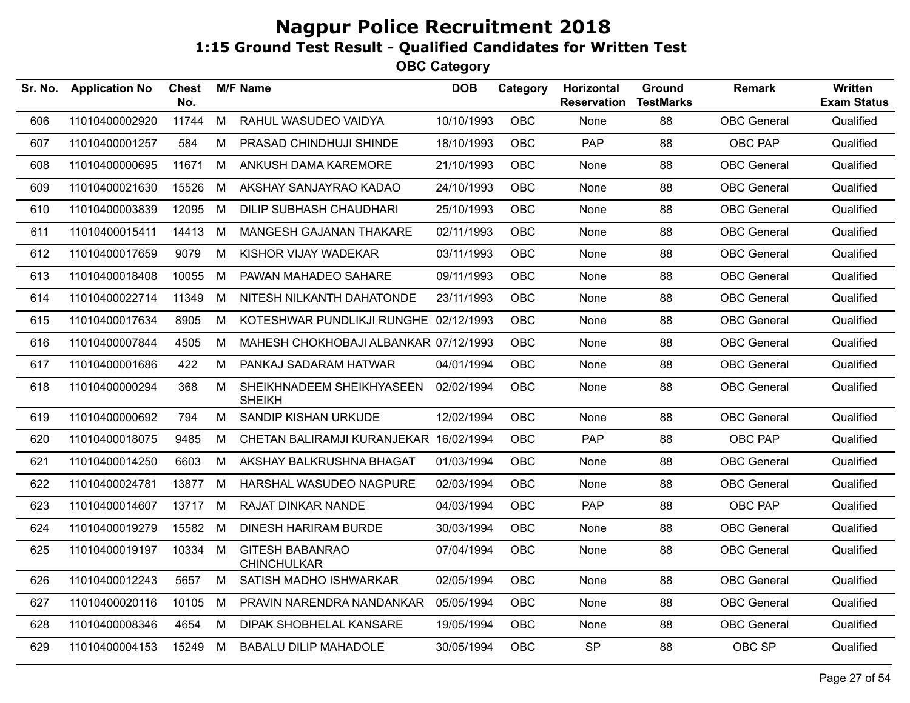# Nagpur Police Recruitment 2018

## 1:15 Ground Test Result - Qualified Candidates for Written Test

### OBC Category

| Sr. No. | Application No | Chest No. | M/F | Name | DOB | Category | Horizontal Reservation | Ground TestMarks | Remark | Written Exam Status |
|---|---|---|---|---|---|---|---|---|---|---|
| 606 | 11010400002920 | 11744 | M | RAHUL WASUDEO VAIDYA | 10/10/1993 | OBC | None | 88 | OBC General | Qualified |
| 607 | 11010400001257 | 584 | M | PRASAD CHINDHUJI SHINDE | 18/10/1993 | OBC | PAP | 88 | OBC PAP | Qualified |
| 608 | 11010400000695 | 11671 | M | ANKUSH DAMA KAREMORE | 21/10/1993 | OBC | None | 88 | OBC General | Qualified |
| 609 | 11010400021630 | 15526 | M | AKSHAY SANJAYRAO KADAO | 24/10/1993 | OBC | None | 88 | OBC General | Qualified |
| 610 | 11010400003839 | 12095 | M | DILIP SUBHASH CHAUDHARI | 25/10/1993 | OBC | None | 88 | OBC General | Qualified |
| 611 | 11010400015411 | 14413 | M | MANGESH GAJANAN THAKARE | 02/11/1993 | OBC | None | 88 | OBC General | Qualified |
| 612 | 11010400017659 | 9079 | M | KISHOR VIJAY WADEKAR | 03/11/1993 | OBC | None | 88 | OBC General | Qualified |
| 613 | 11010400018408 | 10055 | M | PAWAN MAHADEO SAHARE | 09/11/1993 | OBC | None | 88 | OBC General | Qualified |
| 614 | 11010400022714 | 11349 | M | NITESH NILKANTH DAHATONDE | 23/11/1993 | OBC | None | 88 | OBC General | Qualified |
| 615 | 11010400017634 | 8905 | M | KOTESHWAR PUNDLIKJI RUNGHE | 02/12/1993 | OBC | None | 88 | OBC General | Qualified |
| 616 | 11010400007844 | 4505 | M | MAHESH CHOKHOBAJI ALBANKAR | 07/12/1993 | OBC | None | 88 | OBC General | Qualified |
| 617 | 11010400001686 | 422 | M | PANKAJ SADARAM HATWAR | 04/01/1994 | OBC | None | 88 | OBC General | Qualified |
| 618 | 11010400000294 | 368 | M | SHEIKHNADEEM SHEIKHYASEEN SHEIKH | 02/02/1994 | OBC | None | 88 | OBC General | Qualified |
| 619 | 11010400000692 | 794 | M | SANDIP KISHAN URKUDE | 12/02/1994 | OBC | None | 88 | OBC General | Qualified |
| 620 | 11010400018075 | 9485 | M | CHETAN BALIRAMJI KURANJEKAR | 16/02/1994 | OBC | PAP | 88 | OBC PAP | Qualified |
| 621 | 11010400014250 | 6603 | M | AKSHAY BALKRUSHNA BHAGAT | 01/03/1994 | OBC | None | 88 | OBC General | Qualified |
| 622 | 11010400024781 | 13877 | M | HARSHAL WASUDEO NAGPURE | 02/03/1994 | OBC | None | 88 | OBC General | Qualified |
| 623 | 11010400014607 | 13717 | M | RAJAT DINKAR NANDE | 04/03/1994 | OBC | PAP | 88 | OBC PAP | Qualified |
| 624 | 11010400019279 | 15582 | M | DINESH HARIRAM BURDE | 30/03/1994 | OBC | None | 88 | OBC General | Qualified |
| 625 | 11010400019197 | 10334 | M | GITESH BABANRAO CHINCHULKAR | 07/04/1994 | OBC | None | 88 | OBC General | Qualified |
| 626 | 11010400012243 | 5657 | M | SATISH MADHO ISHWARKAR | 02/05/1994 | OBC | None | 88 | OBC General | Qualified |
| 627 | 11010400020116 | 10105 | M | PRAVIN NARENDRA NANDANKAR | 05/05/1994 | OBC | None | 88 | OBC General | Qualified |
| 628 | 11010400008346 | 4654 | M | DIPAK SHOBHELAL KANSARE | 19/05/1994 | OBC | None | 88 | OBC General | Qualified |
| 629 | 11010400004153 | 15249 | M | BABALU DILIP MAHADOLE | 30/05/1994 | OBC | SP | 88 | OBC SP | Qualified |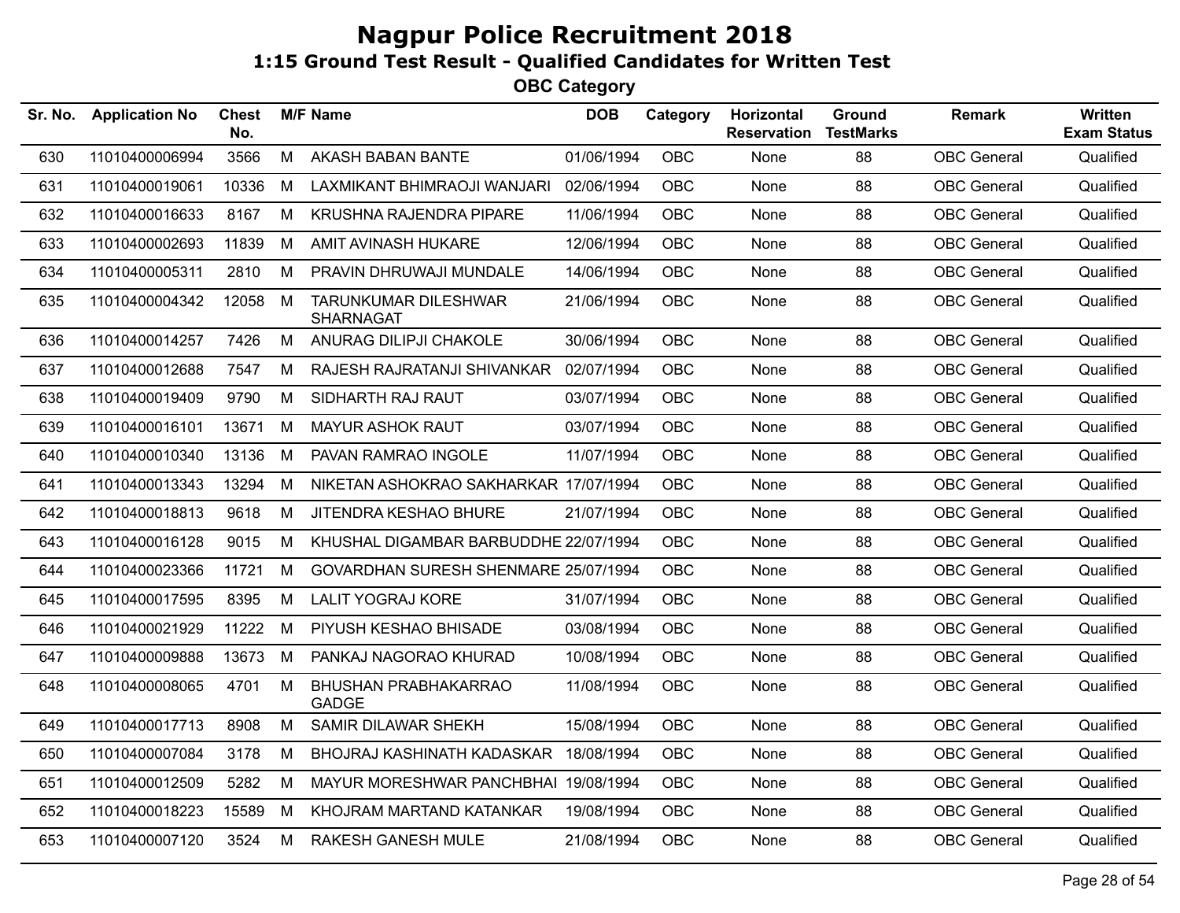# Nagpur Police Recruitment 2018

## 1:15 Ground Test Result - Qualified Candidates for Written Test

### OBC Category

| Sr. No. | Application No | Chest No. | M/F | Name | DOB | Category | Horizontal Reservation | Ground TestMarks | Remark | Written Exam Status |
|---|---|---|---|---|---|---|---|---|---|---|
| 630 | 11010400006994 | 3566 | M | AKASH BABAN BANTE | 01/06/1994 | OBC | None | 88 | OBC General | Qualified |
| 631 | 11010400019061 | 10336 | M | LAXMIKANT BHIMRAOJI WANJARI | 02/06/1994 | OBC | None | 88 | OBC General | Qualified |
| 632 | 11010400016633 | 8167 | M | KRUSHNA RAJENDRA PIPARE | 11/06/1994 | OBC | None | 88 | OBC General | Qualified |
| 633 | 11010400002693 | 11839 | M | AMIT AVINASH HUKARE | 12/06/1994 | OBC | None | 88 | OBC General | Qualified |
| 634 | 11010400005311 | 2810 | M | PRAVIN DHRUWAJI MUNDALE | 14/06/1994 | OBC | None | 88 | OBC General | Qualified |
| 635 | 11010400004342 | 12058 | M | TARUNKUMAR DILESHWAR SHARNAGAT | 21/06/1994 | OBC | None | 88 | OBC General | Qualified |
| 636 | 11010400014257 | 7426 | M | ANURAG DILIPJI CHAKOLE | 30/06/1994 | OBC | None | 88 | OBC General | Qualified |
| 637 | 11010400012688 | 7547 | M | RAJESH RAJRATANJI SHIVANKAR | 02/07/1994 | OBC | None | 88 | OBC General | Qualified |
| 638 | 11010400019409 | 9790 | M | SIDHARTH RAJ RAUT | 03/07/1994 | OBC | None | 88 | OBC General | Qualified |
| 639 | 11010400016101 | 13671 | M | MAYUR ASHOK RAUT | 03/07/1994 | OBC | None | 88 | OBC General | Qualified |
| 640 | 11010400010340 | 13136 | M | PAVAN RAMRAO INGOLE | 11/07/1994 | OBC | None | 88 | OBC General | Qualified |
| 641 | 11010400013343 | 13294 | M | NIKETAN ASHOKRAO SAKHARKAR | 17/07/1994 | OBC | None | 88 | OBC General | Qualified |
| 642 | 11010400018813 | 9618 | M | JITENDRA KESHAO BHURE | 21/07/1994 | OBC | None | 88 | OBC General | Qualified |
| 643 | 11010400016128 | 9015 | M | KHUSHAL DIGAMBAR BARBUDDHE | 22/07/1994 | OBC | None | 88 | OBC General | Qualified |
| 644 | 11010400023366 | 11721 | M | GOVARDHAN SURESH SHENMARE | 25/07/1994 | OBC | None | 88 | OBC General | Qualified |
| 645 | 11010400017595 | 8395 | M | LALIT YOGRAJ KORE | 31/07/1994 | OBC | None | 88 | OBC General | Qualified |
| 646 | 11010400021929 | 11222 | M | PIYUSH KESHAO BHISADE | 03/08/1994 | OBC | None | 88 | OBC General | Qualified |
| 647 | 11010400009888 | 13673 | M | PANKAJ NAGORAO KHURAD | 10/08/1994 | OBC | None | 88 | OBC General | Qualified |
| 648 | 11010400008065 | 4701 | M | BHUSHAN PRABHAKARRAO GADGE | 11/08/1994 | OBC | None | 88 | OBC General | Qualified |
| 649 | 11010400017713 | 8908 | M | SAMIR DILAWAR SHEKH | 15/08/1994 | OBC | None | 88 | OBC General | Qualified |
| 650 | 11010400007084 | 3178 | M | BHOJRAJ KASHINATH KADASKAR | 18/08/1994 | OBC | None | 88 | OBC General | Qualified |
| 651 | 11010400012509 | 5282 | M | MAYUR MORESHWAR PANCHBHAI | 19/08/1994 | OBC | None | 88 | OBC General | Qualified |
| 652 | 11010400018223 | 15589 | M | KHOJRAM MARTAND KATANKAR | 19/08/1994 | OBC | None | 88 | OBC General | Qualified |
| 653 | 11010400007120 | 3524 | M | RAKESH GANESH MULE | 21/08/1994 | OBC | None | 88 | OBC General | Qualified |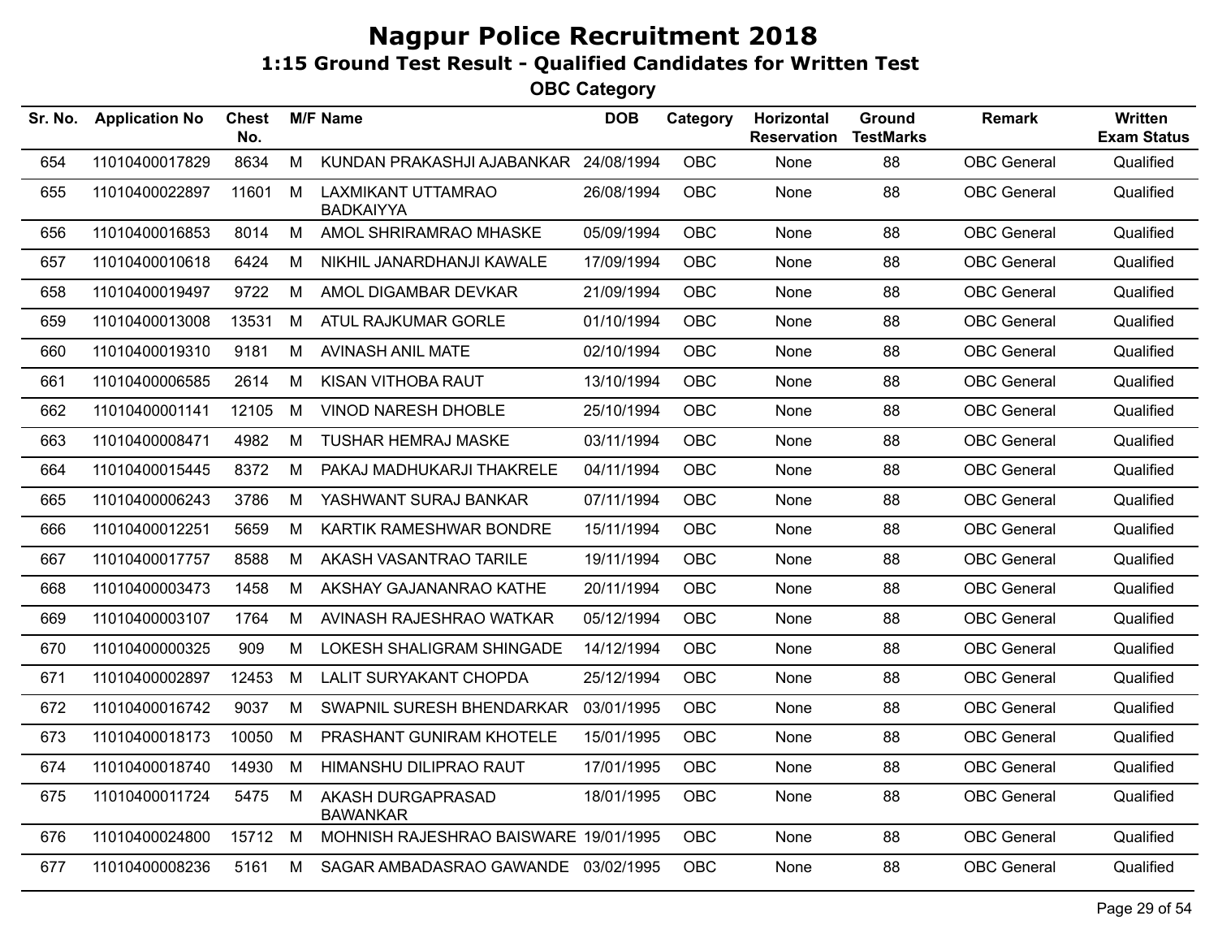# Nagpur Police Recruitment 2018

## 1:15 Ground Test Result - Qualified Candidates for Written Test

### OBC Category

| Sr. No. | Application No | Chest No. | M/F | Name | DOB | Category | Horizontal Reservation | Ground TestMarks | Remark | Written Exam Status |
|---|---|---|---|---|---|---|---|---|---|---|
| 654 | 11010400017829 | 8634 | M | KUNDAN PRAKASHJI AJABANKAR | 24/08/1994 | OBC | None | 88 | OBC General | Qualified |
| 655 | 11010400022897 | 11601 | M | LAXMIKANT UTTAMRAO BADKAIYYA | 26/08/1994 | OBC | None | 88 | OBC General | Qualified |
| 656 | 11010400016853 | 8014 | M | AMOL SHRIRAMRAO MHASKE | 05/09/1994 | OBC | None | 88 | OBC General | Qualified |
| 657 | 11010400010618 | 6424 | M | NIKHIL JANARDHANJI KAWALE | 17/09/1994 | OBC | None | 88 | OBC General | Qualified |
| 658 | 11010400019497 | 9722 | M | AMOL DIGAMBAR DEVKAR | 21/09/1994 | OBC | None | 88 | OBC General | Qualified |
| 659 | 11010400013008 | 13531 | M | ATUL RAJKUMAR GORLE | 01/10/1994 | OBC | None | 88 | OBC General | Qualified |
| 660 | 11010400019310 | 9181 | M | AVINASH ANIL MATE | 02/10/1994 | OBC | None | 88 | OBC General | Qualified |
| 661 | 11010400006585 | 2614 | M | KISAN VITHOBA RAUT | 13/10/1994 | OBC | None | 88 | OBC General | Qualified |
| 662 | 11010400001141 | 12105 | M | VINOD NARESH DHOBLE | 25/10/1994 | OBC | None | 88 | OBC General | Qualified |
| 663 | 11010400008471 | 4982 | M | TUSHAR HEMRAJ MASKE | 03/11/1994 | OBC | None | 88 | OBC General | Qualified |
| 664 | 11010400015445 | 8372 | M | PAKAJ MADHUKARJI THAKRELE | 04/11/1994 | OBC | None | 88 | OBC General | Qualified |
| 665 | 11010400006243 | 3786 | M | YASHWANT SURAJ BANKAR | 07/11/1994 | OBC | None | 88 | OBC General | Qualified |
| 666 | 11010400012251 | 5659 | M | KARTIK RAMESHWAR BONDRE | 15/11/1994 | OBC | None | 88 | OBC General | Qualified |
| 667 | 11010400017757 | 8588 | M | AKASH VASANTRAO TARILE | 19/11/1994 | OBC | None | 88 | OBC General | Qualified |
| 668 | 11010400003473 | 1458 | M | AKSHAY GAJANANRAO KATHE | 20/11/1994 | OBC | None | 88 | OBC General | Qualified |
| 669 | 11010400003107 | 1764 | M | AVINASH RAJESHRAO WATKAR | 05/12/1994 | OBC | None | 88 | OBC General | Qualified |
| 670 | 11010400000325 | 909 | M | LOKESH SHALIGRAM SHINGADE | 14/12/1994 | OBC | None | 88 | OBC General | Qualified |
| 671 | 11010400002897 | 12453 | M | LALIT SURYAKANT CHOPDA | 25/12/1994 | OBC | None | 88 | OBC General | Qualified |
| 672 | 11010400016742 | 9037 | M | SWAPNIL SURESH BHENDARKAR | 03/01/1995 | OBC | None | 88 | OBC General | Qualified |
| 673 | 11010400018173 | 10050 | M | PRASHANT GUNIRAM KHOTELE | 15/01/1995 | OBC | None | 88 | OBC General | Qualified |
| 674 | 11010400018740 | 14930 | M | HIMANSHU DILIPRAO RAUT | 17/01/1995 | OBC | None | 88 | OBC General | Qualified |
| 675 | 11010400011724 | 5475 | M | AKASH DURGAPRASAD BAWANKAR | 18/01/1995 | OBC | None | 88 | OBC General | Qualified |
| 676 | 11010400024800 | 15712 | M | MOHNISH RAJESHRAO BAISWARE | 19/01/1995 | OBC | None | 88 | OBC General | Qualified |
| 677 | 11010400008236 | 5161 | M | SAGAR AMBADASRAO GAWANDE | 03/02/1995 | OBC | None | 88 | OBC General | Qualified |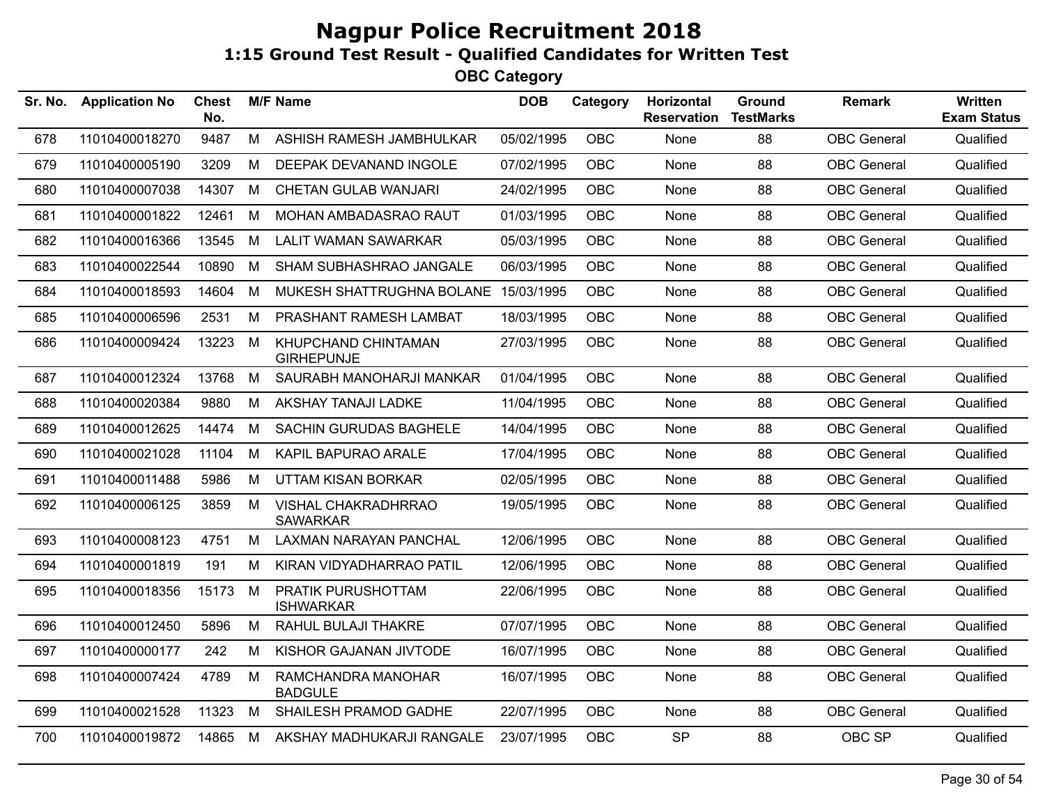# Nagpur Police Recruitment 2018

## 1:15 Ground Test Result - Qualified Candidates for Written Test

### OBC Category

| Sr. No. | Application No | Chest No. | M/F | Name | DOB | Category | Horizontal Reservation | Ground TestMarks | Remark | Written Exam Status |
|---|---|---|---|---|---|---|---|---|---|---|
| 678 | 11010400018270 | 9487 | M | ASHISH RAMESH JAMBHULKAR | 05/02/1995 | OBC | None | 88 | OBC General | Qualified |
| 679 | 11010400005190 | 3209 | M | DEEPAK DEVANAND INGOLE | 07/02/1995 | OBC | None | 88 | OBC General | Qualified |
| 680 | 11010400007038 | 14307 | M | CHETAN GULAB WANJARI | 24/02/1995 | OBC | None | 88 | OBC General | Qualified |
| 681 | 11010400001822 | 12461 | M | MOHAN AMBADASRAO RAUT | 01/03/1995 | OBC | None | 88 | OBC General | Qualified |
| 682 | 11010400016366 | 13545 | M | LALIT WAMAN SAWARKAR | 05/03/1995 | OBC | None | 88 | OBC General | Qualified |
| 683 | 11010400022544 | 10890 | M | SHAM SUBHASHRAO JANGALE | 06/03/1995 | OBC | None | 88 | OBC General | Qualified |
| 684 | 11010400018593 | 14604 | M | MUKESH SHATTRUGHNA BOLANE | 15/03/1995 | OBC | None | 88 | OBC General | Qualified |
| 685 | 11010400006596 | 2531 | M | PRASHANT RAMESH LAMBAT | 18/03/1995 | OBC | None | 88 | OBC General | Qualified |
| 686 | 11010400009424 | 13223 | M | KHUPCHAND CHINTAMAN GIRHEPUNJE | 27/03/1995 | OBC | None | 88 | OBC General | Qualified |
| 687 | 11010400012324 | 13768 | M | SAURABH MANOHARJI MANKAR | 01/04/1995 | OBC | None | 88 | OBC General | Qualified |
| 688 | 11010400020384 | 9880 | M | AKSHAY TANAJI LADKE | 11/04/1995 | OBC | None | 88 | OBC General | Qualified |
| 689 | 11010400012625 | 14474 | M | SACHIN GURUDAS BAGHELE | 14/04/1995 | OBC | None | 88 | OBC General | Qualified |
| 690 | 11010400021028 | 11104 | M | KAPIL BAPURAO ARALE | 17/04/1995 | OBC | None | 88 | OBC General | Qualified |
| 691 | 11010400011488 | 5986 | M | UTTAM KISAN BORKAR | 02/05/1995 | OBC | None | 88 | OBC General | Qualified |
| 692 | 11010400006125 | 3859 | M | VISHAL CHAKRADHRRAO SAWARKAR | 19/05/1995 | OBC | None | 88 | OBC General | Qualified |
| 693 | 11010400008123 | 4751 | M | LAXMAN NARAYAN PANCHAL | 12/06/1995 | OBC | None | 88 | OBC General | Qualified |
| 694 | 11010400001819 | 191 | M | KIRAN VIDYADHARRAO PATIL | 12/06/1995 | OBC | None | 88 | OBC General | Qualified |
| 695 | 11010400018356 | 15173 | M | PRATIK PURUSHOTTAM ISHWARKAR | 22/06/1995 | OBC | None | 88 | OBC General | Qualified |
| 696 | 11010400012450 | 5896 | M | RAHUL BULAJI THAKRE | 07/07/1995 | OBC | None | 88 | OBC General | Qualified |
| 697 | 11010400000177 | 242 | M | KISHOR GAJANAN JIVTODE | 16/07/1995 | OBC | None | 88 | OBC General | Qualified |
| 698 | 11010400007424 | 4789 | M | RAMCHANDRA MANOHAR BADGULE | 16/07/1995 | OBC | None | 88 | OBC General | Qualified |
| 699 | 11010400021528 | 11323 | M | SHAILESH PRAMOD GADHE | 22/07/1995 | OBC | None | 88 | OBC General | Qualified |
| 700 | 11010400019872 | 14865 | M | AKSHAY MADHUKARJI RANGALE | 23/07/1995 | OBC | SP | 88 | OBC SP | Qualified |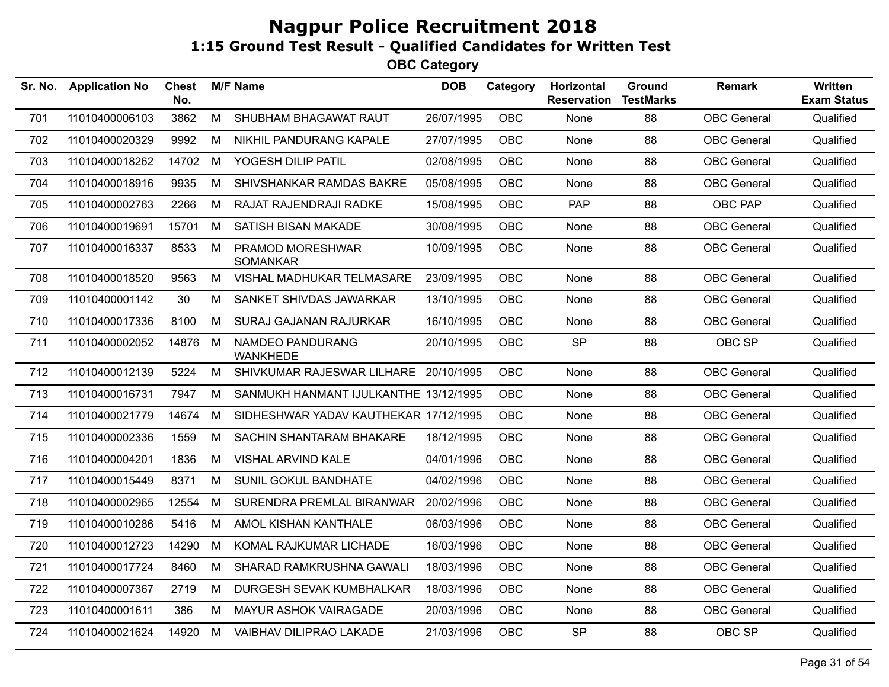# Nagpur Police Recruitment 2018

## 1:15 Ground Test Result - Qualified Candidates for Written Test

### OBC Category

| Sr. No. | Application No | Chest No. | M/F | Name | DOB | Category | Horizontal Reservation | Ground TestMarks | Remark | Written Exam Status |
|---|---|---|---|---|---|---|---|---|---|---|
| 701 | 11010400006103 | 3862 | M | SHUBHAM BHAGAWAT RAUT | 26/07/1995 | OBC | None | 88 | OBC General | Qualified |
| 702 | 11010400020329 | 9992 | M | NIKHIL PANDURANG KAPALE | 27/07/1995 | OBC | None | 88 | OBC General | Qualified |
| 703 | 11010400018262 | 14702 | M | YOGESH DILIP PATIL | 02/08/1995 | OBC | None | 88 | OBC General | Qualified |
| 704 | 11010400018916 | 9935 | M | SHIVSHANKAR RAMDAS BAKRE | 05/08/1995 | OBC | None | 88 | OBC General | Qualified |
| 705 | 11010400002763 | 2266 | M | RAJAT RAJENDRAJI RADKE | 15/08/1995 | OBC | PAP | 88 | OBC PAP | Qualified |
| 706 | 11010400019691 | 15701 | M | SATISH BISAN MAKADE | 30/08/1995 | OBC | None | 88 | OBC General | Qualified |
| 707 | 11010400016337 | 8533 | M | PRAMOD MORESHWAR SOMANKAR | 10/09/1995 | OBC | None | 88 | OBC General | Qualified |
| 708 | 11010400018520 | 9563 | M | VISHAL MADHUKAR TELMASARE | 23/09/1995 | OBC | None | 88 | OBC General | Qualified |
| 709 | 11010400001142 | 30 | M | SANKET SHIVDAS JAWARKAR | 13/10/1995 | OBC | None | 88 | OBC General | Qualified |
| 710 | 11010400017336 | 8100 | M | SURAJ GAJANAN RAJURKAR | 16/10/1995 | OBC | None | 88 | OBC General | Qualified |
| 711 | 11010400002052 | 14876 | M | NAMDEO PANDURANG WANKHEDE | 20/10/1995 | OBC | SP | 88 | OBC SP | Qualified |
| 712 | 11010400012139 | 5224 | M | SHIVKUMAR RAJESWAR LILHARE | 20/10/1995 | OBC | None | 88 | OBC General | Qualified |
| 713 | 11010400016731 | 7947 | M | SANMUKH HANMANT IJULKANTHE | 13/12/1995 | OBC | None | 88 | OBC General | Qualified |
| 714 | 11010400021779 | 14674 | M | SIDHESHWAR YADAV KAUTHEKAR | 17/12/1995 | OBC | None | 88 | OBC General | Qualified |
| 715 | 11010400002336 | 1559 | M | SACHIN SHANTARAM BHAKARE | 18/12/1995 | OBC | None | 88 | OBC General | Qualified |
| 716 | 11010400004201 | 1836 | M | VISHAL ARVIND KALE | 04/01/1996 | OBC | None | 88 | OBC General | Qualified |
| 717 | 11010400015449 | 8371 | M | SUNIL GOKUL BANDHATE | 04/02/1996 | OBC | None | 88 | OBC General | Qualified |
| 718 | 11010400002965 | 12554 | M | SURENDRA PREMLAL BIRANWAR | 20/02/1996 | OBC | None | 88 | OBC General | Qualified |
| 719 | 11010400010286 | 5416 | M | AMOL KISHAN KANTHALE | 06/03/1996 | OBC | None | 88 | OBC General | Qualified |
| 720 | 11010400012723 | 14290 | M | KOMAL RAJKUMAR LICHADE | 16/03/1996 | OBC | None | 88 | OBC General | Qualified |
| 721 | 11010400017724 | 8460 | M | SHARAD RAMKRUSHNA GAWALI | 18/03/1996 | OBC | None | 88 | OBC General | Qualified |
| 722 | 11010400007367 | 2719 | M | DURGESH SEVAK KUMBHALKAR | 18/03/1996 | OBC | None | 88 | OBC General | Qualified |
| 723 | 11010400001611 | 386 | M | MAYUR ASHOK VAIRAGADE | 20/03/1996 | OBC | None | 88 | OBC General | Qualified |
| 724 | 11010400021624 | 14920 | M | VAIBHAV DILIPRAO LAKADE | 21/03/1996 | OBC | SP | 88 | OBC SP | Qualified |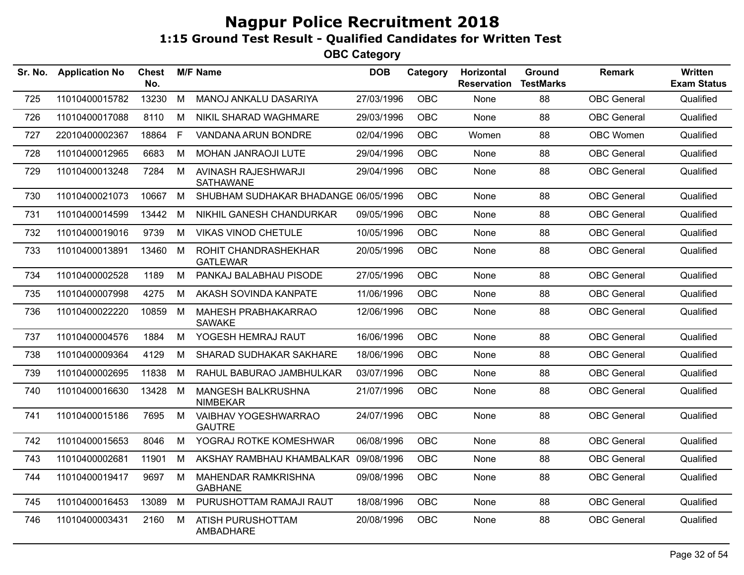# Nagpur Police Recruitment 2018

## 1:15 Ground Test Result - Qualified Candidates for Written Test

### OBC Category

| Sr. No. | Application No | Chest No. | M/F | Name | DOB | Category | Horizontal Reservation | Ground TestMarks | Remark | Written Exam Status |
|---|---|---|---|---|---|---|---|---|---|---|
| 725 | 11010400015782 | 13230 | M | MANOJ ANKALU DASARIYA | 27/03/1996 | OBC | None | 88 | OBC General | Qualified |
| 726 | 11010400017088 | 8110 | M | NIKIL SHARAD WAGHMARE | 29/03/1996 | OBC | None | 88 | OBC General | Qualified |
| 727 | 22010400002367 | 18864 | F | VANDANA ARUN BONDRE | 02/04/1996 | OBC | Women | 88 | OBC Women | Qualified |
| 728 | 11010400012965 | 6683 | M | MOHAN JANRAOJI LUTE | 29/04/1996 | OBC | None | 88 | OBC General | Qualified |
| 729 | 11010400013248 | 7284 | M | AVINASH RAJESHWARJI SATHAWANE | 29/04/1996 | OBC | None | 88 | OBC General | Qualified |
| 730 | 11010400021073 | 10667 | M | SHUBHAM SUDHAKAR BHADANGE | 06/05/1996 | OBC | None | 88 | OBC General | Qualified |
| 731 | 11010400014599 | 13442 | M | NIKHIL GANESH CHANDURKAR | 09/05/1996 | OBC | None | 88 | OBC General | Qualified |
| 732 | 11010400019016 | 9739 | M | VIKAS VINOD CHETULE | 10/05/1996 | OBC | None | 88 | OBC General | Qualified |
| 733 | 11010400013891 | 13460 | M | ROHIT CHANDRASHEKHAR GATLEWAR | 20/05/1996 | OBC | None | 88 | OBC General | Qualified |
| 734 | 11010400002528 | 1189 | M | PANKAJ BALABHAU PISODE | 27/05/1996 | OBC | None | 88 | OBC General | Qualified |
| 735 | 11010400007998 | 4275 | M | AKASH SOVINDA KANPATE | 11/06/1996 | OBC | None | 88 | OBC General | Qualified |
| 736 | 11010400022220 | 10859 | M | MAHESH PRABHAKARRAO SAWAKE | 12/06/1996 | OBC | None | 88 | OBC General | Qualified |
| 737 | 11010400004576 | 1884 | M | YOGESH HEMRAJ RAUT | 16/06/1996 | OBC | None | 88 | OBC General | Qualified |
| 738 | 11010400009364 | 4129 | M | SHARAD SUDHAKAR SAKHARE | 18/06/1996 | OBC | None | 88 | OBC General | Qualified |
| 739 | 11010400002695 | 11838 | M | RAHUL BABURAO JAMBHULKAR | 03/07/1996 | OBC | None | 88 | OBC General | Qualified |
| 740 | 11010400016630 | 13428 | M | MANGESH BALKRUSHNA NIMBEKAR | 21/07/1996 | OBC | None | 88 | OBC General | Qualified |
| 741 | 11010400015186 | 7695 | M | VAIBHAV YOGESHWARRAO GAUTRE | 24/07/1996 | OBC | None | 88 | OBC General | Qualified |
| 742 | 11010400015653 | 8046 | M | YOGRAJ ROTKE KOMESHWAR | 06/08/1996 | OBC | None | 88 | OBC General | Qualified |
| 743 | 11010400002681 | 11901 | M | AKSHAY RAMBHAU KHAMBALKAR | 09/08/1996 | OBC | None | 88 | OBC General | Qualified |
| 744 | 11010400019417 | 9697 | M | MAHENDAR RAMKRISHNA GABHANE | 09/08/1996 | OBC | None | 88 | OBC General | Qualified |
| 745 | 11010400016453 | 13089 | M | PURUSHOTTAM RAMAJI RAUT | 18/08/1996 | OBC | None | 88 | OBC General | Qualified |
| 746 | 11010400003431 | 2160 | M | ATISH PURUSHOTTAM AMBADHARE | 20/08/1996 | OBC | None | 88 | OBC General | Qualified |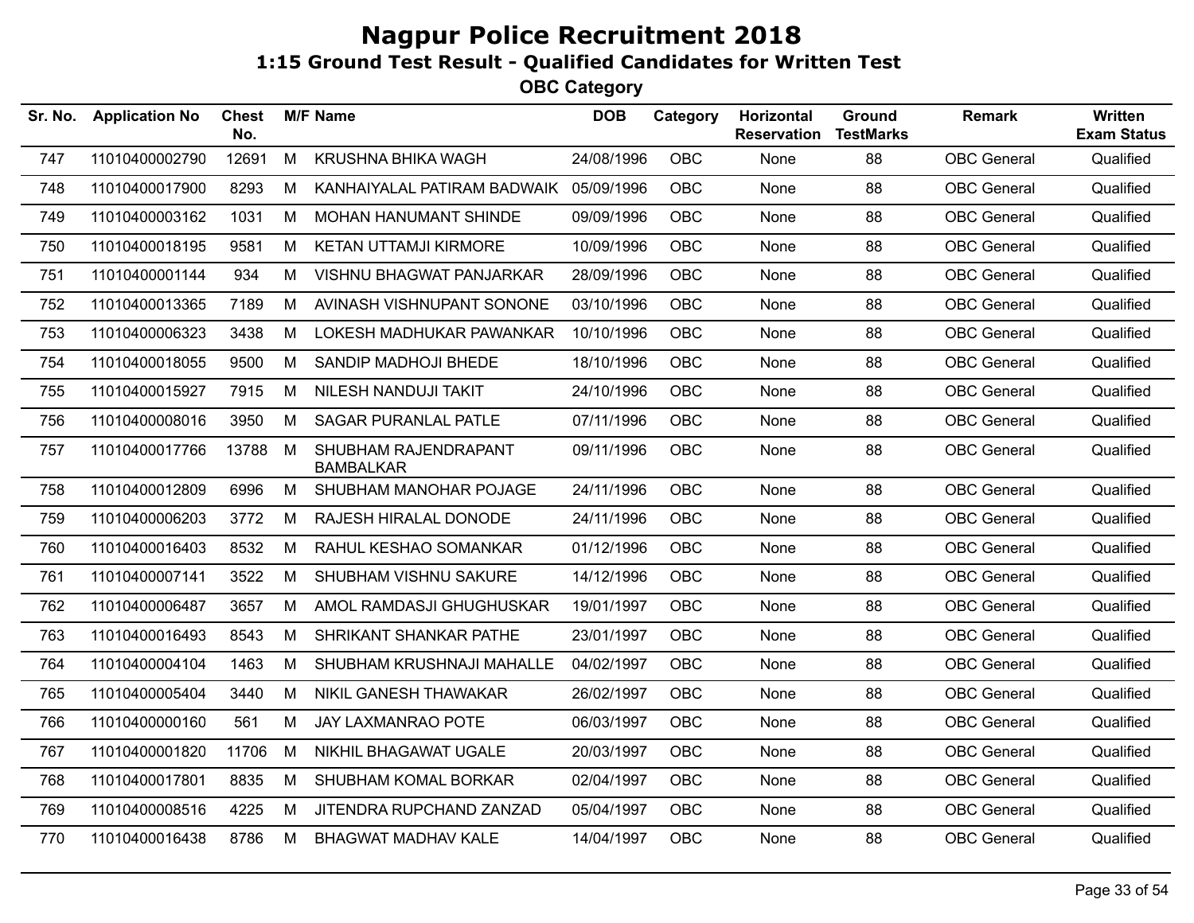# Nagpur Police Recruitment 2018

## 1:15 Ground Test Result - Qualified Candidates for Written Test

### OBC Category

| Sr. No. | Application No | Chest No. | M/F | Name | DOB | Category | Horizontal Reservation | Ground TestMarks | Remark | Written Exam Status |
|---|---|---|---|---|---|---|---|---|---|---|
| 747 | 11010400002790 | 12691 | M | KRUSHNA BHIKA WAGH | 24/08/1996 | OBC | None | 88 | OBC General | Qualified |
| 748 | 11010400017900 | 8293 | M | KANHAIYALAL PATIRAM BADWAIK | 05/09/1996 | OBC | None | 88 | OBC General | Qualified |
| 749 | 11010400003162 | 1031 | M | MOHAN HANUMANT SHINDE | 09/09/1996 | OBC | None | 88 | OBC General | Qualified |
| 750 | 11010400018195 | 9581 | M | KETAN UTTAMJI KIRMORE | 10/09/1996 | OBC | None | 88 | OBC General | Qualified |
| 751 | 11010400001144 | 934 | M | VISHNU BHAGWAT PANJARKAR | 28/09/1996 | OBC | None | 88 | OBC General | Qualified |
| 752 | 11010400013365 | 7189 | M | AVINASH VISHNUPANT SONONE | 03/10/1996 | OBC | None | 88 | OBC General | Qualified |
| 753 | 11010400006323 | 3438 | M | LOKESH MADHUKAR PAWANKAR | 10/10/1996 | OBC | None | 88 | OBC General | Qualified |
| 754 | 11010400018055 | 9500 | M | SANDIP MADHOJI BHEDE | 18/10/1996 | OBC | None | 88 | OBC General | Qualified |
| 755 | 11010400015927 | 7915 | M | NILESH NANDUJI TAKIT | 24/10/1996 | OBC | None | 88 | OBC General | Qualified |
| 756 | 11010400008016 | 3950 | M | SAGAR PURANLAL PATLE | 07/11/1996 | OBC | None | 88 | OBC General | Qualified |
| 757 | 11010400017766 | 13788 | M | SHUBHAM RAJENDRAPANT BAMBALKAR | 09/11/1996 | OBC | None | 88 | OBC General | Qualified |
| 758 | 11010400012809 | 6996 | M | SHUBHAM MANOHAR POJAGE | 24/11/1996 | OBC | None | 88 | OBC General | Qualified |
| 759 | 11010400006203 | 3772 | M | RAJESH HIRALAL DONODE | 24/11/1996 | OBC | None | 88 | OBC General | Qualified |
| 760 | 11010400016403 | 8532 | M | RAHUL KESHAO SOMANKAR | 01/12/1996 | OBC | None | 88 | OBC General | Qualified |
| 761 | 11010400007141 | 3522 | M | SHUBHAM VISHNU SAKURE | 14/12/1996 | OBC | None | 88 | OBC General | Qualified |
| 762 | 11010400006487 | 3657 | M | AMOL RAMDASJI GHUGHUSKAR | 19/01/1997 | OBC | None | 88 | OBC General | Qualified |
| 763 | 11010400016493 | 8543 | M | SHRIKANT SHANKAR PATHE | 23/01/1997 | OBC | None | 88 | OBC General | Qualified |
| 764 | 11010400004104 | 1463 | M | SHUBHAM KRUSHNAJI MAHALLE | 04/02/1997 | OBC | None | 88 | OBC General | Qualified |
| 765 | 11010400005404 | 3440 | M | NIKIL GANESH THAWAKAR | 26/02/1997 | OBC | None | 88 | OBC General | Qualified |
| 766 | 11010400000160 | 561 | M | JAY LAXMANRAO POTE | 06/03/1997 | OBC | None | 88 | OBC General | Qualified |
| 767 | 11010400001820 | 11706 | M | NIKHIL BHAGAWAT UGALE | 20/03/1997 | OBC | None | 88 | OBC General | Qualified |
| 768 | 11010400017801 | 8835 | M | SHUBHAM KOMAL BORKAR | 02/04/1997 | OBC | None | 88 | OBC General | Qualified |
| 769 | 11010400008516 | 4225 | M | JITENDRA RUPCHAND ZANZAD | 05/04/1997 | OBC | None | 88 | OBC General | Qualified |
| 770 | 11010400016438 | 8786 | M | BHAGWAT MADHAV KALE | 14/04/1997 | OBC | None | 88 | OBC General | Qualified |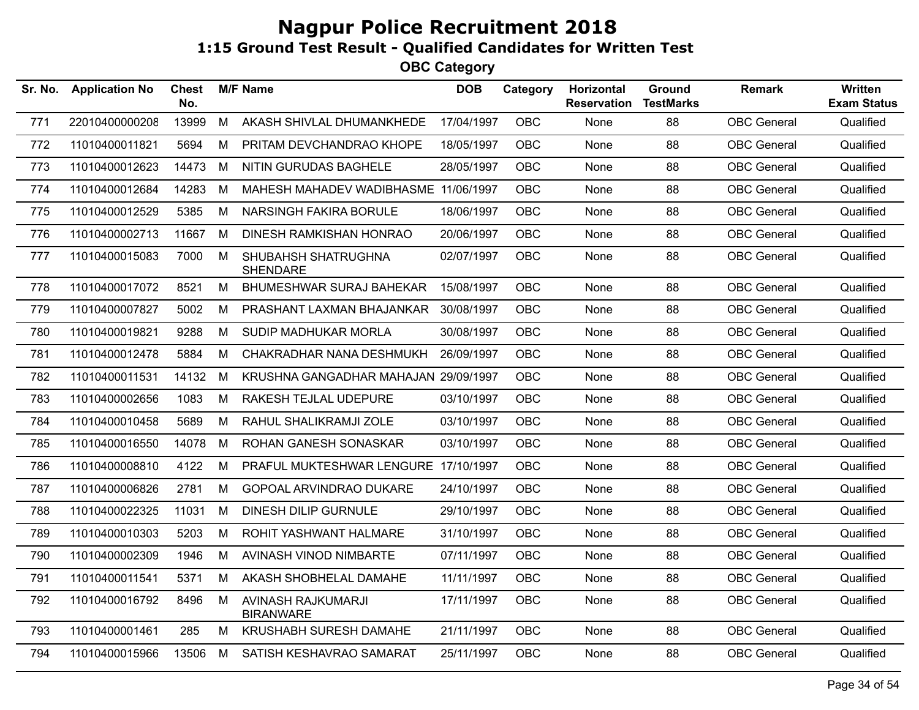# Nagpur Police Recruitment 2018

## 1:15 Ground Test Result - Qualified Candidates for Written Test

### OBC Category

| Sr. No. | Application No | Chest No. | M/F | Name | DOB | Category | Horizontal Reservation | Ground TestMarks | Remark | Written Exam Status |
|---|---|---|---|---|---|---|---|---|---|---|
| 771 | 22010400000208 | 13999 | M | AKASH SHIVLAL DHUMANKHEDE | 17/04/1997 | OBC | None | 88 | OBC General | Qualified |
| 772 | 11010400011821 | 5694 | M | PRITAM DEVCHANDRAO KHOPE | 18/05/1997 | OBC | None | 88 | OBC General | Qualified |
| 773 | 11010400012623 | 14473 | M | NITIN GURUDAS BAGHELE | 28/05/1997 | OBC | None | 88 | OBC General | Qualified |
| 774 | 11010400012684 | 14283 | M | MAHESH MAHADEV WADIBHASME | 11/06/1997 | OBC | None | 88 | OBC General | Qualified |
| 775 | 11010400012529 | 5385 | M | NARSINGH FAKIRA BORULE | 18/06/1997 | OBC | None | 88 | OBC General | Qualified |
| 776 | 11010400002713 | 11667 | M | DINESH RAMKISHAN HONRAO | 20/06/1997 | OBC | None | 88 | OBC General | Qualified |
| 777 | 11010400015083 | 7000 | M | SHUBAHSH SHATRUGHNA SHENDARE | 02/07/1997 | OBC | None | 88 | OBC General | Qualified |
| 778 | 11010400017072 | 8521 | M | BHUMESHWAR SURAJ BAHEKAR | 15/08/1997 | OBC | None | 88 | OBC General | Qualified |
| 779 | 11010400007827 | 5002 | M | PRASHANT LAXMAN BHAJANKAR | 30/08/1997 | OBC | None | 88 | OBC General | Qualified |
| 780 | 11010400019821 | 9288 | M | SUDIP MADHUKAR MORLA | 30/08/1997 | OBC | None | 88 | OBC General | Qualified |
| 781 | 11010400012478 | 5884 | M | CHAKRADHAR NANA DESHMUKH | 26/09/1997 | OBC | None | 88 | OBC General | Qualified |
| 782 | 11010400011531 | 14132 | M | KRUSHNA GANGADHAR MAHAJAN | 29/09/1997 | OBC | None | 88 | OBC General | Qualified |
| 783 | 11010400002656 | 1083 | M | RAKESH TEJLAL UDEPURE | 03/10/1997 | OBC | None | 88 | OBC General | Qualified |
| 784 | 11010400010458 | 5689 | M | RAHUL SHALIKRAMJI ZOLE | 03/10/1997 | OBC | None | 88 | OBC General | Qualified |
| 785 | 11010400016550 | 14078 | M | ROHAN GANESH SONASKAR | 03/10/1997 | OBC | None | 88 | OBC General | Qualified |
| 786 | 11010400008810 | 4122 | M | PRAFUL MUKTESHWAR LENGURE | 17/10/1997 | OBC | None | 88 | OBC General | Qualified |
| 787 | 11010400006826 | 2781 | M | GOPOAL ARVINDRAO DUKARE | 24/10/1997 | OBC | None | 88 | OBC General | Qualified |
| 788 | 11010400022325 | 11031 | M | DINESH DILIP GURNULE | 29/10/1997 | OBC | None | 88 | OBC General | Qualified |
| 789 | 11010400010303 | 5203 | M | ROHIT YASHWANT HALMARE | 31/10/1997 | OBC | None | 88 | OBC General | Qualified |
| 790 | 11010400002309 | 1946 | M | AVINASH VINOD NIMBARTE | 07/11/1997 | OBC | None | 88 | OBC General | Qualified |
| 791 | 11010400011541 | 5371 | M | AKASH SHOBHELAL DAMAHE | 11/11/1997 | OBC | None | 88 | OBC General | Qualified |
| 792 | 11010400016792 | 8496 | M | AVINASH RAJKUMARJI BIRANWARE | 17/11/1997 | OBC | None | 88 | OBC General | Qualified |
| 793 | 11010400001461 | 285 | M | KRUSHABH SURESH DAMAHE | 21/11/1997 | OBC | None | 88 | OBC General | Qualified |
| 794 | 11010400015966 | 13506 | M | SATISH KESHAVRAO SAMARAT | 25/11/1997 | OBC | None | 88 | OBC General | Qualified |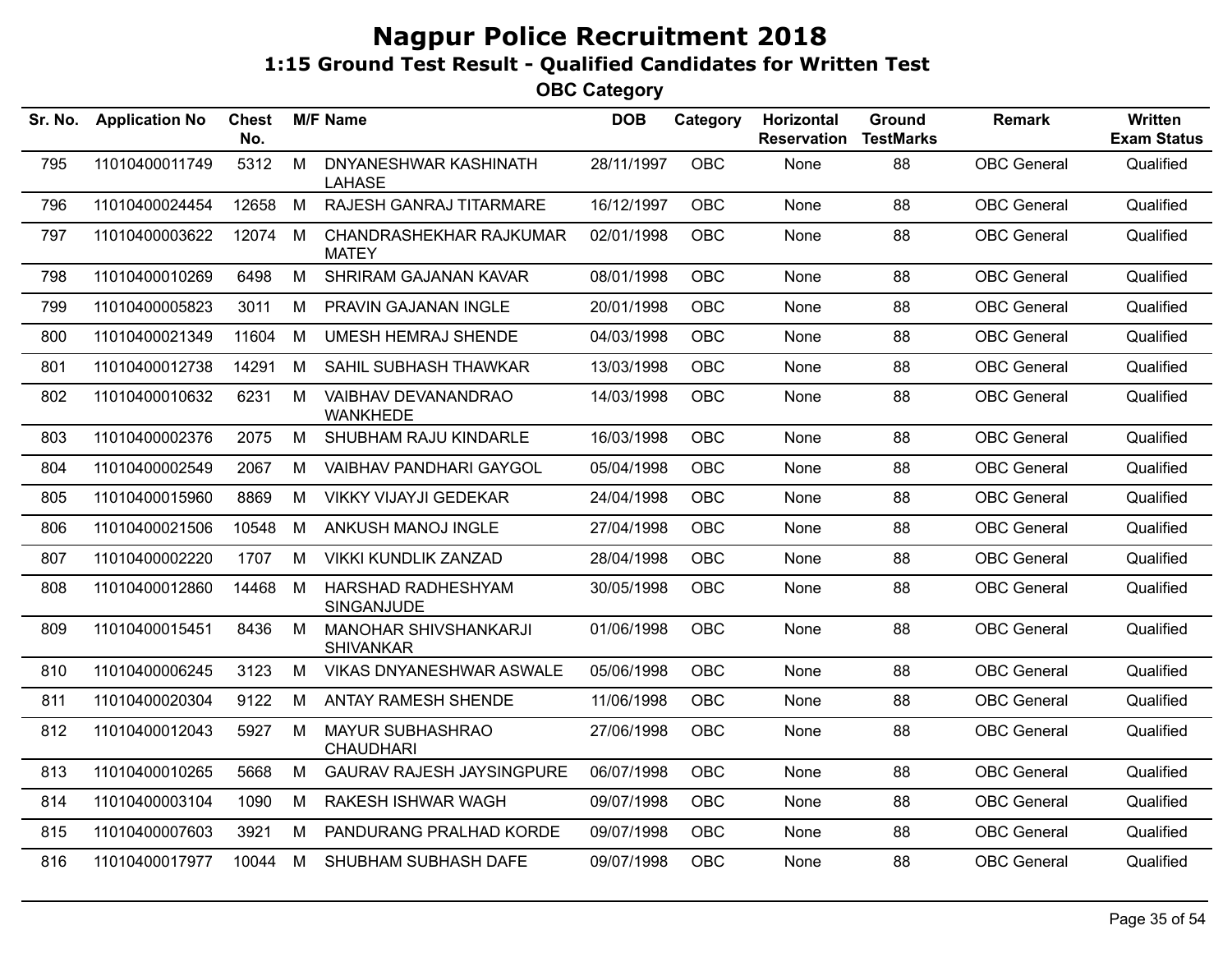# Nagpur Police Recruitment 2018

## 1:15 Ground Test Result - Qualified Candidates for Written Test

### OBC Category

| Sr. No. | Application No | Chest No. | M/F | Name | DOB | Category | Horizontal Reservation | Ground TestMarks | Remark | Written Exam Status |
|---|---|---|---|---|---|---|---|---|---|---|
| 795 | 11010400011749 | 5312 | M | DNYANESHWAR KASHINATH LAHASE | 28/11/1997 | OBC | None | 88 | OBC General | Qualified |
| 796 | 11010400024454 | 12658 | M | RAJESH GANRAJ TITARMARE | 16/12/1997 | OBC | None | 88 | OBC General | Qualified |
| 797 | 11010400003622 | 12074 | M | CHANDRASHEKHAR RAJKUMAR MATEY | 02/01/1998 | OBC | None | 88 | OBC General | Qualified |
| 798 | 11010400010269 | 6498 | M | SHRIRAM GAJANAN KAVAR | 08/01/1998 | OBC | None | 88 | OBC General | Qualified |
| 799 | 11010400005823 | 3011 | M | PRAVIN GAJANAN INGLE | 20/01/1998 | OBC | None | 88 | OBC General | Qualified |
| 800 | 11010400021349 | 11604 | M | UMESH HEMRAJ SHENDE | 04/03/1998 | OBC | None | 88 | OBC General | Qualified |
| 801 | 11010400012738 | 14291 | M | SAHIL SUBHASH THAWKAR | 13/03/1998 | OBC | None | 88 | OBC General | Qualified |
| 802 | 11010400010632 | 6231 | M | VAIBHAV DEVANANDRAO WANKHEDE | 14/03/1998 | OBC | None | 88 | OBC General | Qualified |
| 803 | 11010400002376 | 2075 | M | SHUBHAM RAJU KINDARLE | 16/03/1998 | OBC | None | 88 | OBC General | Qualified |
| 804 | 11010400002549 | 2067 | M | VAIBHAV PANDHARI GAYGOL | 05/04/1998 | OBC | None | 88 | OBC General | Qualified |
| 805 | 11010400015960 | 8869 | M | VIKKY VIJAYJI GEDEKAR | 24/04/1998 | OBC | None | 88 | OBC General | Qualified |
| 806 | 11010400021506 | 10548 | M | ANKUSH MANOJ INGLE | 27/04/1998 | OBC | None | 88 | OBC General | Qualified |
| 807 | 11010400002220 | 1707 | M | VIKKI KUNDLIK ZANZAD | 28/04/1998 | OBC | None | 88 | OBC General | Qualified |
| 808 | 11010400012860 | 14468 | M | HARSHAD RADHESHYAM SINGANJUDE | 30/05/1998 | OBC | None | 88 | OBC General | Qualified |
| 809 | 11010400015451 | 8436 | M | MANOHAR SHIVSHANKARJI SHIVANKAR | 01/06/1998 | OBC | None | 88 | OBC General | Qualified |
| 810 | 11010400006245 | 3123 | M | VIKAS DNYANESHWAR ASWALE | 05/06/1998 | OBC | None | 88 | OBC General | Qualified |
| 811 | 11010400020304 | 9122 | M | ANTAY RAMESH SHENDE | 11/06/1998 | OBC | None | 88 | OBC General | Qualified |
| 812 | 11010400012043 | 5927 | M | MAYUR SUBHASHRAO CHAUDHARI | 27/06/1998 | OBC | None | 88 | OBC General | Qualified |
| 813 | 11010400010265 | 5668 | M | GAURAV RAJESH JAYSINGPURE | 06/07/1998 | OBC | None | 88 | OBC General | Qualified |
| 814 | 11010400003104 | 1090 | M | RAKESH ISHWAR WAGH | 09/07/1998 | OBC | None | 88 | OBC General | Qualified |
| 815 | 11010400007603 | 3921 | M | PANDURANG PRALHAD KORDE | 09/07/1998 | OBC | None | 88 | OBC General | Qualified |
| 816 | 11010400017977 | 10044 | M | SHUBHAM SUBHASH DAFE | 09/07/1998 | OBC | None | 88 | OBC General | Qualified |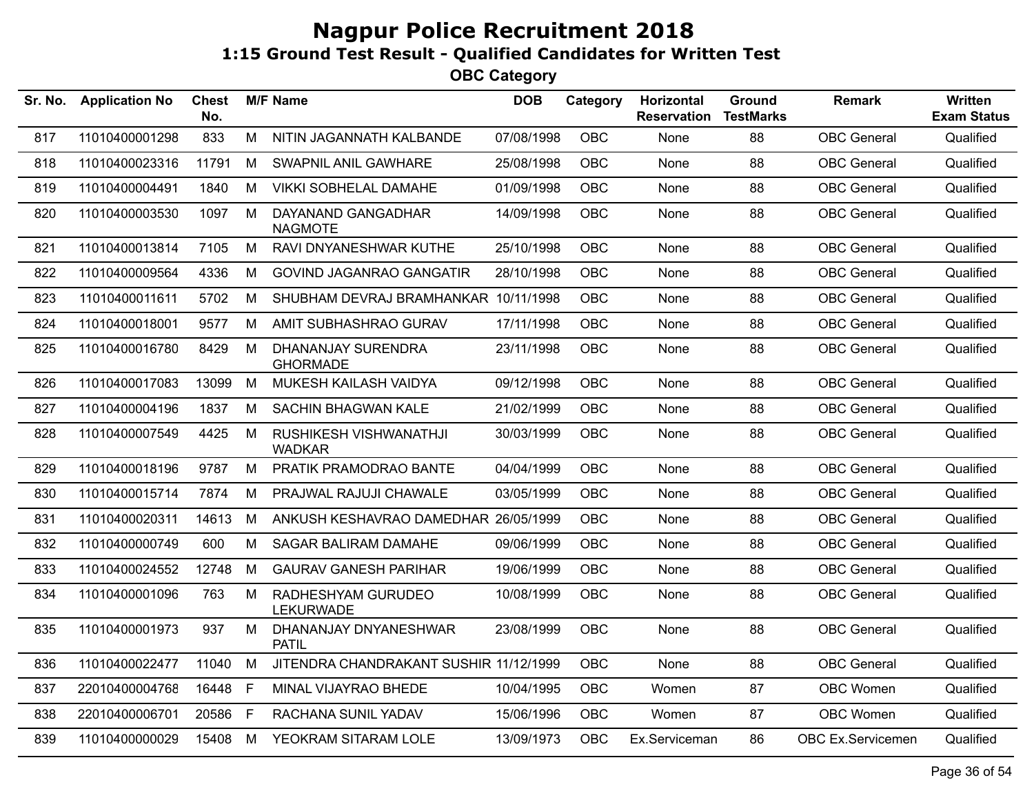# Nagpur Police Recruitment 2018

## 1:15 Ground Test Result - Qualified Candidates for Written Test

### OBC Category

| Sr. No. | Application No | Chest No. | M/F | Name | DOB | Category | Horizontal Reservation | Ground TestMarks | Remark | Written Exam Status |
|---|---|---|---|---|---|---|---|---|---|---|
| 817 | 11010400001298 | 833 | M | NITIN JAGANNATH KALBANDE | 07/08/1998 | OBC | None | 88 | OBC General | Qualified |
| 818 | 11010400023316 | 11791 | M | SWAPNIL ANIL GAWHARE | 25/08/1998 | OBC | None | 88 | OBC General | Qualified |
| 819 | 11010400004491 | 1840 | M | VIKKI SOBHELAL DAMAHE | 01/09/1998 | OBC | None | 88 | OBC General | Qualified |
| 820 | 11010400003530 | 1097 | M | DAYANAND GANGADHAR NAGMOTE | 14/09/1998 | OBC | None | 88 | OBC General | Qualified |
| 821 | 11010400013814 | 7105 | M | RAVI DNYANESHWAR KUTHE | 25/10/1998 | OBC | None | 88 | OBC General | Qualified |
| 822 | 11010400009564 | 4336 | M | GOVIND JAGANRAO GANGATIR | 28/10/1998 | OBC | None | 88 | OBC General | Qualified |
| 823 | 11010400011611 | 5702 | M | SHUBHAM DEVRAJ BRAMHANKAR | 10/11/1998 | OBC | None | 88 | OBC General | Qualified |
| 824 | 11010400018001 | 9577 | M | AMIT SUBHASHRAO GURAV | 17/11/1998 | OBC | None | 88 | OBC General | Qualified |
| 825 | 11010400016780 | 8429 | M | DHANANJAY SURENDRA GHORMADE | 23/11/1998 | OBC | None | 88 | OBC General | Qualified |
| 826 | 11010400017083 | 13099 | M | MUKESH KAILASH VAIDYA | 09/12/1998 | OBC | None | 88 | OBC General | Qualified |
| 827 | 11010400004196 | 1837 | M | SACHIN BHAGWAN KALE | 21/02/1999 | OBC | None | 88 | OBC General | Qualified |
| 828 | 11010400007549 | 4425 | M | RUSHIKESH VISHWANATHJI WADKAR | 30/03/1999 | OBC | None | 88 | OBC General | Qualified |
| 829 | 11010400018196 | 9787 | M | PRATIK PRAMODRAO BANTE | 04/04/1999 | OBC | None | 88 | OBC General | Qualified |
| 830 | 11010400015714 | 7874 | M | PRAJWAL RAJUJI CHAWALE | 03/05/1999 | OBC | None | 88 | OBC General | Qualified |
| 831 | 11010400020311 | 14613 | M | ANKUSH KESHAVRAO DAMEDHAR | 26/05/1999 | OBC | None | 88 | OBC General | Qualified |
| 832 | 11010400000749 | 600 | M | SAGAR BALIRAM DAMAHE | 09/06/1999 | OBC | None | 88 | OBC General | Qualified |
| 833 | 11010400024552 | 12748 | M | GAURAV GANESH PARIHAR | 19/06/1999 | OBC | None | 88 | OBC General | Qualified |
| 834 | 11010400001096 | 763 | M | RADHESHYAM GURUDEO LEKURWADE | 10/08/1999 | OBC | None | 88 | OBC General | Qualified |
| 835 | 11010400001973 | 937 | M | DHANANJAY DNYANESHWAR PATIL | 23/08/1999 | OBC | None | 88 | OBC General | Qualified |
| 836 | 11010400022477 | 11040 | M | JITENDRA CHANDRAKANT SUSHIR | 11/12/1999 | OBC | None | 88 | OBC General | Qualified |
| 837 | 22010400004768 | 16448 | F | MINAL VIJAYRAO BHEDE | 10/04/1995 | OBC | Women | 87 | OBC Women | Qualified |
| 838 | 22010400006701 | 20586 | F | RACHANA SUNIL YADAV | 15/06/1996 | OBC | Women | 87 | OBC Women | Qualified |
| 839 | 11010400000029 | 15408 | M | YEOKRAM SITARAM LOLE | 13/09/1973 | OBC | Ex.Serviceman | 86 | OBC Ex.Servicemen | Qualified |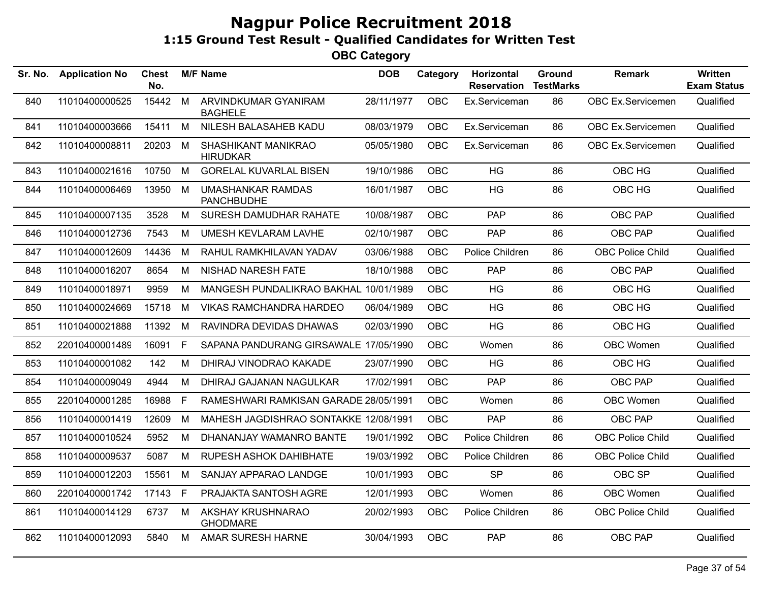# Nagpur Police Recruitment 2018

## 1:15 Ground Test Result - Qualified Candidates for Written Test

### OBC Category

| Sr. No. | Application No | Chest No. | M/F | Name | DOB | Category | Horizontal Reservation | Ground TestMarks | Remark | Written Exam Status |
|---|---|---|---|---|---|---|---|---|---|---|
| 840 | 11010400000525 | 15442 | M | ARVINDKUMAR GYANIRAM BAGHELE | 28/11/1977 | OBC | Ex.Serviceman | 86 | OBC Ex.Servicemen | Qualified |
| 841 | 11010400003666 | 15411 | M | NILESH BALASAHEB KADU | 08/03/1979 | OBC | Ex.Serviceman | 86 | OBC Ex.Servicemen | Qualified |
| 842 | 11010400008811 | 20203 | M | SHASHIKANT MANIKRAO HIRUDKAR | 05/05/1980 | OBC | Ex.Serviceman | 86 | OBC Ex.Servicemen | Qualified |
| 843 | 11010400021616 | 10750 | M | GORELAL KUVARLAL BISEN | 19/10/1986 | OBC | HG | 86 | OBC HG | Qualified |
| 844 | 11010400006469 | 13950 | M | UMASHANKAR RAMDAS PANCHBUDHE | 16/01/1987 | OBC | HG | 86 | OBC HG | Qualified |
| 845 | 11010400007135 | 3528 | M | SURESH DAMUDHAR RAHATE | 10/08/1987 | OBC | PAP | 86 | OBC PAP | Qualified |
| 846 | 11010400012736 | 7543 | M | UMESH KEVLARAM LAVHE | 02/10/1987 | OBC | PAP | 86 | OBC PAP | Qualified |
| 847 | 11010400012609 | 14436 | M | RAHUL RAMKHILAVAN YADAV | 03/06/1988 | OBC | Police Children | 86 | OBC Police Child | Qualified |
| 848 | 11010400016207 | 8654 | M | NISHAD NARESH FATE | 18/10/1988 | OBC | PAP | 86 | OBC PAP | Qualified |
| 849 | 11010400018971 | 9959 | M | MANGESH PUNDALIKRAO BAKHAL | 10/01/1989 | OBC | HG | 86 | OBC HG | Qualified |
| 850 | 11010400024669 | 15718 | M | VIKAS RAMCHANDRA HARDEO | 06/04/1989 | OBC | HG | 86 | OBC HG | Qualified |
| 851 | 11010400021888 | 11392 | M | RAVINDRA DEVIDAS DHAWAS | 02/03/1990 | OBC | HG | 86 | OBC HG | Qualified |
| 852 | 22010400001489 | 16091 | F | SAPANA PANDURANG GIRSAWALE | 17/05/1990 | OBC | Women | 86 | OBC Women | Qualified |
| 853 | 11010400001082 | 142 | M | DHIRAJ VINODRAO KAKADE | 23/07/1990 | OBC | HG | 86 | OBC HG | Qualified |
| 854 | 11010400009049 | 4944 | M | DHIRAJ GAJANAN NAGULKAR | 17/02/1991 | OBC | PAP | 86 | OBC PAP | Qualified |
| 855 | 22010400001285 | 16988 | F | RAMESHWARI RAMKISAN GARADE | 28/05/1991 | OBC | Women | 86 | OBC Women | Qualified |
| 856 | 11010400001419 | 12609 | M | MAHESH JAGDISHRAO SONTAKKE | 12/08/1991 | OBC | PAP | 86 | OBC PAP | Qualified |
| 857 | 11010400010524 | 5952 | M | DHANANJAY WAMANRO BANTE | 19/01/1992 | OBC | Police Children | 86 | OBC Police Child | Qualified |
| 858 | 11010400009537 | 5087 | M | RUPESH ASHOK DAHIBHATE | 19/03/1992 | OBC | Police Children | 86 | OBC Police Child | Qualified |
| 859 | 11010400012203 | 15561 | M | SANJAY APPARAO LANDGE | 10/01/1993 | OBC | SP | 86 | OBC SP | Qualified |
| 860 | 22010400001742 | 17143 | F | PRAJAKTA SANTOSH AGRE | 12/01/1993 | OBC | Women | 86 | OBC Women | Qualified |
| 861 | 11010400014129 | 6737 | M | AKSHAY KRUSHNARAO GHODMARE | 20/02/1993 | OBC | Police Children | 86 | OBC Police Child | Qualified |
| 862 | 11010400012093 | 5840 | M | AMAR SURESH HARNE | 30/04/1993 | OBC | PAP | 86 | OBC PAP | Qualified |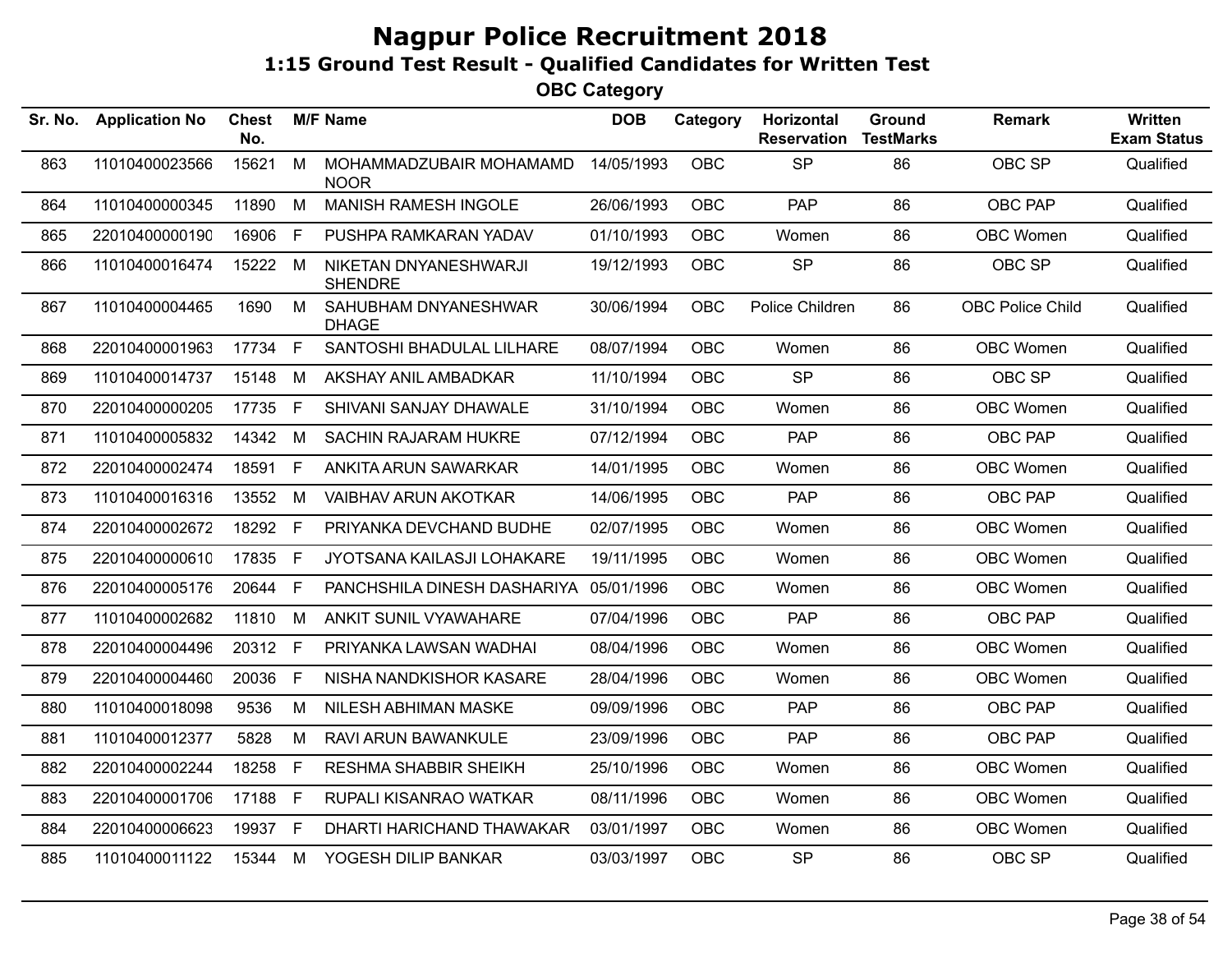# Nagpur Police Recruitment 2018

## 1:15 Ground Test Result - Qualified Candidates for Written Test

### OBC Category

| Sr. No. | Application No | Chest No. | M/F | Name | DOB | Category | Horizontal Reservation | Ground TestMarks | Remark | Written Exam Status |
|---|---|---|---|---|---|---|---|---|---|---|
| 863 | 11010400023566 | 15621 | M | MOHAMMADZUBAIR MOHAMAMD NOOR | 14/05/1993 | OBC | SP | 86 | OBC SP | Qualified |
| 864 | 11010400000345 | 11890 | M | MANISH RAMESH INGOLE | 26/06/1993 | OBC | PAP | 86 | OBC PAP | Qualified |
| 865 | 22010400000190 | 16906 | F | PUSHPA RAMKARAN YADAV | 01/10/1993 | OBC | Women | 86 | OBC Women | Qualified |
| 866 | 11010400016474 | 15222 | M | NIKETAN DNYANESHWARJI SHENDRE | 19/12/1993 | OBC | SP | 86 | OBC SP | Qualified |
| 867 | 11010400004465 | 1690 | M | SAHUBHAM DNYANESHWAR DHAGE | 30/06/1994 | OBC | Police Children | 86 | OBC Police Child | Qualified |
| 868 | 22010400001963 | 17734 | F | SANTOSHI BHADULAL LILHARE | 08/07/1994 | OBC | Women | 86 | OBC Women | Qualified |
| 869 | 11010400014737 | 15148 | M | AKSHAY ANIL AMBADKAR | 11/10/1994 | OBC | SP | 86 | OBC SP | Qualified |
| 870 | 22010400000205 | 17735 | F | SHIVANI SANJAY DHAWALE | 31/10/1994 | OBC | Women | 86 | OBC Women | Qualified |
| 871 | 11010400005832 | 14342 | M | SACHIN RAJARAM HUKRE | 07/12/1994 | OBC | PAP | 86 | OBC PAP | Qualified |
| 872 | 22010400002474 | 18591 | F | ANKITA ARUN SAWARKAR | 14/01/1995 | OBC | Women | 86 | OBC Women | Qualified |
| 873 | 11010400016316 | 13552 | M | VAIBHAV ARUN AKOTKAR | 14/06/1995 | OBC | PAP | 86 | OBC PAP | Qualified |
| 874 | 22010400002672 | 18292 | F | PRIYANKA DEVCHAND BUDHE | 02/07/1995 | OBC | Women | 86 | OBC Women | Qualified |
| 875 | 22010400000610 | 17835 | F | JYOTSANA KAILASJI LOHAKARE | 19/11/1995 | OBC | Women | 86 | OBC Women | Qualified |
| 876 | 22010400005176 | 20644 | F | PANCHSHILA DINESH DASHARIYA | 05/01/1996 | OBC | Women | 86 | OBC Women | Qualified |
| 877 | 11010400002682 | 11810 | M | ANKIT SUNIL VYAWAHARE | 07/04/1996 | OBC | PAP | 86 | OBC PAP | Qualified |
| 878 | 22010400004496 | 20312 | F | PRIYANKA LAWSAN WADHAI | 08/04/1996 | OBC | Women | 86 | OBC Women | Qualified |
| 879 | 22010400004460 | 20036 | F | NISHA NANDKISHOR KASARE | 28/04/1996 | OBC | Women | 86 | OBC Women | Qualified |
| 880 | 11010400018098 | 9536 | M | NILESH ABHIMAN MASKE | 09/09/1996 | OBC | PAP | 86 | OBC PAP | Qualified |
| 881 | 11010400012377 | 5828 | M | RAVI ARUN BAWANKULE | 23/09/1996 | OBC | PAP | 86 | OBC PAP | Qualified |
| 882 | 22010400002244 | 18258 | F | RESHMA SHABBIR SHEIKH | 25/10/1996 | OBC | Women | 86 | OBC Women | Qualified |
| 883 | 22010400001706 | 17188 | F | RUPALI KISANRAO WATKAR | 08/11/1996 | OBC | Women | 86 | OBC Women | Qualified |
| 884 | 22010400006623 | 19937 | F | DHARTI HARICHAND THAWAKAR | 03/01/1997 | OBC | Women | 86 | OBC Women | Qualified |
| 885 | 11010400011122 | 15344 | M | YOGESH DILIP BANKAR | 03/03/1997 | OBC | SP | 86 | OBC SP | Qualified |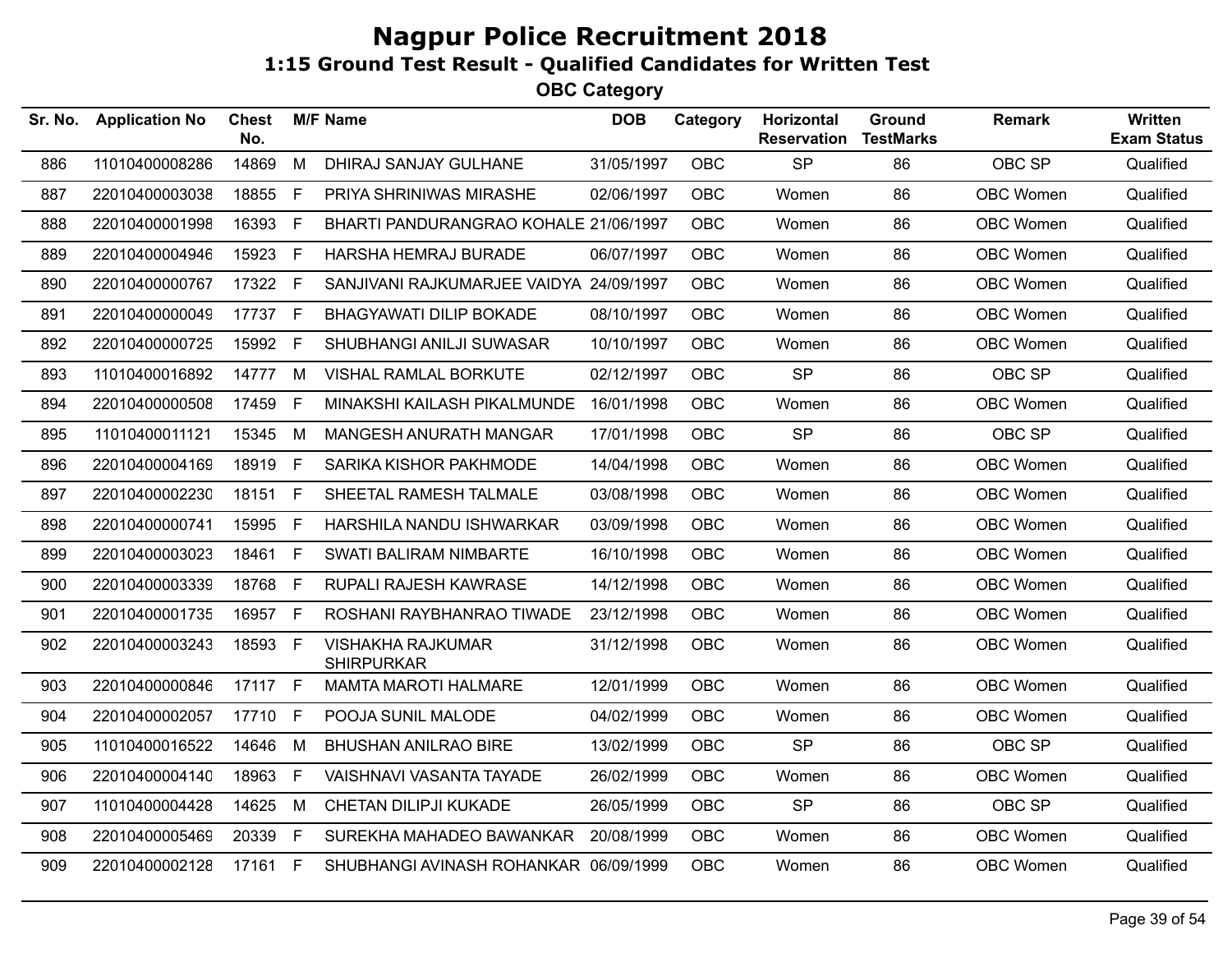# Nagpur Police Recruitment 2018

## 1:15 Ground Test Result - Qualified Candidates for Written Test

### OBC Category

| Sr. No. | Application No | Chest No. | M/F | Name | DOB | Category | Horizontal Reservation | Ground TestMarks | Remark | Written Exam Status |
|---|---|---|---|---|---|---|---|---|---|---|
| 886 | 11010400008286 | 14869 | M | DHIRAJ SANJAY GULHANE | 31/05/1997 | OBC | SP | 86 | OBC SP | Qualified |
| 887 | 22010400003038 | 18855 | F | PRIYA SHRINIWAS MIRASHE | 02/06/1997 | OBC | Women | 86 | OBC Women | Qualified |
| 888 | 22010400001998 | 16393 | F | BHARTI PANDURANGRAO KOHALE | 21/06/1997 | OBC | Women | 86 | OBC Women | Qualified |
| 889 | 22010400004946 | 15923 | F | HARSHA HEMRAJ BURADE | 06/07/1997 | OBC | Women | 86 | OBC Women | Qualified |
| 890 | 22010400000767 | 17322 | F | SANJIVANI RAJKUMARJEE VAIDYA | 24/09/1997 | OBC | Women | 86 | OBC Women | Qualified |
| 891 | 22010400000049 | 17737 | F | BHAGYAWATI DILIP BOKADE | 08/10/1997 | OBC | Women | 86 | OBC Women | Qualified |
| 892 | 22010400000725 | 15992 | F | SHUBHANGI ANILJI SUWASAR | 10/10/1997 | OBC | Women | 86 | OBC Women | Qualified |
| 893 | 11010400016892 | 14777 | M | VISHAL RAMLAL BORKUTE | 02/12/1997 | OBC | SP | 86 | OBC SP | Qualified |
| 894 | 22010400000508 | 17459 | F | MINAKSHI KAILASH PIKALMUNDE | 16/01/1998 | OBC | Women | 86 | OBC Women | Qualified |
| 895 | 11010400011121 | 15345 | M | MANGESH ANURATH MANGAR | 17/01/1998 | OBC | SP | 86 | OBC SP | Qualified |
| 896 | 22010400004169 | 18919 | F | SARIKA KISHOR PAKHMODE | 14/04/1998 | OBC | Women | 86 | OBC Women | Qualified |
| 897 | 22010400002230 | 18151 | F | SHEETAL RAMESH TALMALE | 03/08/1998 | OBC | Women | 86 | OBC Women | Qualified |
| 898 | 22010400000741 | 15995 | F | HARSHILA NANDU ISHWARKAR | 03/09/1998 | OBC | Women | 86 | OBC Women | Qualified |
| 899 | 22010400003023 | 18461 | F | SWATI BALIRAM NIMBARTE | 16/10/1998 | OBC | Women | 86 | OBC Women | Qualified |
| 900 | 22010400003339 | 18768 | F | RUPALI RAJESH KAWRASE | 14/12/1998 | OBC | Women | 86 | OBC Women | Qualified |
| 901 | 22010400001735 | 16957 | F | ROSHANI RAYBHANRAO TIWADE | 23/12/1998 | OBC | Women | 86 | OBC Women | Qualified |
| 902 | 22010400003243 | 18593 | F | VISHAKHA RAJKUMAR SHIRPURKAR | 31/12/1998 | OBC | Women | 86 | OBC Women | Qualified |
| 903 | 22010400000846 | 17117 | F | MAMTA MAROTI HALMARE | 12/01/1999 | OBC | Women | 86 | OBC Women | Qualified |
| 904 | 22010400002057 | 17710 | F | POOJA SUNIL MALODE | 04/02/1999 | OBC | Women | 86 | OBC Women | Qualified |
| 905 | 11010400016522 | 14646 | M | BHUSHAN ANILRAO BIRE | 13/02/1999 | OBC | SP | 86 | OBC SP | Qualified |
| 906 | 22010400004140 | 18963 | F | VAISHNAVI VASANTA TAYADE | 26/02/1999 | OBC | Women | 86 | OBC Women | Qualified |
| 907 | 11010400004428 | 14625 | M | CHETAN DILIPJI KUKADE | 26/05/1999 | OBC | SP | 86 | OBC SP | Qualified |
| 908 | 22010400005469 | 20339 | F | SUREKHA MAHADEO BAWANKAR | 20/08/1999 | OBC | Women | 86 | OBC Women | Qualified |
| 909 | 22010400002128 | 17161 | F | SHUBHANGI AVINASH ROHANKAR | 06/09/1999 | OBC | Women | 86 | OBC Women | Qualified |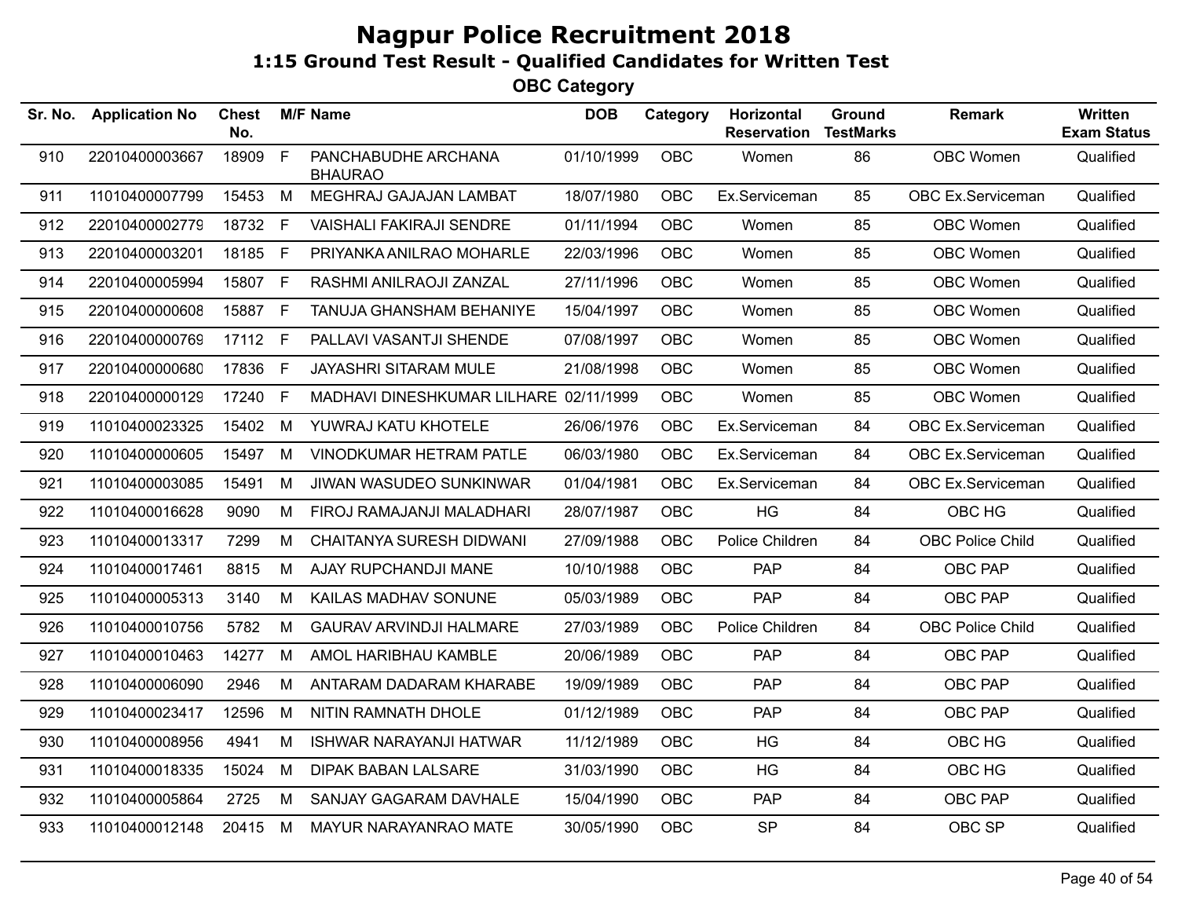# Nagpur Police Recruitment 2018

## 1:15 Ground Test Result - Qualified Candidates for Written Test

### OBC Category

| Sr. No. | Application No | Chest No. | M/F | Name | DOB | Category | Horizontal Reservation | Ground TestMarks | Remark | Written Exam Status |
|---|---|---|---|---|---|---|---|---|---|---|
| 910 | 22010400003667 | 18909 | F | PANCHABUDHE ARCHANA BHAURAO | 01/10/1999 | OBC | Women | 86 | OBC Women | Qualified |
| 911 | 11010400007799 | 15453 | M | MEGHRAJ GAJAJAN LAMBAT | 18/07/1980 | OBC | Ex.Serviceman | 85 | OBC Ex.Serviceman | Qualified |
| 912 | 22010400002779 | 18732 | F | VAISHALI FAKIRAJI SENDRE | 01/11/1994 | OBC | Women | 85 | OBC Women | Qualified |
| 913 | 22010400003201 | 18185 | F | PRIYANKA ANILRAO MOHARLE | 22/03/1996 | OBC | Women | 85 | OBC Women | Qualified |
| 914 | 22010400005994 | 15807 | F | RASHMI ANILRAOJI ZANZAL | 27/11/1996 | OBC | Women | 85 | OBC Women | Qualified |
| 915 | 22010400000608 | 15887 | F | TANUJA GHANSHAM BEHANIYE | 15/04/1997 | OBC | Women | 85 | OBC Women | Qualified |
| 916 | 22010400000769 | 17112 | F | PALLAVI VASANTJI SHENDE | 07/08/1997 | OBC | Women | 85 | OBC Women | Qualified |
| 917 | 22010400000680 | 17836 | F | JAYASHRI SITARAM MULE | 21/08/1998 | OBC | Women | 85 | OBC Women | Qualified |
| 918 | 22010400000129 | 17240 | F | MADHAVI DINESHKUMAR LILHARE | 02/11/1999 | OBC | Women | 85 | OBC Women | Qualified |
| 919 | 11010400023325 | 15402 | M | YUWRAJ KATU KHOTELE | 26/06/1976 | OBC | Ex.Serviceman | 84 | OBC Ex.Serviceman | Qualified |
| 920 | 11010400000605 | 15497 | M | VINODKUMAR HETRAM PATLE | 06/03/1980 | OBC | Ex.Serviceman | 84 | OBC Ex.Serviceman | Qualified |
| 921 | 11010400003085 | 15491 | M | JIWAN WASUDEO SUNKINWAR | 01/04/1981 | OBC | Ex.Serviceman | 84 | OBC Ex.Serviceman | Qualified |
| 922 | 11010400016628 | 9090 | M | FIROJ RAMAJANJI MALADHARI | 28/07/1987 | OBC | HG | 84 | OBC HG | Qualified |
| 923 | 11010400013317 | 7299 | M | CHAITANYA SURESH DIDWANI | 27/09/1988 | OBC | Police Children | 84 | OBC Police Child | Qualified |
| 924 | 11010400017461 | 8815 | M | AJAY RUPCHANDJI MANE | 10/10/1988 | OBC | PAP | 84 | OBC PAP | Qualified |
| 925 | 11010400005313 | 3140 | M | KAILAS MADHAV SONUNE | 05/03/1989 | OBC | PAP | 84 | OBC PAP | Qualified |
| 926 | 11010400010756 | 5782 | M | GAURAV ARVINDJI HALMARE | 27/03/1989 | OBC | Police Children | 84 | OBC Police Child | Qualified |
| 927 | 11010400010463 | 14277 | M | AMOL HARIBHAU KAMBLE | 20/06/1989 | OBC | PAP | 84 | OBC PAP | Qualified |
| 928 | 11010400006090 | 2946 | M | ANTARAM DADARAM KHARABE | 19/09/1989 | OBC | PAP | 84 | OBC PAP | Qualified |
| 929 | 11010400023417 | 12596 | M | NITIN RAMNATH DHOLE | 01/12/1989 | OBC | PAP | 84 | OBC PAP | Qualified |
| 930 | 11010400008956 | 4941 | M | ISHWAR NARAYANJI HATWAR | 11/12/1989 | OBC | HG | 84 | OBC HG | Qualified |
| 931 | 11010400018335 | 15024 | M | DIPAK BABAN LALSARE | 31/03/1990 | OBC | HG | 84 | OBC HG | Qualified |
| 932 | 11010400005864 | 2725 | M | SANJAY GAGARAM DAVHALE | 15/04/1990 | OBC | PAP | 84 | OBC PAP | Qualified |
| 933 | 11010400012148 | 20415 | M | MAYUR NARAYANRAO MATE | 30/05/1990 | OBC | SP | 84 | OBC SP | Qualified |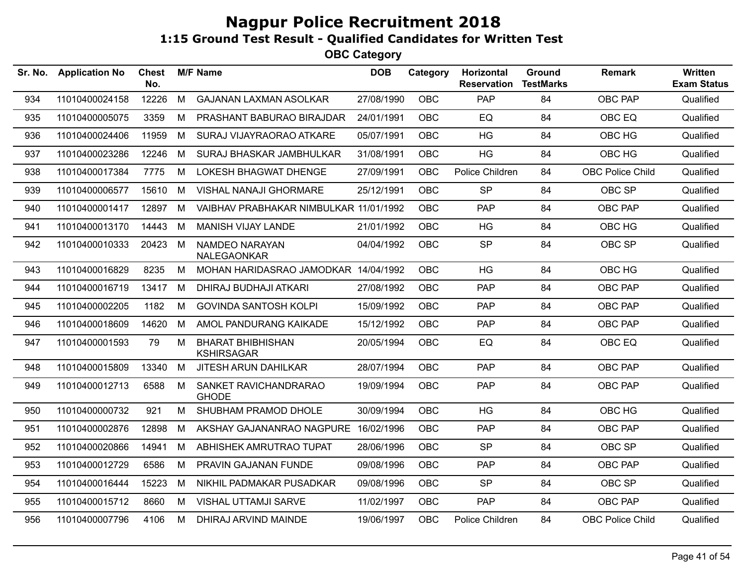# Nagpur Police Recruitment 2018

## 1:15 Ground Test Result - Qualified Candidates for Written Test

### OBC Category

| Sr. No. | Application No | Chest No. | M/F | Name | DOB | Category | Horizontal Reservation | Ground TestMarks | Remark | Written Exam Status |
|---|---|---|---|---|---|---|---|---|---|---|
| 934 | 11010400024158 | 12226 | M | GAJANAN LAXMAN ASOLKAR | 27/08/1990 | OBC | PAP | 84 | OBC PAP | Qualified |
| 935 | 11010400005075 | 3359 | M | PRASHANT BABURAO BIRAJDAR | 24/01/1991 | OBC | EQ | 84 | OBC EQ | Qualified |
| 936 | 11010400024406 | 11959 | M | SURAJ VIJAYRAORAO ATKARE | 05/07/1991 | OBC | HG | 84 | OBC HG | Qualified |
| 937 | 11010400023286 | 12246 | M | SURAJ BHASKAR JAMBHULKAR | 31/08/1991 | OBC | HG | 84 | OBC HG | Qualified |
| 938 | 11010400017384 | 7775 | M | LOKESH BHAGWAT DHENGE | 27/09/1991 | OBC | Police Children | 84 | OBC Police Child | Qualified |
| 939 | 11010400006577 | 15610 | M | VISHAL NANAJI GHORMARE | 25/12/1991 | OBC | SP | 84 | OBC SP | Qualified |
| 940 | 11010400001417 | 12897 | M | VAIBHAV PRABHAKAR NIMBULKAR | 11/01/1992 | OBC | PAP | 84 | OBC PAP | Qualified |
| 941 | 11010400013170 | 14443 | M | MANISH VIJAY LANDE | 21/01/1992 | OBC | HG | 84 | OBC HG | Qualified |
| 942 | 11010400010333 | 20423 | M | NAMDEO NARAYAN NALEGAONKAR | 04/04/1992 | OBC | SP | 84 | OBC SP | Qualified |
| 943 | 11010400016829 | 8235 | M | MOHAN HARIDASRAO JAMODKAR | 14/04/1992 | OBC | HG | 84 | OBC HG | Qualified |
| 944 | 11010400016719 | 13417 | M | DHIRAJ BUDHAJI ATKARI | 27/08/1992 | OBC | PAP | 84 | OBC PAP | Qualified |
| 945 | 11010400002205 | 1182 | M | GOVINDA SANTOSH KOLPI | 15/09/1992 | OBC | PAP | 84 | OBC PAP | Qualified |
| 946 | 11010400018609 | 14620 | M | AMOL PANDURANG KAIKADE | 15/12/1992 | OBC | PAP | 84 | OBC PAP | Qualified |
| 947 | 11010400001593 | 79 | M | BHARAT BHIBHISHAN KSHIRSAGAR | 20/05/1994 | OBC | EQ | 84 | OBC EQ | Qualified |
| 948 | 11010400015809 | 13340 | M | JITESH ARUN DAHILKAR | 28/07/1994 | OBC | PAP | 84 | OBC PAP | Qualified |
| 949 | 11010400012713 | 6588 | M | SANKET RAVICHANDRARAO GHODE | 19/09/1994 | OBC | PAP | 84 | OBC PAP | Qualified |
| 950 | 11010400000732 | 921 | M | SHUBHAM PRAMOD DHOLE | 30/09/1994 | OBC | HG | 84 | OBC HG | Qualified |
| 951 | 11010400002876 | 12898 | M | AKSHAY GAJANANRAO NAGPURE | 16/02/1996 | OBC | PAP | 84 | OBC PAP | Qualified |
| 952 | 11010400020866 | 14941 | M | ABHISHEK AMRUTRAO TUPAT | 28/06/1996 | OBC | SP | 84 | OBC SP | Qualified |
| 953 | 11010400012729 | 6586 | M | PRAVIN GAJANAN FUNDE | 09/08/1996 | OBC | PAP | 84 | OBC PAP | Qualified |
| 954 | 11010400016444 | 15223 | M | NIKHIL PADMAKAR PUSADKAR | 09/08/1996 | OBC | SP | 84 | OBC SP | Qualified |
| 955 | 11010400015712 | 8660 | M | VISHAL UTTAMJI SARVE | 11/02/1997 | OBC | PAP | 84 | OBC PAP | Qualified |
| 956 | 11010400007796 | 4106 | M | DHIRAJ ARVIND MAINDE | 19/06/1997 | OBC | Police Children | 84 | OBC Police Child | Qualified |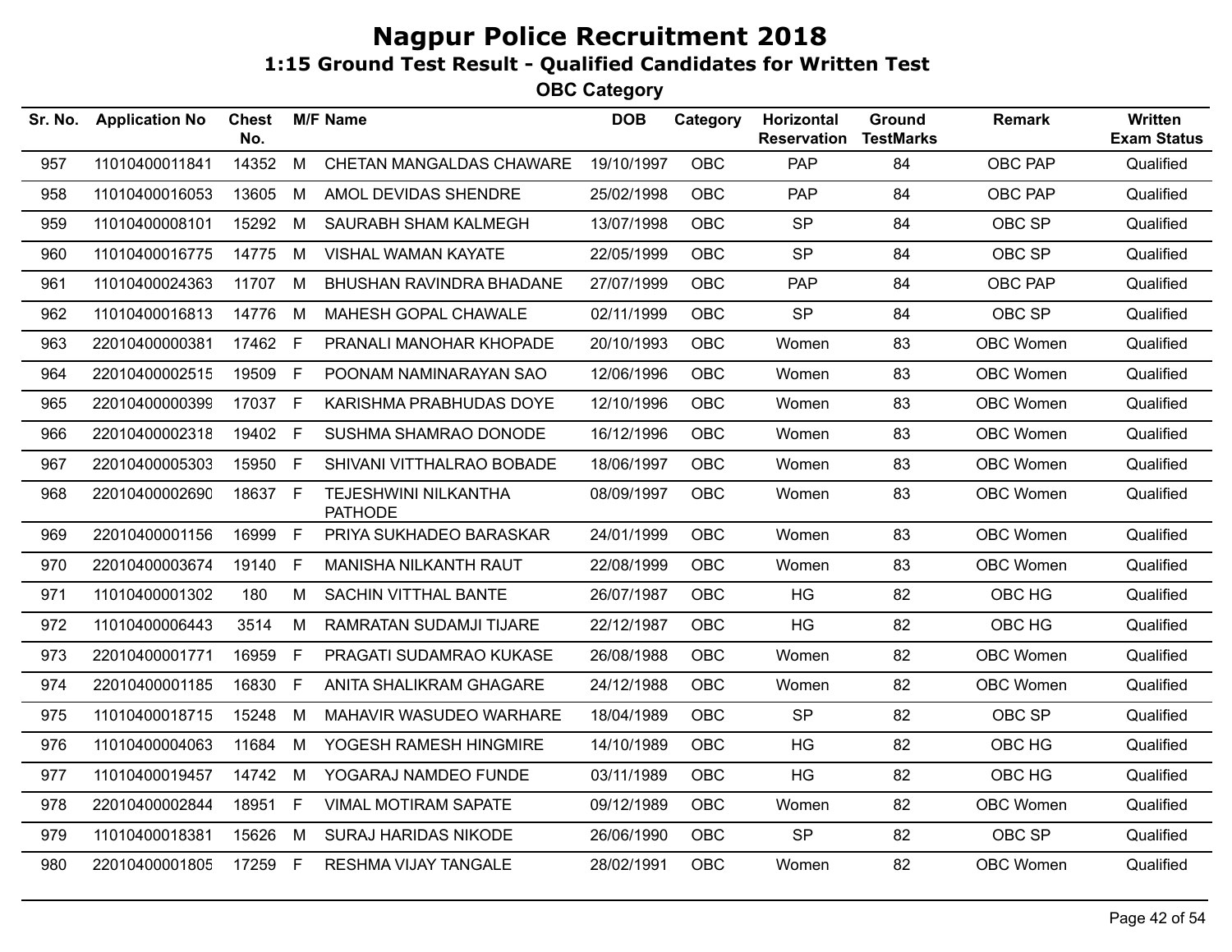# Nagpur Police Recruitment 2018

## 1:15 Ground Test Result - Qualified Candidates for Written Test

### OBC Category

| Sr. No. | Application No | Chest No. | M/F | Name | DOB | Category | Horizontal Reservation | Ground TestMarks | Remark | Written Exam Status |
|---|---|---|---|---|---|---|---|---|---|---|
| 957 | 11010400011841 | 14352 | M | CHETAN MANGALDAS CHAWARE | 19/10/1997 | OBC | PAP | 84 | OBC PAP | Qualified |
| 958 | 11010400016053 | 13605 | M | AMOL DEVIDAS SHENDRE | 25/02/1998 | OBC | PAP | 84 | OBC PAP | Qualified |
| 959 | 11010400008101 | 15292 | M | SAURABH SHAM KALMEGH | 13/07/1998 | OBC | SP | 84 | OBC SP | Qualified |
| 960 | 11010400016775 | 14775 | M | VISHAL WAMAN KAYATE | 22/05/1999 | OBC | SP | 84 | OBC SP | Qualified |
| 961 | 11010400024363 | 11707 | M | BHUSHAN RAVINDRA BHADANE | 27/07/1999 | OBC | PAP | 84 | OBC PAP | Qualified |
| 962 | 11010400016813 | 14776 | M | MAHESH GOPAL CHAWALE | 02/11/1999 | OBC | SP | 84 | OBC SP | Qualified |
| 963 | 22010400000381 | 17462 | F | PRANALI MANOHAR KHOPADE | 20/10/1993 | OBC | Women | 83 | OBC Women | Qualified |
| 964 | 22010400002515 | 19509 | F | POONAM NAMINARAYAN SAO | 12/06/1996 | OBC | Women | 83 | OBC Women | Qualified |
| 965 | 22010400000399 | 17037 | F | KARISHMA PRABHUDAS DOYE | 12/10/1996 | OBC | Women | 83 | OBC Women | Qualified |
| 966 | 22010400002318 | 19402 | F | SUSHMA SHAMRAO DONODE | 16/12/1996 | OBC | Women | 83 | OBC Women | Qualified |
| 967 | 22010400005303 | 15950 | F | SHIVANI VITTHALRAO BOBADE | 18/06/1997 | OBC | Women | 83 | OBC Women | Qualified |
| 968 | 22010400002690 | 18637 | F | TEJESHWINI NILKANTHA PATHODE | 08/09/1997 | OBC | Women | 83 | OBC Women | Qualified |
| 969 | 22010400001156 | 16999 | F | PRIYA SUKHADEO BARASKAR | 24/01/1999 | OBC | Women | 83 | OBC Women | Qualified |
| 970 | 22010400003674 | 19140 | F | MANISHA NILKANTH RAUT | 22/08/1999 | OBC | Women | 83 | OBC Women | Qualified |
| 971 | 11010400001302 | 180 | M | SACHIN VITTHAL BANTE | 26/07/1987 | OBC | HG | 82 | OBC HG | Qualified |
| 972 | 11010400006443 | 3514 | M | RAMRATAN SUDAMJI TIJARE | 22/12/1987 | OBC | HG | 82 | OBC HG | Qualified |
| 973 | 22010400001771 | 16959 | F | PRAGATI SUDAMRAO KUKASE | 26/08/1988 | OBC | Women | 82 | OBC Women | Qualified |
| 974 | 22010400001185 | 16830 | F | ANITA SHALIKRAM GHAGARE | 24/12/1988 | OBC | Women | 82 | OBC Women | Qualified |
| 975 | 11010400018715 | 15248 | M | MAHAVIR WASUDEO WARHARE | 18/04/1989 | OBC | SP | 82 | OBC SP | Qualified |
| 976 | 11010400004063 | 11684 | M | YOGESH RAMESH HINGMIRE | 14/10/1989 | OBC | HG | 82 | OBC HG | Qualified |
| 977 | 11010400019457 | 14742 | M | YOGARAJ NAMDEO FUNDE | 03/11/1989 | OBC | HG | 82 | OBC HG | Qualified |
| 978 | 22010400002844 | 18951 | F | VIMAL MOTIRAM SAPATE | 09/12/1989 | OBC | Women | 82 | OBC Women | Qualified |
| 979 | 11010400018381 | 15626 | M | SURAJ HARIDAS NIKODE | 26/06/1990 | OBC | SP | 82 | OBC SP | Qualified |
| 980 | 22010400001805 | 17259 | F | RESHMA VIJAY TANGALE | 28/02/1991 | OBC | Women | 82 | OBC Women | Qualified |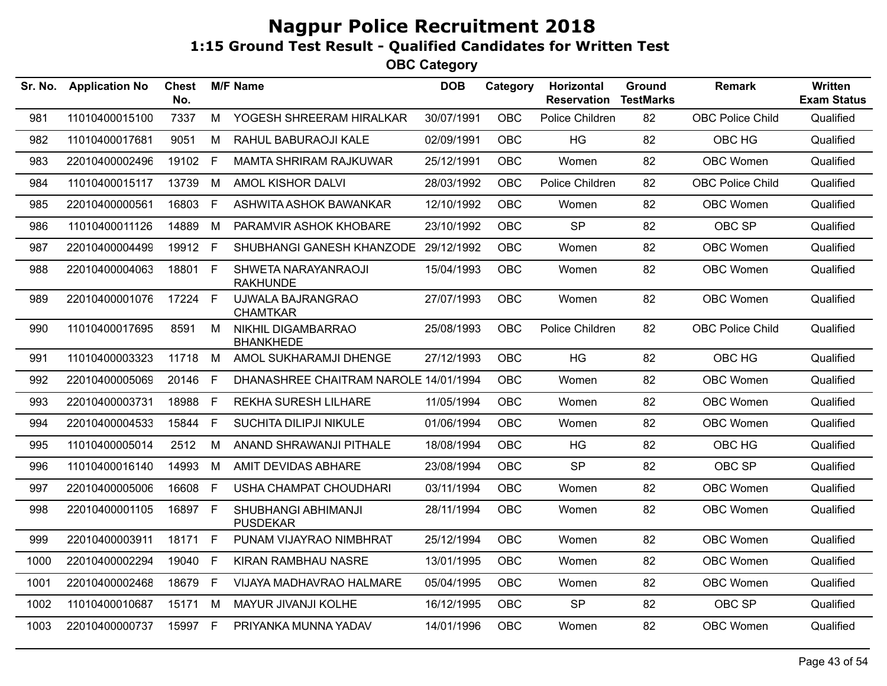# Nagpur Police Recruitment 2018

## 1:15 Ground Test Result - Qualified Candidates for Written Test

### OBC Category

| Sr. No. | Application No | Chest No. | M/F | Name | DOB | Category | Horizontal Reservation | Ground TestMarks | Remark | Written Exam Status |
|---|---|---|---|---|---|---|---|---|---|---|
| 981 | 11010400015100 | 7337 | M | YOGESH SHREERAM HIRALKAR | 30/07/1991 | OBC | Police Children | 82 | OBC Police Child | Qualified |
| 982 | 11010400017681 | 9051 | M | RAHUL BABURAOJI KALE | 02/09/1991 | OBC | HG | 82 | OBC HG | Qualified |
| 983 | 22010400002496 | 19102 | F | MAMTA SHRIRAM RAJKUWAR | 25/12/1991 | OBC | Women | 82 | OBC Women | Qualified |
| 984 | 11010400015117 | 13739 | M | AMOL KISHOR DALVI | 28/03/1992 | OBC | Police Children | 82 | OBC Police Child | Qualified |
| 985 | 22010400000561 | 16803 | F | ASHWITA ASHOK BAWANKAR | 12/10/1992 | OBC | Women | 82 | OBC Women | Qualified |
| 986 | 11010400011126 | 14889 | M | PARAMVIR ASHOK KHOBARE | 23/10/1992 | OBC | SP | 82 | OBC SP | Qualified |
| 987 | 22010400004499 | 19912 | F | SHUBHANGI GANESH KHANZODE | 29/12/1992 | OBC | Women | 82 | OBC Women | Qualified |
| 988 | 22010400004063 | 18801 | F | SHWETA NARAYANRAOJI RAKHUNDE | 15/04/1993 | OBC | Women | 82 | OBC Women | Qualified |
| 989 | 22010400001076 | 17224 | F | UJWALA BAJRANGRAO CHAMTKAR | 27/07/1993 | OBC | Women | 82 | OBC Women | Qualified |
| 990 | 11010400017695 | 8591 | M | NIKHIL DIGAMBARRAO BHANKHEDE | 25/08/1993 | OBC | Police Children | 82 | OBC Police Child | Qualified |
| 991 | 11010400003323 | 11718 | M | AMOL SUKHARAMJI DHENGE | 27/12/1993 | OBC | HG | 82 | OBC HG | Qualified |
| 992 | 22010400005069 | 20146 | F | DHANASHREE CHAITRAM NAROLE | 14/01/1994 | OBC | Women | 82 | OBC Women | Qualified |
| 993 | 22010400003731 | 18988 | F | REKHA SURESH LILHARE | 11/05/1994 | OBC | Women | 82 | OBC Women | Qualified |
| 994 | 22010400004533 | 15844 | F | SUCHITA DILIPJI NIKULE | 01/06/1994 | OBC | Women | 82 | OBC Women | Qualified |
| 995 | 11010400005014 | 2512 | M | ANAND SHRAWANJI PITHALE | 18/08/1994 | OBC | HG | 82 | OBC HG | Qualified |
| 996 | 11010400016140 | 14993 | M | AMIT DEVIDAS ABHARE | 23/08/1994 | OBC | SP | 82 | OBC SP | Qualified |
| 997 | 22010400005006 | 16608 | F | USHA CHAMPAT CHOUDHARI | 03/11/1994 | OBC | Women | 82 | OBC Women | Qualified |
| 998 | 22010400001105 | 16897 | F | SHUBHANGI ABHIMANJI PUSDEKAR | 28/11/1994 | OBC | Women | 82 | OBC Women | Qualified |
| 999 | 22010400003911 | 18171 | F | PUNAM VIJAYRAO NIMBHRAT | 25/12/1994 | OBC | Women | 82 | OBC Women | Qualified |
| 1000 | 22010400002294 | 19040 | F | KIRAN RAMBHAU NASRE | 13/01/1995 | OBC | Women | 82 | OBC Women | Qualified |
| 1001 | 22010400002468 | 18679 | F | VIJAYA MADHAVRAO HALMARE | 05/04/1995 | OBC | Women | 82 | OBC Women | Qualified |
| 1002 | 11010400010687 | 15171 | M | MAYUR JIVANJI KOLHE | 16/12/1995 | OBC | SP | 82 | OBC SP | Qualified |
| 1003 | 22010400000737 | 15997 | F | PRIYANKA MUNNA YADAV | 14/01/1996 | OBC | Women | 82 | OBC Women | Qualified |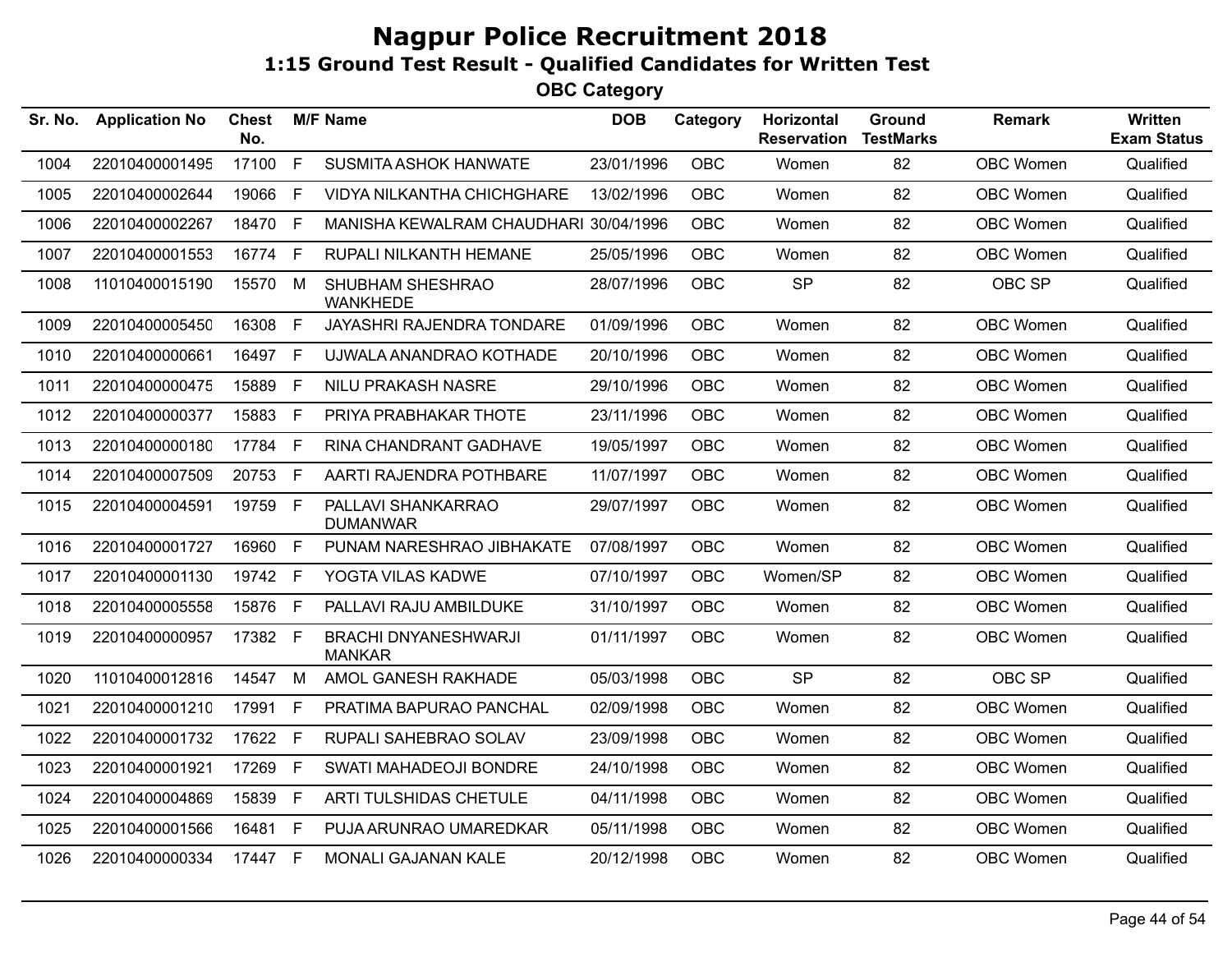# Nagpur Police Recruitment 2018

## 1:15 Ground Test Result - Qualified Candidates for Written Test

### OBC Category

| Sr. No. | Application No | Chest No. | M/F | Name | DOB | Category | Horizontal Reservation | Ground TestMarks | Remark | Written Exam Status |
|---|---|---|---|---|---|---|---|---|---|---|
| 1004 | 22010400001495 | 17100 | F | SUSMITA ASHOK HANWATE | 23/01/1996 | OBC | Women | 82 | OBC Women | Qualified |
| 1005 | 22010400002644 | 19066 | F | VIDYA NILKANTHA CHICHGHARE | 13/02/1996 | OBC | Women | 82 | OBC Women | Qualified |
| 1006 | 22010400002267 | 18470 | F | MANISHA KEWALRAM CHAUDHARI | 30/04/1996 | OBC | Women | 82 | OBC Women | Qualified |
| 1007 | 22010400001553 | 16774 | F | RUPALI NILKANTH HEMANE | 25/05/1996 | OBC | Women | 82 | OBC Women | Qualified |
| 1008 | 11010400015190 | 15570 | M | SHUBHAM SHESHRAO WANKHEDE | 28/07/1996 | OBC | SP | 82 | OBC SP | Qualified |
| 1009 | 22010400005450 | 16308 | F | JAYASHRI RAJENDRA TONDARE | 01/09/1996 | OBC | Women | 82 | OBC Women | Qualified |
| 1010 | 22010400000661 | 16497 | F | UJWALA ANANDRAO KOTHADE | 20/10/1996 | OBC | Women | 82 | OBC Women | Qualified |
| 1011 | 22010400000475 | 15889 | F | NILU PRAKASH NASRE | 29/10/1996 | OBC | Women | 82 | OBC Women | Qualified |
| 1012 | 22010400000377 | 15883 | F | PRIYA PRABHAKAR THOTE | 23/11/1996 | OBC | Women | 82 | OBC Women | Qualified |
| 1013 | 22010400000180 | 17784 | F | RINA CHANDRANT GADHAVE | 19/05/1997 | OBC | Women | 82 | OBC Women | Qualified |
| 1014 | 22010400007509 | 20753 | F | AARTI RAJENDRA POTHBARE | 11/07/1997 | OBC | Women | 82 | OBC Women | Qualified |
| 1015 | 22010400004591 | 19759 | F | PALLAVI SHANKARRAO DUMANWAR | 29/07/1997 | OBC | Women | 82 | OBC Women | Qualified |
| 1016 | 22010400001727 | 16960 | F | PUNAM NARESHRAO JIBHAKATE | 07/08/1997 | OBC | Women | 82 | OBC Women | Qualified |
| 1017 | 22010400001130 | 19742 | F | YOGTA VILAS KADWE | 07/10/1997 | OBC | Women/SP | 82 | OBC Women | Qualified |
| 1018 | 22010400005558 | 15876 | F | PALLAVI RAJU AMBILDUKE | 31/10/1997 | OBC | Women | 82 | OBC Women | Qualified |
| 1019 | 22010400000957 | 17382 | F | BRACHI DNYANESHWARJI MANKAR | 01/11/1997 | OBC | Women | 82 | OBC Women | Qualified |
| 1020 | 11010400012816 | 14547 | M | AMOL GANESH RAKHADE | 05/03/1998 | OBC | SP | 82 | OBC SP | Qualified |
| 1021 | 22010400001210 | 17991 | F | PRATIMA BAPURAO PANCHAL | 02/09/1998 | OBC | Women | 82 | OBC Women | Qualified |
| 1022 | 22010400001732 | 17622 | F | RUPALI SAHEBRAO SOLAV | 23/09/1998 | OBC | Women | 82 | OBC Women | Qualified |
| 1023 | 22010400001921 | 17269 | F | SWATI MAHADEOJI BONDRE | 24/10/1998 | OBC | Women | 82 | OBC Women | Qualified |
| 1024 | 22010400004869 | 15839 | F | ARTI TULSHIDAS CHETULE | 04/11/1998 | OBC | Women | 82 | OBC Women | Qualified |
| 1025 | 22010400001566 | 16481 | F | PUJA ARUNRAO UMAREDKAR | 05/11/1998 | OBC | Women | 82 | OBC Women | Qualified |
| 1026 | 22010400000334 | 17447 | F | MONALI GAJANAN KALE | 20/12/1998 | OBC | Women | 82 | OBC Women | Qualified |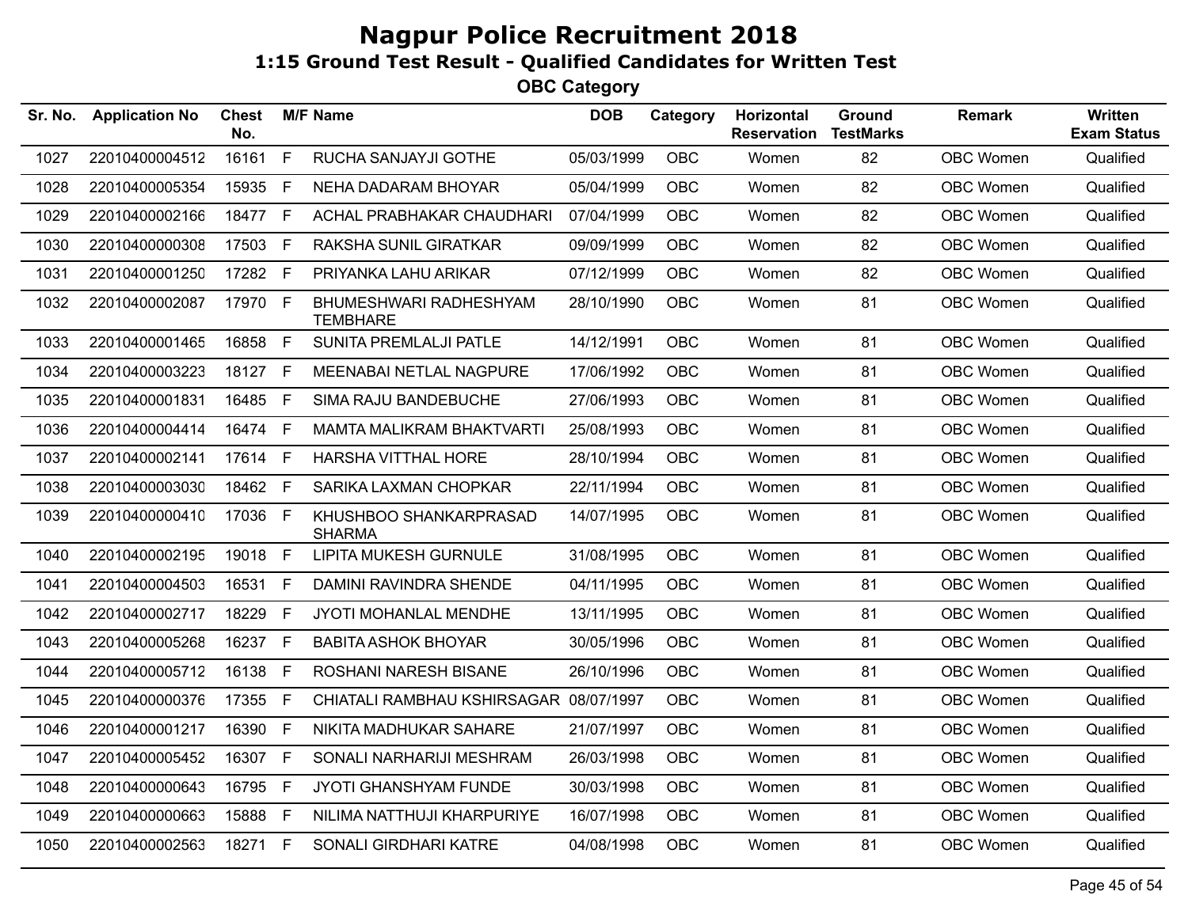# Nagpur Police Recruitment 2018

## 1:15 Ground Test Result - Qualified Candidates for Written Test

### OBC Category

| Sr. No. | Application No | Chest No. | M/F | Name | DOB | Category | Horizontal Reservation | Ground TestMarks | Remark | Written Exam Status |
|---|---|---|---|---|---|---|---|---|---|---|
| 1027 | 22010400004512 | 16161 | F | RUCHA SANJAYJI GOTHE | 05/03/1999 | OBC | Women | 82 | OBC Women | Qualified |
| 1028 | 22010400005354 | 15935 | F | NEHA DADARAM BHOYAR | 05/04/1999 | OBC | Women | 82 | OBC Women | Qualified |
| 1029 | 22010400002166 | 18477 | F | ACHAL PRABHAKAR CHAUDHARI | 07/04/1999 | OBC | Women | 82 | OBC Women | Qualified |
| 1030 | 22010400000308 | 17503 | F | RAKSHA SUNIL GIRATKAR | 09/09/1999 | OBC | Women | 82 | OBC Women | Qualified |
| 1031 | 22010400001250 | 17282 | F | PRIYANKA LAHU ARIKAR | 07/12/1999 | OBC | Women | 82 | OBC Women | Qualified |
| 1032 | 22010400002087 | 17970 | F | BHUMESHWARI RADHESHYAM TEMBHARE | 28/10/1990 | OBC | Women | 81 | OBC Women | Qualified |
| 1033 | 22010400001465 | 16858 | F | SUNITA PREMLALJI PATLE | 14/12/1991 | OBC | Women | 81 | OBC Women | Qualified |
| 1034 | 22010400003223 | 18127 | F | MEENABAI NETLAL NAGPURE | 17/06/1992 | OBC | Women | 81 | OBC Women | Qualified |
| 1035 | 22010400001831 | 16485 | F | SIMA RAJU BANDEBUCHE | 27/06/1993 | OBC | Women | 81 | OBC Women | Qualified |
| 1036 | 22010400004414 | 16474 | F | MAMTA MALIKRAM BHAKTVARTI | 25/08/1993 | OBC | Women | 81 | OBC Women | Qualified |
| 1037 | 22010400002141 | 17614 | F | HARSHA VITTHAL HORE | 28/10/1994 | OBC | Women | 81 | OBC Women | Qualified |
| 1038 | 22010400003030 | 18462 | F | SARIKA LAXMAN CHOPKAR | 22/11/1994 | OBC | Women | 81 | OBC Women | Qualified |
| 1039 | 22010400000410 | 17036 | F | KHUSHBOO SHANKARPRASAD SHARMA | 14/07/1995 | OBC | Women | 81 | OBC Women | Qualified |
| 1040 | 22010400002195 | 19018 | F | LIPITA MUKESH GURNULE | 31/08/1995 | OBC | Women | 81 | OBC Women | Qualified |
| 1041 | 22010400004503 | 16531 | F | DAMINI RAVINDRA SHENDE | 04/11/1995 | OBC | Women | 81 | OBC Women | Qualified |
| 1042 | 22010400002717 | 18229 | F | JYOTI MOHANLAL MENDHE | 13/11/1995 | OBC | Women | 81 | OBC Women | Qualified |
| 1043 | 22010400005268 | 16237 | F | BABITA ASHOK BHOYAR | 30/05/1996 | OBC | Women | 81 | OBC Women | Qualified |
| 1044 | 22010400005712 | 16138 | F | ROSHANI NARESH BISANE | 26/10/1996 | OBC | Women | 81 | OBC Women | Qualified |
| 1045 | 22010400000376 | 17355 | F | CHIATALI RAMBHAU KSHIRSAGAR | 08/07/1997 | OBC | Women | 81 | OBC Women | Qualified |
| 1046 | 22010400001217 | 16390 | F | NIKITA MADHUKAR SAHARE | 21/07/1997 | OBC | Women | 81 | OBC Women | Qualified |
| 1047 | 22010400005452 | 16307 | F | SONALI NARHARIJI MESHRAM | 26/03/1998 | OBC | Women | 81 | OBC Women | Qualified |
| 1048 | 22010400000643 | 16795 | F | JYOTI GHANSHYAM FUNDE | 30/03/1998 | OBC | Women | 81 | OBC Women | Qualified |
| 1049 | 22010400000663 | 15888 | F | NILIMA NATTHUJI KHARPURIYE | 16/07/1998 | OBC | Women | 81 | OBC Women | Qualified |
| 1050 | 22010400002563 | 18271 | F | SONALI GIRDHARI KATRE | 04/08/1998 | OBC | Women | 81 | OBC Women | Qualified |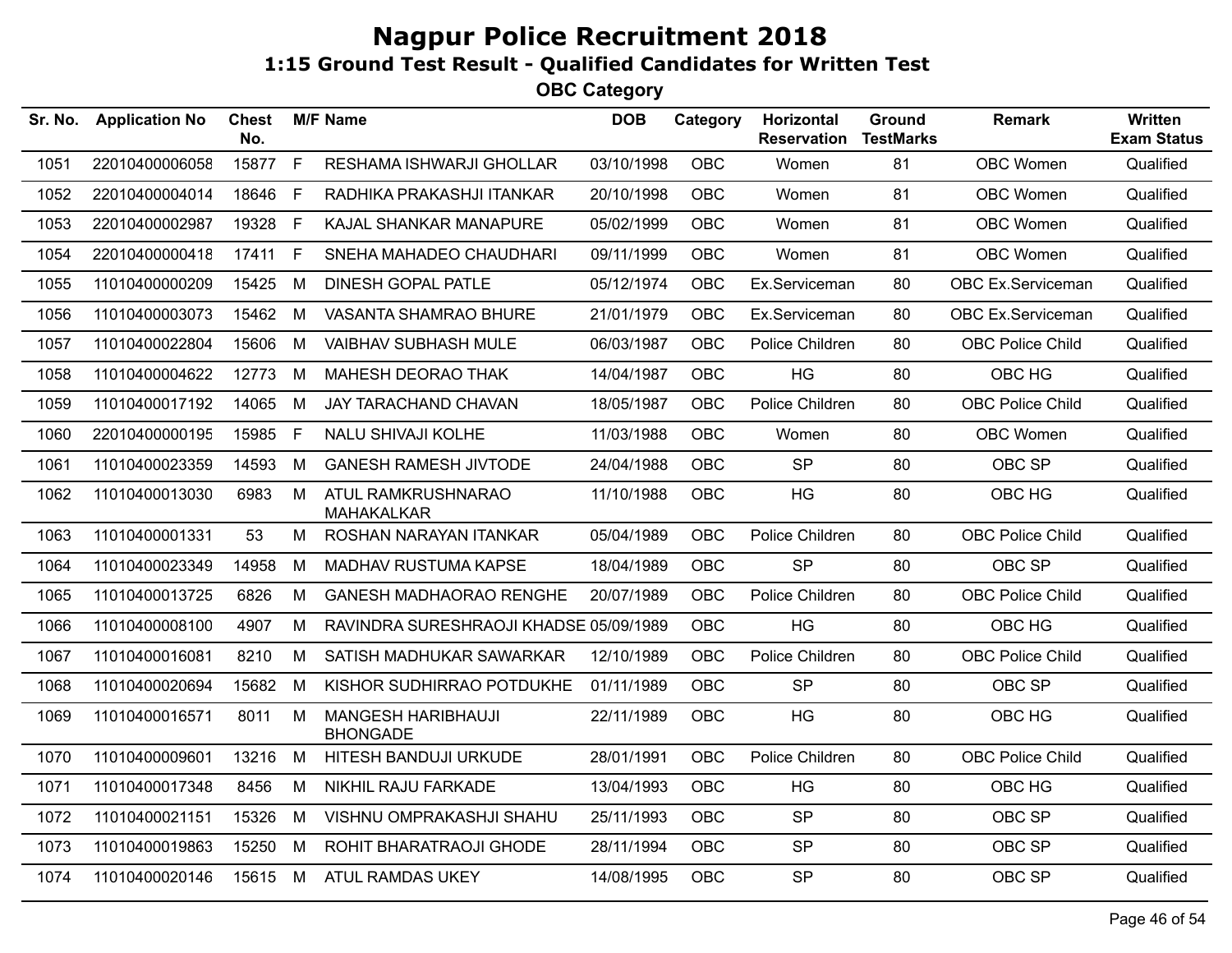# Nagpur Police Recruitment 2018

## 1:15 Ground Test Result - Qualified Candidates for Written Test

### OBC Category

| Sr. No. | Application No | Chest No. | M/F | Name | DOB | Category | Horizontal Reservation | Ground TestMarks | Remark | Written Exam Status |
|---|---|---|---|---|---|---|---|---|---|---|
| 1051 | 22010400006058 | 15877 | F | RESHAMA ISHWARJI GHOLLAR | 03/10/1998 | OBC | Women | 81 | OBC Women | Qualified |
| 1052 | 22010400004014 | 18646 | F | RADHIKA PRAKASHJI ITANKAR | 20/10/1998 | OBC | Women | 81 | OBC Women | Qualified |
| 1053 | 22010400002987 | 19328 | F | KAJAL SHANKAR MANAPURE | 05/02/1999 | OBC | Women | 81 | OBC Women | Qualified |
| 1054 | 22010400000418 | 17411 | F | SNEHA MAHADEO CHAUDHARI | 09/11/1999 | OBC | Women | 81 | OBC Women | Qualified |
| 1055 | 11010400000209 | 15425 | M | DINESH GOPAL PATLE | 05/12/1974 | OBC | Ex.Serviceman | 80 | OBC Ex.Serviceman | Qualified |
| 1056 | 11010400003073 | 15462 | M | VASANTA SHAMRAO BHURE | 21/01/1979 | OBC | Ex.Serviceman | 80 | OBC Ex.Serviceman | Qualified |
| 1057 | 11010400022804 | 15606 | M | VAIBHAV SUBHASH MULE | 06/03/1987 | OBC | Police Children | 80 | OBC Police Child | Qualified |
| 1058 | 11010400004622 | 12773 | M | MAHESH DEORAO THAK | 14/04/1987 | OBC | HG | 80 | OBC HG | Qualified |
| 1059 | 11010400017192 | 14065 | M | JAY TARACHAND CHAVAN | 18/05/1987 | OBC | Police Children | 80 | OBC Police Child | Qualified |
| 1060 | 22010400000195 | 15985 | F | NALU SHIVAJI KOLHE | 11/03/1988 | OBC | Women | 80 | OBC Women | Qualified |
| 1061 | 11010400023359 | 14593 | M | GANESH RAMESH JIVTODE | 24/04/1988 | OBC | SP | 80 | OBC SP | Qualified |
| 1062 | 11010400013030 | 6983 | M | ATUL RAMKRUSHNARAO MAHAKALKAR | 11/10/1988 | OBC | HG | 80 | OBC HG | Qualified |
| 1063 | 11010400001331 | 53 | M | ROSHAN NARAYAN ITANKAR | 05/04/1989 | OBC | Police Children | 80 | OBC Police Child | Qualified |
| 1064 | 11010400023349 | 14958 | M | MADHAV RUSTUMA KAPSE | 18/04/1989 | OBC | SP | 80 | OBC SP | Qualified |
| 1065 | 11010400013725 | 6826 | M | GANESH MADHAORAO RENGHE | 20/07/1989 | OBC | Police Children | 80 | OBC Police Child | Qualified |
| 1066 | 11010400008100 | 4907 | M | RAVINDRA SURESHRAOJI KHADSE | 05/09/1989 | OBC | HG | 80 | OBC HG | Qualified |
| 1067 | 11010400016081 | 8210 | M | SATISH MADHUKAR SAWARKAR | 12/10/1989 | OBC | Police Children | 80 | OBC Police Child | Qualified |
| 1068 | 11010400020694 | 15682 | M | KISHOR SUDHIRRAO POTDUKHE | 01/11/1989 | OBC | SP | 80 | OBC SP | Qualified |
| 1069 | 11010400016571 | 8011 | M | MANGESH HARIBHAUJI BHONGADE | 22/11/1989 | OBC | HG | 80 | OBC HG | Qualified |
| 1070 | 11010400009601 | 13216 | M | HITESH BANDUJI URKUDE | 28/01/1991 | OBC | Police Children | 80 | OBC Police Child | Qualified |
| 1071 | 11010400017348 | 8456 | M | NIKHIL RAJU FARKADE | 13/04/1993 | OBC | HG | 80 | OBC HG | Qualified |
| 1072 | 11010400021151 | 15326 | M | VISHNU OMPRAKASHJI SHAHU | 25/11/1993 | OBC | SP | 80 | OBC SP | Qualified |
| 1073 | 11010400019863 | 15250 | M | ROHIT BHARATRAOJI GHODE | 28/11/1994 | OBC | SP | 80 | OBC SP | Qualified |
| 1074 | 11010400020146 | 15615 | M | ATUL RAMDAS UKEY | 14/08/1995 | OBC | SP | 80 | OBC SP | Qualified |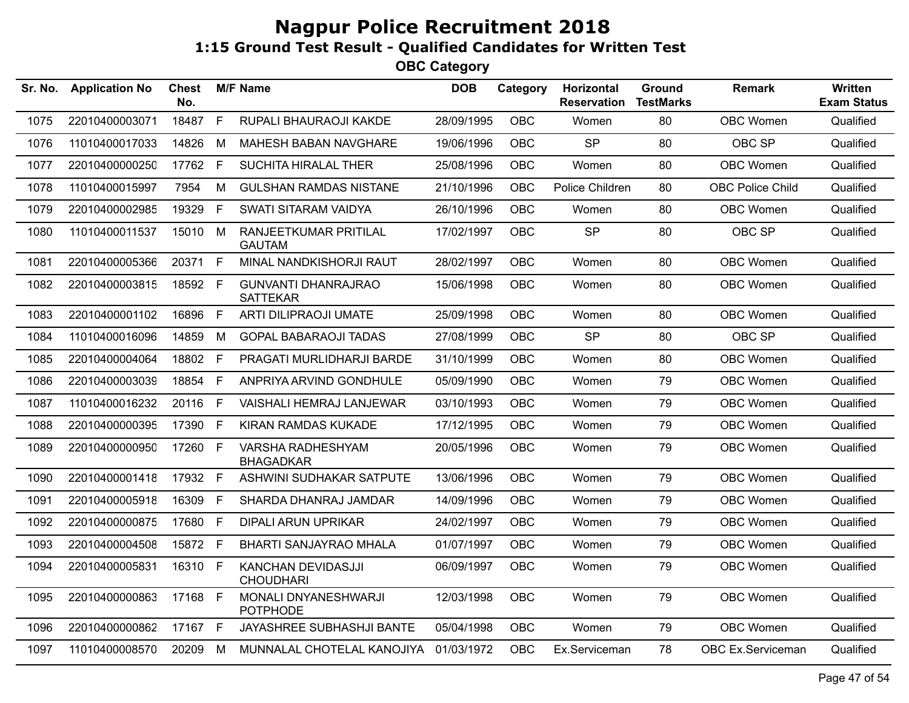# Nagpur Police Recruitment 2018

## 1:15 Ground Test Result - Qualified Candidates for Written Test

### OBC Category

| Sr. No. | Application No | Chest No. | M/F | Name | DOB | Category | Horizontal Reservation | Ground TestMarks | Remark | Written Exam Status |
|---|---|---|---|---|---|---|---|---|---|---|
| 1075 | 22010400003071 | 18487 | F | RUPALI BHAURAOJI KAKDE | 28/09/1995 | OBC | Women | 80 | OBC Women | Qualified |
| 1076 | 11010400017033 | 14826 | M | MAHESH BABAN NAVGHARE | 19/06/1996 | OBC | SP | 80 | OBC SP | Qualified |
| 1077 | 22010400000250 | 17762 | F | SUCHITA HIRALAL THER | 25/08/1996 | OBC | Women | 80 | OBC Women | Qualified |
| 1078 | 11010400015997 | 7954 | M | GULSHAN RAMDAS NISTANE | 21/10/1996 | OBC | Police Children | 80 | OBC Police Child | Qualified |
| 1079 | 22010400002985 | 19329 | F | SWATI SITARAM VAIDYA | 26/10/1996 | OBC | Women | 80 | OBC Women | Qualified |
| 1080 | 11010400011537 | 15010 | M | RANJEETKUMAR PRITILAL GAUTAM | 17/02/1997 | OBC | SP | 80 | OBC SP | Qualified |
| 1081 | 22010400005366 | 20371 | F | MINAL NANDKISHORJI RAUT | 28/02/1997 | OBC | Women | 80 | OBC Women | Qualified |
| 1082 | 22010400003815 | 18592 | F | GUNVANTI DHANRAJRAO SATTEKAR | 15/06/1998 | OBC | Women | 80 | OBC Women | Qualified |
| 1083 | 22010400001102 | 16896 | F | ARTI DILIPRAOJI UMATE | 25/09/1998 | OBC | Women | 80 | OBC Women | Qualified |
| 1084 | 11010400016096 | 14859 | M | GOPAL BABARAOJI TADAS | 27/08/1999 | OBC | SP | 80 | OBC SP | Qualified |
| 1085 | 22010400004064 | 18802 | F | PRAGATI MURLIDHARJI BARDE | 31/10/1999 | OBC | Women | 80 | OBC Women | Qualified |
| 1086 | 22010400003039 | 18854 | F | ANPRIYA ARVIND GONDHULE | 05/09/1990 | OBC | Women | 79 | OBC Women | Qualified |
| 1087 | 11010400016232 | 20116 | F | VAISHALI HEMRAJ LANJEWAR | 03/10/1993 | OBC | Women | 79 | OBC Women | Qualified |
| 1088 | 22010400000395 | 17390 | F | KIRAN RAMDAS KUKADE | 17/12/1995 | OBC | Women | 79 | OBC Women | Qualified |
| 1089 | 22010400000950 | 17260 | F | VARSHA RADHESHYAM BHAGADKAR | 20/05/1996 | OBC | Women | 79 | OBC Women | Qualified |
| 1090 | 22010400001418 | 17932 | F | ASHWINI SUDHAKAR SATPUTE | 13/06/1996 | OBC | Women | 79 | OBC Women | Qualified |
| 1091 | 22010400005918 | 16309 | F | SHARDA DHANRAJ JAMDAR | 14/09/1996 | OBC | Women | 79 | OBC Women | Qualified |
| 1092 | 22010400000875 | 17680 | F | DIPALI ARUN UPRIKAR | 24/02/1997 | OBC | Women | 79 | OBC Women | Qualified |
| 1093 | 22010400004508 | 15872 | F | BHARTI SANJAYRAO MHALA | 01/07/1997 | OBC | Women | 79 | OBC Women | Qualified |
| 1094 | 22010400005831 | 16310 | F | KANCHAN DEVIDASJJI CHOUDHARI | 06/09/1997 | OBC | Women | 79 | OBC Women | Qualified |
| 1095 | 22010400000863 | 17168 | F | MONALI DNYANESHWARJI POTPHODE | 12/03/1998 | OBC | Women | 79 | OBC Women | Qualified |
| 1096 | 22010400000862 | 17167 | F | JAYASHREE SUBHASHJI BANTE | 05/04/1998 | OBC | Women | 79 | OBC Women | Qualified |
| 1097 | 11010400008570 | 20209 | M | MUNNALAL CHOTELAL KANOJIYA | 01/03/1972 | OBC | Ex.Serviceman | 78 | OBC Ex.Serviceman | Qualified |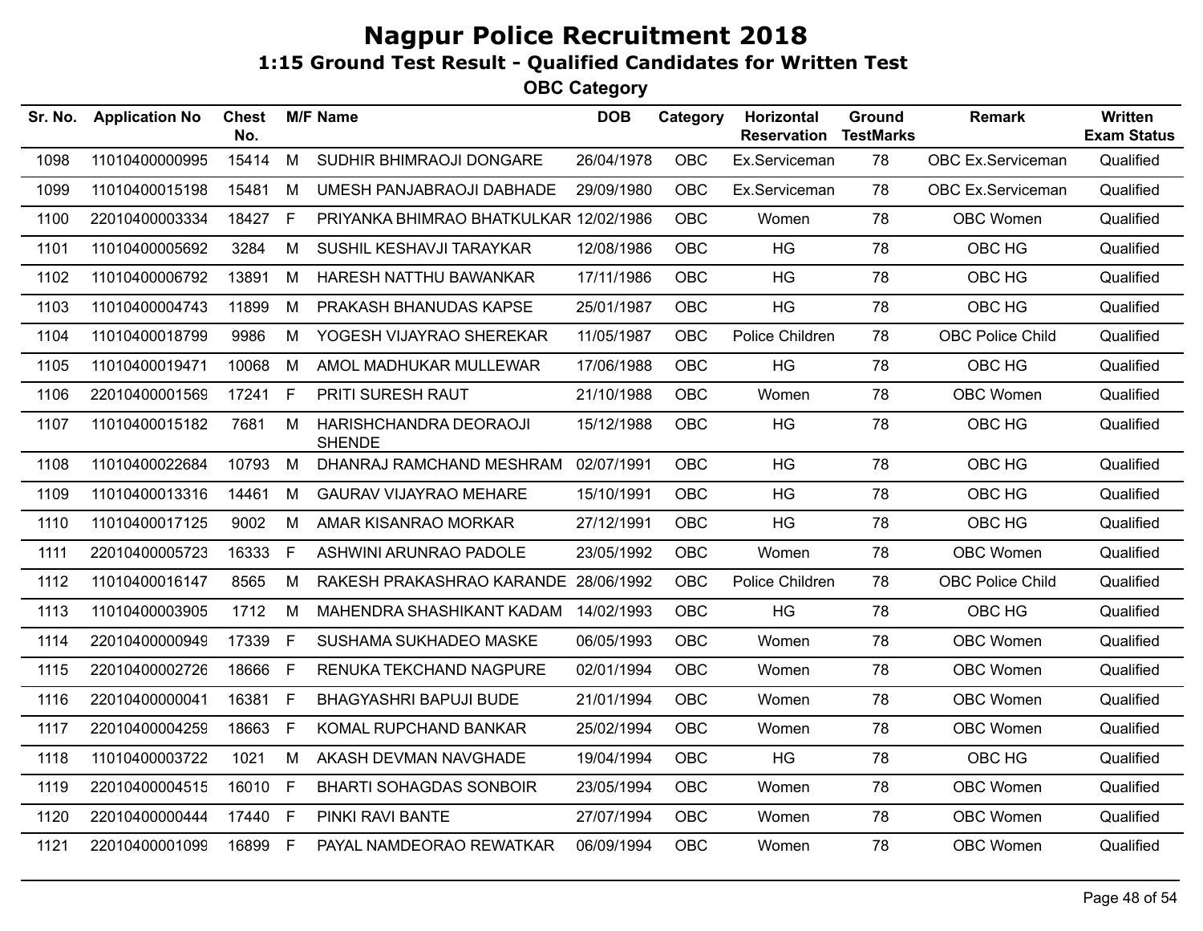# Nagpur Police Recruitment 2018

## 1:15 Ground Test Result - Qualified Candidates for Written Test

### OBC Category

| Sr. No. | Application No | Chest No. | M/F | Name | DOB | Category | Horizontal Reservation | Ground TestMarks | Remark | Written Exam Status |
|---|---|---|---|---|---|---|---|---|---|---|
| 1098 | 11010400000995 | 15414 | M | SUDHIR BHIMRAOJI DONGARE | 26/04/1978 | OBC | Ex.Serviceman | 78 | OBC Ex.Serviceman | Qualified |
| 1099 | 11010400015198 | 15481 | M | UMESH PANJABRAOJI DABHADE | 29/09/1980 | OBC | Ex.Serviceman | 78 | OBC Ex.Serviceman | Qualified |
| 1100 | 22010400003334 | 18427 | F | PRIYANKA BHIMRAO BHATKULKAR | 12/02/1986 | OBC | Women | 78 | OBC Women | Qualified |
| 1101 | 11010400005692 | 3284 | M | SUSHIL KESHAVJI TARAYKAR | 12/08/1986 | OBC | HG | 78 | OBC HG | Qualified |
| 1102 | 11010400006792 | 13891 | M | HARESH NATTHU BAWANKAR | 17/11/1986 | OBC | HG | 78 | OBC HG | Qualified |
| 1103 | 11010400004743 | 11899 | M | PRAKASH BHANUDAS KAPSE | 25/01/1987 | OBC | HG | 78 | OBC HG | Qualified |
| 1104 | 11010400018799 | 9986 | M | YOGESH VIJAYRAO SHEREKAR | 11/05/1987 | OBC | Police Children | 78 | OBC Police Child | Qualified |
| 1105 | 11010400019471 | 10068 | M | AMOL MADHUKAR MULLEWAR | 17/06/1988 | OBC | HG | 78 | OBC HG | Qualified |
| 1106 | 22010400001569 | 17241 | F | PRITI SURESH RAUT | 21/10/1988 | OBC | Women | 78 | OBC Women | Qualified |
| 1107 | 11010400015182 | 7681 | M | HARISHCHANDRA DEORAOJI SHENDE | 15/12/1988 | OBC | HG | 78 | OBC HG | Qualified |
| 1108 | 11010400022684 | 10793 | M | DHANRAJ RAMCHAND MESHRAM | 02/07/1991 | OBC | HG | 78 | OBC HG | Qualified |
| 1109 | 11010400013316 | 14461 | M | GAURAV VIJAYRAO MEHARE | 15/10/1991 | OBC | HG | 78 | OBC HG | Qualified |
| 1110 | 11010400017125 | 9002 | M | AMAR KISANRAO MORKAR | 27/12/1991 | OBC | HG | 78 | OBC HG | Qualified |
| 1111 | 22010400005723 | 16333 | F | ASHWINI ARUNRAO PADOLE | 23/05/1992 | OBC | Women | 78 | OBC Women | Qualified |
| 1112 | 11010400016147 | 8565 | M | RAKESH PRAKASHRAO KARANDE | 28/06/1992 | OBC | Police Children | 78 | OBC Police Child | Qualified |
| 1113 | 11010400003905 | 1712 | M | MAHENDRA SHASHIKANT KADAM | 14/02/1993 | OBC | HG | 78 | OBC HG | Qualified |
| 1114 | 22010400000949 | 17339 | F | SUSHAMA SUKHADEO MASKE | 06/05/1993 | OBC | Women | 78 | OBC Women | Qualified |
| 1115 | 22010400002726 | 18666 | F | RENUKA TEKCHAND NAGPURE | 02/01/1994 | OBC | Women | 78 | OBC Women | Qualified |
| 1116 | 22010400000041 | 16381 | F | BHAGYASHRI BAPUJI BUDE | 21/01/1994 | OBC | Women | 78 | OBC Women | Qualified |
| 1117 | 22010400004259 | 18663 | F | KOMAL RUPCHAND BANKAR | 25/02/1994 | OBC | Women | 78 | OBC Women | Qualified |
| 1118 | 11010400003722 | 1021 | M | AKASH DEVMAN NAVGHADE | 19/04/1994 | OBC | HG | 78 | OBC HG | Qualified |
| 1119 | 22010400004515 | 16010 | F | BHARTI SOHAGDAS SONBOIR | 23/05/1994 | OBC | Women | 78 | OBC Women | Qualified |
| 1120 | 22010400000444 | 17440 | F | PINKI RAVI BANTE | 27/07/1994 | OBC | Women | 78 | OBC Women | Qualified |
| 1121 | 22010400001099 | 16899 | F | PAYAL NAMDEORAO REWATKAR | 06/09/1994 | OBC | Women | 78 | OBC Women | Qualified |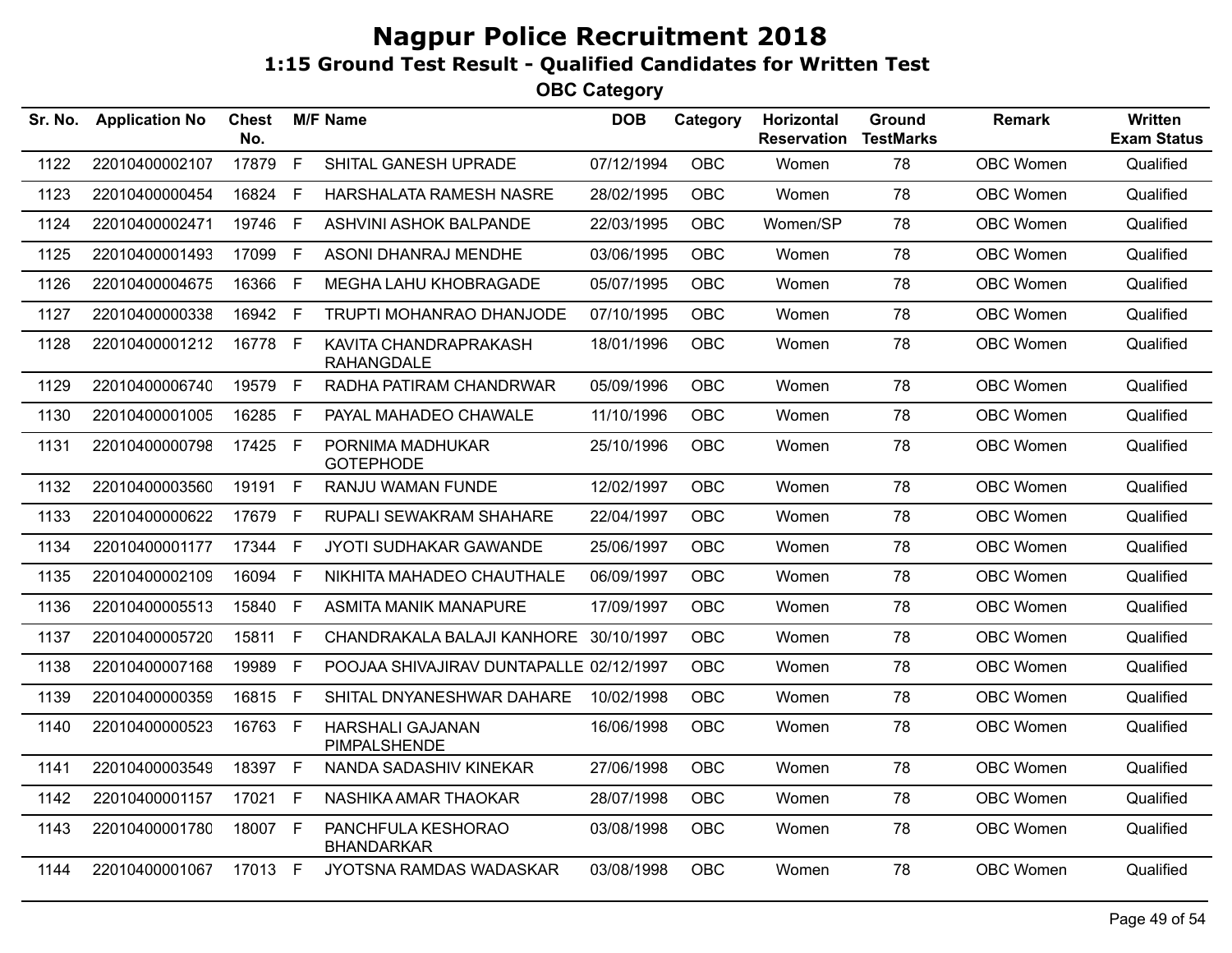# Nagpur Police Recruitment 2018

## 1:15 Ground Test Result - Qualified Candidates for Written Test

### OBC Category

| Sr. No. | Application No | Chest No. | M/F | Name | DOB | Category | Horizontal Reservation | Ground TestMarks | Remark | Written Exam Status |
|---|---|---|---|---|---|---|---|---|---|---|
| 1122 | 22010400002107 | 17879 | F | SHITAL GANESH UPRADE | 07/12/1994 | OBC | Women | 78 | OBC Women | Qualified |
| 1123 | 22010400000454 | 16824 | F | HARSHALATA RAMESH NASRE | 28/02/1995 | OBC | Women | 78 | OBC Women | Qualified |
| 1124 | 22010400002471 | 19746 | F | ASHVINI ASHOK BALPANDE | 22/03/1995 | OBC | Women/SP | 78 | OBC Women | Qualified |
| 1125 | 22010400001493 | 17099 | F | ASONI DHANRAJ MENDHE | 03/06/1995 | OBC | Women | 78 | OBC Women | Qualified |
| 1126 | 22010400004675 | 16366 | F | MEGHA LAHU KHOBRAGADE | 05/07/1995 | OBC | Women | 78 | OBC Women | Qualified |
| 1127 | 22010400000338 | 16942 | F | TRUPTI MOHANRAO DHANJODE | 07/10/1995 | OBC | Women | 78 | OBC Women | Qualified |
| 1128 | 22010400001212 | 16778 | F | KAVITA CHANDRAPRAKASH RAHANGDALE | 18/01/1996 | OBC | Women | 78 | OBC Women | Qualified |
| 1129 | 22010400006740 | 19579 | F | RADHA PATIRAM CHANDRWAR | 05/09/1996 | OBC | Women | 78 | OBC Women | Qualified |
| 1130 | 22010400001005 | 16285 | F | PAYAL MAHADEO CHAWALE | 11/10/1996 | OBC | Women | 78 | OBC Women | Qualified |
| 1131 | 22010400000798 | 17425 | F | PORNIMA MADHUKAR GOTEPHODE | 25/10/1996 | OBC | Women | 78 | OBC Women | Qualified |
| 1132 | 22010400003560 | 19191 | F | RANJU WAMAN FUNDE | 12/02/1997 | OBC | Women | 78 | OBC Women | Qualified |
| 1133 | 22010400000622 | 17679 | F | RUPALI SEWAKRAM SHAHARE | 22/04/1997 | OBC | Women | 78 | OBC Women | Qualified |
| 1134 | 22010400001177 | 17344 | F | JYOTI SUDHAKAR GAWANDE | 25/06/1997 | OBC | Women | 78 | OBC Women | Qualified |
| 1135 | 22010400002109 | 16094 | F | NIKHITA MAHADEO CHAUTHALE | 06/09/1997 | OBC | Women | 78 | OBC Women | Qualified |
| 1136 | 22010400005513 | 15840 | F | ASMITA MANIK MANAPURE | 17/09/1997 | OBC | Women | 78 | OBC Women | Qualified |
| 1137 | 22010400005720 | 15811 | F | CHANDRAKALA BALAJI KANHORE | 30/10/1997 | OBC | Women | 78 | OBC Women | Qualified |
| 1138 | 22010400007168 | 19989 | F | POOJAA SHIVAJIRAV DUNTAPALLE | 02/12/1997 | OBC | Women | 78 | OBC Women | Qualified |
| 1139 | 22010400000359 | 16815 | F | SHITAL DNYANESHWAR DAHARE | 10/02/1998 | OBC | Women | 78 | OBC Women | Qualified |
| 1140 | 22010400000523 | 16763 | F | HARSHALI GAJANAN PIMPALSHENDE | 16/06/1998 | OBC | Women | 78 | OBC Women | Qualified |
| 1141 | 22010400003549 | 18397 | F | NANDA SADASHIV KINEKAR | 27/06/1998 | OBC | Women | 78 | OBC Women | Qualified |
| 1142 | 22010400001157 | 17021 | F | NASHIKA AMAR THAOKAR | 28/07/1998 | OBC | Women | 78 | OBC Women | Qualified |
| 1143 | 22010400001780 | 18007 | F | PANCHFULA KESHORAO BHANDARKAR | 03/08/1998 | OBC | Women | 78 | OBC Women | Qualified |
| 1144 | 22010400001067 | 17013 | F | JYOTSNA RAMDAS WADASKAR | 03/08/1998 | OBC | Women | 78 | OBC Women | Qualified |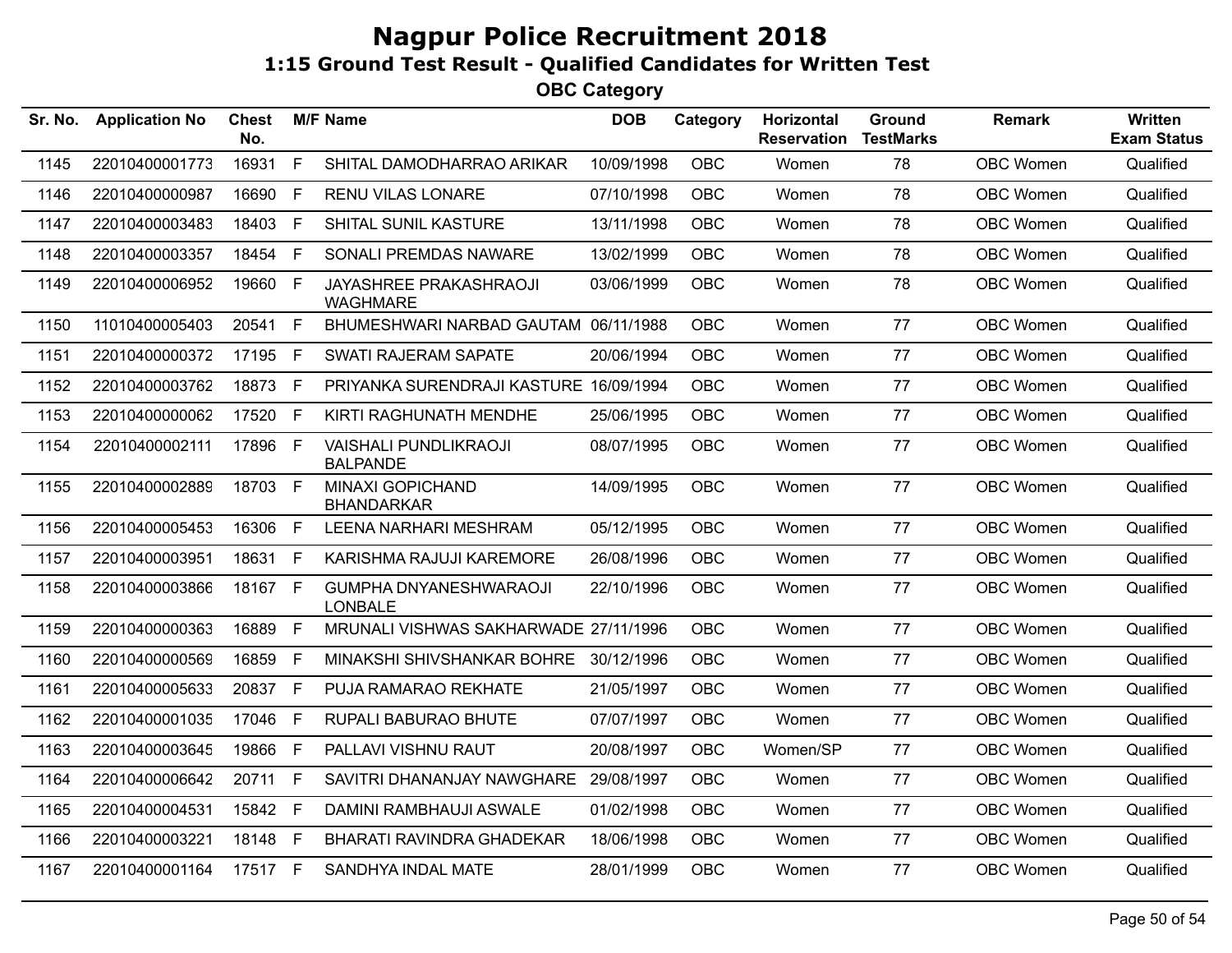# Nagpur Police Recruitment 2018

## 1:15 Ground Test Result - Qualified Candidates for Written Test

### OBC Category

| Sr. No. | Application No | Chest No. | M/F | Name | DOB | Category | Horizontal Reservation | Ground TestMarks | Remark | Written Exam Status |
|---|---|---|---|---|---|---|---|---|---|---|
| 1145 | 22010400001773 | 16931 | F | SHITAL DAMODHARRAO ARIKAR | 10/09/1998 | OBC | Women | 78 | OBC Women | Qualified |
| 1146 | 22010400000987 | 16690 | F | RENU VILAS LONARE | 07/10/1998 | OBC | Women | 78 | OBC Women | Qualified |
| 1147 | 22010400003483 | 18403 | F | SHITAL SUNIL KASTURE | 13/11/1998 | OBC | Women | 78 | OBC Women | Qualified |
| 1148 | 22010400003357 | 18454 | F | SONALI PREMDAS NAWARE | 13/02/1999 | OBC | Women | 78 | OBC Women | Qualified |
| 1149 | 22010400006952 | 19660 | F | JAYASHREE PRAKASHRAOJI WAGHMARE | 03/06/1999 | OBC | Women | 78 | OBC Women | Qualified |
| 1150 | 11010400005403 | 20541 | F | BHUMESHWARI NARBAD GAUTAM | 06/11/1988 | OBC | Women | 77 | OBC Women | Qualified |
| 1151 | 22010400000372 | 17195 | F | SWATI RAJERAM SAPATE | 20/06/1994 | OBC | Women | 77 | OBC Women | Qualified |
| 1152 | 22010400003762 | 18873 | F | PRIYANKA SURENDRAJI KASTURE | 16/09/1994 | OBC | Women | 77 | OBC Women | Qualified |
| 1153 | 22010400000062 | 17520 | F | KIRTI RAGHUNATH MENDHE | 25/06/1995 | OBC | Women | 77 | OBC Women | Qualified |
| 1154 | 22010400002111 | 17896 | F | VAISHALI PUNDLIKRAOJI BALPANDE | 08/07/1995 | OBC | Women | 77 | OBC Women | Qualified |
| 1155 | 22010400002889 | 18703 | F | MINAXI GOPICHAND BHANDARKAR | 14/09/1995 | OBC | Women | 77 | OBC Women | Qualified |
| 1156 | 22010400005453 | 16306 | F | LEENA NARHARI MESHRAM | 05/12/1995 | OBC | Women | 77 | OBC Women | Qualified |
| 1157 | 22010400003951 | 18631 | F | KARISHMA RAJUJI KAREMORE | 26/08/1996 | OBC | Women | 77 | OBC Women | Qualified |
| 1158 | 22010400003866 | 18167 | F | GUMPHA DNYANESHWARAOJI LONBALE | 22/10/1996 | OBC | Women | 77 | OBC Women | Qualified |
| 1159 | 22010400000363 | 16889 | F | MRUNALI VISHWAS SAKHARWADE | 27/11/1996 | OBC | Women | 77 | OBC Women | Qualified |
| 1160 | 22010400000569 | 16859 | F | MINAKSHI SHIVSHANKAR BOHRE | 30/12/1996 | OBC | Women | 77 | OBC Women | Qualified |
| 1161 | 22010400005633 | 20837 | F | PUJA RAMARAO REKHATE | 21/05/1997 | OBC | Women | 77 | OBC Women | Qualified |
| 1162 | 22010400001035 | 17046 | F | RUPALI BABURAO BHUTE | 07/07/1997 | OBC | Women | 77 | OBC Women | Qualified |
| 1163 | 22010400003645 | 19866 | F | PALLAVI VISHNU RAUT | 20/08/1997 | OBC | Women/SP | 77 | OBC Women | Qualified |
| 1164 | 22010400006642 | 20711 | F | SAVITRI DHANANJAY NAWGHARE | 29/08/1997 | OBC | Women | 77 | OBC Women | Qualified |
| 1165 | 22010400004531 | 15842 | F | DAMINI RAMBHAUJI ASWALE | 01/02/1998 | OBC | Women | 77 | OBC Women | Qualified |
| 1166 | 22010400003221 | 18148 | F | BHARATI RAVINDRA GHADEKAR | 18/06/1998 | OBC | Women | 77 | OBC Women | Qualified |
| 1167 | 22010400001164 | 17517 | F | SANDHYA INDAL MATE | 28/01/1999 | OBC | Women | 77 | OBC Women | Qualified |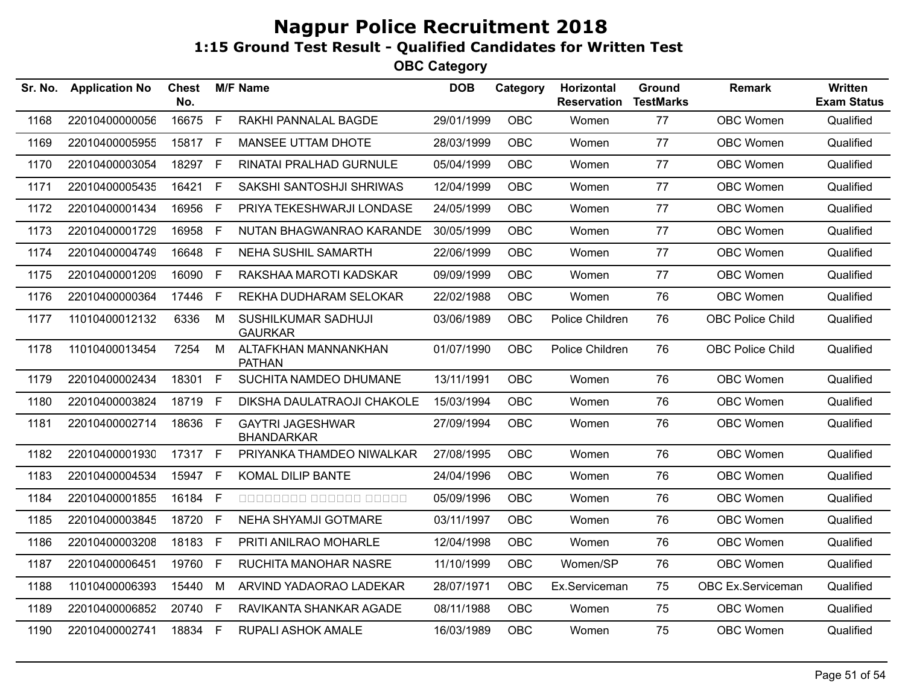# Nagpur Police Recruitment 2018

## 1:15 Ground Test Result - Qualified Candidates for Written Test

### OBC Category

| Sr. No. | Application No | Chest No. | M/F | Name | DOB | Category | Horizontal Reservation | Ground TestMarks | Remark | Written Exam Status |
|---|---|---|---|---|---|---|---|---|---|---|
| 1168 | 22010400000056 | 16675 | F | RAKHI PANNALAL BAGDE | 29/01/1999 | OBC | Women | 77 | OBC Women | Qualified |
| 1169 | 22010400005955 | 15817 | F | MANSEE UTTAM DHOTE | 28/03/1999 | OBC | Women | 77 | OBC Women | Qualified |
| 1170 | 22010400003054 | 18297 | F | RINATAI PRALHAD GURNULE | 05/04/1999 | OBC | Women | 77 | OBC Women | Qualified |
| 1171 | 22010400005435 | 16421 | F | SAKSHI SANTOSHJI SHRIWAS | 12/04/1999 | OBC | Women | 77 | OBC Women | Qualified |
| 1172 | 22010400001434 | 16956 | F | PRIYA TEKESHWARJI LONDASE | 24/05/1999 | OBC | Women | 77 | OBC Women | Qualified |
| 1173 | 22010400001729 | 16958 | F | NUTAN BHAGWANRAO KARANDE | 30/05/1999 | OBC | Women | 77 | OBC Women | Qualified |
| 1174 | 22010400004749 | 16648 | F | NEHA SUSHIL SAMARTH | 22/06/1999 | OBC | Women | 77 | OBC Women | Qualified |
| 1175 | 22010400001209 | 16090 | F | RAKSHAA MAROTI KADSKAR | 09/09/1999 | OBC | Women | 77 | OBC Women | Qualified |
| 1176 | 22010400000364 | 17446 | F | REKHA DUDHARAM SELOKAR | 22/02/1988 | OBC | Women | 76 | OBC Women | Qualified |
| 1177 | 11010400012132 | 6336 | M | SUSHILKUMAR SADHUJI GAURKAR | 03/06/1989 | OBC | Police Children | 76 | OBC Police Child | Qualified |
| 1178 | 11010400013454 | 7254 | M | ALTAFKHAN MANNANKHAN PATHAN | 01/07/1990 | OBC | Police Children | 76 | OBC Police Child | Qualified |
| 1179 | 22010400002434 | 18301 | F | SUCHITA NAMDEO DHUMANE | 13/11/1991 | OBC | Women | 76 | OBC Women | Qualified |
| 1180 | 22010400003824 | 18719 | F | DIKSHA DAULATRAOJI CHAKOLE | 15/03/1994 | OBC | Women | 76 | OBC Women | Qualified |
| 1181 | 22010400002714 | 18636 | F | GAYTRI JAGESHWAR BHANDARKAR | 27/09/1994 | OBC | Women | 76 | OBC Women | Qualified |
| 1182 | 22010400001930 | 17317 | F | PRIYANKA THAMDEO NIWALKAR | 27/08/1995 | OBC | Women | 76 | OBC Women | Qualified |
| 1183 | 22010400004534 | 15947 | F | KOMAL DILIP BANTE | 24/04/1996 | OBC | Women | 76 | OBC Women | Qualified |
| 1184 | 22010400001855 | 16184 | F | □□□□□□□□□ □□□□□□□ □□□□□ | 05/09/1996 | OBC | Women | 76 | OBC Women | Qualified |
| 1185 | 22010400003845 | 18720 | F | NEHA SHYAMJI GOTMARE | 03/11/1997 | OBC | Women | 76 | OBC Women | Qualified |
| 1186 | 22010400003208 | 18183 | F | PRITI ANILRAO MOHARLE | 12/04/1998 | OBC | Women | 76 | OBC Women | Qualified |
| 1187 | 22010400006451 | 19760 | F | RUCHITA MANOHAR NASRE | 11/10/1999 | OBC | Women/SP | 76 | OBC Women | Qualified |
| 1188 | 11010400006393 | 15440 | M | ARVIND YADAORAO LADEKAR | 28/07/1971 | OBC | Ex.Serviceman | 75 | OBC Ex.Serviceman | Qualified |
| 1189 | 22010400006852 | 20740 | F | RAVIKANTA SHANKAR AGADE | 08/11/1988 | OBC | Women | 75 | OBC Women | Qualified |
| 1190 | 22010400002741 | 18834 | F | RUPALI ASHOK AMALE | 16/03/1989 | OBC | Women | 75 | OBC Women | Qualified |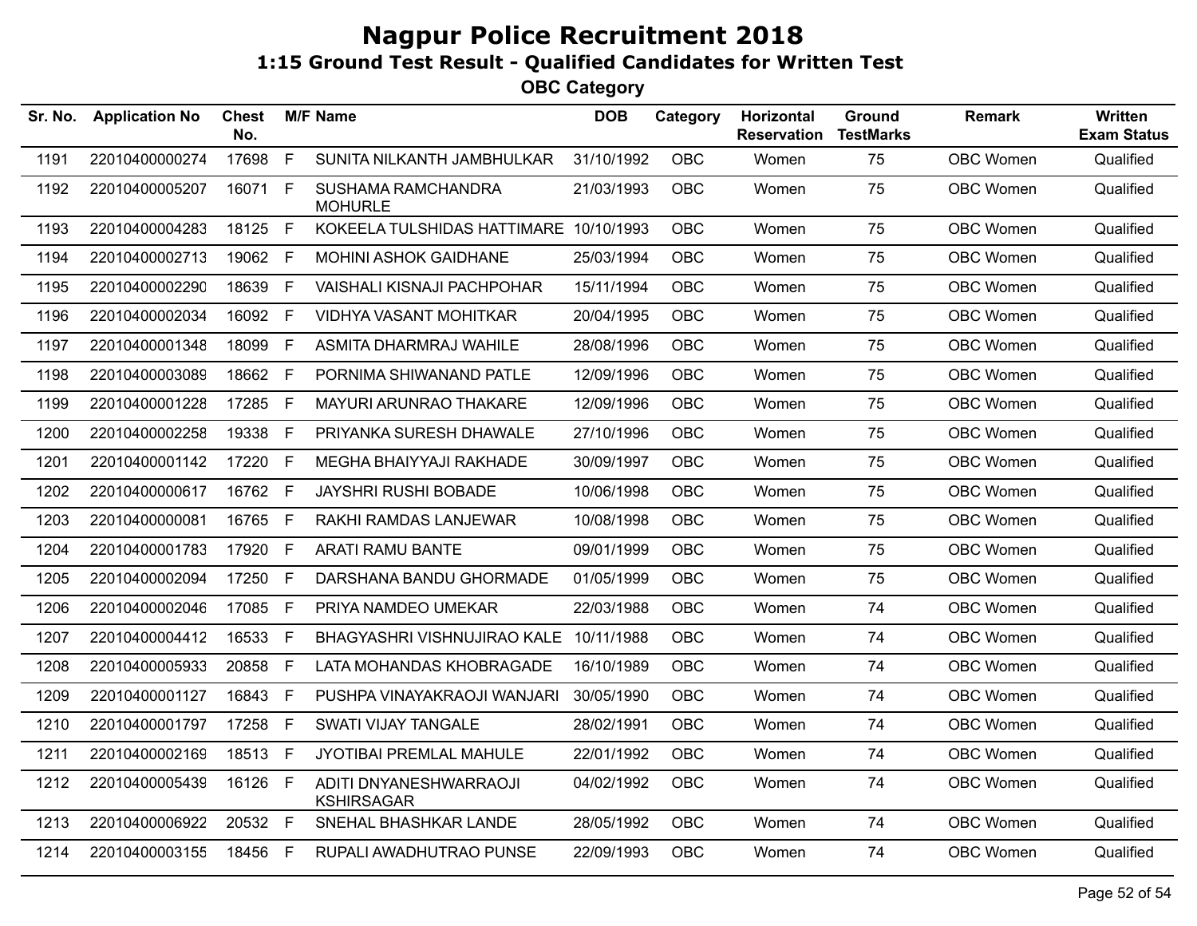# Nagpur Police Recruitment 2018

## 1:15 Ground Test Result - Qualified Candidates for Written Test

### OBC Category

| Sr. No. | Application No | Chest No. | M/F | Name | DOB | Category | Horizontal Reservation | Ground TestMarks | Remark | Written Exam Status |
|---|---|---|---|---|---|---|---|---|---|---|
| 1191 | 22010400000274 | 17698 | F | SUNITA NILKANTH JAMBHULKAR | 31/10/1992 | OBC | Women | 75 | OBC Women | Qualified |
| 1192 | 22010400005207 | 16071 | F | SUSHAMA RAMCHANDRA MOHURLE | 21/03/1993 | OBC | Women | 75 | OBC Women | Qualified |
| 1193 | 22010400004283 | 18125 | F | KOKEELA TULSHIDAS HATTIMARE | 10/10/1993 | OBC | Women | 75 | OBC Women | Qualified |
| 1194 | 22010400002713 | 19062 | F | MOHINI ASHOK GAIDHANE | 25/03/1994 | OBC | Women | 75 | OBC Women | Qualified |
| 1195 | 22010400002290 | 18639 | F | VAISHALI KISNAJI PACHPOHAR | 15/11/1994 | OBC | Women | 75 | OBC Women | Qualified |
| 1196 | 22010400002034 | 16092 | F | VIDHYA VASANT MOHITKAR | 20/04/1995 | OBC | Women | 75 | OBC Women | Qualified |
| 1197 | 22010400001348 | 18099 | F | ASMITA DHARMRAJ WAHILE | 28/08/1996 | OBC | Women | 75 | OBC Women | Qualified |
| 1198 | 22010400003089 | 18662 | F | PORNIMA SHIWANAND PATLE | 12/09/1996 | OBC | Women | 75 | OBC Women | Qualified |
| 1199 | 22010400001228 | 17285 | F | MAYURI ARUNRAO THAKARE | 12/09/1996 | OBC | Women | 75 | OBC Women | Qualified |
| 1200 | 22010400002258 | 19338 | F | PRIYANKA SURESH DHAWALE | 27/10/1996 | OBC | Women | 75 | OBC Women | Qualified |
| 1201 | 22010400001142 | 17220 | F | MEGHA BHAIYYAJI RAKHADE | 30/09/1997 | OBC | Women | 75 | OBC Women | Qualified |
| 1202 | 22010400000617 | 16762 | F | JAYSHRI RUSHI BOBADE | 10/06/1998 | OBC | Women | 75 | OBC Women | Qualified |
| 1203 | 22010400000081 | 16765 | F | RAKHI RAMDAS LANJEWAR | 10/08/1998 | OBC | Women | 75 | OBC Women | Qualified |
| 1204 | 22010400001783 | 17920 | F | ARATI RAMU BANTE | 09/01/1999 | OBC | Women | 75 | OBC Women | Qualified |
| 1205 | 22010400002094 | 17250 | F | DARSHANA BANDU GHORMADE | 01/05/1999 | OBC | Women | 75 | OBC Women | Qualified |
| 1206 | 22010400002046 | 17085 | F | PRIYA NAMDEO UMEKAR | 22/03/1988 | OBC | Women | 74 | OBC Women | Qualified |
| 1207 | 22010400004412 | 16533 | F | BHAGYASHRI VISHNUJIRAO KALE | 10/11/1988 | OBC | Women | 74 | OBC Women | Qualified |
| 1208 | 22010400005933 | 20858 | F | LATA MOHANDAS KHOBRAGADE | 16/10/1989 | OBC | Women | 74 | OBC Women | Qualified |
| 1209 | 22010400001127 | 16843 | F | PUSHPA VINAYAKRAOJI WANJARI | 30/05/1990 | OBC | Women | 74 | OBC Women | Qualified |
| 1210 | 22010400001797 | 17258 | F | SWATI VIJAY TANGALE | 28/02/1991 | OBC | Women | 74 | OBC Women | Qualified |
| 1211 | 22010400002169 | 18513 | F | JYOTIBAI PREMLAL MAHULE | 22/01/1992 | OBC | Women | 74 | OBC Women | Qualified |
| 1212 | 22010400005439 | 16126 | F | ADITI DNYANESHWARRAOJI KSHIRSAGAR | 04/02/1992 | OBC | Women | 74 | OBC Women | Qualified |
| 1213 | 22010400006922 | 20532 | F | SNEHAL BHASHKAR LANDE | 28/05/1992 | OBC | Women | 74 | OBC Women | Qualified |
| 1214 | 22010400003155 | 18456 | F | RUPALI AWADHUTRAO PUNSE | 22/09/1993 | OBC | Women | 74 | OBC Women | Qualified |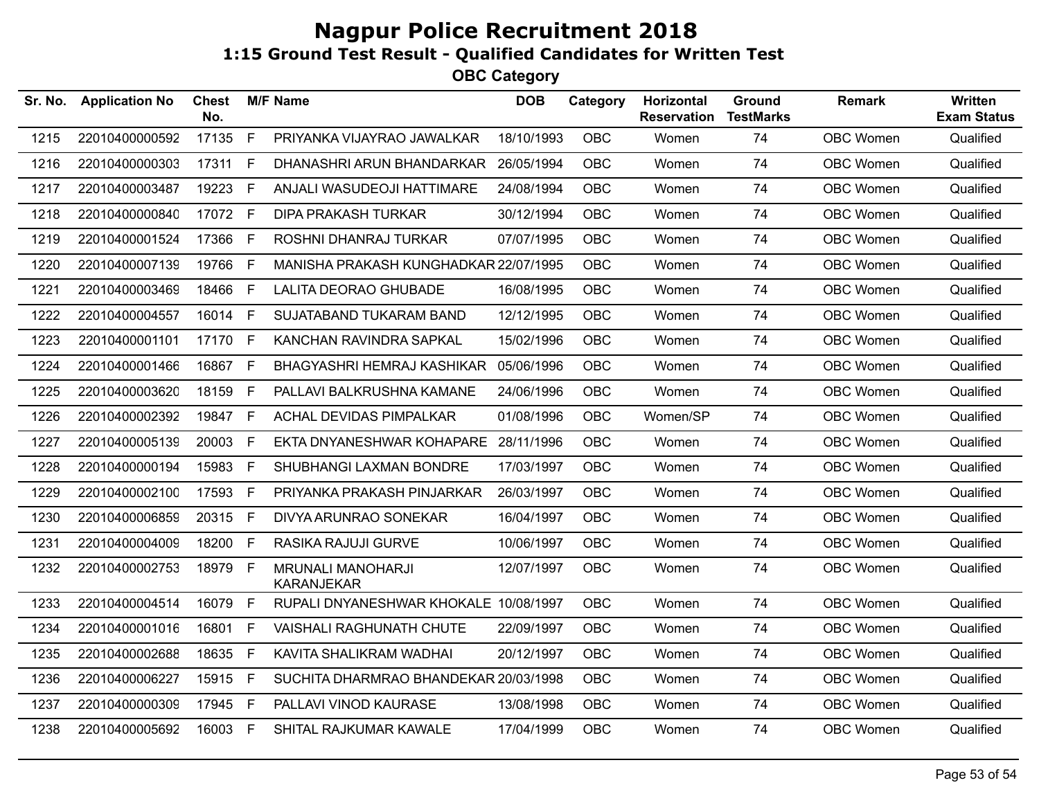# Nagpur Police Recruitment 2018

## 1:15 Ground Test Result - Qualified Candidates for Written Test

### OBC Category

| Sr. No. | Application No | Chest No. | M/F | Name | DOB | Category | Horizontal Reservation | Ground TestMarks | Remark | Written Exam Status |
|---|---|---|---|---|---|---|---|---|---|---|
| 1215 | 22010400000592 | 17135 | F | PRIYANKA VIJAYRAO JAWALKAR | 18/10/1993 | OBC | Women | 74 | OBC Women | Qualified |
| 1216 | 22010400000303 | 17311 | F | DHANASHRI ARUN BHANDARKAR | 26/05/1994 | OBC | Women | 74 | OBC Women | Qualified |
| 1217 | 22010400003487 | 19223 | F | ANJALI WASUDEOJI HATTIMARE | 24/08/1994 | OBC | Women | 74 | OBC Women | Qualified |
| 1218 | 22010400000840 | 17072 | F | DIPA PRAKASH TURKAR | 30/12/1994 | OBC | Women | 74 | OBC Women | Qualified |
| 1219 | 22010400001524 | 17366 | F | ROSHNI DHANRAJ TURKAR | 07/07/1995 | OBC | Women | 74 | OBC Women | Qualified |
| 1220 | 22010400007139 | 19766 | F | MANISHA PRAKASH KUNGHADKAR | 22/07/1995 | OBC | Women | 74 | OBC Women | Qualified |
| 1221 | 22010400003469 | 18466 | F | LALITA DEORAO GHUBADE | 16/08/1995 | OBC | Women | 74 | OBC Women | Qualified |
| 1222 | 22010400004557 | 16014 | F | SUJATABAND TUKARAM BAND | 12/12/1995 | OBC | Women | 74 | OBC Women | Qualified |
| 1223 | 22010400001101 | 17170 | F | KANCHAN RAVINDRA SAPKAL | 15/02/1996 | OBC | Women | 74 | OBC Women | Qualified |
| 1224 | 22010400001466 | 16867 | F | BHAGYASHRI HEMRAJ KASHIKAR | 05/06/1996 | OBC | Women | 74 | OBC Women | Qualified |
| 1225 | 22010400003620 | 18159 | F | PALLAVI BALKRUSHNA KAMANE | 24/06/1996 | OBC | Women | 74 | OBC Women | Qualified |
| 1226 | 22010400002392 | 19847 | F | ACHAL DEVIDAS PIMPALKAR | 01/08/1996 | OBC | Women/SP | 74 | OBC Women | Qualified |
| 1227 | 22010400005139 | 20003 | F | EKTA DNYANESHWAR KOHAPARE | 28/11/1996 | OBC | Women | 74 | OBC Women | Qualified |
| 1228 | 22010400000194 | 15983 | F | SHUBHANGI LAXMAN BONDRE | 17/03/1997 | OBC | Women | 74 | OBC Women | Qualified |
| 1229 | 22010400002100 | 17593 | F | PRIYANKA PRAKASH PINJARKAR | 26/03/1997 | OBC | Women | 74 | OBC Women | Qualified |
| 1230 | 22010400006859 | 20315 | F | DIVYA ARUNRAO SONEKAR | 16/04/1997 | OBC | Women | 74 | OBC Women | Qualified |
| 1231 | 22010400004009 | 18200 | F | RASIKA RAJUJI GURVE | 10/06/1997 | OBC | Women | 74 | OBC Women | Qualified |
| 1232 | 22010400002753 | 18979 | F | MRUNALI MANOHARJI KARANJEKAR | 12/07/1997 | OBC | Women | 74 | OBC Women | Qualified |
| 1233 | 22010400004514 | 16079 | F | RUPALI DNYANESHWAR KHOKALE | 10/08/1997 | OBC | Women | 74 | OBC Women | Qualified |
| 1234 | 22010400001016 | 16801 | F | VAISHALI RAGHUNATH CHUTE | 22/09/1997 | OBC | Women | 74 | OBC Women | Qualified |
| 1235 | 22010400002688 | 18635 | F | KAVITA SHALIKRAM WADHAI | 20/12/1997 | OBC | Women | 74 | OBC Women | Qualified |
| 1236 | 22010400006227 | 15915 | F | SUCHITA DHARMRAO BHANDEKAR | 20/03/1998 | OBC | Women | 74 | OBC Women | Qualified |
| 1237 | 22010400000309 | 17945 | F | PALLAVI VINOD KAURASE | 13/08/1998 | OBC | Women | 74 | OBC Women | Qualified |
| 1238 | 22010400005692 | 16003 | F | SHITAL RAJKUMAR KAWALE | 17/04/1999 | OBC | Women | 74 | OBC Women | Qualified |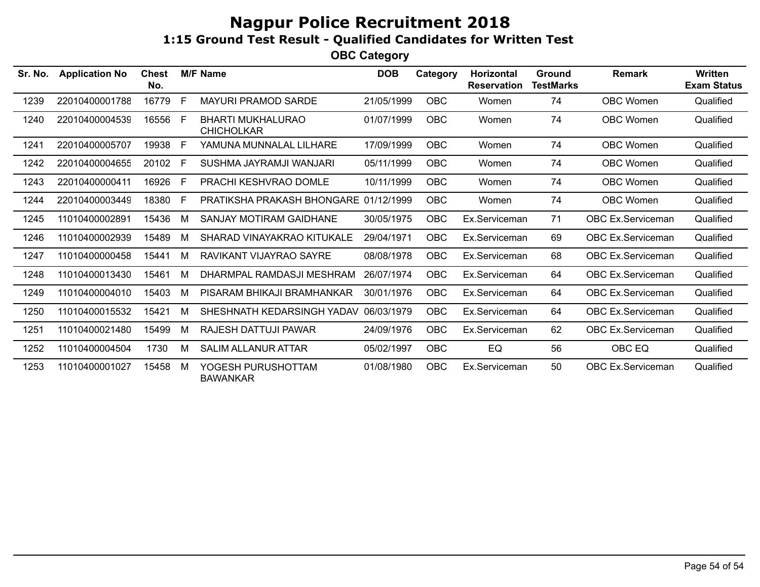# Nagpur Police Recruitment 2018

## 1:15 Ground Test Result - Qualified Candidates for Written Test

### OBC Category

| Sr. No. | Application No | Chest No. | M/F | Name | DOB | Category | Horizontal Reservation | Ground TestMarks | Remark | Written Exam Status |
|---|---|---|---|---|---|---|---|---|---|---|
| 1239 | 22010400001788 | 16779 | F | MAYURI PRAMOD SARDE | 21/05/1999 | OBC | Women | 74 | OBC Women | Qualified |
| 1240 | 22010400004539 | 16556 | F | BHARTI MUKHALURAO CHICHOLKAR | 01/07/1999 | OBC | Women | 74 | OBC Women | Qualified |
| 1241 | 22010400005707 | 19938 | F | YAMUNA MUNNALAL LILHARE | 17/09/1999 | OBC | Women | 74 | OBC Women | Qualified |
| 1242 | 22010400004655 | 20102 | F | SUSHMA JAYRAMJI WANJARI | 05/11/1999 | OBC | Women | 74 | OBC Women | Qualified |
| 1243 | 22010400000411 | 16926 | F | PRACHI KESHVRAO DOMLE | 10/11/1999 | OBC | Women | 74 | OBC Women | Qualified |
| 1244 | 22010400003449 | 18380 | F | PRATIKSHA PRAKASH BHONGARE | 01/12/1999 | OBC | Women | 74 | OBC Women | Qualified |
| 1245 | 11010400002891 | 15436 | M | SANJAY MOTIRAM GAIDHANE | 30/05/1975 | OBC | Ex.Serviceman | 71 | OBC Ex.Serviceman | Qualified |
| 1246 | 11010400002939 | 15489 | M | SHARAD VINAYAKRAO KITUKALE | 29/04/1971 | OBC | Ex.Serviceman | 69 | OBC Ex.Serviceman | Qualified |
| 1247 | 11010400000458 | 15441 | M | RAVIKANT VIJAYRAO SAYRE | 08/08/1978 | OBC | Ex.Serviceman | 68 | OBC Ex.Serviceman | Qualified |
| 1248 | 11010400013430 | 15461 | M | DHARMPAL RAMDASJI MESHRAM | 26/07/1974 | OBC | Ex.Serviceman | 64 | OBC Ex.Serviceman | Qualified |
| 1249 | 11010400004010 | 15403 | M | PISARAM BHIKAJI BRAMHANKAR | 30/01/1976 | OBC | Ex.Serviceman | 64 | OBC Ex.Serviceman | Qualified |
| 1250 | 11010400015532 | 15421 | M | SHESHNATH KEDARSINGH YADAV | 06/03/1979 | OBC | Ex.Serviceman | 64 | OBC Ex.Serviceman | Qualified |
| 1251 | 11010400021480 | 15499 | M | RAJESH DATTUJI PAWAR | 24/09/1976 | OBC | Ex.Serviceman | 62 | OBC Ex.Serviceman | Qualified |
| 1252 | 11010400004504 | 1730 | M | SALIM ALLANUR ATTAR | 05/02/1997 | OBC | EQ | 56 | OBC EQ | Qualified |
| 1253 | 11010400001027 | 15458 | M | YOGESH PURUSHOTTAM BAWANKAR | 01/08/1980 | OBC | Ex.Serviceman | 50 | OBC Ex.Serviceman | Qualified |